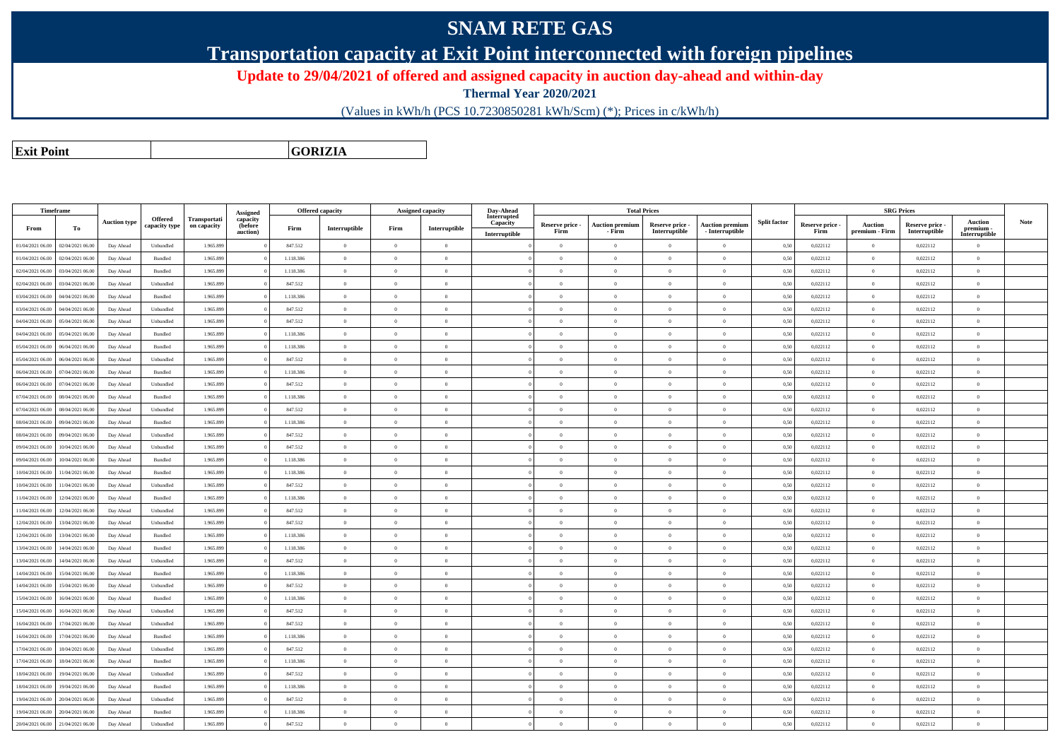# SNAM RETE GAS

## Transportation capacity at Exit Point interconnected with foreign pipelines

**Update to 29/04/2021 of offered and assigned capacity in auction day-ahead and within-day**

**Thermal Year 2020/2021**

(Values in kWh/h (PCS 10.7230850281 kWh/Scm) (*); Prices in c/kWh/h)

| Exit Point | GORIZIA |
|---|---|

| Timeframe | | Auction type | Offered capacity type | Transportation capacity | Assigned capacity (before auction) | Offered capacity | | Assigned capacity | | Day-Ahead Interrupted Capacity | Total Prices | | | | Split factor | SRG Prices | | | | Note |
|---|---|---|---|---|---|---|---|---|---|---|---|---|---|---|---|---|---|---|---|---|
| From | To | | | | | Firm | Interruptible | Firm | Interruptible | Interruptible | Reserve price - Firm | Auction premium - Firm | Reserve price - Interruptible | Auction premium - Interruptible | | Reserve price - Firm | Auction premium - Firm | Reserve price - Interruptible | Auction premium - Interruptible | |
| 01/04/2021 06.00 | 02/04/2021 06.00 | Day Ahead | Unbundled | 1.965.899 | 0 | 847.512 | 0 | 0 | 0 | 0 | 0 | 0 | 0 | 0 | 0,50 | 0,022112 | 0 | 0,022112 | 0 | |
| 01/04/2021 06.00 | 02/04/2021 06.00 | Day Ahead | Bundled | 1.965.899 | 0 | 1.118.386 | 0 | 0 | 0 | 0 | 0 | 0 | 0 | 0 | 0,50 | 0,022112 | 0 | 0,022112 | 0 | |
| 02/04/2021 06.00 | 03/04/2021 06.00 | Day Ahead | Bundled | 1.965.899 | 0 | 1.118.386 | 0 | 0 | 0 | 0 | 0 | 0 | 0 | 0 | 0,50 | 0,022112 | 0 | 0,022112 | 0 | |
| 02/04/2021 06.00 | 03/04/2021 06.00 | Day Ahead | Unbundled | 1.965.899 | 0 | 847.512 | 0 | 0 | 0 | 0 | 0 | 0 | 0 | 0 | 0,50 | 0,022112 | 0 | 0,022112 | 0 | |
| 03/04/2021 06.00 | 04/04/2021 06.00 | Day Ahead | Bundled | 1.965.899 | 0 | 1.118.386 | 0 | 0 | 0 | 0 | 0 | 0 | 0 | 0 | 0,50 | 0,022112 | 0 | 0,022112 | 0 | |
| 03/04/2021 06.00 | 04/04/2021 06.00 | Day Ahead | Unbundled | 1.965.899 | 0 | 847.512 | 0 | 0 | 0 | 0 | 0 | 0 | 0 | 0 | 0,50 | 0,022112 | 0 | 0,022112 | 0 | |
| 04/04/2021 06.00 | 05/04/2021 06.00 | Day Ahead | Unbundled | 1.965.899 | 0 | 847.512 | 0 | 0 | 0 | 0 | 0 | 0 | 0 | 0 | 0,50 | 0,022112 | 0 | 0,022112 | 0 | |
| 04/04/2021 06.00 | 05/04/2021 06.00 | Day Ahead | Bundled | 1.965.899 | 0 | 1.118.386 | 0 | 0 | 0 | 0 | 0 | 0 | 0 | 0 | 0,50 | 0,022112 | 0 | 0,022112 | 0 | |
| 05/04/2021 06.00 | 06/04/2021 06.00 | Day Ahead | Bundled | 1.965.899 | 0 | 1.118.386 | 0 | 0 | 0 | 0 | 0 | 0 | 0 | 0 | 0,50 | 0,022112 | 0 | 0,022112 | 0 | |
| 05/04/2021 06.00 | 06/04/2021 06.00 | Day Ahead | Unbundled | 1.965.899 | 0 | 847.512 | 0 | 0 | 0 | 0 | 0 | 0 | 0 | 0 | 0,50 | 0,022112 | 0 | 0,022112 | 0 | |
| 06/04/2021 06.00 | 07/04/2021 06.00 | Day Ahead | Bundled | 1.965.899 | 0 | 1.118.386 | 0 | 0 | 0 | 0 | 0 | 0 | 0 | 0 | 0,50 | 0,022112 | 0 | 0,022112 | 0 | |
| 06/04/2021 06.00 | 07/04/2021 06.00 | Day Ahead | Unbundled | 1.965.899 | 0 | 847.512 | 0 | 0 | 0 | 0 | 0 | 0 | 0 | 0 | 0,50 | 0,022112 | 0 | 0,022112 | 0 | |
| 07/04/2021 06.00 | 08/04/2021 06.00 | Day Ahead | Bundled | 1.965.899 | 0 | 1.118.386 | 0 | 0 | 0 | 0 | 0 | 0 | 0 | 0 | 0,50 | 0,022112 | 0 | 0,022112 | 0 | |
| 07/04/2021 06.00 | 08/04/2021 06.00 | Day Ahead | Unbundled | 1.965.899 | 0 | 847.512 | 0 | 0 | 0 | 0 | 0 | 0 | 0 | 0 | 0,50 | 0,022112 | 0 | 0,022112 | 0 | |
| 08/04/2021 06.00 | 09/04/2021 06.00 | Day Ahead | Bundled | 1.965.899 | 0 | 1.118.386 | 0 | 0 | 0 | 0 | 0 | 0 | 0 | 0 | 0,50 | 0,022112 | 0 | 0,022112 | 0 | |
| 08/04/2021 06.00 | 09/04/2021 06.00 | Day Ahead | Unbundled | 1.965.899 | 0 | 847.512 | 0 | 0 | 0 | 0 | 0 | 0 | 0 | 0 | 0,50 | 0,022112 | 0 | 0,022112 | 0 | |
| 09/04/2021 06.00 | 10/04/2021 06.00 | Day Ahead | Unbundled | 1.965.899 | 0 | 847.512 | 0 | 0 | 0 | 0 | 0 | 0 | 0 | 0 | 0,50 | 0,022112 | 0 | 0,022112 | 0 | |
| 09/04/2021 06.00 | 10/04/2021 06.00 | Day Ahead | Bundled | 1.965.899 | 0 | 1.118.386 | 0 | 0 | 0 | 0 | 0 | 0 | 0 | 0 | 0,50 | 0,022112 | 0 | 0,022112 | 0 | |
| 10/04/2021 06.00 | 11/04/2021 06.00 | Day Ahead | Bundled | 1.965.899 | 0 | 1.118.386 | 0 | 0 | 0 | 0 | 0 | 0 | 0 | 0 | 0,50 | 0,022112 | 0 | 0,022112 | 0 | |
| 10/04/2021 06.00 | 11/04/2021 06.00 | Day Ahead | Unbundled | 1.965.899 | 0 | 847.512 | 0 | 0 | 0 | 0 | 0 | 0 | 0 | 0 | 0,50 | 0,022112 | 0 | 0,022112 | 0 | |
| 11/04/2021 06.00 | 12/04/2021 06.00 | Day Ahead | Bundled | 1.965.899 | 0 | 1.118.386 | 0 | 0 | 0 | 0 | 0 | 0 | 0 | 0 | 0,50 | 0,022112 | 0 | 0,022112 | 0 | |
| 11/04/2021 06.00 | 12/04/2021 06.00 | Day Ahead | Unbundled | 1.965.899 | 0 | 847.512 | 0 | 0 | 0 | 0 | 0 | 0 | 0 | 0 | 0,50 | 0,022112 | 0 | 0,022112 | 0 | |
| 12/04/2021 06.00 | 13/04/2021 06.00 | Day Ahead | Unbundled | 1.965.899 | 0 | 847.512 | 0 | 0 | 0 | 0 | 0 | 0 | 0 | 0 | 0,50 | 0,022112 | 0 | 0,022112 | 0 | |
| 12/04/2021 06.00 | 13/04/2021 06.00 | Day Ahead | Bundled | 1.965.899 | 0 | 1.118.386 | 0 | 0 | 0 | 0 | 0 | 0 | 0 | 0 | 0,50 | 0,022112 | 0 | 0,022112 | 0 | |
| 13/04/2021 06.00 | 14/04/2021 06.00 | Day Ahead | Bundled | 1.965.899 | 0 | 1.118.386 | 0 | 0 | 0 | 0 | 0 | 0 | 0 | 0 | 0,50 | 0,022112 | 0 | 0,022112 | 0 | |
| 13/04/2021 06.00 | 14/04/2021 06.00 | Day Ahead | Unbundled | 1.965.899 | 0 | 847.512 | 0 | 0 | 0 | 0 | 0 | 0 | 0 | 0 | 0,50 | 0,022112 | 0 | 0,022112 | 0 | |
| 14/04/2021 06.00 | 15/04/2021 06.00 | Day Ahead | Bundled | 1.965.899 | 0 | 1.118.386 | 0 | 0 | 0 | 0 | 0 | 0 | 0 | 0 | 0,50 | 0,022112 | 0 | 0,022112 | 0 | |
| 14/04/2021 06.00 | 15/04/2021 06.00 | Day Ahead | Unbundled | 1.965.899 | 0 | 847.512 | 0 | 0 | 0 | 0 | 0 | 0 | 0 | 0 | 0,50 | 0,022112 | 0 | 0,022112 | 0 | |
| 15/04/2021 06.00 | 16/04/2021 06.00 | Day Ahead | Bundled | 1.965.899 | 0 | 1.118.386 | 0 | 0 | 0 | 0 | 0 | 0 | 0 | 0 | 0,50 | 0,022112 | 0 | 0,022112 | 0 | |
| 15/04/2021 06.00 | 16/04/2021 06.00 | Day Ahead | Unbundled | 1.965.899 | 0 | 847.512 | 0 | 0 | 0 | 0 | 0 | 0 | 0 | 0 | 0,50 | 0,022112 | 0 | 0,022112 | 0 | |
| 16/04/2021 06.00 | 17/04/2021 06.00 | Day Ahead | Unbundled | 1.965.899 | 0 | 847.512 | 0 | 0 | 0 | 0 | 0 | 0 | 0 | 0 | 0,50 | 0,022112 | 0 | 0,022112 | 0 | |
| 16/04/2021 06.00 | 17/04/2021 06.00 | Day Ahead | Bundled | 1.965.899 | 0 | 1.118.386 | 0 | 0 | 0 | 0 | 0 | 0 | 0 | 0 | 0,50 | 0,022112 | 0 | 0,022112 | 0 | |
| 17/04/2021 06.00 | 18/04/2021 06.00 | Day Ahead | Unbundled | 1.965.899 | 0 | 847.512 | 0 | 0 | 0 | 0 | 0 | 0 | 0 | 0 | 0,50 | 0,022112 | 0 | 0,022112 | 0 | |
| 17/04/2021 06.00 | 18/04/2021 06.00 | Day Ahead | Bundled | 1.965.899 | 0 | 1.118.386 | 0 | 0 | 0 | 0 | 0 | 0 | 0 | 0 | 0,50 | 0,022112 | 0 | 0,022112 | 0 | |
| 18/04/2021 06.00 | 19/04/2021 06.00 | Day Ahead | Unbundled | 1.965.899 | 0 | 847.512 | 0 | 0 | 0 | 0 | 0 | 0 | 0 | 0 | 0,50 | 0,022112 | 0 | 0,022112 | 0 | |
| 18/04/2021 06.00 | 19/04/2021 06.00 | Day Ahead | Bundled | 1.965.899 | 0 | 1.118.386 | 0 | 0 | 0 | 0 | 0 | 0 | 0 | 0 | 0,50 | 0,022112 | 0 | 0,022112 | 0 | |
| 19/04/2021 06.00 | 20/04/2021 06.00 | Day Ahead | Unbundled | 1.965.899 | 0 | 847.512 | 0 | 0 | 0 | 0 | 0 | 0 | 0 | 0 | 0,50 | 0,022112 | 0 | 0,022112 | 0 | |
| 19/04/2021 06.00 | 20/04/2021 06.00 | Day Ahead | Bundled | 1.965.899 | 0 | 1.118.386 | 0 | 0 | 0 | 0 | 0 | 0 | 0 | 0 | 0,50 | 0,022112 | 0 | 0,022112 | 0 | |
| 20/04/2021 06.00 | 21/04/2021 06.00 | Day Ahead | Unbundled | 1.965.899 | 0 | 847.512 | 0 | 0 | 0 | 0 | 0 | 0 | 0 | 0 | 0,50 | 0,022112 | 0 | 0,022112 | 0 | |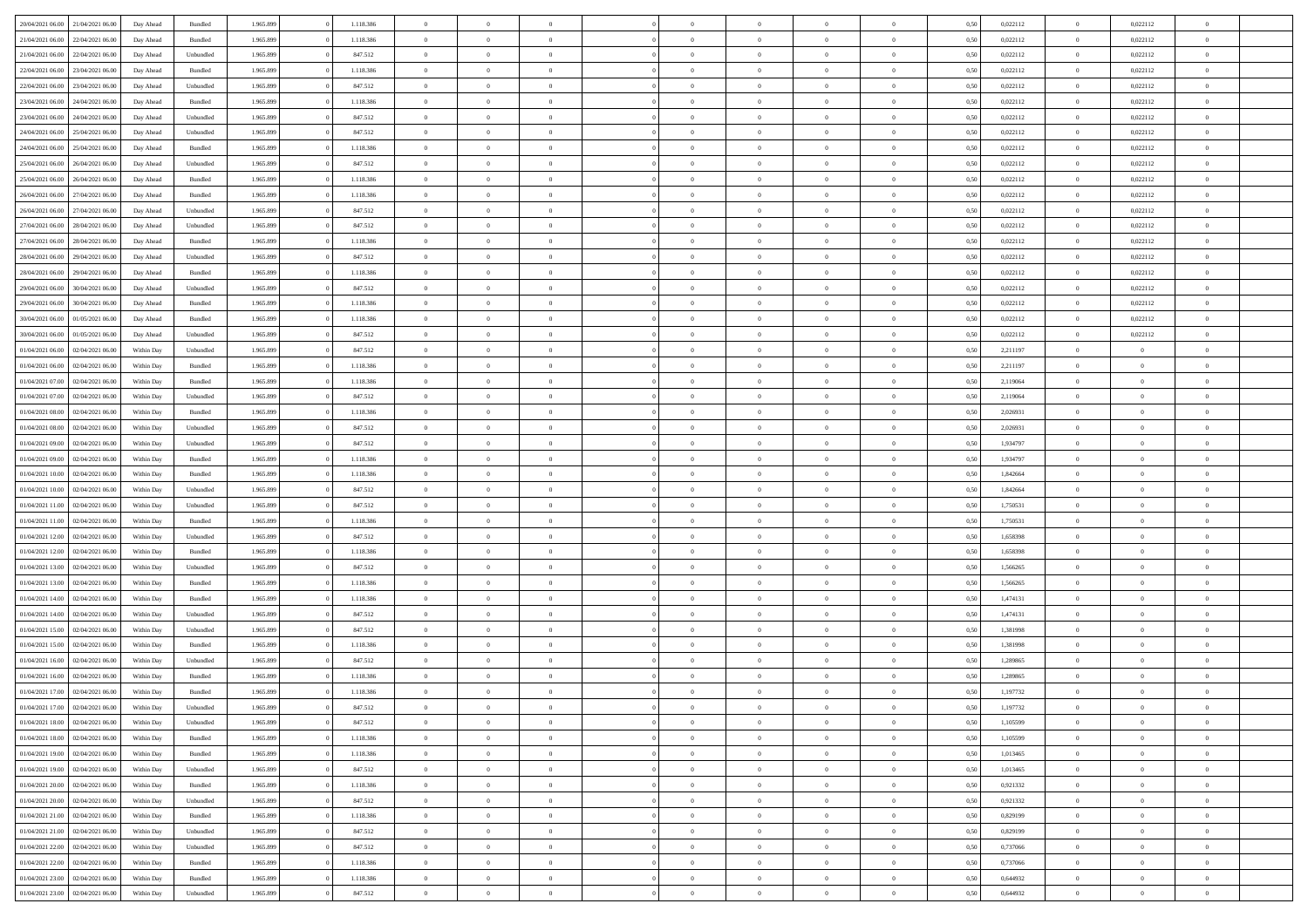| | | | | | | | | | | | | | | | | | | | | |
|---|---|---|---|---|---|---|---|---|---|---|---|---|---|---|---|---|---|---|---|---|
| 20/04/2021 06.00 | 21/04/2021 06.00 | Day Ahead | Bundled | 1.965.899 | 0 | 1.118.386 | 0 | 0 | 0 | | 0 | 0 | 0 | 0 | 0 | 0,50 | 0,022112 | 0 | 0,022112 | 0 |
| 21/04/2021 06.00 | 22/04/2021 06.00 | Day Ahead | Bundled | 1.965.899 | 0 | 1.118.386 | 0 | 0 | 0 | | 0 | 0 | 0 | 0 | 0 | 0,50 | 0,022112 | 0 | 0,022112 | 0 |
| 21/04/2021 06.00 | 22/04/2021 06.00 | Day Ahead | Unbundled | 1.965.899 | 0 | 847.512 | 0 | 0 | 0 | | 0 | 0 | 0 | 0 | 0 | 0,50 | 0,022112 | 0 | 0,022112 | 0 |
| 22/04/2021 06.00 | 23/04/2021 06.00 | Day Ahead | Bundled | 1.965.899 | 0 | 1.118.386 | 0 | 0 | 0 | | 0 | 0 | 0 | 0 | 0 | 0,50 | 0,022112 | 0 | 0,022112 | 0 |
| 22/04/2021 06.00 | 23/04/2021 06.00 | Day Ahead | Unbundled | 1.965.899 | 0 | 847.512 | 0 | 0 | 0 | | 0 | 0 | 0 | 0 | 0 | 0,50 | 0,022112 | 0 | 0,022112 | 0 |
| 23/04/2021 06.00 | 24/04/2021 06.00 | Day Ahead | Bundled | 1.965.899 | 0 | 1.118.386 | 0 | 0 | 0 | | 0 | 0 | 0 | 0 | 0 | 0,50 | 0,022112 | 0 | 0,022112 | 0 |
| 23/04/2021 06.00 | 24/04/2021 06.00 | Day Ahead | Unbundled | 1.965.899 | 0 | 847.512 | 0 | 0 | 0 | | 0 | 0 | 0 | 0 | 0 | 0,50 | 0,022112 | 0 | 0,022112 | 0 |
| 24/04/2021 06.00 | 25/04/2021 06.00 | Day Ahead | Unbundled | 1.965.899 | 0 | 847.512 | 0 | 0 | 0 | | 0 | 0 | 0 | 0 | 0 | 0,50 | 0,022112 | 0 | 0,022112 | 0 |
| 24/04/2021 06.00 | 25/04/2021 06.00 | Day Ahead | Bundled | 1.965.899 | 0 | 1.118.386 | 0 | 0 | 0 | | 0 | 0 | 0 | 0 | 0 | 0,50 | 0,022112 | 0 | 0,022112 | 0 |
| 25/04/2021 06.00 | 26/04/2021 06.00 | Day Ahead | Unbundled | 1.965.899 | 0 | 847.512 | 0 | 0 | 0 | | 0 | 0 | 0 | 0 | 0 | 0,50 | 0,022112 | 0 | 0,022112 | 0 |
| 25/04/2021 06.00 | 26/04/2021 06.00 | Day Ahead | Bundled | 1.965.899 | 0 | 1.118.386 | 0 | 0 | 0 | | 0 | 0 | 0 | 0 | 0 | 0,50 | 0,022112 | 0 | 0,022112 | 0 |
| 26/04/2021 06.00 | 27/04/2021 06.00 | Day Ahead | Bundled | 1.965.899 | 0 | 1.118.386 | 0 | 0 | 0 | | 0 | 0 | 0 | 0 | 0 | 0,50 | 0,022112 | 0 | 0,022112 | 0 |
| 26/04/2021 06.00 | 27/04/2021 06.00 | Day Ahead | Unbundled | 1.965.899 | 0 | 847.512 | 0 | 0 | 0 | | 0 | 0 | 0 | 0 | 0 | 0,50 | 0,022112 | 0 | 0,022112 | 0 |
| 27/04/2021 06.00 | 28/04/2021 06.00 | Day Ahead | Unbundled | 1.965.899 | 0 | 847.512 | 0 | 0 | 0 | | 0 | 0 | 0 | 0 | 0 | 0,50 | 0,022112 | 0 | 0,022112 | 0 |
| 27/04/2021 06.00 | 28/04/2021 06.00 | Day Ahead | Bundled | 1.965.899 | 0 | 1.118.386 | 0 | 0 | 0 | | 0 | 0 | 0 | 0 | 0 | 0,50 | 0,022112 | 0 | 0,022112 | 0 |
| 28/04/2021 06.00 | 29/04/2021 06.00 | Day Ahead | Unbundled | 1.965.899 | 0 | 847.512 | 0 | 0 | 0 | | 0 | 0 | 0 | 0 | 0 | 0,50 | 0,022112 | 0 | 0,022112 | 0 |
| 28/04/2021 06.00 | 29/04/2021 06.00 | Day Ahead | Bundled | 1.965.899 | 0 | 1.118.386 | 0 | 0 | 0 | | 0 | 0 | 0 | 0 | 0 | 0,50 | 0,022112 | 0 | 0,022112 | 0 |
| 29/04/2021 06.00 | 30/04/2021 06.00 | Day Ahead | Unbundled | 1.965.899 | 0 | 847.512 | 0 | 0 | 0 | | 0 | 0 | 0 | 0 | 0 | 0,50 | 0,022112 | 0 | 0,022112 | 0 |
| 29/04/2021 06.00 | 30/04/2021 06.00 | Day Ahead | Bundled | 1.965.899 | 0 | 1.118.386 | 0 | 0 | 0 | | 0 | 0 | 0 | 0 | 0 | 0,50 | 0,022112 | 0 | 0,022112 | 0 |
| 30/04/2021 06.00 | 01/05/2021 06.00 | Day Ahead | Bundled | 1.965.899 | 0 | 1.118.386 | 0 | 0 | 0 | | 0 | 0 | 0 | 0 | 0 | 0,50 | 0,022112 | 0 | 0,022112 | 0 |
| 30/04/2021 06.00 | 01/05/2021 06.00 | Day Ahead | Unbundled | 1.965.899 | 0 | 847.512 | 0 | 0 | 0 | | 0 | 0 | 0 | 0 | 0 | 0,50 | 0,022112 | 0 | 0,022112 | 0 |
| 01/04/2021 06.00 | 02/04/2021 06.00 | Within Day | Unbundled | 1.965.899 | 0 | 847.512 | 0 | 0 | 0 | | 0 | 0 | 0 | 0 | 0 | 0,50 | 2,211197 | 0 | 0 | 0 |
| 01/04/2021 06.00 | 02/04/2021 06.00 | Within Day | Bundled | 1.965.899 | 0 | 1.118.386 | 0 | 0 | 0 | | 0 | 0 | 0 | 0 | 0 | 0,50 | 2,211197 | 0 | 0 | 0 |
| 01/04/2021 07.00 | 02/04/2021 06.00 | Within Day | Bundled | 1.965.899 | 0 | 1.118.386 | 0 | 0 | 0 | | 0 | 0 | 0 | 0 | 0 | 0,50 | 2,119064 | 0 | 0 | 0 |
| 01/04/2021 07.00 | 02/04/2021 06.00 | Within Day | Unbundled | 1.965.899 | 0 | 847.512 | 0 | 0 | 0 | | 0 | 0 | 0 | 0 | 0 | 0,50 | 2,119064 | 0 | 0 | 0 |
| 01/04/2021 08.00 | 02/04/2021 06.00 | Within Day | Bundled | 1.965.899 | 0 | 1.118.386 | 0 | 0 | 0 | | 0 | 0 | 0 | 0 | 0 | 0,50 | 2,026931 | 0 | 0 | 0 |
| 01/04/2021 08.00 | 02/04/2021 06.00 | Within Day | Unbundled | 1.965.899 | 0 | 847.512 | 0 | 0 | 0 | | 0 | 0 | 0 | 0 | 0 | 0,50 | 2,026931 | 0 | 0 | 0 |
| 01/04/2021 09.00 | 02/04/2021 06.00 | Within Day | Unbundled | 1.965.899 | 0 | 847.512 | 0 | 0 | 0 | | 0 | 0 | 0 | 0 | 0 | 0,50 | 1,934797 | 0 | 0 | 0 |
| 01/04/2021 09.00 | 02/04/2021 06.00 | Within Day | Bundled | 1.965.899 | 0 | 1.118.386 | 0 | 0 | 0 | | 0 | 0 | 0 | 0 | 0 | 0,50 | 1,934797 | 0 | 0 | 0 |
| 01/04/2021 10.00 | 02/04/2021 06.00 | Within Day | Bundled | 1.965.899 | 0 | 1.118.386 | 0 | 0 | 0 | | 0 | 0 | 0 | 0 | 0 | 0,50 | 1,842664 | 0 | 0 | 0 |
| 01/04/2021 10.00 | 02/04/2021 06.00 | Within Day | Unbundled | 1.965.899 | 0 | 847.512 | 0 | 0 | 0 | | 0 | 0 | 0 | 0 | 0 | 0,50 | 1,842664 | 0 | 0 | 0 |
| 01/04/2021 11.00 | 02/04/2021 06.00 | Within Day | Unbundled | 1.965.899 | 0 | 847.512 | 0 | 0 | 0 | | 0 | 0 | 0 | 0 | 0 | 0,50 | 1,750531 | 0 | 0 | 0 |
| 01/04/2021 11.00 | 02/04/2021 06.00 | Within Day | Bundled | 1.965.899 | 0 | 1.118.386 | 0 | 0 | 0 | | 0 | 0 | 0 | 0 | 0 | 0,50 | 1,750531 | 0 | 0 | 0 |
| 01/04/2021 12.00 | 02/04/2021 06.00 | Within Day | Unbundled | 1.965.899 | 0 | 847.512 | 0 | 0 | 0 | | 0 | 0 | 0 | 0 | 0 | 0,50 | 1,658398 | 0 | 0 | 0 |
| 01/04/2021 12.00 | 02/04/2021 06.00 | Within Day | Bundled | 1.965.899 | 0 | 1.118.386 | 0 | 0 | 0 | | 0 | 0 | 0 | 0 | 0 | 0,50 | 1,658398 | 0 | 0 | 0 |
| 01/04/2021 13.00 | 02/04/2021 06.00 | Within Day | Unbundled | 1.965.899 | 0 | 847.512 | 0 | 0 | 0 | | 0 | 0 | 0 | 0 | 0 | 0,50 | 1,566265 | 0 | 0 | 0 |
| 01/04/2021 13.00 | 02/04/2021 06.00 | Within Day | Bundled | 1.965.899 | 0 | 1.118.386 | 0 | 0 | 0 | | 0 | 0 | 0 | 0 | 0 | 0,50 | 1,566265 | 0 | 0 | 0 |
| 01/04/2021 14.00 | 02/04/2021 06.00 | Within Day | Bundled | 1.965.899 | 0 | 1.118.386 | 0 | 0 | 0 | | 0 | 0 | 0 | 0 | 0 | 0,50 | 1,474131 | 0 | 0 | 0 |
| 01/04/2021 14.00 | 02/04/2021 06.00 | Within Day | Unbundled | 1.965.899 | 0 | 847.512 | 0 | 0 | 0 | | 0 | 0 | 0 | 0 | 0 | 0,50 | 1,474131 | 0 | 0 | 0 |
| 01/04/2021 15.00 | 02/04/2021 06.00 | Within Day | Unbundled | 1.965.899 | 0 | 847.512 | 0 | 0 | 0 | | 0 | 0 | 0 | 0 | 0 | 0,50 | 1,381998 | 0 | 0 | 0 |
| 01/04/2021 15.00 | 02/04/2021 06.00 | Within Day | Bundled | 1.965.899 | 0 | 1.118.386 | 0 | 0 | 0 | | 0 | 0 | 0 | 0 | 0 | 0,50 | 1,381998 | 0 | 0 | 0 |
| 01/04/2021 16.00 | 02/04/2021 06.00 | Within Day | Unbundled | 1.965.899 | 0 | 847.512 | 0 | 0 | 0 | | 0 | 0 | 0 | 0 | 0 | 0,50 | 1,289865 | 0 | 0 | 0 |
| 01/04/2021 16.00 | 02/04/2021 06.00 | Within Day | Bundled | 1.965.899 | 0 | 1.118.386 | 0 | 0 | 0 | | 0 | 0 | 0 | 0 | 0 | 0,50 | 1,289865 | 0 | 0 | 0 |
| 01/04/2021 17.00 | 02/04/2021 06.00 | Within Day | Bundled | 1.965.899 | 0 | 1.118.386 | 0 | 0 | 0 | | 0 | 0 | 0 | 0 | 0 | 0,50 | 1,197732 | 0 | 0 | 0 |
| 01/04/2021 17.00 | 02/04/2021 06.00 | Within Day | Unbundled | 1.965.899 | 0 | 847.512 | 0 | 0 | 0 | | 0 | 0 | 0 | 0 | 0 | 0,50 | 1,197732 | 0 | 0 | 0 |
| 01/04/2021 18.00 | 02/04/2021 06.00 | Within Day | Unbundled | 1.965.899 | 0 | 847.512 | 0 | 0 | 0 | | 0 | 0 | 0 | 0 | 0 | 0,50 | 1,105599 | 0 | 0 | 0 |
| 01/04/2021 18.00 | 02/04/2021 06.00 | Within Day | Bundled | 1.965.899 | 0 | 1.118.386 | 0 | 0 | 0 | | 0 | 0 | 0 | 0 | 0 | 0,50 | 1,105599 | 0 | 0 | 0 |
| 01/04/2021 19.00 | 02/04/2021 06.00 | Within Day | Bundled | 1.965.899 | 0 | 1.118.386 | 0 | 0 | 0 | | 0 | 0 | 0 | 0 | 0 | 0,50 | 1,013465 | 0 | 0 | 0 |
| 01/04/2021 19.00 | 02/04/2021 06.00 | Within Day | Unbundled | 1.965.899 | 0 | 847.512 | 0 | 0 | 0 | | 0 | 0 | 0 | 0 | 0 | 0,50 | 1,013465 | 0 | 0 | 0 |
| 01/04/2021 20.00 | 02/04/2021 06.00 | Within Day | Bundled | 1.965.899 | 0 | 1.118.386 | 0 | 0 | 0 | | 0 | 0 | 0 | 0 | 0 | 0,50 | 0,921332 | 0 | 0 | 0 |
| 01/04/2021 20.00 | 02/04/2021 06.00 | Within Day | Unbundled | 1.965.899 | 0 | 847.512 | 0 | 0 | 0 | | 0 | 0 | 0 | 0 | 0 | 0,50 | 0,921332 | 0 | 0 | 0 |
| 01/04/2021 21.00 | 02/04/2021 06.00 | Within Day | Bundled | 1.965.899 | 0 | 1.118.386 | 0 | 0 | 0 | | 0 | 0 | 0 | 0 | 0 | 0,50 | 0,829199 | 0 | 0 | 0 |
| 01/04/2021 21.00 | 02/04/2021 06.00 | Within Day | Unbundled | 1.965.899 | 0 | 847.512 | 0 | 0 | 0 | | 0 | 0 | 0 | 0 | 0 | 0,50 | 0,829199 | 0 | 0 | 0 |
| 01/04/2021 22.00 | 02/04/2021 06.00 | Within Day | Unbundled | 1.965.899 | 0 | 847.512 | 0 | 0 | 0 | | 0 | 0 | 0 | 0 | 0 | 0,50 | 0,737066 | 0 | 0 | 0 |
| 01/04/2021 22.00 | 02/04/2021 06.00 | Within Day | Bundled | 1.965.899 | 0 | 1.118.386 | 0 | 0 | 0 | | 0 | 0 | 0 | 0 | 0 | 0,50 | 0,737066 | 0 | 0 | 0 |
| 01/04/2021 23.00 | 02/04/2021 06.00 | Within Day | Bundled | 1.965.899 | 0 | 1.118.386 | 0 | 0 | 0 | | 0 | 0 | 0 | 0 | 0 | 0,50 | 0,644932 | 0 | 0 | 0 |
| 01/04/2021 23.00 | 02/04/2021 06.00 | Within Day | Unbundled | 1.965.899 | 0 | 847.512 | 0 | 0 | 0 | | 0 | 0 | 0 | 0 | 0 | 0,50 | 0,644932 | 0 | 0 | 0 |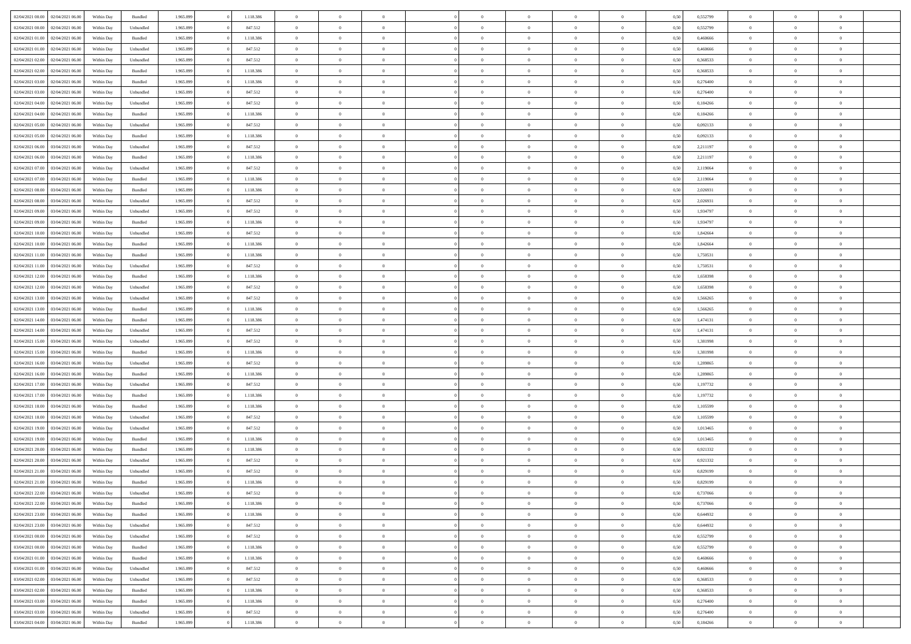| | | | | | | | | | | | | | | | | | | | | |
|---|---|---|---|---|---|---|---|---|---|---|---|---|---|---|---|---|---|---|---|---|
| 02/04/2021 00:00 | 02/04/2021 06:00 | Within Day | Bundled | 1.965.899 | 0 | 1.118.386 | 0 | 0 | 0 | | 0 | 0 | 0 | 0 | 0,50 | 0,552799 | 0 | 0 | 0 | |
| 02/04/2021 00:00 | 02/04/2021 06:00 | Within Day | Unbundled | 1.965.899 | 0 | 847.512 | 0 | 0 | 0 | | 0 | 0 | 0 | 0 | 0,50 | 0,552799 | 0 | 0 | 0 | |
| 02/04/2021 01:00 | 02/04/2021 06:00 | Within Day | Bundled | 1.965.899 | 0 | 1.118.386 | 0 | 0 | 0 | | 0 | 0 | 0 | 0 | 0,50 | 0,460666 | 0 | 0 | 0 | |
| 02/04/2021 01:00 | 02/04/2021 06:00 | Within Day | Unbundled | 1.965.899 | 0 | 847.512 | 0 | 0 | 0 | | 0 | 0 | 0 | 0 | 0,50 | 0,460666 | 0 | 0 | 0 | |
| 02/04/2021 02:00 | 02/04/2021 06:00 | Within Day | Unbundled | 1.965.899 | 0 | 847.512 | 0 | 0 | 0 | | 0 | 0 | 0 | 0 | 0,50 | 0,368533 | 0 | 0 | 0 | |
| 02/04/2021 02:00 | 02/04/2021 06:00 | Within Day | Bundled | 1.965.899 | 0 | 1.118.386 | 0 | 0 | 0 | | 0 | 0 | 0 | 0 | 0,50 | 0,368533 | 0 | 0 | 0 | |
| 02/04/2021 03:00 | 02/04/2021 06:00 | Within Day | Bundled | 1.965.899 | 0 | 1.118.386 | 0 | 0 | 0 | | 0 | 0 | 0 | 0 | 0,50 | 0,276400 | 0 | 0 | 0 | |
| 02/04/2021 03:00 | 02/04/2021 06:00 | Within Day | Unbundled | 1.965.899 | 0 | 847.512 | 0 | 0 | 0 | | 0 | 0 | 0 | 0 | 0,50 | 0,276400 | 0 | 0 | 0 | |
| 02/04/2021 04:00 | 02/04/2021 06:00 | Within Day | Unbundled | 1.965.899 | 0 | 847.512 | 0 | 0 | 0 | | 0 | 0 | 0 | 0 | 0,50 | 0,184266 | 0 | 0 | 0 | |
| 02/04/2021 04:00 | 02/04/2021 06:00 | Within Day | Bundled | 1.965.899 | 0 | 1.118.386 | 0 | 0 | 0 | | 0 | 0 | 0 | 0 | 0,50 | 0,184266 | 0 | 0 | 0 | |
| 02/04/2021 05:00 | 02/04/2021 06:00 | Within Day | Unbundled | 1.965.899 | 0 | 847.512 | 0 | 0 | 0 | | 0 | 0 | 0 | 0 | 0,50 | 0,092133 | 0 | 0 | 0 | |
| 02/04/2021 05:00 | 02/04/2021 06:00 | Within Day | Bundled | 1.965.899 | 0 | 1.118.386 | 0 | 0 | 0 | | 0 | 0 | 0 | 0 | 0,50 | 0,092133 | 0 | 0 | 0 | |
| 02/04/2021 06:00 | 03/04/2021 06:00 | Within Day | Unbundled | 1.965.899 | 0 | 847.512 | 0 | 0 | 0 | | 0 | 0 | 0 | 0 | 0,50 | 2,211197 | 0 | 0 | 0 | |
| 02/04/2021 06:00 | 03/04/2021 06:00 | Within Day | Bundled | 1.965.899 | 0 | 1.118.386 | 0 | 0 | 0 | | 0 | 0 | 0 | 0 | 0,50 | 2,211197 | 0 | 0 | 0 | |
| 02/04/2021 07:00 | 03/04/2021 06:00 | Within Day | Unbundled | 1.965.899 | 0 | 847.512 | 0 | 0 | 0 | | 0 | 0 | 0 | 0 | 0,50 | 2,119064 | 0 | 0 | 0 | |
| 02/04/2021 07:00 | 03/04/2021 06:00 | Within Day | Bundled | 1.965.899 | 0 | 1.118.386 | 0 | 0 | 0 | | 0 | 0 | 0 | 0 | 0,50 | 2,119064 | 0 | 0 | 0 | |
| 02/04/2021 08:00 | 03/04/2021 06:00 | Within Day | Bundled | 1.965.899 | 0 | 1.118.386 | 0 | 0 | 0 | | 0 | 0 | 0 | 0 | 0,50 | 2,026931 | 0 | 0 | 0 | |
| 02/04/2021 08:00 | 03/04/2021 06:00 | Within Day | Unbundled | 1.965.899 | 0 | 847.512 | 0 | 0 | 0 | | 0 | 0 | 0 | 0 | 0,50 | 2,026931 | 0 | 0 | 0 | |
| 02/04/2021 09:00 | 03/04/2021 06:00 | Within Day | Unbundled | 1.965.899 | 0 | 847.512 | 0 | 0 | 0 | | 0 | 0 | 0 | 0 | 0,50 | 1,934797 | 0 | 0 | 0 | |
| 02/04/2021 09:00 | 03/04/2021 06:00 | Within Day | Bundled | 1.965.899 | 0 | 1.118.386 | 0 | 0 | 0 | | 0 | 0 | 0 | 0 | 0,50 | 1,934797 | 0 | 0 | 0 | |
| 02/04/2021 10:00 | 03/04/2021 06:00 | Within Day | Unbundled | 1.965.899 | 0 | 847.512 | 0 | 0 | 0 | | 0 | 0 | 0 | 0 | 0,50 | 1,842664 | 0 | 0 | 0 | |
| 02/04/2021 10:00 | 03/04/2021 06:00 | Within Day | Bundled | 1.965.899 | 0 | 1.118.386 | 0 | 0 | 0 | | 0 | 0 | 0 | 0 | 0,50 | 1,842664 | 0 | 0 | 0 | |
| 02/04/2021 11:00 | 03/04/2021 06:00 | Within Day | Bundled | 1.965.899 | 0 | 1.118.386 | 0 | 0 | 0 | | 0 | 0 | 0 | 0 | 0,50 | 1,750531 | 0 | 0 | 0 | |
| 02/04/2021 11:00 | 03/04/2021 06:00 | Within Day | Unbundled | 1.965.899 | 0 | 847.512 | 0 | 0 | 0 | | 0 | 0 | 0 | 0 | 0,50 | 1,750531 | 0 | 0 | 0 | |
| 02/04/2021 12:00 | 03/04/2021 06:00 | Within Day | Bundled | 1.965.899 | 0 | 1.118.386 | 0 | 0 | 0 | | 0 | 0 | 0 | 0 | 0,50 | 1,658398 | 0 | 0 | 0 | |
| 02/04/2021 12:00 | 03/04/2021 06:00 | Within Day | Unbundled | 1.965.899 | 0 | 847.512 | 0 | 0 | 0 | | 0 | 0 | 0 | 0 | 0,50 | 1,658398 | 0 | 0 | 0 | |
| 02/04/2021 13:00 | 03/04/2021 06:00 | Within Day | Unbundled | 1.965.899 | 0 | 847.512 | 0 | 0 | 0 | | 0 | 0 | 0 | 0 | 0,50 | 1,566265 | 0 | 0 | 0 | |
| 02/04/2021 13:00 | 03/04/2021 06:00 | Within Day | Bundled | 1.965.899 | 0 | 1.118.386 | 0 | 0 | 0 | | 0 | 0 | 0 | 0 | 0,50 | 1,566265 | 0 | 0 | 0 | |
| 02/04/2021 14:00 | 03/04/2021 06:00 | Within Day | Bundled | 1.965.899 | 0 | 1.118.386 | 0 | 0 | 0 | | 0 | 0 | 0 | 0 | 0,50 | 1,474131 | 0 | 0 | 0 | |
| 02/04/2021 14:00 | 03/04/2021 06:00 | Within Day | Unbundled | 1.965.899 | 0 | 847.512 | 0 | 0 | 0 | | 0 | 0 | 0 | 0 | 0,50 | 1,474131 | 0 | 0 | 0 | |
| 02/04/2021 15:00 | 03/04/2021 06:00 | Within Day | Unbundled | 1.965.899 | 0 | 847.512 | 0 | 0 | 0 | | 0 | 0 | 0 | 0 | 0,50 | 1,381998 | 0 | 0 | 0 | |
| 02/04/2021 15:00 | 03/04/2021 06:00 | Within Day | Bundled | 1.965.899 | 0 | 1.118.386 | 0 | 0 | 0 | | 0 | 0 | 0 | 0 | 0,50 | 1,381998 | 0 | 0 | 0 | |
| 02/04/2021 16:00 | 03/04/2021 06:00 | Within Day | Unbundled | 1.965.899 | 0 | 847.512 | 0 | 0 | 0 | | 0 | 0 | 0 | 0 | 0,50 | 1,289865 | 0 | 0 | 0 | |
| 02/04/2021 16:00 | 03/04/2021 06:00 | Within Day | Bundled | 1.965.899 | 0 | 1.118.386 | 0 | 0 | 0 | | 0 | 0 | 0 | 0 | 0,50 | 1,289865 | 0 | 0 | 0 | |
| 02/04/2021 17:00 | 03/04/2021 06:00 | Within Day | Unbundled | 1.965.899 | 0 | 847.512 | 0 | 0 | 0 | | 0 | 0 | 0 | 0 | 0,50 | 1,197732 | 0 | 0 | 0 | |
| 02/04/2021 17:00 | 03/04/2021 06:00 | Within Day | Bundled | 1.965.899 | 0 | 1.118.386 | 0 | 0 | 0 | | 0 | 0 | 0 | 0 | 0,50 | 1,197732 | 0 | 0 | 0 | |
| 02/04/2021 18:00 | 03/04/2021 06:00 | Within Day | Bundled | 1.965.899 | 0 | 1.118.386 | 0 | 0 | 0 | | 0 | 0 | 0 | 0 | 0,50 | 1,105599 | 0 | 0 | 0 | |
| 02/04/2021 18:00 | 03/04/2021 06:00 | Within Day | Unbundled | 1.965.899 | 0 | 847.512 | 0 | 0 | 0 | | 0 | 0 | 0 | 0 | 0,50 | 1,105599 | 0 | 0 | 0 | |
| 02/04/2021 19:00 | 03/04/2021 06:00 | Within Day | Unbundled | 1.965.899 | 0 | 847.512 | 0 | 0 | 0 | | 0 | 0 | 0 | 0 | 0,50 | 1,013465 | 0 | 0 | 0 | |
| 02/04/2021 19:00 | 03/04/2021 06:00 | Within Day | Bundled | 1.965.899 | 0 | 1.118.386 | 0 | 0 | 0 | | 0 | 0 | 0 | 0 | 0,50 | 1,013465 | 0 | 0 | 0 | |
| 02/04/2021 20:00 | 03/04/2021 06:00 | Within Day | Bundled | 1.965.899 | 0 | 1.118.386 | 0 | 0 | 0 | | 0 | 0 | 0 | 0 | 0,50 | 0,921332 | 0 | 0 | 0 | |
| 02/04/2021 20:00 | 03/04/2021 06:00 | Within Day | Unbundled | 1.965.899 | 0 | 847.512 | 0 | 0 | 0 | | 0 | 0 | 0 | 0 | 0,50 | 0,921332 | 0 | 0 | 0 | |
| 02/04/2021 21:00 | 03/04/2021 06:00 | Within Day | Unbundled | 1.965.899 | 0 | 847.512 | 0 | 0 | 0 | | 0 | 0 | 0 | 0 | 0,50 | 0,829199 | 0 | 0 | 0 | |
| 02/04/2021 21:00 | 03/04/2021 06:00 | Within Day | Bundled | 1.965.899 | 0 | 1.118.386 | 0 | 0 | 0 | | 0 | 0 | 0 | 0 | 0,50 | 0,829199 | 0 | 0 | 0 | |
| 02/04/2021 22:00 | 03/04/2021 06:00 | Within Day | Unbundled | 1.965.899 | 0 | 847.512 | 0 | 0 | 0 | | 0 | 0 | 0 | 0 | 0,50 | 0,737066 | 0 | 0 | 0 | |
| 02/04/2021 22:00 | 03/04/2021 06:00 | Within Day | Bundled | 1.965.899 | 0 | 1.118.386 | 0 | 0 | 0 | | 0 | 0 | 0 | 0 | 0,50 | 0,737066 | 0 | 0 | 0 | |
| 02/04/2021 23:00 | 03/04/2021 06:00 | Within Day | Bundled | 1.965.899 | 0 | 1.118.386 | 0 | 0 | 0 | | 0 | 0 | 0 | 0 | 0,50 | 0,644932 | 0 | 0 | 0 | |
| 02/04/2021 23:00 | 03/04/2021 06:00 | Within Day | Unbundled | 1.965.899 | 0 | 847.512 | 0 | 0 | 0 | | 0 | 0 | 0 | 0 | 0,50 | 0,644932 | 0 | 0 | 0 | |
| 03/04/2021 00:00 | 03/04/2021 06:00 | Within Day | Unbundled | 1.965.899 | 0 | 847.512 | 0 | 0 | 0 | | 0 | 0 | 0 | 0 | 0,50 | 0,552799 | 0 | 0 | 0 | |
| 03/04/2021 00:00 | 03/04/2021 06:00 | Within Day | Bundled | 1.965.899 | 0 | 1.118.386 | 0 | 0 | 0 | | 0 | 0 | 0 | 0 | 0,50 | 0,552799 | 0 | 0 | 0 | |
| 03/04/2021 01:00 | 03/04/2021 06:00 | Within Day | Bundled | 1.965.899 | 0 | 1.118.386 | 0 | 0 | 0 | | 0 | 0 | 0 | 0 | 0,50 | 0,460666 | 0 | 0 | 0 | |
| 03/04/2021 01:00 | 03/04/2021 06:00 | Within Day | Unbundled | 1.965.899 | 0 | 847.512 | 0 | 0 | 0 | | 0 | 0 | 0 | 0 | 0,50 | 0,460666 | 0 | 0 | 0 | |
| 03/04/2021 02:00 | 03/04/2021 06:00 | Within Day | Unbundled | 1.965.899 | 0 | 847.512 | 0 | 0 | 0 | | 0 | 0 | 0 | 0 | 0,50 | 0,368533 | 0 | 0 | 0 | |
| 03/04/2021 02:00 | 03/04/2021 06:00 | Within Day | Bundled | 1.965.899 | 0 | 1.118.386 | 0 | 0 | 0 | | 0 | 0 | 0 | 0 | 0,50 | 0,368533 | 0 | 0 | 0 | |
| 03/04/2021 03:00 | 03/04/2021 06:00 | Within Day | Bundled | 1.965.899 | 0 | 1.118.386 | 0 | 0 | 0 | | 0 | 0 | 0 | 0 | 0,50 | 0,276400 | 0 | 0 | 0 | |
| 03/04/2021 03:00 | 03/04/2021 06:00 | Within Day | Unbundled | 1.965.899 | 0 | 847.512 | 0 | 0 | 0 | | 0 | 0 | 0 | 0 | 0,50 | 0,276400 | 0 | 0 | 0 | |
| 03/04/2021 04:00 | 03/04/2021 06:00 | Within Day | Bundled | 1.965.899 | 0 | 1.118.386 | 0 | 0 | 0 | | 0 | 0 | 0 | 0 | 0,50 | 0,184266 | 0 | 0 | 0 | |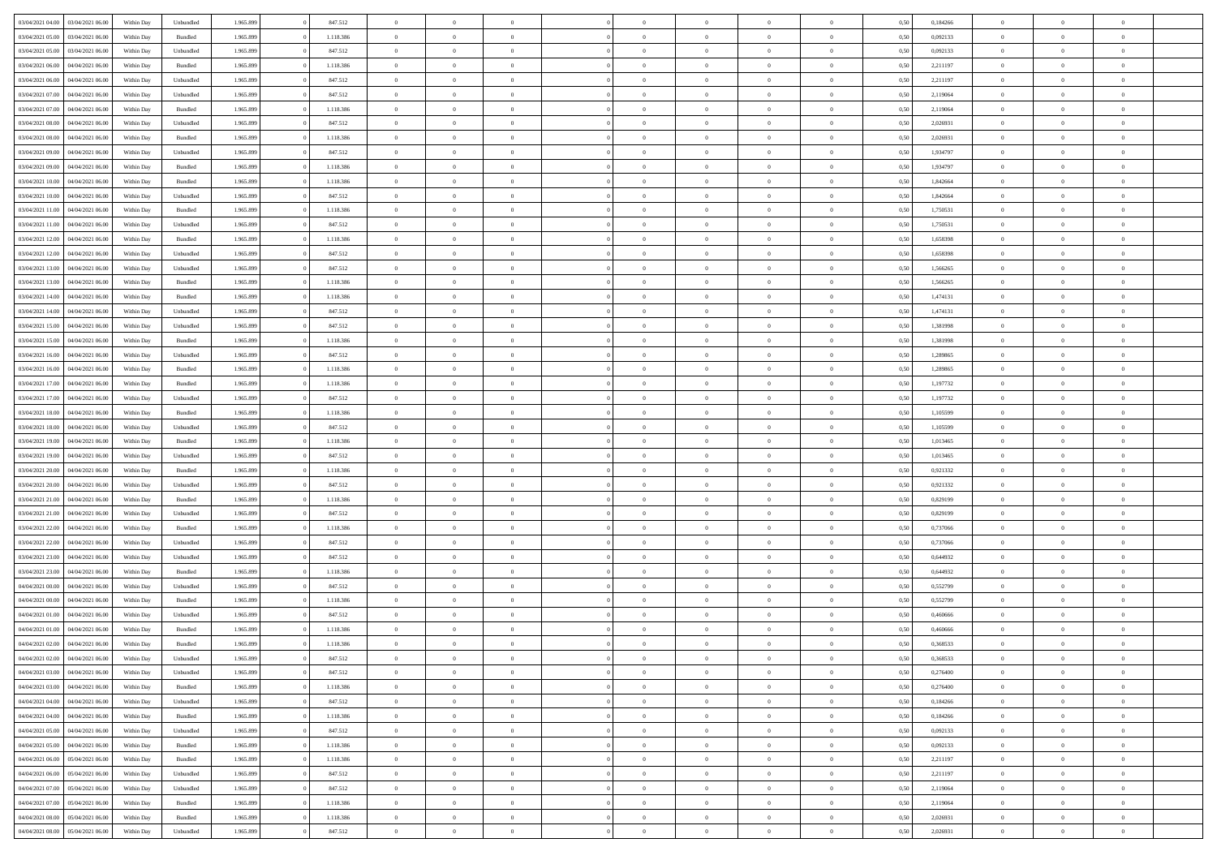| | | | | | | | | | | | | | | | | | | | | |
|---|---|---|---|---|---|---|---|---|---|---|---|---|---|---|---|---|---|---|---|---|
| 03/04/2021 04.00 | 03/04/2021 06.00 | Within Day | Unbundled | 1.965.899 | 0 | 847.512 | 0 | 0 | 0 | | 0 | 0 | 0 | 0 | 0,50 | 0,184266 | 0 | 0 | 0 | |
| 03/04/2021 05.00 | 03/04/2021 06.00 | Within Day | Bundled | 1.965.899 | 0 | 1.118.386 | 0 | 0 | 0 | | 0 | 0 | 0 | 0 | 0,50 | 0,092133 | 0 | 0 | 0 | |
| 03/04/2021 05.00 | 03/04/2021 06.00 | Within Day | Unbundled | 1.965.899 | 0 | 847.512 | 0 | 0 | 0 | | 0 | 0 | 0 | 0 | 0,50 | 0,092133 | 0 | 0 | 0 | |
| 03/04/2021 06.00 | 04/04/2021 06.00 | Within Day | Bundled | 1.965.899 | 0 | 1.118.386 | 0 | 0 | 0 | | 0 | 0 | 0 | 0 | 0,50 | 2,211197 | 0 | 0 | 0 | |
| 03/04/2021 06.00 | 04/04/2021 06.00 | Within Day | Unbundled | 1.965.899 | 0 | 847.512 | 0 | 0 | 0 | | 0 | 0 | 0 | 0 | 0,50 | 2,211197 | 0 | 0 | 0 | |
| 03/04/2021 07.00 | 04/04/2021 06.00 | Within Day | Unbundled | 1.965.899 | 0 | 847.512 | 0 | 0 | 0 | | 0 | 0 | 0 | 0 | 0,50 | 2,119064 | 0 | 0 | 0 | |
| 03/04/2021 07.00 | 04/04/2021 06.00 | Within Day | Bundled | 1.965.899 | 0 | 1.118.386 | 0 | 0 | 0 | | 0 | 0 | 0 | 0 | 0,50 | 2,119064 | 0 | 0 | 0 | |
| 03/04/2021 08.00 | 04/04/2021 06.00 | Within Day | Unbundled | 1.965.899 | 0 | 847.512 | 0 | 0 | 0 | | 0 | 0 | 0 | 0 | 0,50 | 2,026931 | 0 | 0 | 0 | |
| 03/04/2021 08.00 | 04/04/2021 06.00 | Within Day | Bundled | 1.965.899 | 0 | 1.118.386 | 0 | 0 | 0 | | 0 | 0 | 0 | 0 | 0,50 | 2,026931 | 0 | 0 | 0 | |
| 03/04/2021 09.00 | 04/04/2021 06.00 | Within Day | Unbundled | 1.965.899 | 0 | 847.512 | 0 | 0 | 0 | | 0 | 0 | 0 | 0 | 0,50 | 1,934797 | 0 | 0 | 0 | |
| 03/04/2021 09.00 | 04/04/2021 06.00 | Within Day | Bundled | 1.965.899 | 0 | 1.118.386 | 0 | 0 | 0 | | 0 | 0 | 0 | 0 | 0,50 | 1,934797 | 0 | 0 | 0 | |
| 03/04/2021 10.00 | 04/04/2021 06.00 | Within Day | Bundled | 1.965.899 | 0 | 1.118.386 | 0 | 0 | 0 | | 0 | 0 | 0 | 0 | 0,50 | 1,842664 | 0 | 0 | 0 | |
| 03/04/2021 10.00 | 04/04/2021 06.00 | Within Day | Unbundled | 1.965.899 | 0 | 847.512 | 0 | 0 | 0 | | 0 | 0 | 0 | 0 | 0,50 | 1,842664 | 0 | 0 | 0 | |
| 03/04/2021 11.00 | 04/04/2021 06.00 | Within Day | Bundled | 1.965.899 | 0 | 1.118.386 | 0 | 0 | 0 | | 0 | 0 | 0 | 0 | 0,50 | 1,750531 | 0 | 0 | 0 | |
| 03/04/2021 11.00 | 04/04/2021 06.00 | Within Day | Unbundled | 1.965.899 | 0 | 847.512 | 0 | 0 | 0 | | 0 | 0 | 0 | 0 | 0,50 | 1,750531 | 0 | 0 | 0 | |
| 03/04/2021 12.00 | 04/04/2021 06.00 | Within Day | Bundled | 1.965.899 | 0 | 1.118.386 | 0 | 0 | 0 | | 0 | 0 | 0 | 0 | 0,50 | 1,658398 | 0 | 0 | 0 | |
| 03/04/2021 12.00 | 04/04/2021 06.00 | Within Day | Unbundled | 1.965.899 | 0 | 847.512 | 0 | 0 | 0 | | 0 | 0 | 0 | 0 | 0,50 | 1,658398 | 0 | 0 | 0 | |
| 03/04/2021 13.00 | 04/04/2021 06.00 | Within Day | Unbundled | 1.965.899 | 0 | 847.512 | 0 | 0 | 0 | | 0 | 0 | 0 | 0 | 0,50 | 1,566265 | 0 | 0 | 0 | |
| 03/04/2021 13.00 | 04/04/2021 06.00 | Within Day | Bundled | 1.965.899 | 0 | 1.118.386 | 0 | 0 | 0 | | 0 | 0 | 0 | 0 | 0,50 | 1,566265 | 0 | 0 | 0 | |
| 03/04/2021 14.00 | 04/04/2021 06.00 | Within Day | Bundled | 1.965.899 | 0 | 1.118.386 | 0 | 0 | 0 | | 0 | 0 | 0 | 0 | 0,50 | 1,474131 | 0 | 0 | 0 | |
| 03/04/2021 14.00 | 04/04/2021 06.00 | Within Day | Unbundled | 1.965.899 | 0 | 847.512 | 0 | 0 | 0 | | 0 | 0 | 0 | 0 | 0,50 | 1,474131 | 0 | 0 | 0 | |
| 03/04/2021 15.00 | 04/04/2021 06.00 | Within Day | Unbundled | 1.965.899 | 0 | 847.512 | 0 | 0 | 0 | | 0 | 0 | 0 | 0 | 0,50 | 1,381998 | 0 | 0 | 0 | |
| 03/04/2021 15.00 | 04/04/2021 06.00 | Within Day | Bundled | 1.965.899 | 0 | 1.118.386 | 0 | 0 | 0 | | 0 | 0 | 0 | 0 | 0,50 | 1,381998 | 0 | 0 | 0 | |
| 03/04/2021 16.00 | 04/04/2021 06.00 | Within Day | Unbundled | 1.965.899 | 0 | 847.512 | 0 | 0 | 0 | | 0 | 0 | 0 | 0 | 0,50 | 1,289865 | 0 | 0 | 0 | |
| 03/04/2021 16.00 | 04/04/2021 06.00 | Within Day | Bundled | 1.965.899 | 0 | 1.118.386 | 0 | 0 | 0 | | 0 | 0 | 0 | 0 | 0,50 | 1,289865 | 0 | 0 | 0 | |
| 03/04/2021 17.00 | 04/04/2021 06.00 | Within Day | Bundled | 1.965.899 | 0 | 1.118.386 | 0 | 0 | 0 | | 0 | 0 | 0 | 0 | 0,50 | 1,197732 | 0 | 0 | 0 | |
| 03/04/2021 17.00 | 04/04/2021 06.00 | Within Day | Unbundled | 1.965.899 | 0 | 847.512 | 0 | 0 | 0 | | 0 | 0 | 0 | 0 | 0,50 | 1,197732 | 0 | 0 | 0 | |
| 03/04/2021 18.00 | 04/04/2021 06.00 | Within Day | Bundled | 1.965.899 | 0 | 1.118.386 | 0 | 0 | 0 | | 0 | 0 | 0 | 0 | 0,50 | 1,105599 | 0 | 0 | 0 | |
| 03/04/2021 18.00 | 04/04/2021 06.00 | Within Day | Unbundled | 1.965.899 | 0 | 847.512 | 0 | 0 | 0 | | 0 | 0 | 0 | 0 | 0,50 | 1,105599 | 0 | 0 | 0 | |
| 03/04/2021 19.00 | 04/04/2021 06.00 | Within Day | Bundled | 1.965.899 | 0 | 1.118.386 | 0 | 0 | 0 | | 0 | 0 | 0 | 0 | 0,50 | 1,013465 | 0 | 0 | 0 | |
| 03/04/2021 19.00 | 04/04/2021 06.00 | Within Day | Unbundled | 1.965.899 | 0 | 847.512 | 0 | 0 | 0 | | 0 | 0 | 0 | 0 | 0,50 | 1,013465 | 0 | 0 | 0 | |
| 03/04/2021 20.00 | 04/04/2021 06.00 | Within Day | Bundled | 1.965.899 | 0 | 1.118.386 | 0 | 0 | 0 | | 0 | 0 | 0 | 0 | 0,50 | 0,921332 | 0 | 0 | 0 | |
| 03/04/2021 20.00 | 04/04/2021 06.00 | Within Day | Unbundled | 1.965.899 | 0 | 847.512 | 0 | 0 | 0 | | 0 | 0 | 0 | 0 | 0,50 | 0,921332 | 0 | 0 | 0 | |
| 03/04/2021 21.00 | 04/04/2021 06.00 | Within Day | Bundled | 1.965.899 | 0 | 1.118.386 | 0 | 0 | 0 | | 0 | 0 | 0 | 0 | 0,50 | 0,829199 | 0 | 0 | 0 | |
| 03/04/2021 21.00 | 04/04/2021 06.00 | Within Day | Unbundled | 1.965.899 | 0 | 847.512 | 0 | 0 | 0 | | 0 | 0 | 0 | 0 | 0,50 | 0,829199 | 0 | 0 | 0 | |
| 03/04/2021 22.00 | 04/04/2021 06.00 | Within Day | Bundled | 1.965.899 | 0 | 1.118.386 | 0 | 0 | 0 | | 0 | 0 | 0 | 0 | 0,50 | 0,737066 | 0 | 0 | 0 | |
| 03/04/2021 22.00 | 04/04/2021 06.00 | Within Day | Unbundled | 1.965.899 | 0 | 847.512 | 0 | 0 | 0 | | 0 | 0 | 0 | 0 | 0,50 | 0,737066 | 0 | 0 | 0 | |
| 03/04/2021 23.00 | 04/04/2021 06.00 | Within Day | Unbundled | 1.965.899 | 0 | 847.512 | 0 | 0 | 0 | | 0 | 0 | 0 | 0 | 0,50 | 0,644932 | 0 | 0 | 0 | |
| 03/04/2021 23.00 | 04/04/2021 06.00 | Within Day | Bundled | 1.965.899 | 0 | 1.118.386 | 0 | 0 | 0 | | 0 | 0 | 0 | 0 | 0,50 | 0,644932 | 0 | 0 | 0 | |
| 04/04/2021 00.00 | 04/04/2021 06.00 | Within Day | Unbundled | 1.965.899 | 0 | 847.512 | 0 | 0 | 0 | | 0 | 0 | 0 | 0 | 0,50 | 0,552799 | 0 | 0 | 0 | |
| 04/04/2021 00.00 | 04/04/2021 06.00 | Within Day | Bundled | 1.965.899 | 0 | 1.118.386 | 0 | 0 | 0 | | 0 | 0 | 0 | 0 | 0,50 | 0,552799 | 0 | 0 | 0 | |
| 04/04/2021 01.00 | 04/04/2021 06.00 | Within Day | Unbundled | 1.965.899 | 0 | 847.512 | 0 | 0 | 0 | | 0 | 0 | 0 | 0 | 0,50 | 0,460666 | 0 | 0 | 0 | |
| 04/04/2021 01.00 | 04/04/2021 06.00 | Within Day | Bundled | 1.965.899 | 0 | 1.118.386 | 0 | 0 | 0 | | 0 | 0 | 0 | 0 | 0,50 | 0,460666 | 0 | 0 | 0 | |
| 04/04/2021 02.00 | 04/04/2021 06.00 | Within Day | Bundled | 1.965.899 | 0 | 1.118.386 | 0 | 0 | 0 | | 0 | 0 | 0 | 0 | 0,50 | 0,368533 | 0 | 0 | 0 | |
| 04/04/2021 02.00 | 04/04/2021 06.00 | Within Day | Unbundled | 1.965.899 | 0 | 847.512 | 0 | 0 | 0 | | 0 | 0 | 0 | 0 | 0,50 | 0,368533 | 0 | 0 | 0 | |
| 04/04/2021 03.00 | 04/04/2021 06.00 | Within Day | Unbundled | 1.965.899 | 0 | 847.512 | 0 | 0 | 0 | | 0 | 0 | 0 | 0 | 0,50 | 0,276400 | 0 | 0 | 0 | |
| 04/04/2021 03.00 | 04/04/2021 06.00 | Within Day | Bundled | 1.965.899 | 0 | 1.118.386 | 0 | 0 | 0 | | 0 | 0 | 0 | 0 | 0,50 | 0,276400 | 0 | 0 | 0 | |
| 04/04/2021 04.00 | 04/04/2021 06.00 | Within Day | Unbundled | 1.965.899 | 0 | 847.512 | 0 | 0 | 0 | | 0 | 0 | 0 | 0 | 0,50 | 0,184266 | 0 | 0 | 0 | |
| 04/04/2021 04.00 | 04/04/2021 06.00 | Within Day | Bundled | 1.965.899 | 0 | 1.118.386 | 0 | 0 | 0 | | 0 | 0 | 0 | 0 | 0,50 | 0,184266 | 0 | 0 | 0 | |
| 04/04/2021 05.00 | 04/04/2021 06.00 | Within Day | Unbundled | 1.965.899 | 0 | 847.512 | 0 | 0 | 0 | | 0 | 0 | 0 | 0 | 0,50 | 0,092133 | 0 | 0 | 0 | |
| 04/04/2021 05.00 | 04/04/2021 06.00 | Within Day | Bundled | 1.965.899 | 0 | 1.118.386 | 0 | 0 | 0 | | 0 | 0 | 0 | 0 | 0,50 | 0,092133 | 0 | 0 | 0 | |
| 04/04/2021 06.00 | 05/04/2021 06.00 | Within Day | Bundled | 1.965.899 | 0 | 1.118.386 | 0 | 0 | 0 | | 0 | 0 | 0 | 0 | 0,50 | 2,211197 | 0 | 0 | 0 | |
| 04/04/2021 06.00 | 05/04/2021 06.00 | Within Day | Unbundled | 1.965.899 | 0 | 847.512 | 0 | 0 | 0 | | 0 | 0 | 0 | 0 | 0,50 | 2,211197 | 0 | 0 | 0 | |
| 04/04/2021 07.00 | 05/04/2021 06.00 | Within Day | Unbundled | 1.965.899 | 0 | 847.512 | 0 | 0 | 0 | | 0 | 0 | 0 | 0 | 0,50 | 2,119064 | 0 | 0 | 0 | |
| 04/04/2021 07.00 | 05/04/2021 06.00 | Within Day | Bundled | 1.965.899 | 0 | 1.118.386 | 0 | 0 | 0 | | 0 | 0 | 0 | 0 | 0,50 | 2,119064 | 0 | 0 | 0 | |
| 04/04/2021 08.00 | 05/04/2021 06.00 | Within Day | Bundled | 1.965.899 | 0 | 1.118.386 | 0 | 0 | 0 | | 0 | 0 | 0 | 0 | 0,50 | 2,026931 | 0 | 0 | 0 | |
| 04/04/2021 08.00 | 05/04/2021 06.00 | Within Day | Unbundled | 1.965.899 | 0 | 847.512 | 0 | 0 | 0 | | 0 | 0 | 0 | 0 | 0,50 | 2,026931 | 0 | 0 | 0 | |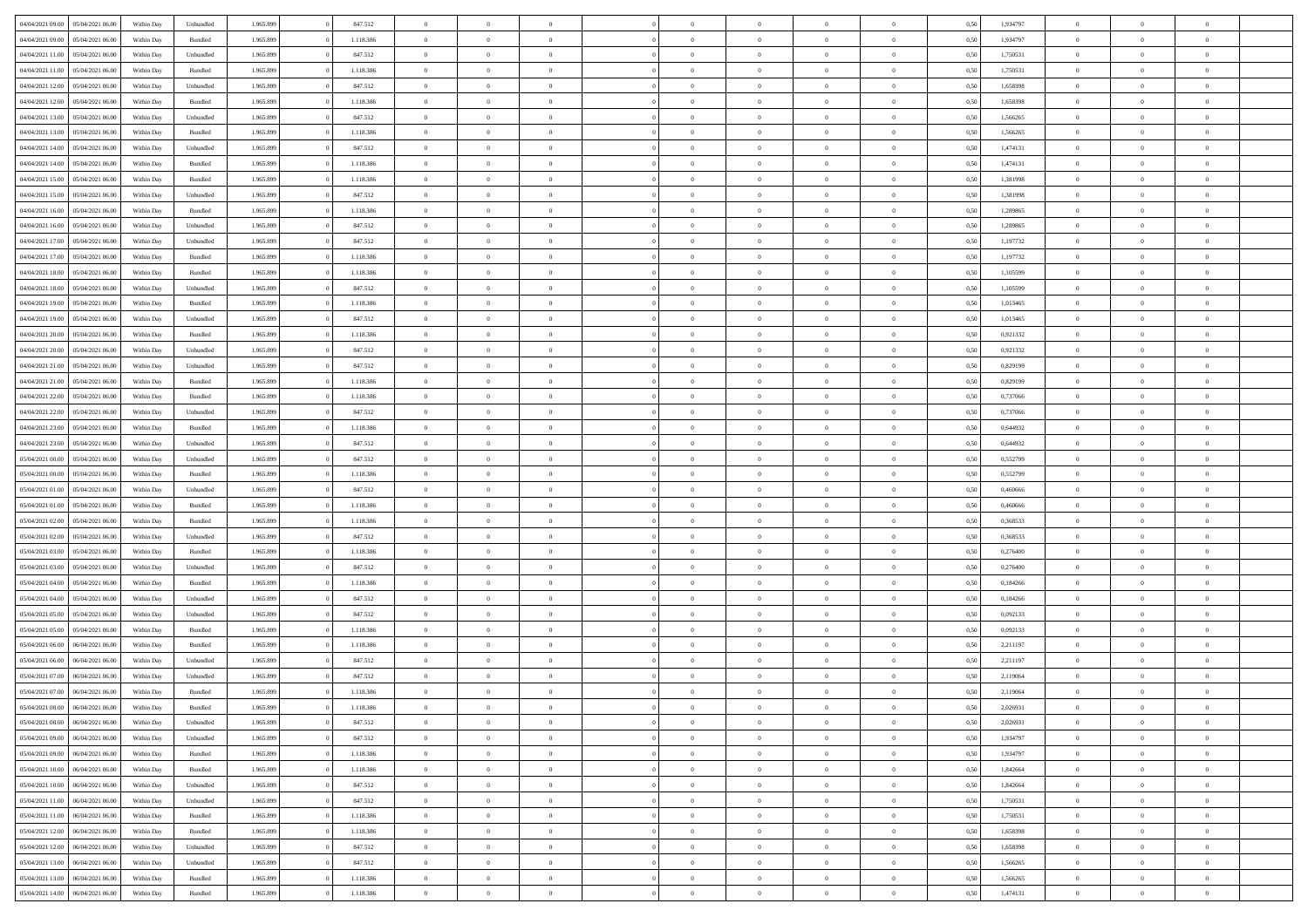| 04/04/2021 09:00 | 05/04/2021 06:00 | Within Day | Unbundled | 1.965.899 | 0 | 847.512 | 0 | 0 | 0 | | 0 | 0 | 0 | 0 | 0 | 0,50 | 1,934797 | 0 | 0 | 0 | |
|---|---|---|---|---|---|---|---|---|---|---|---|---|---|---|---|---|---|---|---|---|---|
| 04/04/2021 09:00 | 05/04/2021 06:00 | Within Day | Bundled | 1.965.899 | 0 | 1.118.386 | 0 | 0 | 0 | | 0 | 0 | 0 | 0 | 0 | 0,50 | 1,934797 | 0 | 0 | 0 | |
| 04/04/2021 11:00 | 05/04/2021 06:00 | Within Day | Unbundled | 1.965.899 | 0 | 847.512 | 0 | 0 | 0 | | 0 | 0 | 0 | 0 | 0 | 0,50 | 1,750531 | 0 | 0 | 0 | |
| 04/04/2021 11:00 | 05/04/2021 06:00 | Within Day | Bundled | 1.965.899 | 0 | 1.118.386 | 0 | 0 | 0 | | 0 | 0 | 0 | 0 | 0 | 0,50 | 1,750531 | 0 | 0 | 0 | |
| 04/04/2021 12:00 | 05/04/2021 06:00 | Within Day | Unbundled | 1.965.899 | 0 | 847.512 | 0 | 0 | 0 | | 0 | 0 | 0 | 0 | 0 | 0,50 | 1,658398 | 0 | 0 | 0 | |
| 04/04/2021 12:00 | 05/04/2021 06:00 | Within Day | Bundled | 1.965.899 | 0 | 1.118.386 | 0 | 0 | 0 | | 0 | 0 | 0 | 0 | 0 | 0,50 | 1,658398 | 0 | 0 | 0 | |
| 04/04/2021 13:00 | 05/04/2021 06:00 | Within Day | Unbundled | 1.965.899 | 0 | 847.512 | 0 | 0 | 0 | | 0 | 0 | 0 | 0 | 0 | 0,50 | 1,566265 | 0 | 0 | 0 | |
| 04/04/2021 13:00 | 05/04/2021 06:00 | Within Day | Bundled | 1.965.899 | 0 | 1.118.386 | 0 | 0 | 0 | | 0 | 0 | 0 | 0 | 0 | 0,50 | 1,566265 | 0 | 0 | 0 | |
| 04/04/2021 14:00 | 05/04/2021 06:00 | Within Day | Unbundled | 1.965.899 | 0 | 847.512 | 0 | 0 | 0 | | 0 | 0 | 0 | 0 | 0 | 0,50 | 1,474131 | 0 | 0 | 0 | |
| 04/04/2021 14:00 | 05/04/2021 06:00 | Within Day | Bundled | 1.965.899 | 0 | 1.118.386 | 0 | 0 | 0 | | 0 | 0 | 0 | 0 | 0 | 0,50 | 1,474131 | 0 | 0 | 0 | |
| 04/04/2021 15:00 | 05/04/2021 06:00 | Within Day | Bundled | 1.965.899 | 0 | 1.118.386 | 0 | 0 | 0 | | 0 | 0 | 0 | 0 | 0 | 0,50 | 1,381998 | 0 | 0 | 0 | |
| 04/04/2021 15:00 | 05/04/2021 06:00 | Within Day | Unbundled | 1.965.899 | 0 | 847.512 | 0 | 0 | 0 | | 0 | 0 | 0 | 0 | 0 | 0,50 | 1,381998 | 0 | 0 | 0 | |
| 04/04/2021 16:00 | 05/04/2021 06:00 | Within Day | Bundled | 1.965.899 | 0 | 1.118.386 | 0 | 0 | 0 | | 0 | 0 | 0 | 0 | 0 | 0,50 | 1,289865 | 0 | 0 | 0 | |
| 04/04/2021 16:00 | 05/04/2021 06:00 | Within Day | Unbundled | 1.965.899 | 0 | 847.512 | 0 | 0 | 0 | | 0 | 0 | 0 | 0 | 0 | 0,50 | 1,289865 | 0 | 0 | 0 | |
| 04/04/2021 17:00 | 05/04/2021 06:00 | Within Day | Unbundled | 1.965.899 | 0 | 847.512 | 0 | 0 | 0 | | 0 | 0 | 0 | 0 | 0 | 0,50 | 1,197732 | 0 | 0 | 0 | |
| 04/04/2021 17:00 | 05/04/2021 06:00 | Within Day | Bundled | 1.965.899 | 0 | 1.118.386 | 0 | 0 | 0 | | 0 | 0 | 0 | 0 | 0 | 0,50 | 1,197732 | 0 | 0 | 0 | |
| 04/04/2021 18:00 | 05/04/2021 06:00 | Within Day | Bundled | 1.965.899 | 0 | 1.118.386 | 0 | 0 | 0 | | 0 | 0 | 0 | 0 | 0 | 0,50 | 1,105599 | 0 | 0 | 0 | |
| 04/04/2021 18:00 | 05/04/2021 06:00 | Within Day | Unbundled | 1.965.899 | 0 | 847.512 | 0 | 0 | 0 | | 0 | 0 | 0 | 0 | 0 | 0,50 | 1,105599 | 0 | 0 | 0 | |
| 04/04/2021 19:00 | 05/04/2021 06:00 | Within Day | Bundled | 1.965.899 | 0 | 1.118.386 | 0 | 0 | 0 | | 0 | 0 | 0 | 0 | 0 | 0,50 | 1,013465 | 0 | 0 | 0 | |
| 04/04/2021 19:00 | 05/04/2021 06:00 | Within Day | Unbundled | 1.965.899 | 0 | 847.512 | 0 | 0 | 0 | | 0 | 0 | 0 | 0 | 0 | 0,50 | 1,013465 | 0 | 0 | 0 | |
| 04/04/2021 20:00 | 05/04/2021 06:00 | Within Day | Bundled | 1.965.899 | 0 | 1.118.386 | 0 | 0 | 0 | | 0 | 0 | 0 | 0 | 0 | 0,50 | 0,921332 | 0 | 0 | 0 | |
| 04/04/2021 20:00 | 05/04/2021 06:00 | Within Day | Unbundled | 1.965.899 | 0 | 847.512 | 0 | 0 | 0 | | 0 | 0 | 0 | 0 | 0 | 0,50 | 0,921332 | 0 | 0 | 0 | |
| 04/04/2021 21:00 | 05/04/2021 06:00 | Within Day | Unbundled | 1.965.899 | 0 | 847.512 | 0 | 0 | 0 | | 0 | 0 | 0 | 0 | 0 | 0,50 | 0,829199 | 0 | 0 | 0 | |
| 04/04/2021 21:00 | 05/04/2021 06:00 | Within Day | Bundled | 1.965.899 | 0 | 1.118.386 | 0 | 0 | 0 | | 0 | 0 | 0 | 0 | 0 | 0,50 | 0,829199 | 0 | 0 | 0 | |
| 04/04/2021 22:00 | 05/04/2021 06:00 | Within Day | Bundled | 1.965.899 | 0 | 1.118.386 | 0 | 0 | 0 | | 0 | 0 | 0 | 0 | 0 | 0,50 | 0,737066 | 0 | 0 | 0 | |
| 04/04/2021 22:00 | 05/04/2021 06:00 | Within Day | Unbundled | 1.965.899 | 0 | 847.512 | 0 | 0 | 0 | | 0 | 0 | 0 | 0 | 0 | 0,50 | 0,737066 | 0 | 0 | 0 | |
| 04/04/2021 23:00 | 05/04/2021 06:00 | Within Day | Bundled | 1.965.899 | 0 | 1.118.386 | 0 | 0 | 0 | | 0 | 0 | 0 | 0 | 0 | 0,50 | 0,644932 | 0 | 0 | 0 | |
| 04/04/2021 23:00 | 05/04/2021 06:00 | Within Day | Unbundled | 1.965.899 | 0 | 847.512 | 0 | 0 | 0 | | 0 | 0 | 0 | 0 | 0 | 0,50 | 0,644932 | 0 | 0 | 0 | |
| 05/04/2021 00:00 | 05/04/2021 06:00 | Within Day | Unbundled | 1.965.899 | 0 | 847.512 | 0 | 0 | 0 | | 0 | 0 | 0 | 0 | 0 | 0,50 | 0,552799 | 0 | 0 | 0 | |
| 05/04/2021 00:00 | 05/04/2021 06:00 | Within Day | Bundled | 1.965.899 | 0 | 1.118.386 | 0 | 0 | 0 | | 0 | 0 | 0 | 0 | 0 | 0,50 | 0,552799 | 0 | 0 | 0 | |
| 05/04/2021 01:00 | 05/04/2021 06:00 | Within Day | Unbundled | 1.965.899 | 0 | 847.512 | 0 | 0 | 0 | | 0 | 0 | 0 | 0 | 0 | 0,50 | 0,460666 | 0 | 0 | 0 | |
| 05/04/2021 01:00 | 05/04/2021 06:00 | Within Day | Bundled | 1.965.899 | 0 | 1.118.386 | 0 | 0 | 0 | | 0 | 0 | 0 | 0 | 0 | 0,50 | 0,460666 | 0 | 0 | 0 | |
| 05/04/2021 02:00 | 05/04/2021 06:00 | Within Day | Bundled | 1.965.899 | 0 | 1.118.386 | 0 | 0 | 0 | | 0 | 0 | 0 | 0 | 0 | 0,50 | 0,368533 | 0 | 0 | 0 | |
| 05/04/2021 02:00 | 05/04/2021 06:00 | Within Day | Unbundled | 1.965.899 | 0 | 847.512 | 0 | 0 | 0 | | 0 | 0 | 0 | 0 | 0 | 0,50 | 0,368533 | 0 | 0 | 0 | |
| 05/04/2021 03:00 | 05/04/2021 06:00 | Within Day | Bundled | 1.965.899 | 0 | 1.118.386 | 0 | 0 | 0 | | 0 | 0 | 0 | 0 | 0 | 0,50 | 0,276400 | 0 | 0 | 0 | |
| 05/04/2021 03:00 | 05/04/2021 06:00 | Within Day | Unbundled | 1.965.899 | 0 | 847.512 | 0 | 0 | 0 | | 0 | 0 | 0 | 0 | 0 | 0,50 | 0,276400 | 0 | 0 | 0 | |
| 05/04/2021 04:00 | 05/04/2021 06:00 | Within Day | Bundled | 1.965.899 | 0 | 1.118.386 | 0 | 0 | 0 | | 0 | 0 | 0 | 0 | 0 | 0,50 | 0,184266 | 0 | 0 | 0 | |
| 05/04/2021 04:00 | 05/04/2021 06:00 | Within Day | Unbundled | 1.965.899 | 0 | 847.512 | 0 | 0 | 0 | | 0 | 0 | 0 | 0 | 0 | 0,50 | 0,184266 | 0 | 0 | 0 | |
| 05/04/2021 05:00 | 05/04/2021 06:00 | Within Day | Unbundled | 1.965.899 | 0 | 847.512 | 0 | 0 | 0 | | 0 | 0 | 0 | 0 | 0 | 0,50 | 0,092133 | 0 | 0 | 0 | |
| 05/04/2021 05:00 | 05/04/2021 06:00 | Within Day | Bundled | 1.965.899 | 0 | 1.118.386 | 0 | 0 | 0 | | 0 | 0 | 0 | 0 | 0 | 0,50 | 0,092133 | 0 | 0 | 0 | |
| 05/04/2021 06:00 | 06/04/2021 06:00 | Within Day | Bundled | 1.965.899 | 0 | 1.118.386 | 0 | 0 | 0 | | 0 | 0 | 0 | 0 | 0 | 0,50 | 2,211197 | 0 | 0 | 0 | |
| 05/04/2021 06:00 | 06/04/2021 06:00 | Within Day | Unbundled | 1.965.899 | 0 | 847.512 | 0 | 0 | 0 | | 0 | 0 | 0 | 0 | 0 | 0,50 | 2,211197 | 0 | 0 | 0 | |
| 05/04/2021 07:00 | 06/04/2021 06:00 | Within Day | Unbundled | 1.965.899 | 0 | 847.512 | 0 | 0 | 0 | | 0 | 0 | 0 | 0 | 0 | 0,50 | 2,119064 | 0 | 0 | 0 | |
| 05/04/2021 07:00 | 06/04/2021 06:00 | Within Day | Bundled | 1.965.899 | 0 | 1.118.386 | 0 | 0 | 0 | | 0 | 0 | 0 | 0 | 0 | 0,50 | 2,119064 | 0 | 0 | 0 | |
| 05/04/2021 08:00 | 06/04/2021 06:00 | Within Day | Bundled | 1.965.899 | 0 | 1.118.386 | 0 | 0 | 0 | | 0 | 0 | 0 | 0 | 0 | 0,50 | 2,026931 | 0 | 0 | 0 | |
| 05/04/2021 08:00 | 06/04/2021 06:00 | Within Day | Unbundled | 1.965.899 | 0 | 847.512 | 0 | 0 | 0 | | 0 | 0 | 0 | 0 | 0 | 0,50 | 2,026931 | 0 | 0 | 0 | |
| 05/04/2021 09:00 | 06/04/2021 06:00 | Within Day | Unbundled | 1.965.899 | 0 | 847.512 | 0 | 0 | 0 | | 0 | 0 | 0 | 0 | 0 | 0,50 | 1,934797 | 0 | 0 | 0 | |
| 05/04/2021 09:00 | 06/04/2021 06:00 | Within Day | Bundled | 1.965.899 | 0 | 1.118.386 | 0 | 0 | 0 | | 0 | 0 | 0 | 0 | 0 | 0,50 | 1,934797 | 0 | 0 | 0 | |
| 05/04/2021 10:00 | 06/04/2021 06:00 | Within Day | Bundled | 1.965.899 | 0 | 1.118.386 | 0 | 0 | 0 | | 0 | 0 | 0 | 0 | 0 | 0,50 | 1,842664 | 0 | 0 | 0 | |
| 05/04/2021 10:00 | 06/04/2021 06:00 | Within Day | Unbundled | 1.965.899 | 0 | 847.512 | 0 | 0 | 0 | | 0 | 0 | 0 | 0 | 0 | 0,50 | 1,842664 | 0 | 0 | 0 | |
| 05/04/2021 11:00 | 06/04/2021 06:00 | Within Day | Unbundled | 1.965.899 | 0 | 847.512 | 0 | 0 | 0 | | 0 | 0 | 0 | 0 | 0 | 0,50 | 1,750531 | 0 | 0 | 0 | |
| 05/04/2021 11:00 | 06/04/2021 06:00 | Within Day | Bundled | 1.965.899 | 0 | 1.118.386 | 0 | 0 | 0 | | 0 | 0 | 0 | 0 | 0 | 0,50 | 1,750531 | 0 | 0 | 0 | |
| 05/04/2021 12:00 | 06/04/2021 06:00 | Within Day | Bundled | 1.965.899 | 0 | 1.118.386 | 0 | 0 | 0 | | 0 | 0 | 0 | 0 | 0 | 0,50 | 1,658398 | 0 | 0 | 0 | |
| 05/04/2021 12:00 | 06/04/2021 06:00 | Within Day | Unbundled | 1.965.899 | 0 | 847.512 | 0 | 0 | 0 | | 0 | 0 | 0 | 0 | 0 | 0,50 | 1,658398 | 0 | 0 | 0 | |
| 05/04/2021 13:00 | 06/04/2021 06:00 | Within Day | Unbundled | 1.965.899 | 0 | 847.512 | 0 | 0 | 0 | | 0 | 0 | 0 | 0 | 0 | 0,50 | 1,566265 | 0 | 0 | 0 | |
| 05/04/2021 13:00 | 06/04/2021 06:00 | Within Day | Bundled | 1.965.899 | 0 | 1.118.386 | 0 | 0 | 0 | | 0 | 0 | 0 | 0 | 0 | 0,50 | 1,566265 | 0 | 0 | 0 | |
| 05/04/2021 14:00 | 06/04/2021 06:00 | Within Day | Bundled | 1.965.899 | 0 | 1.118.386 | 0 | 0 | 0 | | 0 | 0 | 0 | 0 | 0 | 0,50 | 1,474131 | 0 | 0 | 0 | |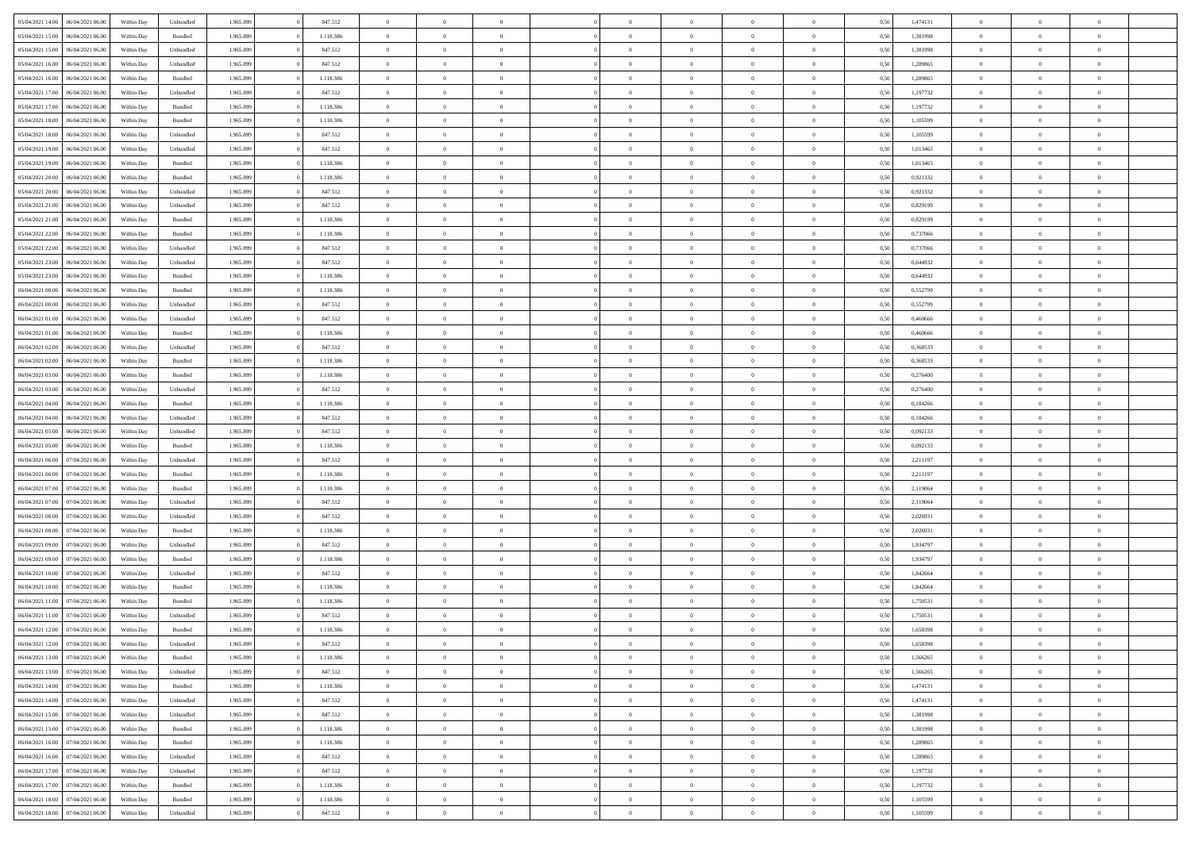| | | | | | | | | | | | | | | | | | | | | | |
|---|---|---|---|---|---|---|---|---|---|---|---|---|---|---|---|---|---|---|---|---|---|
| 05/04/2021 14:00 | 06/04/2021 06:00 | Within Day | Unbundled | 1.965.899 | 0 | 847.512 | 0 | 0 | 0 | | 0 | 0 | 0 | 0 | 0 | 0,50 | 1,474131 | 0 | 0 | 0 | |
| 05/04/2021 15:00 | 06/04/2021 06:00 | Within Day | Bundled | 1.965.899 | 0 | 1.118.386 | 0 | 0 | 0 | | 0 | 0 | 0 | 0 | 0 | 0,50 | 1,381998 | 0 | 0 | 0 | |
| 05/04/2021 15:00 | 06/04/2021 06:00 | Within Day | Unbundled | 1.965.899 | 0 | 847.512 | 0 | 0 | 0 | | 0 | 0 | 0 | 0 | 0 | 0,50 | 1,381998 | 0 | 0 | 0 | |
| 05/04/2021 16:00 | 06/04/2021 06:00 | Within Day | Unbundled | 1.965.899 | 0 | 847.512 | 0 | 0 | 0 | | 0 | 0 | 0 | 0 | 0 | 0,50 | 1,289865 | 0 | 0 | 0 | |
| 05/04/2021 16:00 | 06/04/2021 06:00 | Within Day | Bundled | 1.965.899 | 0 | 1.118.386 | 0 | 0 | 0 | | 0 | 0 | 0 | 0 | 0 | 0,50 | 1,289865 | 0 | 0 | 0 | |
| 05/04/2021 17:00 | 06/04/2021 06:00 | Within Day | Unbundled | 1.965.899 | 0 | 847.512 | 0 | 0 | 0 | | 0 | 0 | 0 | 0 | 0 | 0,50 | 1,197732 | 0 | 0 | 0 | |
| 05/04/2021 17:00 | 06/04/2021 06:00 | Within Day | Bundled | 1.965.899 | 0 | 1.118.386 | 0 | 0 | 0 | | 0 | 0 | 0 | 0 | 0 | 0,50 | 1,197732 | 0 | 0 | 0 | |
| 05/04/2021 18:00 | 06/04/2021 06:00 | Within Day | Bundled | 1.965.899 | 0 | 1.118.386 | 0 | 0 | 0 | | 0 | 0 | 0 | 0 | 0 | 0,50 | 1,105599 | 0 | 0 | 0 | |
| 05/04/2021 18:00 | 06/04/2021 06:00 | Within Day | Unbundled | 1.965.899 | 0 | 847.512 | 0 | 0 | 0 | | 0 | 0 | 0 | 0 | 0 | 0,50 | 1,105599 | 0 | 0 | 0 | |
| 05/04/2021 19:00 | 06/04/2021 06:00 | Within Day | Unbundled | 1.965.899 | 0 | 847.512 | 0 | 0 | 0 | | 0 | 0 | 0 | 0 | 0 | 0,50 | 1,013465 | 0 | 0 | 0 | |
| 05/04/2021 19:00 | 06/04/2021 06:00 | Within Day | Bundled | 1.965.899 | 0 | 1.118.386 | 0 | 0 | 0 | | 0 | 0 | 0 | 0 | 0 | 0,50 | 1,013465 | 0 | 0 | 0 | |
| 05/04/2021 20:00 | 06/04/2021 06:00 | Within Day | Bundled | 1.965.899 | 0 | 1.118.386 | 0 | 0 | 0 | | 0 | 0 | 0 | 0 | 0 | 0,50 | 0,921332 | 0 | 0 | 0 | |
| 05/04/2021 20:00 | 06/04/2021 06:00 | Within Day | Unbundled | 1.965.899 | 0 | 847.512 | 0 | 0 | 0 | | 0 | 0 | 0 | 0 | 0 | 0,50 | 0,921332 | 0 | 0 | 0 | |
| 05/04/2021 21:00 | 06/04/2021 06:00 | Within Day | Unbundled | 1.965.899 | 0 | 847.512 | 0 | 0 | 0 | | 0 | 0 | 0 | 0 | 0 | 0,50 | 0,829199 | 0 | 0 | 0 | |
| 05/04/2021 21:00 | 06/04/2021 06:00 | Within Day | Bundled | 1.965.899 | 0 | 1.118.386 | 0 | 0 | 0 | | 0 | 0 | 0 | 0 | 0 | 0,50 | 0,829199 | 0 | 0 | 0 | |
| 05/04/2021 22:00 | 06/04/2021 06:00 | Within Day | Bundled | 1.965.899 | 0 | 1.118.386 | 0 | 0 | 0 | | 0 | 0 | 0 | 0 | 0 | 0,50 | 0,737066 | 0 | 0 | 0 | |
| 05/04/2021 22:00 | 06/04/2021 06:00 | Within Day | Unbundled | 1.965.899 | 0 | 847.512 | 0 | 0 | 0 | | 0 | 0 | 0 | 0 | 0 | 0,50 | 0,737066 | 0 | 0 | 0 | |
| 05/04/2021 23:00 | 06/04/2021 06:00 | Within Day | Unbundled | 1.965.899 | 0 | 847.512 | 0 | 0 | 0 | | 0 | 0 | 0 | 0 | 0 | 0,50 | 0,644932 | 0 | 0 | 0 | |
| 05/04/2021 23:00 | 06/04/2021 06:00 | Within Day | Bundled | 1.965.899 | 0 | 1.118.386 | 0 | 0 | 0 | | 0 | 0 | 0 | 0 | 0 | 0,50 | 0,644932 | 0 | 0 | 0 | |
| 06/04/2021 00:00 | 06/04/2021 06:00 | Within Day | Bundled | 1.965.899 | 0 | 1.118.386 | 0 | 0 | 0 | | 0 | 0 | 0 | 0 | 0 | 0,50 | 0,552799 | 0 | 0 | 0 | |
| 06/04/2021 00:00 | 06/04/2021 06:00 | Within Day | Unbundled | 1.965.899 | 0 | 847.512 | 0 | 0 | 0 | | 0 | 0 | 0 | 0 | 0 | 0,50 | 0,552799 | 0 | 0 | 0 | |
| 06/04/2021 01:00 | 06/04/2021 06:00 | Within Day | Unbundled | 1.965.899 | 0 | 847.512 | 0 | 0 | 0 | | 0 | 0 | 0 | 0 | 0 | 0,50 | 0,460666 | 0 | 0 | 0 | |
| 06/04/2021 01:00 | 06/04/2021 06:00 | Within Day | Bundled | 1.965.899 | 0 | 1.118.386 | 0 | 0 | 0 | | 0 | 0 | 0 | 0 | 0 | 0,50 | 0,460666 | 0 | 0 | 0 | |
| 06/04/2021 02:00 | 06/04/2021 06:00 | Within Day | Unbundled | 1.965.899 | 0 | 847.512 | 0 | 0 | 0 | | 0 | 0 | 0 | 0 | 0 | 0,50 | 0,368533 | 0 | 0 | 0 | |
| 06/04/2021 02:00 | 06/04/2021 06:00 | Within Day | Bundled | 1.965.899 | 0 | 1.118.386 | 0 | 0 | 0 | | 0 | 0 | 0 | 0 | 0 | 0,50 | 0,368533 | 0 | 0 | 0 | |
| 06/04/2021 03:00 | 06/04/2021 06:00 | Within Day | Bundled | 1.965.899 | 0 | 1.118.386 | 0 | 0 | 0 | | 0 | 0 | 0 | 0 | 0 | 0,50 | 0,276400 | 0 | 0 | 0 | |
| 06/04/2021 03:00 | 06/04/2021 06:00 | Within Day | Unbundled | 1.965.899 | 0 | 847.512 | 0 | 0 | 0 | | 0 | 0 | 0 | 0 | 0 | 0,50 | 0,276400 | 0 | 0 | 0 | |
| 06/04/2021 04:00 | 06/04/2021 06:00 | Within Day | Bundled | 1.965.899 | 0 | 1.118.386 | 0 | 0 | 0 | | 0 | 0 | 0 | 0 | 0 | 0,50 | 0,184266 | 0 | 0 | 0 | |
| 06/04/2021 04:00 | 06/04/2021 06:00 | Within Day | Unbundled | 1.965.899 | 0 | 847.512 | 0 | 0 | 0 | | 0 | 0 | 0 | 0 | 0 | 0,50 | 0,184266 | 0 | 0 | 0 | |
| 06/04/2021 05:00 | 06/04/2021 06:00 | Within Day | Unbundled | 1.965.899 | 0 | 847.512 | 0 | 0 | 0 | | 0 | 0 | 0 | 0 | 0 | 0,50 | 0,092133 | 0 | 0 | 0 | |
| 06/04/2021 05:00 | 06/04/2021 06:00 | Within Day | Bundled | 1.965.899 | 0 | 1.118.386 | 0 | 0 | 0 | | 0 | 0 | 0 | 0 | 0 | 0,50 | 0,092133 | 0 | 0 | 0 | |
| 06/04/2021 06:00 | 07/04/2021 06:00 | Within Day | Unbundled | 1.965.899 | 0 | 847.512 | 0 | 0 | 0 | | 0 | 0 | 0 | 0 | 0 | 0,50 | 2,211197 | 0 | 0 | 0 | |
| 06/04/2021 06:00 | 07/04/2021 06:00 | Within Day | Bundled | 1.965.899 | 0 | 1.118.386 | 0 | 0 | 0 | | 0 | 0 | 0 | 0 | 0 | 0,50 | 2,211197 | 0 | 0 | 0 | |
| 06/04/2021 07:00 | 07/04/2021 06:00 | Within Day | Bundled | 1.965.899 | 0 | 1.118.386 | 0 | 0 | 0 | | 0 | 0 | 0 | 0 | 0 | 0,50 | 2,119064 | 0 | 0 | 0 | |
| 06/04/2021 07:00 | 07/04/2021 06:00 | Within Day | Unbundled | 1.965.899 | 0 | 847.512 | 0 | 0 | 0 | | 0 | 0 | 0 | 0 | 0 | 0,50 | 2,119064 | 0 | 0 | 0 | |
| 06/04/2021 08:00 | 07/04/2021 06:00 | Within Day | Unbundled | 1.965.899 | 0 | 847.512 | 0 | 0 | 0 | | 0 | 0 | 0 | 0 | 0 | 0,50 | 2,026931 | 0 | 0 | 0 | |
| 06/04/2021 08:00 | 07/04/2021 06:00 | Within Day | Bundled | 1.965.899 | 0 | 1.118.386 | 0 | 0 | 0 | | 0 | 0 | 0 | 0 | 0 | 0,50 | 2,026931 | 0 | 0 | 0 | |
| 06/04/2021 09:00 | 07/04/2021 06:00 | Within Day | Unbundled | 1.965.899 | 0 | 847.512 | 0 | 0 | 0 | | 0 | 0 | 0 | 0 | 0 | 0,50 | 1,934797 | 0 | 0 | 0 | |
| 06/04/2021 09:00 | 07/04/2021 06:00 | Within Day | Bundled | 1.965.899 | 0 | 1.118.386 | 0 | 0 | 0 | | 0 | 0 | 0 | 0 | 0 | 0,50 | 1,934797 | 0 | 0 | 0 | |
| 06/04/2021 10:00 | 07/04/2021 06:00 | Within Day | Unbundled | 1.965.899 | 0 | 847.512 | 0 | 0 | 0 | | 0 | 0 | 0 | 0 | 0 | 0,50 | 1,842664 | 0 | 0 | 0 | |
| 06/04/2021 10:00 | 07/04/2021 06:00 | Within Day | Bundled | 1.965.899 | 0 | 1.118.386 | 0 | 0 | 0 | | 0 | 0 | 0 | 0 | 0 | 0,50 | 1,842664 | 0 | 0 | 0 | |
| 06/04/2021 11:00 | 07/04/2021 06:00 | Within Day | Bundled | 1.965.899 | 0 | 1.118.386 | 0 | 0 | 0 | | 0 | 0 | 0 | 0 | 0 | 0,50 | 1,750531 | 0 | 0 | 0 | |
| 06/04/2021 11:00 | 07/04/2021 06:00 | Within Day | Unbundled | 1.965.899 | 0 | 847.512 | 0 | 0 | 0 | | 0 | 0 | 0 | 0 | 0 | 0,50 | 1,750531 | 0 | 0 | 0 | |
| 06/04/2021 12:00 | 07/04/2021 06:00 | Within Day | Bundled | 1.965.899 | 0 | 1.118.386 | 0 | 0 | 0 | | 0 | 0 | 0 | 0 | 0 | 0,50 | 1,658398 | 0 | 0 | 0 | |
| 06/04/2021 12:00 | 07/04/2021 06:00 | Within Day | Unbundled | 1.965.899 | 0 | 847.512 | 0 | 0 | 0 | | 0 | 0 | 0 | 0 | 0 | 0,50 | 1,658398 | 0 | 0 | 0 | |
| 06/04/2021 13:00 | 07/04/2021 06:00 | Within Day | Bundled | 1.965.899 | 0 | 1.118.386 | 0 | 0 | 0 | | 0 | 0 | 0 | 0 | 0 | 0,50 | 1,566265 | 0 | 0 | 0 | |
| 06/04/2021 13:00 | 07/04/2021 06:00 | Within Day | Unbundled | 1.965.899 | 0 | 847.512 | 0 | 0 | 0 | | 0 | 0 | 0 | 0 | 0 | 0,50 | 1,566265 | 0 | 0 | 0 | |
| 06/04/2021 14:00 | 07/04/2021 06:00 | Within Day | Bundled | 1.965.899 | 0 | 1.118.386 | 0 | 0 | 0 | | 0 | 0 | 0 | 0 | 0 | 0,50 | 1,474131 | 0 | 0 | 0 | |
| 06/04/2021 14:00 | 07/04/2021 06:00 | Within Day | Unbundled | 1.965.899 | 0 | 847.512 | 0 | 0 | 0 | | 0 | 0 | 0 | 0 | 0 | 0,50 | 1,474131 | 0 | 0 | 0 | |
| 06/04/2021 15:00 | 07/04/2021 06:00 | Within Day | Unbundled | 1.965.899 | 0 | 847.512 | 0 | 0 | 0 | | 0 | 0 | 0 | 0 | 0 | 0,50 | 1,381998 | 0 | 0 | 0 | |
| 06/04/2021 15:00 | 07/04/2021 06:00 | Within Day | Bundled | 1.965.899 | 0 | 1.118.386 | 0 | 0 | 0 | | 0 | 0 | 0 | 0 | 0 | 0,50 | 1,381998 | 0 | 0 | 0 | |
| 06/04/2021 16:00 | 07/04/2021 06:00 | Within Day | Bundled | 1.965.899 | 0 | 1.118.386 | 0 | 0 | 0 | | 0 | 0 | 0 | 0 | 0 | 0,50 | 1,289865 | 0 | 0 | 0 | |
| 06/04/2021 16:00 | 07/04/2021 06:00 | Within Day | Unbundled | 1.965.899 | 0 | 847.512 | 0 | 0 | 0 | | 0 | 0 | 0 | 0 | 0 | 0,50 | 1,289865 | 0 | 0 | 0 | |
| 06/04/2021 17:00 | 07/04/2021 06:00 | Within Day | Unbundled | 1.965.899 | 0 | 847.512 | 0 | 0 | 0 | | 0 | 0 | 0 | 0 | 0 | 0,50 | 1,197732 | 0 | 0 | 0 | |
| 06/04/2021 17:00 | 07/04/2021 06:00 | Within Day | Bundled | 1.965.899 | 0 | 1.118.386 | 0 | 0 | 0 | | 0 | 0 | 0 | 0 | 0 | 0,50 | 1,197732 | 0 | 0 | 0 | |
| 06/04/2021 18:00 | 07/04/2021 06:00 | Within Day | Bundled | 1.965.899 | 0 | 1.118.386 | 0 | 0 | 0 | | 0 | 0 | 0 | 0 | 0 | 0,50 | 1,105599 | 0 | 0 | 0 | |
| 06/04/2021 18:00 | 07/04/2021 06:00 | Within Day | Unbundled | 1.965.899 | 0 | 847.512 | 0 | 0 | 0 | | 0 | 0 | 0 | 0 | 0 | 0,50 | 1,105599 | 0 | 0 | 0 | |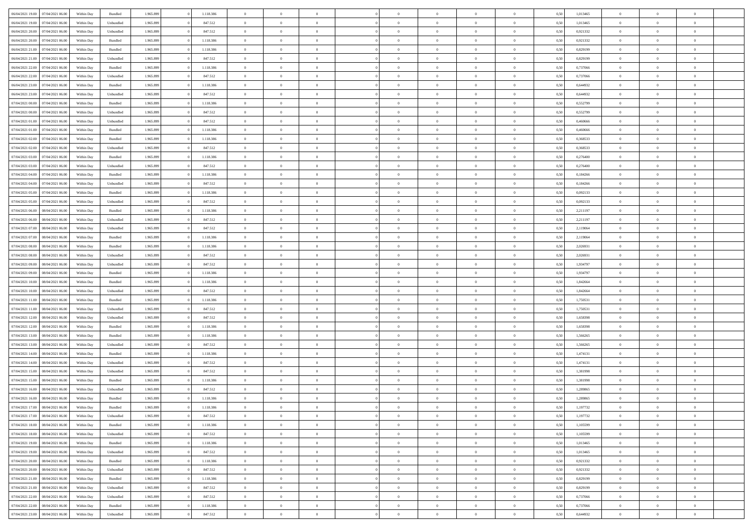| | | | | | | | | | | | | | | | | | | | | | |
|---|---|---|---|---|---|---|---|---|---|---|---|---|---|---|---|---|---|---|---|---|---|
| 06/04/2021 19.00 | 07/04/2021 06.00 | Within Day | Bundled | 1.965.899 | 0 | 1.118.386 | 0 | 0 | 0 | | 0 | 0 | 0 | 0 | 0 | 0,50 | 1,013465 | 0 | 0 | 0 | |
| 06/04/2021 19.00 | 07/04/2021 06.00 | Within Day | Unbundled | 1.965.899 | 0 | 847.512 | 0 | 0 | 0 | | 0 | 0 | 0 | 0 | 0 | 0,50 | 1,013465 | 0 | 0 | 0 | |
| 06/04/2021 20.00 | 07/04/2021 06.00 | Within Day | Unbundled | 1.965.899 | 0 | 847.512 | 0 | 0 | 0 | | 0 | 0 | 0 | 0 | 0 | 0,50 | 0,921332 | 0 | 0 | 0 | |
| 06/04/2021 20.00 | 07/04/2021 06.00 | Within Day | Bundled | 1.965.899 | 0 | 1.118.386 | 0 | 0 | 0 | | 0 | 0 | 0 | 0 | 0 | 0,50 | 0,921332 | 0 | 0 | 0 | |
| 06/04/2021 21.00 | 07/04/2021 06.00 | Within Day | Bundled | 1.965.899 | 0 | 1.118.386 | 0 | 0 | 0 | | 0 | 0 | 0 | 0 | 0 | 0,50 | 0,829199 | 0 | 0 | 0 | |
| 06/04/2021 21.00 | 07/04/2021 06.00 | Within Day | Unbundled | 1.965.899 | 0 | 847.512 | 0 | 0 | 0 | | 0 | 0 | 0 | 0 | 0 | 0,50 | 0,829199 | 0 | 0 | 0 | |
| 06/04/2021 22.00 | 07/04/2021 06.00 | Within Day | Bundled | 1.965.899 | 0 | 1.118.386 | 0 | 0 | 0 | | 0 | 0 | 0 | 0 | 0 | 0,50 | 0,737066 | 0 | 0 | 0 | |
| 06/04/2021 22.00 | 07/04/2021 06.00 | Within Day | Unbundled | 1.965.899 | 0 | 847.512 | 0 | 0 | 0 | | 0 | 0 | 0 | 0 | 0 | 0,50 | 0,737066 | 0 | 0 | 0 | |
| 06/04/2021 23.00 | 07/04/2021 06.00 | Within Day | Bundled | 1.965.899 | 0 | 1.118.386 | 0 | 0 | 0 | | 0 | 0 | 0 | 0 | 0 | 0,50 | 0,644932 | 0 | 0 | 0 | |
| 06/04/2021 23.00 | 07/04/2021 06.00 | Within Day | Unbundled | 1.965.899 | 0 | 847.512 | 0 | 0 | 0 | | 0 | 0 | 0 | 0 | 0 | 0,50 | 0,644932 | 0 | 0 | 0 | |
| 07/04/2021 00.00 | 07/04/2021 06.00 | Within Day | Bundled | 1.965.899 | 0 | 1.118.386 | 0 | 0 | 0 | | 0 | 0 | 0 | 0 | 0 | 0,50 | 0,552799 | 0 | 0 | 0 | |
| 07/04/2021 00.00 | 07/04/2021 06.00 | Within Day | Unbundled | 1.965.899 | 0 | 847.512 | 0 | 0 | 0 | | 0 | 0 | 0 | 0 | 0 | 0,50 | 0,552799 | 0 | 0 | 0 | |
| 07/04/2021 01.00 | 07/04/2021 06.00 | Within Day | Unbundled | 1.965.899 | 0 | 847.512 | 0 | 0 | 0 | | 0 | 0 | 0 | 0 | 0 | 0,50 | 0,460666 | 0 | 0 | 0 | |
| 07/04/2021 01.00 | 07/04/2021 06.00 | Within Day | Bundled | 1.965.899 | 0 | 1.118.386 | 0 | 0 | 0 | | 0 | 0 | 0 | 0 | 0 | 0,50 | 0,460666 | 0 | 0 | 0 | |
| 07/04/2021 02.00 | 07/04/2021 06.00 | Within Day | Bundled | 1.965.899 | 0 | 1.118.386 | 0 | 0 | 0 | | 0 | 0 | 0 | 0 | 0 | 0,50 | 0,368533 | 0 | 0 | 0 | |
| 07/04/2021 02.00 | 07/04/2021 06.00 | Within Day | Unbundled | 1.965.899 | 0 | 847.512 | 0 | 0 | 0 | | 0 | 0 | 0 | 0 | 0 | 0,50 | 0,368533 | 0 | 0 | 0 | |
| 07/04/2021 03.00 | 07/04/2021 06.00 | Within Day | Bundled | 1.965.899 | 0 | 1.118.386 | 0 | 0 | 0 | | 0 | 0 | 0 | 0 | 0 | 0,50 | 0,276400 | 0 | 0 | 0 | |
| 07/04/2021 03.00 | 07/04/2021 06.00 | Within Day | Unbundled | 1.965.899 | 0 | 847.512 | 0 | 0 | 0 | | 0 | 0 | 0 | 0 | 0 | 0,50 | 0,276400 | 0 | 0 | 0 | |
| 07/04/2021 04.00 | 07/04/2021 06.00 | Within Day | Bundled | 1.965.899 | 0 | 1.118.386 | 0 | 0 | 0 | | 0 | 0 | 0 | 0 | 0 | 0,50 | 0,184266 | 0 | 0 | 0 | |
| 07/04/2021 04.00 | 07/04/2021 06.00 | Within Day | Unbundled | 1.965.899 | 0 | 847.512 | 0 | 0 | 0 | | 0 | 0 | 0 | 0 | 0 | 0,50 | 0,184266 | 0 | 0 | 0 | |
| 07/04/2021 05.00 | 07/04/2021 06.00 | Within Day | Bundled | 1.965.899 | 0 | 1.118.386 | 0 | 0 | 0 | | 0 | 0 | 0 | 0 | 0 | 0,50 | 0,092133 | 0 | 0 | 0 | |
| 07/04/2021 05.00 | 07/04/2021 06.00 | Within Day | Unbundled | 1.965.899 | 0 | 847.512 | 0 | 0 | 0 | | 0 | 0 | 0 | 0 | 0 | 0,50 | 0,092133 | 0 | 0 | 0 | |
| 07/04/2021 06.00 | 08/04/2021 06.00 | Within Day | Bundled | 1.965.899 | 0 | 1.118.386 | 0 | 0 | 0 | | 0 | 0 | 0 | 0 | 0 | 0,50 | 2,211197 | 0 | 0 | 0 | |
| 07/04/2021 06.00 | 08/04/2021 06.00 | Within Day | Unbundled | 1.965.899 | 0 | 847.512 | 0 | 0 | 0 | | 0 | 0 | 0 | 0 | 0 | 0,50 | 2,211197 | 0 | 0 | 0 | |
| 07/04/2021 07.00 | 08/04/2021 06.00 | Within Day | Unbundled | 1.965.899 | 0 | 847.512 | 0 | 0 | 0 | | 0 | 0 | 0 | 0 | 0 | 0,50 | 2,119064 | 0 | 0 | 0 | |
| 07/04/2021 07.00 | 08/04/2021 06.00 | Within Day | Bundled | 1.965.899 | 0 | 1.118.386 | 0 | 0 | 0 | | 0 | 0 | 0 | 0 | 0 | 0,50 | 2,119064 | 0 | 0 | 0 | |
| 07/04/2021 08.00 | 08/04/2021 06.00 | Within Day | Bundled | 1.965.899 | 0 | 1.118.386 | 0 | 0 | 0 | | 0 | 0 | 0 | 0 | 0 | 0,50 | 2,026931 | 0 | 0 | 0 | |
| 07/04/2021 08.00 | 08/04/2021 06.00 | Within Day | Unbundled | 1.965.899 | 0 | 847.512 | 0 | 0 | 0 | | 0 | 0 | 0 | 0 | 0 | 0,50 | 2,026931 | 0 | 0 | 0 | |
| 07/04/2021 09.00 | 08/04/2021 06.00 | Within Day | Unbundled | 1.965.899 | 0 | 847.512 | 0 | 0 | 0 | | 0 | 0 | 0 | 0 | 0 | 0,50 | 1,934797 | 0 | 0 | 0 | |
| 07/04/2021 09.00 | 08/04/2021 06.00 | Within Day | Bundled | 1.965.899 | 0 | 1.118.386 | 0 | 0 | 0 | | 0 | 0 | 0 | 0 | 0 | 0,50 | 1,934797 | 0 | 0 | 0 | |
| 07/04/2021 10.00 | 08/04/2021 06.00 | Within Day | Bundled | 1.965.899 | 0 | 1.118.386 | 0 | 0 | 0 | | 0 | 0 | 0 | 0 | 0 | 0,50 | 1,842664 | 0 | 0 | 0 | |
| 07/04/2021 10.00 | 08/04/2021 06.00 | Within Day | Unbundled | 1.965.899 | 0 | 847.512 | 0 | 0 | 0 | | 0 | 0 | 0 | 0 | 0 | 0,50 | 1,842664 | 0 | 0 | 0 | |
| 07/04/2021 11.00 | 08/04/2021 06.00 | Within Day | Bundled | 1.965.899 | 0 | 1.118.386 | 0 | 0 | 0 | | 0 | 0 | 0 | 0 | 0 | 0,50 | 1,750531 | 0 | 0 | 0 | |
| 07/04/2021 11.00 | 08/04/2021 06.00 | Within Day | Unbundled | 1.965.899 | 0 | 847.512 | 0 | 0 | 0 | | 0 | 0 | 0 | 0 | 0 | 0,50 | 1,750531 | 0 | 0 | 0 | |
| 07/04/2021 12.00 | 08/04/2021 06.00 | Within Day | Unbundled | 1.965.899 | 0 | 847.512 | 0 | 0 | 0 | | 0 | 0 | 0 | 0 | 0 | 0,50 | 1,658398 | 0 | 0 | 0 | |
| 07/04/2021 12.00 | 08/04/2021 06.00 | Within Day | Bundled | 1.965.899 | 0 | 1.118.386 | 0 | 0 | 0 | | 0 | 0 | 0 | 0 | 0 | 0,50 | 1,658398 | 0 | 0 | 0 | |
| 07/04/2021 13.00 | 08/04/2021 06.00 | Within Day | Bundled | 1.965.899 | 0 | 1.118.386 | 0 | 0 | 0 | | 0 | 0 | 0 | 0 | 0 | 0,50 | 1,566265 | 0 | 0 | 0 | |
| 07/04/2021 13.00 | 08/04/2021 06.00 | Within Day | Unbundled | 1.965.899 | 0 | 847.512 | 0 | 0 | 0 | | 0 | 0 | 0 | 0 | 0 | 0,50 | 1,566265 | 0 | 0 | 0 | |
| 07/04/2021 14.00 | 08/04/2021 06.00 | Within Day | Bundled | 1.965.899 | 0 | 1.118.386 | 0 | 0 | 0 | | 0 | 0 | 0 | 0 | 0 | 0,50 | 1,474131 | 0 | 0 | 0 | |
| 07/04/2021 14.00 | 08/04/2021 06.00 | Within Day | Unbundled | 1.965.899 | 0 | 847.512 | 0 | 0 | 0 | | 0 | 0 | 0 | 0 | 0 | 0,50 | 1,474131 | 0 | 0 | 0 | |
| 07/04/2021 15.00 | 08/04/2021 06.00 | Within Day | Unbundled | 1.965.899 | 0 | 847.512 | 0 | 0 | 0 | | 0 | 0 | 0 | 0 | 0 | 0,50 | 1,381998 | 0 | 0 | 0 | |
| 07/04/2021 15.00 | 08/04/2021 06.00 | Within Day | Bundled | 1.965.899 | 0 | 1.118.386 | 0 | 0 | 0 | | 0 | 0 | 0 | 0 | 0 | 0,50 | 1,381998 | 0 | 0 | 0 | |
| 07/04/2021 16.00 | 08/04/2021 06.00 | Within Day | Unbundled | 1.965.899 | 0 | 847.512 | 0 | 0 | 0 | | 0 | 0 | 0 | 0 | 0 | 0,50 | 1,289865 | 0 | 0 | 0 | |
| 07/04/2021 16.00 | 08/04/2021 06.00 | Within Day | Bundled | 1.965.899 | 0 | 1.118.386 | 0 | 0 | 0 | | 0 | 0 | 0 | 0 | 0 | 0,50 | 1,289865 | 0 | 0 | 0 | |
| 07/04/2021 17.00 | 08/04/2021 06.00 | Within Day | Bundled | 1.965.899 | 0 | 1.118.386 | 0 | 0 | 0 | | 0 | 0 | 0 | 0 | 0 | 0,50 | 1,197732 | 0 | 0 | 0 | |
| 07/04/2021 17.00 | 08/04/2021 06.00 | Within Day | Unbundled | 1.965.899 | 0 | 847.512 | 0 | 0 | 0 | | 0 | 0 | 0 | 0 | 0 | 0,50 | 1,197732 | 0 | 0 | 0 | |
| 07/04/2021 18.00 | 08/04/2021 06.00 | Within Day | Bundled | 1.965.899 | 0 | 1.118.386 | 0 | 0 | 0 | | 0 | 0 | 0 | 0 | 0 | 0,50 | 1,105599 | 0 | 0 | 0 | |
| 07/04/2021 18.00 | 08/04/2021 06.00 | Within Day | Unbundled | 1.965.899 | 0 | 847.512 | 0 | 0 | 0 | | 0 | 0 | 0 | 0 | 0 | 0,50 | 1,105599 | 0 | 0 | 0 | |
| 07/04/2021 19.00 | 08/04/2021 06.00 | Within Day | Bundled | 1.965.899 | 0 | 1.118.386 | 0 | 0 | 0 | | 0 | 0 | 0 | 0 | 0 | 0,50 | 1,013465 | 0 | 0 | 0 | |
| 07/04/2021 19.00 | 08/04/2021 06.00 | Within Day | Unbundled | 1.965.899 | 0 | 847.512 | 0 | 0 | 0 | | 0 | 0 | 0 | 0 | 0 | 0,50 | 1,013465 | 0 | 0 | 0 | |
| 07/04/2021 20.00 | 08/04/2021 06.00 | Within Day | Bundled | 1.965.899 | 0 | 1.118.386 | 0 | 0 | 0 | | 0 | 0 | 0 | 0 | 0 | 0,50 | 0,921332 | 0 | 0 | 0 | |
| 07/04/2021 20.00 | 08/04/2021 06.00 | Within Day | Unbundled | 1.965.899 | 0 | 847.512 | 0 | 0 | 0 | | 0 | 0 | 0 | 0 | 0 | 0,50 | 0,921332 | 0 | 0 | 0 | |
| 07/04/2021 21.00 | 08/04/2021 06.00 | Within Day | Bundled | 1.965.899 | 0 | 1.118.386 | 0 | 0 | 0 | | 0 | 0 | 0 | 0 | 0 | 0,50 | 0,829199 | 0 | 0 | 0 | |
| 07/04/2021 21.00 | 08/04/2021 06.00 | Within Day | Unbundled | 1.965.899 | 0 | 847.512 | 0 | 0 | 0 | | 0 | 0 | 0 | 0 | 0 | 0,50 | 0,829199 | 0 | 0 | 0 | |
| 07/04/2021 22.00 | 08/04/2021 06.00 | Within Day | Unbundled | 1.965.899 | 0 | 847.512 | 0 | 0 | 0 | | 0 | 0 | 0 | 0 | 0 | 0,50 | 0,737066 | 0 | 0 | 0 | |
| 07/04/2021 22.00 | 08/04/2021 06.00 | Within Day | Bundled | 1.965.899 | 0 | 1.118.386 | 0 | 0 | 0 | | 0 | 0 | 0 | 0 | 0 | 0,50 | 0,737066 | 0 | 0 | 0 | |
| 07/04/2021 23.00 | 08/04/2021 06.00 | Within Day | Unbundled | 1.965.899 | 0 | 847.512 | 0 | 0 | 0 | | 0 | 0 | 0 | 0 | 0 | 0,50 | 0,644932 | 0 | 0 | 0 | |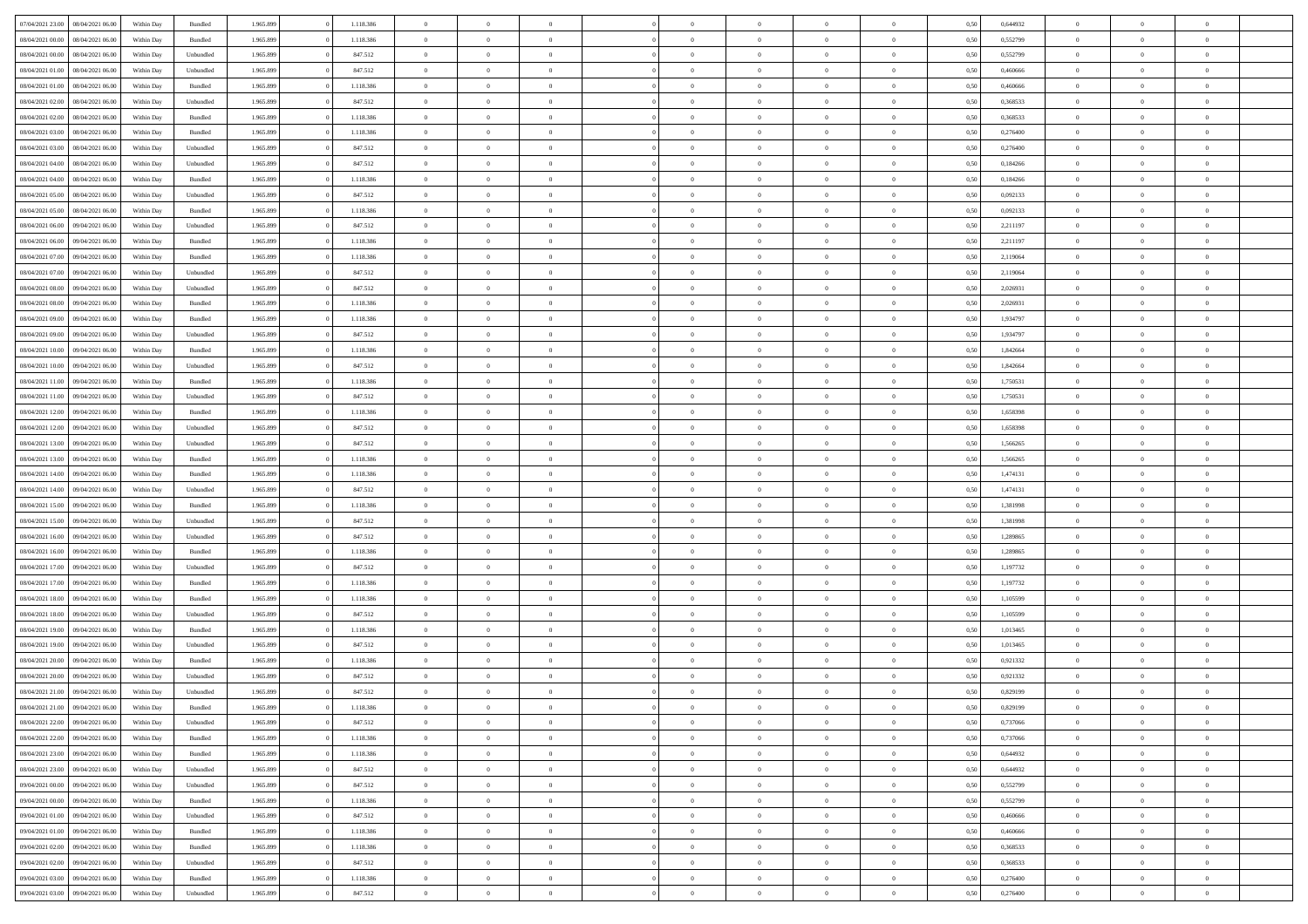| | | | | | | | | | | | | | | | | | | | | | |
|---|---|---|---|---|---|---|---|---|---|---|---|---|---|---|---|---|---|---|---|---|---|
| 07/04/2021 23.00 | 08/04/2021 06.00 | Within Day | Bundled | 1.965.899 | 0 | 1.118.386 | 0 | 0 | 0 | | 0 | 0 | 0 | 0 | 0,50 | 0,644932 | 0 | 0 | 0 | |
| 08/04/2021 00.00 | 08/04/2021 06.00 | Within Day | Bundled | 1.965.899 | 0 | 1.118.386 | 0 | 0 | 0 | | 0 | 0 | 0 | 0 | 0,50 | 0,552799 | 0 | 0 | 0 | |
| 08/04/2021 00.00 | 08/04/2021 06.00 | Within Day | Unbundled | 1.965.899 | 0 | 847.512 | 0 | 0 | 0 | | 0 | 0 | 0 | 0 | 0,50 | 0,552799 | 0 | 0 | 0 | |
| 08/04/2021 01.00 | 08/04/2021 06.00 | Within Day | Unbundled | 1.965.899 | 0 | 847.512 | 0 | 0 | 0 | | 0 | 0 | 0 | 0 | 0,50 | 0,460666 | 0 | 0 | 0 | |
| 08/04/2021 01.00 | 08/04/2021 06.00 | Within Day | Bundled | 1.965.899 | 0 | 1.118.386 | 0 | 0 | 0 | | 0 | 0 | 0 | 0 | 0,50 | 0,460666 | 0 | 0 | 0 | |
| 08/04/2021 02.00 | 08/04/2021 06.00 | Within Day | Unbundled | 1.965.899 | 0 | 847.512 | 0 | 0 | 0 | | 0 | 0 | 0 | 0 | 0,50 | 0,368533 | 0 | 0 | 0 | |
| 08/04/2021 02.00 | 08/04/2021 06.00 | Within Day | Bundled | 1.965.899 | 0 | 1.118.386 | 0 | 0 | 0 | | 0 | 0 | 0 | 0 | 0,50 | 0,368533 | 0 | 0 | 0 | |
| 08/04/2021 03.00 | 08/04/2021 06.00 | Within Day | Bundled | 1.965.899 | 0 | 1.118.386 | 0 | 0 | 0 | | 0 | 0 | 0 | 0 | 0,50 | 0,276400 | 0 | 0 | 0 | |
| 08/04/2021 03.00 | 08/04/2021 06.00 | Within Day | Unbundled | 1.965.899 | 0 | 847.512 | 0 | 0 | 0 | | 0 | 0 | 0 | 0 | 0,50 | 0,276400 | 0 | 0 | 0 | |
| 08/04/2021 04.00 | 08/04/2021 06.00 | Within Day | Unbundled | 1.965.899 | 0 | 847.512 | 0 | 0 | 0 | | 0 | 0 | 0 | 0 | 0,50 | 0,184266 | 0 | 0 | 0 | |
| 08/04/2021 04.00 | 08/04/2021 06.00 | Within Day | Bundled | 1.965.899 | 0 | 1.118.386 | 0 | 0 | 0 | | 0 | 0 | 0 | 0 | 0,50 | 0,184266 | 0 | 0 | 0 | |
| 08/04/2021 05.00 | 08/04/2021 06.00 | Within Day | Unbundled | 1.965.899 | 0 | 847.512 | 0 | 0 | 0 | | 0 | 0 | 0 | 0 | 0,50 | 0,092133 | 0 | 0 | 0 | |
| 08/04/2021 05.00 | 08/04/2021 06.00 | Within Day | Bundled | 1.965.899 | 0 | 1.118.386 | 0 | 0 | 0 | | 0 | 0 | 0 | 0 | 0,50 | 0,092133 | 0 | 0 | 0 | |
| 08/04/2021 06.00 | 09/04/2021 06.00 | Within Day | Unbundled | 1.965.899 | 0 | 847.512 | 0 | 0 | 0 | | 0 | 0 | 0 | 0 | 0,50 | 2,211197 | 0 | 0 | 0 | |
| 08/04/2021 06.00 | 09/04/2021 06.00 | Within Day | Bundled | 1.965.899 | 0 | 1.118.386 | 0 | 0 | 0 | | 0 | 0 | 0 | 0 | 0,50 | 2,211197 | 0 | 0 | 0 | |
| 08/04/2021 07.00 | 09/04/2021 06.00 | Within Day | Bundled | 1.965.899 | 0 | 1.118.386 | 0 | 0 | 0 | | 0 | 0 | 0 | 0 | 0,50 | 2,119064 | 0 | 0 | 0 | |
| 08/04/2021 07.00 | 09/04/2021 06.00 | Within Day | Unbundled | 1.965.899 | 0 | 847.512 | 0 | 0 | 0 | | 0 | 0 | 0 | 0 | 0,50 | 2,119064 | 0 | 0 | 0 | |
| 08/04/2021 08.00 | 09/04/2021 06.00 | Within Day | Unbundled | 1.965.899 | 0 | 847.512 | 0 | 0 | 0 | | 0 | 0 | 0 | 0 | 0,50 | 2,026931 | 0 | 0 | 0 | |
| 08/04/2021 08.00 | 09/04/2021 06.00 | Within Day | Bundled | 1.965.899 | 0 | 1.118.386 | 0 | 0 | 0 | | 0 | 0 | 0 | 0 | 0,50 | 2,026931 | 0 | 0 | 0 | |
| 08/04/2021 09.00 | 09/04/2021 06.00 | Within Day | Bundled | 1.965.899 | 0 | 1.118.386 | 0 | 0 | 0 | | 0 | 0 | 0 | 0 | 0,50 | 1,934797 | 0 | 0 | 0 | |
| 08/04/2021 09.00 | 09/04/2021 06.00 | Within Day | Unbundled | 1.965.899 | 0 | 847.512 | 0 | 0 | 0 | | 0 | 0 | 0 | 0 | 0,50 | 1,934797 | 0 | 0 | 0 | |
| 08/04/2021 10.00 | 09/04/2021 06.00 | Within Day | Bundled | 1.965.899 | 0 | 1.118.386 | 0 | 0 | 0 | | 0 | 0 | 0 | 0 | 0,50 | 1,842664 | 0 | 0 | 0 | |
| 08/04/2021 10.00 | 09/04/2021 06.00 | Within Day | Unbundled | 1.965.899 | 0 | 847.512 | 0 | 0 | 0 | | 0 | 0 | 0 | 0 | 0,50 | 1,842664 | 0 | 0 | 0 | |
| 08/04/2021 11.00 | 09/04/2021 06.00 | Within Day | Bundled | 1.965.899 | 0 | 1.118.386 | 0 | 0 | 0 | | 0 | 0 | 0 | 0 | 0,50 | 1,750531 | 0 | 0 | 0 | |
| 08/04/2021 11.00 | 09/04/2021 06.00 | Within Day | Unbundled | 1.965.899 | 0 | 847.512 | 0 | 0 | 0 | | 0 | 0 | 0 | 0 | 0,50 | 1,750531 | 0 | 0 | 0 | |
| 08/04/2021 12.00 | 09/04/2021 06.00 | Within Day | Bundled | 1.965.899 | 0 | 1.118.386 | 0 | 0 | 0 | | 0 | 0 | 0 | 0 | 0,50 | 1,658398 | 0 | 0 | 0 | |
| 08/04/2021 12.00 | 09/04/2021 06.00 | Within Day | Unbundled | 1.965.899 | 0 | 847.512 | 0 | 0 | 0 | | 0 | 0 | 0 | 0 | 0,50 | 1,658398 | 0 | 0 | 0 | |
| 08/04/2021 13.00 | 09/04/2021 06.00 | Within Day | Unbundled | 1.965.899 | 0 | 847.512 | 0 | 0 | 0 | | 0 | 0 | 0 | 0 | 0,50 | 1,566265 | 0 | 0 | 0 | |
| 08/04/2021 13.00 | 09/04/2021 06.00 | Within Day | Bundled | 1.965.899 | 0 | 1.118.386 | 0 | 0 | 0 | | 0 | 0 | 0 | 0 | 0,50 | 1,566265 | 0 | 0 | 0 | |
| 08/04/2021 14.00 | 09/04/2021 06.00 | Within Day | Bundled | 1.965.899 | 0 | 1.118.386 | 0 | 0 | 0 | | 0 | 0 | 0 | 0 | 0,50 | 1,474131 | 0 | 0 | 0 | |
| 08/04/2021 14.00 | 09/04/2021 06.00 | Within Day | Unbundled | 1.965.899 | 0 | 847.512 | 0 | 0 | 0 | | 0 | 0 | 0 | 0 | 0,50 | 1,474131 | 0 | 0 | 0 | |
| 08/04/2021 15.00 | 09/04/2021 06.00 | Within Day | Bundled | 1.965.899 | 0 | 1.118.386 | 0 | 0 | 0 | | 0 | 0 | 0 | 0 | 0,50 | 1,381998 | 0 | 0 | 0 | |
| 08/04/2021 15.00 | 09/04/2021 06.00 | Within Day | Unbundled | 1.965.899 | 0 | 847.512 | 0 | 0 | 0 | | 0 | 0 | 0 | 0 | 0,50 | 1,381998 | 0 | 0 | 0 | |
| 08/04/2021 16.00 | 09/04/2021 06.00 | Within Day | Unbundled | 1.965.899 | 0 | 847.512 | 0 | 0 | 0 | | 0 | 0 | 0 | 0 | 0,50 | 1,289865 | 0 | 0 | 0 | |
| 08/04/2021 16.00 | 09/04/2021 06.00 | Within Day | Bundled | 1.965.899 | 0 | 1.118.386 | 0 | 0 | 0 | | 0 | 0 | 0 | 0 | 0,50 | 1,289865 | 0 | 0 | 0 | |
| 08/04/2021 17.00 | 09/04/2021 06.00 | Within Day | Unbundled | 1.965.899 | 0 | 847.512 | 0 | 0 | 0 | | 0 | 0 | 0 | 0 | 0,50 | 1,197732 | 0 | 0 | 0 | |
| 08/04/2021 17.00 | 09/04/2021 06.00 | Within Day | Bundled | 1.965.899 | 0 | 1.118.386 | 0 | 0 | 0 | | 0 | 0 | 0 | 0 | 0,50 | 1,197732 | 0 | 0 | 0 | |
| 08/04/2021 18.00 | 09/04/2021 06.00 | Within Day | Bundled | 1.965.899 | 0 | 1.118.386 | 0 | 0 | 0 | | 0 | 0 | 0 | 0 | 0,50 | 1,105599 | 0 | 0 | 0 | |
| 08/04/2021 18.00 | 09/04/2021 06.00 | Within Day | Unbundled | 1.965.899 | 0 | 847.512 | 0 | 0 | 0 | | 0 | 0 | 0 | 0 | 0,50 | 1,105599 | 0 | 0 | 0 | |
| 08/04/2021 19.00 | 09/04/2021 06.00 | Within Day | Bundled | 1.965.899 | 0 | 1.118.386 | 0 | 0 | 0 | | 0 | 0 | 0 | 0 | 0,50 | 1,013465 | 0 | 0 | 0 | |
| 08/04/2021 19.00 | 09/04/2021 06.00 | Within Day | Unbundled | 1.965.899 | 0 | 847.512 | 0 | 0 | 0 | | 0 | 0 | 0 | 0 | 0,50 | 1,013465 | 0 | 0 | 0 | |
| 08/04/2021 20.00 | 09/04/2021 06.00 | Within Day | Bundled | 1.965.899 | 0 | 1.118.386 | 0 | 0 | 0 | | 0 | 0 | 0 | 0 | 0,50 | 0,921332 | 0 | 0 | 0 | |
| 08/04/2021 20.00 | 09/04/2021 06.00 | Within Day | Unbundled | 1.965.899 | 0 | 847.512 | 0 | 0 | 0 | | 0 | 0 | 0 | 0 | 0,50 | 0,921332 | 0 | 0 | 0 | |
| 08/04/2021 21.00 | 09/04/2021 06.00 | Within Day | Unbundled | 1.965.899 | 0 | 847.512 | 0 | 0 | 0 | | 0 | 0 | 0 | 0 | 0,50 | 0,829199 | 0 | 0 | 0 | |
| 08/04/2021 21.00 | 09/04/2021 06.00 | Within Day | Bundled | 1.965.899 | 0 | 1.118.386 | 0 | 0 | 0 | | 0 | 0 | 0 | 0 | 0,50 | 0,829199 | 0 | 0 | 0 | |
| 08/04/2021 22.00 | 09/04/2021 06.00 | Within Day | Unbundled | 1.965.899 | 0 | 847.512 | 0 | 0 | 0 | | 0 | 0 | 0 | 0 | 0,50 | 0,737066 | 0 | 0 | 0 | |
| 08/04/2021 22.00 | 09/04/2021 06.00 | Within Day | Bundled | 1.965.899 | 0 | 1.118.386 | 0 | 0 | 0 | | 0 | 0 | 0 | 0 | 0,50 | 0,737066 | 0 | 0 | 0 | |
| 08/04/2021 23.00 | 09/04/2021 06.00 | Within Day | Bundled | 1.965.899 | 0 | 1.118.386 | 0 | 0 | 0 | | 0 | 0 | 0 | 0 | 0,50 | 0,644932 | 0 | 0 | 0 | |
| 08/04/2021 23.00 | 09/04/2021 06.00 | Within Day | Unbundled | 1.965.899 | 0 | 847.512 | 0 | 0 | 0 | | 0 | 0 | 0 | 0 | 0,50 | 0,644932 | 0 | 0 | 0 | |
| 09/04/2021 00.00 | 09/04/2021 06.00 | Within Day | Unbundled | 1.965.899 | 0 | 847.512 | 0 | 0 | 0 | | 0 | 0 | 0 | 0 | 0,50 | 0,552799 | 0 | 0 | 0 | |
| 09/04/2021 00.00 | 09/04/2021 06.00 | Within Day | Bundled | 1.965.899 | 0 | 1.118.386 | 0 | 0 | 0 | | 0 | 0 | 0 | 0 | 0,50 | 0,552799 | 0 | 0 | 0 | |
| 09/04/2021 01.00 | 09/04/2021 06.00 | Within Day | Unbundled | 1.965.899 | 0 | 847.512 | 0 | 0 | 0 | | 0 | 0 | 0 | 0 | 0,50 | 0,460666 | 0 | 0 | 0 | |
| 09/04/2021 01.00 | 09/04/2021 06.00 | Within Day | Bundled | 1.965.899 | 0 | 1.118.386 | 0 | 0 | 0 | | 0 | 0 | 0 | 0 | 0,50 | 0,460666 | 0 | 0 | 0 | |
| 09/04/2021 02.00 | 09/04/2021 06.00 | Within Day | Bundled | 1.965.899 | 0 | 1.118.386 | 0 | 0 | 0 | | 0 | 0 | 0 | 0 | 0,50 | 0,368533 | 0 | 0 | 0 | |
| 09/04/2021 02.00 | 09/04/2021 06.00 | Within Day | Unbundled | 1.965.899 | 0 | 847.512 | 0 | 0 | 0 | | 0 | 0 | 0 | 0 | 0,50 | 0,368533 | 0 | 0 | 0 | |
| 09/04/2021 03.00 | 09/04/2021 06.00 | Within Day | Bundled | 1.965.899 | 0 | 1.118.386 | 0 | 0 | 0 | | 0 | 0 | 0 | 0 | 0,50 | 0,276400 | 0 | 0 | 0 | |
| 09/04/2021 03.00 | 09/04/2021 06.00 | Within Day | Unbundled | 1.965.899 | 0 | 847.512 | 0 | 0 | 0 | | 0 | 0 | 0 | 0 | 0,50 | 0,276400 | 0 | 0 | 0 | |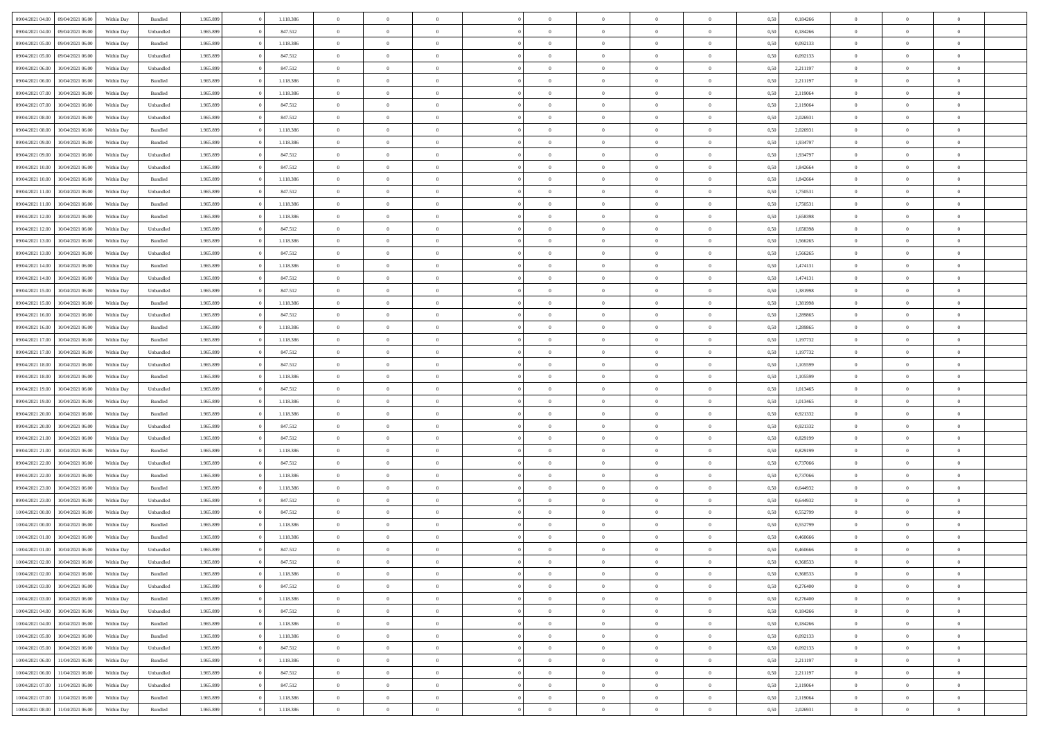| | | | | | | | | | | | | | | | | | | | | |
|---|---|---|---|---|---|---|---|---|---|---|---|---|---|---|---|---|---|---|---|---|
| 09/04/2021 04:00 | 09/04/2021 06:00 | Within Day | Bundled | 1.965.899 | 0 | 1.118.386 | 0 | 0 | 0 | | 0 | 0 | 0 | 0 | 0,50 | 0,184266 | 0 | 0 | 0 | |
| 09/04/2021 04:00 | 09/04/2021 06:00 | Within Day | Unbundled | 1.965.899 | 0 | 847.512 | 0 | 0 | 0 | | 0 | 0 | 0 | 0 | 0,50 | 0,184266 | 0 | 0 | 0 | |
| 09/04/2021 05:00 | 09/04/2021 06:00 | Within Day | Bundled | 1.965.899 | 0 | 1.118.386 | 0 | 0 | 0 | | 0 | 0 | 0 | 0 | 0,50 | 0,092133 | 0 | 0 | 0 | |
| 09/04/2021 05:00 | 09/04/2021 06:00 | Within Day | Unbundled | 1.965.899 | 0 | 847.512 | 0 | 0 | 0 | | 0 | 0 | 0 | 0 | 0,50 | 0,092133 | 0 | 0 | 0 | |
| 09/04/2021 06:00 | 10/04/2021 06:00 | Within Day | Unbundled | 1.965.899 | 0 | 847.512 | 0 | 0 | 0 | | 0 | 0 | 0 | 0 | 0,50 | 2,211197 | 0 | 0 | 0 | |
| 09/04/2021 06:00 | 10/04/2021 06:00 | Within Day | Bundled | 1.965.899 | 0 | 1.118.386 | 0 | 0 | 0 | | 0 | 0 | 0 | 0 | 0,50 | 2,211197 | 0 | 0 | 0 | |
| 09/04/2021 07:00 | 10/04/2021 06:00 | Within Day | Bundled | 1.965.899 | 0 | 1.118.386 | 0 | 0 | 0 | | 0 | 0 | 0 | 0 | 0,50 | 2,119064 | 0 | 0 | 0 | |
| 09/04/2021 07:00 | 10/04/2021 06:00 | Within Day | Unbundled | 1.965.899 | 0 | 847.512 | 0 | 0 | 0 | | 0 | 0 | 0 | 0 | 0,50 | 2,119064 | 0 | 0 | 0 | |
| 09/04/2021 08:00 | 10/04/2021 06:00 | Within Day | Unbundled | 1.965.899 | 0 | 847.512 | 0 | 0 | 0 | | 0 | 0 | 0 | 0 | 0,50 | 2,026931 | 0 | 0 | 0 | |
| 09/04/2021 08:00 | 10/04/2021 06:00 | Within Day | Bundled | 1.965.899 | 0 | 1.118.386 | 0 | 0 | 0 | | 0 | 0 | 0 | 0 | 0,50 | 2,026931 | 0 | 0 | 0 | |
| 09/04/2021 09:00 | 10/04/2021 06:00 | Within Day | Bundled | 1.965.899 | 0 | 1.118.386 | 0 | 0 | 0 | | 0 | 0 | 0 | 0 | 0,50 | 1,934797 | 0 | 0 | 0 | |
| 09/04/2021 09:00 | 10/04/2021 06:00 | Within Day | Unbundled | 1.965.899 | 0 | 847.512 | 0 | 0 | 0 | | 0 | 0 | 0 | 0 | 0,50 | 1,934797 | 0 | 0 | 0 | |
| 09/04/2021 10:00 | 10/04/2021 06:00 | Within Day | Unbundled | 1.965.899 | 0 | 847.512 | 0 | 0 | 0 | | 0 | 0 | 0 | 0 | 0,50 | 1,842664 | 0 | 0 | 0 | |
| 09/04/2021 10:00 | 10/04/2021 06:00 | Within Day | Bundled | 1.965.899 | 0 | 1.118.386 | 0 | 0 | 0 | | 0 | 0 | 0 | 0 | 0,50 | 1,842664 | 0 | 0 | 0 | |
| 09/04/2021 11:00 | 10/04/2021 06:00 | Within Day | Unbundled | 1.965.899 | 0 | 847.512 | 0 | 0 | 0 | | 0 | 0 | 0 | 0 | 0,50 | 1,750531 | 0 | 0 | 0 | |
| 09/04/2021 11:00 | 10/04/2021 06:00 | Within Day | Bundled | 1.965.899 | 0 | 1.118.386 | 0 | 0 | 0 | | 0 | 0 | 0 | 0 | 0,50 | 1,750531 | 0 | 0 | 0 | |
| 09/04/2021 12:00 | 10/04/2021 06:00 | Within Day | Bundled | 1.965.899 | 0 | 1.118.386 | 0 | 0 | 0 | | 0 | 0 | 0 | 0 | 0,50 | 1,658398 | 0 | 0 | 0 | |
| 09/04/2021 12:00 | 10/04/2021 06:00 | Within Day | Unbundled | 1.965.899 | 0 | 847.512 | 0 | 0 | 0 | | 0 | 0 | 0 | 0 | 0,50 | 1,658398 | 0 | 0 | 0 | |
| 09/04/2021 13:00 | 10/04/2021 06:00 | Within Day | Bundled | 1.965.899 | 0 | 1.118.386 | 0 | 0 | 0 | | 0 | 0 | 0 | 0 | 0,50 | 1,566265 | 0 | 0 | 0 | |
| 09/04/2021 13:00 | 10/04/2021 06:00 | Within Day | Unbundled | 1.965.899 | 0 | 847.512 | 0 | 0 | 0 | | 0 | 0 | 0 | 0 | 0,50 | 1,566265 | 0 | 0 | 0 | |
| 09/04/2021 14:00 | 10/04/2021 06:00 | Within Day | Bundled | 1.965.899 | 0 | 1.118.386 | 0 | 0 | 0 | | 0 | 0 | 0 | 0 | 0,50 | 1,474131 | 0 | 0 | 0 | |
| 09/04/2021 14:00 | 10/04/2021 06:00 | Within Day | Unbundled | 1.965.899 | 0 | 847.512 | 0 | 0 | 0 | | 0 | 0 | 0 | 0 | 0,50 | 1,474131 | 0 | 0 | 0 | |
| 09/04/2021 15:00 | 10/04/2021 06:00 | Within Day | Unbundled | 1.965.899 | 0 | 847.512 | 0 | 0 | 0 | | 0 | 0 | 0 | 0 | 0,50 | 1,381998 | 0 | 0 | 0 | |
| 09/04/2021 15:00 | 10/04/2021 06:00 | Within Day | Bundled | 1.965.899 | 0 | 1.118.386 | 0 | 0 | 0 | | 0 | 0 | 0 | 0 | 0,50 | 1,381998 | 0 | 0 | 0 | |
| 09/04/2021 16:00 | 10/04/2021 06:00 | Within Day | Unbundled | 1.965.899 | 0 | 847.512 | 0 | 0 | 0 | | 0 | 0 | 0 | 0 | 0,50 | 1,289865 | 0 | 0 | 0 | |
| 09/04/2021 16:00 | 10/04/2021 06:00 | Within Day | Bundled | 1.965.899 | 0 | 1.118.386 | 0 | 0 | 0 | | 0 | 0 | 0 | 0 | 0,50 | 1,289865 | 0 | 0 | 0 | |
| 09/04/2021 17:00 | 10/04/2021 06:00 | Within Day | Bundled | 1.965.899 | 0 | 1.118.386 | 0 | 0 | 0 | | 0 | 0 | 0 | 0 | 0,50 | 1,197732 | 0 | 0 | 0 | |
| 09/04/2021 17:00 | 10/04/2021 06:00 | Within Day | Unbundled | 1.965.899 | 0 | 847.512 | 0 | 0 | 0 | | 0 | 0 | 0 | 0 | 0,50 | 1,197732 | 0 | 0 | 0 | |
| 09/04/2021 18:00 | 10/04/2021 06:00 | Within Day | Unbundled | 1.965.899 | 0 | 847.512 | 0 | 0 | 0 | | 0 | 0 | 0 | 0 | 0,50 | 1,105599 | 0 | 0 | 0 | |
| 09/04/2021 18:00 | 10/04/2021 06:00 | Within Day | Bundled | 1.965.899 | 0 | 1.118.386 | 0 | 0 | 0 | | 0 | 0 | 0 | 0 | 0,50 | 1,105599 | 0 | 0 | 0 | |
| 09/04/2021 19:00 | 10/04/2021 06:00 | Within Day | Unbundled | 1.965.899 | 0 | 847.512 | 0 | 0 | 0 | | 0 | 0 | 0 | 0 | 0,50 | 1,013465 | 0 | 0 | 0 | |
| 09/04/2021 19:00 | 10/04/2021 06:00 | Within Day | Bundled | 1.965.899 | 0 | 1.118.386 | 0 | 0 | 0 | | 0 | 0 | 0 | 0 | 0,50 | 1,013465 | 0 | 0 | 0 | |
| 09/04/2021 20:00 | 10/04/2021 06:00 | Within Day | Bundled | 1.965.899 | 0 | 1.118.386 | 0 | 0 | 0 | | 0 | 0 | 0 | 0 | 0,50 | 0,921332 | 0 | 0 | 0 | |
| 09/04/2021 20:00 | 10/04/2021 06:00 | Within Day | Unbundled | 1.965.899 | 0 | 847.512 | 0 | 0 | 0 | | 0 | 0 | 0 | 0 | 0,50 | 0,921332 | 0 | 0 | 0 | |
| 09/04/2021 21:00 | 10/04/2021 06:00 | Within Day | Unbundled | 1.965.899 | 0 | 847.512 | 0 | 0 | 0 | | 0 | 0 | 0 | 0 | 0,50 | 0,829199 | 0 | 0 | 0 | |
| 09/04/2021 21:00 | 10/04/2021 06:00 | Within Day | Bundled | 1.965.899 | 0 | 1.118.386 | 0 | 0 | 0 | | 0 | 0 | 0 | 0 | 0,50 | 0,829199 | 0 | 0 | 0 | |
| 09/04/2021 22:00 | 10/04/2021 06:00 | Within Day | Unbundled | 1.965.899 | 0 | 847.512 | 0 | 0 | 0 | | 0 | 0 | 0 | 0 | 0,50 | 0,737066 | 0 | 0 | 0 | |
| 09/04/2021 22:00 | 10/04/2021 06:00 | Within Day | Bundled | 1.965.899 | 0 | 1.118.386 | 0 | 0 | 0 | | 0 | 0 | 0 | 0 | 0,50 | 0,737066 | 0 | 0 | 0 | |
| 09/04/2021 23:00 | 10/04/2021 06:00 | Within Day | Bundled | 1.965.899 | 0 | 1.118.386 | 0 | 0 | 0 | | 0 | 0 | 0 | 0 | 0,50 | 0,644932 | 0 | 0 | 0 | |
| 09/04/2021 23:00 | 10/04/2021 06:00 | Within Day | Unbundled | 1.965.899 | 0 | 847.512 | 0 | 0 | 0 | | 0 | 0 | 0 | 0 | 0,50 | 0,644932 | 0 | 0 | 0 | |
| 10/04/2021 00:00 | 10/04/2021 06:00 | Within Day | Unbundled | 1.965.899 | 0 | 847.512 | 0 | 0 | 0 | | 0 | 0 | 0 | 0 | 0,50 | 0,552799 | 0 | 0 | 0 | |
| 10/04/2021 00:00 | 10/04/2021 06:00 | Within Day | Bundled | 1.965.899 | 0 | 1.118.386 | 0 | 0 | 0 | | 0 | 0 | 0 | 0 | 0,50 | 0,552799 | 0 | 0 | 0 | |
| 10/04/2021 01:00 | 10/04/2021 06:00 | Within Day | Bundled | 1.965.899 | 0 | 1.118.386 | 0 | 0 | 0 | | 0 | 0 | 0 | 0 | 0,50 | 0,460666 | 0 | 0 | 0 | |
| 10/04/2021 01:00 | 10/04/2021 06:00 | Within Day | Unbundled | 1.965.899 | 0 | 847.512 | 0 | 0 | 0 | | 0 | 0 | 0 | 0 | 0,50 | 0,460666 | 0 | 0 | 0 | |
| 10/04/2021 02:00 | 10/04/2021 06:00 | Within Day | Unbundled | 1.965.899 | 0 | 847.512 | 0 | 0 | 0 | | 0 | 0 | 0 | 0 | 0,50 | 0,368533 | 0 | 0 | 0 | |
| 10/04/2021 02:00 | 10/04/2021 06:00 | Within Day | Bundled | 1.965.899 | 0 | 1.118.386 | 0 | 0 | 0 | | 0 | 0 | 0 | 0 | 0,50 | 0,368533 | 0 | 0 | 0 | |
| 10/04/2021 03:00 | 10/04/2021 06:00 | Within Day | Unbundled | 1.965.899 | 0 | 847.512 | 0 | 0 | 0 | | 0 | 0 | 0 | 0 | 0,50 | 0,276400 | 0 | 0 | 0 | |
| 10/04/2021 03:00 | 10/04/2021 06:00 | Within Day | Bundled | 1.965.899 | 0 | 1.118.386 | 0 | 0 | 0 | | 0 | 0 | 0 | 0 | 0,50 | 0,276400 | 0 | 0 | 0 | |
| 10/04/2021 04:00 | 10/04/2021 06:00 | Within Day | Unbundled | 1.965.899 | 0 | 847.512 | 0 | 0 | 0 | | 0 | 0 | 0 | 0 | 0,50 | 0,184266 | 0 | 0 | 0 | |
| 10/04/2021 04:00 | 10/04/2021 06:00 | Within Day | Bundled | 1.965.899 | 0 | 1.118.386 | 0 | 0 | 0 | | 0 | 0 | 0 | 0 | 0,50 | 0,184266 | 0 | 0 | 0 | |
| 10/04/2021 05:00 | 10/04/2021 06:00 | Within Day | Bundled | 1.965.899 | 0 | 1.118.386 | 0 | 0 | 0 | | 0 | 0 | 0 | 0 | 0,50 | 0,092133 | 0 | 0 | 0 | |
| 10/04/2021 05:00 | 10/04/2021 06:00 | Within Day | Unbundled | 1.965.899 | 0 | 847.512 | 0 | 0 | 0 | | 0 | 0 | 0 | 0 | 0,50 | 0,092133 | 0 | 0 | 0 | |
| 10/04/2021 06:00 | 11/04/2021 06:00 | Within Day | Bundled | 1.965.899 | 0 | 1.118.386 | 0 | 0 | 0 | | 0 | 0 | 0 | 0 | 0,50 | 2,211197 | 0 | 0 | 0 | |
| 10/04/2021 06:00 | 11/04/2021 06:00 | Within Day | Unbundled | 1.965.899 | 0 | 847.512 | 0 | 0 | 0 | | 0 | 0 | 0 | 0 | 0,50 | 2,211197 | 0 | 0 | 0 | |
| 10/04/2021 07:00 | 11/04/2021 06:00 | Within Day | Unbundled | 1.965.899 | 0 | 847.512 | 0 | 0 | 0 | | 0 | 0 | 0 | 0 | 0,50 | 2,119064 | 0 | 0 | 0 | |
| 10/04/2021 07:00 | 11/04/2021 06:00 | Within Day | Bundled | 1.965.899 | 0 | 1.118.386 | 0 | 0 | 0 | | 0 | 0 | 0 | 0 | 0,50 | 2,119064 | 0 | 0 | 0 | |
| 10/04/2021 08:00 | 11/04/2021 06:00 | Within Day | Bundled | 1.965.899 | 0 | 1.118.386 | 0 | 0 | 0 | | 0 | 0 | 0 | 0 | 0,50 | 2,026931 | 0 | 0 | 0 | |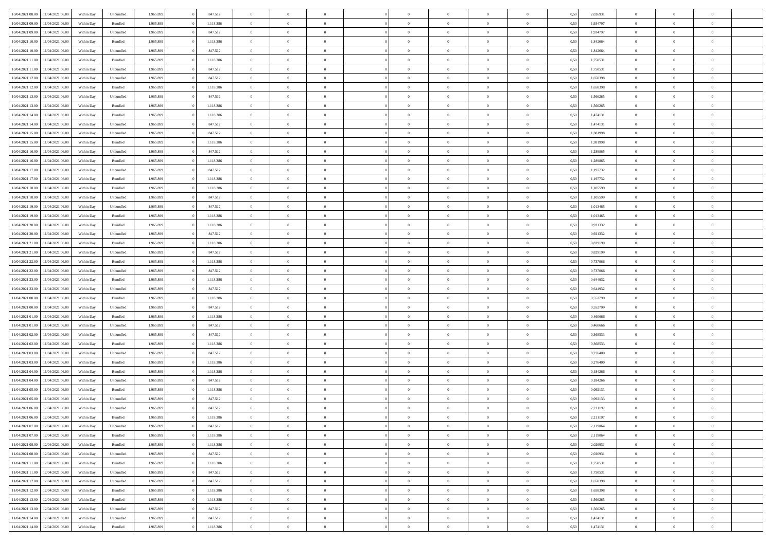| 10/04/2021 08:00 | 11/04/2021 06:00 | Within Day | Unbundled | 1.965.899 | 0 | 847.512 | 0 | 0 | 0 | | 0 | 0 | 0 | 0 | 0,50 | 2,026931 | 0 | 0 | 0 | |
|---|---|---|---|---|---|---|---|---|---|---|---|---|---|---|---|---|---|---|---|---|
| 10/04/2021 09:00 | 11/04/2021 06:00 | Within Day | Bundled | 1.965.899 | 0 | 1.118.386 | 0 | 0 | 0 | | 0 | 0 | 0 | 0 | 0,50 | 1,934797 | 0 | 0 | 0 | |
| 10/04/2021 09:00 | 11/04/2021 06:00 | Within Day | Unbundled | 1.965.899 | 0 | 847.512 | 0 | 0 | 0 | | 0 | 0 | 0 | 0 | 0,50 | 1,934797 | 0 | 0 | 0 | |
| 10/04/2021 10:00 | 11/04/2021 06:00 | Within Day | Bundled | 1.965.899 | 0 | 1.118.386 | 0 | 0 | 0 | | 0 | 0 | 0 | 0 | 0,50 | 1,842664 | 0 | 0 | 0 | |
| 10/04/2021 10:00 | 11/04/2021 06:00 | Within Day | Unbundled | 1.965.899 | 0 | 847.512 | 0 | 0 | 0 | | 0 | 0 | 0 | 0 | 0,50 | 1,842664 | 0 | 0 | 0 | |
| 10/04/2021 11:00 | 11/04/2021 06:00 | Within Day | Bundled | 1.965.899 | 0 | 1.118.386 | 0 | 0 | 0 | | 0 | 0 | 0 | 0 | 0,50 | 1,750531 | 0 | 0 | 0 | |
| 10/04/2021 11:00 | 11/04/2021 06:00 | Within Day | Unbundled | 1.965.899 | 0 | 847.512 | 0 | 0 | 0 | | 0 | 0 | 0 | 0 | 0,50 | 1,750531 | 0 | 0 | 0 | |
| 10/04/2021 12:00 | 11/04/2021 06:00 | Within Day | Unbundled | 1.965.899 | 0 | 847.512 | 0 | 0 | 0 | | 0 | 0 | 0 | 0 | 0,50 | 1,658398 | 0 | 0 | 0 | |
| 10/04/2021 12:00 | 11/04/2021 06:00 | Within Day | Bundled | 1.965.899 | 0 | 1.118.386 | 0 | 0 | 0 | | 0 | 0 | 0 | 0 | 0,50 | 1,658398 | 0 | 0 | 0 | |
| 10/04/2021 13:00 | 11/04/2021 06:00 | Within Day | Unbundled | 1.965.899 | 0 | 847.512 | 0 | 0 | 0 | | 0 | 0 | 0 | 0 | 0,50 | 1,566265 | 0 | 0 | 0 | |
| 10/04/2021 13:00 | 11/04/2021 06:00 | Within Day | Bundled | 1.965.899 | 0 | 1.118.386 | 0 | 0 | 0 | | 0 | 0 | 0 | 0 | 0,50 | 1,566265 | 0 | 0 | 0 | |
| 10/04/2021 14:00 | 11/04/2021 06:00 | Within Day | Bundled | 1.965.899 | 0 | 1.118.386 | 0 | 0 | 0 | | 0 | 0 | 0 | 0 | 0,50 | 1,474131 | 0 | 0 | 0 | |
| 10/04/2021 14:00 | 11/04/2021 06:00 | Within Day | Unbundled | 1.965.899 | 0 | 847.512 | 0 | 0 | 0 | | 0 | 0 | 0 | 0 | 0,50 | 1,474131 | 0 | 0 | 0 | |
| 10/04/2021 15:00 | 11/04/2021 06:00 | Within Day | Unbundled | 1.965.899 | 0 | 847.512 | 0 | 0 | 0 | | 0 | 0 | 0 | 0 | 0,50 | 1,381998 | 0 | 0 | 0 | |
| 10/04/2021 15:00 | 11/04/2021 06:00 | Within Day | Bundled | 1.965.899 | 0 | 1.118.386 | 0 | 0 | 0 | | 0 | 0 | 0 | 0 | 0,50 | 1,381998 | 0 | 0 | 0 | |
| 10/04/2021 16:00 | 11/04/2021 06:00 | Within Day | Unbundled | 1.965.899 | 0 | 847.512 | 0 | 0 | 0 | | 0 | 0 | 0 | 0 | 0,50 | 1,289865 | 0 | 0 | 0 | |
| 10/04/2021 16:00 | 11/04/2021 06:00 | Within Day | Bundled | 1.965.899 | 0 | 1.118.386 | 0 | 0 | 0 | | 0 | 0 | 0 | 0 | 0,50 | 1,289865 | 0 | 0 | 0 | |
| 10/04/2021 17:00 | 11/04/2021 06:00 | Within Day | Unbundled | 1.965.899 | 0 | 847.512 | 0 | 0 | 0 | | 0 | 0 | 0 | 0 | 0,50 | 1,197732 | 0 | 0 | 0 | |
| 10/04/2021 17:00 | 11/04/2021 06:00 | Within Day | Bundled | 1.965.899 | 0 | 1.118.386 | 0 | 0 | 0 | | 0 | 0 | 0 | 0 | 0,50 | 1,197732 | 0 | 0 | 0 | |
| 10/04/2021 18:00 | 11/04/2021 06:00 | Within Day | Bundled | 1.965.899 | 0 | 1.118.386 | 0 | 0 | 0 | | 0 | 0 | 0 | 0 | 0,50 | 1,105599 | 0 | 0 | 0 | |
| 10/04/2021 18:00 | 11/04/2021 06:00 | Within Day | Unbundled | 1.965.899 | 0 | 847.512 | 0 | 0 | 0 | | 0 | 0 | 0 | 0 | 0,50 | 1,105599 | 0 | 0 | 0 | |
| 10/04/2021 19:00 | 11/04/2021 06:00 | Within Day | Unbundled | 1.965.899 | 0 | 847.512 | 0 | 0 | 0 | | 0 | 0 | 0 | 0 | 0,50 | 1,013465 | 0 | 0 | 0 | |
| 10/04/2021 19:00 | 11/04/2021 06:00 | Within Day | Bundled | 1.965.899 | 0 | 1.118.386 | 0 | 0 | 0 | | 0 | 0 | 0 | 0 | 0,50 | 1,013465 | 0 | 0 | 0 | |
| 10/04/2021 20:00 | 11/04/2021 06:00 | Within Day | Bundled | 1.965.899 | 0 | 1.118.386 | 0 | 0 | 0 | | 0 | 0 | 0 | 0 | 0,50 | 0,921332 | 0 | 0 | 0 | |
| 10/04/2021 20:00 | 11/04/2021 06:00 | Within Day | Unbundled | 1.965.899 | 0 | 847.512 | 0 | 0 | 0 | | 0 | 0 | 0 | 0 | 0,50 | 0,921332 | 0 | 0 | 0 | |
| 10/04/2021 21:00 | 11/04/2021 06:00 | Within Day | Bundled | 1.965.899 | 0 | 1.118.386 | 0 | 0 | 0 | | 0 | 0 | 0 | 0 | 0,50 | 0,829199 | 0 | 0 | 0 | |
| 10/04/2021 21:00 | 11/04/2021 06:00 | Within Day | Unbundled | 1.965.899 | 0 | 847.512 | 0 | 0 | 0 | | 0 | 0 | 0 | 0 | 0,50 | 0,829199 | 0 | 0 | 0 | |
| 10/04/2021 22:00 | 11/04/2021 06:00 | Within Day | Bundled | 1.965.899 | 0 | 1.118.386 | 0 | 0 | 0 | | 0 | 0 | 0 | 0 | 0,50 | 0,737066 | 0 | 0 | 0 | |
| 10/04/2021 22:00 | 11/04/2021 06:00 | Within Day | Unbundled | 1.965.899 | 0 | 847.512 | 0 | 0 | 0 | | 0 | 0 | 0 | 0 | 0,50 | 0,737066 | 0 | 0 | 0 | |
| 10/04/2021 23:00 | 11/04/2021 06:00 | Within Day | Bundled | 1.965.899 | 0 | 1.118.386 | 0 | 0 | 0 | | 0 | 0 | 0 | 0 | 0,50 | 0,644932 | 0 | 0 | 0 | |
| 10/04/2021 23:00 | 11/04/2021 06:00 | Within Day | Unbundled | 1.965.899 | 0 | 847.512 | 0 | 0 | 0 | | 0 | 0 | 0 | 0 | 0,50 | 0,644932 | 0 | 0 | 0 | |
| 11/04/2021 00:00 | 11/04/2021 06:00 | Within Day | Bundled | 1.965.899 | 0 | 1.118.386 | 0 | 0 | 0 | | 0 | 0 | 0 | 0 | 0,50 | 0,552799 | 0 | 0 | 0 | |
| 11/04/2021 00:00 | 11/04/2021 06:00 | Within Day | Unbundled | 1.965.899 | 0 | 847.512 | 0 | 0 | 0 | | 0 | 0 | 0 | 0 | 0,50 | 0,552799 | 0 | 0 | 0 | |
| 11/04/2021 01:00 | 11/04/2021 06:00 | Within Day | Bundled | 1.965.899 | 0 | 1.118.386 | 0 | 0 | 0 | | 0 | 0 | 0 | 0 | 0,50 | 0,460666 | 0 | 0 | 0 | |
| 11/04/2021 01:00 | 11/04/2021 06:00 | Within Day | Unbundled | 1.965.899 | 0 | 847.512 | 0 | 0 | 0 | | 0 | 0 | 0 | 0 | 0,50 | 0,460666 | 0 | 0 | 0 | |
| 11/04/2021 02:00 | 11/04/2021 06:00 | Within Day | Unbundled | 1.965.899 | 0 | 847.512 | 0 | 0 | 0 | | 0 | 0 | 0 | 0 | 0,50 | 0,368533 | 0 | 0 | 0 | |
| 11/04/2021 02:00 | 11/04/2021 06:00 | Within Day | Bundled | 1.965.899 | 0 | 1.118.386 | 0 | 0 | 0 | | 0 | 0 | 0 | 0 | 0,50 | 0,368533 | 0 | 0 | 0 | |
| 11/04/2021 03:00 | 11/04/2021 06:00 | Within Day | Unbundled | 1.965.899 | 0 | 847.512 | 0 | 0 | 0 | | 0 | 0 | 0 | 0 | 0,50 | 0,276400 | 0 | 0 | 0 | |
| 11/04/2021 03:00 | 11/04/2021 06:00 | Within Day | Bundled | 1.965.899 | 0 | 1.118.386 | 0 | 0 | 0 | | 0 | 0 | 0 | 0 | 0,50 | 0,276400 | 0 | 0 | 0 | |
| 11/04/2021 04:00 | 11/04/2021 06:00 | Within Day | Bundled | 1.965.899 | 0 | 1.118.386 | 0 | 0 | 0 | | 0 | 0 | 0 | 0 | 0,50 | 0,184266 | 0 | 0 | 0 | |
| 11/04/2021 04:00 | 11/04/2021 06:00 | Within Day | Unbundled | 1.965.899 | 0 | 847.512 | 0 | 0 | 0 | | 0 | 0 | 0 | 0 | 0,50 | 0,184266 | 0 | 0 | 0 | |
| 11/04/2021 05:00 | 11/04/2021 06:00 | Within Day | Bundled | 1.965.899 | 0 | 1.118.386 | 0 | 0 | 0 | | 0 | 0 | 0 | 0 | 0,50 | 0,092133 | 0 | 0 | 0 | |
| 11/04/2021 05:00 | 11/04/2021 06:00 | Within Day | Unbundled | 1.965.899 | 0 | 847.512 | 0 | 0 | 0 | | 0 | 0 | 0 | 0 | 0,50 | 0,092133 | 0 | 0 | 0 | |
| 11/04/2021 06:00 | 12/04/2021 06:00 | Within Day | Unbundled | 1.965.899 | 0 | 847.512 | 0 | 0 | 0 | | 0 | 0 | 0 | 0 | 0,50 | 2,211197 | 0 | 0 | 0 | |
| 11/04/2021 06:00 | 12/04/2021 06:00 | Within Day | Bundled | 1.965.899 | 0 | 1.118.386 | 0 | 0 | 0 | | 0 | 0 | 0 | 0 | 0,50 | 2,211197 | 0 | 0 | 0 | |
| 11/04/2021 07:00 | 12/04/2021 06:00 | Within Day | Unbundled | 1.965.899 | 0 | 847.512 | 0 | 0 | 0 | | 0 | 0 | 0 | 0 | 0,50 | 2,119064 | 0 | 0 | 0 | |
| 11/04/2021 07:00 | 12/04/2021 06:00 | Within Day | Bundled | 1.965.899 | 0 | 1.118.386 | 0 | 0 | 0 | | 0 | 0 | 0 | 0 | 0,50 | 2,119064 | 0 | 0 | 0 | |
| 11/04/2021 08:00 | 12/04/2021 06:00 | Within Day | Bundled | 1.965.899 | 0 | 1.118.386 | 0 | 0 | 0 | | 0 | 0 | 0 | 0 | 0,50 | 2,026931 | 0 | 0 | 0 | |
| 11/04/2021 08:00 | 12/04/2021 06:00 | Within Day | Unbundled | 1.965.899 | 0 | 847.512 | 0 | 0 | 0 | | 0 | 0 | 0 | 0 | 0,50 | 2,026931 | 0 | 0 | 0 | |
| 11/04/2021 11:00 | 12/04/2021 06:00 | Within Day | Bundled | 1.965.899 | 0 | 1.118.386 | 0 | 0 | 0 | | 0 | 0 | 0 | 0 | 0,50 | 1,750531 | 0 | 0 | 0 | |
| 11/04/2021 11:00 | 12/04/2021 06:00 | Within Day | Unbundled | 1.965.899 | 0 | 847.512 | 0 | 0 | 0 | | 0 | 0 | 0 | 0 | 0,50 | 1,750531 | 0 | 0 | 0 | |
| 11/04/2021 12:00 | 12/04/2021 06:00 | Within Day | Unbundled | 1.965.899 | 0 | 847.512 | 0 | 0 | 0 | | 0 | 0 | 0 | 0 | 0,50 | 1,658398 | 0 | 0 | 0 | |
| 11/04/2021 12:00 | 12/04/2021 06:00 | Within Day | Bundled | 1.965.899 | 0 | 1.118.386 | 0 | 0 | 0 | | 0 | 0 | 0 | 0 | 0,50 | 1,658398 | 0 | 0 | 0 | |
| 11/04/2021 13:00 | 12/04/2021 06:00 | Within Day | Bundled | 1.965.899 | 0 | 1.118.386 | 0 | 0 | 0 | | 0 | 0 | 0 | 0 | 0,50 | 1,566265 | 0 | 0 | 0 | |
| 11/04/2021 13:00 | 12/04/2021 06:00 | Within Day | Unbundled | 1.965.899 | 0 | 847.512 | 0 | 0 | 0 | | 0 | 0 | 0 | 0 | 0,50 | 1,566265 | 0 | 0 | 0 | |
| 11/04/2021 14:00 | 12/04/2021 06:00 | Within Day | Unbundled | 1.965.899 | 0 | 847.512 | 0 | 0 | 0 | | 0 | 0 | 0 | 0 | 0,50 | 1,474131 | 0 | 0 | 0 | |
| 11/04/2021 14:00 | 12/04/2021 06:00 | Within Day | Bundled | 1.965.899 | 0 | 1.118.386 | 0 | 0 | 0 | | 0 | 0 | 0 | 0 | 0,50 | 1,474131 | 0 | 0 | 0 | |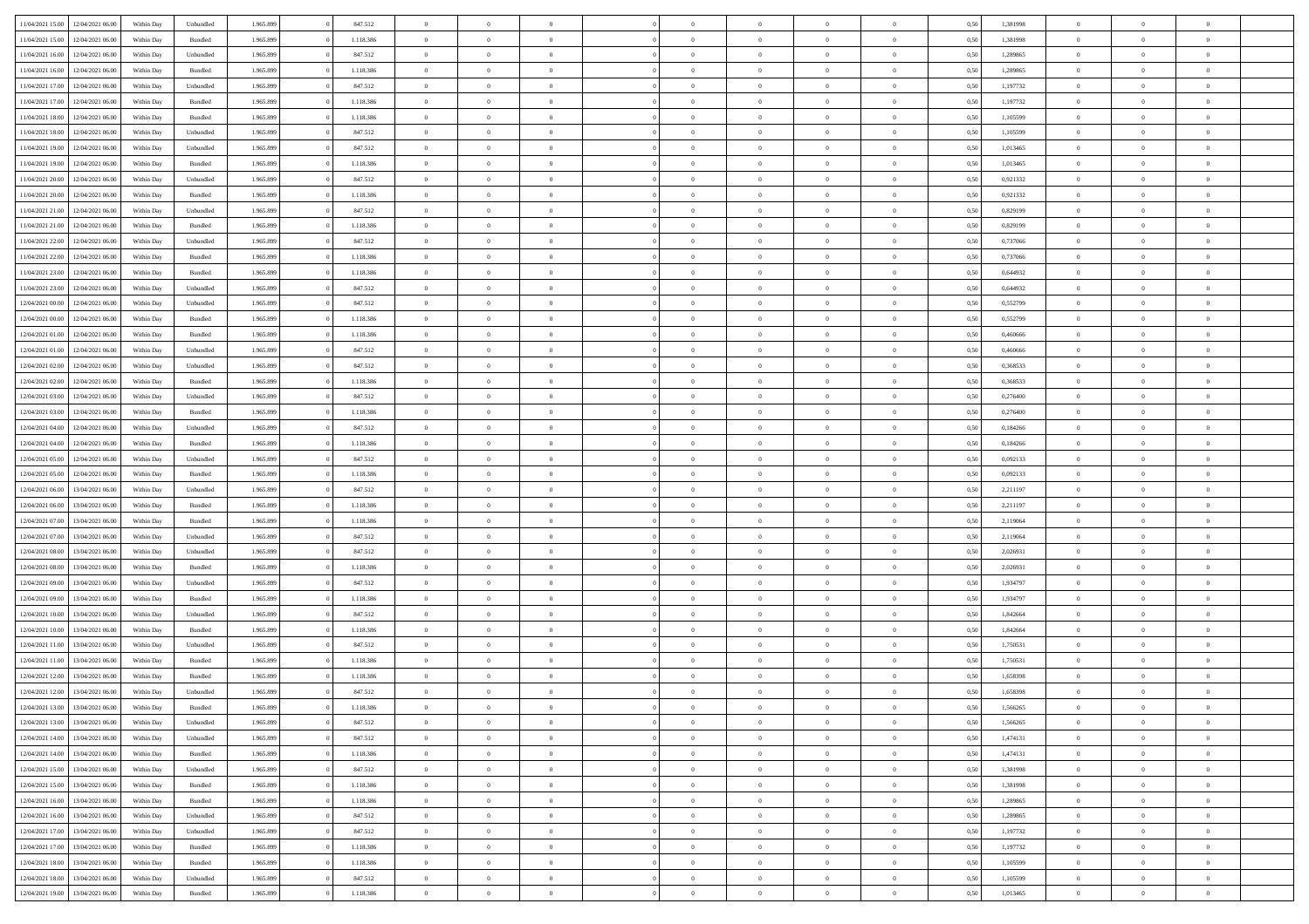| | | | | | | | | | | | | | | | | | | | | |
|---|---|---|---|---|---|---|---|---|---|---|---|---|---|---|---|---|---|---|---|---|
| 11/04/2021 15:00 | 12/04/2021 06:00 | Within Day | Unbundled | 1.965.899 | 0 | 847.512 | 0 | 0 | 0 | | 0 | 0 | 0 | 0 | 0,50 | 1,381998 | 0 | 0 | 0 | |
| 11/04/2021 15:00 | 12/04/2021 06:00 | Within Day | Bundled | 1.965.899 | 0 | 1.118.386 | 0 | 0 | 0 | | 0 | 0 | 0 | 0 | 0,50 | 1,381998 | 0 | 0 | 0 | |
| 11/04/2021 16:00 | 12/04/2021 06:00 | Within Day | Unbundled | 1.965.899 | 0 | 847.512 | 0 | 0 | 0 | | 0 | 0 | 0 | 0 | 0,50 | 1,289865 | 0 | 0 | 0 | |
| 11/04/2021 16:00 | 12/04/2021 06:00 | Within Day | Bundled | 1.965.899 | 0 | 1.118.386 | 0 | 0 | 0 | | 0 | 0 | 0 | 0 | 0,50 | 1,289865 | 0 | 0 | 0 | |
| 11/04/2021 17:00 | 12/04/2021 06:00 | Within Day | Unbundled | 1.965.899 | 0 | 847.512 | 0 | 0 | 0 | | 0 | 0 | 0 | 0 | 0,50 | 1,197732 | 0 | 0 | 0 | |
| 11/04/2021 17:00 | 12/04/2021 06:00 | Within Day | Bundled | 1.965.899 | 0 | 1.118.386 | 0 | 0 | 0 | | 0 | 0 | 0 | 0 | 0,50 | 1,197732 | 0 | 0 | 0 | |
| 11/04/2021 18:00 | 12/04/2021 06:00 | Within Day | Bundled | 1.965.899 | 0 | 1.118.386 | 0 | 0 | 0 | | 0 | 0 | 0 | 0 | 0,50 | 1,105599 | 0 | 0 | 0 | |
| 11/04/2021 18:00 | 12/04/2021 06:00 | Within Day | Unbundled | 1.965.899 | 0 | 847.512 | 0 | 0 | 0 | | 0 | 0 | 0 | 0 | 0,50 | 1,105599 | 0 | 0 | 0 | |
| 11/04/2021 19:00 | 12/04/2021 06:00 | Within Day | Unbundled | 1.965.899 | 0 | 847.512 | 0 | 0 | 0 | | 0 | 0 | 0 | 0 | 0,50 | 1,013465 | 0 | 0 | 0 | |
| 11/04/2021 19:00 | 12/04/2021 06:00 | Within Day | Bundled | 1.965.899 | 0 | 1.118.386 | 0 | 0 | 0 | | 0 | 0 | 0 | 0 | 0,50 | 1,013465 | 0 | 0 | 0 | |
| 11/04/2021 20:00 | 12/04/2021 06:00 | Within Day | Unbundled | 1.965.899 | 0 | 847.512 | 0 | 0 | 0 | | 0 | 0 | 0 | 0 | 0,50 | 0,921332 | 0 | 0 | 0 | |
| 11/04/2021 20:00 | 12/04/2021 06:00 | Within Day | Bundled | 1.965.899 | 0 | 1.118.386 | 0 | 0 | 0 | | 0 | 0 | 0 | 0 | 0,50 | 0,921332 | 0 | 0 | 0 | |
| 11/04/2021 21:00 | 12/04/2021 06:00 | Within Day | Unbundled | 1.965.899 | 0 | 847.512 | 0 | 0 | 0 | | 0 | 0 | 0 | 0 | 0,50 | 0,829199 | 0 | 0 | 0 | |
| 11/04/2021 21:00 | 12/04/2021 06:00 | Within Day | Bundled | 1.965.899 | 0 | 1.118.386 | 0 | 0 | 0 | | 0 | 0 | 0 | 0 | 0,50 | 0,829199 | 0 | 0 | 0 | |
| 11/04/2021 22:00 | 12/04/2021 06:00 | Within Day | Unbundled | 1.965.899 | 0 | 847.512 | 0 | 0 | 0 | | 0 | 0 | 0 | 0 | 0,50 | 0,737066 | 0 | 0 | 0 | |
| 11/04/2021 22:00 | 12/04/2021 06:00 | Within Day | Bundled | 1.965.899 | 0 | 1.118.386 | 0 | 0 | 0 | | 0 | 0 | 0 | 0 | 0,50 | 0,737066 | 0 | 0 | 0 | |
| 11/04/2021 23:00 | 12/04/2021 06:00 | Within Day | Bundled | 1.965.899 | 0 | 1.118.386 | 0 | 0 | 0 | | 0 | 0 | 0 | 0 | 0,50 | 0,644932 | 0 | 0 | 0 | |
| 11/04/2021 23:00 | 12/04/2021 06:00 | Within Day | Unbundled | 1.965.899 | 0 | 847.512 | 0 | 0 | 0 | | 0 | 0 | 0 | 0 | 0,50 | 0,644932 | 0 | 0 | 0 | |
| 12/04/2021 00:00 | 12/04/2021 06:00 | Within Day | Unbundled | 1.965.899 | 0 | 847.512 | 0 | 0 | 0 | | 0 | 0 | 0 | 0 | 0,50 | 0,552799 | 0 | 0 | 0 | |
| 12/04/2021 00:00 | 12/04/2021 06:00 | Within Day | Bundled | 1.965.899 | 0 | 1.118.386 | 0 | 0 | 0 | | 0 | 0 | 0 | 0 | 0,50 | 0,552799 | 0 | 0 | 0 | |
| 12/04/2021 01:00 | 12/04/2021 06:00 | Within Day | Bundled | 1.965.899 | 0 | 1.118.386 | 0 | 0 | 0 | | 0 | 0 | 0 | 0 | 0,50 | 0,460666 | 0 | 0 | 0 | |
| 12/04/2021 01:00 | 12/04/2021 06:00 | Within Day | Unbundled | 1.965.899 | 0 | 847.512 | 0 | 0 | 0 | | 0 | 0 | 0 | 0 | 0,50 | 0,460666 | 0 | 0 | 0 | |
| 12/04/2021 02:00 | 12/04/2021 06:00 | Within Day | Unbundled | 1.965.899 | 0 | 847.512 | 0 | 0 | 0 | | 0 | 0 | 0 | 0 | 0,50 | 0,368533 | 0 | 0 | 0 | |
| 12/04/2021 02:00 | 12/04/2021 06:00 | Within Day | Bundled | 1.965.899 | 0 | 1.118.386 | 0 | 0 | 0 | | 0 | 0 | 0 | 0 | 0,50 | 0,368533 | 0 | 0 | 0 | |
| 12/04/2021 03:00 | 12/04/2021 06:00 | Within Day | Unbundled | 1.965.899 | 0 | 847.512 | 0 | 0 | 0 | | 0 | 0 | 0 | 0 | 0,50 | 0,276400 | 0 | 0 | 0 | |
| 12/04/2021 03:00 | 12/04/2021 06:00 | Within Day | Bundled | 1.965.899 | 0 | 1.118.386 | 0 | 0 | 0 | | 0 | 0 | 0 | 0 | 0,50 | 0,276400 | 0 | 0 | 0 | |
| 12/04/2021 04:00 | 12/04/2021 06:00 | Within Day | Unbundled | 1.965.899 | 0 | 847.512 | 0 | 0 | 0 | | 0 | 0 | 0 | 0 | 0,50 | 0,184266 | 0 | 0 | 0 | |
| 12/04/2021 04:00 | 12/04/2021 06:00 | Within Day | Bundled | 1.965.899 | 0 | 1.118.386 | 0 | 0 | 0 | | 0 | 0 | 0 | 0 | 0,50 | 0,184266 | 0 | 0 | 0 | |
| 12/04/2021 05:00 | 12/04/2021 06:00 | Within Day | Unbundled | 1.965.899 | 0 | 847.512 | 0 | 0 | 0 | | 0 | 0 | 0 | 0 | 0,50 | 0,092133 | 0 | 0 | 0 | |
| 12/04/2021 05:00 | 12/04/2021 06:00 | Within Day | Bundled | 1.965.899 | 0 | 1.118.386 | 0 | 0 | 0 | | 0 | 0 | 0 | 0 | 0,50 | 0,092133 | 0 | 0 | 0 | |
| 12/04/2021 06:00 | 13/04/2021 06:00 | Within Day | Unbundled | 1.965.899 | 0 | 847.512 | 0 | 0 | 0 | | 0 | 0 | 0 | 0 | 0,50 | 2,211197 | 0 | 0 | 0 | |
| 12/04/2021 06:00 | 13/04/2021 06:00 | Within Day | Bundled | 1.965.899 | 0 | 1.118.386 | 0 | 0 | 0 | | 0 | 0 | 0 | 0 | 0,50 | 2,211197 | 0 | 0 | 0 | |
| 12/04/2021 07:00 | 13/04/2021 06:00 | Within Day | Bundled | 1.965.899 | 0 | 1.118.386 | 0 | 0 | 0 | | 0 | 0 | 0 | 0 | 0,50 | 2,119064 | 0 | 0 | 0 | |
| 12/04/2021 07:00 | 13/04/2021 06:00 | Within Day | Unbundled | 1.965.899 | 0 | 847.512 | 0 | 0 | 0 | | 0 | 0 | 0 | 0 | 0,50 | 2,119064 | 0 | 0 | 0 | |
| 12/04/2021 08:00 | 13/04/2021 06:00 | Within Day | Unbundled | 1.965.899 | 0 | 847.512 | 0 | 0 | 0 | | 0 | 0 | 0 | 0 | 0,50 | 2,026931 | 0 | 0 | 0 | |
| 12/04/2021 08:00 | 13/04/2021 06:00 | Within Day | Bundled | 1.965.899 | 0 | 1.118.386 | 0 | 0 | 0 | | 0 | 0 | 0 | 0 | 0,50 | 2,026931 | 0 | 0 | 0 | |
| 12/04/2021 09:00 | 13/04/2021 06:00 | Within Day | Unbundled | 1.965.899 | 0 | 847.512 | 0 | 0 | 0 | | 0 | 0 | 0 | 0 | 0,50 | 1,934797 | 0 | 0 | 0 | |
| 12/04/2021 09:00 | 13/04/2021 06:00 | Within Day | Bundled | 1.965.899 | 0 | 1.118.386 | 0 | 0 | 0 | | 0 | 0 | 0 | 0 | 0,50 | 1,934797 | 0 | 0 | 0 | |
| 12/04/2021 10:00 | 13/04/2021 06:00 | Within Day | Unbundled | 1.965.899 | 0 | 847.512 | 0 | 0 | 0 | | 0 | 0 | 0 | 0 | 0,50 | 1,842664 | 0 | 0 | 0 | |
| 12/04/2021 10:00 | 13/04/2021 06:00 | Within Day | Bundled | 1.965.899 | 0 | 1.118.386 | 0 | 0 | 0 | | 0 | 0 | 0 | 0 | 0,50 | 1,842664 | 0 | 0 | 0 | |
| 12/04/2021 11:00 | 13/04/2021 06:00 | Within Day | Unbundled | 1.965.899 | 0 | 847.512 | 0 | 0 | 0 | | 0 | 0 | 0 | 0 | 0,50 | 1,750531 | 0 | 0 | 0 | |
| 12/04/2021 11:00 | 13/04/2021 06:00 | Within Day | Bundled | 1.965.899 | 0 | 1.118.386 | 0 | 0 | 0 | | 0 | 0 | 0 | 0 | 0,50 | 1,750531 | 0 | 0 | 0 | |
| 12/04/2021 12:00 | 13/04/2021 06:00 | Within Day | Bundled | 1.965.899 | 0 | 1.118.386 | 0 | 0 | 0 | | 0 | 0 | 0 | 0 | 0,50 | 1,658398 | 0 | 0 | 0 | |
| 12/04/2021 12:00 | 13/04/2021 06:00 | Within Day | Unbundled | 1.965.899 | 0 | 847.512 | 0 | 0 | 0 | | 0 | 0 | 0 | 0 | 0,50 | 1,658398 | 0 | 0 | 0 | |
| 12/04/2021 13:00 | 13/04/2021 06:00 | Within Day | Bundled | 1.965.899 | 0 | 1.118.386 | 0 | 0 | 0 | | 0 | 0 | 0 | 0 | 0,50 | 1,566265 | 0 | 0 | 0 | |
| 12/04/2021 13:00 | 13/04/2021 06:00 | Within Day | Unbundled | 1.965.899 | 0 | 847.512 | 0 | 0 | 0 | | 0 | 0 | 0 | 0 | 0,50 | 1,566265 | 0 | 0 | 0 | |
| 12/04/2021 14:00 | 13/04/2021 06:00 | Within Day | Unbundled | 1.965.899 | 0 | 847.512 | 0 | 0 | 0 | | 0 | 0 | 0 | 0 | 0,50 | 1,474131 | 0 | 0 | 0 | |
| 12/04/2021 14:00 | 13/04/2021 06:00 | Within Day | Bundled | 1.965.899 | 0 | 1.118.386 | 0 | 0 | 0 | | 0 | 0 | 0 | 0 | 0,50 | 1,474131 | 0 | 0 | 0 | |
| 12/04/2021 15:00 | 13/04/2021 06:00 | Within Day | Unbundled | 1.965.899 | 0 | 847.512 | 0 | 0 | 0 | | 0 | 0 | 0 | 0 | 0,50 | 1,381998 | 0 | 0 | 0 | |
| 12/04/2021 15:00 | 13/04/2021 06:00 | Within Day | Bundled | 1.965.899 | 0 | 1.118.386 | 0 | 0 | 0 | | 0 | 0 | 0 | 0 | 0,50 | 1,381998 | 0 | 0 | 0 | |
| 12/04/2021 16:00 | 13/04/2021 06:00 | Within Day | Bundled | 1.965.899 | 0 | 1.118.386 | 0 | 0 | 0 | | 0 | 0 | 0 | 0 | 0,50 | 1,289865 | 0 | 0 | 0 | |
| 12/04/2021 16:00 | 13/04/2021 06:00 | Within Day | Unbundled | 1.965.899 | 0 | 847.512 | 0 | 0 | 0 | | 0 | 0 | 0 | 0 | 0,50 | 1,289865 | 0 | 0 | 0 | |
| 12/04/2021 17:00 | 13/04/2021 06:00 | Within Day | Unbundled | 1.965.899 | 0 | 847.512 | 0 | 0 | 0 | | 0 | 0 | 0 | 0 | 0,50 | 1,197732 | 0 | 0 | 0 | |
| 12/04/2021 17:00 | 13/04/2021 06:00 | Within Day | Bundled | 1.965.899 | 0 | 1.118.386 | 0 | 0 | 0 | | 0 | 0 | 0 | 0 | 0,50 | 1,197732 | 0 | 0 | 0 | |
| 12/04/2021 18:00 | 13/04/2021 06:00 | Within Day | Bundled | 1.965.899 | 0 | 1.118.386 | 0 | 0 | 0 | | 0 | 0 | 0 | 0 | 0,50 | 1,105599 | 0 | 0 | 0 | |
| 12/04/2021 18:00 | 13/04/2021 06:00 | Within Day | Unbundled | 1.965.899 | 0 | 847.512 | 0 | 0 | 0 | | 0 | 0 | 0 | 0 | 0,50 | 1,105599 | 0 | 0 | 0 | |
| 12/04/2021 19:00 | 13/04/2021 06:00 | Within Day | Bundled | 1.965.899 | 0 | 1.118.386 | 0 | 0 | 0 | | 0 | 0 | 0 | 0 | 0,50 | 1,013465 | 0 | 0 | 0 | |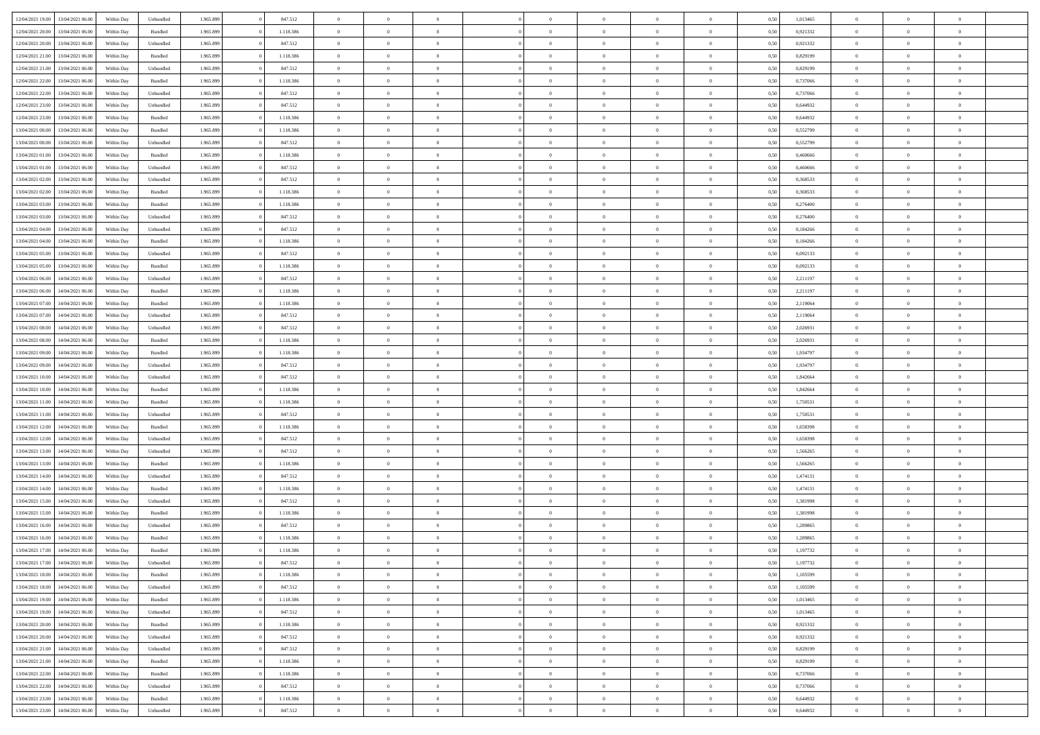| | | | | | | | | | | | | | | | | | | | | |
|---|---|---|---|---|---|---|---|---|---|---|---|---|---|---|---|---|---|---|---|---|
| 12/04/2021 19:00 | 13/04/2021 06:00 | Within Day | Unbundled | 1.965.899 | 0 | 847.512 | 0 | 0 | 0 | | 0 | 0 | 0 | 0 | 0,50 | 1,013465 | 0 | 0 | 0 | |
| 12/04/2021 20:00 | 13/04/2021 06:00 | Within Day | Bundled | 1.965.899 | 0 | 1.118.386 | 0 | 0 | 0 | | 0 | 0 | 0 | 0 | 0,50 | 0,921332 | 0 | 0 | 0 | |
| 12/04/2021 20:00 | 13/04/2021 06:00 | Within Day | Unbundled | 1.965.899 | 0 | 847.512 | 0 | 0 | 0 | | 0 | 0 | 0 | 0 | 0,50 | 0,921332 | 0 | 0 | 0 | |
| 12/04/2021 21:00 | 13/04/2021 06:00 | Within Day | Bundled | 1.965.899 | 0 | 1.118.386 | 0 | 0 | 0 | | 0 | 0 | 0 | 0 | 0,50 | 0,829199 | 0 | 0 | 0 | |
| 12/04/2021 21:00 | 13/04/2021 06:00 | Within Day | Unbundled | 1.965.899 | 0 | 847.512 | 0 | 0 | 0 | | 0 | 0 | 0 | 0 | 0,50 | 0,829199 | 0 | 0 | 0 | |
| 12/04/2021 22:00 | 13/04/2021 06:00 | Within Day | Bundled | 1.965.899 | 0 | 1.118.386 | 0 | 0 | 0 | | 0 | 0 | 0 | 0 | 0,50 | 0,737066 | 0 | 0 | 0 | |
| 12/04/2021 22:00 | 13/04/2021 06:00 | Within Day | Unbundled | 1.965.899 | 0 | 847.512 | 0 | 0 | 0 | | 0 | 0 | 0 | 0 | 0,50 | 0,737066 | 0 | 0 | 0 | |
| 12/04/2021 23:00 | 13/04/2021 06:00 | Within Day | Unbundled | 1.965.899 | 0 | 847.512 | 0 | 0 | 0 | | 0 | 0 | 0 | 0 | 0,50 | 0,644932 | 0 | 0 | 0 | |
| 12/04/2021 23:00 | 13/04/2021 06:00 | Within Day | Bundled | 1.965.899 | 0 | 1.118.386 | 0 | 0 | 0 | | 0 | 0 | 0 | 0 | 0,50 | 0,644932 | 0 | 0 | 0 | |
| 13/04/2021 00:00 | 13/04/2021 06:00 | Within Day | Bundled | 1.965.899 | 0 | 1.118.386 | 0 | 0 | 0 | | 0 | 0 | 0 | 0 | 0,50 | 0,552799 | 0 | 0 | 0 | |
| 13/04/2021 00:00 | 13/04/2021 06:00 | Within Day | Unbundled | 1.965.899 | 0 | 847.512 | 0 | 0 | 0 | | 0 | 0 | 0 | 0 | 0,50 | 0,552799 | 0 | 0 | 0 | |
| 13/04/2021 01:00 | 13/04/2021 06:00 | Within Day | Bundled | 1.965.899 | 0 | 1.118.386 | 0 | 0 | 0 | | 0 | 0 | 0 | 0 | 0,50 | 0,460666 | 0 | 0 | 0 | |
| 13/04/2021 01:00 | 13/04/2021 06:00 | Within Day | Unbundled | 1.965.899 | 0 | 847.512 | 0 | 0 | 0 | | 0 | 0 | 0 | 0 | 0,50 | 0,460666 | 0 | 0 | 0 | |
| 13/04/2021 02:00 | 13/04/2021 06:00 | Within Day | Unbundled | 1.965.899 | 0 | 847.512 | 0 | 0 | 0 | | 0 | 0 | 0 | 0 | 0,50 | 0,368533 | 0 | 0 | 0 | |
| 13/04/2021 02:00 | 13/04/2021 06:00 | Within Day | Bundled | 1.965.899 | 0 | 1.118.386 | 0 | 0 | 0 | | 0 | 0 | 0 | 0 | 0,50 | 0,368533 | 0 | 0 | 0 | |
| 13/04/2021 03:00 | 13/04/2021 06:00 | Within Day | Bundled | 1.965.899 | 0 | 1.118.386 | 0 | 0 | 0 | | 0 | 0 | 0 | 0 | 0,50 | 0,276400 | 0 | 0 | 0 | |
| 13/04/2021 03:00 | 13/04/2021 06:00 | Within Day | Unbundled | 1.965.899 | 0 | 847.512 | 0 | 0 | 0 | | 0 | 0 | 0 | 0 | 0,50 | 0,276400 | 0 | 0 | 0 | |
| 13/04/2021 04:00 | 13/04/2021 06:00 | Within Day | Unbundled | 1.965.899 | 0 | 847.512 | 0 | 0 | 0 | | 0 | 0 | 0 | 0 | 0,50 | 0,184266 | 0 | 0 | 0 | |
| 13/04/2021 04:00 | 13/04/2021 06:00 | Within Day | Bundled | 1.965.899 | 0 | 1.118.386 | 0 | 0 | 0 | | 0 | 0 | 0 | 0 | 0,50 | 0,184266 | 0 | 0 | 0 | |
| 13/04/2021 05:00 | 13/04/2021 06:00 | Within Day | Unbundled | 1.965.899 | 0 | 847.512 | 0 | 0 | 0 | | 0 | 0 | 0 | 0 | 0,50 | 0,092133 | 0 | 0 | 0 | |
| 13/04/2021 05:00 | 13/04/2021 06:00 | Within Day | Bundled | 1.965.899 | 0 | 1.118.386 | 0 | 0 | 0 | | 0 | 0 | 0 | 0 | 0,50 | 0,092133 | 0 | 0 | 0 | |
| 13/04/2021 06:00 | 14/04/2021 06:00 | Within Day | Unbundled | 1.965.899 | 0 | 847.512 | 0 | 0 | 0 | | 0 | 0 | 0 | 0 | 0,50 | 2,211197 | 0 | 0 | 0 | |
| 13/04/2021 06:00 | 14/04/2021 06:00 | Within Day | Bundled | 1.965.899 | 0 | 1.118.386 | 0 | 0 | 0 | | 0 | 0 | 0 | 0 | 0,50 | 2,211197 | 0 | 0 | 0 | |
| 13/04/2021 07:00 | 14/04/2021 06:00 | Within Day | Bundled | 1.965.899 | 0 | 1.118.386 | 0 | 0 | 0 | | 0 | 0 | 0 | 0 | 0,50 | 2,119064 | 0 | 0 | 0 | |
| 13/04/2021 07:00 | 14/04/2021 06:00 | Within Day | Unbundled | 1.965.899 | 0 | 847.512 | 0 | 0 | 0 | | 0 | 0 | 0 | 0 | 0,50 | 2,119064 | 0 | 0 | 0 | |
| 13/04/2021 08:00 | 14/04/2021 06:00 | Within Day | Unbundled | 1.965.899 | 0 | 847.512 | 0 | 0 | 0 | | 0 | 0 | 0 | 0 | 0,50 | 2,026931 | 0 | 0 | 0 | |
| 13/04/2021 08:00 | 14/04/2021 06:00 | Within Day | Bundled | 1.965.899 | 0 | 1.118.386 | 0 | 0 | 0 | | 0 | 0 | 0 | 0 | 0,50 | 2,026931 | 0 | 0 | 0 | |
| 13/04/2021 09:00 | 14/04/2021 06:00 | Within Day | Bundled | 1.965.899 | 0 | 1.118.386 | 0 | 0 | 0 | | 0 | 0 | 0 | 0 | 0,50 | 1,934797 | 0 | 0 | 0 | |
| 13/04/2021 09:00 | 14/04/2021 06:00 | Within Day | Unbundled | 1.965.899 | 0 | 847.512 | 0 | 0 | 0 | | 0 | 0 | 0 | 0 | 0,50 | 1,934797 | 0 | 0 | 0 | |
| 13/04/2021 10:00 | 14/04/2021 06:00 | Within Day | Unbundled | 1.965.899 | 0 | 847.512 | 0 | 0 | 0 | | 0 | 0 | 0 | 0 | 0,50 | 1,842664 | 0 | 0 | 0 | |
| 13/04/2021 10:00 | 14/04/2021 06:00 | Within Day | Bundled | 1.965.899 | 0 | 1.118.386 | 0 | 0 | 0 | | 0 | 0 | 0 | 0 | 0,50 | 1,842664 | 0 | 0 | 0 | |
| 13/04/2021 11:00 | 14/04/2021 06:00 | Within Day | Bundled | 1.965.899 | 0 | 1.118.386 | 0 | 0 | 0 | | 0 | 0 | 0 | 0 | 0,50 | 1,750531 | 0 | 0 | 0 | |
| 13/04/2021 11:00 | 14/04/2021 06:00 | Within Day | Unbundled | 1.965.899 | 0 | 847.512 | 0 | 0 | 0 | | 0 | 0 | 0 | 0 | 0,50 | 1,750531 | 0 | 0 | 0 | |
| 13/04/2021 12:00 | 14/04/2021 06:00 | Within Day | Bundled | 1.965.899 | 0 | 1.118.386 | 0 | 0 | 0 | | 0 | 0 | 0 | 0 | 0,50 | 1,658398 | 0 | 0 | 0 | |
| 13/04/2021 12:00 | 14/04/2021 06:00 | Within Day | Unbundled | 1.965.899 | 0 | 847.512 | 0 | 0 | 0 | | 0 | 0 | 0 | 0 | 0,50 | 1,658398 | 0 | 0 | 0 | |
| 13/04/2021 13:00 | 14/04/2021 06:00 | Within Day | Unbundled | 1.965.899 | 0 | 847.512 | 0 | 0 | 0 | | 0 | 0 | 0 | 0 | 0,50 | 1,566265 | 0 | 0 | 0 | |
| 13/04/2021 13:00 | 14/04/2021 06:00 | Within Day | Bundled | 1.965.899 | 0 | 1.118.386 | 0 | 0 | 0 | | 0 | 0 | 0 | 0 | 0,50 | 1,566265 | 0 | 0 | 0 | |
| 13/04/2021 14:00 | 14/04/2021 06:00 | Within Day | Unbundled | 1.965.899 | 0 | 847.512 | 0 | 0 | 0 | | 0 | 0 | 0 | 0 | 0,50 | 1,474131 | 0 | 0 | 0 | |
| 13/04/2021 14:00 | 14/04/2021 06:00 | Within Day | Bundled | 1.965.899 | 0 | 1.118.386 | 0 | 0 | 0 | | 0 | 0 | 0 | 0 | 0,50 | 1,474131 | 0 | 0 | 0 | |
| 13/04/2021 15:00 | 14/04/2021 06:00 | Within Day | Unbundled | 1.965.899 | 0 | 847.512 | 0 | 0 | 0 | | 0 | 0 | 0 | 0 | 0,50 | 1,381998 | 0 | 0 | 0 | |
| 13/04/2021 15:00 | 14/04/2021 06:00 | Within Day | Bundled | 1.965.899 | 0 | 1.118.386 | 0 | 0 | 0 | | 0 | 0 | 0 | 0 | 0,50 | 1,381998 | 0 | 0 | 0 | |
| 13/04/2021 16:00 | 14/04/2021 06:00 | Within Day | Unbundled | 1.965.899 | 0 | 847.512 | 0 | 0 | 0 | | 0 | 0 | 0 | 0 | 0,50 | 1,289865 | 0 | 0 | 0 | |
| 13/04/2021 16:00 | 14/04/2021 06:00 | Within Day | Bundled | 1.965.899 | 0 | 1.118.386 | 0 | 0 | 0 | | 0 | 0 | 0 | 0 | 0,50 | 1,289865 | 0 | 0 | 0 | |
| 13/04/2021 17:00 | 14/04/2021 06:00 | Within Day | Bundled | 1.965.899 | 0 | 1.118.386 | 0 | 0 | 0 | | 0 | 0 | 0 | 0 | 0,50 | 1,197732 | 0 | 0 | 0 | |
| 13/04/2021 17:00 | 14/04/2021 06:00 | Within Day | Unbundled | 1.965.899 | 0 | 847.512 | 0 | 0 | 0 | | 0 | 0 | 0 | 0 | 0,50 | 1,197732 | 0 | 0 | 0 | |
| 13/04/2021 18:00 | 14/04/2021 06:00 | Within Day | Bundled | 1.965.899 | 0 | 1.118.386 | 0 | 0 | 0 | | 0 | 0 | 0 | 0 | 0,50 | 1,105599 | 0 | 0 | 0 | |
| 13/04/2021 18:00 | 14/04/2021 06:00 | Within Day | Unbundled | 1.965.899 | 0 | 847.512 | 0 | 0 | 0 | | 0 | 0 | 0 | 0 | 0,50 | 1,105599 | 0 | 0 | 0 | |
| 13/04/2021 19:00 | 14/04/2021 06:00 | Within Day | Bundled | 1.965.899 | 0 | 1.118.386 | 0 | 0 | 0 | | 0 | 0 | 0 | 0 | 0,50 | 1,013465 | 0 | 0 | 0 | |
| 13/04/2021 19:00 | 14/04/2021 06:00 | Within Day | Unbundled | 1.965.899 | 0 | 847.512 | 0 | 0 | 0 | | 0 | 0 | 0 | 0 | 0,50 | 1,013465 | 0 | 0 | 0 | |
| 13/04/2021 20:00 | 14/04/2021 06:00 | Within Day | Bundled | 1.965.899 | 0 | 1.118.386 | 0 | 0 | 0 | | 0 | 0 | 0 | 0 | 0,50 | 0,921332 | 0 | 0 | 0 | |
| 13/04/2021 20:00 | 14/04/2021 06:00 | Within Day | Unbundled | 1.965.899 | 0 | 847.512 | 0 | 0 | 0 | | 0 | 0 | 0 | 0 | 0,50 | 0,921332 | 0 | 0 | 0 | |
| 13/04/2021 21:00 | 14/04/2021 06:00 | Within Day | Unbundled | 1.965.899 | 0 | 847.512 | 0 | 0 | 0 | | 0 | 0 | 0 | 0 | 0,50 | 0,829199 | 0 | 0 | 0 | |
| 13/04/2021 21:00 | 14/04/2021 06:00 | Within Day | Bundled | 1.965.899 | 0 | 1.118.386 | 0 | 0 | 0 | | 0 | 0 | 0 | 0 | 0,50 | 0,829199 | 0 | 0 | 0 | |
| 13/04/2021 22:00 | 14/04/2021 06:00 | Within Day | Bundled | 1.965.899 | 0 | 1.118.386 | 0 | 0 | 0 | | 0 | 0 | 0 | 0 | 0,50 | 0,737066 | 0 | 0 | 0 | |
| 13/04/2021 22:00 | 14/04/2021 06:00 | Within Day | Unbundled | 1.965.899 | 0 | 847.512 | 0 | 0 | 0 | | 0 | 0 | 0 | 0 | 0,50 | 0,737066 | 0 | 0 | 0 | |
| 13/04/2021 23:00 | 14/04/2021 06:00 | Within Day | Bundled | 1.965.899 | 0 | 1.118.386 | 0 | 0 | 0 | | 0 | 0 | 0 | 0 | 0,50 | 0,644932 | 0 | 0 | 0 | |
| 13/04/2021 23:00 | 14/04/2021 06:00 | Within Day | Unbundled | 1.965.899 | 0 | 847.512 | 0 | 0 | 0 | | 0 | 0 | 0 | 0 | 0,50 | 0,644932 | 0 | 0 | 0 | |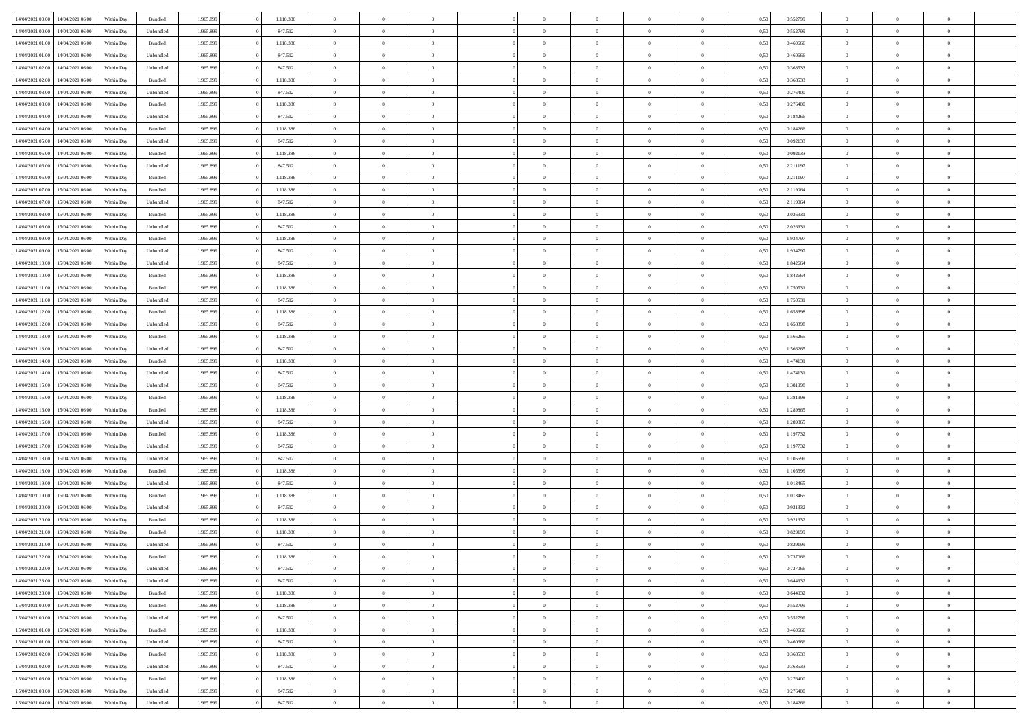| | | | | | | | | | | | | | | | | | | | | |
|---|---|---|---|---|---|---|---|---|---|---|---|---|---|---|---|---|---|---|---|---|
| 14/04/2021 00:00 | 14/04/2021 06:00 | Within Day | Bundled | 1.965.899 | 0 | 1.118.386 | 0 | 0 | 0 | | 0 | 0 | 0 | 0 | 0,50 | 0,552799 | 0 | 0 | 0 | |
| 14/04/2021 00:00 | 14/04/2021 06:00 | Within Day | Unbundled | 1.965.899 | 0 | 847.512 | 0 | 0 | 0 | | 0 | 0 | 0 | 0 | 0,50 | 0,552799 | 0 | 0 | 0 | |
| 14/04/2021 01:00 | 14/04/2021 06:00 | Within Day | Bundled | 1.965.899 | 0 | 1.118.386 | 0 | 0 | 0 | | 0 | 0 | 0 | 0 | 0,50 | 0,460666 | 0 | 0 | 0 | |
| 14/04/2021 01:00 | 14/04/2021 06:00 | Within Day | Unbundled | 1.965.899 | 0 | 847.512 | 0 | 0 | 0 | | 0 | 0 | 0 | 0 | 0,50 | 0,460666 | 0 | 0 | 0 | |
| 14/04/2021 02:00 | 14/04/2021 06:00 | Within Day | Unbundled | 1.965.899 | 0 | 847.512 | 0 | 0 | 0 | | 0 | 0 | 0 | 0 | 0,50 | 0,368533 | 0 | 0 | 0 | |
| 14/04/2021 02:00 | 14/04/2021 06:00 | Within Day | Bundled | 1.965.899 | 0 | 1.118.386 | 0 | 0 | 0 | | 0 | 0 | 0 | 0 | 0,50 | 0,368533 | 0 | 0 | 0 | |
| 14/04/2021 03:00 | 14/04/2021 06:00 | Within Day | Unbundled | 1.965.899 | 0 | 847.512 | 0 | 0 | 0 | | 0 | 0 | 0 | 0 | 0,50 | 0,276400 | 0 | 0 | 0 | |
| 14/04/2021 03:00 | 14/04/2021 06:00 | Within Day | Bundled | 1.965.899 | 0 | 1.118.386 | 0 | 0 | 0 | | 0 | 0 | 0 | 0 | 0,50 | 0,276400 | 0 | 0 | 0 | |
| 14/04/2021 04:00 | 14/04/2021 06:00 | Within Day | Unbundled | 1.965.899 | 0 | 847.512 | 0 | 0 | 0 | | 0 | 0 | 0 | 0 | 0,50 | 0,184266 | 0 | 0 | 0 | |
| 14/04/2021 04:00 | 14/04/2021 06:00 | Within Day | Bundled | 1.965.899 | 0 | 1.118.386 | 0 | 0 | 0 | | 0 | 0 | 0 | 0 | 0,50 | 0,184266 | 0 | 0 | 0 | |
| 14/04/2021 05:00 | 14/04/2021 06:00 | Within Day | Unbundled | 1.965.899 | 0 | 847.512 | 0 | 0 | 0 | | 0 | 0 | 0 | 0 | 0,50 | 0,092133 | 0 | 0 | 0 | |
| 14/04/2021 05:00 | 14/04/2021 06:00 | Within Day | Bundled | 1.965.899 | 0 | 1.118.386 | 0 | 0 | 0 | | 0 | 0 | 0 | 0 | 0,50 | 0,092133 | 0 | 0 | 0 | |
| 14/04/2021 06:00 | 15/04/2021 06:00 | Within Day | Unbundled | 1.965.899 | 0 | 847.512 | 0 | 0 | 0 | | 0 | 0 | 0 | 0 | 0,50 | 2,211197 | 0 | 0 | 0 | |
| 14/04/2021 06:00 | 15/04/2021 06:00 | Within Day | Bundled | 1.965.899 | 0 | 1.118.386 | 0 | 0 | 0 | | 0 | 0 | 0 | 0 | 0,50 | 2,211197 | 0 | 0 | 0 | |
| 14/04/2021 07:00 | 15/04/2021 06:00 | Within Day | Bundled | 1.965.899 | 0 | 1.118.386 | 0 | 0 | 0 | | 0 | 0 | 0 | 0 | 0,50 | 2,119064 | 0 | 0 | 0 | |
| 14/04/2021 07:00 | 15/04/2021 06:00 | Within Day | Unbundled | 1.965.899 | 0 | 847.512 | 0 | 0 | 0 | | 0 | 0 | 0 | 0 | 0,50 | 2,119064 | 0 | 0 | 0 | |
| 14/04/2021 08:00 | 15/04/2021 06:00 | Within Day | Bundled | 1.965.899 | 0 | 1.118.386 | 0 | 0 | 0 | | 0 | 0 | 0 | 0 | 0,50 | 2,026931 | 0 | 0 | 0 | |
| 14/04/2021 08:00 | 15/04/2021 06:00 | Within Day | Unbundled | 1.965.899 | 0 | 847.512 | 0 | 0 | 0 | | 0 | 0 | 0 | 0 | 0,50 | 2,026931 | 0 | 0 | 0 | |
| 14/04/2021 09:00 | 15/04/2021 06:00 | Within Day | Bundled | 1.965.899 | 0 | 1.118.386 | 0 | 0 | 0 | | 0 | 0 | 0 | 0 | 0,50 | 1,934797 | 0 | 0 | 0 | |
| 14/04/2021 09:00 | 15/04/2021 06:00 | Within Day | Unbundled | 1.965.899 | 0 | 847.512 | 0 | 0 | 0 | | 0 | 0 | 0 | 0 | 0,50 | 1,934797 | 0 | 0 | 0 | |
| 14/04/2021 10:00 | 15/04/2021 06:00 | Within Day | Unbundled | 1.965.899 | 0 | 847.512 | 0 | 0 | 0 | | 0 | 0 | 0 | 0 | 0,50 | 1,842664 | 0 | 0 | 0 | |
| 14/04/2021 10:00 | 15/04/2021 06:00 | Within Day | Bundled | 1.965.899 | 0 | 1.118.386 | 0 | 0 | 0 | | 0 | 0 | 0 | 0 | 0,50 | 1,842664 | 0 | 0 | 0 | |
| 14/04/2021 11:00 | 15/04/2021 06:00 | Within Day | Bundled | 1.965.899 | 0 | 1.118.386 | 0 | 0 | 0 | | 0 | 0 | 0 | 0 | 0,50 | 1,750531 | 0 | 0 | 0 | |
| 14/04/2021 11:00 | 15/04/2021 06:00 | Within Day | Unbundled | 1.965.899 | 0 | 847.512 | 0 | 0 | 0 | | 0 | 0 | 0 | 0 | 0,50 | 1,750531 | 0 | 0 | 0 | |
| 14/04/2021 12:00 | 15/04/2021 06:00 | Within Day | Bundled | 1.965.899 | 0 | 1.118.386 | 0 | 0 | 0 | | 0 | 0 | 0 | 0 | 0,50 | 1,658398 | 0 | 0 | 0 | |
| 14/04/2021 12:00 | 15/04/2021 06:00 | Within Day | Unbundled | 1.965.899 | 0 | 847.512 | 0 | 0 | 0 | | 0 | 0 | 0 | 0 | 0,50 | 1,658398 | 0 | 0 | 0 | |
| 14/04/2021 13:00 | 15/04/2021 06:00 | Within Day | Bundled | 1.965.899 | 0 | 1.118.386 | 0 | 0 | 0 | | 0 | 0 | 0 | 0 | 0,50 | 1,566265 | 0 | 0 | 0 | |
| 14/04/2021 13:00 | 15/04/2021 06:00 | Within Day | Unbundled | 1.965.899 | 0 | 847.512 | 0 | 0 | 0 | | 0 | 0 | 0 | 0 | 0,50 | 1,566265 | 0 | 0 | 0 | |
| 14/04/2021 14:00 | 15/04/2021 06:00 | Within Day | Bundled | 1.965.899 | 0 | 1.118.386 | 0 | 0 | 0 | | 0 | 0 | 0 | 0 | 0,50 | 1,474131 | 0 | 0 | 0 | |
| 14/04/2021 14:00 | 15/04/2021 06:00 | Within Day | Unbundled | 1.965.899 | 0 | 847.512 | 0 | 0 | 0 | | 0 | 0 | 0 | 0 | 0,50 | 1,474131 | 0 | 0 | 0 | |
| 14/04/2021 15:00 | 15/04/2021 06:00 | Within Day | Unbundled | 1.965.899 | 0 | 847.512 | 0 | 0 | 0 | | 0 | 0 | 0 | 0 | 0,50 | 1,381998 | 0 | 0 | 0 | |
| 14/04/2021 15:00 | 15/04/2021 06:00 | Within Day | Bundled | 1.965.899 | 0 | 1.118.386 | 0 | 0 | 0 | | 0 | 0 | 0 | 0 | 0,50 | 1,381998 | 0 | 0 | 0 | |
| 14/04/2021 16:00 | 15/04/2021 06:00 | Within Day | Bundled | 1.965.899 | 0 | 1.118.386 | 0 | 0 | 0 | | 0 | 0 | 0 | 0 | 0,50 | 1,289865 | 0 | 0 | 0 | |
| 14/04/2021 16:00 | 15/04/2021 06:00 | Within Day | Unbundled | 1.965.899 | 0 | 847.512 | 0 | 0 | 0 | | 0 | 0 | 0 | 0 | 0,50 | 1,289865 | 0 | 0 | 0 | |
| 14/04/2021 17:00 | 15/04/2021 06:00 | Within Day | Bundled | 1.965.899 | 0 | 1.118.386 | 0 | 0 | 0 | | 0 | 0 | 0 | 0 | 0,50 | 1,197732 | 0 | 0 | 0 | |
| 14/04/2021 17:00 | 15/04/2021 06:00 | Within Day | Unbundled | 1.965.899 | 0 | 847.512 | 0 | 0 | 0 | | 0 | 0 | 0 | 0 | 0,50 | 1,197732 | 0 | 0 | 0 | |
| 14/04/2021 18:00 | 15/04/2021 06:00 | Within Day | Unbundled | 1.965.899 | 0 | 847.512 | 0 | 0 | 0 | | 0 | 0 | 0 | 0 | 0,50 | 1,105599 | 0 | 0 | 0 | |
| 14/04/2021 18:00 | 15/04/2021 06:00 | Within Day | Bundled | 1.965.899 | 0 | 1.118.386 | 0 | 0 | 0 | | 0 | 0 | 0 | 0 | 0,50 | 1,105599 | 0 | 0 | 0 | |
| 14/04/2021 19:00 | 15/04/2021 06:00 | Within Day | Unbundled | 1.965.899 | 0 | 847.512 | 0 | 0 | 0 | | 0 | 0 | 0 | 0 | 0,50 | 1,013465 | 0 | 0 | 0 | |
| 14/04/2021 19:00 | 15/04/2021 06:00 | Within Day | Bundled | 1.965.899 | 0 | 1.118.386 | 0 | 0 | 0 | | 0 | 0 | 0 | 0 | 0,50 | 1,013465 | 0 | 0 | 0 | |
| 14/04/2021 20:00 | 15/04/2021 06:00 | Within Day | Unbundled | 1.965.899 | 0 | 847.512 | 0 | 0 | 0 | | 0 | 0 | 0 | 0 | 0,50 | 0,921332 | 0 | 0 | 0 | |
| 14/04/2021 20:00 | 15/04/2021 06:00 | Within Day | Bundled | 1.965.899 | 0 | 1.118.386 | 0 | 0 | 0 | | 0 | 0 | 0 | 0 | 0,50 | 0,921332 | 0 | 0 | 0 | |
| 14/04/2021 21:00 | 15/04/2021 06:00 | Within Day | Bundled | 1.965.899 | 0 | 1.118.386 | 0 | 0 | 0 | | 0 | 0 | 0 | 0 | 0,50 | 0,829199 | 0 | 0 | 0 | |
| 14/04/2021 21:00 | 15/04/2021 06:00 | Within Day | Unbundled | 1.965.899 | 0 | 847.512 | 0 | 0 | 0 | | 0 | 0 | 0 | 0 | 0,50 | 0,829199 | 0 | 0 | 0 | |
| 14/04/2021 22:00 | 15/04/2021 06:00 | Within Day | Bundled | 1.965.899 | 0 | 1.118.386 | 0 | 0 | 0 | | 0 | 0 | 0 | 0 | 0,50 | 0,737066 | 0 | 0 | 0 | |
| 14/04/2021 22:00 | 15/04/2021 06:00 | Within Day | Unbundled | 1.965.899 | 0 | 847.512 | 0 | 0 | 0 | | 0 | 0 | 0 | 0 | 0,50 | 0,737066 | 0 | 0 | 0 | |
| 14/04/2021 23:00 | 15/04/2021 06:00 | Within Day | Unbundled | 1.965.899 | 0 | 847.512 | 0 | 0 | 0 | | 0 | 0 | 0 | 0 | 0,50 | 0,644932 | 0 | 0 | 0 | |
| 14/04/2021 23:00 | 15/04/2021 06:00 | Within Day | Bundled | 1.965.899 | 0 | 1.118.386 | 0 | 0 | 0 | | 0 | 0 | 0 | 0 | 0,50 | 0,644932 | 0 | 0 | 0 | |
| 15/04/2021 00:00 | 15/04/2021 06:00 | Within Day | Bundled | 1.965.899 | 0 | 1.118.386 | 0 | 0 | 0 | | 0 | 0 | 0 | 0 | 0,50 | 0,552799 | 0 | 0 | 0 | |
| 15/04/2021 00:00 | 15/04/2021 06:00 | Within Day | Unbundled | 1.965.899 | 0 | 847.512 | 0 | 0 | 0 | | 0 | 0 | 0 | 0 | 0,50 | 0,552799 | 0 | 0 | 0 | |
| 15/04/2021 01:00 | 15/04/2021 06:00 | Within Day | Bundled | 1.965.899 | 0 | 1.118.386 | 0 | 0 | 0 | | 0 | 0 | 0 | 0 | 0,50 | 0,460666 | 0 | 0 | 0 | |
| 15/04/2021 01:00 | 15/04/2021 06:00 | Within Day | Unbundled | 1.965.899 | 0 | 847.512 | 0 | 0 | 0 | | 0 | 0 | 0 | 0 | 0,50 | 0,460666 | 0 | 0 | 0 | |
| 15/04/2021 02:00 | 15/04/2021 06:00 | Within Day | Bundled | 1.965.899 | 0 | 1.118.386 | 0 | 0 | 0 | | 0 | 0 | 0 | 0 | 0,50 | 0,368533 | 0 | 0 | 0 | |
| 15/04/2021 02:00 | 15/04/2021 06:00 | Within Day | Unbundled | 1.965.899 | 0 | 847.512 | 0 | 0 | 0 | | 0 | 0 | 0 | 0 | 0,50 | 0,368533 | 0 | 0 | 0 | |
| 15/04/2021 03:00 | 15/04/2021 06:00 | Within Day | Bundled | 1.965.899 | 0 | 1.118.386 | 0 | 0 | 0 | | 0 | 0 | 0 | 0 | 0,50 | 0,276400 | 0 | 0 | 0 | |
| 15/04/2021 03:00 | 15/04/2021 06:00 | Within Day | Unbundled | 1.965.899 | 0 | 847.512 | 0 | 0 | 0 | | 0 | 0 | 0 | 0 | 0,50 | 0,276400 | 0 | 0 | 0 | |
| 15/04/2021 04:00 | 15/04/2021 06:00 | Within Day | Unbundled | 1.965.899 | 0 | 847.512 | 0 | 0 | 0 | | 0 | 0 | 0 | 0 | 0,50 | 0,184266 | 0 | 0 | 0 | |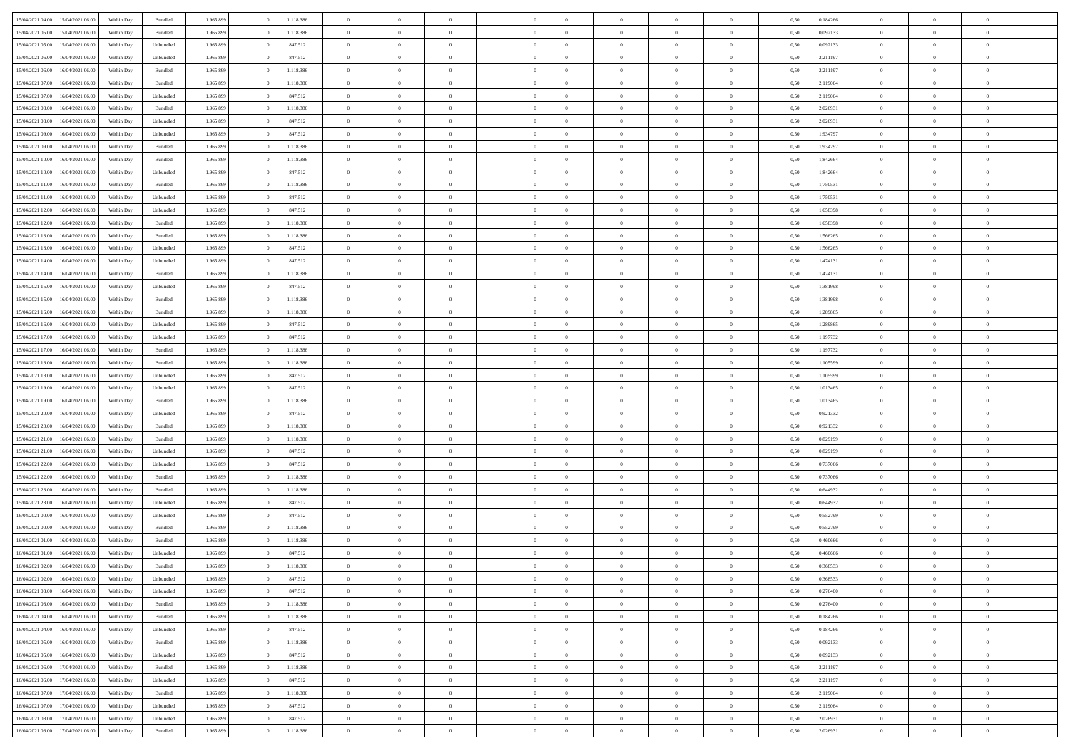| | | | | | | | | | | | | | | | | | | | | |
|---|---|---|---|---|---|---|---|---|---|---|---|---|---|---|---|---|---|---|---|---|
| 15/04/2021 04:00 | 15/04/2021 06:00 | Within Day | Bundled | 1.965.899 | 0 | 1.118.386 | 0 | 0 | 0 | | 0 | 0 | 0 | 0 | 0,50 | 0,184266 | 0 | 0 | 0 | |
| 15/04/2021 05:00 | 15/04/2021 06:00 | Within Day | Bundled | 1.965.899 | 0 | 1.118.386 | 0 | 0 | 0 | | 0 | 0 | 0 | 0 | 0,50 | 0,092133 | 0 | 0 | 0 | |
| 15/04/2021 05:00 | 15/04/2021 06:00 | Within Day | Unbundled | 1.965.899 | 0 | 847.512 | 0 | 0 | 0 | | 0 | 0 | 0 | 0 | 0,50 | 0,092133 | 0 | 0 | 0 | |
| 15/04/2021 06:00 | 16/04/2021 06:00 | Within Day | Unbundled | 1.965.899 | 0 | 847.512 | 0 | 0 | 0 | | 0 | 0 | 0 | 0 | 0,50 | 2,211197 | 0 | 0 | 0 | |
| 15/04/2021 06:00 | 16/04/2021 06:00 | Within Day | Bundled | 1.965.899 | 0 | 1.118.386 | 0 | 0 | 0 | | 0 | 0 | 0 | 0 | 0,50 | 2,211197 | 0 | 0 | 0 | |
| 15/04/2021 07:00 | 16/04/2021 06:00 | Within Day | Bundled | 1.965.899 | 0 | 1.118.386 | 0 | 0 | 0 | | 0 | 0 | 0 | 0 | 0,50 | 2,119064 | 0 | 0 | 0 | |
| 15/04/2021 07:00 | 16/04/2021 06:00 | Within Day | Unbundled | 1.965.899 | 0 | 847.512 | 0 | 0 | 0 | | 0 | 0 | 0 | 0 | 0,50 | 2,119064 | 0 | 0 | 0 | |
| 15/04/2021 08:00 | 16/04/2021 06:00 | Within Day | Bundled | 1.965.899 | 0 | 1.118.386 | 0 | 0 | 0 | | 0 | 0 | 0 | 0 | 0,50 | 2,026931 | 0 | 0 | 0 | |
| 15/04/2021 08:00 | 16/04/2021 06:00 | Within Day | Unbundled | 1.965.899 | 0 | 847.512 | 0 | 0 | 0 | | 0 | 0 | 0 | 0 | 0,50 | 2,026931 | 0 | 0 | 0 | |
| 15/04/2021 09:00 | 16/04/2021 06:00 | Within Day | Unbundled | 1.965.899 | 0 | 847.512 | 0 | 0 | 0 | | 0 | 0 | 0 | 0 | 0,50 | 1,934797 | 0 | 0 | 0 | |
| 15/04/2021 09:00 | 16/04/2021 06:00 | Within Day | Bundled | 1.965.899 | 0 | 1.118.386 | 0 | 0 | 0 | | 0 | 0 | 0 | 0 | 0,50 | 1,934797 | 0 | 0 | 0 | |
| 15/04/2021 10:00 | 16/04/2021 06:00 | Within Day | Bundled | 1.965.899 | 0 | 1.118.386 | 0 | 0 | 0 | | 0 | 0 | 0 | 0 | 0,50 | 1,842664 | 0 | 0 | 0 | |
| 15/04/2021 10:00 | 16/04/2021 06:00 | Within Day | Unbundled | 1.965.899 | 0 | 847.512 | 0 | 0 | 0 | | 0 | 0 | 0 | 0 | 0,50 | 1,842664 | 0 | 0 | 0 | |
| 15/04/2021 11:00 | 16/04/2021 06:00 | Within Day | Bundled | 1.965.899 | 0 | 1.118.386 | 0 | 0 | 0 | | 0 | 0 | 0 | 0 | 0,50 | 1,750531 | 0 | 0 | 0 | |
| 15/04/2021 11:00 | 16/04/2021 06:00 | Within Day | Unbundled | 1.965.899 | 0 | 847.512 | 0 | 0 | 0 | | 0 | 0 | 0 | 0 | 0,50 | 1,750531 | 0 | 0 | 0 | |
| 15/04/2021 12:00 | 16/04/2021 06:00 | Within Day | Unbundled | 1.965.899 | 0 | 847.512 | 0 | 0 | 0 | | 0 | 0 | 0 | 0 | 0,50 | 1,658398 | 0 | 0 | 0 | |
| 15/04/2021 12:00 | 16/04/2021 06:00 | Within Day | Bundled | 1.965.899 | 0 | 1.118.386 | 0 | 0 | 0 | | 0 | 0 | 0 | 0 | 0,50 | 1,658398 | 0 | 0 | 0 | |
| 15/04/2021 13:00 | 16/04/2021 06:00 | Within Day | Bundled | 1.965.899 | 0 | 1.118.386 | 0 | 0 | 0 | | 0 | 0 | 0 | 0 | 0,50 | 1,566265 | 0 | 0 | 0 | |
| 15/04/2021 13:00 | 16/04/2021 06:00 | Within Day | Unbundled | 1.965.899 | 0 | 847.512 | 0 | 0 | 0 | | 0 | 0 | 0 | 0 | 0,50 | 1,566265 | 0 | 0 | 0 | |
| 15/04/2021 14:00 | 16/04/2021 06:00 | Within Day | Unbundled | 1.965.899 | 0 | 847.512 | 0 | 0 | 0 | | 0 | 0 | 0 | 0 | 0,50 | 1,474131 | 0 | 0 | 0 | |
| 15/04/2021 14:00 | 16/04/2021 06:00 | Within Day | Bundled | 1.965.899 | 0 | 1.118.386 | 0 | 0 | 0 | | 0 | 0 | 0 | 0 | 0,50 | 1,474131 | 0 | 0 | 0 | |
| 15/04/2021 15:00 | 16/04/2021 06:00 | Within Day | Unbundled | 1.965.899 | 0 | 847.512 | 0 | 0 | 0 | | 0 | 0 | 0 | 0 | 0,50 | 1,381998 | 0 | 0 | 0 | |
| 15/04/2021 15:00 | 16/04/2021 06:00 | Within Day | Bundled | 1.965.899 | 0 | 1.118.386 | 0 | 0 | 0 | | 0 | 0 | 0 | 0 | 0,50 | 1,381998 | 0 | 0 | 0 | |
| 15/04/2021 16:00 | 16/04/2021 06:00 | Within Day | Bundled | 1.965.899 | 0 | 1.118.386 | 0 | 0 | 0 | | 0 | 0 | 0 | 0 | 0,50 | 1,289865 | 0 | 0 | 0 | |
| 15/04/2021 16:00 | 16/04/2021 06:00 | Within Day | Unbundled | 1.965.899 | 0 | 847.512 | 0 | 0 | 0 | | 0 | 0 | 0 | 0 | 0,50 | 1,289865 | 0 | 0 | 0 | |
| 15/04/2021 17:00 | 16/04/2021 06:00 | Within Day | Unbundled | 1.965.899 | 0 | 847.512 | 0 | 0 | 0 | | 0 | 0 | 0 | 0 | 0,50 | 1,197732 | 0 | 0 | 0 | |
| 15/04/2021 17:00 | 16/04/2021 06:00 | Within Day | Bundled | 1.965.899 | 0 | 1.118.386 | 0 | 0 | 0 | | 0 | 0 | 0 | 0 | 0,50 | 1,197732 | 0 | 0 | 0 | |
| 15/04/2021 18:00 | 16/04/2021 06:00 | Within Day | Bundled | 1.965.899 | 0 | 1.118.386 | 0 | 0 | 0 | | 0 | 0 | 0 | 0 | 0,50 | 1,105599 | 0 | 0 | 0 | |
| 15/04/2021 18:00 | 16/04/2021 06:00 | Within Day | Unbundled | 1.965.899 | 0 | 847.512 | 0 | 0 | 0 | | 0 | 0 | 0 | 0 | 0,50 | 1,105599 | 0 | 0 | 0 | |
| 15/04/2021 19:00 | 16/04/2021 06:00 | Within Day | Unbundled | 1.965.899 | 0 | 847.512 | 0 | 0 | 0 | | 0 | 0 | 0 | 0 | 0,50 | 1,013465 | 0 | 0 | 0 | |
| 15/04/2021 19:00 | 16/04/2021 06:00 | Within Day | Bundled | 1.965.899 | 0 | 1.118.386 | 0 | 0 | 0 | | 0 | 0 | 0 | 0 | 0,50 | 1,013465 | 0 | 0 | 0 | |
| 15/04/2021 20:00 | 16/04/2021 06:00 | Within Day | Unbundled | 1.965.899 | 0 | 847.512 | 0 | 0 | 0 | | 0 | 0 | 0 | 0 | 0,50 | 0,921332 | 0 | 0 | 0 | |
| 15/04/2021 20:00 | 16/04/2021 06:00 | Within Day | Bundled | 1.965.899 | 0 | 1.118.386 | 0 | 0 | 0 | | 0 | 0 | 0 | 0 | 0,50 | 0,921332 | 0 | 0 | 0 | |
| 15/04/2021 21:00 | 16/04/2021 06:00 | Within Day | Bundled | 1.965.899 | 0 | 1.118.386 | 0 | 0 | 0 | | 0 | 0 | 0 | 0 | 0,50 | 0,829199 | 0 | 0 | 0 | |
| 15/04/2021 21:00 | 16/04/2021 06:00 | Within Day | Unbundled | 1.965.899 | 0 | 847.512 | 0 | 0 | 0 | | 0 | 0 | 0 | 0 | 0,50 | 0,829199 | 0 | 0 | 0 | |
| 15/04/2021 22:00 | 16/04/2021 06:00 | Within Day | Unbundled | 1.965.899 | 0 | 847.512 | 0 | 0 | 0 | | 0 | 0 | 0 | 0 | 0,50 | 0,737066 | 0 | 0 | 0 | |
| 15/04/2021 22:00 | 16/04/2021 06:00 | Within Day | Bundled | 1.965.899 | 0 | 1.118.386 | 0 | 0 | 0 | | 0 | 0 | 0 | 0 | 0,50 | 0,737066 | 0 | 0 | 0 | |
| 15/04/2021 23:00 | 16/04/2021 06:00 | Within Day | Bundled | 1.965.899 | 0 | 1.118.386 | 0 | 0 | 0 | | 0 | 0 | 0 | 0 | 0,50 | 0,644932 | 0 | 0 | 0 | |
| 15/04/2021 23:00 | 16/04/2021 06:00 | Within Day | Unbundled | 1.965.899 | 0 | 847.512 | 0 | 0 | 0 | | 0 | 0 | 0 | 0 | 0,50 | 0,644932 | 0 | 0 | 0 | |
| 16/04/2021 00:00 | 16/04/2021 06:00 | Within Day | Unbundled | 1.965.899 | 0 | 847.512 | 0 | 0 | 0 | | 0 | 0 | 0 | 0 | 0,50 | 0,552799 | 0 | 0 | 0 | |
| 16/04/2021 00:00 | 16/04/2021 06:00 | Within Day | Bundled | 1.965.899 | 0 | 1.118.386 | 0 | 0 | 0 | | 0 | 0 | 0 | 0 | 0,50 | 0,552799 | 0 | 0 | 0 | |
| 16/04/2021 01:00 | 16/04/2021 06:00 | Within Day | Bundled | 1.965.899 | 0 | 1.118.386 | 0 | 0 | 0 | | 0 | 0 | 0 | 0 | 0,50 | 0,460666 | 0 | 0 | 0 | |
| 16/04/2021 01:00 | 16/04/2021 06:00 | Within Day | Unbundled | 1.965.899 | 0 | 847.512 | 0 | 0 | 0 | | 0 | 0 | 0 | 0 | 0,50 | 0,460666 | 0 | 0 | 0 | |
| 16/04/2021 02:00 | 16/04/2021 06:00 | Within Day | Bundled | 1.965.899 | 0 | 1.118.386 | 0 | 0 | 0 | | 0 | 0 | 0 | 0 | 0,50 | 0,368533 | 0 | 0 | 0 | |
| 16/04/2021 02:00 | 16/04/2021 06:00 | Within Day | Unbundled | 1.965.899 | 0 | 847.512 | 0 | 0 | 0 | | 0 | 0 | 0 | 0 | 0,50 | 0,368533 | 0 | 0 | 0 | |
| 16/04/2021 03:00 | 16/04/2021 06:00 | Within Day | Unbundled | 1.965.899 | 0 | 847.512 | 0 | 0 | 0 | | 0 | 0 | 0 | 0 | 0,50 | 0,276400 | 0 | 0 | 0 | |
| 16/04/2021 03:00 | 16/04/2021 06:00 | Within Day | Bundled | 1.965.899 | 0 | 1.118.386 | 0 | 0 | 0 | | 0 | 0 | 0 | 0 | 0,50 | 0,276400 | 0 | 0 | 0 | |
| 16/04/2021 04:00 | 16/04/2021 06:00 | Within Day | Bundled | 1.965.899 | 0 | 1.118.386 | 0 | 0 | 0 | | 0 | 0 | 0 | 0 | 0,50 | 0,184266 | 0 | 0 | 0 | |
| 16/04/2021 04:00 | 16/04/2021 06:00 | Within Day | Unbundled | 1.965.899 | 0 | 847.512 | 0 | 0 | 0 | | 0 | 0 | 0 | 0 | 0,50 | 0,184266 | 0 | 0 | 0 | |
| 16/04/2021 05:00 | 16/04/2021 06:00 | Within Day | Bundled | 1.965.899 | 0 | 1.118.386 | 0 | 0 | 0 | | 0 | 0 | 0 | 0 | 0,50 | 0,092133 | 0 | 0 | 0 | |
| 16/04/2021 05:00 | 16/04/2021 06:00 | Within Day | Unbundled | 1.965.899 | 0 | 847.512 | 0 | 0 | 0 | | 0 | 0 | 0 | 0 | 0,50 | 0,092133 | 0 | 0 | 0 | |
| 16/04/2021 06:00 | 17/04/2021 06:00 | Within Day | Bundled | 1.965.899 | 0 | 1.118.386 | 0 | 0 | 0 | | 0 | 0 | 0 | 0 | 0,50 | 2,211197 | 0 | 0 | 0 | |
| 16/04/2021 06:00 | 17/04/2021 06:00 | Within Day | Unbundled | 1.965.899 | 0 | 847.512 | 0 | 0 | 0 | | 0 | 0 | 0 | 0 | 0,50 | 2,211197 | 0 | 0 | 0 | |
| 16/04/2021 07:00 | 17/04/2021 06:00 | Within Day | Bundled | 1.965.899 | 0 | 1.118.386 | 0 | 0 | 0 | | 0 | 0 | 0 | 0 | 0,50 | 2,119064 | 0 | 0 | 0 | |
| 16/04/2021 07:00 | 17/04/2021 06:00 | Within Day | Unbundled | 1.965.899 | 0 | 847.512 | 0 | 0 | 0 | | 0 | 0 | 0 | 0 | 0,50 | 2,119064 | 0 | 0 | 0 | |
| 16/04/2021 08:00 | 17/04/2021 06:00 | Within Day | Unbundled | 1.965.899 | 0 | 847.512 | 0 | 0 | 0 | | 0 | 0 | 0 | 0 | 0,50 | 2,026931 | 0 | 0 | 0 | |
| 16/04/2021 08:00 | 17/04/2021 06:00 | Within Day | Bundled | 1.965.899 | 0 | 1.118.386 | 0 | 0 | 0 | | 0 | 0 | 0 | 0 | 0,50 | 2,026931 | 0 | 0 | 0 | |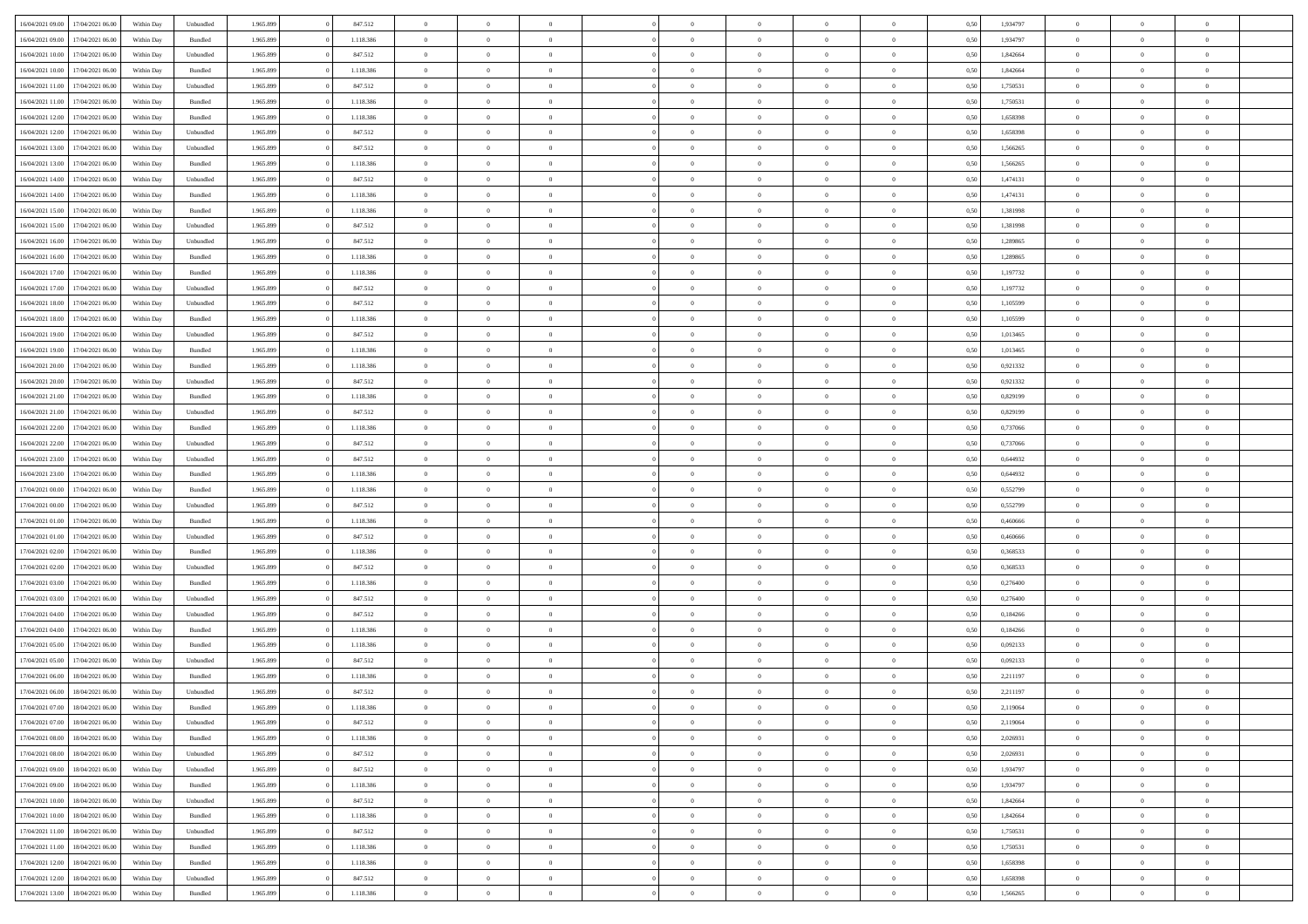| 16/04/2021 09:00 | 17/04/2021 06:00 | Within Day | Unbundled | 1.965.899 | 0 | 847.512 | 0 | 0 | 0 | | 0 | 0 | 0 | 0 | 0 | 0,50 | 1,934797 | 0 | 0 | 0 | |
|---|---|---|---|---|---|---|---|---|---|---|---|---|---|---|---|---|---|---|---|---|---|
| 16/04/2021 09:00 | 17/04/2021 06:00 | Within Day | Bundled | 1.965.899 | 0 | 1.118.386 | 0 | 0 | 0 | | 0 | 0 | 0 | 0 | 0 | 0,50 | 1,934797 | 0 | 0 | 0 | |
| 16/04/2021 10:00 | 17/04/2021 06:00 | Within Day | Unbundled | 1.965.899 | 0 | 847.512 | 0 | 0 | 0 | | 0 | 0 | 0 | 0 | 0 | 0,50 | 1,842664 | 0 | 0 | 0 | |
| 16/04/2021 10:00 | 17/04/2021 06:00 | Within Day | Bundled | 1.965.899 | 0 | 1.118.386 | 0 | 0 | 0 | | 0 | 0 | 0 | 0 | 0 | 0,50 | 1,842664 | 0 | 0 | 0 | |
| 16/04/2021 11:00 | 17/04/2021 06:00 | Within Day | Unbundled | 1.965.899 | 0 | 847.512 | 0 | 0 | 0 | | 0 | 0 | 0 | 0 | 0 | 0,50 | 1,750531 | 0 | 0 | 0 | |
| 16/04/2021 11:00 | 17/04/2021 06:00 | Within Day | Bundled | 1.965.899 | 0 | 1.118.386 | 0 | 0 | 0 | | 0 | 0 | 0 | 0 | 0 | 0,50 | 1,750531 | 0 | 0 | 0 | |
| 16/04/2021 12:00 | 17/04/2021 06:00 | Within Day | Bundled | 1.965.899 | 0 | 1.118.386 | 0 | 0 | 0 | | 0 | 0 | 0 | 0 | 0 | 0,50 | 1,658398 | 0 | 0 | 0 | |
| 16/04/2021 12:00 | 17/04/2021 06:00 | Within Day | Unbundled | 1.965.899 | 0 | 847.512 | 0 | 0 | 0 | | 0 | 0 | 0 | 0 | 0 | 0,50 | 1,658398 | 0 | 0 | 0 | |
| 16/04/2021 13:00 | 17/04/2021 06:00 | Within Day | Unbundled | 1.965.899 | 0 | 847.512 | 0 | 0 | 0 | | 0 | 0 | 0 | 0 | 0 | 0,50 | 1,566265 | 0 | 0 | 0 | |
| 16/04/2021 13:00 | 17/04/2021 06:00 | Within Day | Bundled | 1.965.899 | 0 | 1.118.386 | 0 | 0 | 0 | | 0 | 0 | 0 | 0 | 0 | 0,50 | 1,566265 | 0 | 0 | 0 | |
| 16/04/2021 14:00 | 17/04/2021 06:00 | Within Day | Unbundled | 1.965.899 | 0 | 847.512 | 0 | 0 | 0 | | 0 | 0 | 0 | 0 | 0 | 0,50 | 1,474131 | 0 | 0 | 0 | |
| 16/04/2021 14:00 | 17/04/2021 06:00 | Within Day | Bundled | 1.965.899 | 0 | 1.118.386 | 0 | 0 | 0 | | 0 | 0 | 0 | 0 | 0 | 0,50 | 1,474131 | 0 | 0 | 0 | |
| 16/04/2021 15:00 | 17/04/2021 06:00 | Within Day | Bundled | 1.965.899 | 0 | 1.118.386 | 0 | 0 | 0 | | 0 | 0 | 0 | 0 | 0 | 0,50 | 1,381998 | 0 | 0 | 0 | |
| 16/04/2021 15:00 | 17/04/2021 06:00 | Within Day | Unbundled | 1.965.899 | 0 | 847.512 | 0 | 0 | 0 | | 0 | 0 | 0 | 0 | 0 | 0,50 | 1,381998 | 0 | 0 | 0 | |
| 16/04/2021 16:00 | 17/04/2021 06:00 | Within Day | Unbundled | 1.965.899 | 0 | 847.512 | 0 | 0 | 0 | | 0 | 0 | 0 | 0 | 0 | 0,50 | 1,289865 | 0 | 0 | 0 | |
| 16/04/2021 16:00 | 17/04/2021 06:00 | Within Day | Bundled | 1.965.899 | 0 | 1.118.386 | 0 | 0 | 0 | | 0 | 0 | 0 | 0 | 0 | 0,50 | 1,289865 | 0 | 0 | 0 | |
| 16/04/2021 17:00 | 17/04/2021 06:00 | Within Day | Bundled | 1.965.899 | 0 | 1.118.386 | 0 | 0 | 0 | | 0 | 0 | 0 | 0 | 0 | 0,50 | 1,197732 | 0 | 0 | 0 | |
| 16/04/2021 17:00 | 17/04/2021 06:00 | Within Day | Unbundled | 1.965.899 | 0 | 847.512 | 0 | 0 | 0 | | 0 | 0 | 0 | 0 | 0 | 0,50 | 1,197732 | 0 | 0 | 0 | |
| 16/04/2021 18:00 | 17/04/2021 06:00 | Within Day | Unbundled | 1.965.899 | 0 | 847.512 | 0 | 0 | 0 | | 0 | 0 | 0 | 0 | 0 | 0,50 | 1,105599 | 0 | 0 | 0 | |
| 16/04/2021 18:00 | 17/04/2021 06:00 | Within Day | Bundled | 1.965.899 | 0 | 1.118.386 | 0 | 0 | 0 | | 0 | 0 | 0 | 0 | 0 | 0,50 | 1,105599 | 0 | 0 | 0 | |
| 16/04/2021 19:00 | 17/04/2021 06:00 | Within Day | Unbundled | 1.965.899 | 0 | 847.512 | 0 | 0 | 0 | | 0 | 0 | 0 | 0 | 0 | 0,50 | 1,013465 | 0 | 0 | 0 | |
| 16/04/2021 19:00 | 17/04/2021 06:00 | Within Day | Bundled | 1.965.899 | 0 | 1.118.386 | 0 | 0 | 0 | | 0 | 0 | 0 | 0 | 0 | 0,50 | 1,013465 | 0 | 0 | 0 | |
| 16/04/2021 20:00 | 17/04/2021 06:00 | Within Day | Bundled | 1.965.899 | 0 | 1.118.386 | 0 | 0 | 0 | | 0 | 0 | 0 | 0 | 0 | 0,50 | 0,921332 | 0 | 0 | 0 | |
| 16/04/2021 20:00 | 17/04/2021 06:00 | Within Day | Unbundled | 1.965.899 | 0 | 847.512 | 0 | 0 | 0 | | 0 | 0 | 0 | 0 | 0 | 0,50 | 0,921332 | 0 | 0 | 0 | |
| 16/04/2021 21:00 | 17/04/2021 06:00 | Within Day | Bundled | 1.965.899 | 0 | 1.118.386 | 0 | 0 | 0 | | 0 | 0 | 0 | 0 | 0 | 0,50 | 0,829199 | 0 | 0 | 0 | |
| 16/04/2021 21:00 | 17/04/2021 06:00 | Within Day | Unbundled | 1.965.899 | 0 | 847.512 | 0 | 0 | 0 | | 0 | 0 | 0 | 0 | 0 | 0,50 | 0,829199 | 0 | 0 | 0 | |
| 16/04/2021 22:00 | 17/04/2021 06:00 | Within Day | Bundled | 1.965.899 | 0 | 1.118.386 | 0 | 0 | 0 | | 0 | 0 | 0 | 0 | 0 | 0,50 | 0,737066 | 0 | 0 | 0 | |
| 16/04/2021 22:00 | 17/04/2021 06:00 | Within Day | Unbundled | 1.965.899 | 0 | 847.512 | 0 | 0 | 0 | | 0 | 0 | 0 | 0 | 0 | 0,50 | 0,737066 | 0 | 0 | 0 | |
| 16/04/2021 23:00 | 17/04/2021 06:00 | Within Day | Unbundled | 1.965.899 | 0 | 847.512 | 0 | 0 | 0 | | 0 | 0 | 0 | 0 | 0 | 0,50 | 0,644932 | 0 | 0 | 0 | |
| 16/04/2021 23:00 | 17/04/2021 06:00 | Within Day | Bundled | 1.965.899 | 0 | 1.118.386 | 0 | 0 | 0 | | 0 | 0 | 0 | 0 | 0 | 0,50 | 0,644932 | 0 | 0 | 0 | |
| 17/04/2021 00:00 | 17/04/2021 06:00 | Within Day | Bundled | 1.965.899 | 0 | 1.118.386 | 0 | 0 | 0 | | 0 | 0 | 0 | 0 | 0 | 0,50 | 0,552799 | 0 | 0 | 0 | |
| 17/04/2021 00:00 | 17/04/2021 06:00 | Within Day | Unbundled | 1.965.899 | 0 | 847.512 | 0 | 0 | 0 | | 0 | 0 | 0 | 0 | 0 | 0,50 | 0,552799 | 0 | 0 | 0 | |
| 17/04/2021 01:00 | 17/04/2021 06:00 | Within Day | Bundled | 1.965.899 | 0 | 1.118.386 | 0 | 0 | 0 | | 0 | 0 | 0 | 0 | 0 | 0,50 | 0,460666 | 0 | 0 | 0 | |
| 17/04/2021 01:00 | 17/04/2021 06:00 | Within Day | Unbundled | 1.965.899 | 0 | 847.512 | 0 | 0 | 0 | | 0 | 0 | 0 | 0 | 0 | 0,50 | 0,460666 | 0 | 0 | 0 | |
| 17/04/2021 02:00 | 17/04/2021 06:00 | Within Day | Bundled | 1.965.899 | 0 | 1.118.386 | 0 | 0 | 0 | | 0 | 0 | 0 | 0 | 0 | 0,50 | 0,368533 | 0 | 0 | 0 | |
| 17/04/2021 02:00 | 17/04/2021 06:00 | Within Day | Unbundled | 1.965.899 | 0 | 847.512 | 0 | 0 | 0 | | 0 | 0 | 0 | 0 | 0 | 0,50 | 0,368533 | 0 | 0 | 0 | |
| 17/04/2021 03:00 | 17/04/2021 06:00 | Within Day | Bundled | 1.965.899 | 0 | 1.118.386 | 0 | 0 | 0 | | 0 | 0 | 0 | 0 | 0 | 0,50 | 0,276400 | 0 | 0 | 0 | |
| 17/04/2021 03:00 | 17/04/2021 06:00 | Within Day | Unbundled | 1.965.899 | 0 | 847.512 | 0 | 0 | 0 | | 0 | 0 | 0 | 0 | 0 | 0,50 | 0,276400 | 0 | 0 | 0 | |
| 17/04/2021 04:00 | 17/04/2021 06:00 | Within Day | Unbundled | 1.965.899 | 0 | 847.512 | 0 | 0 | 0 | | 0 | 0 | 0 | 0 | 0 | 0,50 | 0,184266 | 0 | 0 | 0 | |
| 17/04/2021 04:00 | 17/04/2021 06:00 | Within Day | Bundled | 1.965.899 | 0 | 1.118.386 | 0 | 0 | 0 | | 0 | 0 | 0 | 0 | 0 | 0,50 | 0,184266 | 0 | 0 | 0 | |
| 17/04/2021 05:00 | 17/04/2021 06:00 | Within Day | Bundled | 1.965.899 | 0 | 1.118.386 | 0 | 0 | 0 | | 0 | 0 | 0 | 0 | 0 | 0,50 | 0,092133 | 0 | 0 | 0 | |
| 17/04/2021 05:00 | 17/04/2021 06:00 | Within Day | Unbundled | 1.965.899 | 0 | 847.512 | 0 | 0 | 0 | | 0 | 0 | 0 | 0 | 0 | 0,50 | 0,092133 | 0 | 0 | 0 | |
| 17/04/2021 06:00 | 18/04/2021 06:00 | Within Day | Bundled | 1.965.899 | 0 | 1.118.386 | 0 | 0 | 0 | | 0 | 0 | 0 | 0 | 0 | 0,50 | 2,211197 | 0 | 0 | 0 | |
| 17/04/2021 06:00 | 18/04/2021 06:00 | Within Day | Unbundled | 1.965.899 | 0 | 847.512 | 0 | 0 | 0 | | 0 | 0 | 0 | 0 | 0 | 0,50 | 2,211197 | 0 | 0 | 0 | |
| 17/04/2021 07:00 | 18/04/2021 06:00 | Within Day | Bundled | 1.965.899 | 0 | 1.118.386 | 0 | 0 | 0 | | 0 | 0 | 0 | 0 | 0 | 0,50 | 2,119064 | 0 | 0 | 0 | |
| 17/04/2021 07:00 | 18/04/2021 06:00 | Within Day | Unbundled | 1.965.899 | 0 | 847.512 | 0 | 0 | 0 | | 0 | 0 | 0 | 0 | 0 | 0,50 | 2,119064 | 0 | 0 | 0 | |
| 17/04/2021 08:00 | 18/04/2021 06:00 | Within Day | Bundled | 1.965.899 | 0 | 1.118.386 | 0 | 0 | 0 | | 0 | 0 | 0 | 0 | 0 | 0,50 | 2,026931 | 0 | 0 | 0 | |
| 17/04/2021 08:00 | 18/04/2021 06:00 | Within Day | Unbundled | 1.965.899 | 0 | 847.512 | 0 | 0 | 0 | | 0 | 0 | 0 | 0 | 0 | 0,50 | 2,026931 | 0 | 0 | 0 | |
| 17/04/2021 09:00 | 18/04/2021 06:00 | Within Day | Unbundled | 1.965.899 | 0 | 847.512 | 0 | 0 | 0 | | 0 | 0 | 0 | 0 | 0 | 0,50 | 1,934797 | 0 | 0 | 0 | |
| 17/04/2021 09:00 | 18/04/2021 06:00 | Within Day | Bundled | 1.965.899 | 0 | 1.118.386 | 0 | 0 | 0 | | 0 | 0 | 0 | 0 | 0 | 0,50 | 1,934797 | 0 | 0 | 0 | |
| 17/04/2021 10:00 | 18/04/2021 06:00 | Within Day | Unbundled | 1.965.899 | 0 | 847.512 | 0 | 0 | 0 | | 0 | 0 | 0 | 0 | 0 | 0,50 | 1,842664 | 0 | 0 | 0 | |
| 17/04/2021 10:00 | 18/04/2021 06:00 | Within Day | Bundled | 1.965.899 | 0 | 1.118.386 | 0 | 0 | 0 | | 0 | 0 | 0 | 0 | 0 | 0,50 | 1,842664 | 0 | 0 | 0 | |
| 17/04/2021 11:00 | 18/04/2021 06:00 | Within Day | Unbundled | 1.965.899 | 0 | 847.512 | 0 | 0 | 0 | | 0 | 0 | 0 | 0 | 0 | 0,50 | 1,750531 | 0 | 0 | 0 | |
| 17/04/2021 11:00 | 18/04/2021 06:00 | Within Day | Bundled | 1.965.899 | 0 | 1.118.386 | 0 | 0 | 0 | | 0 | 0 | 0 | 0 | 0 | 0,50 | 1,750531 | 0 | 0 | 0 | |
| 17/04/2021 12:00 | 18/04/2021 06:00 | Within Day | Bundled | 1.965.899 | 0 | 1.118.386 | 0 | 0 | 0 | | 0 | 0 | 0 | 0 | 0 | 0,50 | 1,658398 | 0 | 0 | 0 | |
| 17/04/2021 12:00 | 18/04/2021 06:00 | Within Day | Unbundled | 1.965.899 | 0 | 847.512 | 0 | 0 | 0 | | 0 | 0 | 0 | 0 | 0 | 0,50 | 1,658398 | 0 | 0 | 0 | |
| 17/04/2021 13:00 | 18/04/2021 06:00 | Within Day | Bundled | 1.965.899 | 0 | 1.118.386 | 0 | 0 | 0 | | 0 | 0 | 0 | 0 | 0 | 0,50 | 1,566265 | 0 | 0 | 0 | |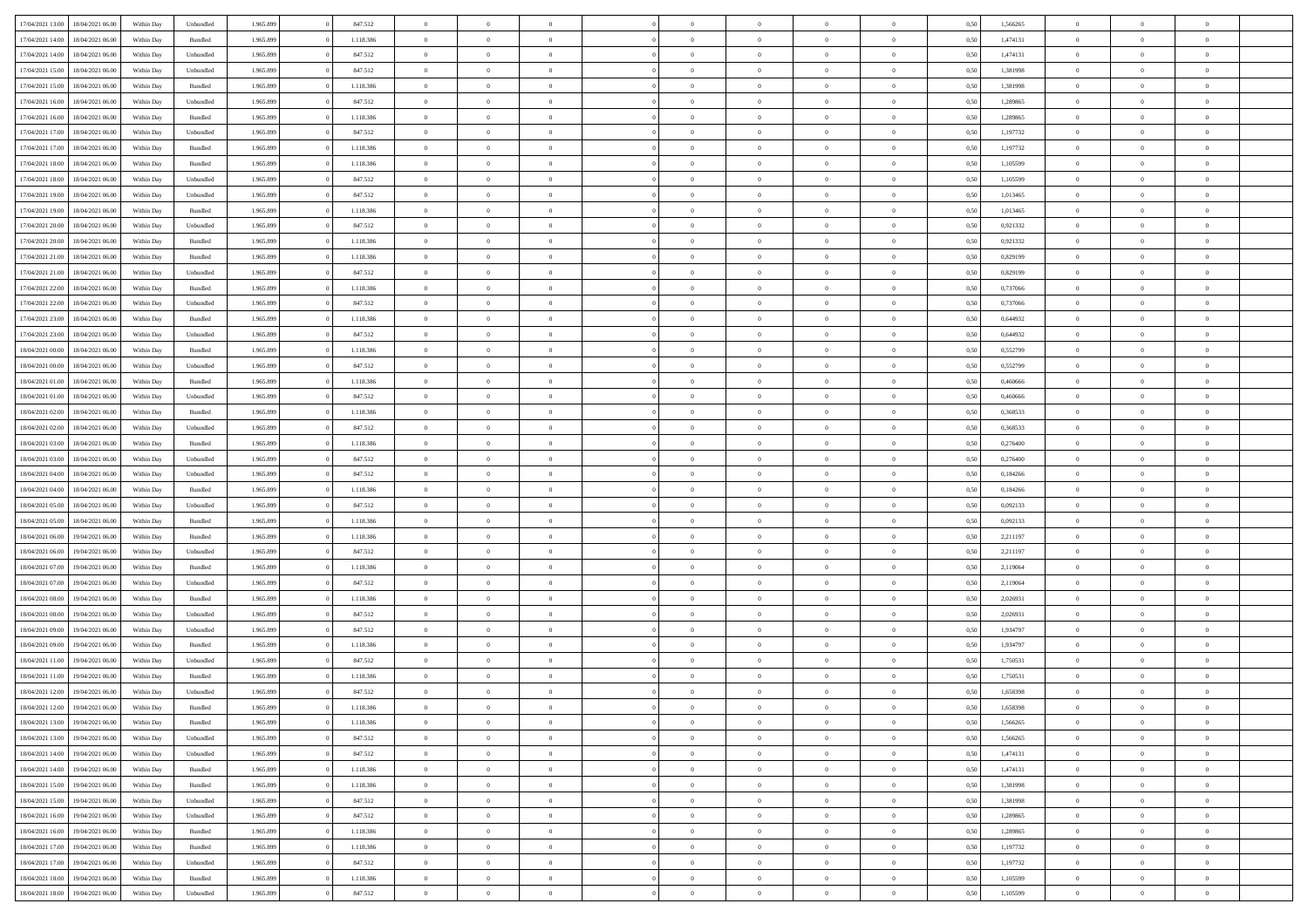| | | | | | | | | | | | | | | | | | | | | |
|---|---|---|---|---|---|---|---|---|---|---|---|---|---|---|---|---|---|---|---|---|
| 17/04/2021 13:00 | 18/04/2021 06:00 | Within Day | Unbundled | 1.965.899 | 0 | 847.512 | 0 | 0 | 0 | | 0 | 0 | 0 | 0 | 0,50 | 1,566265 | 0 | 0 | 0 | |
| 17/04/2021 14:00 | 18/04/2021 06:00 | Within Day | Bundled | 1.965.899 | 0 | 1.118.386 | 0 | 0 | 0 | | 0 | 0 | 0 | 0 | 0,50 | 1,474131 | 0 | 0 | 0 | |
| 17/04/2021 14:00 | 18/04/2021 06:00 | Within Day | Unbundled | 1.965.899 | 0 | 847.512 | 0 | 0 | 0 | | 0 | 0 | 0 | 0 | 0,50 | 1,474131 | 0 | 0 | 0 | |
| 17/04/2021 15:00 | 18/04/2021 06:00 | Within Day | Unbundled | 1.965.899 | 0 | 847.512 | 0 | 0 | 0 | | 0 | 0 | 0 | 0 | 0,50 | 1,381998 | 0 | 0 | 0 | |
| 17/04/2021 15:00 | 18/04/2021 06:00 | Within Day | Bundled | 1.965.899 | 0 | 1.118.386 | 0 | 0 | 0 | | 0 | 0 | 0 | 0 | 0,50 | 1,381998 | 0 | 0 | 0 | |
| 17/04/2021 16:00 | 18/04/2021 06:00 | Within Day | Unbundled | 1.965.899 | 0 | 847.512 | 0 | 0 | 0 | | 0 | 0 | 0 | 0 | 0,50 | 1,289865 | 0 | 0 | 0 | |
| 17/04/2021 16:00 | 18/04/2021 06:00 | Within Day | Bundled | 1.965.899 | 0 | 1.118.386 | 0 | 0 | 0 | | 0 | 0 | 0 | 0 | 0,50 | 1,289865 | 0 | 0 | 0 | |
| 17/04/2021 17:00 | 18/04/2021 06:00 | Within Day | Unbundled | 1.965.899 | 0 | 847.512 | 0 | 0 | 0 | | 0 | 0 | 0 | 0 | 0,50 | 1,197732 | 0 | 0 | 0 | |
| 17/04/2021 17:00 | 18/04/2021 06:00 | Within Day | Bundled | 1.965.899 | 0 | 1.118.386 | 0 | 0 | 0 | | 0 | 0 | 0 | 0 | 0,50 | 1,197732 | 0 | 0 | 0 | |
| 17/04/2021 18:00 | 18/04/2021 06:00 | Within Day | Bundled | 1.965.899 | 0 | 1.118.386 | 0 | 0 | 0 | | 0 | 0 | 0 | 0 | 0,50 | 1,105599 | 0 | 0 | 0 | |
| 17/04/2021 18:00 | 18/04/2021 06:00 | Within Day | Unbundled | 1.965.899 | 0 | 847.512 | 0 | 0 | 0 | | 0 | 0 | 0 | 0 | 0,50 | 1,105599 | 0 | 0 | 0 | |
| 17/04/2021 19:00 | 18/04/2021 06:00 | Within Day | Unbundled | 1.965.899 | 0 | 847.512 | 0 | 0 | 0 | | 0 | 0 | 0 | 0 | 0,50 | 1,013465 | 0 | 0 | 0 | |
| 17/04/2021 19:00 | 18/04/2021 06:00 | Within Day | Bundled | 1.965.899 | 0 | 1.118.386 | 0 | 0 | 0 | | 0 | 0 | 0 | 0 | 0,50 | 1,013465 | 0 | 0 | 0 | |
| 17/04/2021 20:00 | 18/04/2021 06:00 | Within Day | Unbundled | 1.965.899 | 0 | 847.512 | 0 | 0 | 0 | | 0 | 0 | 0 | 0 | 0,50 | 0,921332 | 0 | 0 | 0 | |
| 17/04/2021 20:00 | 18/04/2021 06:00 | Within Day | Bundled | 1.965.899 | 0 | 1.118.386 | 0 | 0 | 0 | | 0 | 0 | 0 | 0 | 0,50 | 0,921332 | 0 | 0 | 0 | |
| 17/04/2021 21:00 | 18/04/2021 06:00 | Within Day | Bundled | 1.965.899 | 0 | 1.118.386 | 0 | 0 | 0 | | 0 | 0 | 0 | 0 | 0,50 | 0,829199 | 0 | 0 | 0 | |
| 17/04/2021 21:00 | 18/04/2021 06:00 | Within Day | Unbundled | 1.965.899 | 0 | 847.512 | 0 | 0 | 0 | | 0 | 0 | 0 | 0 | 0,50 | 0,829199 | 0 | 0 | 0 | |
| 17/04/2021 22:00 | 18/04/2021 06:00 | Within Day | Bundled | 1.965.899 | 0 | 1.118.386 | 0 | 0 | 0 | | 0 | 0 | 0 | 0 | 0,50 | 0,737066 | 0 | 0 | 0 | |
| 17/04/2021 22:00 | 18/04/2021 06:00 | Within Day | Unbundled | 1.965.899 | 0 | 847.512 | 0 | 0 | 0 | | 0 | 0 | 0 | 0 | 0,50 | 0,737066 | 0 | 0 | 0 | |
| 17/04/2021 23:00 | 18/04/2021 06:00 | Within Day | Bundled | 1.965.899 | 0 | 1.118.386 | 0 | 0 | 0 | | 0 | 0 | 0 | 0 | 0,50 | 0,644932 | 0 | 0 | 0 | |
| 17/04/2021 23:00 | 18/04/2021 06:00 | Within Day | Unbundled | 1.965.899 | 0 | 847.512 | 0 | 0 | 0 | | 0 | 0 | 0 | 0 | 0,50 | 0,644932 | 0 | 0 | 0 | |
| 18/04/2021 00:00 | 18/04/2021 06:00 | Within Day | Bundled | 1.965.899 | 0 | 1.118.386 | 0 | 0 | 0 | | 0 | 0 | 0 | 0 | 0,50 | 0,552799 | 0 | 0 | 0 | |
| 18/04/2021 00:00 | 18/04/2021 06:00 | Within Day | Unbundled | 1.965.899 | 0 | 847.512 | 0 | 0 | 0 | | 0 | 0 | 0 | 0 | 0,50 | 0,552799 | 0 | 0 | 0 | |
| 18/04/2021 01:00 | 18/04/2021 06:00 | Within Day | Bundled | 1.965.899 | 0 | 1.118.386 | 0 | 0 | 0 | | 0 | 0 | 0 | 0 | 0,50 | 0,460666 | 0 | 0 | 0 | |
| 18/04/2021 01:00 | 18/04/2021 06:00 | Within Day | Unbundled | 1.965.899 | 0 | 847.512 | 0 | 0 | 0 | | 0 | 0 | 0 | 0 | 0,50 | 0,460666 | 0 | 0 | 0 | |
| 18/04/2021 02:00 | 18/04/2021 06:00 | Within Day | Bundled | 1.965.899 | 0 | 1.118.386 | 0 | 0 | 0 | | 0 | 0 | 0 | 0 | 0,50 | 0,368533 | 0 | 0 | 0 | |
| 18/04/2021 02:00 | 18/04/2021 06:00 | Within Day | Unbundled | 1.965.899 | 0 | 847.512 | 0 | 0 | 0 | | 0 | 0 | 0 | 0 | 0,50 | 0,368533 | 0 | 0 | 0 | |
| 18/04/2021 03:00 | 18/04/2021 06:00 | Within Day | Bundled | 1.965.899 | 0 | 1.118.386 | 0 | 0 | 0 | | 0 | 0 | 0 | 0 | 0,50 | 0,276400 | 0 | 0 | 0 | |
| 18/04/2021 03:00 | 18/04/2021 06:00 | Within Day | Unbundled | 1.965.899 | 0 | 847.512 | 0 | 0 | 0 | | 0 | 0 | 0 | 0 | 0,50 | 0,276400 | 0 | 0 | 0 | |
| 18/04/2021 04:00 | 18/04/2021 06:00 | Within Day | Unbundled | 1.965.899 | 0 | 847.512 | 0 | 0 | 0 | | 0 | 0 | 0 | 0 | 0,50 | 0,184266 | 0 | 0 | 0 | |
| 18/04/2021 04:00 | 18/04/2021 06:00 | Within Day | Bundled | 1.965.899 | 0 | 1.118.386 | 0 | 0 | 0 | | 0 | 0 | 0 | 0 | 0,50 | 0,184266 | 0 | 0 | 0 | |
| 18/04/2021 05:00 | 18/04/2021 06:00 | Within Day | Unbundled | 1.965.899 | 0 | 847.512 | 0 | 0 | 0 | | 0 | 0 | 0 | 0 | 0,50 | 0,092133 | 0 | 0 | 0 | |
| 18/04/2021 05:00 | 18/04/2021 06:00 | Within Day | Bundled | 1.965.899 | 0 | 1.118.386 | 0 | 0 | 0 | | 0 | 0 | 0 | 0 | 0,50 | 0,092133 | 0 | 0 | 0 | |
| 18/04/2021 06:00 | 19/04/2021 06:00 | Within Day | Bundled | 1.965.899 | 0 | 1.118.386 | 0 | 0 | 0 | | 0 | 0 | 0 | 0 | 0,50 | 2,211197 | 0 | 0 | 0 | |
| 18/04/2021 06:00 | 19/04/2021 06:00 | Within Day | Unbundled | 1.965.899 | 0 | 847.512 | 0 | 0 | 0 | | 0 | 0 | 0 | 0 | 0,50 | 2,211197 | 0 | 0 | 0 | |
| 18/04/2021 07:00 | 19/04/2021 06:00 | Within Day | Bundled | 1.965.899 | 0 | 1.118.386 | 0 | 0 | 0 | | 0 | 0 | 0 | 0 | 0,50 | 2,119064 | 0 | 0 | 0 | |
| 18/04/2021 07:00 | 19/04/2021 06:00 | Within Day | Unbundled | 1.965.899 | 0 | 847.512 | 0 | 0 | 0 | | 0 | 0 | 0 | 0 | 0,50 | 2,119064 | 0 | 0 | 0 | |
| 18/04/2021 08:00 | 19/04/2021 06:00 | Within Day | Bundled | 1.965.899 | 0 | 1.118.386 | 0 | 0 | 0 | | 0 | 0 | 0 | 0 | 0,50 | 2,026931 | 0 | 0 | 0 | |
| 18/04/2021 08:00 | 19/04/2021 06:00 | Within Day | Unbundled | 1.965.899 | 0 | 847.512 | 0 | 0 | 0 | | 0 | 0 | 0 | 0 | 0,50 | 2,026931 | 0 | 0 | 0 | |
| 18/04/2021 09:00 | 19/04/2021 06:00 | Within Day | Unbundled | 1.965.899 | 0 | 847.512 | 0 | 0 | 0 | | 0 | 0 | 0 | 0 | 0,50 | 1,934797 | 0 | 0 | 0 | |
| 18/04/2021 09:00 | 19/04/2021 06:00 | Within Day | Bundled | 1.965.899 | 0 | 1.118.386 | 0 | 0 | 0 | | 0 | 0 | 0 | 0 | 0,50 | 1,934797 | 0 | 0 | 0 | |
| 18/04/2021 11:00 | 19/04/2021 06:00 | Within Day | Unbundled | 1.965.899 | 0 | 847.512 | 0 | 0 | 0 | | 0 | 0 | 0 | 0 | 0,50 | 1,750531 | 0 | 0 | 0 | |
| 18/04/2021 11:00 | 19/04/2021 06:00 | Within Day | Bundled | 1.965.899 | 0 | 1.118.386 | 0 | 0 | 0 | | 0 | 0 | 0 | 0 | 0,50 | 1,750531 | 0 | 0 | 0 | |
| 18/04/2021 12:00 | 19/04/2021 06:00 | Within Day | Unbundled | 1.965.899 | 0 | 847.512 | 0 | 0 | 0 | | 0 | 0 | 0 | 0 | 0,50 | 1,658398 | 0 | 0 | 0 | |
| 18/04/2021 12:00 | 19/04/2021 06:00 | Within Day | Bundled | 1.965.899 | 0 | 1.118.386 | 0 | 0 | 0 | | 0 | 0 | 0 | 0 | 0,50 | 1,658398 | 0 | 0 | 0 | |
| 18/04/2021 13:00 | 19/04/2021 06:00 | Within Day | Bundled | 1.965.899 | 0 | 1.118.386 | 0 | 0 | 0 | | 0 | 0 | 0 | 0 | 0,50 | 1,566265 | 0 | 0 | 0 | |
| 18/04/2021 13:00 | 19/04/2021 06:00 | Within Day | Unbundled | 1.965.899 | 0 | 847.512 | 0 | 0 | 0 | | 0 | 0 | 0 | 0 | 0,50 | 1,566265 | 0 | 0 | 0 | |
| 18/04/2021 14:00 | 19/04/2021 06:00 | Within Day | Unbundled | 1.965.899 | 0 | 847.512 | 0 | 0 | 0 | | 0 | 0 | 0 | 0 | 0,50 | 1,474131 | 0 | 0 | 0 | |
| 18/04/2021 14:00 | 19/04/2021 06:00 | Within Day | Bundled | 1.965.899 | 0 | 1.118.386 | 0 | 0 | 0 | | 0 | 0 | 0 | 0 | 0,50 | 1,474131 | 0 | 0 | 0 | |
| 18/04/2021 15:00 | 19/04/2021 06:00 | Within Day | Bundled | 1.965.899 | 0 | 1.118.386 | 0 | 0 | 0 | | 0 | 0 | 0 | 0 | 0,50 | 1,381998 | 0 | 0 | 0 | |
| 18/04/2021 15:00 | 19/04/2021 06:00 | Within Day | Unbundled | 1.965.899 | 0 | 847.512 | 0 | 0 | 0 | | 0 | 0 | 0 | 0 | 0,50 | 1,381998 | 0 | 0 | 0 | |
| 18/04/2021 16:00 | 19/04/2021 06:00 | Within Day | Unbundled | 1.965.899 | 0 | 847.512 | 0 | 0 | 0 | | 0 | 0 | 0 | 0 | 0,50 | 1,289865 | 0 | 0 | 0 | |
| 18/04/2021 16:00 | 19/04/2021 06:00 | Within Day | Bundled | 1.965.899 | 0 | 1.118.386 | 0 | 0 | 0 | | 0 | 0 | 0 | 0 | 0,50 | 1,289865 | 0 | 0 | 0 | |
| 18/04/2021 17:00 | 19/04/2021 06:00 | Within Day | Bundled | 1.965.899 | 0 | 1.118.386 | 0 | 0 | 0 | | 0 | 0 | 0 | 0 | 0,50 | 1,197732 | 0 | 0 | 0 | |
| 18/04/2021 17:00 | 19/04/2021 06:00 | Within Day | Unbundled | 1.965.899 | 0 | 847.512 | 0 | 0 | 0 | | 0 | 0 | 0 | 0 | 0,50 | 1,197732 | 0 | 0 | 0 | |
| 18/04/2021 18:00 | 19/04/2021 06:00 | Within Day | Bundled | 1.965.899 | 0 | 1.118.386 | 0 | 0 | 0 | | 0 | 0 | 0 | 0 | 0,50 | 1,105599 | 0 | 0 | 0 | |
| 18/04/2021 18:00 | 19/04/2021 06:00 | Within Day | Unbundled | 1.965.899 | 0 | 847.512 | 0 | 0 | 0 | | 0 | 0 | 0 | 0 | 0,50 | 1,105599 | 0 | 0 | 0 | |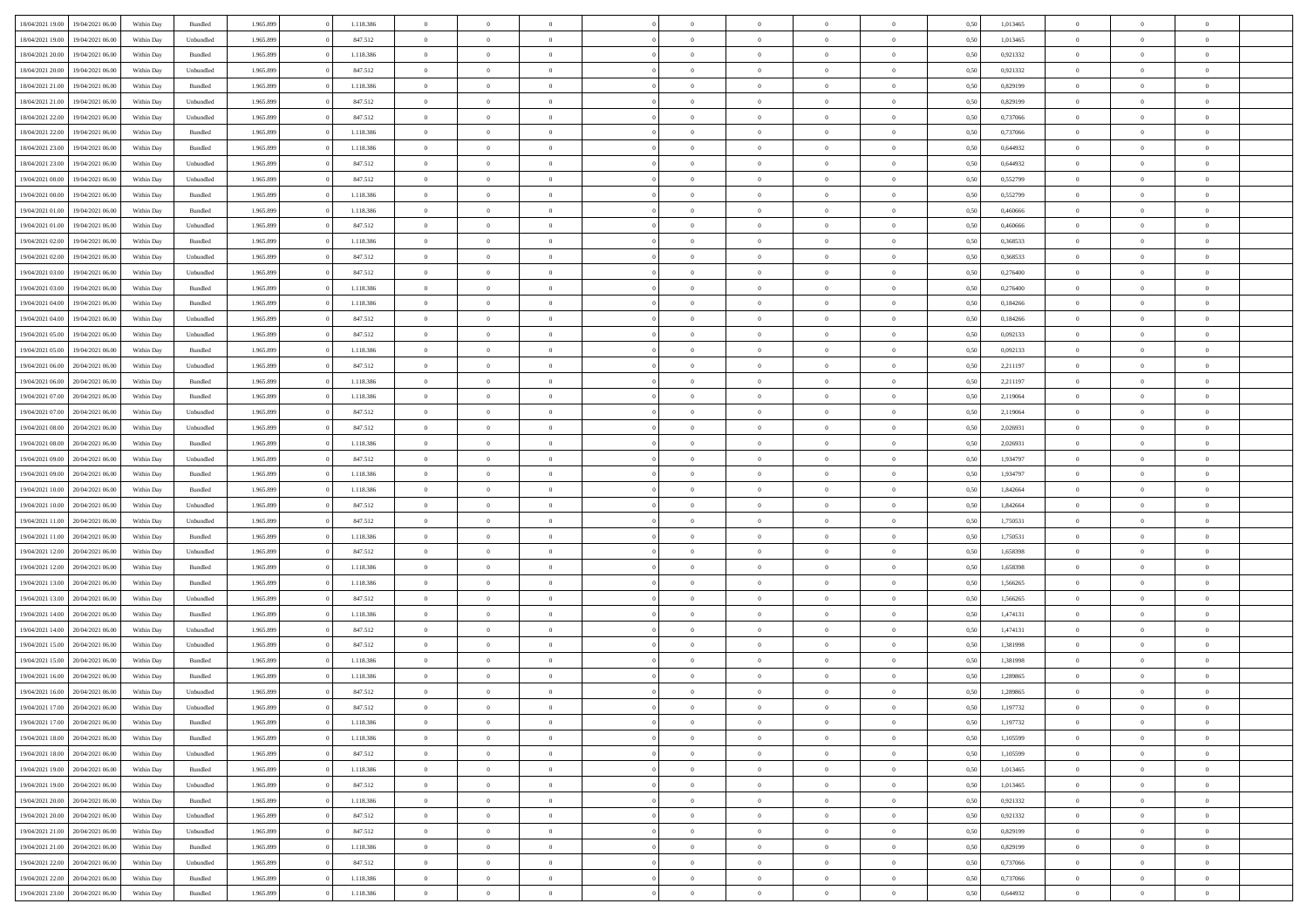| | | | | | | | | | | | | | | | | | | | | |
|---|---|---|---|---|---|---|---|---|---|---|---|---|---|---|---|---|---|---|---|---|
| 18/04/2021 19:00 | 19/04/2021 06:00 | Within Day | Bundled | 1.965.899 | 0 | 1.118.386 | 0 | 0 | 0 | | 0 | 0 | 0 | 0 | 0,50 | 1,013465 | 0 | 0 | 0 | |
| 18/04/2021 19:00 | 19/04/2021 06:00 | Within Day | Unbundled | 1.965.899 | 0 | 847.512 | 0 | 0 | 0 | | 0 | 0 | 0 | 0 | 0,50 | 1,013465 | 0 | 0 | 0 | |
| 18/04/2021 20:00 | 19/04/2021 06:00 | Within Day | Bundled | 1.965.899 | 0 | 1.118.386 | 0 | 0 | 0 | | 0 | 0 | 0 | 0 | 0,50 | 0,921332 | 0 | 0 | 0 | |
| 18/04/2021 20:00 | 19/04/2021 06:00 | Within Day | Unbundled | 1.965.899 | 0 | 847.512 | 0 | 0 | 0 | | 0 | 0 | 0 | 0 | 0,50 | 0,921332 | 0 | 0 | 0 | |
| 18/04/2021 21:00 | 19/04/2021 06:00 | Within Day | Bundled | 1.965.899 | 0 | 1.118.386 | 0 | 0 | 0 | | 0 | 0 | 0 | 0 | 0,50 | 0,829199 | 0 | 0 | 0 | |
| 18/04/2021 21:00 | 19/04/2021 06:00 | Within Day | Unbundled | 1.965.899 | 0 | 847.512 | 0 | 0 | 0 | | 0 | 0 | 0 | 0 | 0,50 | 0,829199 | 0 | 0 | 0 | |
| 18/04/2021 22:00 | 19/04/2021 06:00 | Within Day | Unbundled | 1.965.899 | 0 | 847.512 | 0 | 0 | 0 | | 0 | 0 | 0 | 0 | 0,50 | 0,737066 | 0 | 0 | 0 | |
| 18/04/2021 22:00 | 19/04/2021 06:00 | Within Day | Bundled | 1.965.899 | 0 | 1.118.386 | 0 | 0 | 0 | | 0 | 0 | 0 | 0 | 0,50 | 0,737066 | 0 | 0 | 0 | |
| 18/04/2021 23:00 | 19/04/2021 06:00 | Within Day | Bundled | 1.965.899 | 0 | 1.118.386 | 0 | 0 | 0 | | 0 | 0 | 0 | 0 | 0,50 | 0,644932 | 0 | 0 | 0 | |
| 18/04/2021 23:00 | 19/04/2021 06:00 | Within Day | Unbundled | 1.965.899 | 0 | 847.512 | 0 | 0 | 0 | | 0 | 0 | 0 | 0 | 0,50 | 0,644932 | 0 | 0 | 0 | |
| 19/04/2021 00:00 | 19/04/2021 06:00 | Within Day | Unbundled | 1.965.899 | 0 | 847.512 | 0 | 0 | 0 | | 0 | 0 | 0 | 0 | 0,50 | 0,552799 | 0 | 0 | 0 | |
| 19/04/2021 00:00 | 19/04/2021 06:00 | Within Day | Bundled | 1.965.899 | 0 | 1.118.386 | 0 | 0 | 0 | | 0 | 0 | 0 | 0 | 0,50 | 0,552799 | 0 | 0 | 0 | |
| 19/04/2021 01:00 | 19/04/2021 06:00 | Within Day | Bundled | 1.965.899 | 0 | 1.118.386 | 0 | 0 | 0 | | 0 | 0 | 0 | 0 | 0,50 | 0,460666 | 0 | 0 | 0 | |
| 19/04/2021 01:00 | 19/04/2021 06:00 | Within Day | Unbundled | 1.965.899 | 0 | 847.512 | 0 | 0 | 0 | | 0 | 0 | 0 | 0 | 0,50 | 0,460666 | 0 | 0 | 0 | |
| 19/04/2021 02:00 | 19/04/2021 06:00 | Within Day | Bundled | 1.965.899 | 0 | 1.118.386 | 0 | 0 | 0 | | 0 | 0 | 0 | 0 | 0,50 | 0,368533 | 0 | 0 | 0 | |
| 19/04/2021 02:00 | 19/04/2021 06:00 | Within Day | Unbundled | 1.965.899 | 0 | 847.512 | 0 | 0 | 0 | | 0 | 0 | 0 | 0 | 0,50 | 0,368533 | 0 | 0 | 0 | |
| 19/04/2021 03:00 | 19/04/2021 06:00 | Within Day | Unbundled | 1.965.899 | 0 | 847.512 | 0 | 0 | 0 | | 0 | 0 | 0 | 0 | 0,50 | 0,276400 | 0 | 0 | 0 | |
| 19/04/2021 03:00 | 19/04/2021 06:00 | Within Day | Bundled | 1.965.899 | 0 | 1.118.386 | 0 | 0 | 0 | | 0 | 0 | 0 | 0 | 0,50 | 0,276400 | 0 | 0 | 0 | |
| 19/04/2021 04:00 | 19/04/2021 06:00 | Within Day | Bundled | 1.965.899 | 0 | 1.118.386 | 0 | 0 | 0 | | 0 | 0 | 0 | 0 | 0,50 | 0,184266 | 0 | 0 | 0 | |
| 19/04/2021 04:00 | 19/04/2021 06:00 | Within Day | Unbundled | 1.965.899 | 0 | 847.512 | 0 | 0 | 0 | | 0 | 0 | 0 | 0 | 0,50 | 0,184266 | 0 | 0 | 0 | |
| 19/04/2021 05:00 | 19/04/2021 06:00 | Within Day | Unbundled | 1.965.899 | 0 | 847.512 | 0 | 0 | 0 | | 0 | 0 | 0 | 0 | 0,50 | 0,092133 | 0 | 0 | 0 | |
| 19/04/2021 05:00 | 19/04/2021 06:00 | Within Day | Bundled | 1.965.899 | 0 | 1.118.386 | 0 | 0 | 0 | | 0 | 0 | 0 | 0 | 0,50 | 0,092133 | 0 | 0 | 0 | |
| 19/04/2021 06:00 | 20/04/2021 06:00 | Within Day | Unbundled | 1.965.899 | 0 | 847.512 | 0 | 0 | 0 | | 0 | 0 | 0 | 0 | 0,50 | 2,211197 | 0 | 0 | 0 | |
| 19/04/2021 06:00 | 20/04/2021 06:00 | Within Day | Bundled | 1.965.899 | 0 | 1.118.386 | 0 | 0 | 0 | | 0 | 0 | 0 | 0 | 0,50 | 2,211197 | 0 | 0 | 0 | |
| 19/04/2021 07:00 | 20/04/2021 06:00 | Within Day | Bundled | 1.965.899 | 0 | 1.118.386 | 0 | 0 | 0 | | 0 | 0 | 0 | 0 | 0,50 | 2,119064 | 0 | 0 | 0 | |
| 19/04/2021 07:00 | 20/04/2021 06:00 | Within Day | Unbundled | 1.965.899 | 0 | 847.512 | 0 | 0 | 0 | | 0 | 0 | 0 | 0 | 0,50 | 2,119064 | 0 | 0 | 0 | |
| 19/04/2021 08:00 | 20/04/2021 06:00 | Within Day | Unbundled | 1.965.899 | 0 | 847.512 | 0 | 0 | 0 | | 0 | 0 | 0 | 0 | 0,50 | 2,026931 | 0 | 0 | 0 | |
| 19/04/2021 08:00 | 20/04/2021 06:00 | Within Day | Bundled | 1.965.899 | 0 | 1.118.386 | 0 | 0 | 0 | | 0 | 0 | 0 | 0 | 0,50 | 2,026931 | 0 | 0 | 0 | |
| 19/04/2021 09:00 | 20/04/2021 06:00 | Within Day | Unbundled | 1.965.899 | 0 | 847.512 | 0 | 0 | 0 | | 0 | 0 | 0 | 0 | 0,50 | 1,934797 | 0 | 0 | 0 | |
| 19/04/2021 09:00 | 20/04/2021 06:00 | Within Day | Bundled | 1.965.899 | 0 | 1.118.386 | 0 | 0 | 0 | | 0 | 0 | 0 | 0 | 0,50 | 1,934797 | 0 | 0 | 0 | |
| 19/04/2021 10:00 | 20/04/2021 06:00 | Within Day | Bundled | 1.965.899 | 0 | 1.118.386 | 0 | 0 | 0 | | 0 | 0 | 0 | 0 | 0,50 | 1,842664 | 0 | 0 | 0 | |
| 19/04/2021 10:00 | 20/04/2021 06:00 | Within Day | Unbundled | 1.965.899 | 0 | 847.512 | 0 | 0 | 0 | | 0 | 0 | 0 | 0 | 0,50 | 1,842664 | 0 | 0 | 0 | |
| 19/04/2021 11:00 | 20/04/2021 06:00 | Within Day | Unbundled | 1.965.899 | 0 | 847.512 | 0 | 0 | 0 | | 0 | 0 | 0 | 0 | 0,50 | 1,750531 | 0 | 0 | 0 | |
| 19/04/2021 11:00 | 20/04/2021 06:00 | Within Day | Bundled | 1.965.899 | 0 | 1.118.386 | 0 | 0 | 0 | | 0 | 0 | 0 | 0 | 0,50 | 1,750531 | 0 | 0 | 0 | |
| 19/04/2021 12:00 | 20/04/2021 06:00 | Within Day | Unbundled | 1.965.899 | 0 | 847.512 | 0 | 0 | 0 | | 0 | 0 | 0 | 0 | 0,50 | 1,658398 | 0 | 0 | 0 | |
| 19/04/2021 12:00 | 20/04/2021 06:00 | Within Day | Bundled | 1.965.899 | 0 | 1.118.386 | 0 | 0 | 0 | | 0 | 0 | 0 | 0 | 0,50 | 1,658398 | 0 | 0 | 0 | |
| 19/04/2021 13:00 | 20/04/2021 06:00 | Within Day | Bundled | 1.965.899 | 0 | 1.118.386 | 0 | 0 | 0 | | 0 | 0 | 0 | 0 | 0,50 | 1,566265 | 0 | 0 | 0 | |
| 19/04/2021 13:00 | 20/04/2021 06:00 | Within Day | Unbundled | 1.965.899 | 0 | 847.512 | 0 | 0 | 0 | | 0 | 0 | 0 | 0 | 0,50 | 1,566265 | 0 | 0 | 0 | |
| 19/04/2021 14:00 | 20/04/2021 06:00 | Within Day | Bundled | 1.965.899 | 0 | 1.118.386 | 0 | 0 | 0 | | 0 | 0 | 0 | 0 | 0,50 | 1,474131 | 0 | 0 | 0 | |
| 19/04/2021 14:00 | 20/04/2021 06:00 | Within Day | Unbundled | 1.965.899 | 0 | 847.512 | 0 | 0 | 0 | | 0 | 0 | 0 | 0 | 0,50 | 1,474131 | 0 | 0 | 0 | |
| 19/04/2021 15:00 | 20/04/2021 06:00 | Within Day | Unbundled | 1.965.899 | 0 | 847.512 | 0 | 0 | 0 | | 0 | 0 | 0 | 0 | 0,50 | 1,381998 | 0 | 0 | 0 | |
| 19/04/2021 15:00 | 20/04/2021 06:00 | Within Day | Bundled | 1.965.899 | 0 | 1.118.386 | 0 | 0 | 0 | | 0 | 0 | 0 | 0 | 0,50 | 1,381998 | 0 | 0 | 0 | |
| 19/04/2021 16:00 | 20/04/2021 06:00 | Within Day | Bundled | 1.965.899 | 0 | 1.118.386 | 0 | 0 | 0 | | 0 | 0 | 0 | 0 | 0,50 | 1,289865 | 0 | 0 | 0 | |
| 19/04/2021 16:00 | 20/04/2021 06:00 | Within Day | Unbundled | 1.965.899 | 0 | 847.512 | 0 | 0 | 0 | | 0 | 0 | 0 | 0 | 0,50 | 1,289865 | 0 | 0 | 0 | |
| 19/04/2021 17:00 | 20/04/2021 06:00 | Within Day | Unbundled | 1.965.899 | 0 | 847.512 | 0 | 0 | 0 | | 0 | 0 | 0 | 0 | 0,50 | 1,197732 | 0 | 0 | 0 | |
| 19/04/2021 17:00 | 20/04/2021 06:00 | Within Day | Bundled | 1.965.899 | 0 | 1.118.386 | 0 | 0 | 0 | | 0 | 0 | 0 | 0 | 0,50 | 1,197732 | 0 | 0 | 0 | |
| 19/04/2021 18:00 | 20/04/2021 06:00 | Within Day | Bundled | 1.965.899 | 0 | 1.118.386 | 0 | 0 | 0 | | 0 | 0 | 0 | 0 | 0,50 | 1,105599 | 0 | 0 | 0 | |
| 19/04/2021 18:00 | 20/04/2021 06:00 | Within Day | Unbundled | 1.965.899 | 0 | 847.512 | 0 | 0 | 0 | | 0 | 0 | 0 | 0 | 0,50 | 1,105599 | 0 | 0 | 0 | |
| 19/04/2021 19:00 | 20/04/2021 06:00 | Within Day | Bundled | 1.965.899 | 0 | 1.118.386 | 0 | 0 | 0 | | 0 | 0 | 0 | 0 | 0,50 | 1,013465 | 0 | 0 | 0 | |
| 19/04/2021 19:00 | 20/04/2021 06:00 | Within Day | Unbundled | 1.965.899 | 0 | 847.512 | 0 | 0 | 0 | | 0 | 0 | 0 | 0 | 0,50 | 1,013465 | 0 | 0 | 0 | |
| 19/04/2021 20:00 | 20/04/2021 06:00 | Within Day | Bundled | 1.965.899 | 0 | 1.118.386 | 0 | 0 | 0 | | 0 | 0 | 0 | 0 | 0,50 | 0,921332 | 0 | 0 | 0 | |
| 19/04/2021 20:00 | 20/04/2021 06:00 | Within Day | Unbundled | 1.965.899 | 0 | 847.512 | 0 | 0 | 0 | | 0 | 0 | 0 | 0 | 0,50 | 0,921332 | 0 | 0 | 0 | |
| 19/04/2021 21:00 | 20/04/2021 06:00 | Within Day | Unbundled | 1.965.899 | 0 | 847.512 | 0 | 0 | 0 | | 0 | 0 | 0 | 0 | 0,50 | 0,829199 | 0 | 0 | 0 | |
| 19/04/2021 21:00 | 20/04/2021 06:00 | Within Day | Bundled | 1.965.899 | 0 | 1.118.386 | 0 | 0 | 0 | | 0 | 0 | 0 | 0 | 0,50 | 0,829199 | 0 | 0 | 0 | |
| 19/04/2021 22:00 | 20/04/2021 06:00 | Within Day | Unbundled | 1.965.899 | 0 | 847.512 | 0 | 0 | 0 | | 0 | 0 | 0 | 0 | 0,50 | 0,737066 | 0 | 0 | 0 | |
| 19/04/2021 22:00 | 20/04/2021 06:00 | Within Day | Bundled | 1.965.899 | 0 | 1.118.386 | 0 | 0 | 0 | | 0 | 0 | 0 | 0 | 0,50 | 0,737066 | 0 | 0 | 0 | |
| 19/04/2021 23:00 | 20/04/2021 06:00 | Within Day | Bundled | 1.965.899 | 0 | 1.118.386 | 0 | 0 | 0 | | 0 | 0 | 0 | 0 | 0,50 | 0,644932 | 0 | 0 | 0 | |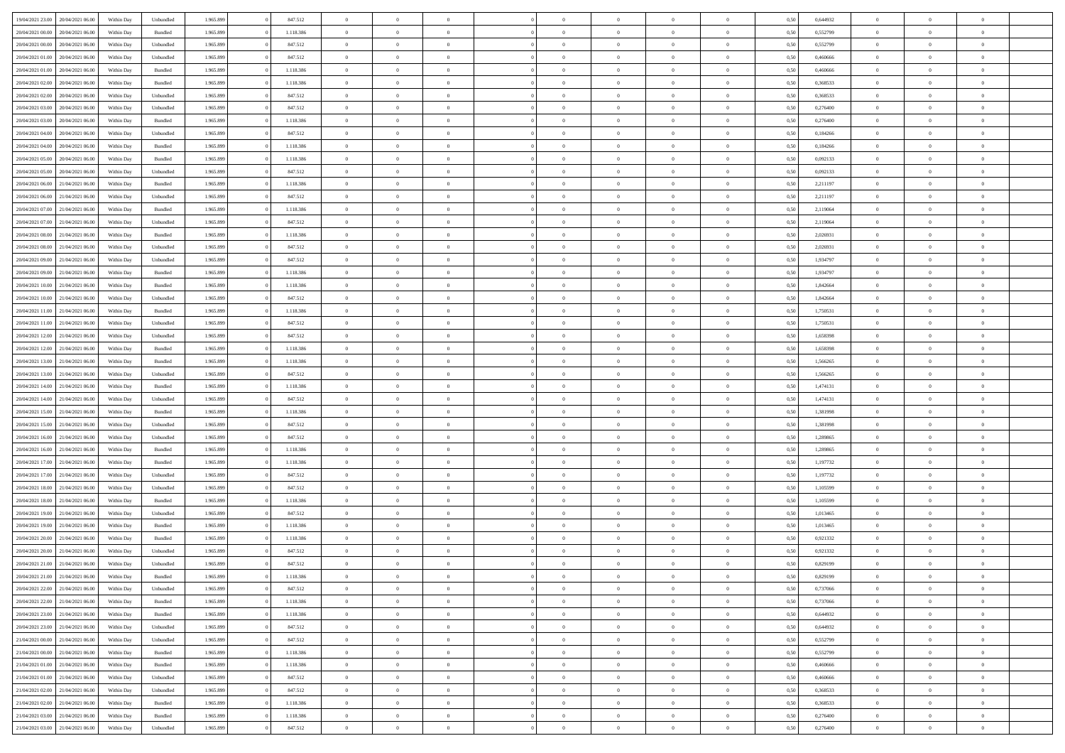| 19/04/2021 23:00 | 20/04/2021 06:00 | Within Day | Unbundled | 1.965.899 | 0 | 847.512 | 0 | 0 | 0 | 0 | 0 | 0 | 0 | 0 | 0,50 | 0,644932 | 0 | 0 | 0 |
|---|---|---|---|---|---|---|---|---|---|---|---|---|---|---|---|---|---|---|---|
| 20/04/2021 00:00 | 20/04/2021 06:00 | Within Day | Bundled | 1.965.899 | 0 | 1.118.386 | 0 | 0 | 0 | 0 | 0 | 0 | 0 | 0 | 0,50 | 0,552799 | 0 | 0 | 0 |
| 20/04/2021 00:00 | 20/04/2021 06:00 | Within Day | Unbundled | 1.965.899 | 0 | 847.512 | 0 | 0 | 0 | 0 | 0 | 0 | 0 | 0 | 0,50 | 0,552799 | 0 | 0 | 0 |
| 20/04/2021 01:00 | 20/04/2021 06:00 | Within Day | Unbundled | 1.965.899 | 0 | 847.512 | 0 | 0 | 0 | 0 | 0 | 0 | 0 | 0 | 0,50 | 0,460666 | 0 | 0 | 0 |
| 20/04/2021 01:00 | 20/04/2021 06:00 | Within Day | Bundled | 1.965.899 | 0 | 1.118.386 | 0 | 0 | 0 | 0 | 0 | 0 | 0 | 0 | 0,50 | 0,460666 | 0 | 0 | 0 |
| 20/04/2021 02:00 | 20/04/2021 06:00 | Within Day | Bundled | 1.965.899 | 0 | 1.118.386 | 0 | 0 | 0 | 0 | 0 | 0 | 0 | 0 | 0,50 | 0,368533 | 0 | 0 | 0 |
| 20/04/2021 02:00 | 20/04/2021 06:00 | Within Day | Unbundled | 1.965.899 | 0 | 847.512 | 0 | 0 | 0 | 0 | 0 | 0 | 0 | 0 | 0,50 | 0,368533 | 0 | 0 | 0 |
| 20/04/2021 03:00 | 20/04/2021 06:00 | Within Day | Unbundled | 1.965.899 | 0 | 847.512 | 0 | 0 | 0 | 0 | 0 | 0 | 0 | 0 | 0,50 | 0,276400 | 0 | 0 | 0 |
| 20/04/2021 03:00 | 20/04/2021 06:00 | Within Day | Bundled | 1.965.899 | 0 | 1.118.386 | 0 | 0 | 0 | 0 | 0 | 0 | 0 | 0 | 0,50 | 0,276400 | 0 | 0 | 0 |
| 20/04/2021 04:00 | 20/04/2021 06:00 | Within Day | Unbundled | 1.965.899 | 0 | 847.512 | 0 | 0 | 0 | 0 | 0 | 0 | 0 | 0 | 0,50 | 0,184266 | 0 | 0 | 0 |
| 20/04/2021 04:00 | 20/04/2021 06:00 | Within Day | Bundled | 1.965.899 | 0 | 1.118.386 | 0 | 0 | 0 | 0 | 0 | 0 | 0 | 0 | 0,50 | 0,184266 | 0 | 0 | 0 |
| 20/04/2021 05:00 | 20/04/2021 06:00 | Within Day | Bundled | 1.965.899 | 0 | 1.118.386 | 0 | 0 | 0 | 0 | 0 | 0 | 0 | 0 | 0,50 | 0,092133 | 0 | 0 | 0 |
| 20/04/2021 05:00 | 20/04/2021 06:00 | Within Day | Unbundled | 1.965.899 | 0 | 847.512 | 0 | 0 | 0 | 0 | 0 | 0 | 0 | 0 | 0,50 | 0,092133 | 0 | 0 | 0 |
| 20/04/2021 06:00 | 21/04/2021 06:00 | Within Day | Bundled | 1.965.899 | 0 | 1.118.386 | 0 | 0 | 0 | 0 | 0 | 0 | 0 | 0 | 0,50 | 2,211197 | 0 | 0 | 0 |
| 20/04/2021 06:00 | 21/04/2021 06:00 | Within Day | Unbundled | 1.965.899 | 0 | 847.512 | 0 | 0 | 0 | 0 | 0 | 0 | 0 | 0 | 0,50 | 2,211197 | 0 | 0 | 0 |
| 20/04/2021 07:00 | 21/04/2021 06:00 | Within Day | Bundled | 1.965.899 | 0 | 1.118.386 | 0 | 0 | 0 | 0 | 0 | 0 | 0 | 0 | 0,50 | 2,119064 | 0 | 0 | 0 |
| 20/04/2021 07:00 | 21/04/2021 06:00 | Within Day | Unbundled | 1.965.899 | 0 | 847.512 | 0 | 0 | 0 | 0 | 0 | 0 | 0 | 0 | 0,50 | 2,119064 | 0 | 0 | 0 |
| 20/04/2021 08:00 | 21/04/2021 06:00 | Within Day | Bundled | 1.965.899 | 0 | 1.118.386 | 0 | 0 | 0 | 0 | 0 | 0 | 0 | 0 | 0,50 | 2,026931 | 0 | 0 | 0 |
| 20/04/2021 08:00 | 21/04/2021 06:00 | Within Day | Unbundled | 1.965.899 | 0 | 847.512 | 0 | 0 | 0 | 0 | 0 | 0 | 0 | 0 | 0,50 | 2,026931 | 0 | 0 | 0 |
| 20/04/2021 09:00 | 21/04/2021 06:00 | Within Day | Unbundled | 1.965.899 | 0 | 847.512 | 0 | 0 | 0 | 0 | 0 | 0 | 0 | 0 | 0,50 | 1,934797 | 0 | 0 | 0 |
| 20/04/2021 09:00 | 21/04/2021 06:00 | Within Day | Bundled | 1.965.899 | 0 | 1.118.386 | 0 | 0 | 0 | 0 | 0 | 0 | 0 | 0 | 0,50 | 1,934797 | 0 | 0 | 0 |
| 20/04/2021 10:00 | 21/04/2021 06:00 | Within Day | Bundled | 1.965.899 | 0 | 1.118.386 | 0 | 0 | 0 | 0 | 0 | 0 | 0 | 0 | 0,50 | 1,842664 | 0 | 0 | 0 |
| 20/04/2021 10:00 | 21/04/2021 06:00 | Within Day | Unbundled | 1.965.899 | 0 | 847.512 | 0 | 0 | 0 | 0 | 0 | 0 | 0 | 0 | 0,50 | 1,842664 | 0 | 0 | 0 |
| 20/04/2021 11:00 | 21/04/2021 06:00 | Within Day | Bundled | 1.965.899 | 0 | 1.118.386 | 0 | 0 | 0 | 0 | 0 | 0 | 0 | 0 | 0,50 | 1,750531 | 0 | 0 | 0 |
| 20/04/2021 11:00 | 21/04/2021 06:00 | Within Day | Unbundled | 1.965.899 | 0 | 847.512 | 0 | 0 | 0 | 0 | 0 | 0 | 0 | 0 | 0,50 | 1,750531 | 0 | 0 | 0 |
| 20/04/2021 12:00 | 21/04/2021 06:00 | Within Day | Unbundled | 1.965.899 | 0 | 847.512 | 0 | 0 | 0 | 0 | 0 | 0 | 0 | 0 | 0,50 | 1,658398 | 0 | 0 | 0 |
| 20/04/2021 12:00 | 21/04/2021 06:00 | Within Day | Bundled | 1.965.899 | 0 | 1.118.386 | 0 | 0 | 0 | 0 | 0 | 0 | 0 | 0 | 0,50 | 1,658398 | 0 | 0 | 0 |
| 20/04/2021 13:00 | 21/04/2021 06:00 | Within Day | Bundled | 1.965.899 | 0 | 1.118.386 | 0 | 0 | 0 | 0 | 0 | 0 | 0 | 0 | 0,50 | 1,566265 | 0 | 0 | 0 |
| 20/04/2021 13:00 | 21/04/2021 06:00 | Within Day | Unbundled | 1.965.899 | 0 | 847.512 | 0 | 0 | 0 | 0 | 0 | 0 | 0 | 0 | 0,50 | 1,566265 | 0 | 0 | 0 |
| 20/04/2021 14:00 | 21/04/2021 06:00 | Within Day | Bundled | 1.965.899 | 0 | 1.118.386 | 0 | 0 | 0 | 0 | 0 | 0 | 0 | 0 | 0,50 | 1,474131 | 0 | 0 | 0 |
| 20/04/2021 14:00 | 21/04/2021 06:00 | Within Day | Unbundled | 1.965.899 | 0 | 847.512 | 0 | 0 | 0 | 0 | 0 | 0 | 0 | 0 | 0,50 | 1,474131 | 0 | 0 | 0 |
| 20/04/2021 15:00 | 21/04/2021 06:00 | Within Day | Bundled | 1.965.899 | 0 | 1.118.386 | 0 | 0 | 0 | 0 | 0 | 0 | 0 | 0 | 0,50 | 1,381998 | 0 | 0 | 0 |
| 20/04/2021 15:00 | 21/04/2021 06:00 | Within Day | Unbundled | 1.965.899 | 0 | 847.512 | 0 | 0 | 0 | 0 | 0 | 0 | 0 | 0 | 0,50 | 1,381998 | 0 | 0 | 0 |
| 20/04/2021 16:00 | 21/04/2021 06:00 | Within Day | Unbundled | 1.965.899 | 0 | 847.512 | 0 | 0 | 0 | 0 | 0 | 0 | 0 | 0 | 0,50 | 1,289865 | 0 | 0 | 0 |
| 20/04/2021 16:00 | 21/04/2021 06:00 | Within Day | Bundled | 1.965.899 | 0 | 1.118.386 | 0 | 0 | 0 | 0 | 0 | 0 | 0 | 0 | 0,50 | 1,289865 | 0 | 0 | 0 |
| 20/04/2021 17:00 | 21/04/2021 06:00 | Within Day | Bundled | 1.965.899 | 0 | 1.118.386 | 0 | 0 | 0 | 0 | 0 | 0 | 0 | 0 | 0,50 | 1,197732 | 0 | 0 | 0 |
| 20/04/2021 17:00 | 21/04/2021 06:00 | Within Day | Unbundled | 1.965.899 | 0 | 847.512 | 0 | 0 | 0 | 0 | 0 | 0 | 0 | 0 | 0,50 | 1,197732 | 0 | 0 | 0 |
| 20/04/2021 18:00 | 21/04/2021 06:00 | Within Day | Unbundled | 1.965.899 | 0 | 847.512 | 0 | 0 | 0 | 0 | 0 | 0 | 0 | 0 | 0,50 | 1,105599 | 0 | 0 | 0 |
| 20/04/2021 18:00 | 21/04/2021 06:00 | Within Day | Bundled | 1.965.899 | 0 | 1.118.386 | 0 | 0 | 0 | 0 | 0 | 0 | 0 | 0 | 0,50 | 1,105599 | 0 | 0 | 0 |
| 20/04/2021 19:00 | 21/04/2021 06:00 | Within Day | Unbundled | 1.965.899 | 0 | 847.512 | 0 | 0 | 0 | 0 | 0 | 0 | 0 | 0 | 0,50 | 1,013465 | 0 | 0 | 0 |
| 20/04/2021 19:00 | 21/04/2021 06:00 | Within Day | Bundled | 1.965.899 | 0 | 1.118.386 | 0 | 0 | 0 | 0 | 0 | 0 | 0 | 0 | 0,50 | 1,013465 | 0 | 0 | 0 |
| 20/04/2021 20:00 | 21/04/2021 06:00 | Within Day | Bundled | 1.965.899 | 0 | 1.118.386 | 0 | 0 | 0 | 0 | 0 | 0 | 0 | 0 | 0,50 | 0,921332 | 0 | 0 | 0 |
| 20/04/2021 20:00 | 21/04/2021 06:00 | Within Day | Unbundled | 1.965.899 | 0 | 847.512 | 0 | 0 | 0 | 0 | 0 | 0 | 0 | 0 | 0,50 | 0,921332 | 0 | 0 | 0 |
| 20/04/2021 21:00 | 21/04/2021 06:00 | Within Day | Unbundled | 1.965.899 | 0 | 847.512 | 0 | 0 | 0 | 0 | 0 | 0 | 0 | 0 | 0,50 | 0,829199 | 0 | 0 | 0 |
| 20/04/2021 21:00 | 21/04/2021 06:00 | Within Day | Bundled | 1.965.899 | 0 | 1.118.386 | 0 | 0 | 0 | 0 | 0 | 0 | 0 | 0 | 0,50 | 0,829199 | 0 | 0 | 0 |
| 20/04/2021 22:00 | 21/04/2021 06:00 | Within Day | Unbundled | 1.965.899 | 0 | 847.512 | 0 | 0 | 0 | 0 | 0 | 0 | 0 | 0 | 0,50 | 0,737066 | 0 | 0 | 0 |
| 20/04/2021 22:00 | 21/04/2021 06:00 | Within Day | Bundled | 1.965.899 | 0 | 1.118.386 | 0 | 0 | 0 | 0 | 0 | 0 | 0 | 0 | 0,50 | 0,737066 | 0 | 0 | 0 |
| 20/04/2021 23:00 | 21/04/2021 06:00 | Within Day | Bundled | 1.965.899 | 0 | 1.118.386 | 0 | 0 | 0 | 0 | 0 | 0 | 0 | 0 | 0,50 | 0,644932 | 0 | 0 | 0 |
| 20/04/2021 23:00 | 21/04/2021 06:00 | Within Day | Unbundled | 1.965.899 | 0 | 847.512 | 0 | 0 | 0 | 0 | 0 | 0 | 0 | 0 | 0,50 | 0,644932 | 0 | 0 | 0 |
| 21/04/2021 00:00 | 21/04/2021 06:00 | Within Day | Unbundled | 1.965.899 | 0 | 847.512 | 0 | 0 | 0 | 0 | 0 | 0 | 0 | 0 | 0,50 | 0,552799 | 0 | 0 | 0 |
| 21/04/2021 00:00 | 21/04/2021 06:00 | Within Day | Bundled | 1.965.899 | 0 | 1.118.386 | 0 | 0 | 0 | 0 | 0 | 0 | 0 | 0 | 0,50 | 0,552799 | 0 | 0 | 0 |
| 21/04/2021 01:00 | 21/04/2021 06:00 | Within Day | Bundled | 1.965.899 | 0 | 1.118.386 | 0 | 0 | 0 | 0 | 0 | 0 | 0 | 0 | 0,50 | 0,460666 | 0 | 0 | 0 |
| 21/04/2021 01:00 | 21/04/2021 06:00 | Within Day | Unbundled | 1.965.899 | 0 | 847.512 | 0 | 0 | 0 | 0 | 0 | 0 | 0 | 0 | 0,50 | 0,460666 | 0 | 0 | 0 |
| 21/04/2021 02:00 | 21/04/2021 06:00 | Within Day | Unbundled | 1.965.899 | 0 | 847.512 | 0 | 0 | 0 | 0 | 0 | 0 | 0 | 0 | 0,50 | 0,368533 | 0 | 0 | 0 |
| 21/04/2021 02:00 | 21/04/2021 06:00 | Within Day | Bundled | 1.965.899 | 0 | 1.118.386 | 0 | 0 | 0 | 0 | 0 | 0 | 0 | 0 | 0,50 | 0,368533 | 0 | 0 | 0 |
| 21/04/2021 03:00 | 21/04/2021 06:00 | Within Day | Bundled | 1.965.899 | 0 | 1.118.386 | 0 | 0 | 0 | 0 | 0 | 0 | 0 | 0 | 0,50 | 0,276400 | 0 | 0 | 0 |
| 21/04/2021 03:00 | 21/04/2021 06:00 | Within Day | Unbundled | 1.965.899 | 0 | 847.512 | 0 | 0 | 0 | 0 | 0 | 0 | 0 | 0 | 0,50 | 0,276400 | 0 | 0 | 0 |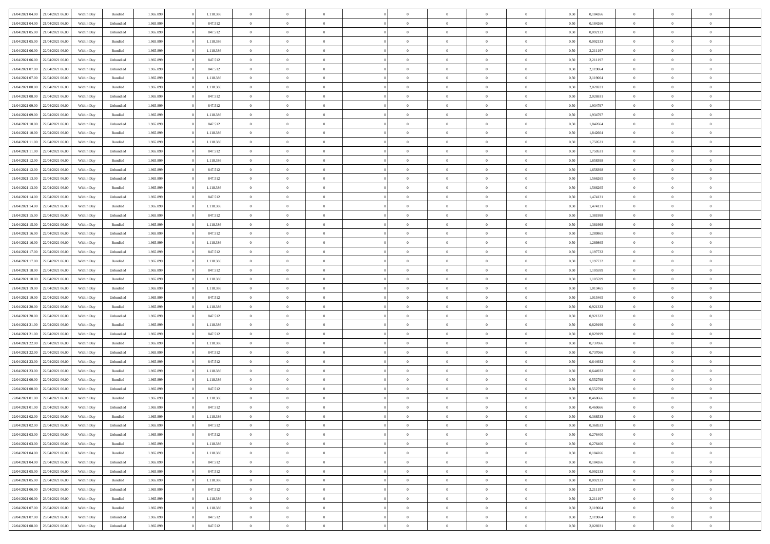| | | | | | | | | | | | | | | | | | | | | |
|---|---|---|---|---|---|---|---|---|---|---|---|---|---|---|---|---|---|---|---|---|
| 21/04/2021 04.00 | 21/04/2021 06.00 | Within Day | Bundled | 1.965.899 | 0 | 1.118.386 | 0 | 0 | 0 | | 0 | 0 | 0 | 0 | 0,50 | 0,184266 | 0 | 0 | 0 | |
| 21/04/2021 04.00 | 21/04/2021 06.00 | Within Day | Unbundled | 1.965.899 | 0 | 847.512 | 0 | 0 | 0 | | 0 | 0 | 0 | 0 | 0,50 | 0,184266 | 0 | 0 | 0 | |
| 21/04/2021 05.00 | 21/04/2021 06.00 | Within Day | Unbundled | 1.965.899 | 0 | 847.512 | 0 | 0 | 0 | | 0 | 0 | 0 | 0 | 0,50 | 0,092133 | 0 | 0 | 0 | |
| 21/04/2021 05.00 | 21/04/2021 06.00 | Within Day | Bundled | 1.965.899 | 0 | 1.118.386 | 0 | 0 | 0 | | 0 | 0 | 0 | 0 | 0,50 | 0,092133 | 0 | 0 | 0 | |
| 21/04/2021 06.00 | 22/04/2021 06.00 | Within Day | Bundled | 1.965.899 | 0 | 1.118.386 | 0 | 0 | 0 | | 0 | 0 | 0 | 0 | 0,50 | 2,211197 | 0 | 0 | 0 | |
| 21/04/2021 06.00 | 22/04/2021 06.00 | Within Day | Unbundled | 1.965.899 | 0 | 847.512 | 0 | 0 | 0 | | 0 | 0 | 0 | 0 | 0,50 | 2,211197 | 0 | 0 | 0 | |
| 21/04/2021 07.00 | 22/04/2021 06.00 | Within Day | Unbundled | 1.965.899 | 0 | 847.512 | 0 | 0 | 0 | | 0 | 0 | 0 | 0 | 0,50 | 2,119064 | 0 | 0 | 0 | |
| 21/04/2021 07.00 | 22/04/2021 06.00 | Within Day | Bundled | 1.965.899 | 0 | 1.118.386 | 0 | 0 | 0 | | 0 | 0 | 0 | 0 | 0,50 | 2,119064 | 0 | 0 | 0 | |
| 21/04/2021 08.00 | 22/04/2021 06.00 | Within Day | Bundled | 1.965.899 | 0 | 1.118.386 | 0 | 0 | 0 | | 0 | 0 | 0 | 0 | 0,50 | 2,026931 | 0 | 0 | 0 | |
| 21/04/2021 08.00 | 22/04/2021 06.00 | Within Day | Unbundled | 1.965.899 | 0 | 847.512 | 0 | 0 | 0 | | 0 | 0 | 0 | 0 | 0,50 | 2,026931 | 0 | 0 | 0 | |
| 21/04/2021 09.00 | 22/04/2021 06.00 | Within Day | Unbundled | 1.965.899 | 0 | 847.512 | 0 | 0 | 0 | | 0 | 0 | 0 | 0 | 0,50 | 1,934797 | 0 | 0 | 0 | |
| 21/04/2021 09.00 | 22/04/2021 06.00 | Within Day | Bundled | 1.965.899 | 0 | 1.118.386 | 0 | 0 | 0 | | 0 | 0 | 0 | 0 | 0,50 | 1,934797 | 0 | 0 | 0 | |
| 21/04/2021 10.00 | 22/04/2021 06.00 | Within Day | Unbundled | 1.965.899 | 0 | 847.512 | 0 | 0 | 0 | | 0 | 0 | 0 | 0 | 0,50 | 1,842664 | 0 | 0 | 0 | |
| 21/04/2021 10.00 | 22/04/2021 06.00 | Within Day | Bundled | 1.965.899 | 0 | 1.118.386 | 0 | 0 | 0 | | 0 | 0 | 0 | 0 | 0,50 | 1,842664 | 0 | 0 | 0 | |
| 21/04/2021 11.00 | 22/04/2021 06.00 | Within Day | Bundled | 1.965.899 | 0 | 1.118.386 | 0 | 0 | 0 | | 0 | 0 | 0 | 0 | 0,50 | 1,750531 | 0 | 0 | 0 | |
| 21/04/2021 11.00 | 22/04/2021 06.00 | Within Day | Unbundled | 1.965.899 | 0 | 847.512 | 0 | 0 | 0 | | 0 | 0 | 0 | 0 | 0,50 | 1,750531 | 0 | 0 | 0 | |
| 21/04/2021 12.00 | 22/04/2021 06.00 | Within Day | Bundled | 1.965.899 | 0 | 1.118.386 | 0 | 0 | 0 | | 0 | 0 | 0 | 0 | 0,50 | 1,658398 | 0 | 0 | 0 | |
| 21/04/2021 12.00 | 22/04/2021 06.00 | Within Day | Unbundled | 1.965.899 | 0 | 847.512 | 0 | 0 | 0 | | 0 | 0 | 0 | 0 | 0,50 | 1,658398 | 0 | 0 | 0 | |
| 21/04/2021 13.00 | 22/04/2021 06.00 | Within Day | Unbundled | 1.965.899 | 0 | 847.512 | 0 | 0 | 0 | | 0 | 0 | 0 | 0 | 0,50 | 1,566265 | 0 | 0 | 0 | |
| 21/04/2021 13.00 | 22/04/2021 06.00 | Within Day | Bundled | 1.965.899 | 0 | 1.118.386 | 0 | 0 | 0 | | 0 | 0 | 0 | 0 | 0,50 | 1,566265 | 0 | 0 | 0 | |
| 21/04/2021 14.00 | 22/04/2021 06.00 | Within Day | Unbundled | 1.965.899 | 0 | 847.512 | 0 | 0 | 0 | | 0 | 0 | 0 | 0 | 0,50 | 1,474131 | 0 | 0 | 0 | |
| 21/04/2021 14.00 | 22/04/2021 06.00 | Within Day | Bundled | 1.965.899 | 0 | 1.118.386 | 0 | 0 | 0 | | 0 | 0 | 0 | 0 | 0,50 | 1,474131 | 0 | 0 | 0 | |
| 21/04/2021 15.00 | 22/04/2021 06.00 | Within Day | Unbundled | 1.965.899 | 0 | 847.512 | 0 | 0 | 0 | | 0 | 0 | 0 | 0 | 0,50 | 1,381998 | 0 | 0 | 0 | |
| 21/04/2021 15.00 | 22/04/2021 06.00 | Within Day | Bundled | 1.965.899 | 0 | 1.118.386 | 0 | 0 | 0 | | 0 | 0 | 0 | 0 | 0,50 | 1,381998 | 0 | 0 | 0 | |
| 21/04/2021 16.00 | 22/04/2021 06.00 | Within Day | Unbundled | 1.965.899 | 0 | 847.512 | 0 | 0 | 0 | | 0 | 0 | 0 | 0 | 0,50 | 1,289865 | 0 | 0 | 0 | |
| 21/04/2021 16.00 | 22/04/2021 06.00 | Within Day | Bundled | 1.965.899 | 0 | 1.118.386 | 0 | 0 | 0 | | 0 | 0 | 0 | 0 | 0,50 | 1,289865 | 0 | 0 | 0 | |
| 21/04/2021 17.00 | 22/04/2021 06.00 | Within Day | Unbundled | 1.965.899 | 0 | 847.512 | 0 | 0 | 0 | | 0 | 0 | 0 | 0 | 0,50 | 1,197732 | 0 | 0 | 0 | |
| 21/04/2021 17.00 | 22/04/2021 06.00 | Within Day | Bundled | 1.965.899 | 0 | 1.118.386 | 0 | 0 | 0 | | 0 | 0 | 0 | 0 | 0,50 | 1,197732 | 0 | 0 | 0 | |
| 21/04/2021 18.00 | 22/04/2021 06.00 | Within Day | Unbundled | 1.965.899 | 0 | 847.512 | 0 | 0 | 0 | | 0 | 0 | 0 | 0 | 0,50 | 1,105599 | 0 | 0 | 0 | |
| 21/04/2021 18.00 | 22/04/2021 06.00 | Within Day | Bundled | 1.965.899 | 0 | 1.118.386 | 0 | 0 | 0 | | 0 | 0 | 0 | 0 | 0,50 | 1,105599 | 0 | 0 | 0 | |
| 21/04/2021 19.00 | 22/04/2021 06.00 | Within Day | Bundled | 1.965.899 | 0 | 1.118.386 | 0 | 0 | 0 | | 0 | 0 | 0 | 0 | 0,50 | 1,013465 | 0 | 0 | 0 | |
| 21/04/2021 19.00 | 22/04/2021 06.00 | Within Day | Unbundled | 1.965.899 | 0 | 847.512 | 0 | 0 | 0 | | 0 | 0 | 0 | 0 | 0,50 | 1,013465 | 0 | 0 | 0 | |
| 21/04/2021 20.00 | 22/04/2021 06.00 | Within Day | Bundled | 1.965.899 | 0 | 1.118.386 | 0 | 0 | 0 | | 0 | 0 | 0 | 0 | 0,50 | 0,921332 | 0 | 0 | 0 | |
| 21/04/2021 20.00 | 22/04/2021 06.00 | Within Day | Unbundled | 1.965.899 | 0 | 847.512 | 0 | 0 | 0 | | 0 | 0 | 0 | 0 | 0,50 | 0,921332 | 0 | 0 | 0 | |
| 21/04/2021 21.00 | 22/04/2021 06.00 | Within Day | Bundled | 1.965.899 | 0 | 1.118.386 | 0 | 0 | 0 | | 0 | 0 | 0 | 0 | 0,50 | 0,829199 | 0 | 0 | 0 | |
| 21/04/2021 21.00 | 22/04/2021 06.00 | Within Day | Unbundled | 1.965.899 | 0 | 847.512 | 0 | 0 | 0 | | 0 | 0 | 0 | 0 | 0,50 | 0,829199 | 0 | 0 | 0 | |
| 21/04/2021 22.00 | 22/04/2021 06.00 | Within Day | Bundled | 1.965.899 | 0 | 1.118.386 | 0 | 0 | 0 | | 0 | 0 | 0 | 0 | 0,50 | 0,737066 | 0 | 0 | 0 | |
| 21/04/2021 22.00 | 22/04/2021 06.00 | Within Day | Unbundled | 1.965.899 | 0 | 847.512 | 0 | 0 | 0 | | 0 | 0 | 0 | 0 | 0,50 | 0,737066 | 0 | 0 | 0 | |
| 21/04/2021 23.00 | 22/04/2021 06.00 | Within Day | Unbundled | 1.965.899 | 0 | 847.512 | 0 | 0 | 0 | | 0 | 0 | 0 | 0 | 0,50 | 0,644932 | 0 | 0 | 0 | |
| 21/04/2021 23.00 | 22/04/2021 06.00 | Within Day | Bundled | 1.965.899 | 0 | 1.118.386 | 0 | 0 | 0 | | 0 | 0 | 0 | 0 | 0,50 | 0,644932 | 0 | 0 | 0 | |
| 22/04/2021 00.00 | 22/04/2021 06.00 | Within Day | Bundled | 1.965.899 | 0 | 1.118.386 | 0 | 0 | 0 | | 0 | 0 | 0 | 0 | 0,50 | 0,552799 | 0 | 0 | 0 | |
| 22/04/2021 00.00 | 22/04/2021 06.00 | Within Day | Unbundled | 1.965.899 | 0 | 847.512 | 0 | 0 | 0 | | 0 | 0 | 0 | 0 | 0,50 | 0,552799 | 0 | 0 | 0 | |
| 22/04/2021 01.00 | 22/04/2021 06.00 | Within Day | Bundled | 1.965.899 | 0 | 1.118.386 | 0 | 0 | 0 | | 0 | 0 | 0 | 0 | 0,50 | 0,460666 | 0 | 0 | 0 | |
| 22/04/2021 01.00 | 22/04/2021 06.00 | Within Day | Unbundled | 1.965.899 | 0 | 847.512 | 0 | 0 | 0 | | 0 | 0 | 0 | 0 | 0,50 | 0,460666 | 0 | 0 | 0 | |
| 22/04/2021 02.00 | 22/04/2021 06.00 | Within Day | Bundled | 1.965.899 | 0 | 1.118.386 | 0 | 0 | 0 | | 0 | 0 | 0 | 0 | 0,50 | 0,368533 | 0 | 0 | 0 | |
| 22/04/2021 02.00 | 22/04/2021 06.00 | Within Day | Unbundled | 1.965.899 | 0 | 847.512 | 0 | 0 | 0 | | 0 | 0 | 0 | 0 | 0,50 | 0,368533 | 0 | 0 | 0 | |
| 22/04/2021 03.00 | 22/04/2021 06.00 | Within Day | Unbundled | 1.965.899 | 0 | 847.512 | 0 | 0 | 0 | | 0 | 0 | 0 | 0 | 0,50 | 0,276400 | 0 | 0 | 0 | |
| 22/04/2021 03.00 | 22/04/2021 06.00 | Within Day | Bundled | 1.965.899 | 0 | 1.118.386 | 0 | 0 | 0 | | 0 | 0 | 0 | 0 | 0,50 | 0,276400 | 0 | 0 | 0 | |
| 22/04/2021 04.00 | 22/04/2021 06.00 | Within Day | Bundled | 1.965.899 | 0 | 1.118.386 | 0 | 0 | 0 | | 0 | 0 | 0 | 0 | 0,50 | 0,184266 | 0 | 0 | 0 | |
| 22/04/2021 04.00 | 22/04/2021 06.00 | Within Day | Unbundled | 1.965.899 | 0 | 847.512 | 0 | 0 | 0 | | 0 | 0 | 0 | 0 | 0,50 | 0,184266 | 0 | 0 | 0 | |
| 22/04/2021 05.00 | 22/04/2021 06.00 | Within Day | Unbundled | 1.965.899 | 0 | 847.512 | 0 | 0 | 0 | | 0 | 0 | 0 | 0 | 0,50 | 0,092133 | 0 | 0 | 0 | |
| 22/04/2021 05.00 | 22/04/2021 06.00 | Within Day | Bundled | 1.965.899 | 0 | 1.118.386 | 0 | 0 | 0 | | 0 | 0 | 0 | 0 | 0,50 | 0,092133 | 0 | 0 | 0 | |
| 22/04/2021 06.00 | 23/04/2021 06.00 | Within Day | Unbundled | 1.965.899 | 0 | 847.512 | 0 | 0 | 0 | | 0 | 0 | 0 | 0 | 0,50 | 2,211197 | 0 | 0 | 0 | |
| 22/04/2021 06.00 | 23/04/2021 06.00 | Within Day | Bundled | 1.965.899 | 0 | 1.118.386 | 0 | 0 | 0 | | 0 | 0 | 0 | 0 | 0,50 | 2,211197 | 0 | 0 | 0 | |
| 22/04/2021 07.00 | 23/04/2021 06.00 | Within Day | Bundled | 1.965.899 | 0 | 1.118.386 | 0 | 0 | 0 | | 0 | 0 | 0 | 0 | 0,50 | 2,119064 | 0 | 0 | 0 | |
| 22/04/2021 07.00 | 23/04/2021 06.00 | Within Day | Unbundled | 1.965.899 | 0 | 847.512 | 0 | 0 | 0 | | 0 | 0 | 0 | 0 | 0,50 | 2,119064 | 0 | 0 | 0 | |
| 22/04/2021 08.00 | 23/04/2021 06.00 | Within Day | Unbundled | 1.965.899 | 0 | 847.512 | 0 | 0 | 0 | | 0 | 0 | 0 | 0 | 0,50 | 2,026931 | 0 | 0 | 0 | |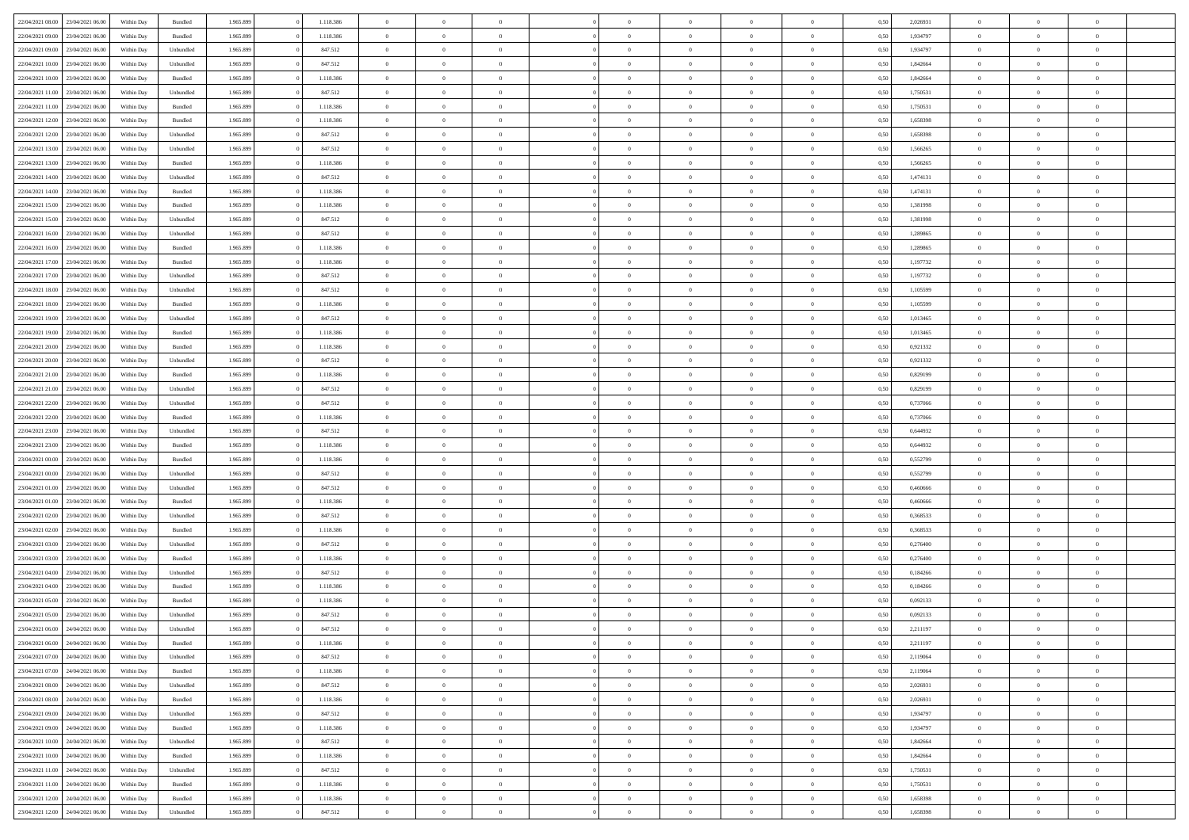| | | | | | | | | | | | | | | | | | | | | |
|---|---|---|---|---|---|---|---|---|---|---|---|---|---|---|---|---|---|---|---|---|
| 22/04/2021 08.00 | 23/04/2021 06.00 | Within Day | Bundled | 1.965.899 | 0 | 1.118.386 | 0 | 0 | 0 | | 0 | 0 | 0 | 0 | 0,50 | 2,026931 | 0 | 0 | 0 | |
| 22/04/2021 09.00 | 23/04/2021 06.00 | Within Day | Bundled | 1.965.899 | 0 | 1.118.386 | 0 | 0 | 0 | | 0 | 0 | 0 | 0 | 0,50 | 1,934797 | 0 | 0 | 0 | |
| 22/04/2021 09.00 | 23/04/2021 06.00 | Within Day | Unbundled | 1.965.899 | 0 | 847.512 | 0 | 0 | 0 | | 0 | 0 | 0 | 0 | 0,50 | 1,934797 | 0 | 0 | 0 | |
| 22/04/2021 10.00 | 23/04/2021 06.00 | Within Day | Unbundled | 1.965.899 | 0 | 847.512 | 0 | 0 | 0 | | 0 | 0 | 0 | 0 | 0,50 | 1,842664 | 0 | 0 | 0 | |
| 22/04/2021 10.00 | 23/04/2021 06.00 | Within Day | Bundled | 1.965.899 | 0 | 1.118.386 | 0 | 0 | 0 | | 0 | 0 | 0 | 0 | 0,50 | 1,842664 | 0 | 0 | 0 | |
| 22/04/2021 11.00 | 23/04/2021 06.00 | Within Day | Unbundled | 1.965.899 | 0 | 847.512 | 0 | 0 | 0 | | 0 | 0 | 0 | 0 | 0,50 | 1,750531 | 0 | 0 | 0 | |
| 22/04/2021 11.00 | 23/04/2021 06.00 | Within Day | Bundled | 1.965.899 | 0 | 1.118.386 | 0 | 0 | 0 | | 0 | 0 | 0 | 0 | 0,50 | 1,750531 | 0 | 0 | 0 | |
| 22/04/2021 12.00 | 23/04/2021 06.00 | Within Day | Bundled | 1.965.899 | 0 | 1.118.386 | 0 | 0 | 0 | | 0 | 0 | 0 | 0 | 0,50 | 1,658398 | 0 | 0 | 0 | |
| 22/04/2021 12.00 | 23/04/2021 06.00 | Within Day | Unbundled | 1.965.899 | 0 | 847.512 | 0 | 0 | 0 | | 0 | 0 | 0 | 0 | 0,50 | 1,658398 | 0 | 0 | 0 | |
| 22/04/2021 13.00 | 23/04/2021 06.00 | Within Day | Unbundled | 1.965.899 | 0 | 847.512 | 0 | 0 | 0 | | 0 | 0 | 0 | 0 | 0,50 | 1,566265 | 0 | 0 | 0 | |
| 22/04/2021 13.00 | 23/04/2021 06.00 | Within Day | Bundled | 1.965.899 | 0 | 1.118.386 | 0 | 0 | 0 | | 0 | 0 | 0 | 0 | 0,50 | 1,566265 | 0 | 0 | 0 | |
| 22/04/2021 14.00 | 23/04/2021 06.00 | Within Day | Unbundled | 1.965.899 | 0 | 847.512 | 0 | 0 | 0 | | 0 | 0 | 0 | 0 | 0,50 | 1,474131 | 0 | 0 | 0 | |
| 22/04/2021 14.00 | 23/04/2021 06.00 | Within Day | Bundled | 1.965.899 | 0 | 1.118.386 | 0 | 0 | 0 | | 0 | 0 | 0 | 0 | 0,50 | 1,474131 | 0 | 0 | 0 | |
| 22/04/2021 15.00 | 23/04/2021 06.00 | Within Day | Bundled | 1.965.899 | 0 | 1.118.386 | 0 | 0 | 0 | | 0 | 0 | 0 | 0 | 0,50 | 1,381998 | 0 | 0 | 0 | |
| 22/04/2021 15.00 | 23/04/2021 06.00 | Within Day | Unbundled | 1.965.899 | 0 | 847.512 | 0 | 0 | 0 | | 0 | 0 | 0 | 0 | 0,50 | 1,381998 | 0 | 0 | 0 | |
| 22/04/2021 16.00 | 23/04/2021 06.00 | Within Day | Unbundled | 1.965.899 | 0 | 847.512 | 0 | 0 | 0 | | 0 | 0 | 0 | 0 | 0,50 | 1,289865 | 0 | 0 | 0 | |
| 22/04/2021 16.00 | 23/04/2021 06.00 | Within Day | Bundled | 1.965.899 | 0 | 1.118.386 | 0 | 0 | 0 | | 0 | 0 | 0 | 0 | 0,50 | 1,289865 | 0 | 0 | 0 | |
| 22/04/2021 17.00 | 23/04/2021 06.00 | Within Day | Bundled | 1.965.899 | 0 | 1.118.386 | 0 | 0 | 0 | | 0 | 0 | 0 | 0 | 0,50 | 1,197732 | 0 | 0 | 0 | |
| 22/04/2021 17.00 | 23/04/2021 06.00 | Within Day | Unbundled | 1.965.899 | 0 | 847.512 | 0 | 0 | 0 | | 0 | 0 | 0 | 0 | 0,50 | 1,197732 | 0 | 0 | 0 | |
| 22/04/2021 18.00 | 23/04/2021 06.00 | Within Day | Unbundled | 1.965.899 | 0 | 847.512 | 0 | 0 | 0 | | 0 | 0 | 0 | 0 | 0,50 | 1,105599 | 0 | 0 | 0 | |
| 22/04/2021 18.00 | 23/04/2021 06.00 | Within Day | Bundled | 1.965.899 | 0 | 1.118.386 | 0 | 0 | 0 | | 0 | 0 | 0 | 0 | 0,50 | 1,105599 | 0 | 0 | 0 | |
| 22/04/2021 19.00 | 23/04/2021 06.00 | Within Day | Unbundled | 1.965.899 | 0 | 847.512 | 0 | 0 | 0 | | 0 | 0 | 0 | 0 | 0,50 | 1,013465 | 0 | 0 | 0 | |
| 22/04/2021 19.00 | 23/04/2021 06.00 | Within Day | Bundled | 1.965.899 | 0 | 1.118.386 | 0 | 0 | 0 | | 0 | 0 | 0 | 0 | 0,50 | 1,013465 | 0 | 0 | 0 | |
| 22/04/2021 20.00 | 23/04/2021 06.00 | Within Day | Bundled | 1.965.899 | 0 | 1.118.386 | 0 | 0 | 0 | | 0 | 0 | 0 | 0 | 0,50 | 0,921332 | 0 | 0 | 0 | |
| 22/04/2021 20.00 | 23/04/2021 06.00 | Within Day | Unbundled | 1.965.899 | 0 | 847.512 | 0 | 0 | 0 | | 0 | 0 | 0 | 0 | 0,50 | 0,921332 | 0 | 0 | 0 | |
| 22/04/2021 21.00 | 23/04/2021 06.00 | Within Day | Bundled | 1.965.899 | 0 | 1.118.386 | 0 | 0 | 0 | | 0 | 0 | 0 | 0 | 0,50 | 0,829199 | 0 | 0 | 0 | |
| 22/04/2021 21.00 | 23/04/2021 06.00 | Within Day | Unbundled | 1.965.899 | 0 | 847.512 | 0 | 0 | 0 | | 0 | 0 | 0 | 0 | 0,50 | 0,829199 | 0 | 0 | 0 | |
| 22/04/2021 22.00 | 23/04/2021 06.00 | Within Day | Unbundled | 1.965.899 | 0 | 847.512 | 0 | 0 | 0 | | 0 | 0 | 0 | 0 | 0,50 | 0,737066 | 0 | 0 | 0 | |
| 22/04/2021 22.00 | 23/04/2021 06.00 | Within Day | Bundled | 1.965.899 | 0 | 1.118.386 | 0 | 0 | 0 | | 0 | 0 | 0 | 0 | 0,50 | 0,737066 | 0 | 0 | 0 | |
| 22/04/2021 23.00 | 23/04/2021 06.00 | Within Day | Unbundled | 1.965.899 | 0 | 847.512 | 0 | 0 | 0 | | 0 | 0 | 0 | 0 | 0,50 | 0,644932 | 0 | 0 | 0 | |
| 22/04/2021 23.00 | 23/04/2021 06.00 | Within Day | Bundled | 1.965.899 | 0 | 1.118.386 | 0 | 0 | 0 | | 0 | 0 | 0 | 0 | 0,50 | 0,644932 | 0 | 0 | 0 | |
| 23/04/2021 00.00 | 23/04/2021 06.00 | Within Day | Bundled | 1.965.899 | 0 | 1.118.386 | 0 | 0 | 0 | | 0 | 0 | 0 | 0 | 0,50 | 0,552799 | 0 | 0 | 0 | |
| 23/04/2021 00.00 | 23/04/2021 06.00 | Within Day | Unbundled | 1.965.899 | 0 | 847.512 | 0 | 0 | 0 | | 0 | 0 | 0 | 0 | 0,50 | 0,552799 | 0 | 0 | 0 | |
| 23/04/2021 01.00 | 23/04/2021 06.00 | Within Day | Unbundled | 1.965.899 | 0 | 847.512 | 0 | 0 | 0 | | 0 | 0 | 0 | 0 | 0,50 | 0,460666 | 0 | 0 | 0 | |
| 23/04/2021 01.00 | 23/04/2021 06.00 | Within Day | Bundled | 1.965.899 | 0 | 1.118.386 | 0 | 0 | 0 | | 0 | 0 | 0 | 0 | 0,50 | 0,460666 | 0 | 0 | 0 | |
| 23/04/2021 02.00 | 23/04/2021 06.00 | Within Day | Unbundled | 1.965.899 | 0 | 847.512 | 0 | 0 | 0 | | 0 | 0 | 0 | 0 | 0,50 | 0,368533 | 0 | 0 | 0 | |
| 23/04/2021 02.00 | 23/04/2021 06.00 | Within Day | Bundled | 1.965.899 | 0 | 1.118.386 | 0 | 0 | 0 | | 0 | 0 | 0 | 0 | 0,50 | 0,368533 | 0 | 0 | 0 | |
| 23/04/2021 03.00 | 23/04/2021 06.00 | Within Day | Unbundled | 1.965.899 | 0 | 847.512 | 0 | 0 | 0 | | 0 | 0 | 0 | 0 | 0,50 | 0,276400 | 0 | 0 | 0 | |
| 23/04/2021 03.00 | 23/04/2021 06.00 | Within Day | Bundled | 1.965.899 | 0 | 1.118.386 | 0 | 0 | 0 | | 0 | 0 | 0 | 0 | 0,50 | 0,276400 | 0 | 0 | 0 | |
| 23/04/2021 04.00 | 23/04/2021 06.00 | Within Day | Unbundled | 1.965.899 | 0 | 847.512 | 0 | 0 | 0 | | 0 | 0 | 0 | 0 | 0,50 | 0,184266 | 0 | 0 | 0 | |
| 23/04/2021 04.00 | 23/04/2021 06.00 | Within Day | Bundled | 1.965.899 | 0 | 1.118.386 | 0 | 0 | 0 | | 0 | 0 | 0 | 0 | 0,50 | 0,184266 | 0 | 0 | 0 | |
| 23/04/2021 05.00 | 23/04/2021 06.00 | Within Day | Bundled | 1.965.899 | 0 | 1.118.386 | 0 | 0 | 0 | | 0 | 0 | 0 | 0 | 0,50 | 0,092133 | 0 | 0 | 0 | |
| 23/04/2021 05.00 | 23/04/2021 06.00 | Within Day | Unbundled | 1.965.899 | 0 | 847.512 | 0 | 0 | 0 | | 0 | 0 | 0 | 0 | 0,50 | 0,092133 | 0 | 0 | 0 | |
| 23/04/2021 06.00 | 24/04/2021 06.00 | Within Day | Unbundled | 1.965.899 | 0 | 847.512 | 0 | 0 | 0 | | 0 | 0 | 0 | 0 | 0,50 | 2,211197 | 0 | 0 | 0 | |
| 23/04/2021 06.00 | 24/04/2021 06.00 | Within Day | Bundled | 1.965.899 | 0 | 1.118.386 | 0 | 0 | 0 | | 0 | 0 | 0 | 0 | 0,50 | 2,211197 | 0 | 0 | 0 | |
| 23/04/2021 07.00 | 24/04/2021 06.00 | Within Day | Unbundled | 1.965.899 | 0 | 847.512 | 0 | 0 | 0 | | 0 | 0 | 0 | 0 | 0,50 | 2,119064 | 0 | 0 | 0 | |
| 23/04/2021 07.00 | 24/04/2021 06.00 | Within Day | Bundled | 1.965.899 | 0 | 1.118.386 | 0 | 0 | 0 | | 0 | 0 | 0 | 0 | 0,50 | 2,119064 | 0 | 0 | 0 | |
| 23/04/2021 08.00 | 24/04/2021 06.00 | Within Day | Unbundled | 1.965.899 | 0 | 847.512 | 0 | 0 | 0 | | 0 | 0 | 0 | 0 | 0,50 | 2,026931 | 0 | 0 | 0 | |
| 23/04/2021 08.00 | 24/04/2021 06.00 | Within Day | Bundled | 1.965.899 | 0 | 1.118.386 | 0 | 0 | 0 | | 0 | 0 | 0 | 0 | 0,50 | 2,026931 | 0 | 0 | 0 | |
| 23/04/2021 09.00 | 24/04/2021 06.00 | Within Day | Unbundled | 1.965.899 | 0 | 847.512 | 0 | 0 | 0 | | 0 | 0 | 0 | 0 | 0,50 | 1,934797 | 0 | 0 | 0 | |
| 23/04/2021 09.00 | 24/04/2021 06.00 | Within Day | Bundled | 1.965.899 | 0 | 1.118.386 | 0 | 0 | 0 | | 0 | 0 | 0 | 0 | 0,50 | 1,934797 | 0 | 0 | 0 | |
| 23/04/2021 10.00 | 24/04/2021 06.00 | Within Day | Unbundled | 1.965.899 | 0 | 847.512 | 0 | 0 | 0 | | 0 | 0 | 0 | 0 | 0,50 | 1,842664 | 0 | 0 | 0 | |
| 23/04/2021 10.00 | 24/04/2021 06.00 | Within Day | Bundled | 1.965.899 | 0 | 1.118.386 | 0 | 0 | 0 | | 0 | 0 | 0 | 0 | 0,50 | 1,842664 | 0 | 0 | 0 | |
| 23/04/2021 11.00 | 24/04/2021 06.00 | Within Day | Unbundled | 1.965.899 | 0 | 847.512 | 0 | 0 | 0 | | 0 | 0 | 0 | 0 | 0,50 | 1,750531 | 0 | 0 | 0 | |
| 23/04/2021 11.00 | 24/04/2021 06.00 | Within Day | Bundled | 1.965.899 | 0 | 1.118.386 | 0 | 0 | 0 | | 0 | 0 | 0 | 0 | 0,50 | 1,750531 | 0 | 0 | 0 | |
| 23/04/2021 12.00 | 24/04/2021 06.00 | Within Day | Bundled | 1.965.899 | 0 | 1.118.386 | 0 | 0 | 0 | | 0 | 0 | 0 | 0 | 0,50 | 1,658398 | 0 | 0 | 0 | |
| 23/04/2021 12.00 | 24/04/2021 06.00 | Within Day | Unbundled | 1.965.899 | 0 | 847.512 | 0 | 0 | 0 | | 0 | 0 | 0 | 0 | 0,50 | 1,658398 | 0 | 0 | 0 | |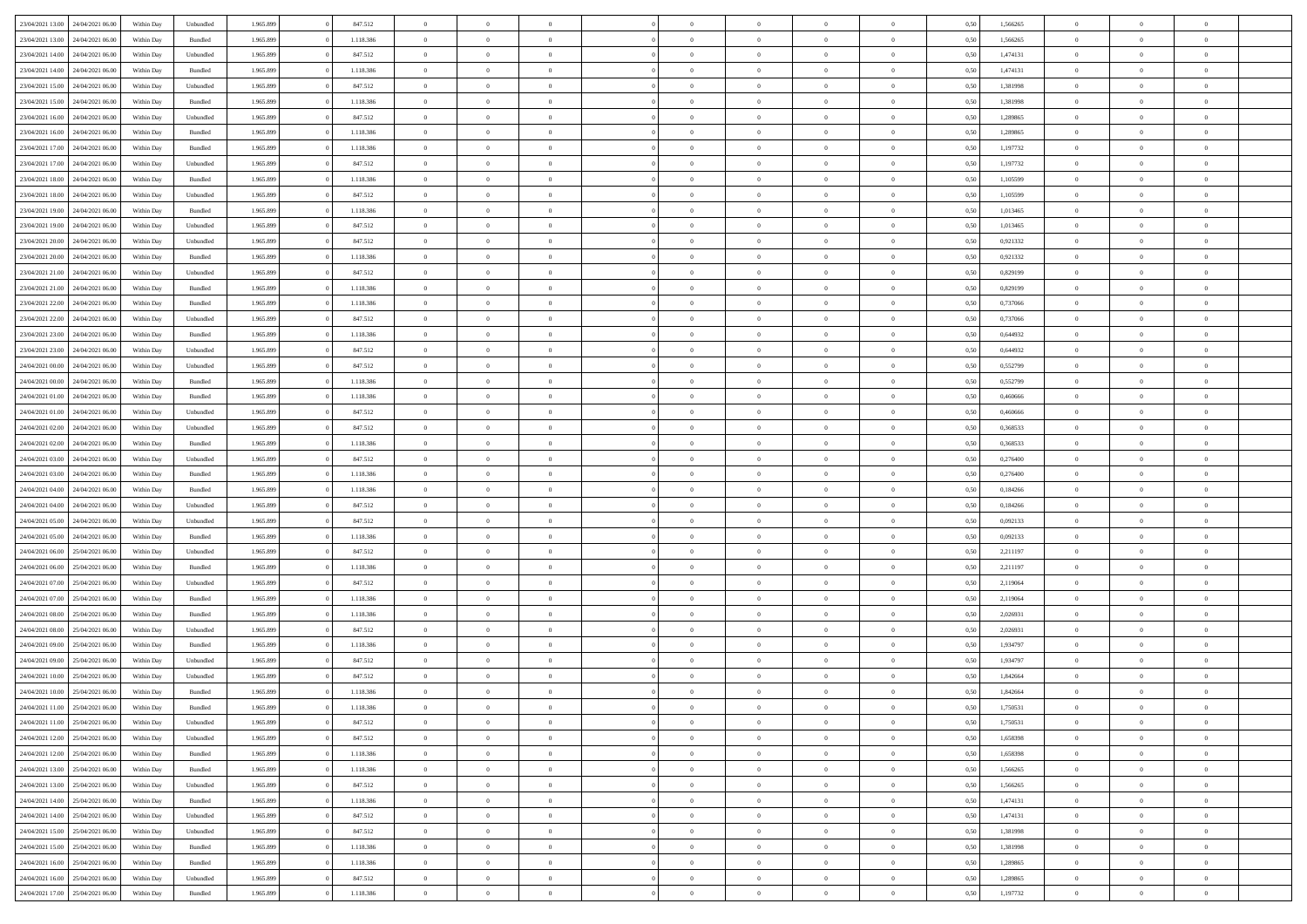| 23/04/2021 13:00 | 24/04/2021 06:00 | Within Day | Unbundled | 1.965.899 | 0 | 847.512 | 0 | 0 | 0 | | 0 | 0 | 0 | 0 | 0,50 | 1,566265 | 0 | 0 | 0 | |
|---|---|---|---|---|---|---|---|---|---|---|---|---|---|---|---|---|---|---|---|---|
| 23/04/2021 13:00 | 24/04/2021 06:00 | Within Day | Bundled | 1.965.899 | 0 | 1.118.386 | 0 | 0 | 0 | | 0 | 0 | 0 | 0 | 0,50 | 1,566265 | 0 | 0 | 0 | |
| 23/04/2021 14:00 | 24/04/2021 06:00 | Within Day | Unbundled | 1.965.899 | 0 | 847.512 | 0 | 0 | 0 | | 0 | 0 | 0 | 0 | 0,50 | 1,474131 | 0 | 0 | 0 | |
| 23/04/2021 14:00 | 24/04/2021 06:00 | Within Day | Bundled | 1.965.899 | 0 | 1.118.386 | 0 | 0 | 0 | | 0 | 0 | 0 | 0 | 0,50 | 1,474131 | 0 | 0 | 0 | |
| 23/04/2021 15:00 | 24/04/2021 06:00 | Within Day | Unbundled | 1.965.899 | 0 | 847.512 | 0 | 0 | 0 | | 0 | 0 | 0 | 0 | 0,50 | 1,381998 | 0 | 0 | 0 | |
| 23/04/2021 15:00 | 24/04/2021 06:00 | Within Day | Bundled | 1.965.899 | 0 | 1.118.386 | 0 | 0 | 0 | | 0 | 0 | 0 | 0 | 0,50 | 1,381998 | 0 | 0 | 0 | |
| 23/04/2021 16:00 | 24/04/2021 06:00 | Within Day | Unbundled | 1.965.899 | 0 | 847.512 | 0 | 0 | 0 | | 0 | 0 | 0 | 0 | 0,50 | 1,289865 | 0 | 0 | 0 | |
| 23/04/2021 16:00 | 24/04/2021 06:00 | Within Day | Bundled | 1.965.899 | 0 | 1.118.386 | 0 | 0 | 0 | | 0 | 0 | 0 | 0 | 0,50 | 1,289865 | 0 | 0 | 0 | |
| 23/04/2021 17:00 | 24/04/2021 06:00 | Within Day | Bundled | 1.965.899 | 0 | 1.118.386 | 0 | 0 | 0 | | 0 | 0 | 0 | 0 | 0,50 | 1,197732 | 0 | 0 | 0 | |
| 23/04/2021 17:00 | 24/04/2021 06:00 | Within Day | Unbundled | 1.965.899 | 0 | 847.512 | 0 | 0 | 0 | | 0 | 0 | 0 | 0 | 0,50 | 1,197732 | 0 | 0 | 0 | |
| 23/04/2021 18:00 | 24/04/2021 06:00 | Within Day | Bundled | 1.965.899 | 0 | 1.118.386 | 0 | 0 | 0 | | 0 | 0 | 0 | 0 | 0,50 | 1,105599 | 0 | 0 | 0 | |
| 23/04/2021 18:00 | 24/04/2021 06:00 | Within Day | Unbundled | 1.965.899 | 0 | 847.512 | 0 | 0 | 0 | | 0 | 0 | 0 | 0 | 0,50 | 1,105599 | 0 | 0 | 0 | |
| 23/04/2021 19:00 | 24/04/2021 06:00 | Within Day | Bundled | 1.965.899 | 0 | 1.118.386 | 0 | 0 | 0 | | 0 | 0 | 0 | 0 | 0,50 | 1,013465 | 0 | 0 | 0 | |
| 23/04/2021 19:00 | 24/04/2021 06:00 | Within Day | Unbundled | 1.965.899 | 0 | 847.512 | 0 | 0 | 0 | | 0 | 0 | 0 | 0 | 0,50 | 1,013465 | 0 | 0 | 0 | |
| 23/04/2021 20:00 | 24/04/2021 06:00 | Within Day | Unbundled | 1.965.899 | 0 | 847.512 | 0 | 0 | 0 | | 0 | 0 | 0 | 0 | 0,50 | 0,921332 | 0 | 0 | 0 | |
| 23/04/2021 20:00 | 24/04/2021 06:00 | Within Day | Bundled | 1.965.899 | 0 | 1.118.386 | 0 | 0 | 0 | | 0 | 0 | 0 | 0 | 0,50 | 0,921332 | 0 | 0 | 0 | |
| 23/04/2021 21:00 | 24/04/2021 06:00 | Within Day | Unbundled | 1.965.899 | 0 | 847.512 | 0 | 0 | 0 | | 0 | 0 | 0 | 0 | 0,50 | 0,829199 | 0 | 0 | 0 | |
| 23/04/2021 21:00 | 24/04/2021 06:00 | Within Day | Bundled | 1.965.899 | 0 | 1.118.386 | 0 | 0 | 0 | | 0 | 0 | 0 | 0 | 0,50 | 0,829199 | 0 | 0 | 0 | |
| 23/04/2021 22:00 | 24/04/2021 06:00 | Within Day | Bundled | 1.965.899 | 0 | 1.118.386 | 0 | 0 | 0 | | 0 | 0 | 0 | 0 | 0,50 | 0,737066 | 0 | 0 | 0 | |
| 23/04/2021 22:00 | 24/04/2021 06:00 | Within Day | Unbundled | 1.965.899 | 0 | 847.512 | 0 | 0 | 0 | | 0 | 0 | 0 | 0 | 0,50 | 0,737066 | 0 | 0 | 0 | |
| 23/04/2021 23:00 | 24/04/2021 06:00 | Within Day | Bundled | 1.965.899 | 0 | 1.118.386 | 0 | 0 | 0 | | 0 | 0 | 0 | 0 | 0,50 | 0,644932 | 0 | 0 | 0 | |
| 23/04/2021 23:00 | 24/04/2021 06:00 | Within Day | Unbundled | 1.965.899 | 0 | 847.512 | 0 | 0 | 0 | | 0 | 0 | 0 | 0 | 0,50 | 0,644932 | 0 | 0 | 0 | |
| 24/04/2021 00:00 | 24/04/2021 06:00 | Within Day | Unbundled | 1.965.899 | 0 | 847.512 | 0 | 0 | 0 | | 0 | 0 | 0 | 0 | 0,50 | 0,552799 | 0 | 0 | 0 | |
| 24/04/2021 00:00 | 24/04/2021 06:00 | Within Day | Bundled | 1.965.899 | 0 | 1.118.386 | 0 | 0 | 0 | | 0 | 0 | 0 | 0 | 0,50 | 0,552799 | 0 | 0 | 0 | |
| 24/04/2021 01:00 | 24/04/2021 06:00 | Within Day | Bundled | 1.965.899 | 0 | 1.118.386 | 0 | 0 | 0 | | 0 | 0 | 0 | 0 | 0,50 | 0,460666 | 0 | 0 | 0 | |
| 24/04/2021 01:00 | 24/04/2021 06:00 | Within Day | Unbundled | 1.965.899 | 0 | 847.512 | 0 | 0 | 0 | | 0 | 0 | 0 | 0 | 0,50 | 0,460666 | 0 | 0 | 0 | |
| 24/04/2021 02:00 | 24/04/2021 06:00 | Within Day | Unbundled | 1.965.899 | 0 | 847.512 | 0 | 0 | 0 | | 0 | 0 | 0 | 0 | 0,50 | 0,368533 | 0 | 0 | 0 | |
| 24/04/2021 02:00 | 24/04/2021 06:00 | Within Day | Bundled | 1.965.899 | 0 | 1.118.386 | 0 | 0 | 0 | | 0 | 0 | 0 | 0 | 0,50 | 0,368533 | 0 | 0 | 0 | |
| 24/04/2021 03:00 | 24/04/2021 06:00 | Within Day | Unbundled | 1.965.899 | 0 | 847.512 | 0 | 0 | 0 | | 0 | 0 | 0 | 0 | 0,50 | 0,276400 | 0 | 0 | 0 | |
| 24/04/2021 03:00 | 24/04/2021 06:00 | Within Day | Bundled | 1.965.899 | 0 | 1.118.386 | 0 | 0 | 0 | | 0 | 0 | 0 | 0 | 0,50 | 0,276400 | 0 | 0 | 0 | |
| 24/04/2021 04:00 | 24/04/2021 06:00 | Within Day | Bundled | 1.965.899 | 0 | 1.118.386 | 0 | 0 | 0 | | 0 | 0 | 0 | 0 | 0,50 | 0,184266 | 0 | 0 | 0 | |
| 24/04/2021 04:00 | 24/04/2021 06:00 | Within Day | Unbundled | 1.965.899 | 0 | 847.512 | 0 | 0 | 0 | | 0 | 0 | 0 | 0 | 0,50 | 0,184266 | 0 | 0 | 0 | |
| 24/04/2021 05:00 | 24/04/2021 06:00 | Within Day | Unbundled | 1.965.899 | 0 | 847.512 | 0 | 0 | 0 | | 0 | 0 | 0 | 0 | 0,50 | 0,092133 | 0 | 0 | 0 | |
| 24/04/2021 05:00 | 24/04/2021 06:00 | Within Day | Bundled | 1.965.899 | 0 | 1.118.386 | 0 | 0 | 0 | | 0 | 0 | 0 | 0 | 0,50 | 0,092133 | 0 | 0 | 0 | |
| 24/04/2021 06:00 | 25/04/2021 06:00 | Within Day | Unbundled | 1.965.899 | 0 | 847.512 | 0 | 0 | 0 | | 0 | 0 | 0 | 0 | 0,50 | 2,211197 | 0 | 0 | 0 | |
| 24/04/2021 06:00 | 25/04/2021 06:00 | Within Day | Bundled | 1.965.899 | 0 | 1.118.386 | 0 | 0 | 0 | | 0 | 0 | 0 | 0 | 0,50 | 2,211197 | 0 | 0 | 0 | |
| 24/04/2021 07:00 | 25/04/2021 06:00 | Within Day | Unbundled | 1.965.899 | 0 | 847.512 | 0 | 0 | 0 | | 0 | 0 | 0 | 0 | 0,50 | 2,119064 | 0 | 0 | 0 | |
| 24/04/2021 07:00 | 25/04/2021 06:00 | Within Day | Bundled | 1.965.899 | 0 | 1.118.386 | 0 | 0 | 0 | | 0 | 0 | 0 | 0 | 0,50 | 2,119064 | 0 | 0 | 0 | |
| 24/04/2021 08:00 | 25/04/2021 06:00 | Within Day | Bundled | 1.965.899 | 0 | 1.118.386 | 0 | 0 | 0 | | 0 | 0 | 0 | 0 | 0,50 | 2,026931 | 0 | 0 | 0 | |
| 24/04/2021 08:00 | 25/04/2021 06:00 | Within Day | Unbundled | 1.965.899 | 0 | 847.512 | 0 | 0 | 0 | | 0 | 0 | 0 | 0 | 0,50 | 2,026931 | 0 | 0 | 0 | |
| 24/04/2021 09:00 | 25/04/2021 06:00 | Within Day | Bundled | 1.965.899 | 0 | 1.118.386 | 0 | 0 | 0 | | 0 | 0 | 0 | 0 | 0,50 | 1,934797 | 0 | 0 | 0 | |
| 24/04/2021 09:00 | 25/04/2021 06:00 | Within Day | Unbundled | 1.965.899 | 0 | 847.512 | 0 | 0 | 0 | | 0 | 0 | 0 | 0 | 0,50 | 1,934797 | 0 | 0 | 0 | |
| 24/04/2021 10:00 | 25/04/2021 06:00 | Within Day | Unbundled | 1.965.899 | 0 | 847.512 | 0 | 0 | 0 | | 0 | 0 | 0 | 0 | 0,50 | 1,842664 | 0 | 0 | 0 | |
| 24/04/2021 10:00 | 25/04/2021 06:00 | Within Day | Bundled | 1.965.899 | 0 | 1.118.386 | 0 | 0 | 0 | | 0 | 0 | 0 | 0 | 0,50 | 1,842664 | 0 | 0 | 0 | |
| 24/04/2021 11:00 | 25/04/2021 06:00 | Within Day | Bundled | 1.965.899 | 0 | 1.118.386 | 0 | 0 | 0 | | 0 | 0 | 0 | 0 | 0,50 | 1,750531 | 0 | 0 | 0 | |
| 24/04/2021 11:00 | 25/04/2021 06:00 | Within Day | Unbundled | 1.965.899 | 0 | 847.512 | 0 | 0 | 0 | | 0 | 0 | 0 | 0 | 0,50 | 1,750531 | 0 | 0 | 0 | |
| 24/04/2021 12:00 | 25/04/2021 06:00 | Within Day | Unbundled | 1.965.899 | 0 | 847.512 | 0 | 0 | 0 | | 0 | 0 | 0 | 0 | 0,50 | 1,658398 | 0 | 0 | 0 | |
| 24/04/2021 12:00 | 25/04/2021 06:00 | Within Day | Bundled | 1.965.899 | 0 | 1.118.386 | 0 | 0 | 0 | | 0 | 0 | 0 | 0 | 0,50 | 1,658398 | 0 | 0 | 0 | |
| 24/04/2021 13:00 | 25/04/2021 06:00 | Within Day | Bundled | 1.965.899 | 0 | 1.118.386 | 0 | 0 | 0 | | 0 | 0 | 0 | 0 | 0,50 | 1,566265 | 0 | 0 | 0 | |
| 24/04/2021 13:00 | 25/04/2021 06:00 | Within Day | Unbundled | 1.965.899 | 0 | 847.512 | 0 | 0 | 0 | | 0 | 0 | 0 | 0 | 0,50 | 1,566265 | 0 | 0 | 0 | |
| 24/04/2021 14:00 | 25/04/2021 06:00 | Within Day | Bundled | 1.965.899 | 0 | 1.118.386 | 0 | 0 | 0 | | 0 | 0 | 0 | 0 | 0,50 | 1,474131 | 0 | 0 | 0 | |
| 24/04/2021 14:00 | 25/04/2021 06:00 | Within Day | Unbundled | 1.965.899 | 0 | 847.512 | 0 | 0 | 0 | | 0 | 0 | 0 | 0 | 0,50 | 1,474131 | 0 | 0 | 0 | |
| 24/04/2021 15:00 | 25/04/2021 06:00 | Within Day | Unbundled | 1.965.899 | 0 | 847.512 | 0 | 0 | 0 | | 0 | 0 | 0 | 0 | 0,50 | 1,381998 | 0 | 0 | 0 | |
| 24/04/2021 15:00 | 25/04/2021 06:00 | Within Day | Bundled | 1.965.899 | 0 | 1.118.386 | 0 | 0 | 0 | | 0 | 0 | 0 | 0 | 0,50 | 1,381998 | 0 | 0 | 0 | |
| 24/04/2021 16:00 | 25/04/2021 06:00 | Within Day | Bundled | 1.965.899 | 0 | 1.118.386 | 0 | 0 | 0 | | 0 | 0 | 0 | 0 | 0,50 | 1,289865 | 0 | 0 | 0 | |
| 24/04/2021 16:00 | 25/04/2021 06:00 | Within Day | Unbundled | 1.965.899 | 0 | 847.512 | 0 | 0 | 0 | | 0 | 0 | 0 | 0 | 0,50 | 1,289865 | 0 | 0 | 0 | |
| 24/04/2021 17:00 | 25/04/2021 06:00 | Within Day | Bundled | 1.965.899 | 0 | 1.118.386 | 0 | 0 | 0 | | 0 | 0 | 0 | 0 | 0,50 | 1,197732 | 0 | 0 | 0 | |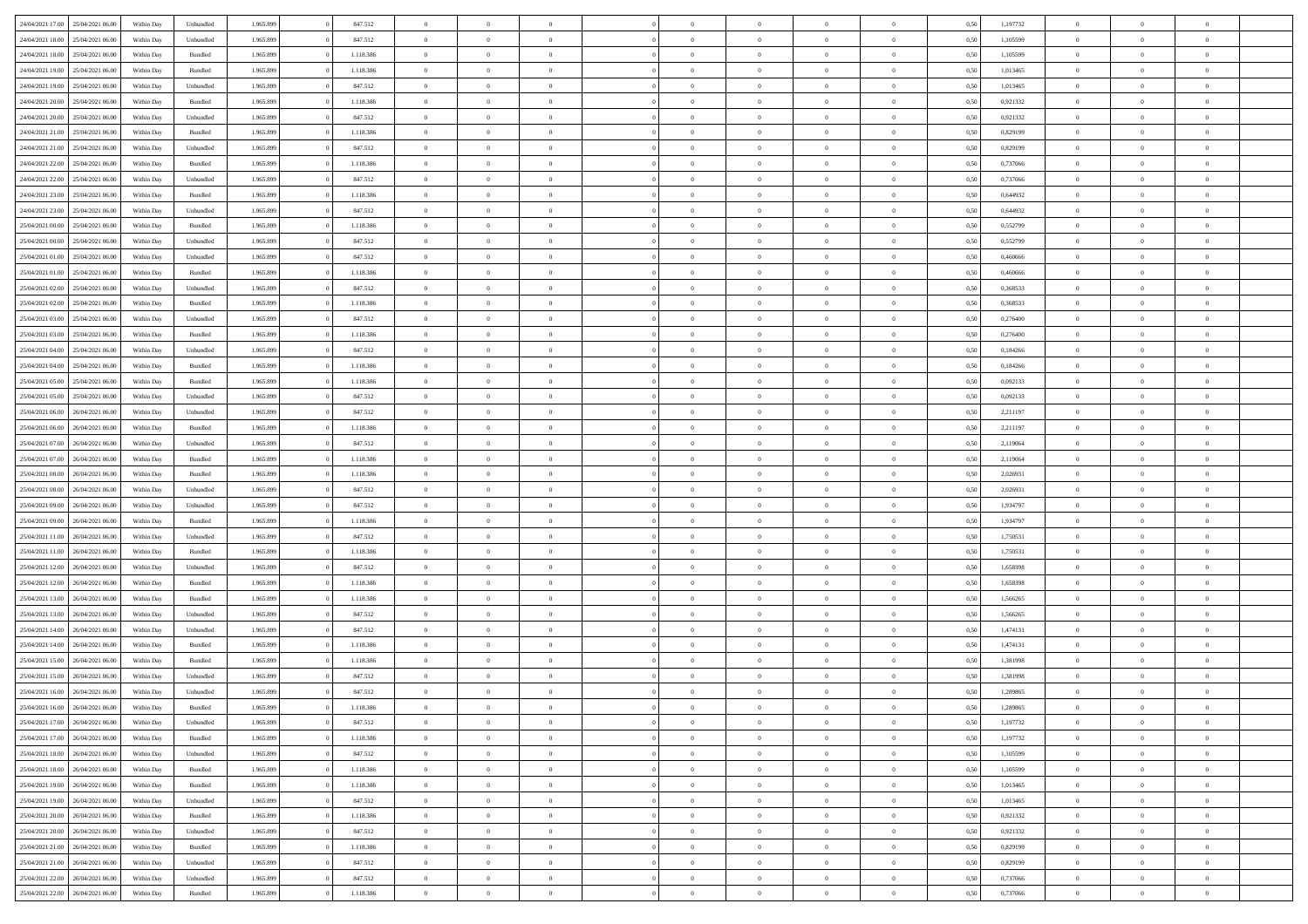| | | | | | | | | | | | | | | | | | | | | | |
|---|---|---|---|---|---|---|---|---|---|---|---|---|---|---|---|---|---|---|---|---|---|
| 24/04/2021 17:00 | 25/04/2021 06:00 | Within Day | Unbundled | 1.965.899 | 0 | 847.512 | 0 | 0 | 0 | | 0 | 0 | 0 | 0 | 0 | 0,50 | 1,197732 | 0 | 0 | 0 | |
| 24/04/2021 18:00 | 25/04/2021 06:00 | Within Day | Unbundled | 1.965.899 | 0 | 847.512 | 0 | 0 | 0 | | 0 | 0 | 0 | 0 | 0 | 0,50 | 1,105599 | 0 | 0 | 0 | |
| 24/04/2021 18:00 | 25/04/2021 06:00 | Within Day | Bundled | 1.965.899 | 0 | 1.118.386 | 0 | 0 | 0 | | 0 | 0 | 0 | 0 | 0 | 0,50 | 1,105599 | 0 | 0 | 0 | |
| 24/04/2021 19:00 | 25/04/2021 06:00 | Within Day | Bundled | 1.965.899 | 0 | 1.118.386 | 0 | 0 | 0 | | 0 | 0 | 0 | 0 | 0 | 0,50 | 1,013465 | 0 | 0 | 0 | |
| 24/04/2021 19:00 | 25/04/2021 06:00 | Within Day | Unbundled | 1.965.899 | 0 | 847.512 | 0 | 0 | 0 | | 0 | 0 | 0 | 0 | 0 | 0,50 | 1,013465 | 0 | 0 | 0 | |
| 24/04/2021 20:00 | 25/04/2021 06:00 | Within Day | Bundled | 1.965.899 | 0 | 1.118.386 | 0 | 0 | 0 | | 0 | 0 | 0 | 0 | 0 | 0,50 | 0,921332 | 0 | 0 | 0 | |
| 24/04/2021 20:00 | 25/04/2021 06:00 | Within Day | Unbundled | 1.965.899 | 0 | 847.512 | 0 | 0 | 0 | | 0 | 0 | 0 | 0 | 0 | 0,50 | 0,921332 | 0 | 0 | 0 | |
| 24/04/2021 21:00 | 25/04/2021 06:00 | Within Day | Bundled | 1.965.899 | 0 | 1.118.386 | 0 | 0 | 0 | | 0 | 0 | 0 | 0 | 0 | 0,50 | 0,829199 | 0 | 0 | 0 | |
| 24/04/2021 21:00 | 25/04/2021 06:00 | Within Day | Unbundled | 1.965.899 | 0 | 847.512 | 0 | 0 | 0 | | 0 | 0 | 0 | 0 | 0 | 0,50 | 0,829199 | 0 | 0 | 0 | |
| 24/04/2021 22:00 | 25/04/2021 06:00 | Within Day | Bundled | 1.965.899 | 0 | 1.118.386 | 0 | 0 | 0 | | 0 | 0 | 0 | 0 | 0 | 0,50 | 0,737066 | 0 | 0 | 0 | |
| 24/04/2021 22:00 | 25/04/2021 06:00 | Within Day | Unbundled | 1.965.899 | 0 | 847.512 | 0 | 0 | 0 | | 0 | 0 | 0 | 0 | 0 | 0,50 | 0,737066 | 0 | 0 | 0 | |
| 24/04/2021 23:00 | 25/04/2021 06:00 | Within Day | Bundled | 1.965.899 | 0 | 1.118.386 | 0 | 0 | 0 | | 0 | 0 | 0 | 0 | 0 | 0,50 | 0,644932 | 0 | 0 | 0 | |
| 24/04/2021 23:00 | 25/04/2021 06:00 | Within Day | Unbundled | 1.965.899 | 0 | 847.512 | 0 | 0 | 0 | | 0 | 0 | 0 | 0 | 0 | 0,50 | 0,644932 | 0 | 0 | 0 | |
| 25/04/2021 00:00 | 25/04/2021 06:00 | Within Day | Bundled | 1.965.899 | 0 | 1.118.386 | 0 | 0 | 0 | | 0 | 0 | 0 | 0 | 0 | 0,50 | 0,552799 | 0 | 0 | 0 | |
| 25/04/2021 00:00 | 25/04/2021 06:00 | Within Day | Unbundled | 1.965.899 | 0 | 847.512 | 0 | 0 | 0 | | 0 | 0 | 0 | 0 | 0 | 0,50 | 0,552799 | 0 | 0 | 0 | |
| 25/04/2021 01:00 | 25/04/2021 06:00 | Within Day | Unbundled | 1.965.899 | 0 | 847.512 | 0 | 0 | 0 | | 0 | 0 | 0 | 0 | 0 | 0,50 | 0,460666 | 0 | 0 | 0 | |
| 25/04/2021 01:00 | 25/04/2021 06:00 | Within Day | Bundled | 1.965.899 | 0 | 1.118.386 | 0 | 0 | 0 | | 0 | 0 | 0 | 0 | 0 | 0,50 | 0,460666 | 0 | 0 | 0 | |
| 25/04/2021 02:00 | 25/04/2021 06:00 | Within Day | Unbundled | 1.965.899 | 0 | 847.512 | 0 | 0 | 0 | | 0 | 0 | 0 | 0 | 0 | 0,50 | 0,368533 | 0 | 0 | 0 | |
| 25/04/2021 02:00 | 25/04/2021 06:00 | Within Day | Bundled | 1.965.899 | 0 | 1.118.386 | 0 | 0 | 0 | | 0 | 0 | 0 | 0 | 0 | 0,50 | 0,368533 | 0 | 0 | 0 | |
| 25/04/2021 03:00 | 25/04/2021 06:00 | Within Day | Unbundled | 1.965.899 | 0 | 847.512 | 0 | 0 | 0 | | 0 | 0 | 0 | 0 | 0 | 0,50 | 0,276400 | 0 | 0 | 0 | |
| 25/04/2021 03:00 | 25/04/2021 06:00 | Within Day | Bundled | 1.965.899 | 0 | 1.118.386 | 0 | 0 | 0 | | 0 | 0 | 0 | 0 | 0 | 0,50 | 0,276400 | 0 | 0 | 0 | |
| 25/04/2021 04:00 | 25/04/2021 06:00 | Within Day | Unbundled | 1.965.899 | 0 | 847.512 | 0 | 0 | 0 | | 0 | 0 | 0 | 0 | 0 | 0,50 | 0,184266 | 0 | 0 | 0 | |
| 25/04/2021 04:00 | 25/04/2021 06:00 | Within Day | Bundled | 1.965.899 | 0 | 1.118.386 | 0 | 0 | 0 | | 0 | 0 | 0 | 0 | 0 | 0,50 | 0,184266 | 0 | 0 | 0 | |
| 25/04/2021 05:00 | 25/04/2021 06:00 | Within Day | Bundled | 1.965.899 | 0 | 1.118.386 | 0 | 0 | 0 | | 0 | 0 | 0 | 0 | 0 | 0,50 | 0,092133 | 0 | 0 | 0 | |
| 25/04/2021 05:00 | 25/04/2021 06:00 | Within Day | Unbundled | 1.965.899 | 0 | 847.512 | 0 | 0 | 0 | | 0 | 0 | 0 | 0 | 0 | 0,50 | 0,092133 | 0 | 0 | 0 | |
| 25/04/2021 06:00 | 26/04/2021 06:00 | Within Day | Unbundled | 1.965.899 | 0 | 847.512 | 0 | 0 | 0 | | 0 | 0 | 0 | 0 | 0 | 0,50 | 2,211197 | 0 | 0 | 0 | |
| 25/04/2021 06:00 | 26/04/2021 06:00 | Within Day | Bundled | 1.965.899 | 0 | 1.118.386 | 0 | 0 | 0 | | 0 | 0 | 0 | 0 | 0 | 0,50 | 2,211197 | 0 | 0 | 0 | |
| 25/04/2021 07:00 | 26/04/2021 06:00 | Within Day | Unbundled | 1.965.899 | 0 | 847.512 | 0 | 0 | 0 | | 0 | 0 | 0 | 0 | 0 | 0,50 | 2,119064 | 0 | 0 | 0 | |
| 25/04/2021 07:00 | 26/04/2021 06:00 | Within Day | Bundled | 1.965.899 | 0 | 1.118.386 | 0 | 0 | 0 | | 0 | 0 | 0 | 0 | 0 | 0,50 | 2,119064 | 0 | 0 | 0 | |
| 25/04/2021 08:00 | 26/04/2021 06:00 | Within Day | Bundled | 1.965.899 | 0 | 1.118.386 | 0 | 0 | 0 | | 0 | 0 | 0 | 0 | 0 | 0,50 | 2,026931 | 0 | 0 | 0 | |
| 25/04/2021 08:00 | 26/04/2021 06:00 | Within Day | Unbundled | 1.965.899 | 0 | 847.512 | 0 | 0 | 0 | | 0 | 0 | 0 | 0 | 0 | 0,50 | 2,026931 | 0 | 0 | 0 | |
| 25/04/2021 09:00 | 26/04/2021 06:00 | Within Day | Unbundled | 1.965.899 | 0 | 847.512 | 0 | 0 | 0 | | 0 | 0 | 0 | 0 | 0 | 0,50 | 1,934797 | 0 | 0 | 0 | |
| 25/04/2021 09:00 | 26/04/2021 06:00 | Within Day | Bundled | 1.965.899 | 0 | 1.118.386 | 0 | 0 | 0 | | 0 | 0 | 0 | 0 | 0 | 0,50 | 1,934797 | 0 | 0 | 0 | |
| 25/04/2021 11:00 | 26/04/2021 06:00 | Within Day | Unbundled | 1.965.899 | 0 | 847.512 | 0 | 0 | 0 | | 0 | 0 | 0 | 0 | 0 | 0,50 | 1,750531 | 0 | 0 | 0 | |
| 25/04/2021 11:00 | 26/04/2021 06:00 | Within Day | Bundled | 1.965.899 | 0 | 1.118.386 | 0 | 0 | 0 | | 0 | 0 | 0 | 0 | 0 | 0,50 | 1,750531 | 0 | 0 | 0 | |
| 25/04/2021 12:00 | 26/04/2021 06:00 | Within Day | Unbundled | 1.965.899 | 0 | 847.512 | 0 | 0 | 0 | | 0 | 0 | 0 | 0 | 0 | 0,50 | 1,658398 | 0 | 0 | 0 | |
| 25/04/2021 12:00 | 26/04/2021 06:00 | Within Day | Bundled | 1.965.899 | 0 | 1.118.386 | 0 | 0 | 0 | | 0 | 0 | 0 | 0 | 0 | 0,50 | 1,658398 | 0 | 0 | 0 | |
| 25/04/2021 13:00 | 26/04/2021 06:00 | Within Day | Bundled | 1.965.899 | 0 | 1.118.386 | 0 | 0 | 0 | | 0 | 0 | 0 | 0 | 0 | 0,50 | 1,566265 | 0 | 0 | 0 | |
| 25/04/2021 13:00 | 26/04/2021 06:00 | Within Day | Unbundled | 1.965.899 | 0 | 847.512 | 0 | 0 | 0 | | 0 | 0 | 0 | 0 | 0 | 0,50 | 1,566265 | 0 | 0 | 0 | |
| 25/04/2021 14:00 | 26/04/2021 06:00 | Within Day | Unbundled | 1.965.899 | 0 | 847.512 | 0 | 0 | 0 | | 0 | 0 | 0 | 0 | 0 | 0,50 | 1,474131 | 0 | 0 | 0 | |
| 25/04/2021 14:00 | 26/04/2021 06:00 | Within Day | Bundled | 1.965.899 | 0 | 1.118.386 | 0 | 0 | 0 | | 0 | 0 | 0 | 0 | 0 | 0,50 | 1,474131 | 0 | 0 | 0 | |
| 25/04/2021 15:00 | 26/04/2021 06:00 | Within Day | Bundled | 1.965.899 | 0 | 1.118.386 | 0 | 0 | 0 | | 0 | 0 | 0 | 0 | 0 | 0,50 | 1,381998 | 0 | 0 | 0 | |
| 25/04/2021 15:00 | 26/04/2021 06:00 | Within Day | Unbundled | 1.965.899 | 0 | 847.512 | 0 | 0 | 0 | | 0 | 0 | 0 | 0 | 0 | 0,50 | 1,381998 | 0 | 0 | 0 | |
| 25/04/2021 16:00 | 26/04/2021 06:00 | Within Day | Unbundled | 1.965.899 | 0 | 847.512 | 0 | 0 | 0 | | 0 | 0 | 0 | 0 | 0 | 0,50 | 1,289865 | 0 | 0 | 0 | |
| 25/04/2021 16:00 | 26/04/2021 06:00 | Within Day | Bundled | 1.965.899 | 0 | 1.118.386 | 0 | 0 | 0 | | 0 | 0 | 0 | 0 | 0 | 0,50 | 1,289865 | 0 | 0 | 0 | |
| 25/04/2021 17:00 | 26/04/2021 06:00 | Within Day | Unbundled | 1.965.899 | 0 | 847.512 | 0 | 0 | 0 | | 0 | 0 | 0 | 0 | 0 | 0,50 | 1,197732 | 0 | 0 | 0 | |
| 25/04/2021 17:00 | 26/04/2021 06:00 | Within Day | Bundled | 1.965.899 | 0 | 1.118.386 | 0 | 0 | 0 | | 0 | 0 | 0 | 0 | 0 | 0,50 | 1,197732 | 0 | 0 | 0 | |
| 25/04/2021 18:00 | 26/04/2021 06:00 | Within Day | Unbundled | 1.965.899 | 0 | 847.512 | 0 | 0 | 0 | | 0 | 0 | 0 | 0 | 0 | 0,50 | 1,105599 | 0 | 0 | 0 | |
| 25/04/2021 18:00 | 26/04/2021 06:00 | Within Day | Bundled | 1.965.899 | 0 | 1.118.386 | 0 | 0 | 0 | | 0 | 0 | 0 | 0 | 0 | 0,50 | 1,105599 | 0 | 0 | 0 | |
| 25/04/2021 19:00 | 26/04/2021 06:00 | Within Day | Bundled | 1.965.899 | 0 | 1.118.386 | 0 | 0 | 0 | | 0 | 0 | 0 | 0 | 0 | 0,50 | 1,013465 | 0 | 0 | 0 | |
| 25/04/2021 19:00 | 26/04/2021 06:00 | Within Day | Unbundled | 1.965.899 | 0 | 847.512 | 0 | 0 | 0 | | 0 | 0 | 0 | 0 | 0 | 0,50 | 1,013465 | 0 | 0 | 0 | |
| 25/04/2021 20:00 | 26/04/2021 06:00 | Within Day | Bundled | 1.965.899 | 0 | 1.118.386 | 0 | 0 | 0 | | 0 | 0 | 0 | 0 | 0 | 0,50 | 0,921332 | 0 | 0 | 0 | |
| 25/04/2021 20:00 | 26/04/2021 06:00 | Within Day | Unbundled | 1.965.899 | 0 | 847.512 | 0 | 0 | 0 | | 0 | 0 | 0 | 0 | 0 | 0,50 | 0,921332 | 0 | 0 | 0 | |
| 25/04/2021 21:00 | 26/04/2021 06:00 | Within Day | Bundled | 1.965.899 | 0 | 1.118.386 | 0 | 0 | 0 | | 0 | 0 | 0 | 0 | 0 | 0,50 | 0,829199 | 0 | 0 | 0 | |
| 25/04/2021 21:00 | 26/04/2021 06:00 | Within Day | Unbundled | 1.965.899 | 0 | 847.512 | 0 | 0 | 0 | | 0 | 0 | 0 | 0 | 0 | 0,50 | 0,829199 | 0 | 0 | 0 | |
| 25/04/2021 22:00 | 26/04/2021 06:00 | Within Day | Unbundled | 1.965.899 | 0 | 847.512 | 0 | 0 | 0 | | 0 | 0 | 0 | 0 | 0 | 0,50 | 0,737066 | 0 | 0 | 0 | |
| 25/04/2021 22:00 | 26/04/2021 06:00 | Within Day | Bundled | 1.965.899 | 0 | 1.118.386 | 0 | 0 | 0 | | 0 | 0 | 0 | 0 | 0 | 0,50 | 0,737066 | 0 | 0 | 0 | |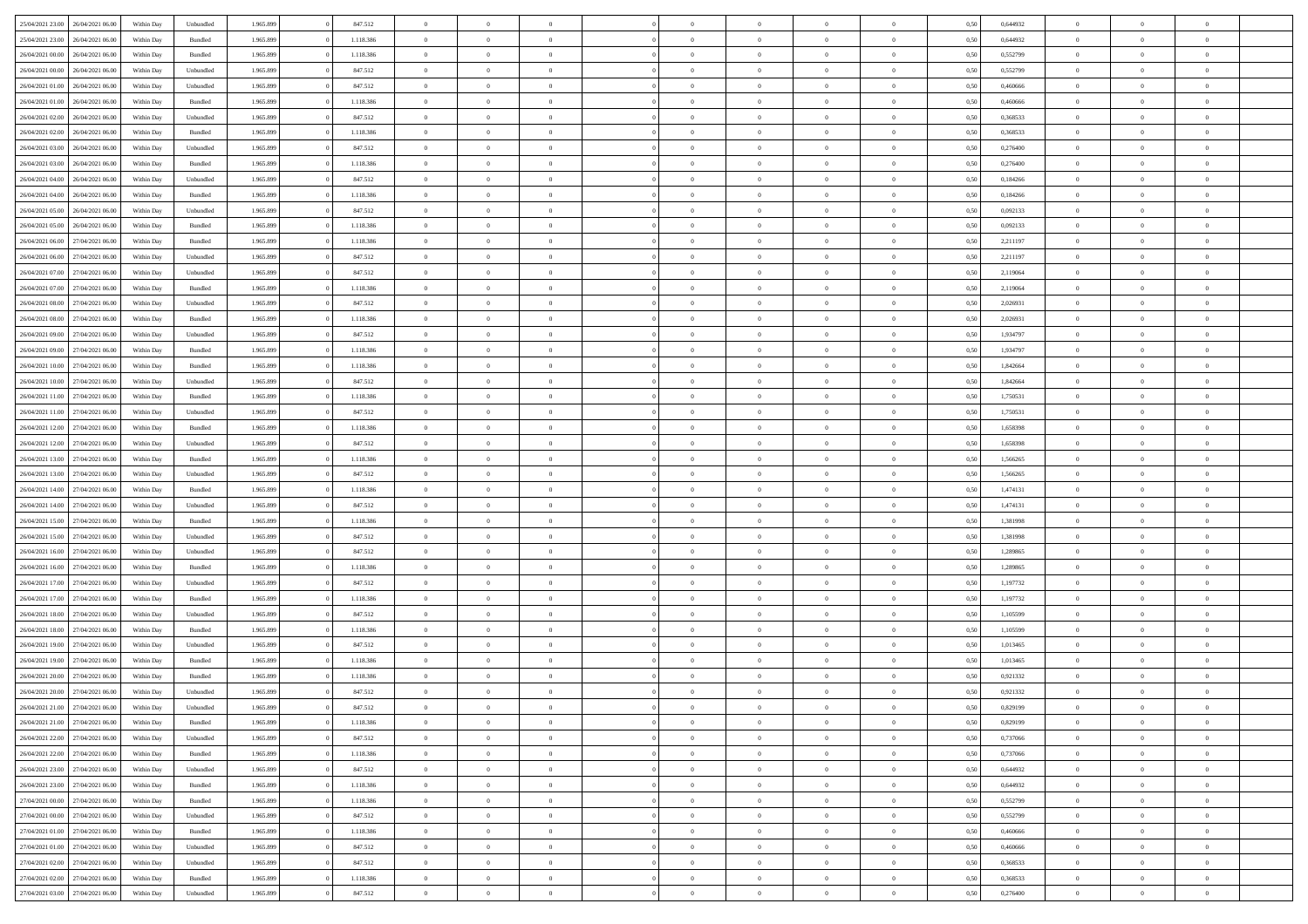| | | | | | | | | | | | | | | | | | | | | | |
|---|---|---|---|---|---|---|---|---|---|---|---|---|---|---|---|---|---|---|---|---|---|
| 25/04/2021 23:00 | 26/04/2021 06:00 | Within Day | Unbundled | 1.965.899 | 0 | 847.512 | 0 | 0 | 0 | | 0 | 0 | 0 | 0 | 0 | 0,50 | 0,644932 | 0 | 0 | 0 | |
| 25/04/2021 23:00 | 26/04/2021 06:00 | Within Day | Bundled | 1.965.899 | 0 | 1.118.386 | 0 | 0 | 0 | | 0 | 0 | 0 | 0 | 0 | 0,50 | 0,644932 | 0 | 0 | 0 | |
| 26/04/2021 00:00 | 26/04/2021 06:00 | Within Day | Bundled | 1.965.899 | 0 | 1.118.386 | 0 | 0 | 0 | | 0 | 0 | 0 | 0 | 0 | 0,50 | 0,552799 | 0 | 0 | 0 | |
| 26/04/2021 00:00 | 26/04/2021 06:00 | Within Day | Unbundled | 1.965.899 | 0 | 847.512 | 0 | 0 | 0 | | 0 | 0 | 0 | 0 | 0 | 0,50 | 0,552799 | 0 | 0 | 0 | |
| 26/04/2021 01:00 | 26/04/2021 06:00 | Within Day | Unbundled | 1.965.899 | 0 | 847.512 | 0 | 0 | 0 | | 0 | 0 | 0 | 0 | 0 | 0,50 | 0,460666 | 0 | 0 | 0 | |
| 26/04/2021 01:00 | 26/04/2021 06:00 | Within Day | Bundled | 1.965.899 | 0 | 1.118.386 | 0 | 0 | 0 | | 0 | 0 | 0 | 0 | 0 | 0,50 | 0,460666 | 0 | 0 | 0 | |
| 26/04/2021 02:00 | 26/04/2021 06:00 | Within Day | Unbundled | 1.965.899 | 0 | 847.512 | 0 | 0 | 0 | | 0 | 0 | 0 | 0 | 0 | 0,50 | 0,368533 | 0 | 0 | 0 | |
| 26/04/2021 02:00 | 26/04/2021 06:00 | Within Day | Bundled | 1.965.899 | 0 | 1.118.386 | 0 | 0 | 0 | | 0 | 0 | 0 | 0 | 0 | 0,50 | 0,368533 | 0 | 0 | 0 | |
| 26/04/2021 03:00 | 26/04/2021 06:00 | Within Day | Unbundled | 1.965.899 | 0 | 847.512 | 0 | 0 | 0 | | 0 | 0 | 0 | 0 | 0 | 0,50 | 0,276400 | 0 | 0 | 0 | |
| 26/04/2021 03:00 | 26/04/2021 06:00 | Within Day | Bundled | 1.965.899 | 0 | 1.118.386 | 0 | 0 | 0 | | 0 | 0 | 0 | 0 | 0 | 0,50 | 0,276400 | 0 | 0 | 0 | |
| 26/04/2021 04:00 | 26/04/2021 06:00 | Within Day | Unbundled | 1.965.899 | 0 | 847.512 | 0 | 0 | 0 | | 0 | 0 | 0 | 0 | 0 | 0,50 | 0,184266 | 0 | 0 | 0 | |
| 26/04/2021 04:00 | 26/04/2021 06:00 | Within Day | Bundled | 1.965.899 | 0 | 1.118.386 | 0 | 0 | 0 | | 0 | 0 | 0 | 0 | 0 | 0,50 | 0,184266 | 0 | 0 | 0 | |
| 26/04/2021 05:00 | 26/04/2021 06:00 | Within Day | Unbundled | 1.965.899 | 0 | 847.512 | 0 | 0 | 0 | | 0 | 0 | 0 | 0 | 0 | 0,50 | 0,092133 | 0 | 0 | 0 | |
| 26/04/2021 05:00 | 26/04/2021 06:00 | Within Day | Bundled | 1.965.899 | 0 | 1.118.386 | 0 | 0 | 0 | | 0 | 0 | 0 | 0 | 0 | 0,50 | 0,092133 | 0 | 0 | 0 | |
| 26/04/2021 06:00 | 27/04/2021 06:00 | Within Day | Bundled | 1.965.899 | 0 | 1.118.386 | 0 | 0 | 0 | | 0 | 0 | 0 | 0 | 0 | 0,50 | 2,211197 | 0 | 0 | 0 | |
| 26/04/2021 06:00 | 27/04/2021 06:00 | Within Day | Unbundled | 1.965.899 | 0 | 847.512 | 0 | 0 | 0 | | 0 | 0 | 0 | 0 | 0 | 0,50 | 2,211197 | 0 | 0 | 0 | |
| 26/04/2021 07:00 | 27/04/2021 06:00 | Within Day | Unbundled | 1.965.899 | 0 | 847.512 | 0 | 0 | 0 | | 0 | 0 | 0 | 0 | 0 | 0,50 | 2,119064 | 0 | 0 | 0 | |
| 26/04/2021 07:00 | 27/04/2021 06:00 | Within Day | Bundled | 1.965.899 | 0 | 1.118.386 | 0 | 0 | 0 | | 0 | 0 | 0 | 0 | 0 | 0,50 | 2,119064 | 0 | 0 | 0 | |
| 26/04/2021 08:00 | 27/04/2021 06:00 | Within Day | Unbundled | 1.965.899 | 0 | 847.512 | 0 | 0 | 0 | | 0 | 0 | 0 | 0 | 0 | 0,50 | 2,026931 | 0 | 0 | 0 | |
| 26/04/2021 08:00 | 27/04/2021 06:00 | Within Day | Bundled | 1.965.899 | 0 | 1.118.386 | 0 | 0 | 0 | | 0 | 0 | 0 | 0 | 0 | 0,50 | 2,026931 | 0 | 0 | 0 | |
| 26/04/2021 09:00 | 27/04/2021 06:00 | Within Day | Unbundled | 1.965.899 | 0 | 847.512 | 0 | 0 | 0 | | 0 | 0 | 0 | 0 | 0 | 0,50 | 1,934797 | 0 | 0 | 0 | |
| 26/04/2021 09:00 | 27/04/2021 06:00 | Within Day | Bundled | 1.965.899 | 0 | 1.118.386 | 0 | 0 | 0 | | 0 | 0 | 0 | 0 | 0 | 0,50 | 1,934797 | 0 | 0 | 0 | |
| 26/04/2021 10:00 | 27/04/2021 06:00 | Within Day | Bundled | 1.965.899 | 0 | 1.118.386 | 0 | 0 | 0 | | 0 | 0 | 0 | 0 | 0 | 0,50 | 1,842664 | 0 | 0 | 0 | |
| 26/04/2021 10:00 | 27/04/2021 06:00 | Within Day | Unbundled | 1.965.899 | 0 | 847.512 | 0 | 0 | 0 | | 0 | 0 | 0 | 0 | 0 | 0,50 | 1,842664 | 0 | 0 | 0 | |
| 26/04/2021 11:00 | 27/04/2021 06:00 | Within Day | Bundled | 1.965.899 | 0 | 1.118.386 | 0 | 0 | 0 | | 0 | 0 | 0 | 0 | 0 | 0,50 | 1,750531 | 0 | 0 | 0 | |
| 26/04/2021 11:00 | 27/04/2021 06:00 | Within Day | Unbundled | 1.965.899 | 0 | 847.512 | 0 | 0 | 0 | | 0 | 0 | 0 | 0 | 0 | 0,50 | 1,750531 | 0 | 0 | 0 | |
| 26/04/2021 12:00 | 27/04/2021 06:00 | Within Day | Bundled | 1.965.899 | 0 | 1.118.386 | 0 | 0 | 0 | | 0 | 0 | 0 | 0 | 0 | 0,50 | 1,658398 | 0 | 0 | 0 | |
| 26/04/2021 12:00 | 27/04/2021 06:00 | Within Day | Unbundled | 1.965.899 | 0 | 847.512 | 0 | 0 | 0 | | 0 | 0 | 0 | 0 | 0 | 0,50 | 1,658398 | 0 | 0 | 0 | |
| 26/04/2021 13:00 | 27/04/2021 06:00 | Within Day | Bundled | 1.965.899 | 0 | 1.118.386 | 0 | 0 | 0 | | 0 | 0 | 0 | 0 | 0 | 0,50 | 1,566265 | 0 | 0 | 0 | |
| 26/04/2021 13:00 | 27/04/2021 06:00 | Within Day | Unbundled | 1.965.899 | 0 | 847.512 | 0 | 0 | 0 | | 0 | 0 | 0 | 0 | 0 | 0,50 | 1,566265 | 0 | 0 | 0 | |
| 26/04/2021 14:00 | 27/04/2021 06:00 | Within Day | Bundled | 1.965.899 | 0 | 1.118.386 | 0 | 0 | 0 | | 0 | 0 | 0 | 0 | 0 | 0,50 | 1,474131 | 0 | 0 | 0 | |
| 26/04/2021 14:00 | 27/04/2021 06:00 | Within Day | Unbundled | 1.965.899 | 0 | 847.512 | 0 | 0 | 0 | | 0 | 0 | 0 | 0 | 0 | 0,50 | 1,474131 | 0 | 0 | 0 | |
| 26/04/2021 15:00 | 27/04/2021 06:00 | Within Day | Bundled | 1.965.899 | 0 | 1.118.386 | 0 | 0 | 0 | | 0 | 0 | 0 | 0 | 0 | 0,50 | 1,381998 | 0 | 0 | 0 | |
| 26/04/2021 15:00 | 27/04/2021 06:00 | Within Day | Unbundled | 1.965.899 | 0 | 847.512 | 0 | 0 | 0 | | 0 | 0 | 0 | 0 | 0 | 0,50 | 1,381998 | 0 | 0 | 0 | |
| 26/04/2021 16:00 | 27/04/2021 06:00 | Within Day | Unbundled | 1.965.899 | 0 | 847.512 | 0 | 0 | 0 | | 0 | 0 | 0 | 0 | 0 | 0,50 | 1,289865 | 0 | 0 | 0 | |
| 26/04/2021 16:00 | 27/04/2021 06:00 | Within Day | Bundled | 1.965.899 | 0 | 1.118.386 | 0 | 0 | 0 | | 0 | 0 | 0 | 0 | 0 | 0,50 | 1,289865 | 0 | 0 | 0 | |
| 26/04/2021 17:00 | 27/04/2021 06:00 | Within Day | Unbundled | 1.965.899 | 0 | 847.512 | 0 | 0 | 0 | | 0 | 0 | 0 | 0 | 0 | 0,50 | 1,197732 | 0 | 0 | 0 | |
| 26/04/2021 17:00 | 27/04/2021 06:00 | Within Day | Bundled | 1.965.899 | 0 | 1.118.386 | 0 | 0 | 0 | | 0 | 0 | 0 | 0 | 0 | 0,50 | 1,197732 | 0 | 0 | 0 | |
| 26/04/2021 18:00 | 27/04/2021 06:00 | Within Day | Unbundled | 1.965.899 | 0 | 847.512 | 0 | 0 | 0 | | 0 | 0 | 0 | 0 | 0 | 0,50 | 1,105599 | 0 | 0 | 0 | |
| 26/04/2021 18:00 | 27/04/2021 06:00 | Within Day | Bundled | 1.965.899 | 0 | 1.118.386 | 0 | 0 | 0 | | 0 | 0 | 0 | 0 | 0 | 0,50 | 1,105599 | 0 | 0 | 0 | |
| 26/04/2021 19:00 | 27/04/2021 06:00 | Within Day | Unbundled | 1.965.899 | 0 | 847.512 | 0 | 0 | 0 | | 0 | 0 | 0 | 0 | 0 | 0,50 | 1,013465 | 0 | 0 | 0 | |
| 26/04/2021 19:00 | 27/04/2021 06:00 | Within Day | Bundled | 1.965.899 | 0 | 1.118.386 | 0 | 0 | 0 | | 0 | 0 | 0 | 0 | 0 | 0,50 | 1,013465 | 0 | 0 | 0 | |
| 26/04/2021 20:00 | 27/04/2021 06:00 | Within Day | Bundled | 1.965.899 | 0 | 1.118.386 | 0 | 0 | 0 | | 0 | 0 | 0 | 0 | 0 | 0,50 | 0,921332 | 0 | 0 | 0 | |
| 26/04/2021 20:00 | 27/04/2021 06:00 | Within Day | Unbundled | 1.965.899 | 0 | 847.512 | 0 | 0 | 0 | | 0 | 0 | 0 | 0 | 0 | 0,50 | 0,921332 | 0 | 0 | 0 | |
| 26/04/2021 21:00 | 27/04/2021 06:00 | Within Day | Unbundled | 1.965.899 | 0 | 847.512 | 0 | 0 | 0 | | 0 | 0 | 0 | 0 | 0 | 0,50 | 0,829199 | 0 | 0 | 0 | |
| 26/04/2021 21:00 | 27/04/2021 06:00 | Within Day | Bundled | 1.965.899 | 0 | 1.118.386 | 0 | 0 | 0 | | 0 | 0 | 0 | 0 | 0 | 0,50 | 0,829199 | 0 | 0 | 0 | |
| 26/04/2021 22:00 | 27/04/2021 06:00 | Within Day | Unbundled | 1.965.899 | 0 | 847.512 | 0 | 0 | 0 | | 0 | 0 | 0 | 0 | 0 | 0,50 | 0,737066 | 0 | 0 | 0 | |
| 26/04/2021 22:00 | 27/04/2021 06:00 | Within Day | Bundled | 1.965.899 | 0 | 1.118.386 | 0 | 0 | 0 | | 0 | 0 | 0 | 0 | 0 | 0,50 | 0,737066 | 0 | 0 | 0 | |
| 26/04/2021 23:00 | 27/04/2021 06:00 | Within Day | Unbundled | 1.965.899 | 0 | 847.512 | 0 | 0 | 0 | | 0 | 0 | 0 | 0 | 0 | 0,50 | 0,644932 | 0 | 0 | 0 | |
| 26/04/2021 23:00 | 27/04/2021 06:00 | Within Day | Bundled | 1.965.899 | 0 | 1.118.386 | 0 | 0 | 0 | | 0 | 0 | 0 | 0 | 0 | 0,50 | 0,644932 | 0 | 0 | 0 | |
| 27/04/2021 00:00 | 27/04/2021 06:00 | Within Day | Bundled | 1.965.899 | 0 | 1.118.386 | 0 | 0 | 0 | | 0 | 0 | 0 | 0 | 0 | 0,50 | 0,552799 | 0 | 0 | 0 | |
| 27/04/2021 00:00 | 27/04/2021 06:00 | Within Day | Unbundled | 1.965.899 | 0 | 847.512 | 0 | 0 | 0 | | 0 | 0 | 0 | 0 | 0 | 0,50 | 0,552799 | 0 | 0 | 0 | |
| 27/04/2021 01:00 | 27/04/2021 06:00 | Within Day | Bundled | 1.965.899 | 0 | 1.118.386 | 0 | 0 | 0 | | 0 | 0 | 0 | 0 | 0 | 0,50 | 0,460666 | 0 | 0 | 0 | |
| 27/04/2021 01:00 | 27/04/2021 06:00 | Within Day | Unbundled | 1.965.899 | 0 | 847.512 | 0 | 0 | 0 | | 0 | 0 | 0 | 0 | 0 | 0,50 | 0,460666 | 0 | 0 | 0 | |
| 27/04/2021 02:00 | 27/04/2021 06:00 | Within Day | Unbundled | 1.965.899 | 0 | 847.512 | 0 | 0 | 0 | | 0 | 0 | 0 | 0 | 0 | 0,50 | 0,368533 | 0 | 0 | 0 | |
| 27/04/2021 02:00 | 27/04/2021 06:00 | Within Day | Bundled | 1.965.899 | 0 | 1.118.386 | 0 | 0 | 0 | | 0 | 0 | 0 | 0 | 0 | 0,50 | 0,368533 | 0 | 0 | 0 | |
| 27/04/2021 03:00 | 27/04/2021 06:00 | Within Day | Unbundled | 1.965.899 | 0 | 847.512 | 0 | 0 | 0 | | 0 | 0 | 0 | 0 | 0 | 0,50 | 0,276400 | 0 | 0 | 0 | |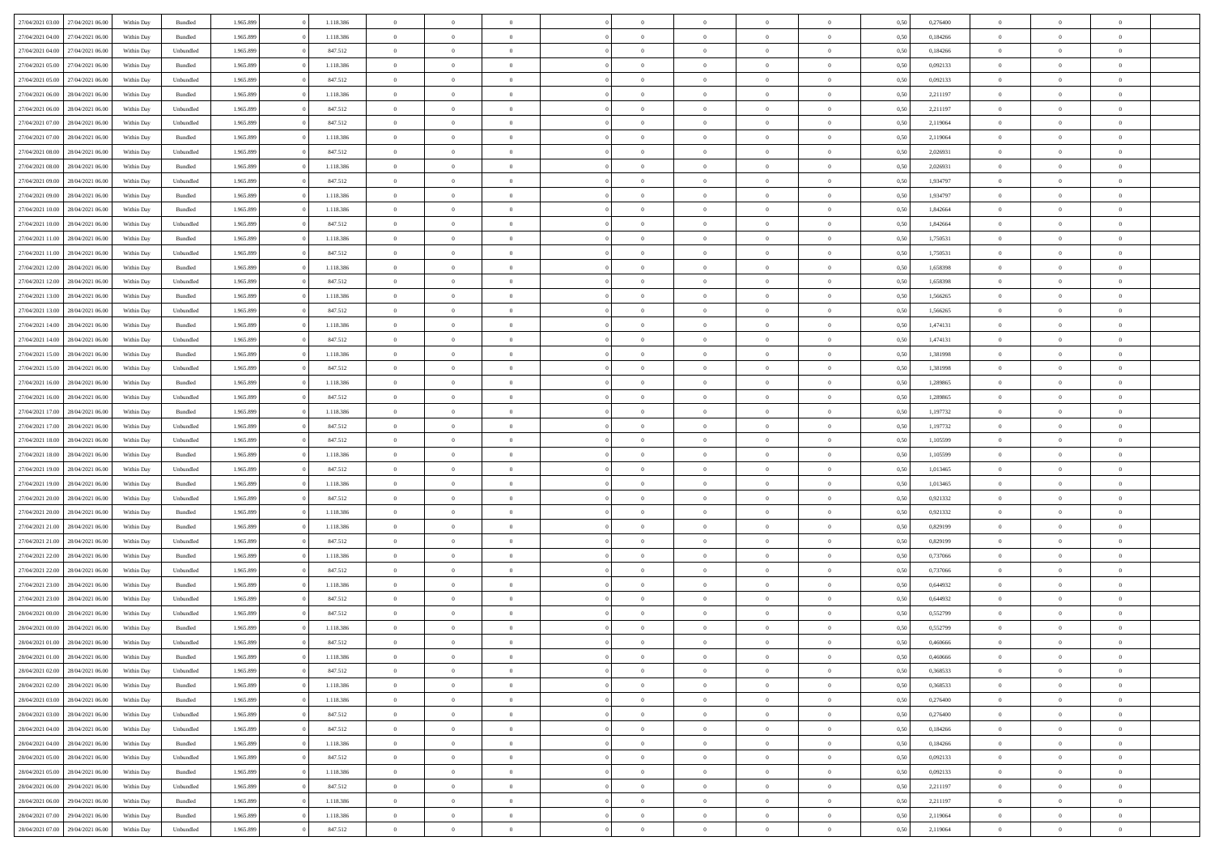| | | | | | | | | | | | | | | | | | | | | |
|---|---|---|---|---|---|---|---|---|---|---|---|---|---|---|---|---|---|---|---|---|
| 27/04/2021 03:00 | 27/04/2021 06:00 | Within Day | Bundled | 1.965.899 | 0 | 1.118.386 | 0 | 0 | 0 | | 0 | 0 | 0 | 0 | 0,50 | 0,276400 | 0 | 0 | 0 | |
| 27/04/2021 04:00 | 27/04/2021 06:00 | Within Day | Bundled | 1.965.899 | 0 | 1.118.386 | 0 | 0 | 0 | | 0 | 0 | 0 | 0 | 0,50 | 0,184266 | 0 | 0 | 0 | |
| 27/04/2021 04:00 | 27/04/2021 06:00 | Within Day | Unbundled | 1.965.899 | 0 | 847.512 | 0 | 0 | 0 | | 0 | 0 | 0 | 0 | 0,50 | 0,184266 | 0 | 0 | 0 | |
| 27/04/2021 05:00 | 27/04/2021 06:00 | Within Day | Bundled | 1.965.899 | 0 | 1.118.386 | 0 | 0 | 0 | | 0 | 0 | 0 | 0 | 0,50 | 0,092133 | 0 | 0 | 0 | |
| 27/04/2021 05:00 | 27/04/2021 06:00 | Within Day | Unbundled | 1.965.899 | 0 | 847.512 | 0 | 0 | 0 | | 0 | 0 | 0 | 0 | 0,50 | 0,092133 | 0 | 0 | 0 | |
| 27/04/2021 06:00 | 28/04/2021 06:00 | Within Day | Bundled | 1.965.899 | 0 | 1.118.386 | 0 | 0 | 0 | | 0 | 0 | 0 | 0 | 0,50 | 2,211197 | 0 | 0 | 0 | |
| 27/04/2021 06:00 | 28/04/2021 06:00 | Within Day | Unbundled | 1.965.899 | 0 | 847.512 | 0 | 0 | 0 | | 0 | 0 | 0 | 0 | 0,50 | 2,211197 | 0 | 0 | 0 | |
| 27/04/2021 07:00 | 28/04/2021 06:00 | Within Day | Unbundled | 1.965.899 | 0 | 847.512 | 0 | 0 | 0 | | 0 | 0 | 0 | 0 | 0,50 | 2,119064 | 0 | 0 | 0 | |
| 27/04/2021 07:00 | 28/04/2021 06:00 | Within Day | Bundled | 1.965.899 | 0 | 1.118.386 | 0 | 0 | 0 | | 0 | 0 | 0 | 0 | 0,50 | 2,119064 | 0 | 0 | 0 | |
| 27/04/2021 08:00 | 28/04/2021 06:00 | Within Day | Unbundled | 1.965.899 | 0 | 847.512 | 0 | 0 | 0 | | 0 | 0 | 0 | 0 | 0,50 | 2,026931 | 0 | 0 | 0 | |
| 27/04/2021 08:00 | 28/04/2021 06:00 | Within Day | Bundled | 1.965.899 | 0 | 1.118.386 | 0 | 0 | 0 | | 0 | 0 | 0 | 0 | 0,50 | 2,026931 | 0 | 0 | 0 | |
| 27/04/2021 09:00 | 28/04/2021 06:00 | Within Day | Unbundled | 1.965.899 | 0 | 847.512 | 0 | 0 | 0 | | 0 | 0 | 0 | 0 | 0,50 | 1,934797 | 0 | 0 | 0 | |
| 27/04/2021 09:00 | 28/04/2021 06:00 | Within Day | Bundled | 1.965.899 | 0 | 1.118.386 | 0 | 0 | 0 | | 0 | 0 | 0 | 0 | 0,50 | 1,934797 | 0 | 0 | 0 | |
| 27/04/2021 10:00 | 28/04/2021 06:00 | Within Day | Bundled | 1.965.899 | 0 | 1.118.386 | 0 | 0 | 0 | | 0 | 0 | 0 | 0 | 0,50 | 1,842664 | 0 | 0 | 0 | |
| 27/04/2021 10:00 | 28/04/2021 06:00 | Within Day | Unbundled | 1.965.899 | 0 | 847.512 | 0 | 0 | 0 | | 0 | 0 | 0 | 0 | 0,50 | 1,842664 | 0 | 0 | 0 | |
| 27/04/2021 11:00 | 28/04/2021 06:00 | Within Day | Bundled | 1.965.899 | 0 | 1.118.386 | 0 | 0 | 0 | | 0 | 0 | 0 | 0 | 0,50 | 1,750531 | 0 | 0 | 0 | |
| 27/04/2021 11:00 | 28/04/2021 06:00 | Within Day | Unbundled | 1.965.899 | 0 | 847.512 | 0 | 0 | 0 | | 0 | 0 | 0 | 0 | 0,50 | 1,750531 | 0 | 0 | 0 | |
| 27/04/2021 12:00 | 28/04/2021 06:00 | Within Day | Bundled | 1.965.899 | 0 | 1.118.386 | 0 | 0 | 0 | | 0 | 0 | 0 | 0 | 0,50 | 1,658398 | 0 | 0 | 0 | |
| 27/04/2021 12:00 | 28/04/2021 06:00 | Within Day | Unbundled | 1.965.899 | 0 | 847.512 | 0 | 0 | 0 | | 0 | 0 | 0 | 0 | 0,50 | 1,658398 | 0 | 0 | 0 | |
| 27/04/2021 13:00 | 28/04/2021 06:00 | Within Day | Bundled | 1.965.899 | 0 | 1.118.386 | 0 | 0 | 0 | | 0 | 0 | 0 | 0 | 0,50 | 1,566265 | 0 | 0 | 0 | |
| 27/04/2021 13:00 | 28/04/2021 06:00 | Within Day | Unbundled | 1.965.899 | 0 | 847.512 | 0 | 0 | 0 | | 0 | 0 | 0 | 0 | 0,50 | 1,566265 | 0 | 0 | 0 | |
| 27/04/2021 14:00 | 28/04/2021 06:00 | Within Day | Bundled | 1.965.899 | 0 | 1.118.386 | 0 | 0 | 0 | | 0 | 0 | 0 | 0 | 0,50 | 1,474131 | 0 | 0 | 0 | |
| 27/04/2021 14:00 | 28/04/2021 06:00 | Within Day | Unbundled | 1.965.899 | 0 | 847.512 | 0 | 0 | 0 | | 0 | 0 | 0 | 0 | 0,50 | 1,474131 | 0 | 0 | 0 | |
| 27/04/2021 15:00 | 28/04/2021 06:00 | Within Day | Bundled | 1.965.899 | 0 | 1.118.386 | 0 | 0 | 0 | | 0 | 0 | 0 | 0 | 0,50 | 1,381998 | 0 | 0 | 0 | |
| 27/04/2021 15:00 | 28/04/2021 06:00 | Within Day | Unbundled | 1.965.899 | 0 | 847.512 | 0 | 0 | 0 | | 0 | 0 | 0 | 0 | 0,50 | 1,381998 | 0 | 0 | 0 | |
| 27/04/2021 16:00 | 28/04/2021 06:00 | Within Day | Bundled | 1.965.899 | 0 | 1.118.386 | 0 | 0 | 0 | | 0 | 0 | 0 | 0 | 0,50 | 1,289865 | 0 | 0 | 0 | |
| 27/04/2021 16:00 | 28/04/2021 06:00 | Within Day | Unbundled | 1.965.899 | 0 | 847.512 | 0 | 0 | 0 | | 0 | 0 | 0 | 0 | 0,50 | 1,289865 | 0 | 0 | 0 | |
| 27/04/2021 17:00 | 28/04/2021 06:00 | Within Day | Bundled | 1.965.899 | 0 | 1.118.386 | 0 | 0 | 0 | | 0 | 0 | 0 | 0 | 0,50 | 1,197732 | 0 | 0 | 0 | |
| 27/04/2021 17:00 | 28/04/2021 06:00 | Within Day | Unbundled | 1.965.899 | 0 | 847.512 | 0 | 0 | 0 | | 0 | 0 | 0 | 0 | 0,50 | 1,197732 | 0 | 0 | 0 | |
| 27/04/2021 18:00 | 28/04/2021 06:00 | Within Day | Unbundled | 1.965.899 | 0 | 847.512 | 0 | 0 | 0 | | 0 | 0 | 0 | 0 | 0,50 | 1,105599 | 0 | 0 | 0 | |
| 27/04/2021 18:00 | 28/04/2021 06:00 | Within Day | Bundled | 1.965.899 | 0 | 1.118.386 | 0 | 0 | 0 | | 0 | 0 | 0 | 0 | 0,50 | 1,105599 | 0 | 0 | 0 | |
| 27/04/2021 19:00 | 28/04/2021 06:00 | Within Day | Unbundled | 1.965.899 | 0 | 847.512 | 0 | 0 | 0 | | 0 | 0 | 0 | 0 | 0,50 | 1,013465 | 0 | 0 | 0 | |
| 27/04/2021 19:00 | 28/04/2021 06:00 | Within Day | Bundled | 1.965.899 | 0 | 1.118.386 | 0 | 0 | 0 | | 0 | 0 | 0 | 0 | 0,50 | 1,013465 | 0 | 0 | 0 | |
| 27/04/2021 20:00 | 28/04/2021 06:00 | Within Day | Unbundled | 1.965.899 | 0 | 847.512 | 0 | 0 | 0 | | 0 | 0 | 0 | 0 | 0,50 | 0,921332 | 0 | 0 | 0 | |
| 27/04/2021 20:00 | 28/04/2021 06:00 | Within Day | Bundled | 1.965.899 | 0 | 1.118.386 | 0 | 0 | 0 | | 0 | 0 | 0 | 0 | 0,50 | 0,921332 | 0 | 0 | 0 | |
| 27/04/2021 21:00 | 28/04/2021 06:00 | Within Day | Bundled | 1.965.899 | 0 | 1.118.386 | 0 | 0 | 0 | | 0 | 0 | 0 | 0 | 0,50 | 0,829199 | 0 | 0 | 0 | |
| 27/04/2021 21:00 | 28/04/2021 06:00 | Within Day | Unbundled | 1.965.899 | 0 | 847.512 | 0 | 0 | 0 | | 0 | 0 | 0 | 0 | 0,50 | 0,829199 | 0 | 0 | 0 | |
| 27/04/2021 22:00 | 28/04/2021 06:00 | Within Day | Bundled | 1.965.899 | 0 | 1.118.386 | 0 | 0 | 0 | | 0 | 0 | 0 | 0 | 0,50 | 0,737066 | 0 | 0 | 0 | |
| 27/04/2021 22:00 | 28/04/2021 06:00 | Within Day | Unbundled | 1.965.899 | 0 | 847.512 | 0 | 0 | 0 | | 0 | 0 | 0 | 0 | 0,50 | 0,737066 | 0 | 0 | 0 | |
| 27/04/2021 23:00 | 28/04/2021 06:00 | Within Day | Bundled | 1.965.899 | 0 | 1.118.386 | 0 | 0 | 0 | | 0 | 0 | 0 | 0 | 0,50 | 0,644932 | 0 | 0 | 0 | |
| 27/04/2021 23:00 | 28/04/2021 06:00 | Within Day | Unbundled | 1.965.899 | 0 | 847.512 | 0 | 0 | 0 | | 0 | 0 | 0 | 0 | 0,50 | 0,644932 | 0 | 0 | 0 | |
| 28/04/2021 00:00 | 28/04/2021 06:00 | Within Day | Unbundled | 1.965.899 | 0 | 847.512 | 0 | 0 | 0 | | 0 | 0 | 0 | 0 | 0,50 | 0,552799 | 0 | 0 | 0 | |
| 28/04/2021 00:00 | 28/04/2021 06:00 | Within Day | Bundled | 1.965.899 | 0 | 1.118.386 | 0 | 0 | 0 | | 0 | 0 | 0 | 0 | 0,50 | 0,552799 | 0 | 0 | 0 | |
| 28/04/2021 01:00 | 28/04/2021 06:00 | Within Day | Unbundled | 1.965.899 | 0 | 847.512 | 0 | 0 | 0 | | 0 | 0 | 0 | 0 | 0,50 | 0,460666 | 0 | 0 | 0 | |
| 28/04/2021 01:00 | 28/04/2021 06:00 | Within Day | Bundled | 1.965.899 | 0 | 1.118.386 | 0 | 0 | 0 | | 0 | 0 | 0 | 0 | 0,50 | 0,460666 | 0 | 0 | 0 | |
| 28/04/2021 02:00 | 28/04/2021 06:00 | Within Day | Unbundled | 1.965.899 | 0 | 847.512 | 0 | 0 | 0 | | 0 | 0 | 0 | 0 | 0,50 | 0,368533 | 0 | 0 | 0 | |
| 28/04/2021 02:00 | 28/04/2021 06:00 | Within Day | Bundled | 1.965.899 | 0 | 1.118.386 | 0 | 0 | 0 | | 0 | 0 | 0 | 0 | 0,50 | 0,368533 | 0 | 0 | 0 | |
| 28/04/2021 03:00 | 28/04/2021 06:00 | Within Day | Bundled | 1.965.899 | 0 | 1.118.386 | 0 | 0 | 0 | | 0 | 0 | 0 | 0 | 0,50 | 0,276400 | 0 | 0 | 0 | |
| 28/04/2021 03:00 | 28/04/2021 06:00 | Within Day | Unbundled | 1.965.899 | 0 | 847.512 | 0 | 0 | 0 | | 0 | 0 | 0 | 0 | 0,50 | 0,276400 | 0 | 0 | 0 | |
| 28/04/2021 04:00 | 28/04/2021 06:00 | Within Day | Unbundled | 1.965.899 | 0 | 847.512 | 0 | 0 | 0 | | 0 | 0 | 0 | 0 | 0,50 | 0,184266 | 0 | 0 | 0 | |
| 28/04/2021 04:00 | 28/04/2021 06:00 | Within Day | Bundled | 1.965.899 | 0 | 1.118.386 | 0 | 0 | 0 | | 0 | 0 | 0 | 0 | 0,50 | 0,184266 | 0 | 0 | 0 | |
| 28/04/2021 05:00 | 28/04/2021 06:00 | Within Day | Unbundled | 1.965.899 | 0 | 847.512 | 0 | 0 | 0 | | 0 | 0 | 0 | 0 | 0,50 | 0,092133 | 0 | 0 | 0 | |
| 28/04/2021 05:00 | 28/04/2021 06:00 | Within Day | Bundled | 1.965.899 | 0 | 1.118.386 | 0 | 0 | 0 | | 0 | 0 | 0 | 0 | 0,50 | 0,092133 | 0 | 0 | 0 | |
| 28/04/2021 06:00 | 29/04/2021 06:00 | Within Day | Unbundled | 1.965.899 | 0 | 847.512 | 0 | 0 | 0 | | 0 | 0 | 0 | 0 | 0,50 | 2,211197 | 0 | 0 | 0 | |
| 28/04/2021 06:00 | 29/04/2021 06:00 | Within Day | Bundled | 1.965.899 | 0 | 1.118.386 | 0 | 0 | 0 | | 0 | 0 | 0 | 0 | 0,50 | 2,211197 | 0 | 0 | 0 | |
| 28/04/2021 07:00 | 29/04/2021 06:00 | Within Day | Bundled | 1.965.899 | 0 | 1.118.386 | 0 | 0 | 0 | | 0 | 0 | 0 | 0 | 0,50 | 2,119064 | 0 | 0 | 0 | |
| 28/04/2021 07:00 | 29/04/2021 06:00 | Within Day | Unbundled | 1.965.899 | 0 | 847.512 | 0 | 0 | 0 | | 0 | 0 | 0 | 0 | 0,50 | 2,119064 | 0 | 0 | 0 | |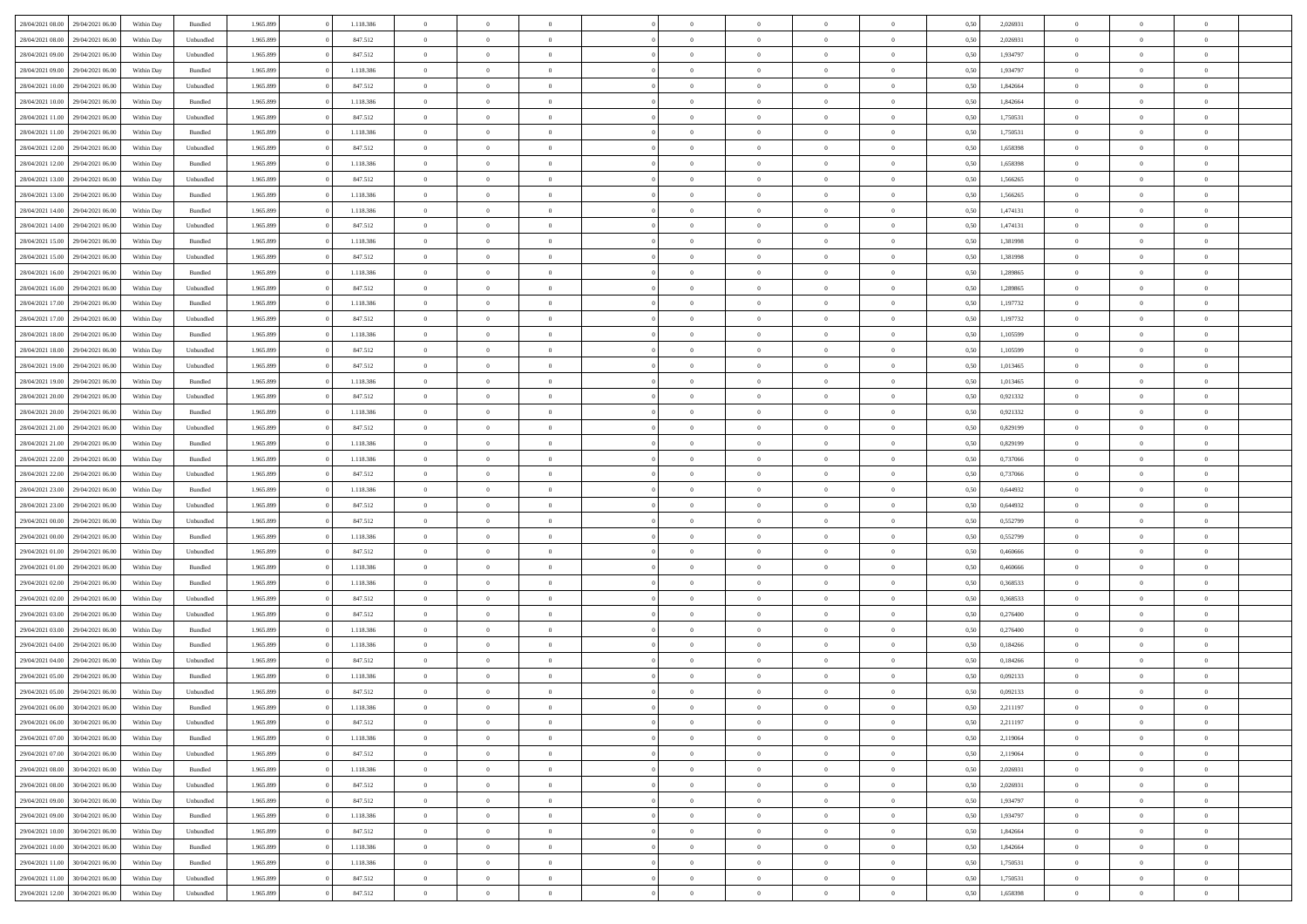| 28/04/2021 08:00 | 29/04/2021 06:00 | Within Day | Bundled | 1.965.899 | 0 | 1.118.386 | 0 | 0 | 0 | | 0 | 0 | 0 | 0 | 0,50 | 2,026931 | 0 | 0 | 0 | |
|---|---|---|---|---|---|---|---|---|---|---|---|---|---|---|---|---|---|---|---|---|
| 28/04/2021 08:00 | 29/04/2021 06:00 | Within Day | Unbundled | 1.965.899 | 0 | 847.512 | 0 | 0 | 0 | | 0 | 0 | 0 | 0 | 0,50 | 2,026931 | 0 | 0 | 0 | |
| 28/04/2021 09:00 | 29/04/2021 06:00 | Within Day | Unbundled | 1.965.899 | 0 | 847.512 | 0 | 0 | 0 | | 0 | 0 | 0 | 0 | 0,50 | 1,934797 | 0 | 0 | 0 | |
| 28/04/2021 09:00 | 29/04/2021 06:00 | Within Day | Bundled | 1.965.899 | 0 | 1.118.386 | 0 | 0 | 0 | | 0 | 0 | 0 | 0 | 0,50 | 1,934797 | 0 | 0 | 0 | |
| 28/04/2021 10:00 | 29/04/2021 06:00 | Within Day | Unbundled | 1.965.899 | 0 | 847.512 | 0 | 0 | 0 | | 0 | 0 | 0 | 0 | 0,50 | 1,842664 | 0 | 0 | 0 | |
| 28/04/2021 10:00 | 29/04/2021 06:00 | Within Day | Bundled | 1.965.899 | 0 | 1.118.386 | 0 | 0 | 0 | | 0 | 0 | 0 | 0 | 0,50 | 1,842664 | 0 | 0 | 0 | |
| 28/04/2021 11:00 | 29/04/2021 06:00 | Within Day | Unbundled | 1.965.899 | 0 | 847.512 | 0 | 0 | 0 | | 0 | 0 | 0 | 0 | 0,50 | 1,750531 | 0 | 0 | 0 | |
| 28/04/2021 11:00 | 29/04/2021 06:00 | Within Day | Bundled | 1.965.899 | 0 | 1.118.386 | 0 | 0 | 0 | | 0 | 0 | 0 | 0 | 0,50 | 1,750531 | 0 | 0 | 0 | |
| 28/04/2021 12:00 | 29/04/2021 06:00 | Within Day | Unbundled | 1.965.899 | 0 | 847.512 | 0 | 0 | 0 | | 0 | 0 | 0 | 0 | 0,50 | 1,658398 | 0 | 0 | 0 | |
| 28/04/2021 12:00 | 29/04/2021 06:00 | Within Day | Bundled | 1.965.899 | 0 | 1.118.386 | 0 | 0 | 0 | | 0 | 0 | 0 | 0 | 0,50 | 1,658398 | 0 | 0 | 0 | |
| 28/04/2021 13:00 | 29/04/2021 06:00 | Within Day | Unbundled | 1.965.899 | 0 | 847.512 | 0 | 0 | 0 | | 0 | 0 | 0 | 0 | 0,50 | 1,566265 | 0 | 0 | 0 | |
| 28/04/2021 13:00 | 29/04/2021 06:00 | Within Day | Bundled | 1.965.899 | 0 | 1.118.386 | 0 | 0 | 0 | | 0 | 0 | 0 | 0 | 0,50 | 1,566265 | 0 | 0 | 0 | |
| 28/04/2021 14:00 | 29/04/2021 06:00 | Within Day | Bundled | 1.965.899 | 0 | 1.118.386 | 0 | 0 | 0 | | 0 | 0 | 0 | 0 | 0,50 | 1,474131 | 0 | 0 | 0 | |
| 28/04/2021 14:00 | 29/04/2021 06:00 | Within Day | Unbundled | 1.965.899 | 0 | 847.512 | 0 | 0 | 0 | | 0 | 0 | 0 | 0 | 0,50 | 1,474131 | 0 | 0 | 0 | |
| 28/04/2021 15:00 | 29/04/2021 06:00 | Within Day | Bundled | 1.965.899 | 0 | 1.118.386 | 0 | 0 | 0 | | 0 | 0 | 0 | 0 | 0,50 | 1,381998 | 0 | 0 | 0 | |
| 28/04/2021 15:00 | 29/04/2021 06:00 | Within Day | Unbundled | 1.965.899 | 0 | 847.512 | 0 | 0 | 0 | | 0 | 0 | 0 | 0 | 0,50 | 1,381998 | 0 | 0 | 0 | |
| 28/04/2021 16:00 | 29/04/2021 06:00 | Within Day | Bundled | 1.965.899 | 0 | 1.118.386 | 0 | 0 | 0 | | 0 | 0 | 0 | 0 | 0,50 | 1,289865 | 0 | 0 | 0 | |
| 28/04/2021 16:00 | 29/04/2021 06:00 | Within Day | Unbundled | 1.965.899 | 0 | 847.512 | 0 | 0 | 0 | | 0 | 0 | 0 | 0 | 0,50 | 1,289865 | 0 | 0 | 0 | |
| 28/04/2021 17:00 | 29/04/2021 06:00 | Within Day | Bundled | 1.965.899 | 0 | 1.118.386 | 0 | 0 | 0 | | 0 | 0 | 0 | 0 | 0,50 | 1,197732 | 0 | 0 | 0 | |
| 28/04/2021 17:00 | 29/04/2021 06:00 | Within Day | Unbundled | 1.965.899 | 0 | 847.512 | 0 | 0 | 0 | | 0 | 0 | 0 | 0 | 0,50 | 1,197732 | 0 | 0 | 0 | |
| 28/04/2021 18:00 | 29/04/2021 06:00 | Within Day | Bundled | 1.965.899 | 0 | 1.118.386 | 0 | 0 | 0 | | 0 | 0 | 0 | 0 | 0,50 | 1,105599 | 0 | 0 | 0 | |
| 28/04/2021 18:00 | 29/04/2021 06:00 | Within Day | Unbundled | 1.965.899 | 0 | 847.512 | 0 | 0 | 0 | | 0 | 0 | 0 | 0 | 0,50 | 1,105599 | 0 | 0 | 0 | |
| 28/04/2021 19:00 | 29/04/2021 06:00 | Within Day | Unbundled | 1.965.899 | 0 | 847.512 | 0 | 0 | 0 | | 0 | 0 | 0 | 0 | 0,50 | 1,013465 | 0 | 0 | 0 | |
| 28/04/2021 19:00 | 29/04/2021 06:00 | Within Day | Bundled | 1.965.899 | 0 | 1.118.386 | 0 | 0 | 0 | | 0 | 0 | 0 | 0 | 0,50 | 1,013465 | 0 | 0 | 0 | |
| 28/04/2021 20:00 | 29/04/2021 06:00 | Within Day | Unbundled | 1.965.899 | 0 | 847.512 | 0 | 0 | 0 | | 0 | 0 | 0 | 0 | 0,50 | 0,921332 | 0 | 0 | 0 | |
| 28/04/2021 20:00 | 29/04/2021 06:00 | Within Day | Bundled | 1.965.899 | 0 | 1.118.386 | 0 | 0 | 0 | | 0 | 0 | 0 | 0 | 0,50 | 0,921332 | 0 | 0 | 0 | |
| 28/04/2021 21:00 | 29/04/2021 06:00 | Within Day | Unbundled | 1.965.899 | 0 | 847.512 | 0 | 0 | 0 | | 0 | 0 | 0 | 0 | 0,50 | 0,829199 | 0 | 0 | 0 | |
| 28/04/2021 21:00 | 29/04/2021 06:00 | Within Day | Bundled | 1.965.899 | 0 | 1.118.386 | 0 | 0 | 0 | | 0 | 0 | 0 | 0 | 0,50 | 0,829199 | 0 | 0 | 0 | |
| 28/04/2021 22:00 | 29/04/2021 06:00 | Within Day | Bundled | 1.965.899 | 0 | 1.118.386 | 0 | 0 | 0 | | 0 | 0 | 0 | 0 | 0,50 | 0,737066 | 0 | 0 | 0 | |
| 28/04/2021 22:00 | 29/04/2021 06:00 | Within Day | Unbundled | 1.965.899 | 0 | 847.512 | 0 | 0 | 0 | | 0 | 0 | 0 | 0 | 0,50 | 0,737066 | 0 | 0 | 0 | |
| 28/04/2021 23:00 | 29/04/2021 06:00 | Within Day | Bundled | 1.965.899 | 0 | 1.118.386 | 0 | 0 | 0 | | 0 | 0 | 0 | 0 | 0,50 | 0,644932 | 0 | 0 | 0 | |
| 28/04/2021 23:00 | 29/04/2021 06:00 | Within Day | Unbundled | 1.965.899 | 0 | 847.512 | 0 | 0 | 0 | | 0 | 0 | 0 | 0 | 0,50 | 0,644932 | 0 | 0 | 0 | |
| 29/04/2021 00:00 | 29/04/2021 06:00 | Within Day | Unbundled | 1.965.899 | 0 | 847.512 | 0 | 0 | 0 | | 0 | 0 | 0 | 0 | 0,50 | 0,552799 | 0 | 0 | 0 | |
| 29/04/2021 00:00 | 29/04/2021 06:00 | Within Day | Bundled | 1.965.899 | 0 | 1.118.386 | 0 | 0 | 0 | | 0 | 0 | 0 | 0 | 0,50 | 0,552799 | 0 | 0 | 0 | |
| 29/04/2021 01:00 | 29/04/2021 06:00 | Within Day | Unbundled | 1.965.899 | 0 | 847.512 | 0 | 0 | 0 | | 0 | 0 | 0 | 0 | 0,50 | 0,460666 | 0 | 0 | 0 | |
| 29/04/2021 01:00 | 29/04/2021 06:00 | Within Day | Bundled | 1.965.899 | 0 | 1.118.386 | 0 | 0 | 0 | | 0 | 0 | 0 | 0 | 0,50 | 0,460666 | 0 | 0 | 0 | |
| 29/04/2021 02:00 | 29/04/2021 06:00 | Within Day | Bundled | 1.965.899 | 0 | 1.118.386 | 0 | 0 | 0 | | 0 | 0 | 0 | 0 | 0,50 | 0,368533 | 0 | 0 | 0 | |
| 29/04/2021 02:00 | 29/04/2021 06:00 | Within Day | Unbundled | 1.965.899 | 0 | 847.512 | 0 | 0 | 0 | | 0 | 0 | 0 | 0 | 0,50 | 0,368533 | 0 | 0 | 0 | |
| 29/04/2021 03:00 | 29/04/2021 06:00 | Within Day | Unbundled | 1.965.899 | 0 | 847.512 | 0 | 0 | 0 | | 0 | 0 | 0 | 0 | 0,50 | 0,276400 | 0 | 0 | 0 | |
| 29/04/2021 03:00 | 29/04/2021 06:00 | Within Day | Bundled | 1.965.899 | 0 | 1.118.386 | 0 | 0 | 0 | | 0 | 0 | 0 | 0 | 0,50 | 0,276400 | 0 | 0 | 0 | |
| 29/04/2021 04:00 | 29/04/2021 06:00 | Within Day | Bundled | 1.965.899 | 0 | 1.118.386 | 0 | 0 | 0 | | 0 | 0 | 0 | 0 | 0,50 | 0,184266 | 0 | 0 | 0 | |
| 29/04/2021 04:00 | 29/04/2021 06:00 | Within Day | Unbundled | 1.965.899 | 0 | 847.512 | 0 | 0 | 0 | | 0 | 0 | 0 | 0 | 0,50 | 0,184266 | 0 | 0 | 0 | |
| 29/04/2021 05:00 | 29/04/2021 06:00 | Within Day | Bundled | 1.965.899 | 0 | 1.118.386 | 0 | 0 | 0 | | 0 | 0 | 0 | 0 | 0,50 | 0,092133 | 0 | 0 | 0 | |
| 29/04/2021 05:00 | 29/04/2021 06:00 | Within Day | Unbundled | 1.965.899 | 0 | 847.512 | 0 | 0 | 0 | | 0 | 0 | 0 | 0 | 0,50 | 0,092133 | 0 | 0 | 0 | |
| 29/04/2021 06:00 | 30/04/2021 06:00 | Within Day | Bundled | 1.965.899 | 0 | 1.118.386 | 0 | 0 | 0 | | 0 | 0 | 0 | 0 | 0,50 | 2,211197 | 0 | 0 | 0 | |
| 29/04/2021 06:00 | 30/04/2021 06:00 | Within Day | Unbundled | 1.965.899 | 0 | 847.512 | 0 | 0 | 0 | | 0 | 0 | 0 | 0 | 0,50 | 2,211197 | 0 | 0 | 0 | |
| 29/04/2021 07:00 | 30/04/2021 06:00 | Within Day | Bundled | 1.965.899 | 0 | 1.118.386 | 0 | 0 | 0 | | 0 | 0 | 0 | 0 | 0,50 | 2,119064 | 0 | 0 | 0 | |
| 29/04/2021 07:00 | 30/04/2021 06:00 | Within Day | Unbundled | 1.965.899 | 0 | 847.512 | 0 | 0 | 0 | | 0 | 0 | 0 | 0 | 0,50 | 2,119064 | 0 | 0 | 0 | |
| 29/04/2021 08:00 | 30/04/2021 06:00 | Within Day | Bundled | 1.965.899 | 0 | 1.118.386 | 0 | 0 | 0 | | 0 | 0 | 0 | 0 | 0,50 | 2,026931 | 0 | 0 | 0 | |
| 29/04/2021 08:00 | 30/04/2021 06:00 | Within Day | Unbundled | 1.965.899 | 0 | 847.512 | 0 | 0 | 0 | | 0 | 0 | 0 | 0 | 0,50 | 2,026931 | 0 | 0 | 0 | |
| 29/04/2021 09:00 | 30/04/2021 06:00 | Within Day | Unbundled | 1.965.899 | 0 | 847.512 | 0 | 0 | 0 | | 0 | 0 | 0 | 0 | 0,50 | 1,934797 | 0 | 0 | 0 | |
| 29/04/2021 09:00 | 30/04/2021 06:00 | Within Day | Bundled | 1.965.899 | 0 | 1.118.386 | 0 | 0 | 0 | | 0 | 0 | 0 | 0 | 0,50 | 1,934797 | 0 | 0 | 0 | |
| 29/04/2021 10:00 | 30/04/2021 06:00 | Within Day | Unbundled | 1.965.899 | 0 | 847.512 | 0 | 0 | 0 | | 0 | 0 | 0 | 0 | 0,50 | 1,842664 | 0 | 0 | 0 | |
| 29/04/2021 10:00 | 30/04/2021 06:00 | Within Day | Bundled | 1.965.899 | 0 | 1.118.386 | 0 | 0 | 0 | | 0 | 0 | 0 | 0 | 0,50 | 1,842664 | 0 | 0 | 0 | |
| 29/04/2021 11:00 | 30/04/2021 06:00 | Within Day | Bundled | 1.965.899 | 0 | 1.118.386 | 0 | 0 | 0 | | 0 | 0 | 0 | 0 | 0,50 | 1,750531 | 0 | 0 | 0 | |
| 29/04/2021 11:00 | 30/04/2021 06:00 | Within Day | Unbundled | 1.965.899 | 0 | 847.512 | 0 | 0 | 0 | | 0 | 0 | 0 | 0 | 0,50 | 1,750531 | 0 | 0 | 0 | |
| 29/04/2021 12:00 | 30/04/2021 06:00 | Within Day | Unbundled | 1.965.899 | 0 | 847.512 | 0 | 0 | 0 | | 0 | 0 | 0 | 0 | 0,50 | 1,658398 | 0 | 0 | 0 | |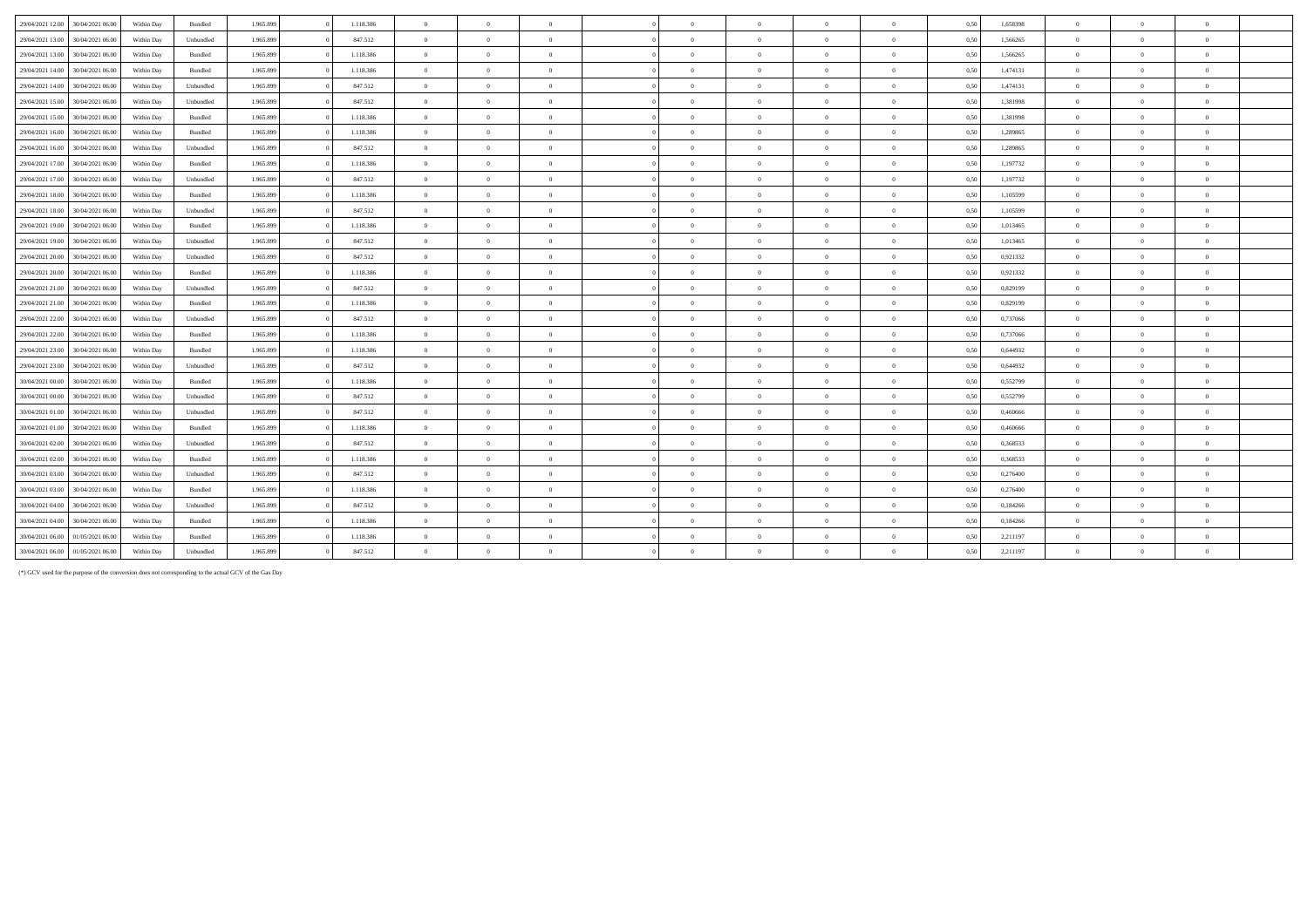| | | | | | | | | | | | | | | | | | | | | |
|---|---|---|---|---|---|---|---|---|---|---|---|---|---|---|---|---|---|---|---|---|
| 29/04/2021 12.00 | 30/04/2021 06.00 | Within Day | Bundled | 1.965.899 | 0 | 1.118.386 | 0 | 0 | 0 | 0 | 0 | 0 | 0 | 0 | 0,50 | 1,658398 | 0 | 0 | 0 | |
| 29/04/2021 13.00 | 30/04/2021 06.00 | Within Day | Unbundled | 1.965.899 | 0 | 847.512 | 0 | 0 | 0 | 0 | 0 | 0 | 0 | 0 | 0,50 | 1,566265 | 0 | 0 | 0 | |
| 29/04/2021 13.00 | 30/04/2021 06.00 | Within Day | Bundled | 1.965.899 | 0 | 1.118.386 | 0 | 0 | 0 | 0 | 0 | 0 | 0 | 0 | 0,50 | 1,566265 | 0 | 0 | 0 | |
| 29/04/2021 14.00 | 30/04/2021 06.00 | Within Day | Bundled | 1.965.899 | 0 | 1.118.386 | 0 | 0 | 0 | 0 | 0 | 0 | 0 | 0 | 0,50 | 1,474131 | 0 | 0 | 0 | |
| 29/04/2021 14.00 | 30/04/2021 06.00 | Within Day | Unbundled | 1.965.899 | 0 | 847.512 | 0 | 0 | 0 | 0 | 0 | 0 | 0 | 0 | 0,50 | 1,474131 | 0 | 0 | 0 | |
| 29/04/2021 15.00 | 30/04/2021 06.00 | Within Day | Unbundled | 1.965.899 | 0 | 847.512 | 0 | 0 | 0 | 0 | 0 | 0 | 0 | 0 | 0,50 | 1,381998 | 0 | 0 | 0 | |
| 29/04/2021 15.00 | 30/04/2021 06.00 | Within Day | Bundled | 1.965.899 | 0 | 1.118.386 | 0 | 0 | 0 | 0 | 0 | 0 | 0 | 0 | 0,50 | 1,381998 | 0 | 0 | 0 | |
| 29/04/2021 16.00 | 30/04/2021 06.00 | Within Day | Bundled | 1.965.899 | 0 | 1.118.386 | 0 | 0 | 0 | 0 | 0 | 0 | 0 | 0 | 0,50 | 1,289865 | 0 | 0 | 0 | |
| 29/04/2021 16.00 | 30/04/2021 06.00 | Within Day | Unbundled | 1.965.899 | 0 | 847.512 | 0 | 0 | 0 | 0 | 0 | 0 | 0 | 0 | 0,50 | 1,289865 | 0 | 0 | 0 | |
| 29/04/2021 17.00 | 30/04/2021 06.00 | Within Day | Bundled | 1.965.899 | 0 | 1.118.386 | 0 | 0 | 0 | 0 | 0 | 0 | 0 | 0 | 0,50 | 1,197732 | 0 | 0 | 0 | |
| 29/04/2021 17.00 | 30/04/2021 06.00 | Within Day | Unbundled | 1.965.899 | 0 | 847.512 | 0 | 0 | 0 | 0 | 0 | 0 | 0 | 0 | 0,50 | 1,197732 | 0 | 0 | 0 | |
| 29/04/2021 18.00 | 30/04/2021 06.00 | Within Day | Bundled | 1.965.899 | 0 | 1.118.386 | 0 | 0 | 0 | 0 | 0 | 0 | 0 | 0 | 0,50 | 1,105599 | 0 | 0 | 0 | |
| 29/04/2021 18.00 | 30/04/2021 06.00 | Within Day | Unbundled | 1.965.899 | 0 | 847.512 | 0 | 0 | 0 | 0 | 0 | 0 | 0 | 0 | 0,50 | 1,105599 | 0 | 0 | 0 | |
| 29/04/2021 19.00 | 30/04/2021 06.00 | Within Day | Bundled | 1.965.899 | 0 | 1.118.386 | 0 | 0 | 0 | 0 | 0 | 0 | 0 | 0 | 0,50 | 1,013465 | 0 | 0 | 0 | |
| 29/04/2021 19.00 | 30/04/2021 06.00 | Within Day | Unbundled | 1.965.899 | 0 | 847.512 | 0 | 0 | 0 | 0 | 0 | 0 | 0 | 0 | 0,50 | 1,013465 | 0 | 0 | 0 | |
| 29/04/2021 20.00 | 30/04/2021 06.00 | Within Day | Unbundled | 1.965.899 | 0 | 847.512 | 0 | 0 | 0 | 0 | 0 | 0 | 0 | 0 | 0,50 | 0,921332 | 0 | 0 | 0 | |
| 29/04/2021 20.00 | 30/04/2021 06.00 | Within Day | Bundled | 1.965.899 | 0 | 1.118.386 | 0 | 0 | 0 | 0 | 0 | 0 | 0 | 0 | 0,50 | 0,921332 | 0 | 0 | 0 | |
| 29/04/2021 21.00 | 30/04/2021 06.00 | Within Day | Unbundled | 1.965.899 | 0 | 847.512 | 0 | 0 | 0 | 0 | 0 | 0 | 0 | 0 | 0,50 | 0,829199 | 0 | 0 | 0 | |
| 29/04/2021 21.00 | 30/04/2021 06.00 | Within Day | Bundled | 1.965.899 | 0 | 1.118.386 | 0 | 0 | 0 | 0 | 0 | 0 | 0 | 0 | 0,50 | 0,829199 | 0 | 0 | 0 | |
| 29/04/2021 22.00 | 30/04/2021 06.00 | Within Day | Unbundled | 1.965.899 | 0 | 847.512 | 0 | 0 | 0 | 0 | 0 | 0 | 0 | 0 | 0,50 | 0,737066 | 0 | 0 | 0 | |
| 29/04/2021 22.00 | 30/04/2021 06.00 | Within Day | Bundled | 1.965.899 | 0 | 1.118.386 | 0 | 0 | 0 | 0 | 0 | 0 | 0 | 0 | 0,50 | 0,737066 | 0 | 0 | 0 | |
| 29/04/2021 23.00 | 30/04/2021 06.00 | Within Day | Bundled | 1.965.899 | 0 | 1.118.386 | 0 | 0 | 0 | 0 | 0 | 0 | 0 | 0 | 0,50 | 0,644932 | 0 | 0 | 0 | |
| 29/04/2021 23.00 | 30/04/2021 06.00 | Within Day | Unbundled | 1.965.899 | 0 | 847.512 | 0 | 0 | 0 | 0 | 0 | 0 | 0 | 0 | 0,50 | 0,644932 | 0 | 0 | 0 | |
| 30/04/2021 00.00 | 30/04/2021 06.00 | Within Day | Bundled | 1.965.899 | 0 | 1.118.386 | 0 | 0 | 0 | 0 | 0 | 0 | 0 | 0 | 0,50 | 0,552799 | 0 | 0 | 0 | |
| 30/04/2021 00.00 | 30/04/2021 06.00 | Within Day | Unbundled | 1.965.899 | 0 | 847.512 | 0 | 0 | 0 | 0 | 0 | 0 | 0 | 0 | 0,50 | 0,552799 | 0 | 0 | 0 | |
| 30/04/2021 01.00 | 30/04/2021 06.00 | Within Day | Unbundled | 1.965.899 | 0 | 847.512 | 0 | 0 | 0 | 0 | 0 | 0 | 0 | 0 | 0,50 | 0,460666 | 0 | 0 | 0 | |
| 30/04/2021 01.00 | 30/04/2021 06.00 | Within Day | Bundled | 1.965.899 | 0 | 1.118.386 | 0 | 0 | 0 | 0 | 0 | 0 | 0 | 0 | 0,50 | 0,460666 | 0 | 0 | 0 | |
| 30/04/2021 02.00 | 30/04/2021 06.00 | Within Day | Unbundled | 1.965.899 | 0 | 847.512 | 0 | 0 | 0 | 0 | 0 | 0 | 0 | 0 | 0,50 | 0,368533 | 0 | 0 | 0 | |
| 30/04/2021 02.00 | 30/04/2021 06.00 | Within Day | Bundled | 1.965.899 | 0 | 1.118.386 | 0 | 0 | 0 | 0 | 0 | 0 | 0 | 0 | 0,50 | 0,368533 | 0 | 0 | 0 | |
| 30/04/2021 03.00 | 30/04/2021 06.00 | Within Day | Unbundled | 1.965.899 | 0 | 847.512 | 0 | 0 | 0 | 0 | 0 | 0 | 0 | 0 | 0,50 | 0,276400 | 0 | 0 | 0 | |
| 30/04/2021 03.00 | 30/04/2021 06.00 | Within Day | Bundled | 1.965.899 | 0 | 1.118.386 | 0 | 0 | 0 | 0 | 0 | 0 | 0 | 0 | 0,50 | 0,276400 | 0 | 0 | 0 | |
| 30/04/2021 04.00 | 30/04/2021 06.00 | Within Day | Unbundled | 1.965.899 | 0 | 847.512 | 0 | 0 | 0 | 0 | 0 | 0 | 0 | 0 | 0,50 | 0,184266 | 0 | 0 | 0 | |
| 30/04/2021 04.00 | 30/04/2021 06.00 | Within Day | Bundled | 1.965.899 | 0 | 1.118.386 | 0 | 0 | 0 | 0 | 0 | 0 | 0 | 0 | 0,50 | 0,184266 | 0 | 0 | 0 | |
| 30/04/2021 06.00 | 01/05/2021 06.00 | Within Day | Bundled | 1.965.899 | 0 | 1.118.386 | 0 | 0 | 0 | 0 | 0 | 0 | 0 | 0 | 0,50 | 2,211197 | 0 | 0 | 0 | |
| 30/04/2021 06.00 | 01/05/2021 06.00 | Within Day | Unbundled | 1.965.899 | 0 | 847.512 | 0 | 0 | 0 | 0 | 0 | 0 | 0 | 0 | 0,50 | 2,211197 | 0 | 0 | 0 | |

(*) GCV used for the purpose of the conversion does not corresponding to the actual GCV of the Gas Day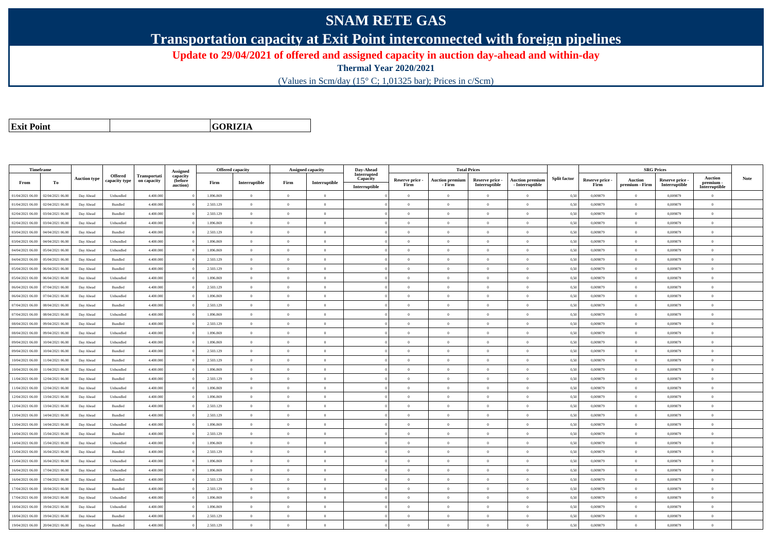# SNAM RETE GAS

## Transportation capacity at Exit Point interconnected with foreign pipelines

### Update to 29/04/2021 of offered and assigned capacity in auction day-ahead and within-day

**Thermal Year 2020/2021**

(Values in Scm/day (15° C; 1,01325 bar); Prices in c/Scm)

| **Exit Point** | | **GORIZIA** |
|---|---|---|

| Timeframe | | Auction type | Offered capacity type | Transportation capacity | Assigned capacity (before auction) | Offered capacity | | Assigned capacity | | Day-Ahead Interrupted Capacity | Total Prices | | | | Split factor | SRG Prices | | | | Note |
|---|---|---|---|---|---|---|---|---|---|---|---|---|---|---|---|---|---|---|---|---|
| From | To | | | | | Firm | Interruptible | Firm | Interruptible | Interruptible | Reserve price - Firm | Auction premium - Firm | Reserve price - Interruptible | Auction premium - Interruptible | | Reserve price - Firm | Auction premium - Firm | Reserve price - Interruptible | Auction premium - Interruptible | |
| 01/04/2021 06.00 | 02/04/2021 06.00 | Day Ahead | Unbundled | 4.400.000 | 0 | 1.896.869 | 0 | 0 | 0 | 0 | 0 | 0 | 0 | 0 | 0,50 | 0,009879 | 0 | 0,009879 | 0 | |
| 01/04/2021 06.00 | 02/04/2021 06.00 | Day Ahead | Bundled | 4.400.000 | 0 | 2.503.129 | 0 | 0 | 0 | 0 | 0 | 0 | 0 | 0 | 0,50 | 0,009879 | 0 | 0,009879 | 0 | |
| 02/04/2021 06.00 | 03/04/2021 06.00 | Day Ahead | Bundled | 4.400.000 | 0 | 2.503.129 | 0 | 0 | 0 | 0 | 0 | 0 | 0 | 0 | 0,50 | 0,009879 | 0 | 0,009879 | 0 | |
| 02/04/2021 06.00 | 03/04/2021 06.00 | Day Ahead | Unbundled | 4.400.000 | 0 | 1.896.869 | 0 | 0 | 0 | 0 | 0 | 0 | 0 | 0 | 0,50 | 0,009879 | 0 | 0,009879 | 0 | |
| 03/04/2021 06.00 | 04/04/2021 06.00 | Day Ahead | Bundled | 4.400.000 | 0 | 2.503.129 | 0 | 0 | 0 | 0 | 0 | 0 | 0 | 0 | 0,50 | 0,009879 | 0 | 0,009879 | 0 | |
| 03/04/2021 06.00 | 04/04/2021 06.00 | Day Ahead | Unbundled | 4.400.000 | 0 | 1.896.869 | 0 | 0 | 0 | 0 | 0 | 0 | 0 | 0 | 0,50 | 0,009879 | 0 | 0,009879 | 0 | |
| 04/04/2021 06.00 | 05/04/2021 06.00 | Day Ahead | Unbundled | 4.400.000 | 0 | 1.896.869 | 0 | 0 | 0 | 0 | 0 | 0 | 0 | 0 | 0,50 | 0,009879 | 0 | 0,009879 | 0 | |
| 04/04/2021 06.00 | 05/04/2021 06.00 | Day Ahead | Bundled | 4.400.000 | 0 | 2.503.129 | 0 | 0 | 0 | 0 | 0 | 0 | 0 | 0 | 0,50 | 0,009879 | 0 | 0,009879 | 0 | |
| 05/04/2021 06.00 | 06/04/2021 06.00 | Day Ahead | Bundled | 4.400.000 | 0 | 2.503.129 | 0 | 0 | 0 | 0 | 0 | 0 | 0 | 0 | 0,50 | 0,009879 | 0 | 0,009879 | 0 | |
| 05/04/2021 06.00 | 06/04/2021 06.00 | Day Ahead | Unbundled | 4.400.000 | 0 | 1.896.869 | 0 | 0 | 0 | 0 | 0 | 0 | 0 | 0 | 0,50 | 0,009879 | 0 | 0,009879 | 0 | |
| 06/04/2021 06.00 | 07/04/2021 06.00 | Day Ahead | Bundled | 4.400.000 | 0 | 2.503.129 | 0 | 0 | 0 | 0 | 0 | 0 | 0 | 0 | 0,50 | 0,009879 | 0 | 0,009879 | 0 | |
| 06/04/2021 06.00 | 07/04/2021 06.00 | Day Ahead | Unbundled | 4.400.000 | 0 | 1.896.869 | 0 | 0 | 0 | 0 | 0 | 0 | 0 | 0 | 0,50 | 0,009879 | 0 | 0,009879 | 0 | |
| 07/04/2021 06.00 | 08/04/2021 06.00 | Day Ahead | Bundled | 4.400.000 | 0 | 2.503.129 | 0 | 0 | 0 | 0 | 0 | 0 | 0 | 0 | 0,50 | 0,009879 | 0 | 0,009879 | 0 | |
| 07/04/2021 06.00 | 08/04/2021 06.00 | Day Ahead | Unbundled | 4.400.000 | 0 | 1.896.869 | 0 | 0 | 0 | 0 | 0 | 0 | 0 | 0 | 0,50 | 0,009879 | 0 | 0,009879 | 0 | |
| 08/04/2021 06.00 | 09/04/2021 06.00 | Day Ahead | Bundled | 4.400.000 | 0 | 2.503.129 | 0 | 0 | 0 | 0 | 0 | 0 | 0 | 0 | 0,50 | 0,009879 | 0 | 0,009879 | 0 | |
| 08/04/2021 06.00 | 09/04/2021 06.00 | Day Ahead | Unbundled | 4.400.000 | 0 | 1.896.869 | 0 | 0 | 0 | 0 | 0 | 0 | 0 | 0 | 0,50 | 0,009879 | 0 | 0,009879 | 0 | |
| 09/04/2021 06.00 | 10/04/2021 06.00 | Day Ahead | Unbundled | 4.400.000 | 0 | 1.896.869 | 0 | 0 | 0 | 0 | 0 | 0 | 0 | 0 | 0,50 | 0,009879 | 0 | 0,009879 | 0 | |
| 09/04/2021 06.00 | 10/04/2021 06.00 | Day Ahead | Bundled | 4.400.000 | 0 | 2.503.129 | 0 | 0 | 0 | 0 | 0 | 0 | 0 | 0 | 0,50 | 0,009879 | 0 | 0,009879 | 0 | |
| 10/04/2021 06.00 | 11/04/2021 06.00 | Day Ahead | Bundled | 4.400.000 | 0 | 2.503.129 | 0 | 0 | 0 | 0 | 0 | 0 | 0 | 0 | 0,50 | 0,009879 | 0 | 0,009879 | 0 | |
| 10/04/2021 06.00 | 11/04/2021 06.00 | Day Ahead | Unbundled | 4.400.000 | 0 | 1.896.869 | 0 | 0 | 0 | 0 | 0 | 0 | 0 | 0 | 0,50 | 0,009879 | 0 | 0,009879 | 0 | |
| 11/04/2021 06.00 | 12/04/2021 06.00 | Day Ahead | Bundled | 4.400.000 | 0 | 2.503.129 | 0 | 0 | 0 | 0 | 0 | 0 | 0 | 0 | 0,50 | 0,009879 | 0 | 0,009879 | 0 | |
| 11/04/2021 06.00 | 12/04/2021 06.00 | Day Ahead | Unbundled | 4.400.000 | 0 | 1.896.869 | 0 | 0 | 0 | 0 | 0 | 0 | 0 | 0 | 0,50 | 0,009879 | 0 | 0,009879 | 0 | |
| 12/04/2021 06.00 | 13/04/2021 06.00 | Day Ahead | Unbundled | 4.400.000 | 0 | 1.896.869 | 0 | 0 | 0 | 0 | 0 | 0 | 0 | 0 | 0,50 | 0,009879 | 0 | 0,009879 | 0 | |
| 12/04/2021 06.00 | 13/04/2021 06.00 | Day Ahead | Bundled | 4.400.000 | 0 | 2.503.129 | 0 | 0 | 0 | 0 | 0 | 0 | 0 | 0 | 0,50 | 0,009879 | 0 | 0,009879 | 0 | |
| 13/04/2021 06.00 | 14/04/2021 06.00 | Day Ahead | Bundled | 4.400.000 | 0 | 2.503.129 | 0 | 0 | 0 | 0 | 0 | 0 | 0 | 0 | 0,50 | 0,009879 | 0 | 0,009879 | 0 | |
| 13/04/2021 06.00 | 14/04/2021 06.00 | Day Ahead | Unbundled | 4.400.000 | 0 | 1.896.869 | 0 | 0 | 0 | 0 | 0 | 0 | 0 | 0 | 0,50 | 0,009879 | 0 | 0,009879 | 0 | |
| 14/04/2021 06.00 | 15/04/2021 06.00 | Day Ahead | Bundled | 4.400.000 | 0 | 2.503.129 | 0 | 0 | 0 | 0 | 0 | 0 | 0 | 0 | 0,50 | 0,009879 | 0 | 0,009879 | 0 | |
| 14/04/2021 06.00 | 15/04/2021 06.00 | Day Ahead | Unbundled | 4.400.000 | 0 | 1.896.869 | 0 | 0 | 0 | 0 | 0 | 0 | 0 | 0 | 0,50 | 0,009879 | 0 | 0,009879 | 0 | |
| 15/04/2021 06.00 | 16/04/2021 06.00 | Day Ahead | Bundled | 4.400.000 | 0 | 2.503.129 | 0 | 0 | 0 | 0 | 0 | 0 | 0 | 0 | 0,50 | 0,009879 | 0 | 0,009879 | 0 | |
| 15/04/2021 06.00 | 16/04/2021 06.00 | Day Ahead | Unbundled | 4.400.000 | 0 | 1.896.869 | 0 | 0 | 0 | 0 | 0 | 0 | 0 | 0 | 0,50 | 0,009879 | 0 | 0,009879 | 0 | |
| 16/04/2021 06.00 | 17/04/2021 06.00 | Day Ahead | Unbundled | 4.400.000 | 0 | 1.896.869 | 0 | 0 | 0 | 0 | 0 | 0 | 0 | 0 | 0,50 | 0,009879 | 0 | 0,009879 | 0 | |
| 16/04/2021 06.00 | 17/04/2021 06.00 | Day Ahead | Bundled | 4.400.000 | 0 | 2.503.129 | 0 | 0 | 0 | 0 | 0 | 0 | 0 | 0 | 0,50 | 0,009879 | 0 | 0,009879 | 0 | |
| 17/04/2021 06.00 | 18/04/2021 06.00 | Day Ahead | Bundled | 4.400.000 | 0 | 2.503.129 | 0 | 0 | 0 | 0 | 0 | 0 | 0 | 0 | 0,50 | 0,009879 | 0 | 0,009879 | 0 | |
| 17/04/2021 06.00 | 18/04/2021 06.00 | Day Ahead | Unbundled | 4.400.000 | 0 | 1.896.869 | 0 | 0 | 0 | 0 | 0 | 0 | 0 | 0 | 0,50 | 0,009879 | 0 | 0,009879 | 0 | |
| 18/04/2021 06.00 | 19/04/2021 06.00 | Day Ahead | Unbundled | 4.400.000 | 0 | 1.896.869 | 0 | 0 | 0 | 0 | 0 | 0 | 0 | 0 | 0,50 | 0,009879 | 0 | 0,009879 | 0 | |
| 18/04/2021 06.00 | 19/04/2021 06.00 | Day Ahead | Bundled | 4.400.000 | 0 | 2.503.129 | 0 | 0 | 0 | 0 | 0 | 0 | 0 | 0 | 0,50 | 0,009879 | 0 | 0,009879 | 0 | |
| 19/04/2021 06.00 | 20/04/2021 06.00 | Day Ahead | Bundled | 4.400.000 | 0 | 2.503.129 | 0 | 0 | 0 | 0 | 0 | 0 | 0 | 0 | 0,50 | 0,009879 | 0 | 0,009879 | 0 | |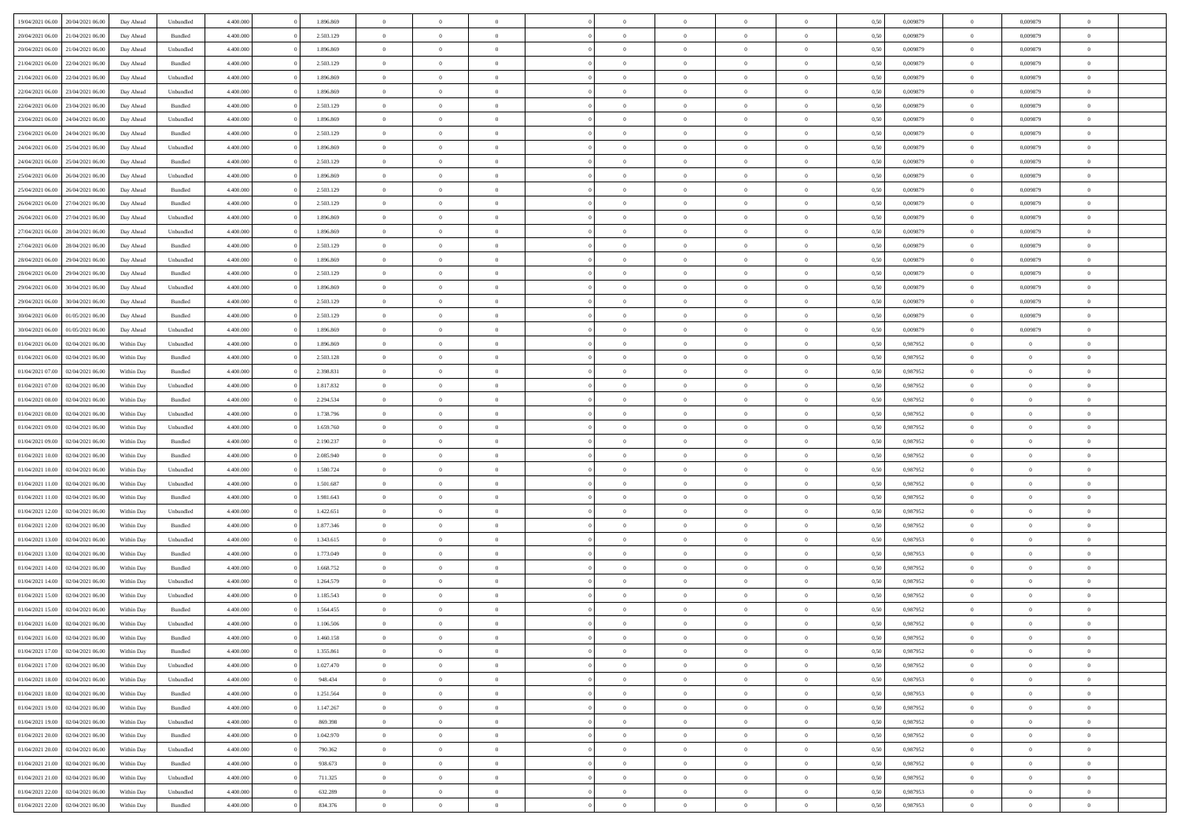| | | | | | | | | | | | | | | | | | | | | |
|---|---|---|---|---|---|---|---|---|---|---|---|---|---|---|---|---|---|---|---|---|
| 19/04/2021 06.00 | 20/04/2021 06.00 | Day Ahead | Unbundled | 4.400.000 | 0 | 1.896.869 | 0 | 0 | 0 | | 0 | 0 | 0 | 0 | 0,50 | 0,009879 | 0 | 0,009879 | 0 | |
| 20/04/2021 06.00 | 21/04/2021 06.00 | Day Ahead | Bundled | 4.400.000 | 0 | 2.503.129 | 0 | 0 | 0 | | 0 | 0 | 0 | 0 | 0,50 | 0,009879 | 0 | 0,009879 | 0 | |
| 20/04/2021 06.00 | 21/04/2021 06.00 | Day Ahead | Unbundled | 4.400.000 | 0 | 1.896.869 | 0 | 0 | 0 | | 0 | 0 | 0 | 0 | 0,50 | 0,009879 | 0 | 0,009879 | 0 | |
| 21/04/2021 06.00 | 22/04/2021 06.00 | Day Ahead | Bundled | 4.400.000 | 0 | 2.503.129 | 0 | 0 | 0 | | 0 | 0 | 0 | 0 | 0,50 | 0,009879 | 0 | 0,009879 | 0 | |
| 21/04/2021 06.00 | 22/04/2021 06.00 | Day Ahead | Unbundled | 4.400.000 | 0 | 1.896.869 | 0 | 0 | 0 | | 0 | 0 | 0 | 0 | 0,50 | 0,009879 | 0 | 0,009879 | 0 | |
| 22/04/2021 06.00 | 23/04/2021 06.00 | Day Ahead | Unbundled | 4.400.000 | 0 | 1.896.869 | 0 | 0 | 0 | | 0 | 0 | 0 | 0 | 0,50 | 0,009879 | 0 | 0,009879 | 0 | |
| 22/04/2021 06.00 | 23/04/2021 06.00 | Day Ahead | Bundled | 4.400.000 | 0 | 2.503.129 | 0 | 0 | 0 | | 0 | 0 | 0 | 0 | 0,50 | 0,009879 | 0 | 0,009879 | 0 | |
| 23/04/2021 06.00 | 24/04/2021 06.00 | Day Ahead | Unbundled | 4.400.000 | 0 | 1.896.869 | 0 | 0 | 0 | | 0 | 0 | 0 | 0 | 0,50 | 0,009879 | 0 | 0,009879 | 0 | |
| 23/04/2021 06.00 | 24/04/2021 06.00 | Day Ahead | Bundled | 4.400.000 | 0 | 2.503.129 | 0 | 0 | 0 | | 0 | 0 | 0 | 0 | 0,50 | 0,009879 | 0 | 0,009879 | 0 | |
| 24/04/2021 06.00 | 25/04/2021 06.00 | Day Ahead | Unbundled | 4.400.000 | 0 | 1.896.869 | 0 | 0 | 0 | | 0 | 0 | 0 | 0 | 0,50 | 0,009879 | 0 | 0,009879 | 0 | |
| 24/04/2021 06.00 | 25/04/2021 06.00 | Day Ahead | Bundled | 4.400.000 | 0 | 2.503.129 | 0 | 0 | 0 | | 0 | 0 | 0 | 0 | 0,50 | 0,009879 | 0 | 0,009879 | 0 | |
| 25/04/2021 06.00 | 26/04/2021 06.00 | Day Ahead | Unbundled | 4.400.000 | 0 | 1.896.869 | 0 | 0 | 0 | | 0 | 0 | 0 | 0 | 0,50 | 0,009879 | 0 | 0,009879 | 0 | |
| 25/04/2021 06.00 | 26/04/2021 06.00 | Day Ahead | Bundled | 4.400.000 | 0 | 2.503.129 | 0 | 0 | 0 | | 0 | 0 | 0 | 0 | 0,50 | 0,009879 | 0 | 0,009879 | 0 | |
| 26/04/2021 06.00 | 27/04/2021 06.00 | Day Ahead | Bundled | 4.400.000 | 0 | 2.503.129 | 0 | 0 | 0 | | 0 | 0 | 0 | 0 | 0,50 | 0,009879 | 0 | 0,009879 | 0 | |
| 26/04/2021 06.00 | 27/04/2021 06.00 | Day Ahead | Unbundled | 4.400.000 | 0 | 1.896.869 | 0 | 0 | 0 | | 0 | 0 | 0 | 0 | 0,50 | 0,009879 | 0 | 0,009879 | 0 | |
| 27/04/2021 06.00 | 28/04/2021 06.00 | Day Ahead | Unbundled | 4.400.000 | 0 | 1.896.869 | 0 | 0 | 0 | | 0 | 0 | 0 | 0 | 0,50 | 0,009879 | 0 | 0,009879 | 0 | |
| 27/04/2021 06.00 | 28/04/2021 06.00 | Day Ahead | Bundled | 4.400.000 | 0 | 2.503.129 | 0 | 0 | 0 | | 0 | 0 | 0 | 0 | 0,50 | 0,009879 | 0 | 0,009879 | 0 | |
| 28/04/2021 06.00 | 29/04/2021 06.00 | Day Ahead | Unbundled | 4.400.000 | 0 | 1.896.869 | 0 | 0 | 0 | | 0 | 0 | 0 | 0 | 0,50 | 0,009879 | 0 | 0,009879 | 0 | |
| 28/04/2021 06.00 | 29/04/2021 06.00 | Day Ahead | Bundled | 4.400.000 | 0 | 2.503.129 | 0 | 0 | 0 | | 0 | 0 | 0 | 0 | 0,50 | 0,009879 | 0 | 0,009879 | 0 | |
| 29/04/2021 06.00 | 30/04/2021 06.00 | Day Ahead | Unbundled | 4.400.000 | 0 | 1.896.869 | 0 | 0 | 0 | | 0 | 0 | 0 | 0 | 0,50 | 0,009879 | 0 | 0,009879 | 0 | |
| 29/04/2021 06.00 | 30/04/2021 06.00 | Day Ahead | Bundled | 4.400.000 | 0 | 2.503.129 | 0 | 0 | 0 | | 0 | 0 | 0 | 0 | 0,50 | 0,009879 | 0 | 0,009879 | 0 | |
| 30/04/2021 06.00 | 01/05/2021 06.00 | Day Ahead | Bundled | 4.400.000 | 0 | 2.503.129 | 0 | 0 | 0 | | 0 | 0 | 0 | 0 | 0,50 | 0,009879 | 0 | 0,009879 | 0 | |
| 30/04/2021 06.00 | 01/05/2021 06.00 | Day Ahead | Unbundled | 4.400.000 | 0 | 1.896.869 | 0 | 0 | 0 | | 0 | 0 | 0 | 0 | 0,50 | 0,009879 | 0 | 0,009879 | 0 | |
| 01/04/2021 06.00 | 02/04/2021 06.00 | Within Day | Unbundled | 4.400.000 | 0 | 1.896.869 | 0 | 0 | 0 | | 0 | 0 | 0 | 0 | 0,50 | 0,987952 | 0 | 0 | 0 | |
| 01/04/2021 06.00 | 02/04/2021 06.00 | Within Day | Bundled | 4.400.000 | 0 | 2.503.128 | 0 | 0 | 0 | | 0 | 0 | 0 | 0 | 0,50 | 0,987952 | 0 | 0 | 0 | |
| 01/04/2021 07.00 | 02/04/2021 06.00 | Within Day | Bundled | 4.400.000 | 0 | 2.398.831 | 0 | 0 | 0 | | 0 | 0 | 0 | 0 | 0,50 | 0,987952 | 0 | 0 | 0 | |
| 01/04/2021 07.00 | 02/04/2021 06.00 | Within Day | Unbundled | 4.400.000 | 0 | 1.817.832 | 0 | 0 | 0 | | 0 | 0 | 0 | 0 | 0,50 | 0,987952 | 0 | 0 | 0 | |
| 01/04/2021 08.00 | 02/04/2021 06.00 | Within Day | Bundled | 4.400.000 | 0 | 2.294.534 | 0 | 0 | 0 | | 0 | 0 | 0 | 0 | 0,50 | 0,987952 | 0 | 0 | 0 | |
| 01/04/2021 08.00 | 02/04/2021 06.00 | Within Day | Unbundled | 4.400.000 | 0 | 1.738.796 | 0 | 0 | 0 | | 0 | 0 | 0 | 0 | 0,50 | 0,987952 | 0 | 0 | 0 | |
| 01/04/2021 09.00 | 02/04/2021 06.00 | Within Day | Unbundled | 4.400.000 | 0 | 1.659.760 | 0 | 0 | 0 | | 0 | 0 | 0 | 0 | 0,50 | 0,987952 | 0 | 0 | 0 | |
| 01/04/2021 09.00 | 02/04/2021 06.00 | Within Day | Bundled | 4.400.000 | 0 | 2.190.237 | 0 | 0 | 0 | | 0 | 0 | 0 | 0 | 0,50 | 0,987952 | 0 | 0 | 0 | |
| 01/04/2021 10.00 | 02/04/2021 06.00 | Within Day | Bundled | 4.400.000 | 0 | 2.085.940 | 0 | 0 | 0 | | 0 | 0 | 0 | 0 | 0,50 | 0,987952 | 0 | 0 | 0 | |
| 01/04/2021 10.00 | 02/04/2021 06.00 | Within Day | Unbundled | 4.400.000 | 0 | 1.580.724 | 0 | 0 | 0 | | 0 | 0 | 0 | 0 | 0,50 | 0,987952 | 0 | 0 | 0 | |
| 01/04/2021 11.00 | 02/04/2021 06.00 | Within Day | Unbundled | 4.400.000 | 0 | 1.501.687 | 0 | 0 | 0 | | 0 | 0 | 0 | 0 | 0,50 | 0,987952 | 0 | 0 | 0 | |
| 01/04/2021 11.00 | 02/04/2021 06.00 | Within Day | Bundled | 4.400.000 | 0 | 1.981.643 | 0 | 0 | 0 | | 0 | 0 | 0 | 0 | 0,50 | 0,987952 | 0 | 0 | 0 | |
| 01/04/2021 12.00 | 02/04/2021 06.00 | Within Day | Unbundled | 4.400.000 | 0 | 1.422.651 | 0 | 0 | 0 | | 0 | 0 | 0 | 0 | 0,50 | 0,987952 | 0 | 0 | 0 | |
| 01/04/2021 12.00 | 02/04/2021 06.00 | Within Day | Bundled | 4.400.000 | 0 | 1.877.346 | 0 | 0 | 0 | | 0 | 0 | 0 | 0 | 0,50 | 0,987952 | 0 | 0 | 0 | |
| 01/04/2021 13.00 | 02/04/2021 06.00 | Within Day | Unbundled | 4.400.000 | 0 | 1.343.615 | 0 | 0 | 0 | | 0 | 0 | 0 | 0 | 0,50 | 0,987953 | 0 | 0 | 0 | |
| 01/04/2021 13.00 | 02/04/2021 06.00 | Within Day | Bundled | 4.400.000 | 0 | 1.773.049 | 0 | 0 | 0 | | 0 | 0 | 0 | 0 | 0,50 | 0,987953 | 0 | 0 | 0 | |
| 01/04/2021 14.00 | 02/04/2021 06.00 | Within Day | Bundled | 4.400.000 | 0 | 1.668.752 | 0 | 0 | 0 | | 0 | 0 | 0 | 0 | 0,50 | 0,987952 | 0 | 0 | 0 | |
| 01/04/2021 14.00 | 02/04/2021 06.00 | Within Day | Unbundled | 4.400.000 | 0 | 1.264.579 | 0 | 0 | 0 | | 0 | 0 | 0 | 0 | 0,50 | 0,987952 | 0 | 0 | 0 | |
| 01/04/2021 15.00 | 02/04/2021 06.00 | Within Day | Unbundled | 4.400.000 | 0 | 1.185.543 | 0 | 0 | 0 | | 0 | 0 | 0 | 0 | 0,50 | 0,987952 | 0 | 0 | 0 | |
| 01/04/2021 15.00 | 02/04/2021 06.00 | Within Day | Bundled | 4.400.000 | 0 | 1.564.455 | 0 | 0 | 0 | | 0 | 0 | 0 | 0 | 0,50 | 0,987952 | 0 | 0 | 0 | |
| 01/04/2021 16.00 | 02/04/2021 06.00 | Within Day | Unbundled | 4.400.000 | 0 | 1.106.506 | 0 | 0 | 0 | | 0 | 0 | 0 | 0 | 0,50 | 0,987952 | 0 | 0 | 0 | |
| 01/04/2021 16.00 | 02/04/2021 06.00 | Within Day | Bundled | 4.400.000 | 0 | 1.460.158 | 0 | 0 | 0 | | 0 | 0 | 0 | 0 | 0,50 | 0,987952 | 0 | 0 | 0 | |
| 01/04/2021 17.00 | 02/04/2021 06.00 | Within Day | Bundled | 4.400.000 | 0 | 1.355.861 | 0 | 0 | 0 | | 0 | 0 | 0 | 0 | 0,50 | 0,987952 | 0 | 0 | 0 | |
| 01/04/2021 17.00 | 02/04/2021 06.00 | Within Day | Unbundled | 4.400.000 | 0 | 1.027.470 | 0 | 0 | 0 | | 0 | 0 | 0 | 0 | 0,50 | 0,987952 | 0 | 0 | 0 | |
| 01/04/2021 18.00 | 02/04/2021 06.00 | Within Day | Unbundled | 4.400.000 | 0 | 948.434 | 0 | 0 | 0 | | 0 | 0 | 0 | 0 | 0,50 | 0,987953 | 0 | 0 | 0 | |
| 01/04/2021 18.00 | 02/04/2021 06.00 | Within Day | Bundled | 4.400.000 | 0 | 1.251.564 | 0 | 0 | 0 | | 0 | 0 | 0 | 0 | 0,50 | 0,987953 | 0 | 0 | 0 | |
| 01/04/2021 19.00 | 02/04/2021 06.00 | Within Day | Bundled | 4.400.000 | 0 | 1.147.267 | 0 | 0 | 0 | | 0 | 0 | 0 | 0 | 0,50 | 0,987952 | 0 | 0 | 0 | |
| 01/04/2021 19.00 | 02/04/2021 06.00 | Within Day | Unbundled | 4.400.000 | 0 | 869.398 | 0 | 0 | 0 | | 0 | 0 | 0 | 0 | 0,50 | 0,987952 | 0 | 0 | 0 | |
| 01/04/2021 20.00 | 02/04/2021 06.00 | Within Day | Bundled | 4.400.000 | 0 | 1.042.970 | 0 | 0 | 0 | | 0 | 0 | 0 | 0 | 0,50 | 0,987952 | 0 | 0 | 0 | |
| 01/04/2021 20.00 | 02/04/2021 06.00 | Within Day | Unbundled | 4.400.000 | 0 | 790.362 | 0 | 0 | 0 | | 0 | 0 | 0 | 0 | 0,50 | 0,987952 | 0 | 0 | 0 | |
| 01/04/2021 21.00 | 02/04/2021 06.00 | Within Day | Bundled | 4.400.000 | 0 | 938.673 | 0 | 0 | 0 | | 0 | 0 | 0 | 0 | 0,50 | 0,987952 | 0 | 0 | 0 | |
| 01/04/2021 21.00 | 02/04/2021 06.00 | Within Day | Unbundled | 4.400.000 | 0 | 711.325 | 0 | 0 | 0 | | 0 | 0 | 0 | 0 | 0,50 | 0,987952 | 0 | 0 | 0 | |
| 01/04/2021 22.00 | 02/04/2021 06.00 | Within Day | Unbundled | 4.400.000 | 0 | 632.289 | 0 | 0 | 0 | | 0 | 0 | 0 | 0 | 0,50 | 0,987953 | 0 | 0 | 0 | |
| 01/04/2021 22.00 | 02/04/2021 06.00 | Within Day | Bundled | 4.400.000 | 0 | 834.376 | 0 | 0 | 0 | | 0 | 0 | 0 | 0 | 0,50 | 0,987953 | 0 | 0 | 0 | |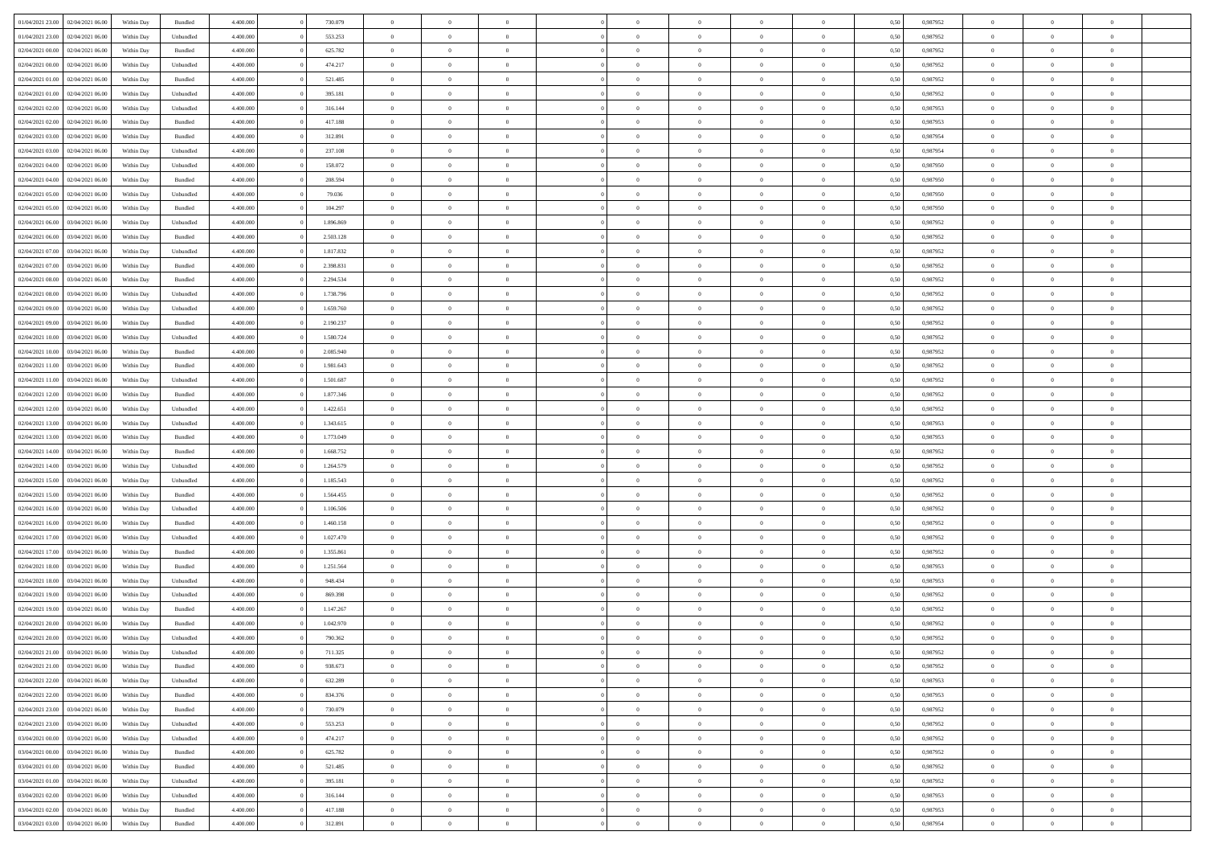| | | | | | | | | | | | | | | | | | | | | |
|---|---|---|---|---|---|---|---|---|---|---|---|---|---|---|---|---|---|---|---|---|
| 01/04/2021 23.00 | 02/04/2021 06.00 | Within Day | Bundled | 4.400.000 | 0 | 730.079 | 0 | 0 | 0 | | 0 | 0 | 0 | 0 | 0,50 | 0,987952 | 0 | 0 | 0 | |
| 01/04/2021 23.00 | 02/04/2021 06.00 | Within Day | Unbundled | 4.400.000 | 0 | 553.253 | 0 | 0 | 0 | | 0 | 0 | 0 | 0 | 0,50 | 0,987952 | 0 | 0 | 0 | |
| 02/04/2021 00.00 | 02/04/2021 06.00 | Within Day | Bundled | 4.400.000 | 0 | 625.782 | 0 | 0 | 0 | | 0 | 0 | 0 | 0 | 0,50 | 0,987952 | 0 | 0 | 0 | |
| 02/04/2021 00.00 | 02/04/2021 06.00 | Within Day | Unbundled | 4.400.000 | 0 | 474.217 | 0 | 0 | 0 | | 0 | 0 | 0 | 0 | 0,50 | 0,987952 | 0 | 0 | 0 | |
| 02/04/2021 01.00 | 02/04/2021 06.00 | Within Day | Bundled | 4.400.000 | 0 | 521.485 | 0 | 0 | 0 | | 0 | 0 | 0 | 0 | 0,50 | 0,987952 | 0 | 0 | 0 | |
| 02/04/2021 01.00 | 02/04/2021 06.00 | Within Day | Unbundled | 4.400.000 | 0 | 395.181 | 0 | 0 | 0 | | 0 | 0 | 0 | 0 | 0,50 | 0,987952 | 0 | 0 | 0 | |
| 02/04/2021 02.00 | 02/04/2021 06.00 | Within Day | Unbundled | 4.400.000 | 0 | 316.144 | 0 | 0 | 0 | | 0 | 0 | 0 | 0 | 0,50 | 0,987953 | 0 | 0 | 0 | |
| 02/04/2021 02.00 | 02/04/2021 06.00 | Within Day | Bundled | 4.400.000 | 0 | 417.188 | 0 | 0 | 0 | | 0 | 0 | 0 | 0 | 0,50 | 0,987953 | 0 | 0 | 0 | |
| 02/04/2021 03.00 | 02/04/2021 06.00 | Within Day | Bundled | 4.400.000 | 0 | 312.891 | 0 | 0 | 0 | | 0 | 0 | 0 | 0 | 0,50 | 0,987954 | 0 | 0 | 0 | |
| 02/04/2021 03.00 | 02/04/2021 06.00 | Within Day | Unbundled | 4.400.000 | 0 | 237.108 | 0 | 0 | 0 | | 0 | 0 | 0 | 0 | 0,50 | 0,987954 | 0 | 0 | 0 | |
| 02/04/2021 04.00 | 02/04/2021 06.00 | Within Day | Unbundled | 4.400.000 | 0 | 158.072 | 0 | 0 | 0 | | 0 | 0 | 0 | 0 | 0,50 | 0,987950 | 0 | 0 | 0 | |
| 02/04/2021 04.00 | 02/04/2021 06.00 | Within Day | Bundled | 4.400.000 | 0 | 208.594 | 0 | 0 | 0 | | 0 | 0 | 0 | 0 | 0,50 | 0,987950 | 0 | 0 | 0 | |
| 02/04/2021 05.00 | 02/04/2021 06.00 | Within Day | Unbundled | 4.400.000 | 0 | 79.036 | 0 | 0 | 0 | | 0 | 0 | 0 | 0 | 0,50 | 0,987950 | 0 | 0 | 0 | |
| 02/04/2021 05.00 | 02/04/2021 06.00 | Within Day | Bundled | 4.400.000 | 0 | 104.297 | 0 | 0 | 0 | | 0 | 0 | 0 | 0 | 0,50 | 0,987950 | 0 | 0 | 0 | |
| 02/04/2021 06.00 | 03/04/2021 06.00 | Within Day | Unbundled | 4.400.000 | 0 | 1.896.869 | 0 | 0 | 0 | | 0 | 0 | 0 | 0 | 0,50 | 0,987952 | 0 | 0 | 0 | |
| 02/04/2021 06.00 | 03/04/2021 06.00 | Within Day | Bundled | 4.400.000 | 0 | 2.503.128 | 0 | 0 | 0 | | 0 | 0 | 0 | 0 | 0,50 | 0,987952 | 0 | 0 | 0 | |
| 02/04/2021 07.00 | 03/04/2021 06.00 | Within Day | Unbundled | 4.400.000 | 0 | 1.817.832 | 0 | 0 | 0 | | 0 | 0 | 0 | 0 | 0,50 | 0,987952 | 0 | 0 | 0 | |
| 02/04/2021 07.00 | 03/04/2021 06.00 | Within Day | Bundled | 4.400.000 | 0 | 2.398.831 | 0 | 0 | 0 | | 0 | 0 | 0 | 0 | 0,50 | 0,987952 | 0 | 0 | 0 | |
| 02/04/2021 08.00 | 03/04/2021 06.00 | Within Day | Bundled | 4.400.000 | 0 | 2.294.534 | 0 | 0 | 0 | | 0 | 0 | 0 | 0 | 0,50 | 0,987952 | 0 | 0 | 0 | |
| 02/04/2021 08.00 | 03/04/2021 06.00 | Within Day | Unbundled | 4.400.000 | 0 | 1.738.796 | 0 | 0 | 0 | | 0 | 0 | 0 | 0 | 0,50 | 0,987952 | 0 | 0 | 0 | |
| 02/04/2021 09.00 | 03/04/2021 06.00 | Within Day | Unbundled | 4.400.000 | 0 | 1.659.760 | 0 | 0 | 0 | | 0 | 0 | 0 | 0 | 0,50 | 0,987952 | 0 | 0 | 0 | |
| 02/04/2021 09.00 | 03/04/2021 06.00 | Within Day | Bundled | 4.400.000 | 0 | 2.190.237 | 0 | 0 | 0 | | 0 | 0 | 0 | 0 | 0,50 | 0,987952 | 0 | 0 | 0 | |
| 02/04/2021 10.00 | 03/04/2021 06.00 | Within Day | Unbundled | 4.400.000 | 0 | 1.580.724 | 0 | 0 | 0 | | 0 | 0 | 0 | 0 | 0,50 | 0,987952 | 0 | 0 | 0 | |
| 02/04/2021 10.00 | 03/04/2021 06.00 | Within Day | Bundled | 4.400.000 | 0 | 2.085.940 | 0 | 0 | 0 | | 0 | 0 | 0 | 0 | 0,50 | 0,987952 | 0 | 0 | 0 | |
| 02/04/2021 11.00 | 03/04/2021 06.00 | Within Day | Bundled | 4.400.000 | 0 | 1.981.643 | 0 | 0 | 0 | | 0 | 0 | 0 | 0 | 0,50 | 0,987952 | 0 | 0 | 0 | |
| 02/04/2021 11.00 | 03/04/2021 06.00 | Within Day | Unbundled | 4.400.000 | 0 | 1.501.687 | 0 | 0 | 0 | | 0 | 0 | 0 | 0 | 0,50 | 0,987952 | 0 | 0 | 0 | |
| 02/04/2021 12.00 | 03/04/2021 06.00 | Within Day | Bundled | 4.400.000 | 0 | 1.877.346 | 0 | 0 | 0 | | 0 | 0 | 0 | 0 | 0,50 | 0,987952 | 0 | 0 | 0 | |
| 02/04/2021 12.00 | 03/04/2021 06.00 | Within Day | Unbundled | 4.400.000 | 0 | 1.422.651 | 0 | 0 | 0 | | 0 | 0 | 0 | 0 | 0,50 | 0,987952 | 0 | 0 | 0 | |
| 02/04/2021 13.00 | 03/04/2021 06.00 | Within Day | Unbundled | 4.400.000 | 0 | 1.343.615 | 0 | 0 | 0 | | 0 | 0 | 0 | 0 | 0,50 | 0,987953 | 0 | 0 | 0 | |
| 02/04/2021 13.00 | 03/04/2021 06.00 | Within Day | Bundled | 4.400.000 | 0 | 1.773.049 | 0 | 0 | 0 | | 0 | 0 | 0 | 0 | 0,50 | 0,987953 | 0 | 0 | 0 | |
| 02/04/2021 14.00 | 03/04/2021 06.00 | Within Day | Bundled | 4.400.000 | 0 | 1.668.752 | 0 | 0 | 0 | | 0 | 0 | 0 | 0 | 0,50 | 0,987952 | 0 | 0 | 0 | |
| 02/04/2021 14.00 | 03/04/2021 06.00 | Within Day | Unbundled | 4.400.000 | 0 | 1.264.579 | 0 | 0 | 0 | | 0 | 0 | 0 | 0 | 0,50 | 0,987952 | 0 | 0 | 0 | |
| 02/04/2021 15.00 | 03/04/2021 06.00 | Within Day | Unbundled | 4.400.000 | 0 | 1.185.543 | 0 | 0 | 0 | | 0 | 0 | 0 | 0 | 0,50 | 0,987952 | 0 | 0 | 0 | |
| 02/04/2021 15.00 | 03/04/2021 06.00 | Within Day | Bundled | 4.400.000 | 0 | 1.564.455 | 0 | 0 | 0 | | 0 | 0 | 0 | 0 | 0,50 | 0,987952 | 0 | 0 | 0 | |
| 02/04/2021 16.00 | 03/04/2021 06.00 | Within Day | Unbundled | 4.400.000 | 0 | 1.106.506 | 0 | 0 | 0 | | 0 | 0 | 0 | 0 | 0,50 | 0,987952 | 0 | 0 | 0 | |
| 02/04/2021 16.00 | 03/04/2021 06.00 | Within Day | Bundled | 4.400.000 | 0 | 1.460.158 | 0 | 0 | 0 | | 0 | 0 | 0 | 0 | 0,50 | 0,987952 | 0 | 0 | 0 | |
| 02/04/2021 17.00 | 03/04/2021 06.00 | Within Day | Unbundled | 4.400.000 | 0 | 1.027.470 | 0 | 0 | 0 | | 0 | 0 | 0 | 0 | 0,50 | 0,987952 | 0 | 0 | 0 | |
| 02/04/2021 17.00 | 03/04/2021 06.00 | Within Day | Bundled | 4.400.000 | 0 | 1.355.861 | 0 | 0 | 0 | | 0 | 0 | 0 | 0 | 0,50 | 0,987952 | 0 | 0 | 0 | |
| 02/04/2021 18.00 | 03/04/2021 06.00 | Within Day | Bundled | 4.400.000 | 0 | 1.251.564 | 0 | 0 | 0 | | 0 | 0 | 0 | 0 | 0,50 | 0,987953 | 0 | 0 | 0 | |
| 02/04/2021 18.00 | 03/04/2021 06.00 | Within Day | Unbundled | 4.400.000 | 0 | 948.434 | 0 | 0 | 0 | | 0 | 0 | 0 | 0 | 0,50 | 0,987953 | 0 | 0 | 0 | |
| 02/04/2021 19.00 | 03/04/2021 06.00 | Within Day | Unbundled | 4.400.000 | 0 | 869.398 | 0 | 0 | 0 | | 0 | 0 | 0 | 0 | 0,50 | 0,987952 | 0 | 0 | 0 | |
| 02/04/2021 19.00 | 03/04/2021 06.00 | Within Day | Bundled | 4.400.000 | 0 | 1.147.267 | 0 | 0 | 0 | | 0 | 0 | 0 | 0 | 0,50 | 0,987952 | 0 | 0 | 0 | |
| 02/04/2021 20.00 | 03/04/2021 06.00 | Within Day | Bundled | 4.400.000 | 0 | 1.042.970 | 0 | 0 | 0 | | 0 | 0 | 0 | 0 | 0,50 | 0,987952 | 0 | 0 | 0 | |
| 02/04/2021 20.00 | 03/04/2021 06.00 | Within Day | Unbundled | 4.400.000 | 0 | 790.362 | 0 | 0 | 0 | | 0 | 0 | 0 | 0 | 0,50 | 0,987952 | 0 | 0 | 0 | |
| 02/04/2021 21.00 | 03/04/2021 06.00 | Within Day | Unbundled | 4.400.000 | 0 | 711.325 | 0 | 0 | 0 | | 0 | 0 | 0 | 0 | 0,50 | 0,987952 | 0 | 0 | 0 | |
| 02/04/2021 21.00 | 03/04/2021 06.00 | Within Day | Bundled | 4.400.000 | 0 | 938.673 | 0 | 0 | 0 | | 0 | 0 | 0 | 0 | 0,50 | 0,987952 | 0 | 0 | 0 | |
| 02/04/2021 22.00 | 03/04/2021 06.00 | Within Day | Unbundled | 4.400.000 | 0 | 632.289 | 0 | 0 | 0 | | 0 | 0 | 0 | 0 | 0,50 | 0,987953 | 0 | 0 | 0 | |
| 02/04/2021 22.00 | 03/04/2021 06.00 | Within Day | Bundled | 4.400.000 | 0 | 834.376 | 0 | 0 | 0 | | 0 | 0 | 0 | 0 | 0,50 | 0,987953 | 0 | 0 | 0 | |
| 02/04/2021 23.00 | 03/04/2021 06.00 | Within Day | Bundled | 4.400.000 | 0 | 730.079 | 0 | 0 | 0 | | 0 | 0 | 0 | 0 | 0,50 | 0,987952 | 0 | 0 | 0 | |
| 02/04/2021 23.00 | 03/04/2021 06.00 | Within Day | Unbundled | 4.400.000 | 0 | 553.253 | 0 | 0 | 0 | | 0 | 0 | 0 | 0 | 0,50 | 0,987952 | 0 | 0 | 0 | |
| 03/04/2021 00.00 | 03/04/2021 06.00 | Within Day | Unbundled | 4.400.000 | 0 | 474.217 | 0 | 0 | 0 | | 0 | 0 | 0 | 0 | 0,50 | 0,987952 | 0 | 0 | 0 | |
| 03/04/2021 00.00 | 03/04/2021 06.00 | Within Day | Bundled | 4.400.000 | 0 | 625.782 | 0 | 0 | 0 | | 0 | 0 | 0 | 0 | 0,50 | 0,987952 | 0 | 0 | 0 | |
| 03/04/2021 01.00 | 03/04/2021 06.00 | Within Day | Bundled | 4.400.000 | 0 | 521.485 | 0 | 0 | 0 | | 0 | 0 | 0 | 0 | 0,50 | 0,987952 | 0 | 0 | 0 | |
| 03/04/2021 01.00 | 03/04/2021 06.00 | Within Day | Unbundled | 4.400.000 | 0 | 395.181 | 0 | 0 | 0 | | 0 | 0 | 0 | 0 | 0,50 | 0,987952 | 0 | 0 | 0 | |
| 03/04/2021 02.00 | 03/04/2021 06.00 | Within Day | Unbundled | 4.400.000 | 0 | 316.144 | 0 | 0 | 0 | | 0 | 0 | 0 | 0 | 0,50 | 0,987953 | 0 | 0 | 0 | |
| 03/04/2021 02.00 | 03/04/2021 06.00 | Within Day | Bundled | 4.400.000 | 0 | 417.188 | 0 | 0 | 0 | | 0 | 0 | 0 | 0 | 0,50 | 0,987953 | 0 | 0 | 0 | |
| 03/04/2021 03.00 | 03/04/2021 06.00 | Within Day | Bundled | 4.400.000 | 0 | 312.891 | 0 | 0 | 0 | | 0 | 0 | 0 | 0 | 0,50 | 0,987954 | 0 | 0 | 0 | |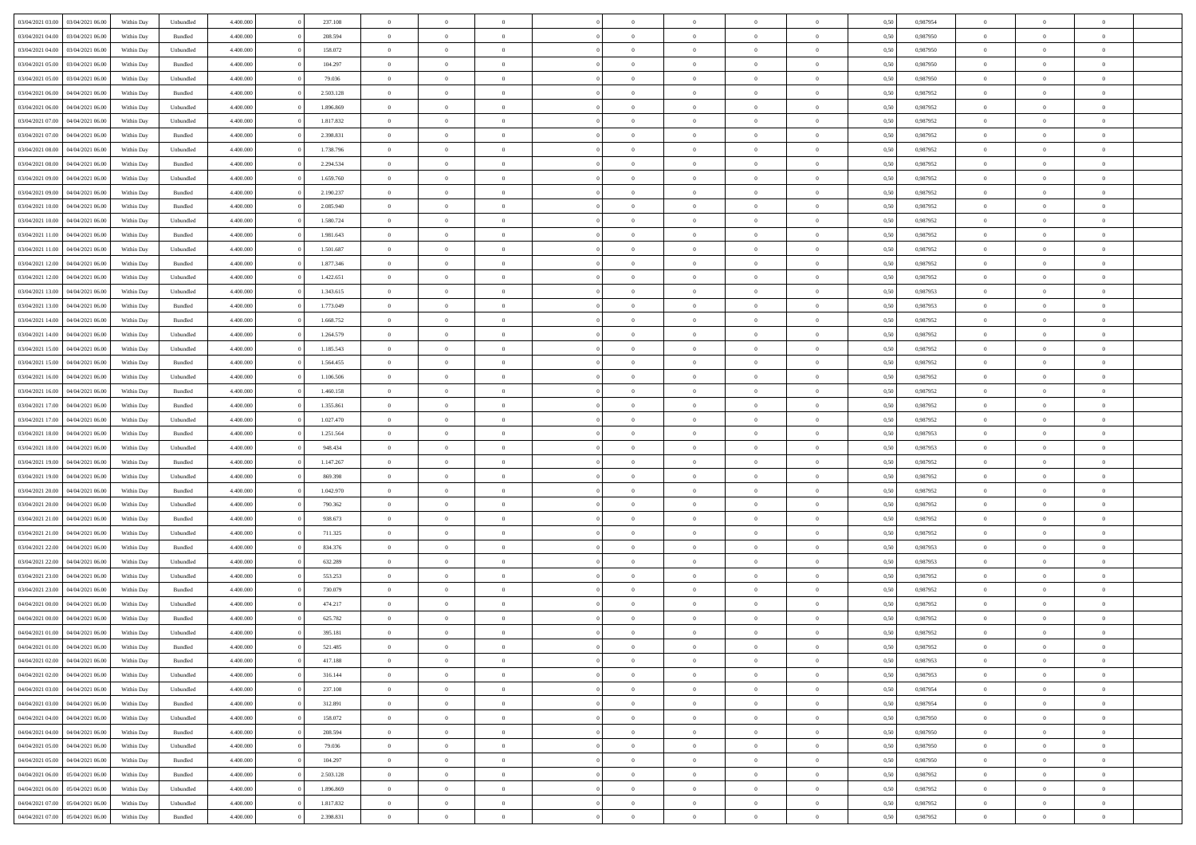| | | | | | | | | | | | | | | | | | | | | |
|---|---|---|---|---|---|---|---|---|---|---|---|---|---|---|---|---|---|---|---|---|
| 03/04/2021 03:00 | 03/04/2021 06:00 | Within Day | Unbundled | 4.400.000 | 0 | 237.108 | 0 | 0 | 0 | | 0 | 0 | 0 | 0 | 0,50 | 0,987954 | 0 | 0 | 0 | |
| 03/04/2021 04:00 | 03/04/2021 06:00 | Within Day | Bundled | 4.400.000 | 0 | 208.594 | 0 | 0 | 0 | | 0 | 0 | 0 | 0 | 0,50 | 0,987950 | 0 | 0 | 0 | |
| 03/04/2021 04:00 | 03/04/2021 06:00 | Within Day | Unbundled | 4.400.000 | 0 | 158.072 | 0 | 0 | 0 | | 0 | 0 | 0 | 0 | 0,50 | 0,987950 | 0 | 0 | 0 | |
| 03/04/2021 05:00 | 03/04/2021 06:00 | Within Day | Bundled | 4.400.000 | 0 | 104.297 | 0 | 0 | 0 | | 0 | 0 | 0 | 0 | 0,50 | 0,987950 | 0 | 0 | 0 | |
| 03/04/2021 05:00 | 03/04/2021 06:00 | Within Day | Unbundled | 4.400.000 | 0 | 79.036 | 0 | 0 | 0 | | 0 | 0 | 0 | 0 | 0,50 | 0,987950 | 0 | 0 | 0 | |
| 03/04/2021 06:00 | 04/04/2021 06:00 | Within Day | Bundled | 4.400.000 | 0 | 2.503.128 | 0 | 0 | 0 | | 0 | 0 | 0 | 0 | 0,50 | 0,987952 | 0 | 0 | 0 | |
| 03/04/2021 06:00 | 04/04/2021 06:00 | Within Day | Unbundled | 4.400.000 | 0 | 1.896.869 | 0 | 0 | 0 | | 0 | 0 | 0 | 0 | 0,50 | 0,987952 | 0 | 0 | 0 | |
| 03/04/2021 07:00 | 04/04/2021 06:00 | Within Day | Unbundled | 4.400.000 | 0 | 1.817.832 | 0 | 0 | 0 | | 0 | 0 | 0 | 0 | 0,50 | 0,987952 | 0 | 0 | 0 | |
| 03/04/2021 07:00 | 04/04/2021 06:00 | Within Day | Bundled | 4.400.000 | 0 | 2.398.831 | 0 | 0 | 0 | | 0 | 0 | 0 | 0 | 0,50 | 0,987952 | 0 | 0 | 0 | |
| 03/04/2021 08:00 | 04/04/2021 06:00 | Within Day | Unbundled | 4.400.000 | 0 | 1.738.796 | 0 | 0 | 0 | | 0 | 0 | 0 | 0 | 0,50 | 0,987952 | 0 | 0 | 0 | |
| 03/04/2021 08:00 | 04/04/2021 06:00 | Within Day | Bundled | 4.400.000 | 0 | 2.294.534 | 0 | 0 | 0 | | 0 | 0 | 0 | 0 | 0,50 | 0,987952 | 0 | 0 | 0 | |
| 03/04/2021 09:00 | 04/04/2021 06:00 | Within Day | Unbundled | 4.400.000 | 0 | 1.659.760 | 0 | 0 | 0 | | 0 | 0 | 0 | 0 | 0,50 | 0,987952 | 0 | 0 | 0 | |
| 03/04/2021 09:00 | 04/04/2021 06:00 | Within Day | Bundled | 4.400.000 | 0 | 2.190.237 | 0 | 0 | 0 | | 0 | 0 | 0 | 0 | 0,50 | 0,987952 | 0 | 0 | 0 | |
| 03/04/2021 10:00 | 04/04/2021 06:00 | Within Day | Bundled | 4.400.000 | 0 | 2.085.940 | 0 | 0 | 0 | | 0 | 0 | 0 | 0 | 0,50 | 0,987952 | 0 | 0 | 0 | |
| 03/04/2021 10:00 | 04/04/2021 06:00 | Within Day | Unbundled | 4.400.000 | 0 | 1.580.724 | 0 | 0 | 0 | | 0 | 0 | 0 | 0 | 0,50 | 0,987952 | 0 | 0 | 0 | |
| 03/04/2021 11:00 | 04/04/2021 06:00 | Within Day | Bundled | 4.400.000 | 0 | 1.981.643 | 0 | 0 | 0 | | 0 | 0 | 0 | 0 | 0,50 | 0,987952 | 0 | 0 | 0 | |
| 03/04/2021 11:00 | 04/04/2021 06:00 | Within Day | Unbundled | 4.400.000 | 0 | 1.501.687 | 0 | 0 | 0 | | 0 | 0 | 0 | 0 | 0,50 | 0,987952 | 0 | 0 | 0 | |
| 03/04/2021 12:00 | 04/04/2021 06:00 | Within Day | Bundled | 4.400.000 | 0 | 1.877.346 | 0 | 0 | 0 | | 0 | 0 | 0 | 0 | 0,50 | 0,987952 | 0 | 0 | 0 | |
| 03/04/2021 12:00 | 04/04/2021 06:00 | Within Day | Unbundled | 4.400.000 | 0 | 1.422.651 | 0 | 0 | 0 | | 0 | 0 | 0 | 0 | 0,50 | 0,987952 | 0 | 0 | 0 | |
| 03/04/2021 13:00 | 04/04/2021 06:00 | Within Day | Unbundled | 4.400.000 | 0 | 1.343.615 | 0 | 0 | 0 | | 0 | 0 | 0 | 0 | 0,50 | 0,987953 | 0 | 0 | 0 | |
| 03/04/2021 13:00 | 04/04/2021 06:00 | Within Day | Bundled | 4.400.000 | 0 | 1.773.049 | 0 | 0 | 0 | | 0 | 0 | 0 | 0 | 0,50 | 0,987953 | 0 | 0 | 0 | |
| 03/04/2021 14:00 | 04/04/2021 06:00 | Within Day | Bundled | 4.400.000 | 0 | 1.668.752 | 0 | 0 | 0 | | 0 | 0 | 0 | 0 | 0,50 | 0,987952 | 0 | 0 | 0 | |
| 03/04/2021 14:00 | 04/04/2021 06:00 | Within Day | Unbundled | 4.400.000 | 0 | 1.264.579 | 0 | 0 | 0 | | 0 | 0 | 0 | 0 | 0,50 | 0,987952 | 0 | 0 | 0 | |
| 03/04/2021 15:00 | 04/04/2021 06:00 | Within Day | Unbundled | 4.400.000 | 0 | 1.185.543 | 0 | 0 | 0 | | 0 | 0 | 0 | 0 | 0,50 | 0,987952 | 0 | 0 | 0 | |
| 03/04/2021 15:00 | 04/04/2021 06:00 | Within Day | Bundled | 4.400.000 | 0 | 1.564.455 | 0 | 0 | 0 | | 0 | 0 | 0 | 0 | 0,50 | 0,987952 | 0 | 0 | 0 | |
| 03/04/2021 16:00 | 04/04/2021 06:00 | Within Day | Unbundled | 4.400.000 | 0 | 1.106.506 | 0 | 0 | 0 | | 0 | 0 | 0 | 0 | 0,50 | 0,987952 | 0 | 0 | 0 | |
| 03/04/2021 16:00 | 04/04/2021 06:00 | Within Day | Bundled | 4.400.000 | 0 | 1.460.158 | 0 | 0 | 0 | | 0 | 0 | 0 | 0 | 0,50 | 0,987952 | 0 | 0 | 0 | |
| 03/04/2021 17:00 | 04/04/2021 06:00 | Within Day | Bundled | 4.400.000 | 0 | 1.355.861 | 0 | 0 | 0 | | 0 | 0 | 0 | 0 | 0,50 | 0,987952 | 0 | 0 | 0 | |
| 03/04/2021 17:00 | 04/04/2021 06:00 | Within Day | Unbundled | 4.400.000 | 0 | 1.027.470 | 0 | 0 | 0 | | 0 | 0 | 0 | 0 | 0,50 | 0,987952 | 0 | 0 | 0 | |
| 03/04/2021 18:00 | 04/04/2021 06:00 | Within Day | Bundled | 4.400.000 | 0 | 1.251.564 | 0 | 0 | 0 | | 0 | 0 | 0 | 0 | 0,50 | 0,987953 | 0 | 0 | 0 | |
| 03/04/2021 18:00 | 04/04/2021 06:00 | Within Day | Unbundled | 4.400.000 | 0 | 948.434 | 0 | 0 | 0 | | 0 | 0 | 0 | 0 | 0,50 | 0,987953 | 0 | 0 | 0 | |
| 03/04/2021 19:00 | 04/04/2021 06:00 | Within Day | Bundled | 4.400.000 | 0 | 1.147.267 | 0 | 0 | 0 | | 0 | 0 | 0 | 0 | 0,50 | 0,987952 | 0 | 0 | 0 | |
| 03/04/2021 19:00 | 04/04/2021 06:00 | Within Day | Unbundled | 4.400.000 | 0 | 869.398 | 0 | 0 | 0 | | 0 | 0 | 0 | 0 | 0,50 | 0,987952 | 0 | 0 | 0 | |
| 03/04/2021 20:00 | 04/04/2021 06:00 | Within Day | Bundled | 4.400.000 | 0 | 1.042.970 | 0 | 0 | 0 | | 0 | 0 | 0 | 0 | 0,50 | 0,987952 | 0 | 0 | 0 | |
| 03/04/2021 20:00 | 04/04/2021 06:00 | Within Day | Unbundled | 4.400.000 | 0 | 790.362 | 0 | 0 | 0 | | 0 | 0 | 0 | 0 | 0,50 | 0,987952 | 0 | 0 | 0 | |
| 03/04/2021 21:00 | 04/04/2021 06:00 | Within Day | Bundled | 4.400.000 | 0 | 938.673 | 0 | 0 | 0 | | 0 | 0 | 0 | 0 | 0,50 | 0,987952 | 0 | 0 | 0 | |
| 03/04/2021 21:00 | 04/04/2021 06:00 | Within Day | Unbundled | 4.400.000 | 0 | 711.325 | 0 | 0 | 0 | | 0 | 0 | 0 | 0 | 0,50 | 0,987952 | 0 | 0 | 0 | |
| 03/04/2021 22:00 | 04/04/2021 06:00 | Within Day | Bundled | 4.400.000 | 0 | 834.376 | 0 | 0 | 0 | | 0 | 0 | 0 | 0 | 0,50 | 0,987953 | 0 | 0 | 0 | |
| 03/04/2021 22:00 | 04/04/2021 06:00 | Within Day | Unbundled | 4.400.000 | 0 | 632.289 | 0 | 0 | 0 | | 0 | 0 | 0 | 0 | 0,50 | 0,987953 | 0 | 0 | 0 | |
| 03/04/2021 23:00 | 04/04/2021 06:00 | Within Day | Unbundled | 4.400.000 | 0 | 553.253 | 0 | 0 | 0 | | 0 | 0 | 0 | 0 | 0,50 | 0,987952 | 0 | 0 | 0 | |
| 03/04/2021 23:00 | 04/04/2021 06:00 | Within Day | Bundled | 4.400.000 | 0 | 730.079 | 0 | 0 | 0 | | 0 | 0 | 0 | 0 | 0,50 | 0,987952 | 0 | 0 | 0 | |
| 04/04/2021 00:00 | 04/04/2021 06:00 | Within Day | Unbundled | 4.400.000 | 0 | 474.217 | 0 | 0 | 0 | | 0 | 0 | 0 | 0 | 0,50 | 0,987952 | 0 | 0 | 0 | |
| 04/04/2021 00:00 | 04/04/2021 06:00 | Within Day | Bundled | 4.400.000 | 0 | 625.782 | 0 | 0 | 0 | | 0 | 0 | 0 | 0 | 0,50 | 0,987952 | 0 | 0 | 0 | |
| 04/04/2021 01:00 | 04/04/2021 06:00 | Within Day | Unbundled | 4.400.000 | 0 | 395.181 | 0 | 0 | 0 | | 0 | 0 | 0 | 0 | 0,50 | 0,987952 | 0 | 0 | 0 | |
| 04/04/2021 01:00 | 04/04/2021 06:00 | Within Day | Bundled | 4.400.000 | 0 | 521.485 | 0 | 0 | 0 | | 0 | 0 | 0 | 0 | 0,50 | 0,987952 | 0 | 0 | 0 | |
| 04/04/2021 02:00 | 04/04/2021 06:00 | Within Day | Bundled | 4.400.000 | 0 | 417.188 | 0 | 0 | 0 | | 0 | 0 | 0 | 0 | 0,50 | 0,987953 | 0 | 0 | 0 | |
| 04/04/2021 02:00 | 04/04/2021 06:00 | Within Day | Unbundled | 4.400.000 | 0 | 316.144 | 0 | 0 | 0 | | 0 | 0 | 0 | 0 | 0,50 | 0,987953 | 0 | 0 | 0 | |
| 04/04/2021 03:00 | 04/04/2021 06:00 | Within Day | Unbundled | 4.400.000 | 0 | 237.108 | 0 | 0 | 0 | | 0 | 0 | 0 | 0 | 0,50 | 0,987954 | 0 | 0 | 0 | |
| 04/04/2021 03:00 | 04/04/2021 06:00 | Within Day | Bundled | 4.400.000 | 0 | 312.891 | 0 | 0 | 0 | | 0 | 0 | 0 | 0 | 0,50 | 0,987954 | 0 | 0 | 0 | |
| 04/04/2021 04:00 | 04/04/2021 06:00 | Within Day | Unbundled | 4.400.000 | 0 | 158.072 | 0 | 0 | 0 | | 0 | 0 | 0 | 0 | 0,50 | 0,987950 | 0 | 0 | 0 | |
| 04/04/2021 04:00 | 04/04/2021 06:00 | Within Day | Bundled | 4.400.000 | 0 | 208.594 | 0 | 0 | 0 | | 0 | 0 | 0 | 0 | 0,50 | 0,987950 | 0 | 0 | 0 | |
| 04/04/2021 05:00 | 04/04/2021 06:00 | Within Day | Unbundled | 4.400.000 | 0 | 79.036 | 0 | 0 | 0 | | 0 | 0 | 0 | 0 | 0,50 | 0,987950 | 0 | 0 | 0 | |
| 04/04/2021 05:00 | 04/04/2021 06:00 | Within Day | Bundled | 4.400.000 | 0 | 104.297 | 0 | 0 | 0 | | 0 | 0 | 0 | 0 | 0,50 | 0,987950 | 0 | 0 | 0 | |
| 04/04/2021 06:00 | 05/04/2021 06:00 | Within Day | Bundled | 4.400.000 | 0 | 2.503.128 | 0 | 0 | 0 | | 0 | 0 | 0 | 0 | 0,50 | 0,987952 | 0 | 0 | 0 | |
| 04/04/2021 06:00 | 05/04/2021 06:00 | Within Day | Unbundled | 4.400.000 | 0 | 1.896.869 | 0 | 0 | 0 | | 0 | 0 | 0 | 0 | 0,50 | 0,987952 | 0 | 0 | 0 | |
| 04/04/2021 07:00 | 05/04/2021 06:00 | Within Day | Unbundled | 4.400.000 | 0 | 1.817.832 | 0 | 0 | 0 | | 0 | 0 | 0 | 0 | 0,50 | 0,987952 | 0 | 0 | 0 | |
| 04/04/2021 07:00 | 05/04/2021 06:00 | Within Day | Bundled | 4.400.000 | 0 | 2.398.831 | 0 | 0 | 0 | | 0 | 0 | 0 | 0 | 0,50 | 0,987952 | 0 | 0 | 0 | |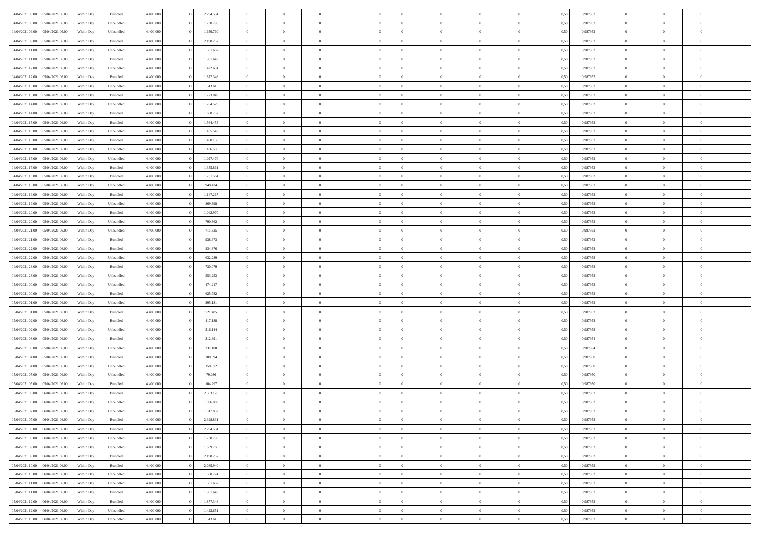| | | | | | | | | | | | | | | | | | | | | | |
|---|---|---|---|---|---|---|---|---|---|---|---|---|---|---|---|---|---|---|---|---|---|
| 04/04/2021 08.00 | 05/04/2021 06.00 | Within Day | Bundled | 4.400.000 | 0 | 2.294.534 | 0 | 0 | 0 | | 0 | 0 | 0 | 0 | 0 | 0,50 | 0,987952 | 0 | 0 | 0 | |
| 04/04/2021 08.00 | 05/04/2021 06.00 | Within Day | Unbundled | 4.400.000 | 0 | 1.738.796 | 0 | 0 | 0 | | 0 | 0 | 0 | 0 | 0 | 0,50 | 0,987952 | 0 | 0 | 0 | |
| 04/04/2021 09.00 | 05/04/2021 06.00 | Within Day | Unbundled | 4.400.000 | 0 | 1.659.760 | 0 | 0 | 0 | | 0 | 0 | 0 | 0 | 0 | 0,50 | 0,987952 | 0 | 0 | 0 | |
| 04/04/2021 09.00 | 05/04/2021 06.00 | Within Day | Bundled | 4.400.000 | 0 | 2.190.237 | 0 | 0 | 0 | | 0 | 0 | 0 | 0 | 0 | 0,50 | 0,987952 | 0 | 0 | 0 | |
| 04/04/2021 11.00 | 05/04/2021 06.00 | Within Day | Unbundled | 4.400.000 | 0 | 1.501.687 | 0 | 0 | 0 | | 0 | 0 | 0 | 0 | 0 | 0,50 | 0,987952 | 0 | 0 | 0 | |
| 04/04/2021 11.00 | 05/04/2021 06.00 | Within Day | Bundled | 4.400.000 | 0 | 1.981.643 | 0 | 0 | 0 | | 0 | 0 | 0 | 0 | 0 | 0,50 | 0,987952 | 0 | 0 | 0 | |
| 04/04/2021 12.00 | 05/04/2021 06.00 | Within Day | Unbundled | 4.400.000 | 0 | 1.422.651 | 0 | 0 | 0 | | 0 | 0 | 0 | 0 | 0 | 0,50 | 0,987952 | 0 | 0 | 0 | |
| 04/04/2021 12.00 | 05/04/2021 06.00 | Within Day | Bundled | 4.400.000 | 0 | 1.877.346 | 0 | 0 | 0 | | 0 | 0 | 0 | 0 | 0 | 0,50 | 0,987952 | 0 | 0 | 0 | |
| 04/04/2021 13.00 | 05/04/2021 06.00 | Within Day | Unbundled | 4.400.000 | 0 | 1.343.615 | 0 | 0 | 0 | | 0 | 0 | 0 | 0 | 0 | 0,50 | 0,987953 | 0 | 0 | 0 | |
| 04/04/2021 13.00 | 05/04/2021 06.00 | Within Day | Bundled | 4.400.000 | 0 | 1.773.049 | 0 | 0 | 0 | | 0 | 0 | 0 | 0 | 0 | 0,50 | 0,987953 | 0 | 0 | 0 | |
| 04/04/2021 14.00 | 05/04/2021 06.00 | Within Day | Unbundled | 4.400.000 | 0 | 1.264.579 | 0 | 0 | 0 | | 0 | 0 | 0 | 0 | 0 | 0,50 | 0,987952 | 0 | 0 | 0 | |
| 04/04/2021 14.00 | 05/04/2021 06.00 | Within Day | Bundled | 4.400.000 | 0 | 1.668.752 | 0 | 0 | 0 | | 0 | 0 | 0 | 0 | 0 | 0,50 | 0,987952 | 0 | 0 | 0 | |
| 04/04/2021 15.00 | 05/04/2021 06.00 | Within Day | Bundled | 4.400.000 | 0 | 1.564.455 | 0 | 0 | 0 | | 0 | 0 | 0 | 0 | 0 | 0,50 | 0,987952 | 0 | 0 | 0 | |
| 04/04/2021 15.00 | 05/04/2021 06.00 | Within Day | Unbundled | 4.400.000 | 0 | 1.185.543 | 0 | 0 | 0 | | 0 | 0 | 0 | 0 | 0 | 0,50 | 0,987952 | 0 | 0 | 0 | |
| 04/04/2021 16.00 | 05/04/2021 06.00 | Within Day | Bundled | 4.400.000 | 0 | 1.460.158 | 0 | 0 | 0 | | 0 | 0 | 0 | 0 | 0 | 0,50 | 0,987952 | 0 | 0 | 0 | |
| 04/04/2021 16.00 | 05/04/2021 06.00 | Within Day | Unbundled | 4.400.000 | 0 | 1.106.506 | 0 | 0 | 0 | | 0 | 0 | 0 | 0 | 0 | 0,50 | 0,987952 | 0 | 0 | 0 | |
| 04/04/2021 17.00 | 05/04/2021 06.00 | Within Day | Unbundled | 4.400.000 | 0 | 1.027.470 | 0 | 0 | 0 | | 0 | 0 | 0 | 0 | 0 | 0,50 | 0,987952 | 0 | 0 | 0 | |
| 04/04/2021 17.00 | 05/04/2021 06.00 | Within Day | Bundled | 4.400.000 | 0 | 1.355.861 | 0 | 0 | 0 | | 0 | 0 | 0 | 0 | 0 | 0,50 | 0,987952 | 0 | 0 | 0 | |
| 04/04/2021 18.00 | 05/04/2021 06.00 | Within Day | Bundled | 4.400.000 | 0 | 1.251.564 | 0 | 0 | 0 | | 0 | 0 | 0 | 0 | 0 | 0,50 | 0,987953 | 0 | 0 | 0 | |
| 04/04/2021 18.00 | 05/04/2021 06.00 | Within Day | Unbundled | 4.400.000 | 0 | 948.434 | 0 | 0 | 0 | | 0 | 0 | 0 | 0 | 0 | 0,50 | 0,987953 | 0 | 0 | 0 | |
| 04/04/2021 19.00 | 05/04/2021 06.00 | Within Day | Bundled | 4.400.000 | 0 | 1.147.267 | 0 | 0 | 0 | | 0 | 0 | 0 | 0 | 0 | 0,50 | 0,987952 | 0 | 0 | 0 | |
| 04/04/2021 19.00 | 05/04/2021 06.00 | Within Day | Unbundled | 4.400.000 | 0 | 869.398 | 0 | 0 | 0 | | 0 | 0 | 0 | 0 | 0 | 0,50 | 0,987952 | 0 | 0 | 0 | |
| 04/04/2021 20.00 | 05/04/2021 06.00 | Within Day | Bundled | 4.400.000 | 0 | 1.042.970 | 0 | 0 | 0 | | 0 | 0 | 0 | 0 | 0 | 0,50 | 0,987952 | 0 | 0 | 0 | |
| 04/04/2021 20.00 | 05/04/2021 06.00 | Within Day | Unbundled | 4.400.000 | 0 | 790.362 | 0 | 0 | 0 | | 0 | 0 | 0 | 0 | 0 | 0,50 | 0,987952 | 0 | 0 | 0 | |
| 04/04/2021 21.00 | 05/04/2021 06.00 | Within Day | Unbundled | 4.400.000 | 0 | 711.325 | 0 | 0 | 0 | | 0 | 0 | 0 | 0 | 0 | 0,50 | 0,987952 | 0 | 0 | 0 | |
| 04/04/2021 21.00 | 05/04/2021 06.00 | Within Day | Bundled | 4.400.000 | 0 | 938.673 | 0 | 0 | 0 | | 0 | 0 | 0 | 0 | 0 | 0,50 | 0,987952 | 0 | 0 | 0 | |
| 04/04/2021 22.00 | 05/04/2021 06.00 | Within Day | Bundled | 4.400.000 | 0 | 834.376 | 0 | 0 | 0 | | 0 | 0 | 0 | 0 | 0 | 0,50 | 0,987953 | 0 | 0 | 0 | |
| 04/04/2021 22.00 | 05/04/2021 06.00 | Within Day | Unbundled | 4.400.000 | 0 | 632.289 | 0 | 0 | 0 | | 0 | 0 | 0 | 0 | 0 | 0,50 | 0,987953 | 0 | 0 | 0 | |
| 04/04/2021 23.00 | 05/04/2021 06.00 | Within Day | Bundled | 4.400.000 | 0 | 730.079 | 0 | 0 | 0 | | 0 | 0 | 0 | 0 | 0 | 0,50 | 0,987952 | 0 | 0 | 0 | |
| 04/04/2021 23.00 | 05/04/2021 06.00 | Within Day | Unbundled | 4.400.000 | 0 | 553.253 | 0 | 0 | 0 | | 0 | 0 | 0 | 0 | 0 | 0,50 | 0,987952 | 0 | 0 | 0 | |
| 05/04/2021 00.00 | 05/04/2021 06.00 | Within Day | Unbundled | 4.400.000 | 0 | 474.217 | 0 | 0 | 0 | | 0 | 0 | 0 | 0 | 0 | 0,50 | 0,987952 | 0 | 0 | 0 | |
| 05/04/2021 00.00 | 05/04/2021 06.00 | Within Day | Bundled | 4.400.000 | 0 | 625.782 | 0 | 0 | 0 | | 0 | 0 | 0 | 0 | 0 | 0,50 | 0,987952 | 0 | 0 | 0 | |
| 05/04/2021 01.00 | 05/04/2021 06.00 | Within Day | Unbundled | 4.400.000 | 0 | 395.181 | 0 | 0 | 0 | | 0 | 0 | 0 | 0 | 0 | 0,50 | 0,987952 | 0 | 0 | 0 | |
| 05/04/2021 01.00 | 05/04/2021 06.00 | Within Day | Bundled | 4.400.000 | 0 | 521.485 | 0 | 0 | 0 | | 0 | 0 | 0 | 0 | 0 | 0,50 | 0,987952 | 0 | 0 | 0 | |
| 05/04/2021 02.00 | 05/04/2021 06.00 | Within Day | Bundled | 4.400.000 | 0 | 417.188 | 0 | 0 | 0 | | 0 | 0 | 0 | 0 | 0 | 0,50 | 0,987953 | 0 | 0 | 0 | |
| 05/04/2021 02.00 | 05/04/2021 06.00 | Within Day | Unbundled | 4.400.000 | 0 | 316.144 | 0 | 0 | 0 | | 0 | 0 | 0 | 0 | 0 | 0,50 | 0,987953 | 0 | 0 | 0 | |
| 05/04/2021 03.00 | 05/04/2021 06.00 | Within Day | Bundled | 4.400.000 | 0 | 312.891 | 0 | 0 | 0 | | 0 | 0 | 0 | 0 | 0 | 0,50 | 0,987954 | 0 | 0 | 0 | |
| 05/04/2021 03.00 | 05/04/2021 06.00 | Within Day | Unbundled | 4.400.000 | 0 | 237.108 | 0 | 0 | 0 | | 0 | 0 | 0 | 0 | 0 | 0,50 | 0,987954 | 0 | 0 | 0 | |
| 05/04/2021 04.00 | 05/04/2021 06.00 | Within Day | Bundled | 4.400.000 | 0 | 208.594 | 0 | 0 | 0 | | 0 | 0 | 0 | 0 | 0 | 0,50 | 0,987950 | 0 | 0 | 0 | |
| 05/04/2021 04.00 | 05/04/2021 06.00 | Within Day | Unbundled | 4.400.000 | 0 | 158.072 | 0 | 0 | 0 | | 0 | 0 | 0 | 0 | 0 | 0,50 | 0,987950 | 0 | 0 | 0 | |
| 05/04/2021 05.00 | 05/04/2021 06.00 | Within Day | Unbundled | 4.400.000 | 0 | 79.036 | 0 | 0 | 0 | | 0 | 0 | 0 | 0 | 0 | 0,50 | 0,987950 | 0 | 0 | 0 | |
| 05/04/2021 05.00 | 05/04/2021 06.00 | Within Day | Bundled | 4.400.000 | 0 | 104.297 | 0 | 0 | 0 | | 0 | 0 | 0 | 0 | 0 | 0,50 | 0,987950 | 0 | 0 | 0 | |
| 05/04/2021 06.00 | 06/04/2021 06.00 | Within Day | Bundled | 4.400.000 | 0 | 2.503.128 | 0 | 0 | 0 | | 0 | 0 | 0 | 0 | 0 | 0,50 | 0,987952 | 0 | 0 | 0 | |
| 05/04/2021 06.00 | 06/04/2021 06.00 | Within Day | Unbundled | 4.400.000 | 0 | 1.896.869 | 0 | 0 | 0 | | 0 | 0 | 0 | 0 | 0 | 0,50 | 0,987952 | 0 | 0 | 0 | |
| 05/04/2021 07.00 | 06/04/2021 06.00 | Within Day | Unbundled | 4.400.000 | 0 | 1.817.832 | 0 | 0 | 0 | | 0 | 0 | 0 | 0 | 0 | 0,50 | 0,987952 | 0 | 0 | 0 | |
| 05/04/2021 07.00 | 06/04/2021 06.00 | Within Day | Bundled | 4.400.000 | 0 | 2.398.831 | 0 | 0 | 0 | | 0 | 0 | 0 | 0 | 0 | 0,50 | 0,987952 | 0 | 0 | 0 | |
| 05/04/2021 08.00 | 06/04/2021 06.00 | Within Day | Bundled | 4.400.000 | 0 | 2.294.534 | 0 | 0 | 0 | | 0 | 0 | 0 | 0 | 0 | 0,50 | 0,987952 | 0 | 0 | 0 | |
| 05/04/2021 08.00 | 06/04/2021 06.00 | Within Day | Unbundled | 4.400.000 | 0 | 1.738.796 | 0 | 0 | 0 | | 0 | 0 | 0 | 0 | 0 | 0,50 | 0,987952 | 0 | 0 | 0 | |
| 05/04/2021 09.00 | 06/04/2021 06.00 | Within Day | Unbundled | 4.400.000 | 0 | 1.659.760 | 0 | 0 | 0 | | 0 | 0 | 0 | 0 | 0 | 0,50 | 0,987952 | 0 | 0 | 0 | |
| 05/04/2021 09.00 | 06/04/2021 06.00 | Within Day | Bundled | 4.400.000 | 0 | 2.190.237 | 0 | 0 | 0 | | 0 | 0 | 0 | 0 | 0 | 0,50 | 0,987952 | 0 | 0 | 0 | |
| 05/04/2021 10.00 | 06/04/2021 06.00 | Within Day | Bundled | 4.400.000 | 0 | 2.085.940 | 0 | 0 | 0 | | 0 | 0 | 0 | 0 | 0 | 0,50 | 0,987952 | 0 | 0 | 0 | |
| 05/04/2021 10.00 | 06/04/2021 06.00 | Within Day | Unbundled | 4.400.000 | 0 | 1.580.724 | 0 | 0 | 0 | | 0 | 0 | 0 | 0 | 0 | 0,50 | 0,987952 | 0 | 0 | 0 | |
| 05/04/2021 11.00 | 06/04/2021 06.00 | Within Day | Unbundled | 4.400.000 | 0 | 1.501.687 | 0 | 0 | 0 | | 0 | 0 | 0 | 0 | 0 | 0,50 | 0,987952 | 0 | 0 | 0 | |
| 05/04/2021 11.00 | 06/04/2021 06.00 | Within Day | Bundled | 4.400.000 | 0 | 1.981.643 | 0 | 0 | 0 | | 0 | 0 | 0 | 0 | 0 | 0,50 | 0,987952 | 0 | 0 | 0 | |
| 05/04/2021 12.00 | 06/04/2021 06.00 | Within Day | Bundled | 4.400.000 | 0 | 1.877.346 | 0 | 0 | 0 | | 0 | 0 | 0 | 0 | 0 | 0,50 | 0,987952 | 0 | 0 | 0 | |
| 05/04/2021 12.00 | 06/04/2021 06.00 | Within Day | Unbundled | 4.400.000 | 0 | 1.422.651 | 0 | 0 | 0 | | 0 | 0 | 0 | 0 | 0 | 0,50 | 0,987952 | 0 | 0 | 0 | |
| 05/04/2021 13.00 | 06/04/2021 06.00 | Within Day | Unbundled | 4.400.000 | 0 | 1.343.615 | 0 | 0 | 0 | | 0 | 0 | 0 | 0 | 0 | 0,50 | 0,987953 | 0 | 0 | 0 | |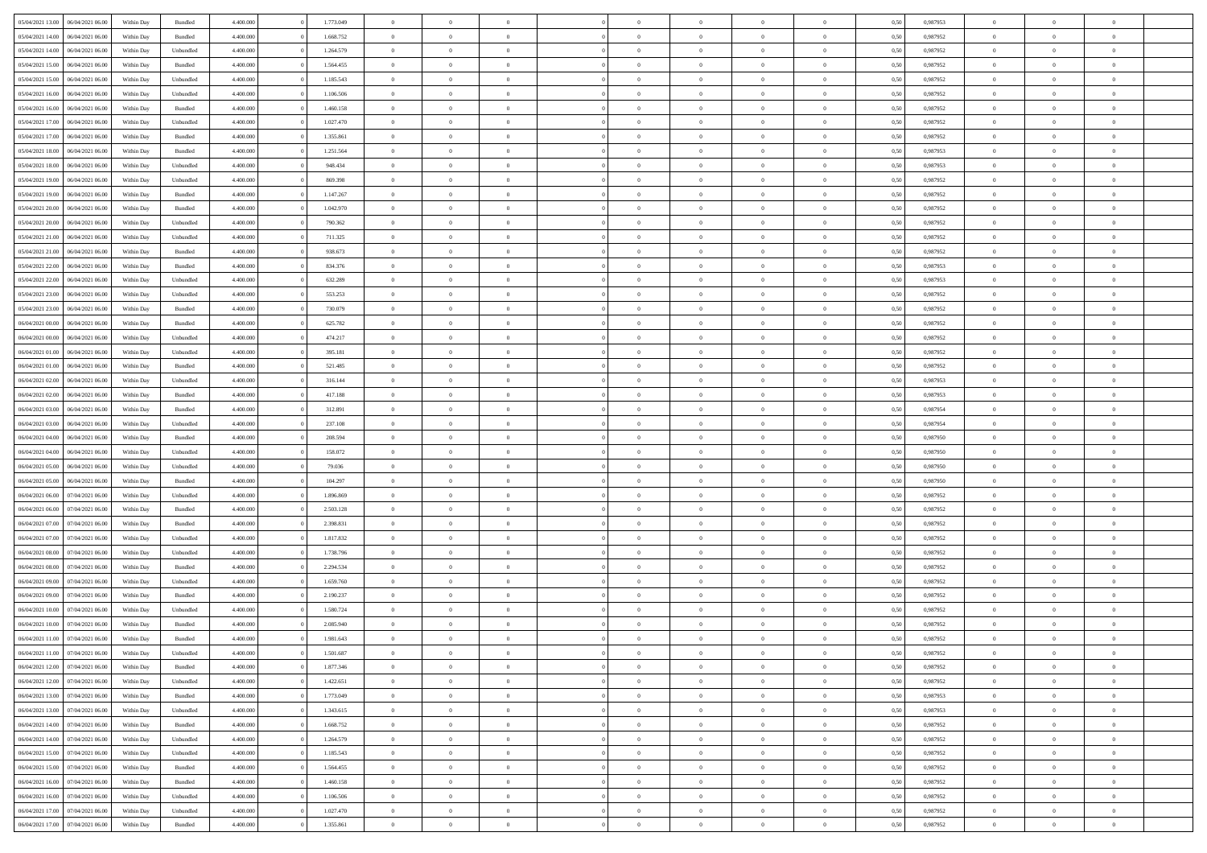| | | | | | | | | | | | | | | | | | | | | |
|---|---|---|---|---|---|---|---|---|---|---|---|---|---|---|---|---|---|---|---|---|
| 05/04/2021 13:00 | 06/04/2021 06:00 | Within Day | Bundled | 4.400.000 | 0 | 1.773.049 | 0 | 0 | 0 | | 0 | 0 | 0 | 0 | 0,50 | 0,987953 | 0 | 0 | 0 | |
| 05/04/2021 14:00 | 06/04/2021 06:00 | Within Day | Bundled | 4.400.000 | 0 | 1.668.752 | 0 | 0 | 0 | | 0 | 0 | 0 | 0 | 0,50 | 0,987952 | 0 | 0 | 0 | |
| 05/04/2021 14:00 | 06/04/2021 06:00 | Within Day | Unbundled | 4.400.000 | 0 | 1.264.579 | 0 | 0 | 0 | | 0 | 0 | 0 | 0 | 0,50 | 0,987952 | 0 | 0 | 0 | |
| 05/04/2021 15:00 | 06/04/2021 06:00 | Within Day | Bundled | 4.400.000 | 0 | 1.564.455 | 0 | 0 | 0 | | 0 | 0 | 0 | 0 | 0,50 | 0,987952 | 0 | 0 | 0 | |
| 05/04/2021 15:00 | 06/04/2021 06:00 | Within Day | Unbundled | 4.400.000 | 0 | 1.185.543 | 0 | 0 | 0 | | 0 | 0 | 0 | 0 | 0,50 | 0,987952 | 0 | 0 | 0 | |
| 05/04/2021 16:00 | 06/04/2021 06:00 | Within Day | Unbundled | 4.400.000 | 0 | 1.106.506 | 0 | 0 | 0 | | 0 | 0 | 0 | 0 | 0,50 | 0,987952 | 0 | 0 | 0 | |
| 05/04/2021 16:00 | 06/04/2021 06:00 | Within Day | Bundled | 4.400.000 | 0 | 1.460.158 | 0 | 0 | 0 | | 0 | 0 | 0 | 0 | 0,50 | 0,987952 | 0 | 0 | 0 | |
| 05/04/2021 17:00 | 06/04/2021 06:00 | Within Day | Unbundled | 4.400.000 | 0 | 1.027.470 | 0 | 0 | 0 | | 0 | 0 | 0 | 0 | 0,50 | 0,987952 | 0 | 0 | 0 | |
| 05/04/2021 17:00 | 06/04/2021 06:00 | Within Day | Bundled | 4.400.000 | 0 | 1.355.861 | 0 | 0 | 0 | | 0 | 0 | 0 | 0 | 0,50 | 0,987952 | 0 | 0 | 0 | |
| 05/04/2021 18:00 | 06/04/2021 06:00 | Within Day | Bundled | 4.400.000 | 0 | 1.251.564 | 0 | 0 | 0 | | 0 | 0 | 0 | 0 | 0,50 | 0,987953 | 0 | 0 | 0 | |
| 05/04/2021 18:00 | 06/04/2021 06:00 | Within Day | Unbundled | 4.400.000 | 0 | 948.434 | 0 | 0 | 0 | | 0 | 0 | 0 | 0 | 0,50 | 0,987953 | 0 | 0 | 0 | |
| 05/04/2021 19:00 | 06/04/2021 06:00 | Within Day | Unbundled | 4.400.000 | 0 | 869.398 | 0 | 0 | 0 | | 0 | 0 | 0 | 0 | 0,50 | 0,987952 | 0 | 0 | 0 | |
| 05/04/2021 19:00 | 06/04/2021 06:00 | Within Day | Bundled | 4.400.000 | 0 | 1.147.267 | 0 | 0 | 0 | | 0 | 0 | 0 | 0 | 0,50 | 0,987952 | 0 | 0 | 0 | |
| 05/04/2021 20:00 | 06/04/2021 06:00 | Within Day | Bundled | 4.400.000 | 0 | 1.042.970 | 0 | 0 | 0 | | 0 | 0 | 0 | 0 | 0,50 | 0,987952 | 0 | 0 | 0 | |
| 05/04/2021 20:00 | 06/04/2021 06:00 | Within Day | Unbundled | 4.400.000 | 0 | 790.362 | 0 | 0 | 0 | | 0 | 0 | 0 | 0 | 0,50 | 0,987952 | 0 | 0 | 0 | |
| 05/04/2021 21:00 | 06/04/2021 06:00 | Within Day | Unbundled | 4.400.000 | 0 | 711.325 | 0 | 0 | 0 | | 0 | 0 | 0 | 0 | 0,50 | 0,987952 | 0 | 0 | 0 | |
| 05/04/2021 21:00 | 06/04/2021 06:00 | Within Day | Bundled | 4.400.000 | 0 | 938.673 | 0 | 0 | 0 | | 0 | 0 | 0 | 0 | 0,50 | 0,987952 | 0 | 0 | 0 | |
| 05/04/2021 22:00 | 06/04/2021 06:00 | Within Day | Bundled | 4.400.000 | 0 | 834.376 | 0 | 0 | 0 | | 0 | 0 | 0 | 0 | 0,50 | 0,987953 | 0 | 0 | 0 | |
| 05/04/2021 22:00 | 06/04/2021 06:00 | Within Day | Unbundled | 4.400.000 | 0 | 632.289 | 0 | 0 | 0 | | 0 | 0 | 0 | 0 | 0,50 | 0,987953 | 0 | 0 | 0 | |
| 05/04/2021 23:00 | 06/04/2021 06:00 | Within Day | Unbundled | 4.400.000 | 0 | 553.253 | 0 | 0 | 0 | | 0 | 0 | 0 | 0 | 0,50 | 0,987952 | 0 | 0 | 0 | |
| 05/04/2021 23:00 | 06/04/2021 06:00 | Within Day | Bundled | 4.400.000 | 0 | 730.079 | 0 | 0 | 0 | | 0 | 0 | 0 | 0 | 0,50 | 0,987952 | 0 | 0 | 0 | |
| 06/04/2021 00:00 | 06/04/2021 06:00 | Within Day | Bundled | 4.400.000 | 0 | 625.782 | 0 | 0 | 0 | | 0 | 0 | 0 | 0 | 0,50 | 0,987952 | 0 | 0 | 0 | |
| 06/04/2021 00:00 | 06/04/2021 06:00 | Within Day | Unbundled | 4.400.000 | 0 | 474.217 | 0 | 0 | 0 | | 0 | 0 | 0 | 0 | 0,50 | 0,987952 | 0 | 0 | 0 | |
| 06/04/2021 01:00 | 06/04/2021 06:00 | Within Day | Unbundled | 4.400.000 | 0 | 395.181 | 0 | 0 | 0 | | 0 | 0 | 0 | 0 | 0,50 | 0,987952 | 0 | 0 | 0 | |
| 06/04/2021 01:00 | 06/04/2021 06:00 | Within Day | Bundled | 4.400.000 | 0 | 521.485 | 0 | 0 | 0 | | 0 | 0 | 0 | 0 | 0,50 | 0,987952 | 0 | 0 | 0 | |
| 06/04/2021 02:00 | 06/04/2021 06:00 | Within Day | Unbundled | 4.400.000 | 0 | 316.144 | 0 | 0 | 0 | | 0 | 0 | 0 | 0 | 0,50 | 0,987953 | 0 | 0 | 0 | |
| 06/04/2021 02:00 | 06/04/2021 06:00 | Within Day | Bundled | 4.400.000 | 0 | 417.188 | 0 | 0 | 0 | | 0 | 0 | 0 | 0 | 0,50 | 0,987953 | 0 | 0 | 0 | |
| 06/04/2021 03:00 | 06/04/2021 06:00 | Within Day | Bundled | 4.400.000 | 0 | 312.891 | 0 | 0 | 0 | | 0 | 0 | 0 | 0 | 0,50 | 0,987954 | 0 | 0 | 0 | |
| 06/04/2021 03:00 | 06/04/2021 06:00 | Within Day | Unbundled | 4.400.000 | 0 | 237.108 | 0 | 0 | 0 | | 0 | 0 | 0 | 0 | 0,50 | 0,987954 | 0 | 0 | 0 | |
| 06/04/2021 04:00 | 06/04/2021 06:00 | Within Day | Bundled | 4.400.000 | 0 | 208.594 | 0 | 0 | 0 | | 0 | 0 | 0 | 0 | 0,50 | 0,987950 | 0 | 0 | 0 | |
| 06/04/2021 04:00 | 06/04/2021 06:00 | Within Day | Unbundled | 4.400.000 | 0 | 158.072 | 0 | 0 | 0 | | 0 | 0 | 0 | 0 | 0,50 | 0,987950 | 0 | 0 | 0 | |
| 06/04/2021 05:00 | 06/04/2021 06:00 | Within Day | Unbundled | 4.400.000 | 0 | 79.036 | 0 | 0 | 0 | | 0 | 0 | 0 | 0 | 0,50 | 0,987950 | 0 | 0 | 0 | |
| 06/04/2021 05:00 | 06/04/2021 06:00 | Within Day | Bundled | 4.400.000 | 0 | 104.297 | 0 | 0 | 0 | | 0 | 0 | 0 | 0 | 0,50 | 0,987950 | 0 | 0 | 0 | |
| 06/04/2021 06:00 | 07/04/2021 06:00 | Within Day | Unbundled | 4.400.000 | 0 | 1.896.869 | 0 | 0 | 0 | | 0 | 0 | 0 | 0 | 0,50 | 0,987952 | 0 | 0 | 0 | |
| 06/04/2021 06:00 | 07/04/2021 06:00 | Within Day | Bundled | 4.400.000 | 0 | 2.503.128 | 0 | 0 | 0 | | 0 | 0 | 0 | 0 | 0,50 | 0,987952 | 0 | 0 | 0 | |
| 06/04/2021 07:00 | 07/04/2021 06:00 | Within Day | Bundled | 4.400.000 | 0 | 2.398.831 | 0 | 0 | 0 | | 0 | 0 | 0 | 0 | 0,50 | 0,987952 | 0 | 0 | 0 | |
| 06/04/2021 07:00 | 07/04/2021 06:00 | Within Day | Unbundled | 4.400.000 | 0 | 1.817.832 | 0 | 0 | 0 | | 0 | 0 | 0 | 0 | 0,50 | 0,987952 | 0 | 0 | 0 | |
| 06/04/2021 08:00 | 07/04/2021 06:00 | Within Day | Unbundled | 4.400.000 | 0 | 1.738.796 | 0 | 0 | 0 | | 0 | 0 | 0 | 0 | 0,50 | 0,987952 | 0 | 0 | 0 | |
| 06/04/2021 08:00 | 07/04/2021 06:00 | Within Day | Bundled | 4.400.000 | 0 | 2.294.534 | 0 | 0 | 0 | | 0 | 0 | 0 | 0 | 0,50 | 0,987952 | 0 | 0 | 0 | |
| 06/04/2021 09:00 | 07/04/2021 06:00 | Within Day | Unbundled | 4.400.000 | 0 | 1.659.760 | 0 | 0 | 0 | | 0 | 0 | 0 | 0 | 0,50 | 0,987952 | 0 | 0 | 0 | |
| 06/04/2021 09:00 | 07/04/2021 06:00 | Within Day | Bundled | 4.400.000 | 0 | 2.190.237 | 0 | 0 | 0 | | 0 | 0 | 0 | 0 | 0,50 | 0,987952 | 0 | 0 | 0 | |
| 06/04/2021 10:00 | 07/04/2021 06:00 | Within Day | Unbundled | 4.400.000 | 0 | 1.580.724 | 0 | 0 | 0 | | 0 | 0 | 0 | 0 | 0,50 | 0,987952 | 0 | 0 | 0 | |
| 06/04/2021 10:00 | 07/04/2021 06:00 | Within Day | Bundled | 4.400.000 | 0 | 2.085.940 | 0 | 0 | 0 | | 0 | 0 | 0 | 0 | 0,50 | 0,987952 | 0 | 0 | 0 | |
| 06/04/2021 11:00 | 07/04/2021 06:00 | Within Day | Bundled | 4.400.000 | 0 | 1.981.643 | 0 | 0 | 0 | | 0 | 0 | 0 | 0 | 0,50 | 0,987952 | 0 | 0 | 0 | |
| 06/04/2021 11:00 | 07/04/2021 06:00 | Within Day | Unbundled | 4.400.000 | 0 | 1.501.687 | 0 | 0 | 0 | | 0 | 0 | 0 | 0 | 0,50 | 0,987952 | 0 | 0 | 0 | |
| 06/04/2021 12:00 | 07/04/2021 06:00 | Within Day | Bundled | 4.400.000 | 0 | 1.877.346 | 0 | 0 | 0 | | 0 | 0 | 0 | 0 | 0,50 | 0,987952 | 0 | 0 | 0 | |
| 06/04/2021 12:00 | 07/04/2021 06:00 | Within Day | Unbundled | 4.400.000 | 0 | 1.422.651 | 0 | 0 | 0 | | 0 | 0 | 0 | 0 | 0,50 | 0,987952 | 0 | 0 | 0 | |
| 06/04/2021 13:00 | 07/04/2021 06:00 | Within Day | Bundled | 4.400.000 | 0 | 1.773.049 | 0 | 0 | 0 | | 0 | 0 | 0 | 0 | 0,50 | 0,987953 | 0 | 0 | 0 | |
| 06/04/2021 13:00 | 07/04/2021 06:00 | Within Day | Unbundled | 4.400.000 | 0 | 1.343.615 | 0 | 0 | 0 | | 0 | 0 | 0 | 0 | 0,50 | 0,987953 | 0 | 0 | 0 | |
| 06/04/2021 14:00 | 07/04/2021 06:00 | Within Day | Bundled | 4.400.000 | 0 | 1.668.752 | 0 | 0 | 0 | | 0 | 0 | 0 | 0 | 0,50 | 0,987952 | 0 | 0 | 0 | |
| 06/04/2021 14:00 | 07/04/2021 06:00 | Within Day | Unbundled | 4.400.000 | 0 | 1.264.579 | 0 | 0 | 0 | | 0 | 0 | 0 | 0 | 0,50 | 0,987952 | 0 | 0 | 0 | |
| 06/04/2021 15:00 | 07/04/2021 06:00 | Within Day | Unbundled | 4.400.000 | 0 | 1.185.543 | 0 | 0 | 0 | | 0 | 0 | 0 | 0 | 0,50 | 0,987952 | 0 | 0 | 0 | |
| 06/04/2021 15:00 | 07/04/2021 06:00 | Within Day | Bundled | 4.400.000 | 0 | 1.564.455 | 0 | 0 | 0 | | 0 | 0 | 0 | 0 | 0,50 | 0,987952 | 0 | 0 | 0 | |
| 06/04/2021 16:00 | 07/04/2021 06:00 | Within Day | Bundled | 4.400.000 | 0 | 1.460.158 | 0 | 0 | 0 | | 0 | 0 | 0 | 0 | 0,50 | 0,987952 | 0 | 0 | 0 | |
| 06/04/2021 16:00 | 07/04/2021 06:00 | Within Day | Unbundled | 4.400.000 | 0 | 1.106.506 | 0 | 0 | 0 | | 0 | 0 | 0 | 0 | 0,50 | 0,987952 | 0 | 0 | 0 | |
| 06/04/2021 17:00 | 07/04/2021 06:00 | Within Day | Unbundled | 4.400.000 | 0 | 1.027.470 | 0 | 0 | 0 | | 0 | 0 | 0 | 0 | 0,50 | 0,987952 | 0 | 0 | 0 | |
| 06/04/2021 17:00 | 07/04/2021 06:00 | Within Day | Bundled | 4.400.000 | 0 | 1.355.861 | 0 | 0 | 0 | | 0 | 0 | 0 | 0 | 0,50 | 0,987952 | 0 | 0 | 0 | |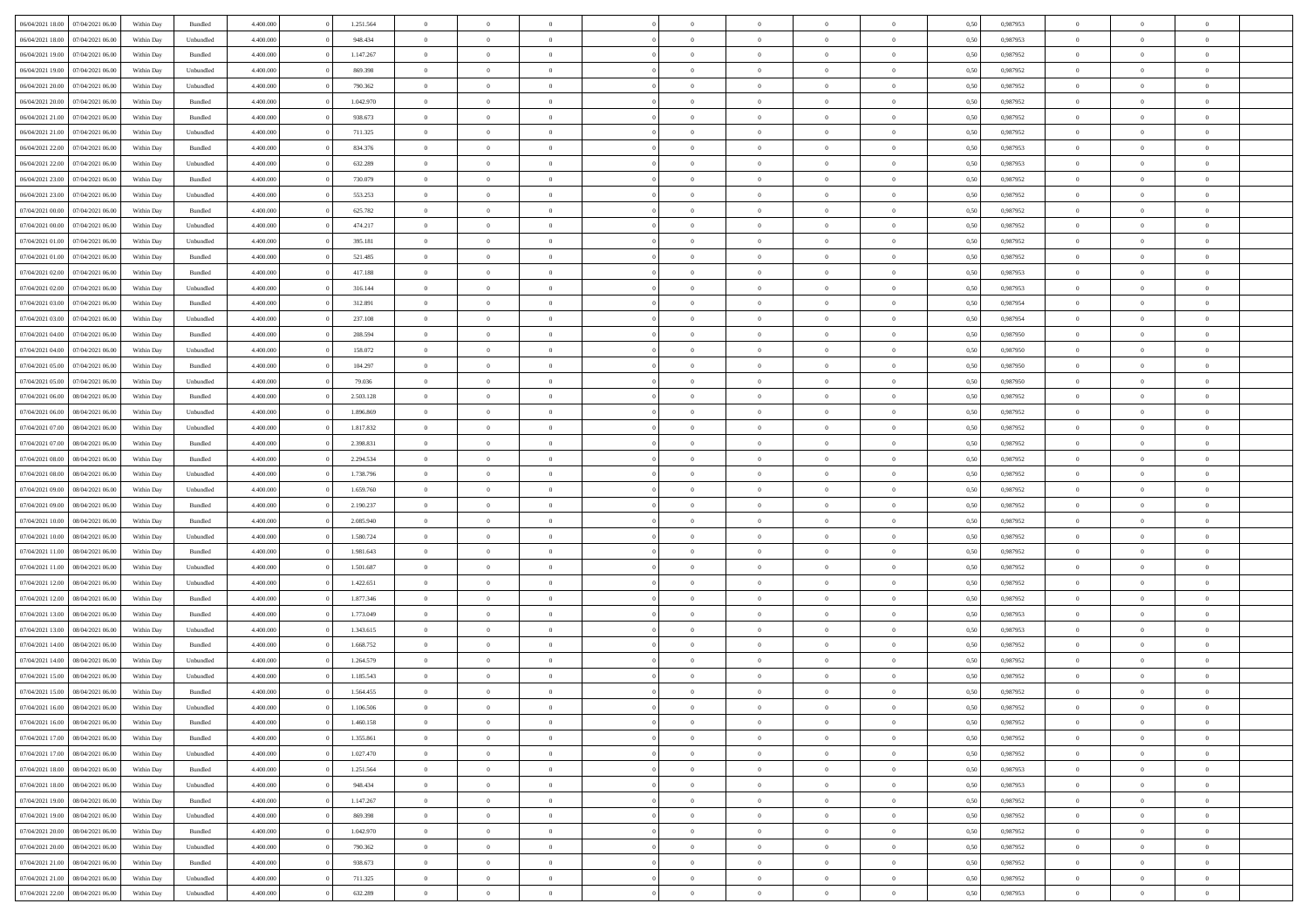| 06/04/2021 18:00 | 07/04/2021 06:00 | Within Day | Bundled | 4.400.000 | 0 | 1.251.564 | 0 | 0 | 0 | | 0 | 0 | 0 | 0 | 0,50 | 0,987953 | 0 | 0 | 0 | |
|---|---|---|---|---|---|---|---|---|---|---|---|---|---|---|---|---|---|---|---|---|
| 06/04/2021 18:00 | 07/04/2021 06:00 | Within Day | Unbundled | 4.400.000 | 0 | 948.434 | 0 | 0 | 0 | | 0 | 0 | 0 | 0 | 0,50 | 0,987953 | 0 | 0 | 0 | |
| 06/04/2021 19:00 | 07/04/2021 06:00 | Within Day | Bundled | 4.400.000 | 0 | 1.147.267 | 0 | 0 | 0 | | 0 | 0 | 0 | 0 | 0,50 | 0,987952 | 0 | 0 | 0 | |
| 06/04/2021 19:00 | 07/04/2021 06:00 | Within Day | Unbundled | 4.400.000 | 0 | 869.398 | 0 | 0 | 0 | | 0 | 0 | 0 | 0 | 0,50 | 0,987952 | 0 | 0 | 0 | |
| 06/04/2021 20:00 | 07/04/2021 06:00 | Within Day | Unbundled | 4.400.000 | 0 | 790.362 | 0 | 0 | 0 | | 0 | 0 | 0 | 0 | 0,50 | 0,987952 | 0 | 0 | 0 | |
| 06/04/2021 20:00 | 07/04/2021 06:00 | Within Day | Bundled | 4.400.000 | 0 | 1.042.970 | 0 | 0 | 0 | | 0 | 0 | 0 | 0 | 0,50 | 0,987952 | 0 | 0 | 0 | |
| 06/04/2021 21:00 | 07/04/2021 06:00 | Within Day | Bundled | 4.400.000 | 0 | 938.673 | 0 | 0 | 0 | | 0 | 0 | 0 | 0 | 0,50 | 0,987952 | 0 | 0 | 0 | |
| 06/04/2021 21:00 | 07/04/2021 06:00 | Within Day | Unbundled | 4.400.000 | 0 | 711.325 | 0 | 0 | 0 | | 0 | 0 | 0 | 0 | 0,50 | 0,987952 | 0 | 0 | 0 | |
| 06/04/2021 22:00 | 07/04/2021 06:00 | Within Day | Bundled | 4.400.000 | 0 | 834.376 | 0 | 0 | 0 | | 0 | 0 | 0 | 0 | 0,50 | 0,987953 | 0 | 0 | 0 | |
| 06/04/2021 22:00 | 07/04/2021 06:00 | Within Day | Unbundled | 4.400.000 | 0 | 632.289 | 0 | 0 | 0 | | 0 | 0 | 0 | 0 | 0,50 | 0,987953 | 0 | 0 | 0 | |
| 06/04/2021 23:00 | 07/04/2021 06:00 | Within Day | Bundled | 4.400.000 | 0 | 730.079 | 0 | 0 | 0 | | 0 | 0 | 0 | 0 | 0,50 | 0,987952 | 0 | 0 | 0 | |
| 06/04/2021 23:00 | 07/04/2021 06:00 | Within Day | Unbundled | 4.400.000 | 0 | 553.253 | 0 | 0 | 0 | | 0 | 0 | 0 | 0 | 0,50 | 0,987952 | 0 | 0 | 0 | |
| 07/04/2021 00:00 | 07/04/2021 06:00 | Within Day | Bundled | 4.400.000 | 0 | 625.782 | 0 | 0 | 0 | | 0 | 0 | 0 | 0 | 0,50 | 0,987952 | 0 | 0 | 0 | |
| 07/04/2021 00:00 | 07/04/2021 06:00 | Within Day | Unbundled | 4.400.000 | 0 | 474.217 | 0 | 0 | 0 | | 0 | 0 | 0 | 0 | 0,50 | 0,987952 | 0 | 0 | 0 | |
| 07/04/2021 01:00 | 07/04/2021 06:00 | Within Day | Unbundled | 4.400.000 | 0 | 395.181 | 0 | 0 | 0 | | 0 | 0 | 0 | 0 | 0,50 | 0,987952 | 0 | 0 | 0 | |
| 07/04/2021 01:00 | 07/04/2021 06:00 | Within Day | Bundled | 4.400.000 | 0 | 521.485 | 0 | 0 | 0 | | 0 | 0 | 0 | 0 | 0,50 | 0,987952 | 0 | 0 | 0 | |
| 07/04/2021 02:00 | 07/04/2021 06:00 | Within Day | Bundled | 4.400.000 | 0 | 417.188 | 0 | 0 | 0 | | 0 | 0 | 0 | 0 | 0,50 | 0,987953 | 0 | 0 | 0 | |
| 07/04/2021 02:00 | 07/04/2021 06:00 | Within Day | Unbundled | 4.400.000 | 0 | 316.144 | 0 | 0 | 0 | | 0 | 0 | 0 | 0 | 0,50 | 0,987953 | 0 | 0 | 0 | |
| 07/04/2021 03:00 | 07/04/2021 06:00 | Within Day | Bundled | 4.400.000 | 0 | 312.891 | 0 | 0 | 0 | | 0 | 0 | 0 | 0 | 0,50 | 0,987954 | 0 | 0 | 0 | |
| 07/04/2021 03:00 | 07/04/2021 06:00 | Within Day | Unbundled | 4.400.000 | 0 | 237.108 | 0 | 0 | 0 | | 0 | 0 | 0 | 0 | 0,50 | 0,987954 | 0 | 0 | 0 | |
| 07/04/2021 04:00 | 07/04/2021 06:00 | Within Day | Bundled | 4.400.000 | 0 | 208.594 | 0 | 0 | 0 | | 0 | 0 | 0 | 0 | 0,50 | 0,987950 | 0 | 0 | 0 | |
| 07/04/2021 04:00 | 07/04/2021 06:00 | Within Day | Unbundled | 4.400.000 | 0 | 158.072 | 0 | 0 | 0 | | 0 | 0 | 0 | 0 | 0,50 | 0,987950 | 0 | 0 | 0 | |
| 07/04/2021 05:00 | 07/04/2021 06:00 | Within Day | Bundled | 4.400.000 | 0 | 104.297 | 0 | 0 | 0 | | 0 | 0 | 0 | 0 | 0,50 | 0,987950 | 0 | 0 | 0 | |
| 07/04/2021 05:00 | 07/04/2021 06:00 | Within Day | Unbundled | 4.400.000 | 0 | 79.036 | 0 | 0 | 0 | | 0 | 0 | 0 | 0 | 0,50 | 0,987950 | 0 | 0 | 0 | |
| 07/04/2021 06:00 | 08/04/2021 06:00 | Within Day | Bundled | 4.400.000 | 0 | 2.503.128 | 0 | 0 | 0 | | 0 | 0 | 0 | 0 | 0,50 | 0,987952 | 0 | 0 | 0 | |
| 07/04/2021 06:00 | 08/04/2021 06:00 | Within Day | Unbundled | 4.400.000 | 0 | 1.896.869 | 0 | 0 | 0 | | 0 | 0 | 0 | 0 | 0,50 | 0,987952 | 0 | 0 | 0 | |
| 07/04/2021 07:00 | 08/04/2021 06:00 | Within Day | Unbundled | 4.400.000 | 0 | 1.817.832 | 0 | 0 | 0 | | 0 | 0 | 0 | 0 | 0,50 | 0,987952 | 0 | 0 | 0 | |
| 07/04/2021 07:00 | 08/04/2021 06:00 | Within Day | Bundled | 4.400.000 | 0 | 2.398.831 | 0 | 0 | 0 | | 0 | 0 | 0 | 0 | 0,50 | 0,987952 | 0 | 0 | 0 | |
| 07/04/2021 08:00 | 08/04/2021 06:00 | Within Day | Bundled | 4.400.000 | 0 | 2.294.534 | 0 | 0 | 0 | | 0 | 0 | 0 | 0 | 0,50 | 0,987952 | 0 | 0 | 0 | |
| 07/04/2021 08:00 | 08/04/2021 06:00 | Within Day | Unbundled | 4.400.000 | 0 | 1.738.796 | 0 | 0 | 0 | | 0 | 0 | 0 | 0 | 0,50 | 0,987952 | 0 | 0 | 0 | |
| 07/04/2021 09:00 | 08/04/2021 06:00 | Within Day | Unbundled | 4.400.000 | 0 | 1.659.760 | 0 | 0 | 0 | | 0 | 0 | 0 | 0 | 0,50 | 0,987952 | 0 | 0 | 0 | |
| 07/04/2021 09:00 | 08/04/2021 06:00 | Within Day | Bundled | 4.400.000 | 0 | 2.190.237 | 0 | 0 | 0 | | 0 | 0 | 0 | 0 | 0,50 | 0,987952 | 0 | 0 | 0 | |
| 07/04/2021 10:00 | 08/04/2021 06:00 | Within Day | Bundled | 4.400.000 | 0 | 2.085.940 | 0 | 0 | 0 | | 0 | 0 | 0 | 0 | 0,50 | 0,987952 | 0 | 0 | 0 | |
| 07/04/2021 10:00 | 08/04/2021 06:00 | Within Day | Unbundled | 4.400.000 | 0 | 1.580.724 | 0 | 0 | 0 | | 0 | 0 | 0 | 0 | 0,50 | 0,987952 | 0 | 0 | 0 | |
| 07/04/2021 11:00 | 08/04/2021 06:00 | Within Day | Bundled | 4.400.000 | 0 | 1.981.643 | 0 | 0 | 0 | | 0 | 0 | 0 | 0 | 0,50 | 0,987952 | 0 | 0 | 0 | |
| 07/04/2021 11:00 | 08/04/2021 06:00 | Within Day | Unbundled | 4.400.000 | 0 | 1.501.687 | 0 | 0 | 0 | | 0 | 0 | 0 | 0 | 0,50 | 0,987952 | 0 | 0 | 0 | |
| 07/04/2021 12:00 | 08/04/2021 06:00 | Within Day | Unbundled | 4.400.000 | 0 | 1.422.651 | 0 | 0 | 0 | | 0 | 0 | 0 | 0 | 0,50 | 0,987952 | 0 | 0 | 0 | |
| 07/04/2021 12:00 | 08/04/2021 06:00 | Within Day | Bundled | 4.400.000 | 0 | 1.877.346 | 0 | 0 | 0 | | 0 | 0 | 0 | 0 | 0,50 | 0,987952 | 0 | 0 | 0 | |
| 07/04/2021 13:00 | 08/04/2021 06:00 | Within Day | Bundled | 4.400.000 | 0 | 1.773.049 | 0 | 0 | 0 | | 0 | 0 | 0 | 0 | 0,50 | 0,987953 | 0 | 0 | 0 | |
| 07/04/2021 13:00 | 08/04/2021 06:00 | Within Day | Unbundled | 4.400.000 | 0 | 1.343.615 | 0 | 0 | 0 | | 0 | 0 | 0 | 0 | 0,50 | 0,987953 | 0 | 0 | 0 | |
| 07/04/2021 14:00 | 08/04/2021 06:00 | Within Day | Bundled | 4.400.000 | 0 | 1.668.752 | 0 | 0 | 0 | | 0 | 0 | 0 | 0 | 0,50 | 0,987952 | 0 | 0 | 0 | |
| 07/04/2021 14:00 | 08/04/2021 06:00 | Within Day | Unbundled | 4.400.000 | 0 | 1.264.579 | 0 | 0 | 0 | | 0 | 0 | 0 | 0 | 0,50 | 0,987952 | 0 | 0 | 0 | |
| 07/04/2021 15:00 | 08/04/2021 06:00 | Within Day | Unbundled | 4.400.000 | 0 | 1.185.543 | 0 | 0 | 0 | | 0 | 0 | 0 | 0 | 0,50 | 0,987952 | 0 | 0 | 0 | |
| 07/04/2021 15:00 | 08/04/2021 06:00 | Within Day | Bundled | 4.400.000 | 0 | 1.564.455 | 0 | 0 | 0 | | 0 | 0 | 0 | 0 | 0,50 | 0,987952 | 0 | 0 | 0 | |
| 07/04/2021 16:00 | 08/04/2021 06:00 | Within Day | Unbundled | 4.400.000 | 0 | 1.106.506 | 0 | 0 | 0 | | 0 | 0 | 0 | 0 | 0,50 | 0,987952 | 0 | 0 | 0 | |
| 07/04/2021 16:00 | 08/04/2021 06:00 | Within Day | Bundled | 4.400.000 | 0 | 1.460.158 | 0 | 0 | 0 | | 0 | 0 | 0 | 0 | 0,50 | 0,987952 | 0 | 0 | 0 | |
| 07/04/2021 17:00 | 08/04/2021 06:00 | Within Day | Bundled | 4.400.000 | 0 | 1.355.861 | 0 | 0 | 0 | | 0 | 0 | 0 | 0 | 0,50 | 0,987952 | 0 | 0 | 0 | |
| 07/04/2021 17:00 | 08/04/2021 06:00 | Within Day | Unbundled | 4.400.000 | 0 | 1.027.470 | 0 | 0 | 0 | | 0 | 0 | 0 | 0 | 0,50 | 0,987952 | 0 | 0 | 0 | |
| 07/04/2021 18:00 | 08/04/2021 06:00 | Within Day | Bundled | 4.400.000 | 0 | 1.251.564 | 0 | 0 | 0 | | 0 | 0 | 0 | 0 | 0,50 | 0,987953 | 0 | 0 | 0 | |
| 07/04/2021 18:00 | 08/04/2021 06:00 | Within Day | Unbundled | 4.400.000 | 0 | 948.434 | 0 | 0 | 0 | | 0 | 0 | 0 | 0 | 0,50 | 0,987953 | 0 | 0 | 0 | |
| 07/04/2021 19:00 | 08/04/2021 06:00 | Within Day | Bundled | 4.400.000 | 0 | 1.147.267 | 0 | 0 | 0 | | 0 | 0 | 0 | 0 | 0,50 | 0,987952 | 0 | 0 | 0 | |
| 07/04/2021 19:00 | 08/04/2021 06:00 | Within Day | Unbundled | 4.400.000 | 0 | 869.398 | 0 | 0 | 0 | | 0 | 0 | 0 | 0 | 0,50 | 0,987952 | 0 | 0 | 0 | |
| 07/04/2021 20:00 | 08/04/2021 06:00 | Within Day | Bundled | 4.400.000 | 0 | 1.042.970 | 0 | 0 | 0 | | 0 | 0 | 0 | 0 | 0,50 | 0,987952 | 0 | 0 | 0 | |
| 07/04/2021 20:00 | 08/04/2021 06:00 | Within Day | Unbundled | 4.400.000 | 0 | 790.362 | 0 | 0 | 0 | | 0 | 0 | 0 | 0 | 0,50 | 0,987952 | 0 | 0 | 0 | |
| 07/04/2021 21:00 | 08/04/2021 06:00 | Within Day | Bundled | 4.400.000 | 0 | 938.673 | 0 | 0 | 0 | | 0 | 0 | 0 | 0 | 0,50 | 0,987952 | 0 | 0 | 0 | |
| 07/04/2021 21:00 | 08/04/2021 06:00 | Within Day | Unbundled | 4.400.000 | 0 | 711.325 | 0 | 0 | 0 | | 0 | 0 | 0 | 0 | 0,50 | 0,987952 | 0 | 0 | 0 | |
| 07/04/2021 22:00 | 08/04/2021 06:00 | Within Day | Unbundled | 4.400.000 | 0 | 632.289 | 0 | 0 | 0 | | 0 | 0 | 0 | 0 | 0,50 | 0,987953 | 0 | 0 | 0 | |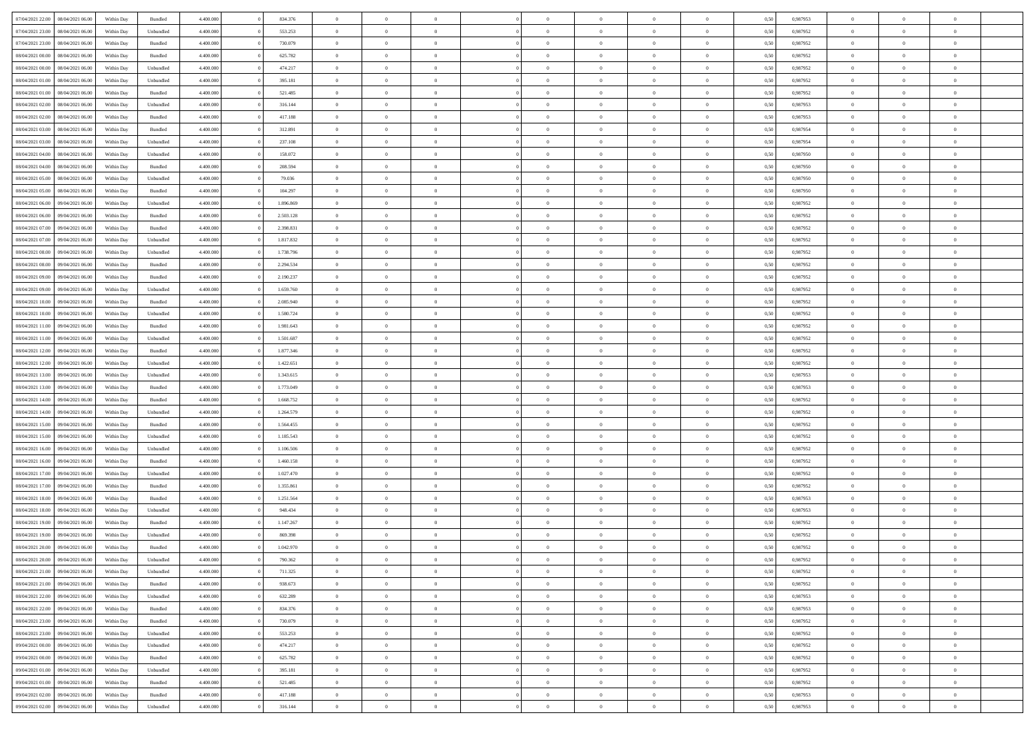| | | | | | | | | | | | | | | | | | | | | |
|---|---|---|---|---|---|---|---|---|---|---|---|---|---|---|---|---|---|---|---|---|
| 07/04/2021 22.00 | 08/04/2021 06.00 | Within Day | Bundled | 4.400.000 | 0 | 834.376 | 0 | 0 | 0 | | 0 | 0 | 0 | 0 | 0,50 | 0,987953 | 0 | 0 | 0 | |
| 07/04/2021 23.00 | 08/04/2021 06.00 | Within Day | Unbundled | 4.400.000 | 0 | 553.253 | 0 | 0 | 0 | | 0 | 0 | 0 | 0 | 0,50 | 0,987952 | 0 | 0 | 0 | |
| 07/04/2021 23.00 | 08/04/2021 06.00 | Within Day | Bundled | 4.400.000 | 0 | 730.079 | 0 | 0 | 0 | | 0 | 0 | 0 | 0 | 0,50 | 0,987952 | 0 | 0 | 0 | |
| 08/04/2021 00.00 | 08/04/2021 06.00 | Within Day | Bundled | 4.400.000 | 0 | 625.782 | 0 | 0 | 0 | | 0 | 0 | 0 | 0 | 0,50 | 0,987952 | 0 | 0 | 0 | |
| 08/04/2021 00.00 | 08/04/2021 06.00 | Within Day | Unbundled | 4.400.000 | 0 | 474.217 | 0 | 0 | 0 | | 0 | 0 | 0 | 0 | 0,50 | 0,987952 | 0 | 0 | 0 | |
| 08/04/2021 01.00 | 08/04/2021 06.00 | Within Day | Unbundled | 4.400.000 | 0 | 395.181 | 0 | 0 | 0 | | 0 | 0 | 0 | 0 | 0,50 | 0,987952 | 0 | 0 | 0 | |
| 08/04/2021 01.00 | 08/04/2021 06.00 | Within Day | Bundled | 4.400.000 | 0 | 521.485 | 0 | 0 | 0 | | 0 | 0 | 0 | 0 | 0,50 | 0,987952 | 0 | 0 | 0 | |
| 08/04/2021 02.00 | 08/04/2021 06.00 | Within Day | Unbundled | 4.400.000 | 0 | 316.144 | 0 | 0 | 0 | | 0 | 0 | 0 | 0 | 0,50 | 0,987953 | 0 | 0 | 0 | |
| 08/04/2021 02.00 | 08/04/2021 06.00 | Within Day | Bundled | 4.400.000 | 0 | 417.188 | 0 | 0 | 0 | | 0 | 0 | 0 | 0 | 0,50 | 0,987953 | 0 | 0 | 0 | |
| 08/04/2021 03.00 | 08/04/2021 06.00 | Within Day | Bundled | 4.400.000 | 0 | 312.891 | 0 | 0 | 0 | | 0 | 0 | 0 | 0 | 0,50 | 0,987954 | 0 | 0 | 0 | |
| 08/04/2021 03.00 | 08/04/2021 06.00 | Within Day | Unbundled | 4.400.000 | 0 | 237.108 | 0 | 0 | 0 | | 0 | 0 | 0 | 0 | 0,50 | 0,987954 | 0 | 0 | 0 | |
| 08/04/2021 04.00 | 08/04/2021 06.00 | Within Day | Unbundled | 4.400.000 | 0 | 158.072 | 0 | 0 | 0 | | 0 | 0 | 0 | 0 | 0,50 | 0,987950 | 0 | 0 | 0 | |
| 08/04/2021 04.00 | 08/04/2021 06.00 | Within Day | Bundled | 4.400.000 | 0 | 208.594 | 0 | 0 | 0 | | 0 | 0 | 0 | 0 | 0,50 | 0,987950 | 0 | 0 | 0 | |
| 08/04/2021 05.00 | 08/04/2021 06.00 | Within Day | Unbundled | 4.400.000 | 0 | 79.036 | 0 | 0 | 0 | | 0 | 0 | 0 | 0 | 0,50 | 0,987950 | 0 | 0 | 0 | |
| 08/04/2021 05.00 | 08/04/2021 06.00 | Within Day | Bundled | 4.400.000 | 0 | 104.297 | 0 | 0 | 0 | | 0 | 0 | 0 | 0 | 0,50 | 0,987950 | 0 | 0 | 0 | |
| 08/04/2021 06.00 | 09/04/2021 06.00 | Within Day | Unbundled | 4.400.000 | 0 | 1.896.869 | 0 | 0 | 0 | | 0 | 0 | 0 | 0 | 0,50 | 0,987952 | 0 | 0 | 0 | |
| 08/04/2021 06.00 | 09/04/2021 06.00 | Within Day | Bundled | 4.400.000 | 0 | 2.503.128 | 0 | 0 | 0 | | 0 | 0 | 0 | 0 | 0,50 | 0,987952 | 0 | 0 | 0 | |
| 08/04/2021 07.00 | 09/04/2021 06.00 | Within Day | Bundled | 4.400.000 | 0 | 2.398.831 | 0 | 0 | 0 | | 0 | 0 | 0 | 0 | 0,50 | 0,987952 | 0 | 0 | 0 | |
| 08/04/2021 07.00 | 09/04/2021 06.00 | Within Day | Unbundled | 4.400.000 | 0 | 1.817.832 | 0 | 0 | 0 | | 0 | 0 | 0 | 0 | 0,50 | 0,987952 | 0 | 0 | 0 | |
| 08/04/2021 08.00 | 09/04/2021 06.00 | Within Day | Unbundled | 4.400.000 | 0 | 1.738.796 | 0 | 0 | 0 | | 0 | 0 | 0 | 0 | 0,50 | 0,987952 | 0 | 0 | 0 | |
| 08/04/2021 08.00 | 09/04/2021 06.00 | Within Day | Bundled | 4.400.000 | 0 | 2.294.534 | 0 | 0 | 0 | | 0 | 0 | 0 | 0 | 0,50 | 0,987952 | 0 | 0 | 0 | |
| 08/04/2021 09.00 | 09/04/2021 06.00 | Within Day | Bundled | 4.400.000 | 0 | 2.190.237 | 0 | 0 | 0 | | 0 | 0 | 0 | 0 | 0,50 | 0,987952 | 0 | 0 | 0 | |
| 08/04/2021 09.00 | 09/04/2021 06.00 | Within Day | Unbundled | 4.400.000 | 0 | 1.659.760 | 0 | 0 | 0 | | 0 | 0 | 0 | 0 | 0,50 | 0,987952 | 0 | 0 | 0 | |
| 08/04/2021 10.00 | 09/04/2021 06.00 | Within Day | Bundled | 4.400.000 | 0 | 2.085.940 | 0 | 0 | 0 | | 0 | 0 | 0 | 0 | 0,50 | 0,987952 | 0 | 0 | 0 | |
| 08/04/2021 10.00 | 09/04/2021 06.00 | Within Day | Unbundled | 4.400.000 | 0 | 1.580.724 | 0 | 0 | 0 | | 0 | 0 | 0 | 0 | 0,50 | 0,987952 | 0 | 0 | 0 | |
| 08/04/2021 11.00 | 09/04/2021 06.00 | Within Day | Bundled | 4.400.000 | 0 | 1.981.643 | 0 | 0 | 0 | | 0 | 0 | 0 | 0 | 0,50 | 0,987952 | 0 | 0 | 0 | |
| 08/04/2021 11.00 | 09/04/2021 06.00 | Within Day | Unbundled | 4.400.000 | 0 | 1.501.687 | 0 | 0 | 0 | | 0 | 0 | 0 | 0 | 0,50 | 0,987952 | 0 | 0 | 0 | |
| 08/04/2021 12.00 | 09/04/2021 06.00 | Within Day | Bundled | 4.400.000 | 0 | 1.877.346 | 0 | 0 | 0 | | 0 | 0 | 0 | 0 | 0,50 | 0,987952 | 0 | 0 | 0 | |
| 08/04/2021 12.00 | 09/04/2021 06.00 | Within Day | Unbundled | 4.400.000 | 0 | 1.422.651 | 0 | 0 | 0 | | 0 | 0 | 0 | 0 | 0,50 | 0,987952 | 0 | 0 | 0 | |
| 08/04/2021 13.00 | 09/04/2021 06.00 | Within Day | Unbundled | 4.400.000 | 0 | 1.343.615 | 0 | 0 | 0 | | 0 | 0 | 0 | 0 | 0,50 | 0,987953 | 0 | 0 | 0 | |
| 08/04/2021 13.00 | 09/04/2021 06.00 | Within Day | Bundled | 4.400.000 | 0 | 1.773.049 | 0 | 0 | 0 | | 0 | 0 | 0 | 0 | 0,50 | 0,987953 | 0 | 0 | 0 | |
| 08/04/2021 14.00 | 09/04/2021 06.00 | Within Day | Bundled | 4.400.000 | 0 | 1.668.752 | 0 | 0 | 0 | | 0 | 0 | 0 | 0 | 0,50 | 0,987952 | 0 | 0 | 0 | |
| 08/04/2021 14.00 | 09/04/2021 06.00 | Within Day | Unbundled | 4.400.000 | 0 | 1.264.579 | 0 | 0 | 0 | | 0 | 0 | 0 | 0 | 0,50 | 0,987952 | 0 | 0 | 0 | |
| 08/04/2021 15.00 | 09/04/2021 06.00 | Within Day | Bundled | 4.400.000 | 0 | 1.564.455 | 0 | 0 | 0 | | 0 | 0 | 0 | 0 | 0,50 | 0,987952 | 0 | 0 | 0 | |
| 08/04/2021 15.00 | 09/04/2021 06.00 | Within Day | Unbundled | 4.400.000 | 0 | 1.185.543 | 0 | 0 | 0 | | 0 | 0 | 0 | 0 | 0,50 | 0,987952 | 0 | 0 | 0 | |
| 08/04/2021 16.00 | 09/04/2021 06.00 | Within Day | Unbundled | 4.400.000 | 0 | 1.106.506 | 0 | 0 | 0 | | 0 | 0 | 0 | 0 | 0,50 | 0,987952 | 0 | 0 | 0 | |
| 08/04/2021 16.00 | 09/04/2021 06.00 | Within Day | Bundled | 4.400.000 | 0 | 1.460.158 | 0 | 0 | 0 | | 0 | 0 | 0 | 0 | 0,50 | 0,987952 | 0 | 0 | 0 | |
| 08/04/2021 17.00 | 09/04/2021 06.00 | Within Day | Unbundled | 4.400.000 | 0 | 1.027.470 | 0 | 0 | 0 | | 0 | 0 | 0 | 0 | 0,50 | 0,987952 | 0 | 0 | 0 | |
| 08/04/2021 17.00 | 09/04/2021 06.00 | Within Day | Bundled | 4.400.000 | 0 | 1.355.861 | 0 | 0 | 0 | | 0 | 0 | 0 | 0 | 0,50 | 0,987952 | 0 | 0 | 0 | |
| 08/04/2021 18.00 | 09/04/2021 06.00 | Within Day | Bundled | 4.400.000 | 0 | 1.251.564 | 0 | 0 | 0 | | 0 | 0 | 0 | 0 | 0,50 | 0,987953 | 0 | 0 | 0 | |
| 08/04/2021 18.00 | 09/04/2021 06.00 | Within Day | Unbundled | 4.400.000 | 0 | 948.434 | 0 | 0 | 0 | | 0 | 0 | 0 | 0 | 0,50 | 0,987953 | 0 | 0 | 0 | |
| 08/04/2021 19.00 | 09/04/2021 06.00 | Within Day | Bundled | 4.400.000 | 0 | 1.147.267 | 0 | 0 | 0 | | 0 | 0 | 0 | 0 | 0,50 | 0,987952 | 0 | 0 | 0 | |
| 08/04/2021 19.00 | 09/04/2021 06.00 | Within Day | Unbundled | 4.400.000 | 0 | 869.398 | 0 | 0 | 0 | | 0 | 0 | 0 | 0 | 0,50 | 0,987952 | 0 | 0 | 0 | |
| 08/04/2021 20.00 | 09/04/2021 06.00 | Within Day | Bundled | 4.400.000 | 0 | 1.042.970 | 0 | 0 | 0 | | 0 | 0 | 0 | 0 | 0,50 | 0,987952 | 0 | 0 | 0 | |
| 08/04/2021 20.00 | 09/04/2021 06.00 | Within Day | Unbundled | 4.400.000 | 0 | 790.362 | 0 | 0 | 0 | | 0 | 0 | 0 | 0 | 0,50 | 0,987952 | 0 | 0 | 0 | |
| 08/04/2021 21.00 | 09/04/2021 06.00 | Within Day | Unbundled | 4.400.000 | 0 | 711.325 | 0 | 0 | 0 | | 0 | 0 | 0 | 0 | 0,50 | 0,987952 | 0 | 0 | 0 | |
| 08/04/2021 21.00 | 09/04/2021 06.00 | Within Day | Bundled | 4.400.000 | 0 | 938.673 | 0 | 0 | 0 | | 0 | 0 | 0 | 0 | 0,50 | 0,987952 | 0 | 0 | 0 | |
| 08/04/2021 22.00 | 09/04/2021 06.00 | Within Day | Unbundled | 4.400.000 | 0 | 632.289 | 0 | 0 | 0 | | 0 | 0 | 0 | 0 | 0,50 | 0,987953 | 0 | 0 | 0 | |
| 08/04/2021 22.00 | 09/04/2021 06.00 | Within Day | Bundled | 4.400.000 | 0 | 834.376 | 0 | 0 | 0 | | 0 | 0 | 0 | 0 | 0,50 | 0,987953 | 0 | 0 | 0 | |
| 08/04/2021 23.00 | 09/04/2021 06.00 | Within Day | Bundled | 4.400.000 | 0 | 730.079 | 0 | 0 | 0 | | 0 | 0 | 0 | 0 | 0,50 | 0,987952 | 0 | 0 | 0 | |
| 08/04/2021 23.00 | 09/04/2021 06.00 | Within Day | Unbundled | 4.400.000 | 0 | 553.253 | 0 | 0 | 0 | | 0 | 0 | 0 | 0 | 0,50 | 0,987952 | 0 | 0 | 0 | |
| 09/04/2021 00.00 | 09/04/2021 06.00 | Within Day | Unbundled | 4.400.000 | 0 | 474.217 | 0 | 0 | 0 | | 0 | 0 | 0 | 0 | 0,50 | 0,987952 | 0 | 0 | 0 | |
| 09/04/2021 00.00 | 09/04/2021 06.00 | Within Day | Bundled | 4.400.000 | 0 | 625.782 | 0 | 0 | 0 | | 0 | 0 | 0 | 0 | 0,50 | 0,987952 | 0 | 0 | 0 | |
| 09/04/2021 01.00 | 09/04/2021 06.00 | Within Day | Unbundled | 4.400.000 | 0 | 395.181 | 0 | 0 | 0 | | 0 | 0 | 0 | 0 | 0,50 | 0,987952 | 0 | 0 | 0 | |
| 09/04/2021 01.00 | 09/04/2021 06.00 | Within Day | Bundled | 4.400.000 | 0 | 521.485 | 0 | 0 | 0 | | 0 | 0 | 0 | 0 | 0,50 | 0,987952 | 0 | 0 | 0 | |
| 09/04/2021 02.00 | 09/04/2021 06.00 | Within Day | Bundled | 4.400.000 | 0 | 417.188 | 0 | 0 | 0 | | 0 | 0 | 0 | 0 | 0,50 | 0,987953 | 0 | 0 | 0 | |
| 09/04/2021 02.00 | 09/04/2021 06.00 | Within Day | Unbundled | 4.400.000 | 0 | 316.144 | 0 | 0 | 0 | | 0 | 0 | 0 | 0 | 0,50 | 0,987953 | 0 | 0 | 0 | |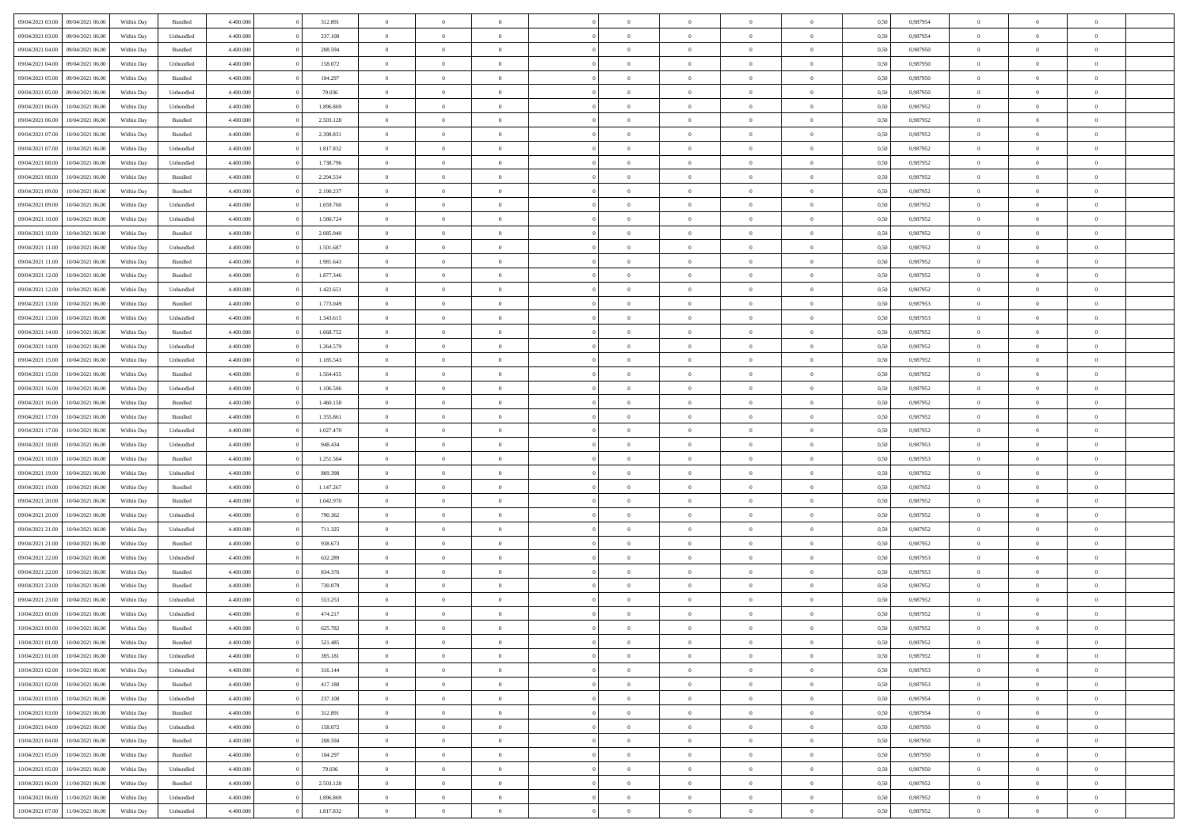| | | | | | | | | | | | | | | | | | | | | | |
|---|---|---|---|---|---|---|---|---|---|---|---|---|---|---|---|---|---|---|---|---|---|
| 09/04/2021 03.00 | 09/04/2021 06.00 | Within Day | Bundled | 4.400.000 | 0 | 312.891 | 0 | 0 | 0 | | 0 | 0 | 0 | 0 | 0 | 0,50 | 0,987954 | 0 | 0 | 0 | |
| 09/04/2021 03.00 | 09/04/2021 06.00 | Within Day | Unbundled | 4.400.000 | 0 | 237.108 | 0 | 0 | 0 | | 0 | 0 | 0 | 0 | 0 | 0,50 | 0,987954 | 0 | 0 | 0 | |
| 09/04/2021 04.00 | 09/04/2021 06.00 | Within Day | Bundled | 4.400.000 | 0 | 208.594 | 0 | 0 | 0 | | 0 | 0 | 0 | 0 | 0 | 0,50 | 0,987950 | 0 | 0 | 0 | |
| 09/04/2021 04.00 | 09/04/2021 06.00 | Within Day | Unbundled | 4.400.000 | 0 | 158.072 | 0 | 0 | 0 | | 0 | 0 | 0 | 0 | 0 | 0,50 | 0,987950 | 0 | 0 | 0 | |
| 09/04/2021 05.00 | 09/04/2021 06.00 | Within Day | Bundled | 4.400.000 | 0 | 104.297 | 0 | 0 | 0 | | 0 | 0 | 0 | 0 | 0 | 0,50 | 0,987950 | 0 | 0 | 0 | |
| 09/04/2021 05.00 | 09/04/2021 06.00 | Within Day | Unbundled | 4.400.000 | 0 | 79.036 | 0 | 0 | 0 | | 0 | 0 | 0 | 0 | 0 | 0,50 | 0,987950 | 0 | 0 | 0 | |
| 09/04/2021 06.00 | 10/04/2021 06.00 | Within Day | Unbundled | 4.400.000 | 0 | 1.896.869 | 0 | 0 | 0 | | 0 | 0 | 0 | 0 | 0 | 0,50 | 0,987952 | 0 | 0 | 0 | |
| 09/04/2021 06.00 | 10/04/2021 06.00 | Within Day | Bundled | 4.400.000 | 0 | 2.503.128 | 0 | 0 | 0 | | 0 | 0 | 0 | 0 | 0 | 0,50 | 0,987952 | 0 | 0 | 0 | |
| 09/04/2021 07.00 | 10/04/2021 06.00 | Within Day | Bundled | 4.400.000 | 0 | 2.398.831 | 0 | 0 | 0 | | 0 | 0 | 0 | 0 | 0 | 0,50 | 0,987952 | 0 | 0 | 0 | |
| 09/04/2021 07.00 | 10/04/2021 06.00 | Within Day | Unbundled | 4.400.000 | 0 | 1.817.832 | 0 | 0 | 0 | | 0 | 0 | 0 | 0 | 0 | 0,50 | 0,987952 | 0 | 0 | 0 | |
| 09/04/2021 08.00 | 10/04/2021 06.00 | Within Day | Unbundled | 4.400.000 | 0 | 1.738.796 | 0 | 0 | 0 | | 0 | 0 | 0 | 0 | 0 | 0,50 | 0,987952 | 0 | 0 | 0 | |
| 09/04/2021 08.00 | 10/04/2021 06.00 | Within Day | Bundled | 4.400.000 | 0 | 2.294.534 | 0 | 0 | 0 | | 0 | 0 | 0 | 0 | 0 | 0,50 | 0,987952 | 0 | 0 | 0 | |
| 09/04/2021 09.00 | 10/04/2021 06.00 | Within Day | Bundled | 4.400.000 | 0 | 2.190.237 | 0 | 0 | 0 | | 0 | 0 | 0 | 0 | 0 | 0,50 | 0,987952 | 0 | 0 | 0 | |
| 09/04/2021 09.00 | 10/04/2021 06.00 | Within Day | Unbundled | 4.400.000 | 0 | 1.659.760 | 0 | 0 | 0 | | 0 | 0 | 0 | 0 | 0 | 0,50 | 0,987952 | 0 | 0 | 0 | |
| 09/04/2021 10.00 | 10/04/2021 06.00 | Within Day | Unbundled | 4.400.000 | 0 | 1.580.724 | 0 | 0 | 0 | | 0 | 0 | 0 | 0 | 0 | 0,50 | 0,987952 | 0 | 0 | 0 | |
| 09/04/2021 10.00 | 10/04/2021 06.00 | Within Day | Bundled | 4.400.000 | 0 | 2.085.940 | 0 | 0 | 0 | | 0 | 0 | 0 | 0 | 0 | 0,50 | 0,987952 | 0 | 0 | 0 | |
| 09/04/2021 11.00 | 10/04/2021 06.00 | Within Day | Unbundled | 4.400.000 | 0 | 1.501.687 | 0 | 0 | 0 | | 0 | 0 | 0 | 0 | 0 | 0,50 | 0,987952 | 0 | 0 | 0 | |
| 09/04/2021 11.00 | 10/04/2021 06.00 | Within Day | Bundled | 4.400.000 | 0 | 1.981.643 | 0 | 0 | 0 | | 0 | 0 | 0 | 0 | 0 | 0,50 | 0,987952 | 0 | 0 | 0 | |
| 09/04/2021 12.00 | 10/04/2021 06.00 | Within Day | Bundled | 4.400.000 | 0 | 1.877.346 | 0 | 0 | 0 | | 0 | 0 | 0 | 0 | 0 | 0,50 | 0,987952 | 0 | 0 | 0 | |
| 09/04/2021 12.00 | 10/04/2021 06.00 | Within Day | Unbundled | 4.400.000 | 0 | 1.422.651 | 0 | 0 | 0 | | 0 | 0 | 0 | 0 | 0 | 0,50 | 0,987952 | 0 | 0 | 0 | |
| 09/04/2021 13.00 | 10/04/2021 06.00 | Within Day | Bundled | 4.400.000 | 0 | 1.773.049 | 0 | 0 | 0 | | 0 | 0 | 0 | 0 | 0 | 0,50 | 0,987953 | 0 | 0 | 0 | |
| 09/04/2021 13.00 | 10/04/2021 06.00 | Within Day | Unbundled | 4.400.000 | 0 | 1.343.615 | 0 | 0 | 0 | | 0 | 0 | 0 | 0 | 0 | 0,50 | 0,987953 | 0 | 0 | 0 | |
| 09/04/2021 14.00 | 10/04/2021 06.00 | Within Day | Bundled | 4.400.000 | 0 | 1.668.752 | 0 | 0 | 0 | | 0 | 0 | 0 | 0 | 0 | 0,50 | 0,987952 | 0 | 0 | 0 | |
| 09/04/2021 14.00 | 10/04/2021 06.00 | Within Day | Unbundled | 4.400.000 | 0 | 1.264.579 | 0 | 0 | 0 | | 0 | 0 | 0 | 0 | 0 | 0,50 | 0,987952 | 0 | 0 | 0 | |
| 09/04/2021 15.00 | 10/04/2021 06.00 | Within Day | Unbundled | 4.400.000 | 0 | 1.185.543 | 0 | 0 | 0 | | 0 | 0 | 0 | 0 | 0 | 0,50 | 0,987952 | 0 | 0 | 0 | |
| 09/04/2021 15.00 | 10/04/2021 06.00 | Within Day | Bundled | 4.400.000 | 0 | 1.564.455 | 0 | 0 | 0 | | 0 | 0 | 0 | 0 | 0 | 0,50 | 0,987952 | 0 | 0 | 0 | |
| 09/04/2021 16.00 | 10/04/2021 06.00 | Within Day | Unbundled | 4.400.000 | 0 | 1.106.506 | 0 | 0 | 0 | | 0 | 0 | 0 | 0 | 0 | 0,50 | 0,987952 | 0 | 0 | 0 | |
| 09/04/2021 16.00 | 10/04/2021 06.00 | Within Day | Bundled | 4.400.000 | 0 | 1.460.158 | 0 | 0 | 0 | | 0 | 0 | 0 | 0 | 0 | 0,50 | 0,987952 | 0 | 0 | 0 | |
| 09/04/2021 17.00 | 10/04/2021 06.00 | Within Day | Bundled | 4.400.000 | 0 | 1.355.861 | 0 | 0 | 0 | | 0 | 0 | 0 | 0 | 0 | 0,50 | 0,987952 | 0 | 0 | 0 | |
| 09/04/2021 17.00 | 10/04/2021 06.00 | Within Day | Unbundled | 4.400.000 | 0 | 1.027.470 | 0 | 0 | 0 | | 0 | 0 | 0 | 0 | 0 | 0,50 | 0,987952 | 0 | 0 | 0 | |
| 09/04/2021 18.00 | 10/04/2021 06.00 | Within Day | Unbundled | 4.400.000 | 0 | 948.434 | 0 | 0 | 0 | | 0 | 0 | 0 | 0 | 0 | 0,50 | 0,987953 | 0 | 0 | 0 | |
| 09/04/2021 18.00 | 10/04/2021 06.00 | Within Day | Bundled | 4.400.000 | 0 | 1.251.564 | 0 | 0 | 0 | | 0 | 0 | 0 | 0 | 0 | 0,50 | 0,987953 | 0 | 0 | 0 | |
| 09/04/2021 19.00 | 10/04/2021 06.00 | Within Day | Unbundled | 4.400.000 | 0 | 869.398 | 0 | 0 | 0 | | 0 | 0 | 0 | 0 | 0 | 0,50 | 0,987952 | 0 | 0 | 0 | |
| 09/04/2021 19.00 | 10/04/2021 06.00 | Within Day | Bundled | 4.400.000 | 0 | 1.147.267 | 0 | 0 | 0 | | 0 | 0 | 0 | 0 | 0 | 0,50 | 0,987952 | 0 | 0 | 0 | |
| 09/04/2021 20.00 | 10/04/2021 06.00 | Within Day | Bundled | 4.400.000 | 0 | 1.042.970 | 0 | 0 | 0 | | 0 | 0 | 0 | 0 | 0 | 0,50 | 0,987952 | 0 | 0 | 0 | |
| 09/04/2021 20.00 | 10/04/2021 06.00 | Within Day | Unbundled | 4.400.000 | 0 | 790.362 | 0 | 0 | 0 | | 0 | 0 | 0 | 0 | 0 | 0,50 | 0,987952 | 0 | 0 | 0 | |
| 09/04/2021 21.00 | 10/04/2021 06.00 | Within Day | Unbundled | 4.400.000 | 0 | 711.325 | 0 | 0 | 0 | | 0 | 0 | 0 | 0 | 0 | 0,50 | 0,987952 | 0 | 0 | 0 | |
| 09/04/2021 21.00 | 10/04/2021 06.00 | Within Day | Bundled | 4.400.000 | 0 | 938.673 | 0 | 0 | 0 | | 0 | 0 | 0 | 0 | 0 | 0,50 | 0,987952 | 0 | 0 | 0 | |
| 09/04/2021 22.00 | 10/04/2021 06.00 | Within Day | Unbundled | 4.400.000 | 0 | 632.289 | 0 | 0 | 0 | | 0 | 0 | 0 | 0 | 0 | 0,50 | 0,987953 | 0 | 0 | 0 | |
| 09/04/2021 22.00 | 10/04/2021 06.00 | Within Day | Bundled | 4.400.000 | 0 | 834.376 | 0 | 0 | 0 | | 0 | 0 | 0 | 0 | 0 | 0,50 | 0,987953 | 0 | 0 | 0 | |
| 09/04/2021 23.00 | 10/04/2021 06.00 | Within Day | Bundled | 4.400.000 | 0 | 730.079 | 0 | 0 | 0 | | 0 | 0 | 0 | 0 | 0 | 0,50 | 0,987952 | 0 | 0 | 0 | |
| 09/04/2021 23.00 | 10/04/2021 06.00 | Within Day | Unbundled | 4.400.000 | 0 | 553.253 | 0 | 0 | 0 | | 0 | 0 | 0 | 0 | 0 | 0,50 | 0,987952 | 0 | 0 | 0 | |
| 10/04/2021 00.00 | 10/04/2021 06.00 | Within Day | Unbundled | 4.400.000 | 0 | 474.217 | 0 | 0 | 0 | | 0 | 0 | 0 | 0 | 0 | 0,50 | 0,987952 | 0 | 0 | 0 | |
| 10/04/2021 00.00 | 10/04/2021 06.00 | Within Day | Bundled | 4.400.000 | 0 | 625.782 | 0 | 0 | 0 | | 0 | 0 | 0 | 0 | 0 | 0,50 | 0,987952 | 0 | 0 | 0 | |
| 10/04/2021 01.00 | 10/04/2021 06.00 | Within Day | Bundled | 4.400.000 | 0 | 521.485 | 0 | 0 | 0 | | 0 | 0 | 0 | 0 | 0 | 0,50 | 0,987952 | 0 | 0 | 0 | |
| 10/04/2021 01.00 | 10/04/2021 06.00 | Within Day | Unbundled | 4.400.000 | 0 | 395.181 | 0 | 0 | 0 | | 0 | 0 | 0 | 0 | 0 | 0,50 | 0,987952 | 0 | 0 | 0 | |
| 10/04/2021 02.00 | 10/04/2021 06.00 | Within Day | Unbundled | 4.400.000 | 0 | 316.144 | 0 | 0 | 0 | | 0 | 0 | 0 | 0 | 0 | 0,50 | 0,987953 | 0 | 0 | 0 | |
| 10/04/2021 02.00 | 10/04/2021 06.00 | Within Day | Bundled | 4.400.000 | 0 | 417.188 | 0 | 0 | 0 | | 0 | 0 | 0 | 0 | 0 | 0,50 | 0,987953 | 0 | 0 | 0 | |
| 10/04/2021 03.00 | 10/04/2021 06.00 | Within Day | Unbundled | 4.400.000 | 0 | 237.108 | 0 | 0 | 0 | | 0 | 0 | 0 | 0 | 0 | 0,50 | 0,987954 | 0 | 0 | 0 | |
| 10/04/2021 03.00 | 10/04/2021 06.00 | Within Day | Bundled | 4.400.000 | 0 | 312.891 | 0 | 0 | 0 | | 0 | 0 | 0 | 0 | 0 | 0,50 | 0,987954 | 0 | 0 | 0 | |
| 10/04/2021 04.00 | 10/04/2021 06.00 | Within Day | Unbundled | 4.400.000 | 0 | 158.072 | 0 | 0 | 0 | | 0 | 0 | 0 | 0 | 0 | 0,50 | 0,987950 | 0 | 0 | 0 | |
| 10/04/2021 04.00 | 10/04/2021 06.00 | Within Day | Bundled | 4.400.000 | 0 | 208.594 | 0 | 0 | 0 | | 0 | 0 | 0 | 0 | 0 | 0,50 | 0,987950 | 0 | 0 | 0 | |
| 10/04/2021 05.00 | 10/04/2021 06.00 | Within Day | Bundled | 4.400.000 | 0 | 104.297 | 0 | 0 | 0 | | 0 | 0 | 0 | 0 | 0 | 0,50 | 0,987950 | 0 | 0 | 0 | |
| 10/04/2021 05.00 | 10/04/2021 06.00 | Within Day | Unbundled | 4.400.000 | 0 | 79.036 | 0 | 0 | 0 | | 0 | 0 | 0 | 0 | 0 | 0,50 | 0,987950 | 0 | 0 | 0 | |
| 10/04/2021 06.00 | 11/04/2021 06.00 | Within Day | Bundled | 4.400.000 | 0 | 2.503.128 | 0 | 0 | 0 | | 0 | 0 | 0 | 0 | 0 | 0,50 | 0,987952 | 0 | 0 | 0 | |
| 10/04/2021 06.00 | 11/04/2021 06.00 | Within Day | Unbundled | 4.400.000 | 0 | 1.896.869 | 0 | 0 | 0 | | 0 | 0 | 0 | 0 | 0 | 0,50 | 0,987952 | 0 | 0 | 0 | |
| 10/04/2021 07.00 | 11/04/2021 06.00 | Within Day | Unbundled | 4.400.000 | 0 | 1.817.832 | 0 | 0 | 0 | | 0 | 0 | 0 | 0 | 0 | 0,50 | 0,987952 | 0 | 0 | 0 | |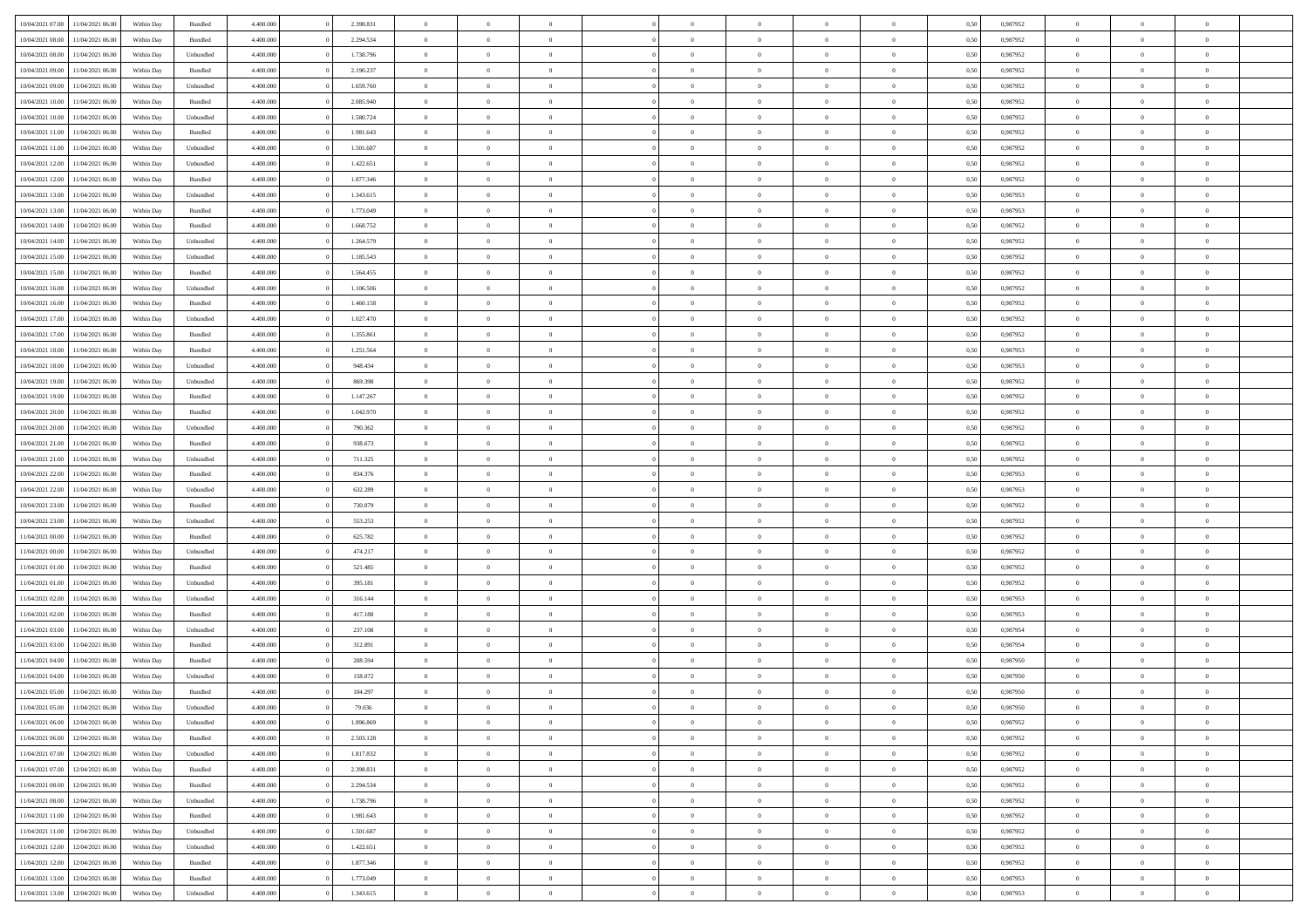| | | | | | | | | | | | | | | | | | | | | |
|---|---|---|---|---|---|---|---|---|---|---|---|---|---|---|---|---|---|---|---|---|
| 10/04/2021 07:00 | 11/04/2021 06:00 | Within Day | Bundled | 4.400.000 | 0 | 2.398.831 | 0 | 0 | 0 | | 0 | 0 | 0 | 0 | 0,50 | 0,987952 | 0 | 0 | 0 | |
| 10/04/2021 08:00 | 11/04/2021 06:00 | Within Day | Bundled | 4.400.000 | 0 | 2.294.534 | 0 | 0 | 0 | | 0 | 0 | 0 | 0 | 0,50 | 0,987952 | 0 | 0 | 0 | |
| 10/04/2021 08:00 | 11/04/2021 06:00 | Within Day | Unbundled | 4.400.000 | 0 | 1.738.796 | 0 | 0 | 0 | | 0 | 0 | 0 | 0 | 0,50 | 0,987952 | 0 | 0 | 0 | |
| 10/04/2021 09:00 | 11/04/2021 06:00 | Within Day | Bundled | 4.400.000 | 0 | 2.190.237 | 0 | 0 | 0 | | 0 | 0 | 0 | 0 | 0,50 | 0,987952 | 0 | 0 | 0 | |
| 10/04/2021 09:00 | 11/04/2021 06:00 | Within Day | Unbundled | 4.400.000 | 0 | 1.659.760 | 0 | 0 | 0 | | 0 | 0 | 0 | 0 | 0,50 | 0,987952 | 0 | 0 | 0 | |
| 10/04/2021 10:00 | 11/04/2021 06:00 | Within Day | Bundled | 4.400.000 | 0 | 2.085.940 | 0 | 0 | 0 | | 0 | 0 | 0 | 0 | 0,50 | 0,987952 | 0 | 0 | 0 | |
| 10/04/2021 10:00 | 11/04/2021 06:00 | Within Day | Unbundled | 4.400.000 | 0 | 1.580.724 | 0 | 0 | 0 | | 0 | 0 | 0 | 0 | 0,50 | 0,987952 | 0 | 0 | 0 | |
| 10/04/2021 11:00 | 11/04/2021 06:00 | Within Day | Bundled | 4.400.000 | 0 | 1.981.643 | 0 | 0 | 0 | | 0 | 0 | 0 | 0 | 0,50 | 0,987952 | 0 | 0 | 0 | |
| 10/04/2021 11:00 | 11/04/2021 06:00 | Within Day | Unbundled | 4.400.000 | 0 | 1.501.687 | 0 | 0 | 0 | | 0 | 0 | 0 | 0 | 0,50 | 0,987952 | 0 | 0 | 0 | |
| 10/04/2021 12:00 | 11/04/2021 06:00 | Within Day | Unbundled | 4.400.000 | 0 | 1.422.651 | 0 | 0 | 0 | | 0 | 0 | 0 | 0 | 0,50 | 0,987952 | 0 | 0 | 0 | |
| 10/04/2021 12:00 | 11/04/2021 06:00 | Within Day | Bundled | 4.400.000 | 0 | 1.877.346 | 0 | 0 | 0 | | 0 | 0 | 0 | 0 | 0,50 | 0,987952 | 0 | 0 | 0 | |
| 10/04/2021 13:00 | 11/04/2021 06:00 | Within Day | Unbundled | 4.400.000 | 0 | 1.343.615 | 0 | 0 | 0 | | 0 | 0 | 0 | 0 | 0,50 | 0,987953 | 0 | 0 | 0 | |
| 10/04/2021 13:00 | 11/04/2021 06:00 | Within Day | Bundled | 4.400.000 | 0 | 1.773.049 | 0 | 0 | 0 | | 0 | 0 | 0 | 0 | 0,50 | 0,987953 | 0 | 0 | 0 | |
| 10/04/2021 14:00 | 11/04/2021 06:00 | Within Day | Bundled | 4.400.000 | 0 | 1.668.752 | 0 | 0 | 0 | | 0 | 0 | 0 | 0 | 0,50 | 0,987952 | 0 | 0 | 0 | |
| 10/04/2021 14:00 | 11/04/2021 06:00 | Within Day | Unbundled | 4.400.000 | 0 | 1.264.579 | 0 | 0 | 0 | | 0 | 0 | 0 | 0 | 0,50 | 0,987952 | 0 | 0 | 0 | |
| 10/04/2021 15:00 | 11/04/2021 06:00 | Within Day | Unbundled | 4.400.000 | 0 | 1.185.543 | 0 | 0 | 0 | | 0 | 0 | 0 | 0 | 0,50 | 0,987952 | 0 | 0 | 0 | |
| 10/04/2021 15:00 | 11/04/2021 06:00 | Within Day | Bundled | 4.400.000 | 0 | 1.564.455 | 0 | 0 | 0 | | 0 | 0 | 0 | 0 | 0,50 | 0,987952 | 0 | 0 | 0 | |
| 10/04/2021 16:00 | 11/04/2021 06:00 | Within Day | Unbundled | 4.400.000 | 0 | 1.106.506 | 0 | 0 | 0 | | 0 | 0 | 0 | 0 | 0,50 | 0,987952 | 0 | 0 | 0 | |
| 10/04/2021 16:00 | 11/04/2021 06:00 | Within Day | Bundled | 4.400.000 | 0 | 1.460.158 | 0 | 0 | 0 | | 0 | 0 | 0 | 0 | 0,50 | 0,987952 | 0 | 0 | 0 | |
| 10/04/2021 17:00 | 11/04/2021 06:00 | Within Day | Unbundled | 4.400.000 | 0 | 1.027.470 | 0 | 0 | 0 | | 0 | 0 | 0 | 0 | 0,50 | 0,987952 | 0 | 0 | 0 | |
| 10/04/2021 17:00 | 11/04/2021 06:00 | Within Day | Bundled | 4.400.000 | 0 | 1.355.861 | 0 | 0 | 0 | | 0 | 0 | 0 | 0 | 0,50 | 0,987952 | 0 | 0 | 0 | |
| 10/04/2021 18:00 | 11/04/2021 06:00 | Within Day | Bundled | 4.400.000 | 0 | 1.251.564 | 0 | 0 | 0 | | 0 | 0 | 0 | 0 | 0,50 | 0,987953 | 0 | 0 | 0 | |
| 10/04/2021 18:00 | 11/04/2021 06:00 | Within Day | Unbundled | 4.400.000 | 0 | 948.434 | 0 | 0 | 0 | | 0 | 0 | 0 | 0 | 0,50 | 0,987953 | 0 | 0 | 0 | |
| 10/04/2021 19:00 | 11/04/2021 06:00 | Within Day | Unbundled | 4.400.000 | 0 | 869.398 | 0 | 0 | 0 | | 0 | 0 | 0 | 0 | 0,50 | 0,987952 | 0 | 0 | 0 | |
| 10/04/2021 19:00 | 11/04/2021 06:00 | Within Day | Bundled | 4.400.000 | 0 | 1.147.267 | 0 | 0 | 0 | | 0 | 0 | 0 | 0 | 0,50 | 0,987952 | 0 | 0 | 0 | |
| 10/04/2021 20:00 | 11/04/2021 06:00 | Within Day | Bundled | 4.400.000 | 0 | 1.042.970 | 0 | 0 | 0 | | 0 | 0 | 0 | 0 | 0,50 | 0,987952 | 0 | 0 | 0 | |
| 10/04/2021 20:00 | 11/04/2021 06:00 | Within Day | Unbundled | 4.400.000 | 0 | 790.362 | 0 | 0 | 0 | | 0 | 0 | 0 | 0 | 0,50 | 0,987952 | 0 | 0 | 0 | |
| 10/04/2021 21:00 | 11/04/2021 06:00 | Within Day | Bundled | 4.400.000 | 0 | 938.673 | 0 | 0 | 0 | | 0 | 0 | 0 | 0 | 0,50 | 0,987952 | 0 | 0 | 0 | |
| 10/04/2021 21:00 | 11/04/2021 06:00 | Within Day | Unbundled | 4.400.000 | 0 | 711.325 | 0 | 0 | 0 | | 0 | 0 | 0 | 0 | 0,50 | 0,987952 | 0 | 0 | 0 | |
| 10/04/2021 22:00 | 11/04/2021 06:00 | Within Day | Bundled | 4.400.000 | 0 | 834.376 | 0 | 0 | 0 | | 0 | 0 | 0 | 0 | 0,50 | 0,987953 | 0 | 0 | 0 | |
| 10/04/2021 22:00 | 11/04/2021 06:00 | Within Day | Unbundled | 4.400.000 | 0 | 632.289 | 0 | 0 | 0 | | 0 | 0 | 0 | 0 | 0,50 | 0,987953 | 0 | 0 | 0 | |
| 10/04/2021 23:00 | 11/04/2021 06:00 | Within Day | Bundled | 4.400.000 | 0 | 730.079 | 0 | 0 | 0 | | 0 | 0 | 0 | 0 | 0,50 | 0,987952 | 0 | 0 | 0 | |
| 10/04/2021 23:00 | 11/04/2021 06:00 | Within Day | Unbundled | 4.400.000 | 0 | 553.253 | 0 | 0 | 0 | | 0 | 0 | 0 | 0 | 0,50 | 0,987952 | 0 | 0 | 0 | |
| 11/04/2021 00:00 | 11/04/2021 06:00 | Within Day | Bundled | 4.400.000 | 0 | 625.782 | 0 | 0 | 0 | | 0 | 0 | 0 | 0 | 0,50 | 0,987952 | 0 | 0 | 0 | |
| 11/04/2021 00:00 | 11/04/2021 06:00 | Within Day | Unbundled | 4.400.000 | 0 | 474.217 | 0 | 0 | 0 | | 0 | 0 | 0 | 0 | 0,50 | 0,987952 | 0 | 0 | 0 | |
| 11/04/2021 01:00 | 11/04/2021 06:00 | Within Day | Bundled | 4.400.000 | 0 | 521.485 | 0 | 0 | 0 | | 0 | 0 | 0 | 0 | 0,50 | 0,987952 | 0 | 0 | 0 | |
| 11/04/2021 01:00 | 11/04/2021 06:00 | Within Day | Unbundled | 4.400.000 | 0 | 395.181 | 0 | 0 | 0 | | 0 | 0 | 0 | 0 | 0,50 | 0,987952 | 0 | 0 | 0 | |
| 11/04/2021 02:00 | 11/04/2021 06:00 | Within Day | Unbundled | 4.400.000 | 0 | 316.144 | 0 | 0 | 0 | | 0 | 0 | 0 | 0 | 0,50 | 0,987953 | 0 | 0 | 0 | |
| 11/04/2021 02:00 | 11/04/2021 06:00 | Within Day | Bundled | 4.400.000 | 0 | 417.188 | 0 | 0 | 0 | | 0 | 0 | 0 | 0 | 0,50 | 0,987953 | 0 | 0 | 0 | |
| 11/04/2021 03:00 | 11/04/2021 06:00 | Within Day | Unbundled | 4.400.000 | 0 | 237.108 | 0 | 0 | 0 | | 0 | 0 | 0 | 0 | 0,50 | 0,987954 | 0 | 0 | 0 | |
| 11/04/2021 03:00 | 11/04/2021 06:00 | Within Day | Bundled | 4.400.000 | 0 | 312.891 | 0 | 0 | 0 | | 0 | 0 | 0 | 0 | 0,50 | 0,987954 | 0 | 0 | 0 | |
| 11/04/2021 04:00 | 11/04/2021 06:00 | Within Day | Bundled | 4.400.000 | 0 | 208.594 | 0 | 0 | 0 | | 0 | 0 | 0 | 0 | 0,50 | 0,987950 | 0 | 0 | 0 | |
| 11/04/2021 04:00 | 11/04/2021 06:00 | Within Day | Unbundled | 4.400.000 | 0 | 158.072 | 0 | 0 | 0 | | 0 | 0 | 0 | 0 | 0,50 | 0,987950 | 0 | 0 | 0 | |
| 11/04/2021 05:00 | 11/04/2021 06:00 | Within Day | Bundled | 4.400.000 | 0 | 104.297 | 0 | 0 | 0 | | 0 | 0 | 0 | 0 | 0,50 | 0,987950 | 0 | 0 | 0 | |
| 11/04/2021 05:00 | 11/04/2021 06:00 | Within Day | Unbundled | 4.400.000 | 0 | 79.036 | 0 | 0 | 0 | | 0 | 0 | 0 | 0 | 0,50 | 0,987950 | 0 | 0 | 0 | |
| 11/04/2021 06:00 | 12/04/2021 06:00 | Within Day | Unbundled | 4.400.000 | 0 | 1.896.869 | 0 | 0 | 0 | | 0 | 0 | 0 | 0 | 0,50 | 0,987952 | 0 | 0 | 0 | |
| 11/04/2021 06:00 | 12/04/2021 06:00 | Within Day | Bundled | 4.400.000 | 0 | 2.503.128 | 0 | 0 | 0 | | 0 | 0 | 0 | 0 | 0,50 | 0,987952 | 0 | 0 | 0 | |
| 11/04/2021 07:00 | 12/04/2021 06:00 | Within Day | Unbundled | 4.400.000 | 0 | 1.817.832 | 0 | 0 | 0 | | 0 | 0 | 0 | 0 | 0,50 | 0,987952 | 0 | 0 | 0 | |
| 11/04/2021 07:00 | 12/04/2021 06:00 | Within Day | Bundled | 4.400.000 | 0 | 2.398.831 | 0 | 0 | 0 | | 0 | 0 | 0 | 0 | 0,50 | 0,987952 | 0 | 0 | 0 | |
| 11/04/2021 08:00 | 12/04/2021 06:00 | Within Day | Bundled | 4.400.000 | 0 | 2.294.534 | 0 | 0 | 0 | | 0 | 0 | 0 | 0 | 0,50 | 0,987952 | 0 | 0 | 0 | |
| 11/04/2021 08:00 | 12/04/2021 06:00 | Within Day | Unbundled | 4.400.000 | 0 | 1.738.796 | 0 | 0 | 0 | | 0 | 0 | 0 | 0 | 0,50 | 0,987952 | 0 | 0 | 0 | |
| 11/04/2021 11:00 | 12/04/2021 06:00 | Within Day | Bundled | 4.400.000 | 0 | 1.981.643 | 0 | 0 | 0 | | 0 | 0 | 0 | 0 | 0,50 | 0,987952 | 0 | 0 | 0 | |
| 11/04/2021 11:00 | 12/04/2021 06:00 | Within Day | Unbundled | 4.400.000 | 0 | 1.501.687 | 0 | 0 | 0 | | 0 | 0 | 0 | 0 | 0,50 | 0,987952 | 0 | 0 | 0 | |
| 11/04/2021 12:00 | 12/04/2021 06:00 | Within Day | Unbundled | 4.400.000 | 0 | 1.422.651 | 0 | 0 | 0 | | 0 | 0 | 0 | 0 | 0,50 | 0,987952 | 0 | 0 | 0 | |
| 11/04/2021 12:00 | 12/04/2021 06:00 | Within Day | Bundled | 4.400.000 | 0 | 1.877.346 | 0 | 0 | 0 | | 0 | 0 | 0 | 0 | 0,50 | 0,987952 | 0 | 0 | 0 | |
| 11/04/2021 13:00 | 12/04/2021 06:00 | Within Day | Bundled | 4.400.000 | 0 | 1.773.049 | 0 | 0 | 0 | | 0 | 0 | 0 | 0 | 0,50 | 0,987953 | 0 | 0 | 0 | |
| 11/04/2021 13:00 | 12/04/2021 06:00 | Within Day | Unbundled | 4.400.000 | 0 | 1.343.615 | 0 | 0 | 0 | | 0 | 0 | 0 | 0 | 0,50 | 0,987953 | 0 | 0 | 0 | |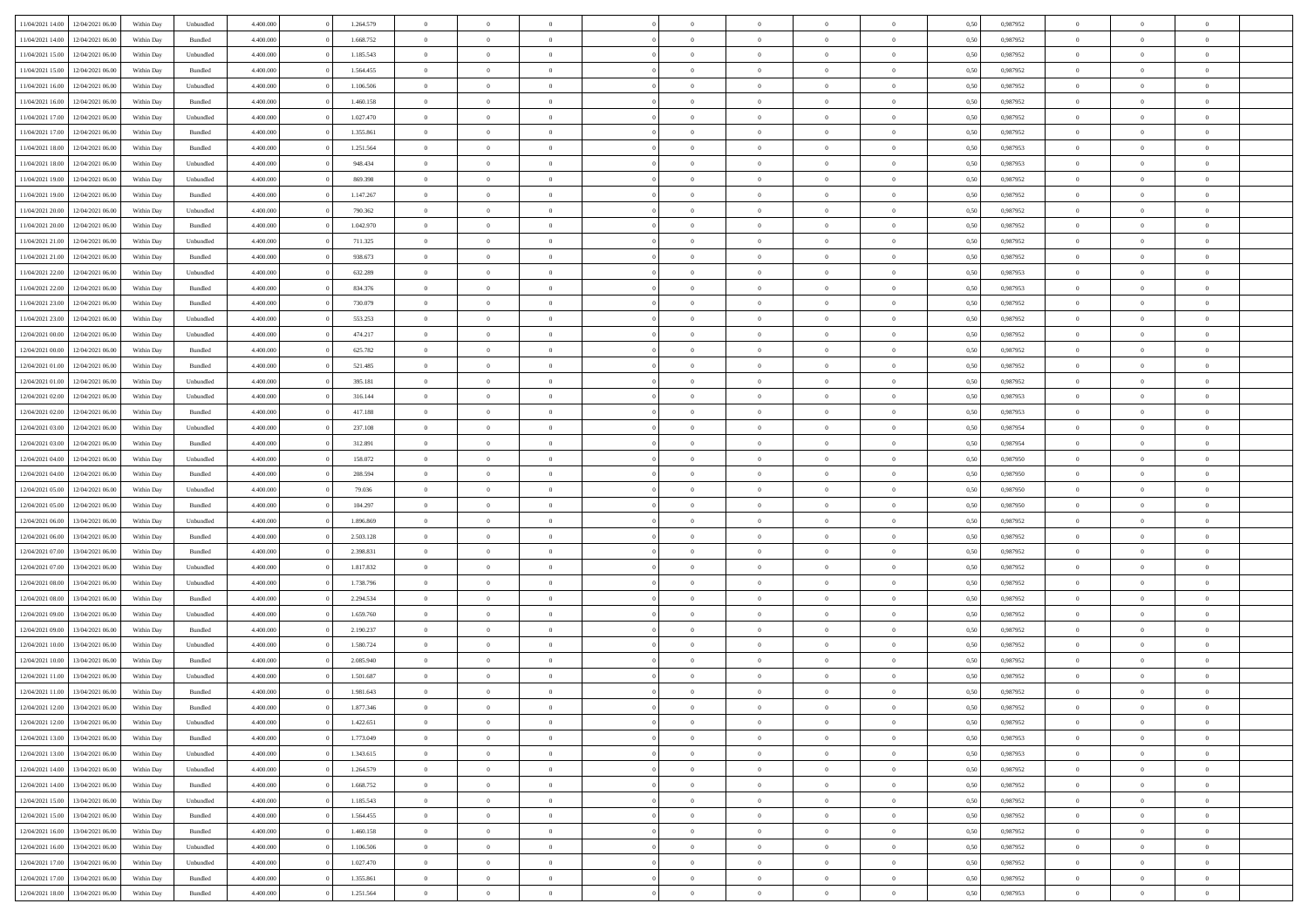| | | | | | | | | | | | | | | | | | | | | |
|---|---|---|---|---|---|---|---|---|---|---|---|---|---|---|---|---|---|---|---|---|
| 11/04/2021 14:00 | 12/04/2021 06:00 | Within Day | Unbundled | 4.400.000 | 0 | 1.264.579 | 0 | 0 | 0 | 0 | 0 | 0 | 0 | 0 | 0,50 | 0,987952 | 0 | 0 | 0 | |
| 11/04/2021 14:00 | 12/04/2021 06:00 | Within Day | Bundled | 4.400.000 | 0 | 1.668.752 | 0 | 0 | 0 | 0 | 0 | 0 | 0 | 0 | 0,50 | 0,987952 | 0 | 0 | 0 | |
| 11/04/2021 15:00 | 12/04/2021 06:00 | Within Day | Unbundled | 4.400.000 | 0 | 1.185.543 | 0 | 0 | 0 | 0 | 0 | 0 | 0 | 0 | 0,50 | 0,987952 | 0 | 0 | 0 | |
| 11/04/2021 15:00 | 12/04/2021 06:00 | Within Day | Bundled | 4.400.000 | 0 | 1.564.455 | 0 | 0 | 0 | 0 | 0 | 0 | 0 | 0 | 0,50 | 0,987952 | 0 | 0 | 0 | |
| 11/04/2021 16:00 | 12/04/2021 06:00 | Within Day | Unbundled | 4.400.000 | 0 | 1.106.506 | 0 | 0 | 0 | 0 | 0 | 0 | 0 | 0 | 0,50 | 0,987952 | 0 | 0 | 0 | |
| 11/04/2021 16:00 | 12/04/2021 06:00 | Within Day | Bundled | 4.400.000 | 0 | 1.460.158 | 0 | 0 | 0 | 0 | 0 | 0 | 0 | 0 | 0,50 | 0,987952 | 0 | 0 | 0 | |
| 11/04/2021 17:00 | 12/04/2021 06:00 | Within Day | Unbundled | 4.400.000 | 0 | 1.027.470 | 0 | 0 | 0 | 0 | 0 | 0 | 0 | 0 | 0,50 | 0,987952 | 0 | 0 | 0 | |
| 11/04/2021 17:00 | 12/04/2021 06:00 | Within Day | Bundled | 4.400.000 | 0 | 1.355.861 | 0 | 0 | 0 | 0 | 0 | 0 | 0 | 0 | 0,50 | 0,987952 | 0 | 0 | 0 | |
| 11/04/2021 18:00 | 12/04/2021 06:00 | Within Day | Bundled | 4.400.000 | 0 | 1.251.564 | 0 | 0 | 0 | 0 | 0 | 0 | 0 | 0 | 0,50 | 0,987953 | 0 | 0 | 0 | |
| 11/04/2021 18:00 | 12/04/2021 06:00 | Within Day | Unbundled | 4.400.000 | 0 | 948.434 | 0 | 0 | 0 | 0 | 0 | 0 | 0 | 0 | 0,50 | 0,987953 | 0 | 0 | 0 | |
| 11/04/2021 19:00 | 12/04/2021 06:00 | Within Day | Unbundled | 4.400.000 | 0 | 869.398 | 0 | 0 | 0 | 0 | 0 | 0 | 0 | 0 | 0,50 | 0,987952 | 0 | 0 | 0 | |
| 11/04/2021 19:00 | 12/04/2021 06:00 | Within Day | Bundled | 4.400.000 | 0 | 1.147.267 | 0 | 0 | 0 | 0 | 0 | 0 | 0 | 0 | 0,50 | 0,987952 | 0 | 0 | 0 | |
| 11/04/2021 20:00 | 12/04/2021 06:00 | Within Day | Unbundled | 4.400.000 | 0 | 790.362 | 0 | 0 | 0 | 0 | 0 | 0 | 0 | 0 | 0,50 | 0,987952 | 0 | 0 | 0 | |
| 11/04/2021 20:00 | 12/04/2021 06:00 | Within Day | Bundled | 4.400.000 | 0 | 1.042.970 | 0 | 0 | 0 | 0 | 0 | 0 | 0 | 0 | 0,50 | 0,987952 | 0 | 0 | 0 | |
| 11/04/2021 21:00 | 12/04/2021 06:00 | Within Day | Unbundled | 4.400.000 | 0 | 711.325 | 0 | 0 | 0 | 0 | 0 | 0 | 0 | 0 | 0,50 | 0,987952 | 0 | 0 | 0 | |
| 11/04/2021 21:00 | 12/04/2021 06:00 | Within Day | Bundled | 4.400.000 | 0 | 938.673 | 0 | 0 | 0 | 0 | 0 | 0 | 0 | 0 | 0,50 | 0,987952 | 0 | 0 | 0 | |
| 11/04/2021 22:00 | 12/04/2021 06:00 | Within Day | Unbundled | 4.400.000 | 0 | 632.289 | 0 | 0 | 0 | 0 | 0 | 0 | 0 | 0 | 0,50 | 0,987953 | 0 | 0 | 0 | |
| 11/04/2021 22:00 | 12/04/2021 06:00 | Within Day | Bundled | 4.400.000 | 0 | 834.376 | 0 | 0 | 0 | 0 | 0 | 0 | 0 | 0 | 0,50 | 0,987953 | 0 | 0 | 0 | |
| 11/04/2021 23:00 | 12/04/2021 06:00 | Within Day | Bundled | 4.400.000 | 0 | 730.079 | 0 | 0 | 0 | 0 | 0 | 0 | 0 | 0 | 0,50 | 0,987952 | 0 | 0 | 0 | |
| 11/04/2021 23:00 | 12/04/2021 06:00 | Within Day | Unbundled | 4.400.000 | 0 | 553.253 | 0 | 0 | 0 | 0 | 0 | 0 | 0 | 0 | 0,50 | 0,987952 | 0 | 0 | 0 | |
| 12/04/2021 00:00 | 12/04/2021 06:00 | Within Day | Unbundled | 4.400.000 | 0 | 474.217 | 0 | 0 | 0 | 0 | 0 | 0 | 0 | 0 | 0,50 | 0,987952 | 0 | 0 | 0 | |
| 12/04/2021 00:00 | 12/04/2021 06:00 | Within Day | Bundled | 4.400.000 | 0 | 625.782 | 0 | 0 | 0 | 0 | 0 | 0 | 0 | 0 | 0,50 | 0,987952 | 0 | 0 | 0 | |
| 12/04/2021 01:00 | 12/04/2021 06:00 | Within Day | Bundled | 4.400.000 | 0 | 521.485 | 0 | 0 | 0 | 0 | 0 | 0 | 0 | 0 | 0,50 | 0,987952 | 0 | 0 | 0 | |
| 12/04/2021 01:00 | 12/04/2021 06:00 | Within Day | Unbundled | 4.400.000 | 0 | 395.181 | 0 | 0 | 0 | 0 | 0 | 0 | 0 | 0 | 0,50 | 0,987952 | 0 | 0 | 0 | |
| 12/04/2021 02:00 | 12/04/2021 06:00 | Within Day | Unbundled | 4.400.000 | 0 | 316.144 | 0 | 0 | 0 | 0 | 0 | 0 | 0 | 0 | 0,50 | 0,987953 | 0 | 0 | 0 | |
| 12/04/2021 02:00 | 12/04/2021 06:00 | Within Day | Bundled | 4.400.000 | 0 | 417.188 | 0 | 0 | 0 | 0 | 0 | 0 | 0 | 0 | 0,50 | 0,987953 | 0 | 0 | 0 | |
| 12/04/2021 03:00 | 12/04/2021 06:00 | Within Day | Unbundled | 4.400.000 | 0 | 237.108 | 0 | 0 | 0 | 0 | 0 | 0 | 0 | 0 | 0,50 | 0,987954 | 0 | 0 | 0 | |
| 12/04/2021 03:00 | 12/04/2021 06:00 | Within Day | Bundled | 4.400.000 | 0 | 312.891 | 0 | 0 | 0 | 0 | 0 | 0 | 0 | 0 | 0,50 | 0,987954 | 0 | 0 | 0 | |
| 12/04/2021 04:00 | 12/04/2021 06:00 | Within Day | Unbundled | 4.400.000 | 0 | 158.072 | 0 | 0 | 0 | 0 | 0 | 0 | 0 | 0 | 0,50 | 0,987950 | 0 | 0 | 0 | |
| 12/04/2021 04:00 | 12/04/2021 06:00 | Within Day | Bundled | 4.400.000 | 0 | 208.594 | 0 | 0 | 0 | 0 | 0 | 0 | 0 | 0 | 0,50 | 0,987950 | 0 | 0 | 0 | |
| 12/04/2021 05:00 | 12/04/2021 06:00 | Within Day | Unbundled | 4.400.000 | 0 | 79.036 | 0 | 0 | 0 | 0 | 0 | 0 | 0 | 0 | 0,50 | 0,987950 | 0 | 0 | 0 | |
| 12/04/2021 05:00 | 12/04/2021 06:00 | Within Day | Bundled | 4.400.000 | 0 | 104.297 | 0 | 0 | 0 | 0 | 0 | 0 | 0 | 0 | 0,50 | 0,987950 | 0 | 0 | 0 | |
| 12/04/2021 06:00 | 13/04/2021 06:00 | Within Day | Unbundled | 4.400.000 | 0 | 1.896.869 | 0 | 0 | 0 | 0 | 0 | 0 | 0 | 0 | 0,50 | 0,987952 | 0 | 0 | 0 | |
| 12/04/2021 06:00 | 13/04/2021 06:00 | Within Day | Bundled | 4.400.000 | 0 | 2.503.128 | 0 | 0 | 0 | 0 | 0 | 0 | 0 | 0 | 0,50 | 0,987952 | 0 | 0 | 0 | |
| 12/04/2021 07:00 | 13/04/2021 06:00 | Within Day | Bundled | 4.400.000 | 0 | 2.398.831 | 0 | 0 | 0 | 0 | 0 | 0 | 0 | 0 | 0,50 | 0,987952 | 0 | 0 | 0 | |
| 12/04/2021 07:00 | 13/04/2021 06:00 | Within Day | Unbundled | 4.400.000 | 0 | 1.817.832 | 0 | 0 | 0 | 0 | 0 | 0 | 0 | 0 | 0,50 | 0,987952 | 0 | 0 | 0 | |
| 12/04/2021 08:00 | 13/04/2021 06:00 | Within Day | Unbundled | 4.400.000 | 0 | 1.738.796 | 0 | 0 | 0 | 0 | 0 | 0 | 0 | 0 | 0,50 | 0,987952 | 0 | 0 | 0 | |
| 12/04/2021 08:00 | 13/04/2021 06:00 | Within Day | Bundled | 4.400.000 | 0 | 2.294.534 | 0 | 0 | 0 | 0 | 0 | 0 | 0 | 0 | 0,50 | 0,987952 | 0 | 0 | 0 | |
| 12/04/2021 09:00 | 13/04/2021 06:00 | Within Day | Unbundled | 4.400.000 | 0 | 1.659.760 | 0 | 0 | 0 | 0 | 0 | 0 | 0 | 0 | 0,50 | 0,987952 | 0 | 0 | 0 | |
| 12/04/2021 09:00 | 13/04/2021 06:00 | Within Day | Bundled | 4.400.000 | 0 | 2.190.237 | 0 | 0 | 0 | 0 | 0 | 0 | 0 | 0 | 0,50 | 0,987952 | 0 | 0 | 0 | |
| 12/04/2021 10:00 | 13/04/2021 06:00 | Within Day | Unbundled | 4.400.000 | 0 | 1.580.724 | 0 | 0 | 0 | 0 | 0 | 0 | 0 | 0 | 0,50 | 0,987952 | 0 | 0 | 0 | |
| 12/04/2021 10:00 | 13/04/2021 06:00 | Within Day | Bundled | 4.400.000 | 0 | 2.085.940 | 0 | 0 | 0 | 0 | 0 | 0 | 0 | 0 | 0,50 | 0,987952 | 0 | 0 | 0 | |
| 12/04/2021 11:00 | 13/04/2021 06:00 | Within Day | Unbundled | 4.400.000 | 0 | 1.501.687 | 0 | 0 | 0 | 0 | 0 | 0 | 0 | 0 | 0,50 | 0,987952 | 0 | 0 | 0 | |
| 12/04/2021 11:00 | 13/04/2021 06:00 | Within Day | Bundled | 4.400.000 | 0 | 1.981.643 | 0 | 0 | 0 | 0 | 0 | 0 | 0 | 0 | 0,50 | 0,987952 | 0 | 0 | 0 | |
| 12/04/2021 12:00 | 13/04/2021 06:00 | Within Day | Bundled | 4.400.000 | 0 | 1.877.346 | 0 | 0 | 0 | 0 | 0 | 0 | 0 | 0 | 0,50 | 0,987952 | 0 | 0 | 0 | |
| 12/04/2021 12:00 | 13/04/2021 06:00 | Within Day | Unbundled | 4.400.000 | 0 | 1.422.651 | 0 | 0 | 0 | 0 | 0 | 0 | 0 | 0 | 0,50 | 0,987952 | 0 | 0 | 0 | |
| 12/04/2021 13:00 | 13/04/2021 06:00 | Within Day | Bundled | 4.400.000 | 0 | 1.773.049 | 0 | 0 | 0 | 0 | 0 | 0 | 0 | 0 | 0,50 | 0,987953 | 0 | 0 | 0 | |
| 12/04/2021 13:00 | 13/04/2021 06:00 | Within Day | Unbundled | 4.400.000 | 0 | 1.343.615 | 0 | 0 | 0 | 0 | 0 | 0 | 0 | 0 | 0,50 | 0,987953 | 0 | 0 | 0 | |
| 12/04/2021 14:00 | 13/04/2021 06:00 | Within Day | Unbundled | 4.400.000 | 0 | 1.264.579 | 0 | 0 | 0 | 0 | 0 | 0 | 0 | 0 | 0,50 | 0,987952 | 0 | 0 | 0 | |
| 12/04/2021 14:00 | 13/04/2021 06:00 | Within Day | Bundled | 4.400.000 | 0 | 1.668.752 | 0 | 0 | 0 | 0 | 0 | 0 | 0 | 0 | 0,50 | 0,987952 | 0 | 0 | 0 | |
| 12/04/2021 15:00 | 13/04/2021 06:00 | Within Day | Unbundled | 4.400.000 | 0 | 1.185.543 | 0 | 0 | 0 | 0 | 0 | 0 | 0 | 0 | 0,50 | 0,987952 | 0 | 0 | 0 | |
| 12/04/2021 15:00 | 13/04/2021 06:00 | Within Day | Bundled | 4.400.000 | 0 | 1.564.455 | 0 | 0 | 0 | 0 | 0 | 0 | 0 | 0 | 0,50 | 0,987952 | 0 | 0 | 0 | |
| 12/04/2021 16:00 | 13/04/2021 06:00 | Within Day | Bundled | 4.400.000 | 0 | 1.460.158 | 0 | 0 | 0 | 0 | 0 | 0 | 0 | 0 | 0,50 | 0,987952 | 0 | 0 | 0 | |
| 12/04/2021 16:00 | 13/04/2021 06:00 | Within Day | Unbundled | 4.400.000 | 0 | 1.106.506 | 0 | 0 | 0 | 0 | 0 | 0 | 0 | 0 | 0,50 | 0,987952 | 0 | 0 | 0 | |
| 12/04/2021 17:00 | 13/04/2021 06:00 | Within Day | Unbundled | 4.400.000 | 0 | 1.027.470 | 0 | 0 | 0 | 0 | 0 | 0 | 0 | 0 | 0,50 | 0,987952 | 0 | 0 | 0 | |
| 12/04/2021 17:00 | 13/04/2021 06:00 | Within Day | Bundled | 4.400.000 | 0 | 1.355.861 | 0 | 0 | 0 | 0 | 0 | 0 | 0 | 0 | 0,50 | 0,987952 | 0 | 0 | 0 | |
| 12/04/2021 18:00 | 13/04/2021 06:00 | Within Day | Bundled | 4.400.000 | 0 | 1.251.564 | 0 | 0 | 0 | 0 | 0 | 0 | 0 | 0 | 0,50 | 0,987953 | 0 | 0 | 0 | |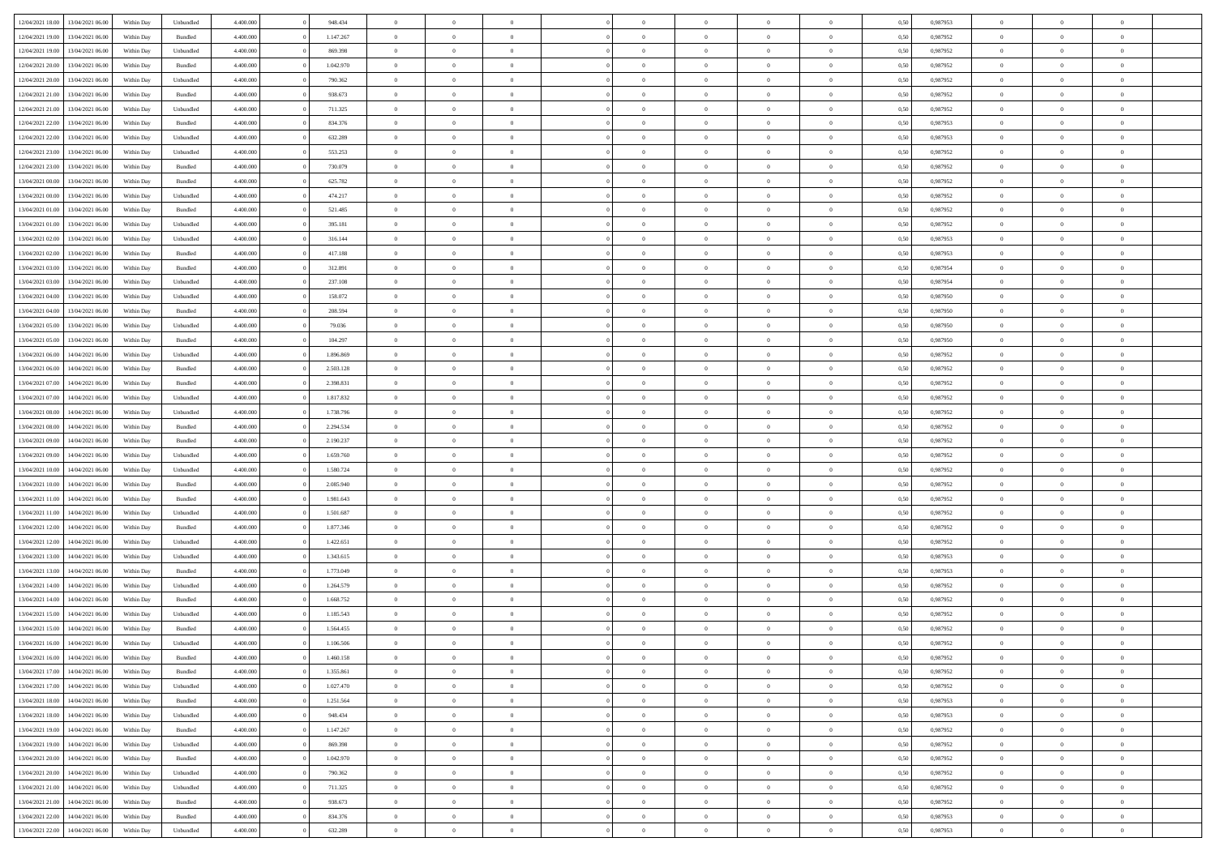| | | | | | | | | | | | | | | | | | | | | |
|---|---|---|---|---|---|---|---|---|---|---|---|---|---|---|---|---|---|---|---|---|
| 12/04/2021 18:00 | 13/04/2021 06:00 | Within Day | Unbundled | 4.400.000 | 0 | 948.434 | 0 | 0 | 0 | | 0 | 0 | 0 | 0 | 0,50 | 0,987953 | 0 | 0 | 0 | |
| 12/04/2021 19:00 | 13/04/2021 06:00 | Within Day | Bundled | 4.400.000 | 0 | 1.147.267 | 0 | 0 | 0 | | 0 | 0 | 0 | 0 | 0,50 | 0,987952 | 0 | 0 | 0 | |
| 12/04/2021 19:00 | 13/04/2021 06:00 | Within Day | Unbundled | 4.400.000 | 0 | 869.398 | 0 | 0 | 0 | | 0 | 0 | 0 | 0 | 0,50 | 0,987952 | 0 | 0 | 0 | |
| 12/04/2021 20:00 | 13/04/2021 06:00 | Within Day | Bundled | 4.400.000 | 0 | 1.042.970 | 0 | 0 | 0 | | 0 | 0 | 0 | 0 | 0,50 | 0,987952 | 0 | 0 | 0 | |
| 12/04/2021 20:00 | 13/04/2021 06:00 | Within Day | Unbundled | 4.400.000 | 0 | 790.362 | 0 | 0 | 0 | | 0 | 0 | 0 | 0 | 0,50 | 0,987952 | 0 | 0 | 0 | |
| 12/04/2021 21:00 | 13/04/2021 06:00 | Within Day | Bundled | 4.400.000 | 0 | 938.673 | 0 | 0 | 0 | | 0 | 0 | 0 | 0 | 0,50 | 0,987952 | 0 | 0 | 0 | |
| 12/04/2021 21:00 | 13/04/2021 06:00 | Within Day | Unbundled | 4.400.000 | 0 | 711.325 | 0 | 0 | 0 | | 0 | 0 | 0 | 0 | 0,50 | 0,987952 | 0 | 0 | 0 | |
| 12/04/2021 22:00 | 13/04/2021 06:00 | Within Day | Bundled | 4.400.000 | 0 | 834.376 | 0 | 0 | 0 | | 0 | 0 | 0 | 0 | 0,50 | 0,987953 | 0 | 0 | 0 | |
| 12/04/2021 22:00 | 13/04/2021 06:00 | Within Day | Unbundled | 4.400.000 | 0 | 632.289 | 0 | 0 | 0 | | 0 | 0 | 0 | 0 | 0,50 | 0,987953 | 0 | 0 | 0 | |
| 12/04/2021 23:00 | 13/04/2021 06:00 | Within Day | Unbundled | 4.400.000 | 0 | 553.253 | 0 | 0 | 0 | | 0 | 0 | 0 | 0 | 0,50 | 0,987952 | 0 | 0 | 0 | |
| 12/04/2021 23:00 | 13/04/2021 06:00 | Within Day | Bundled | 4.400.000 | 0 | 730.079 | 0 | 0 | 0 | | 0 | 0 | 0 | 0 | 0,50 | 0,987952 | 0 | 0 | 0 | |
| 13/04/2021 00:00 | 13/04/2021 06:00 | Within Day | Bundled | 4.400.000 | 0 | 625.782 | 0 | 0 | 0 | | 0 | 0 | 0 | 0 | 0,50 | 0,987952 | 0 | 0 | 0 | |
| 13/04/2021 00:00 | 13/04/2021 06:00 | Within Day | Unbundled | 4.400.000 | 0 | 474.217 | 0 | 0 | 0 | | 0 | 0 | 0 | 0 | 0,50 | 0,987952 | 0 | 0 | 0 | |
| 13/04/2021 01:00 | 13/04/2021 06:00 | Within Day | Bundled | 4.400.000 | 0 | 521.485 | 0 | 0 | 0 | | 0 | 0 | 0 | 0 | 0,50 | 0,987952 | 0 | 0 | 0 | |
| 13/04/2021 01:00 | 13/04/2021 06:00 | Within Day | Unbundled | 4.400.000 | 0 | 395.181 | 0 | 0 | 0 | | 0 | 0 | 0 | 0 | 0,50 | 0,987952 | 0 | 0 | 0 | |
| 13/04/2021 02:00 | 13/04/2021 06:00 | Within Day | Unbundled | 4.400.000 | 0 | 316.144 | 0 | 0 | 0 | | 0 | 0 | 0 | 0 | 0,50 | 0,987953 | 0 | 0 | 0 | |
| 13/04/2021 02:00 | 13/04/2021 06:00 | Within Day | Bundled | 4.400.000 | 0 | 417.188 | 0 | 0 | 0 | | 0 | 0 | 0 | 0 | 0,50 | 0,987953 | 0 | 0 | 0 | |
| 13/04/2021 03:00 | 13/04/2021 06:00 | Within Day | Bundled | 4.400.000 | 0 | 312.891 | 0 | 0 | 0 | | 0 | 0 | 0 | 0 | 0,50 | 0,987954 | 0 | 0 | 0 | |
| 13/04/2021 03:00 | 13/04/2021 06:00 | Within Day | Unbundled | 4.400.000 | 0 | 237.108 | 0 | 0 | 0 | | 0 | 0 | 0 | 0 | 0,50 | 0,987954 | 0 | 0 | 0 | |
| 13/04/2021 04:00 | 13/04/2021 06:00 | Within Day | Unbundled | 4.400.000 | 0 | 158.072 | 0 | 0 | 0 | | 0 | 0 | 0 | 0 | 0,50 | 0,987950 | 0 | 0 | 0 | |
| 13/04/2021 04:00 | 13/04/2021 06:00 | Within Day | Bundled | 4.400.000 | 0 | 208.594 | 0 | 0 | 0 | | 0 | 0 | 0 | 0 | 0,50 | 0,987950 | 0 | 0 | 0 | |
| 13/04/2021 05:00 | 13/04/2021 06:00 | Within Day | Unbundled | 4.400.000 | 0 | 79.036 | 0 | 0 | 0 | | 0 | 0 | 0 | 0 | 0,50 | 0,987950 | 0 | 0 | 0 | |
| 13/04/2021 05:00 | 13/04/2021 06:00 | Within Day | Bundled | 4.400.000 | 0 | 104.297 | 0 | 0 | 0 | | 0 | 0 | 0 | 0 | 0,50 | 0,987950 | 0 | 0 | 0 | |
| 13/04/2021 06:00 | 14/04/2021 06:00 | Within Day | Unbundled | 4.400.000 | 0 | 1.896.869 | 0 | 0 | 0 | | 0 | 0 | 0 | 0 | 0,50 | 0,987952 | 0 | 0 | 0 | |
| 13/04/2021 06:00 | 14/04/2021 06:00 | Within Day | Bundled | 4.400.000 | 0 | 2.503.128 | 0 | 0 | 0 | | 0 | 0 | 0 | 0 | 0,50 | 0,987952 | 0 | 0 | 0 | |
| 13/04/2021 07:00 | 14/04/2021 06:00 | Within Day | Bundled | 4.400.000 | 0 | 2.398.831 | 0 | 0 | 0 | | 0 | 0 | 0 | 0 | 0,50 | 0,987952 | 0 | 0 | 0 | |
| 13/04/2021 07:00 | 14/04/2021 06:00 | Within Day | Unbundled | 4.400.000 | 0 | 1.817.832 | 0 | 0 | 0 | | 0 | 0 | 0 | 0 | 0,50 | 0,987952 | 0 | 0 | 0 | |
| 13/04/2021 08:00 | 14/04/2021 06:00 | Within Day | Unbundled | 4.400.000 | 0 | 1.738.796 | 0 | 0 | 0 | | 0 | 0 | 0 | 0 | 0,50 | 0,987952 | 0 | 0 | 0 | |
| 13/04/2021 08:00 | 14/04/2021 06:00 | Within Day | Bundled | 4.400.000 | 0 | 2.294.534 | 0 | 0 | 0 | | 0 | 0 | 0 | 0 | 0,50 | 0,987952 | 0 | 0 | 0 | |
| 13/04/2021 09:00 | 14/04/2021 06:00 | Within Day | Bundled | 4.400.000 | 0 | 2.190.237 | 0 | 0 | 0 | | 0 | 0 | 0 | 0 | 0,50 | 0,987952 | 0 | 0 | 0 | |
| 13/04/2021 09:00 | 14/04/2021 06:00 | Within Day | Unbundled | 4.400.000 | 0 | 1.659.760 | 0 | 0 | 0 | | 0 | 0 | 0 | 0 | 0,50 | 0,987952 | 0 | 0 | 0 | |
| 13/04/2021 10:00 | 14/04/2021 06:00 | Within Day | Unbundled | 4.400.000 | 0 | 1.580.724 | 0 | 0 | 0 | | 0 | 0 | 0 | 0 | 0,50 | 0,987952 | 0 | 0 | 0 | |
| 13/04/2021 10:00 | 14/04/2021 06:00 | Within Day | Bundled | 4.400.000 | 0 | 2.085.940 | 0 | 0 | 0 | | 0 | 0 | 0 | 0 | 0,50 | 0,987952 | 0 | 0 | 0 | |
| 13/04/2021 11:00 | 14/04/2021 06:00 | Within Day | Bundled | 4.400.000 | 0 | 1.981.643 | 0 | 0 | 0 | | 0 | 0 | 0 | 0 | 0,50 | 0,987952 | 0 | 0 | 0 | |
| 13/04/2021 11:00 | 14/04/2021 06:00 | Within Day | Unbundled | 4.400.000 | 0 | 1.501.687 | 0 | 0 | 0 | | 0 | 0 | 0 | 0 | 0,50 | 0,987952 | 0 | 0 | 0 | |
| 13/04/2021 12:00 | 14/04/2021 06:00 | Within Day | Bundled | 4.400.000 | 0 | 1.877.346 | 0 | 0 | 0 | | 0 | 0 | 0 | 0 | 0,50 | 0,987952 | 0 | 0 | 0 | |
| 13/04/2021 12:00 | 14/04/2021 06:00 | Within Day | Unbundled | 4.400.000 | 0 | 1.422.651 | 0 | 0 | 0 | | 0 | 0 | 0 | 0 | 0,50 | 0,987952 | 0 | 0 | 0 | |
| 13/04/2021 13:00 | 14/04/2021 06:00 | Within Day | Unbundled | 4.400.000 | 0 | 1.343.615 | 0 | 0 | 0 | | 0 | 0 | 0 | 0 | 0,50 | 0,987953 | 0 | 0 | 0 | |
| 13/04/2021 13:00 | 14/04/2021 06:00 | Within Day | Bundled | 4.400.000 | 0 | 1.773.049 | 0 | 0 | 0 | | 0 | 0 | 0 | 0 | 0,50 | 0,987953 | 0 | 0 | 0 | |
| 13/04/2021 14:00 | 14/04/2021 06:00 | Within Day | Unbundled | 4.400.000 | 0 | 1.264.579 | 0 | 0 | 0 | | 0 | 0 | 0 | 0 | 0,50 | 0,987952 | 0 | 0 | 0 | |
| 13/04/2021 14:00 | 14/04/2021 06:00 | Within Day | Bundled | 4.400.000 | 0 | 1.668.752 | 0 | 0 | 0 | | 0 | 0 | 0 | 0 | 0,50 | 0,987952 | 0 | 0 | 0 | |
| 13/04/2021 15:00 | 14/04/2021 06:00 | Within Day | Unbundled | 4.400.000 | 0 | 1.185.543 | 0 | 0 | 0 | | 0 | 0 | 0 | 0 | 0,50 | 0,987952 | 0 | 0 | 0 | |
| 13/04/2021 15:00 | 14/04/2021 06:00 | Within Day | Bundled | 4.400.000 | 0 | 1.564.455 | 0 | 0 | 0 | | 0 | 0 | 0 | 0 | 0,50 | 0,987952 | 0 | 0 | 0 | |
| 13/04/2021 16:00 | 14/04/2021 06:00 | Within Day | Unbundled | 4.400.000 | 0 | 1.106.506 | 0 | 0 | 0 | | 0 | 0 | 0 | 0 | 0,50 | 0,987952 | 0 | 0 | 0 | |
| 13/04/2021 16:00 | 14/04/2021 06:00 | Within Day | Bundled | 4.400.000 | 0 | 1.460.158 | 0 | 0 | 0 | | 0 | 0 | 0 | 0 | 0,50 | 0,987952 | 0 | 0 | 0 | |
| 13/04/2021 17:00 | 14/04/2021 06:00 | Within Day | Bundled | 4.400.000 | 0 | 1.355.861 | 0 | 0 | 0 | | 0 | 0 | 0 | 0 | 0,50 | 0,987952 | 0 | 0 | 0 | |
| 13/04/2021 17:00 | 14/04/2021 06:00 | Within Day | Unbundled | 4.400.000 | 0 | 1.027.470 | 0 | 0 | 0 | | 0 | 0 | 0 | 0 | 0,50 | 0,987952 | 0 | 0 | 0 | |
| 13/04/2021 18:00 | 14/04/2021 06:00 | Within Day | Bundled | 4.400.000 | 0 | 1.251.564 | 0 | 0 | 0 | | 0 | 0 | 0 | 0 | 0,50 | 0,987953 | 0 | 0 | 0 | |
| 13/04/2021 18:00 | 14/04/2021 06:00 | Within Day | Unbundled | 4.400.000 | 0 | 948.434 | 0 | 0 | 0 | | 0 | 0 | 0 | 0 | 0,50 | 0,987953 | 0 | 0 | 0 | |
| 13/04/2021 19:00 | 14/04/2021 06:00 | Within Day | Bundled | 4.400.000 | 0 | 1.147.267 | 0 | 0 | 0 | | 0 | 0 | 0 | 0 | 0,50 | 0,987952 | 0 | 0 | 0 | |
| 13/04/2021 19:00 | 14/04/2021 06:00 | Within Day | Unbundled | 4.400.000 | 0 | 869.398 | 0 | 0 | 0 | | 0 | 0 | 0 | 0 | 0,50 | 0,987952 | 0 | 0 | 0 | |
| 13/04/2021 20:00 | 14/04/2021 06:00 | Within Day | Bundled | 4.400.000 | 0 | 1.042.970 | 0 | 0 | 0 | | 0 | 0 | 0 | 0 | 0,50 | 0,987952 | 0 | 0 | 0 | |
| 13/04/2021 20:00 | 14/04/2021 06:00 | Within Day | Unbundled | 4.400.000 | 0 | 790.362 | 0 | 0 | 0 | | 0 | 0 | 0 | 0 | 0,50 | 0,987952 | 0 | 0 | 0 | |
| 13/04/2021 21:00 | 14/04/2021 06:00 | Within Day | Unbundled | 4.400.000 | 0 | 711.325 | 0 | 0 | 0 | | 0 | 0 | 0 | 0 | 0,50 | 0,987952 | 0 | 0 | 0 | |
| 13/04/2021 21:00 | 14/04/2021 06:00 | Within Day | Bundled | 4.400.000 | 0 | 938.673 | 0 | 0 | 0 | | 0 | 0 | 0 | 0 | 0,50 | 0,987952 | 0 | 0 | 0 | |
| 13/04/2021 22:00 | 14/04/2021 06:00 | Within Day | Bundled | 4.400.000 | 0 | 834.376 | 0 | 0 | 0 | | 0 | 0 | 0 | 0 | 0,50 | 0,987953 | 0 | 0 | 0 | |
| 13/04/2021 22:00 | 14/04/2021 06:00 | Within Day | Unbundled | 4.400.000 | 0 | 632.289 | 0 | 0 | 0 | | 0 | 0 | 0 | 0 | 0,50 | 0,987953 | 0 | 0 | 0 | |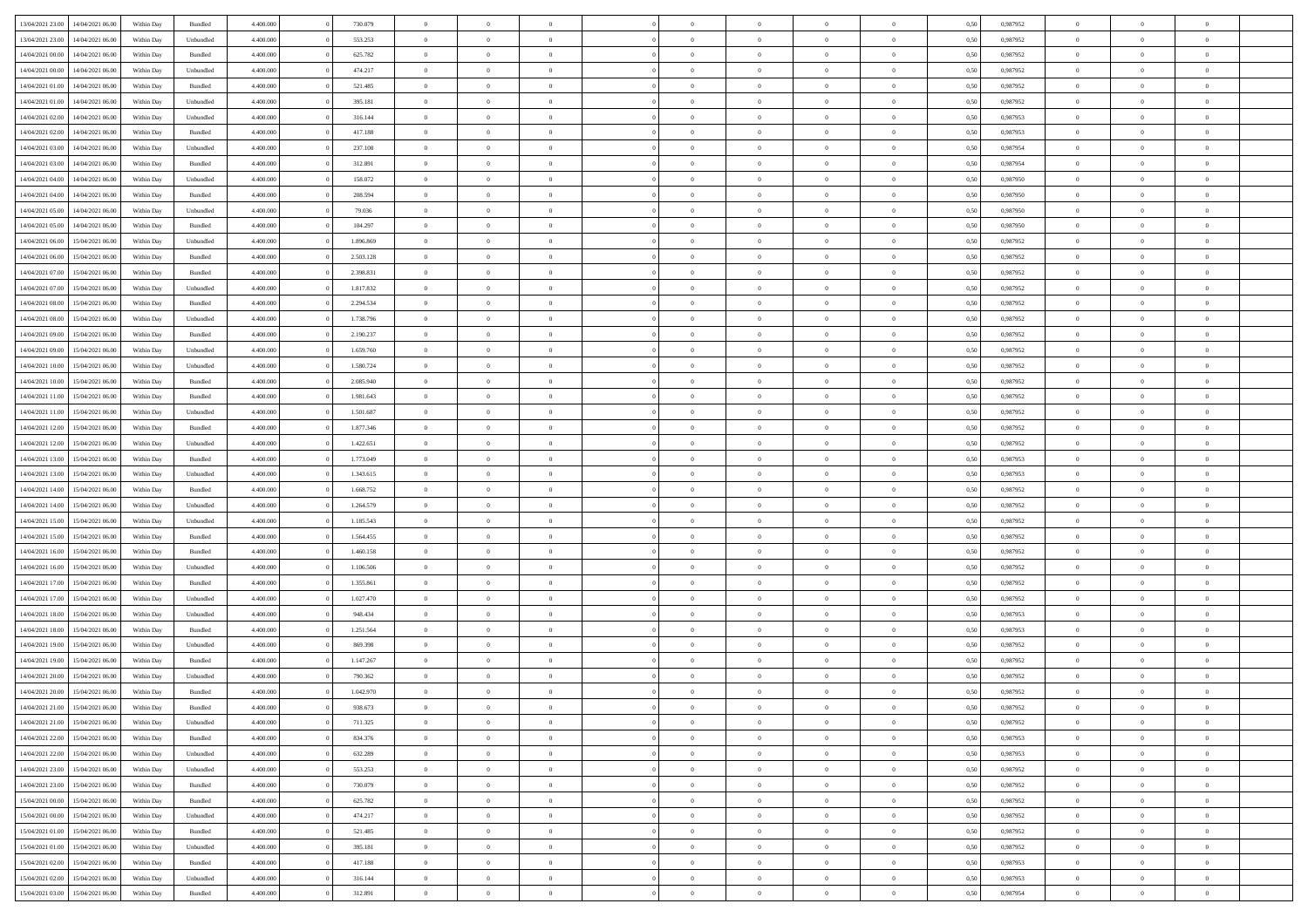| | | | | | | | | | | | | | | | | | | | | | |
|---|---|---|---|---|---|---|---|---|---|---|---|---|---|---|---|---|---|---|---|---|---|
| 13/04/2021 23:00 | 14/04/2021 06:00 | Within Day | Bundled | 4.400.000 | 0 | 730.079 | 0 | 0 | 0 | | 0 | 0 | 0 | 0 | 0 | 0,50 | 0,987952 | 0 | 0 | 0 | |
| 13/04/2021 23:00 | 14/04/2021 06:00 | Within Day | Unbundled | 4.400.000 | 0 | 553.253 | 0 | 0 | 0 | | 0 | 0 | 0 | 0 | 0 | 0,50 | 0,987952 | 0 | 0 | 0 | |
| 14/04/2021 00:00 | 14/04/2021 06:00 | Within Day | Bundled | 4.400.000 | 0 | 625.782 | 0 | 0 | 0 | | 0 | 0 | 0 | 0 | 0 | 0,50 | 0,987952 | 0 | 0 | 0 | |
| 14/04/2021 00:00 | 14/04/2021 06:00 | Within Day | Unbundled | 4.400.000 | 0 | 474.217 | 0 | 0 | 0 | | 0 | 0 | 0 | 0 | 0 | 0,50 | 0,987952 | 0 | 0 | 0 | |
| 14/04/2021 01:00 | 14/04/2021 06:00 | Within Day | Bundled | 4.400.000 | 0 | 521.485 | 0 | 0 | 0 | | 0 | 0 | 0 | 0 | 0 | 0,50 | 0,987952 | 0 | 0 | 0 | |
| 14/04/2021 01:00 | 14/04/2021 06:00 | Within Day | Unbundled | 4.400.000 | 0 | 395.181 | 0 | 0 | 0 | | 0 | 0 | 0 | 0 | 0 | 0,50 | 0,987952 | 0 | 0 | 0 | |
| 14/04/2021 02:00 | 14/04/2021 06:00 | Within Day | Unbundled | 4.400.000 | 0 | 316.144 | 0 | 0 | 0 | | 0 | 0 | 0 | 0 | 0 | 0,50 | 0,987953 | 0 | 0 | 0 | |
| 14/04/2021 02:00 | 14/04/2021 06:00 | Within Day | Bundled | 4.400.000 | 0 | 417.188 | 0 | 0 | 0 | | 0 | 0 | 0 | 0 | 0 | 0,50 | 0,987953 | 0 | 0 | 0 | |
| 14/04/2021 03:00 | 14/04/2021 06:00 | Within Day | Unbundled | 4.400.000 | 0 | 237.108 | 0 | 0 | 0 | | 0 | 0 | 0 | 0 | 0 | 0,50 | 0,987954 | 0 | 0 | 0 | |
| 14/04/2021 03:00 | 14/04/2021 06:00 | Within Day | Bundled | 4.400.000 | 0 | 312.891 | 0 | 0 | 0 | | 0 | 0 | 0 | 0 | 0 | 0,50 | 0,987954 | 0 | 0 | 0 | |
| 14/04/2021 04:00 | 14/04/2021 06:00 | Within Day | Unbundled | 4.400.000 | 0 | 158.072 | 0 | 0 | 0 | | 0 | 0 | 0 | 0 | 0 | 0,50 | 0,987950 | 0 | 0 | 0 | |
| 14/04/2021 04:00 | 14/04/2021 06:00 | Within Day | Bundled | 4.400.000 | 0 | 208.594 | 0 | 0 | 0 | | 0 | 0 | 0 | 0 | 0 | 0,50 | 0,987950 | 0 | 0 | 0 | |
| 14/04/2021 05:00 | 14/04/2021 06:00 | Within Day | Unbundled | 4.400.000 | 0 | 79.036 | 0 | 0 | 0 | | 0 | 0 | 0 | 0 | 0 | 0,50 | 0,987950 | 0 | 0 | 0 | |
| 14/04/2021 05:00 | 14/04/2021 06:00 | Within Day | Bundled | 4.400.000 | 0 | 104.297 | 0 | 0 | 0 | | 0 | 0 | 0 | 0 | 0 | 0,50 | 0,987950 | 0 | 0 | 0 | |
| 14/04/2021 06:00 | 15/04/2021 06:00 | Within Day | Unbundled | 4.400.000 | 0 | 1.896.869 | 0 | 0 | 0 | | 0 | 0 | 0 | 0 | 0 | 0,50 | 0,987952 | 0 | 0 | 0 | |
| 14/04/2021 06:00 | 15/04/2021 06:00 | Within Day | Bundled | 4.400.000 | 0 | 2.503.128 | 0 | 0 | 0 | | 0 | 0 | 0 | 0 | 0 | 0,50 | 0,987952 | 0 | 0 | 0 | |
| 14/04/2021 07:00 | 15/04/2021 06:00 | Within Day | Bundled | 4.400.000 | 0 | 2.398.831 | 0 | 0 | 0 | | 0 | 0 | 0 | 0 | 0 | 0,50 | 0,987952 | 0 | 0 | 0 | |
| 14/04/2021 07:00 | 15/04/2021 06:00 | Within Day | Unbundled | 4.400.000 | 0 | 1.817.832 | 0 | 0 | 0 | | 0 | 0 | 0 | 0 | 0 | 0,50 | 0,987952 | 0 | 0 | 0 | |
| 14/04/2021 08:00 | 15/04/2021 06:00 | Within Day | Bundled | 4.400.000 | 0 | 2.294.534 | 0 | 0 | 0 | | 0 | 0 | 0 | 0 | 0 | 0,50 | 0,987952 | 0 | 0 | 0 | |
| 14/04/2021 08:00 | 15/04/2021 06:00 | Within Day | Unbundled | 4.400.000 | 0 | 1.738.796 | 0 | 0 | 0 | | 0 | 0 | 0 | 0 | 0 | 0,50 | 0,987952 | 0 | 0 | 0 | |
| 14/04/2021 09:00 | 15/04/2021 06:00 | Within Day | Bundled | 4.400.000 | 0 | 2.190.237 | 0 | 0 | 0 | | 0 | 0 | 0 | 0 | 0 | 0,50 | 0,987952 | 0 | 0 | 0 | |
| 14/04/2021 09:00 | 15/04/2021 06:00 | Within Day | Unbundled | 4.400.000 | 0 | 1.659.760 | 0 | 0 | 0 | | 0 | 0 | 0 | 0 | 0 | 0,50 | 0,987952 | 0 | 0 | 0 | |
| 14/04/2021 10:00 | 15/04/2021 06:00 | Within Day | Unbundled | 4.400.000 | 0 | 1.580.724 | 0 | 0 | 0 | | 0 | 0 | 0 | 0 | 0 | 0,50 | 0,987952 | 0 | 0 | 0 | |
| 14/04/2021 10:00 | 15/04/2021 06:00 | Within Day | Bundled | 4.400.000 | 0 | 2.085.940 | 0 | 0 | 0 | | 0 | 0 | 0 | 0 | 0 | 0,50 | 0,987952 | 0 | 0 | 0 | |
| 14/04/2021 11:00 | 15/04/2021 06:00 | Within Day | Bundled | 4.400.000 | 0 | 1.981.643 | 0 | 0 | 0 | | 0 | 0 | 0 | 0 | 0 | 0,50 | 0,987952 | 0 | 0 | 0 | |
| 14/04/2021 11:00 | 15/04/2021 06:00 | Within Day | Unbundled | 4.400.000 | 0 | 1.501.687 | 0 | 0 | 0 | | 0 | 0 | 0 | 0 | 0 | 0,50 | 0,987952 | 0 | 0 | 0 | |
| 14/04/2021 12:00 | 15/04/2021 06:00 | Within Day | Bundled | 4.400.000 | 0 | 1.877.346 | 0 | 0 | 0 | | 0 | 0 | 0 | 0 | 0 | 0,50 | 0,987952 | 0 | 0 | 0 | |
| 14/04/2021 12:00 | 15/04/2021 06:00 | Within Day | Unbundled | 4.400.000 | 0 | 1.422.651 | 0 | 0 | 0 | | 0 | 0 | 0 | 0 | 0 | 0,50 | 0,987952 | 0 | 0 | 0 | |
| 14/04/2021 13:00 | 15/04/2021 06:00 | Within Day | Bundled | 4.400.000 | 0 | 1.773.049 | 0 | 0 | 0 | | 0 | 0 | 0 | 0 | 0 | 0,50 | 0,987953 | 0 | 0 | 0 | |
| 14/04/2021 13:00 | 15/04/2021 06:00 | Within Day | Unbundled | 4.400.000 | 0 | 1.343.615 | 0 | 0 | 0 | | 0 | 0 | 0 | 0 | 0 | 0,50 | 0,987953 | 0 | 0 | 0 | |
| 14/04/2021 14:00 | 15/04/2021 06:00 | Within Day | Bundled | 4.400.000 | 0 | 1.668.752 | 0 | 0 | 0 | | 0 | 0 | 0 | 0 | 0 | 0,50 | 0,987952 | 0 | 0 | 0 | |
| 14/04/2021 14:00 | 15/04/2021 06:00 | Within Day | Unbundled | 4.400.000 | 0 | 1.264.579 | 0 | 0 | 0 | | 0 | 0 | 0 | 0 | 0 | 0,50 | 0,987952 | 0 | 0 | 0 | |
| 14/04/2021 15:00 | 15/04/2021 06:00 | Within Day | Unbundled | 4.400.000 | 0 | 1.185.543 | 0 | 0 | 0 | | 0 | 0 | 0 | 0 | 0 | 0,50 | 0,987952 | 0 | 0 | 0 | |
| 14/04/2021 15:00 | 15/04/2021 06:00 | Within Day | Bundled | 4.400.000 | 0 | 1.564.455 | 0 | 0 | 0 | | 0 | 0 | 0 | 0 | 0 | 0,50 | 0,987952 | 0 | 0 | 0 | |
| 14/04/2021 16:00 | 15/04/2021 06:00 | Within Day | Bundled | 4.400.000 | 0 | 1.460.158 | 0 | 0 | 0 | | 0 | 0 | 0 | 0 | 0 | 0,50 | 0,987952 | 0 | 0 | 0 | |
| 14/04/2021 16:00 | 15/04/2021 06:00 | Within Day | Unbundled | 4.400.000 | 0 | 1.106.506 | 0 | 0 | 0 | | 0 | 0 | 0 | 0 | 0 | 0,50 | 0,987952 | 0 | 0 | 0 | |
| 14/04/2021 17:00 | 15/04/2021 06:00 | Within Day | Bundled | 4.400.000 | 0 | 1.355.861 | 0 | 0 | 0 | | 0 | 0 | 0 | 0 | 0 | 0,50 | 0,987952 | 0 | 0 | 0 | |
| 14/04/2021 17:00 | 15/04/2021 06:00 | Within Day | Unbundled | 4.400.000 | 0 | 1.027.470 | 0 | 0 | 0 | | 0 | 0 | 0 | 0 | 0 | 0,50 | 0,987952 | 0 | 0 | 0 | |
| 14/04/2021 18:00 | 15/04/2021 06:00 | Within Day | Unbundled | 4.400.000 | 0 | 948.434 | 0 | 0 | 0 | | 0 | 0 | 0 | 0 | 0 | 0,50 | 0,987953 | 0 | 0 | 0 | |
| 14/04/2021 18:00 | 15/04/2021 06:00 | Within Day | Bundled | 4.400.000 | 0 | 1.251.564 | 0 | 0 | 0 | | 0 | 0 | 0 | 0 | 0 | 0,50 | 0,987953 | 0 | 0 | 0 | |
| 14/04/2021 19:00 | 15/04/2021 06:00 | Within Day | Unbundled | 4.400.000 | 0 | 869.398 | 0 | 0 | 0 | | 0 | 0 | 0 | 0 | 0 | 0,50 | 0,987952 | 0 | 0 | 0 | |
| 14/04/2021 19:00 | 15/04/2021 06:00 | Within Day | Bundled | 4.400.000 | 0 | 1.147.267 | 0 | 0 | 0 | | 0 | 0 | 0 | 0 | 0 | 0,50 | 0,987952 | 0 | 0 | 0 | |
| 14/04/2021 20:00 | 15/04/2021 06:00 | Within Day | Unbundled | 4.400.000 | 0 | 790.362 | 0 | 0 | 0 | | 0 | 0 | 0 | 0 | 0 | 0,50 | 0,987952 | 0 | 0 | 0 | |
| 14/04/2021 20:00 | 15/04/2021 06:00 | Within Day | Bundled | 4.400.000 | 0 | 1.042.970 | 0 | 0 | 0 | | 0 | 0 | 0 | 0 | 0 | 0,50 | 0,987952 | 0 | 0 | 0 | |
| 14/04/2021 21:00 | 15/04/2021 06:00 | Within Day | Bundled | 4.400.000 | 0 | 938.673 | 0 | 0 | 0 | | 0 | 0 | 0 | 0 | 0 | 0,50 | 0,987952 | 0 | 0 | 0 | |
| 14/04/2021 21:00 | 15/04/2021 06:00 | Within Day | Unbundled | 4.400.000 | 0 | 711.325 | 0 | 0 | 0 | | 0 | 0 | 0 | 0 | 0 | 0,50 | 0,987952 | 0 | 0 | 0 | |
| 14/04/2021 22:00 | 15/04/2021 06:00 | Within Day | Bundled | 4.400.000 | 0 | 834.376 | 0 | 0 | 0 | | 0 | 0 | 0 | 0 | 0 | 0,50 | 0,987953 | 0 | 0 | 0 | |
| 14/04/2021 22:00 | 15/04/2021 06:00 | Within Day | Unbundled | 4.400.000 | 0 | 632.289 | 0 | 0 | 0 | | 0 | 0 | 0 | 0 | 0 | 0,50 | 0,987953 | 0 | 0 | 0 | |
| 14/04/2021 23:00 | 15/04/2021 06:00 | Within Day | Unbundled | 4.400.000 | 0 | 553.253 | 0 | 0 | 0 | | 0 | 0 | 0 | 0 | 0 | 0,50 | 0,987952 | 0 | 0 | 0 | |
| 14/04/2021 23:00 | 15/04/2021 06:00 | Within Day | Bundled | 4.400.000 | 0 | 730.079 | 0 | 0 | 0 | | 0 | 0 | 0 | 0 | 0 | 0,50 | 0,987952 | 0 | 0 | 0 | |
| 15/04/2021 00:00 | 15/04/2021 06:00 | Within Day | Bundled | 4.400.000 | 0 | 625.782 | 0 | 0 | 0 | | 0 | 0 | 0 | 0 | 0 | 0,50 | 0,987952 | 0 | 0 | 0 | |
| 15/04/2021 00:00 | 15/04/2021 06:00 | Within Day | Unbundled | 4.400.000 | 0 | 474.217 | 0 | 0 | 0 | | 0 | 0 | 0 | 0 | 0 | 0,50 | 0,987952 | 0 | 0 | 0 | |
| 15/04/2021 01:00 | 15/04/2021 06:00 | Within Day | Bundled | 4.400.000 | 0 | 521.485 | 0 | 0 | 0 | | 0 | 0 | 0 | 0 | 0 | 0,50 | 0,987952 | 0 | 0 | 0 | |
| 15/04/2021 01:00 | 15/04/2021 06:00 | Within Day | Unbundled | 4.400.000 | 0 | 395.181 | 0 | 0 | 0 | | 0 | 0 | 0 | 0 | 0 | 0,50 | 0,987952 | 0 | 0 | 0 | |
| 15/04/2021 02:00 | 15/04/2021 06:00 | Within Day | Bundled | 4.400.000 | 0 | 417.188 | 0 | 0 | 0 | | 0 | 0 | 0 | 0 | 0 | 0,50 | 0,987953 | 0 | 0 | 0 | |
| 15/04/2021 02:00 | 15/04/2021 06:00 | Within Day | Unbundled | 4.400.000 | 0 | 316.144 | 0 | 0 | 0 | | 0 | 0 | 0 | 0 | 0 | 0,50 | 0,987953 | 0 | 0 | 0 | |
| 15/04/2021 03:00 | 15/04/2021 06:00 | Within Day | Bundled | 4.400.000 | 0 | 312.891 | 0 | 0 | 0 | | 0 | 0 | 0 | 0 | 0 | 0,50 | 0,987954 | 0 | 0 | 0 | |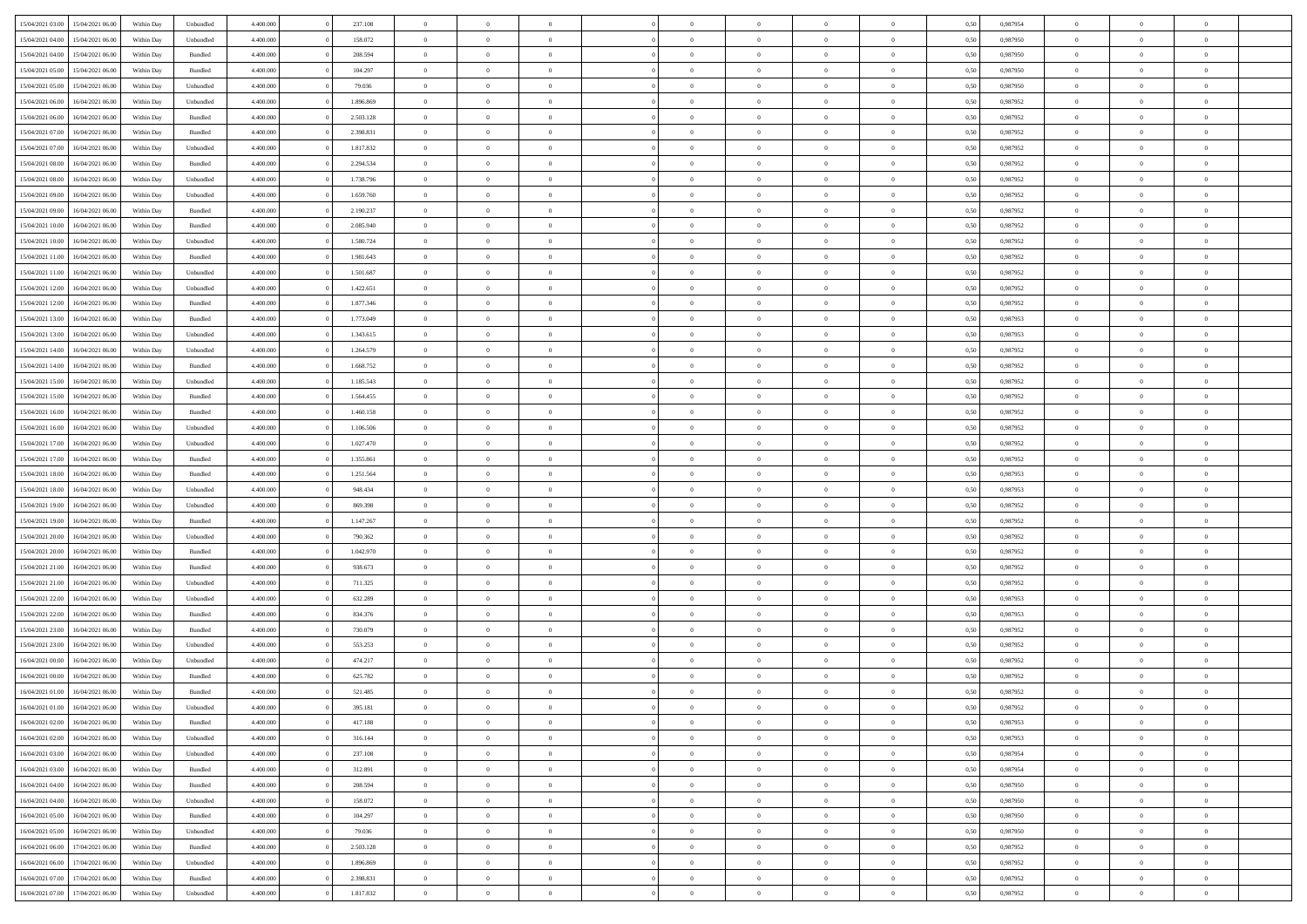| 15/04/2021 03:00 | 15/04/2021 06:00 | Within Day | Unbundled | 4.400.000 | 0 | 237.108 | 0 | 0 | 0 | | 0 | 0 | 0 | 0 | 0,50 | 0,987954 | 0 | 0 | 0 | |
|---|---|---|---|---|---|---|---|---|---|---|---|---|---|---|---|---|---|---|---|---|
| 15/04/2021 04:00 | 15/04/2021 06:00 | Within Day | Unbundled | 4.400.000 | 0 | 158.072 | 0 | 0 | 0 | | 0 | 0 | 0 | 0 | 0,50 | 0,987950 | 0 | 0 | 0 | |
| 15/04/2021 04:00 | 15/04/2021 06:00 | Within Day | Bundled | 4.400.000 | 0 | 208.594 | 0 | 0 | 0 | | 0 | 0 | 0 | 0 | 0,50 | 0,987950 | 0 | 0 | 0 | |
| 15/04/2021 05:00 | 15/04/2021 06:00 | Within Day | Bundled | 4.400.000 | 0 | 104.297 | 0 | 0 | 0 | | 0 | 0 | 0 | 0 | 0,50 | 0,987950 | 0 | 0 | 0 | |
| 15/04/2021 05:00 | 15/04/2021 06:00 | Within Day | Unbundled | 4.400.000 | 0 | 79.036 | 0 | 0 | 0 | | 0 | 0 | 0 | 0 | 0,50 | 0,987950 | 0 | 0 | 0 | |
| 15/04/2021 06:00 | 16/04/2021 06:00 | Within Day | Unbundled | 4.400.000 | 0 | 1.896.869 | 0 | 0 | 0 | | 0 | 0 | 0 | 0 | 0,50 | 0,987952 | 0 | 0 | 0 | |
| 15/04/2021 06:00 | 16/04/2021 06:00 | Within Day | Bundled | 4.400.000 | 0 | 2.503.128 | 0 | 0 | 0 | | 0 | 0 | 0 | 0 | 0,50 | 0,987952 | 0 | 0 | 0 | |
| 15/04/2021 07:00 | 16/04/2021 06:00 | Within Day | Bundled | 4.400.000 | 0 | 2.398.831 | 0 | 0 | 0 | | 0 | 0 | 0 | 0 | 0,50 | 0,987952 | 0 | 0 | 0 | |
| 15/04/2021 07:00 | 16/04/2021 06:00 | Within Day | Unbundled | 4.400.000 | 0 | 1.817.832 | 0 | 0 | 0 | | 0 | 0 | 0 | 0 | 0,50 | 0,987952 | 0 | 0 | 0 | |
| 15/04/2021 08:00 | 16/04/2021 06:00 | Within Day | Bundled | 4.400.000 | 0 | 2.294.534 | 0 | 0 | 0 | | 0 | 0 | 0 | 0 | 0,50 | 0,987952 | 0 | 0 | 0 | |
| 15/04/2021 08:00 | 16/04/2021 06:00 | Within Day | Unbundled | 4.400.000 | 0 | 1.738.796 | 0 | 0 | 0 | | 0 | 0 | 0 | 0 | 0,50 | 0,987952 | 0 | 0 | 0 | |
| 15/04/2021 09:00 | 16/04/2021 06:00 | Within Day | Unbundled | 4.400.000 | 0 | 1.659.760 | 0 | 0 | 0 | | 0 | 0 | 0 | 0 | 0,50 | 0,987952 | 0 | 0 | 0 | |
| 15/04/2021 09:00 | 16/04/2021 06:00 | Within Day | Bundled | 4.400.000 | 0 | 2.190.237 | 0 | 0 | 0 | | 0 | 0 | 0 | 0 | 0,50 | 0,987952 | 0 | 0 | 0 | |
| 15/04/2021 10:00 | 16/04/2021 06:00 | Within Day | Bundled | 4.400.000 | 0 | 2.085.940 | 0 | 0 | 0 | | 0 | 0 | 0 | 0 | 0,50 | 0,987952 | 0 | 0 | 0 | |
| 15/04/2021 10:00 | 16/04/2021 06:00 | Within Day | Unbundled | 4.400.000 | 0 | 1.580.724 | 0 | 0 | 0 | | 0 | 0 | 0 | 0 | 0,50 | 0,987952 | 0 | 0 | 0 | |
| 15/04/2021 11:00 | 16/04/2021 06:00 | Within Day | Bundled | 4.400.000 | 0 | 1.981.643 | 0 | 0 | 0 | | 0 | 0 | 0 | 0 | 0,50 | 0,987952 | 0 | 0 | 0 | |
| 15/04/2021 11:00 | 16/04/2021 06:00 | Within Day | Unbundled | 4.400.000 | 0 | 1.501.687 | 0 | 0 | 0 | | 0 | 0 | 0 | 0 | 0,50 | 0,987952 | 0 | 0 | 0 | |
| 15/04/2021 12:00 | 16/04/2021 06:00 | Within Day | Unbundled | 4.400.000 | 0 | 1.422.651 | 0 | 0 | 0 | | 0 | 0 | 0 | 0 | 0,50 | 0,987952 | 0 | 0 | 0 | |
| 15/04/2021 12:00 | 16/04/2021 06:00 | Within Day | Bundled | 4.400.000 | 0 | 1.877.346 | 0 | 0 | 0 | | 0 | 0 | 0 | 0 | 0,50 | 0,987952 | 0 | 0 | 0 | |
| 15/04/2021 13:00 | 16/04/2021 06:00 | Within Day | Bundled | 4.400.000 | 0 | 1.773.049 | 0 | 0 | 0 | | 0 | 0 | 0 | 0 | 0,50 | 0,987953 | 0 | 0 | 0 | |
| 15/04/2021 13:00 | 16/04/2021 06:00 | Within Day | Unbundled | 4.400.000 | 0 | 1.343.615 | 0 | 0 | 0 | | 0 | 0 | 0 | 0 | 0,50 | 0,987953 | 0 | 0 | 0 | |
| 15/04/2021 14:00 | 16/04/2021 06:00 | Within Day | Unbundled | 4.400.000 | 0 | 1.264.579 | 0 | 0 | 0 | | 0 | 0 | 0 | 0 | 0,50 | 0,987952 | 0 | 0 | 0 | |
| 15/04/2021 14:00 | 16/04/2021 06:00 | Within Day | Bundled | 4.400.000 | 0 | 1.668.752 | 0 | 0 | 0 | | 0 | 0 | 0 | 0 | 0,50 | 0,987952 | 0 | 0 | 0 | |
| 15/04/2021 15:00 | 16/04/2021 06:00 | Within Day | Unbundled | 4.400.000 | 0 | 1.185.543 | 0 | 0 | 0 | | 0 | 0 | 0 | 0 | 0,50 | 0,987952 | 0 | 0 | 0 | |
| 15/04/2021 15:00 | 16/04/2021 06:00 | Within Day | Bundled | 4.400.000 | 0 | 1.564.455 | 0 | 0 | 0 | | 0 | 0 | 0 | 0 | 0,50 | 0,987952 | 0 | 0 | 0 | |
| 15/04/2021 16:00 | 16/04/2021 06:00 | Within Day | Bundled | 4.400.000 | 0 | 1.460.158 | 0 | 0 | 0 | | 0 | 0 | 0 | 0 | 0,50 | 0,987952 | 0 | 0 | 0 | |
| 15/04/2021 16:00 | 16/04/2021 06:00 | Within Day | Unbundled | 4.400.000 | 0 | 1.106.506 | 0 | 0 | 0 | | 0 | 0 | 0 | 0 | 0,50 | 0,987952 | 0 | 0 | 0 | |
| 15/04/2021 17:00 | 16/04/2021 06:00 | Within Day | Unbundled | 4.400.000 | 0 | 1.027.470 | 0 | 0 | 0 | | 0 | 0 | 0 | 0 | 0,50 | 0,987952 | 0 | 0 | 0 | |
| 15/04/2021 17:00 | 16/04/2021 06:00 | Within Day | Bundled | 4.400.000 | 0 | 1.355.861 | 0 | 0 | 0 | | 0 | 0 | 0 | 0 | 0,50 | 0,987952 | 0 | 0 | 0 | |
| 15/04/2021 18:00 | 16/04/2021 06:00 | Within Day | Bundled | 4.400.000 | 0 | 1.251.564 | 0 | 0 | 0 | | 0 | 0 | 0 | 0 | 0,50 | 0,987953 | 0 | 0 | 0 | |
| 15/04/2021 18:00 | 16/04/2021 06:00 | Within Day | Unbundled | 4.400.000 | 0 | 948.434 | 0 | 0 | 0 | | 0 | 0 | 0 | 0 | 0,50 | 0,987953 | 0 | 0 | 0 | |
| 15/04/2021 19:00 | 16/04/2021 06:00 | Within Day | Unbundled | 4.400.000 | 0 | 869.398 | 0 | 0 | 0 | | 0 | 0 | 0 | 0 | 0,50 | 0,987952 | 0 | 0 | 0 | |
| 15/04/2021 19:00 | 16/04/2021 06:00 | Within Day | Bundled | 4.400.000 | 0 | 1.147.267 | 0 | 0 | 0 | | 0 | 0 | 0 | 0 | 0,50 | 0,987952 | 0 | 0 | 0 | |
| 15/04/2021 20:00 | 16/04/2021 06:00 | Within Day | Unbundled | 4.400.000 | 0 | 790.362 | 0 | 0 | 0 | | 0 | 0 | 0 | 0 | 0,50 | 0,987952 | 0 | 0 | 0 | |
| 15/04/2021 20:00 | 16/04/2021 06:00 | Within Day | Bundled | 4.400.000 | 0 | 1.042.970 | 0 | 0 | 0 | | 0 | 0 | 0 | 0 | 0,50 | 0,987952 | 0 | 0 | 0 | |
| 15/04/2021 21:00 | 16/04/2021 06:00 | Within Day | Bundled | 4.400.000 | 0 | 938.673 | 0 | 0 | 0 | | 0 | 0 | 0 | 0 | 0,50 | 0,987952 | 0 | 0 | 0 | |
| 15/04/2021 21:00 | 16/04/2021 06:00 | Within Day | Unbundled | 4.400.000 | 0 | 711.325 | 0 | 0 | 0 | | 0 | 0 | 0 | 0 | 0,50 | 0,987952 | 0 | 0 | 0 | |
| 15/04/2021 22:00 | 16/04/2021 06:00 | Within Day | Unbundled | 4.400.000 | 0 | 632.289 | 0 | 0 | 0 | | 0 | 0 | 0 | 0 | 0,50 | 0,987953 | 0 | 0 | 0 | |
| 15/04/2021 22:00 | 16/04/2021 06:00 | Within Day | Bundled | 4.400.000 | 0 | 834.376 | 0 | 0 | 0 | | 0 | 0 | 0 | 0 | 0,50 | 0,987953 | 0 | 0 | 0 | |
| 15/04/2021 23:00 | 16/04/2021 06:00 | Within Day | Bundled | 4.400.000 | 0 | 730.079 | 0 | 0 | 0 | | 0 | 0 | 0 | 0 | 0,50 | 0,987952 | 0 | 0 | 0 | |
| 15/04/2021 23:00 | 16/04/2021 06:00 | Within Day | Unbundled | 4.400.000 | 0 | 553.253 | 0 | 0 | 0 | | 0 | 0 | 0 | 0 | 0,50 | 0,987952 | 0 | 0 | 0 | |
| 16/04/2021 00:00 | 16/04/2021 06:00 | Within Day | Unbundled | 4.400.000 | 0 | 474.217 | 0 | 0 | 0 | | 0 | 0 | 0 | 0 | 0,50 | 0,987952 | 0 | 0 | 0 | |
| 16/04/2021 00:00 | 16/04/2021 06:00 | Within Day | Bundled | 4.400.000 | 0 | 625.782 | 0 | 0 | 0 | | 0 | 0 | 0 | 0 | 0,50 | 0,987952 | 0 | 0 | 0 | |
| 16/04/2021 01:00 | 16/04/2021 06:00 | Within Day | Bundled | 4.400.000 | 0 | 521.485 | 0 | 0 | 0 | | 0 | 0 | 0 | 0 | 0,50 | 0,987952 | 0 | 0 | 0 | |
| 16/04/2021 01:00 | 16/04/2021 06:00 | Within Day | Unbundled | 4.400.000 | 0 | 395.181 | 0 | 0 | 0 | | 0 | 0 | 0 | 0 | 0,50 | 0,987952 | 0 | 0 | 0 | |
| 16/04/2021 02:00 | 16/04/2021 06:00 | Within Day | Bundled | 4.400.000 | 0 | 417.188 | 0 | 0 | 0 | | 0 | 0 | 0 | 0 | 0,50 | 0,987953 | 0 | 0 | 0 | |
| 16/04/2021 02:00 | 16/04/2021 06:00 | Within Day | Unbundled | 4.400.000 | 0 | 316.144 | 0 | 0 | 0 | | 0 | 0 | 0 | 0 | 0,50 | 0,987953 | 0 | 0 | 0 | |
| 16/04/2021 03:00 | 16/04/2021 06:00 | Within Day | Unbundled | 4.400.000 | 0 | 237.108 | 0 | 0 | 0 | | 0 | 0 | 0 | 0 | 0,50 | 0,987954 | 0 | 0 | 0 | |
| 16/04/2021 03:00 | 16/04/2021 06:00 | Within Day | Bundled | 4.400.000 | 0 | 312.891 | 0 | 0 | 0 | | 0 | 0 | 0 | 0 | 0,50 | 0,987954 | 0 | 0 | 0 | |
| 16/04/2021 04:00 | 16/04/2021 06:00 | Within Day | Bundled | 4.400.000 | 0 | 208.594 | 0 | 0 | 0 | | 0 | 0 | 0 | 0 | 0,50 | 0,987950 | 0 | 0 | 0 | |
| 16/04/2021 04:00 | 16/04/2021 06:00 | Within Day | Unbundled | 4.400.000 | 0 | 158.072 | 0 | 0 | 0 | | 0 | 0 | 0 | 0 | 0,50 | 0,987950 | 0 | 0 | 0 | |
| 16/04/2021 05:00 | 16/04/2021 06:00 | Within Day | Bundled | 4.400.000 | 0 | 104.297 | 0 | 0 | 0 | | 0 | 0 | 0 | 0 | 0,50 | 0,987950 | 0 | 0 | 0 | |
| 16/04/2021 05:00 | 16/04/2021 06:00 | Within Day | Unbundled | 4.400.000 | 0 | 79.036 | 0 | 0 | 0 | | 0 | 0 | 0 | 0 | 0,50 | 0,987950 | 0 | 0 | 0 | |
| 16/04/2021 06:00 | 17/04/2021 06:00 | Within Day | Bundled | 4.400.000 | 0 | 2.503.128 | 0 | 0 | 0 | | 0 | 0 | 0 | 0 | 0,50 | 0,987952 | 0 | 0 | 0 | |
| 16/04/2021 06:00 | 17/04/2021 06:00 | Within Day | Unbundled | 4.400.000 | 0 | 1.896.869 | 0 | 0 | 0 | | 0 | 0 | 0 | 0 | 0,50 | 0,987952 | 0 | 0 | 0 | |
| 16/04/2021 07:00 | 17/04/2021 06:00 | Within Day | Bundled | 4.400.000 | 0 | 2.398.831 | 0 | 0 | 0 | | 0 | 0 | 0 | 0 | 0,50 | 0,987952 | 0 | 0 | 0 | |
| 16/04/2021 07:00 | 17/04/2021 06:00 | Within Day | Unbundled | 4.400.000 | 0 | 1.817.832 | 0 | 0 | 0 | | 0 | 0 | 0 | 0 | 0,50 | 0,987952 | 0 | 0 | 0 | |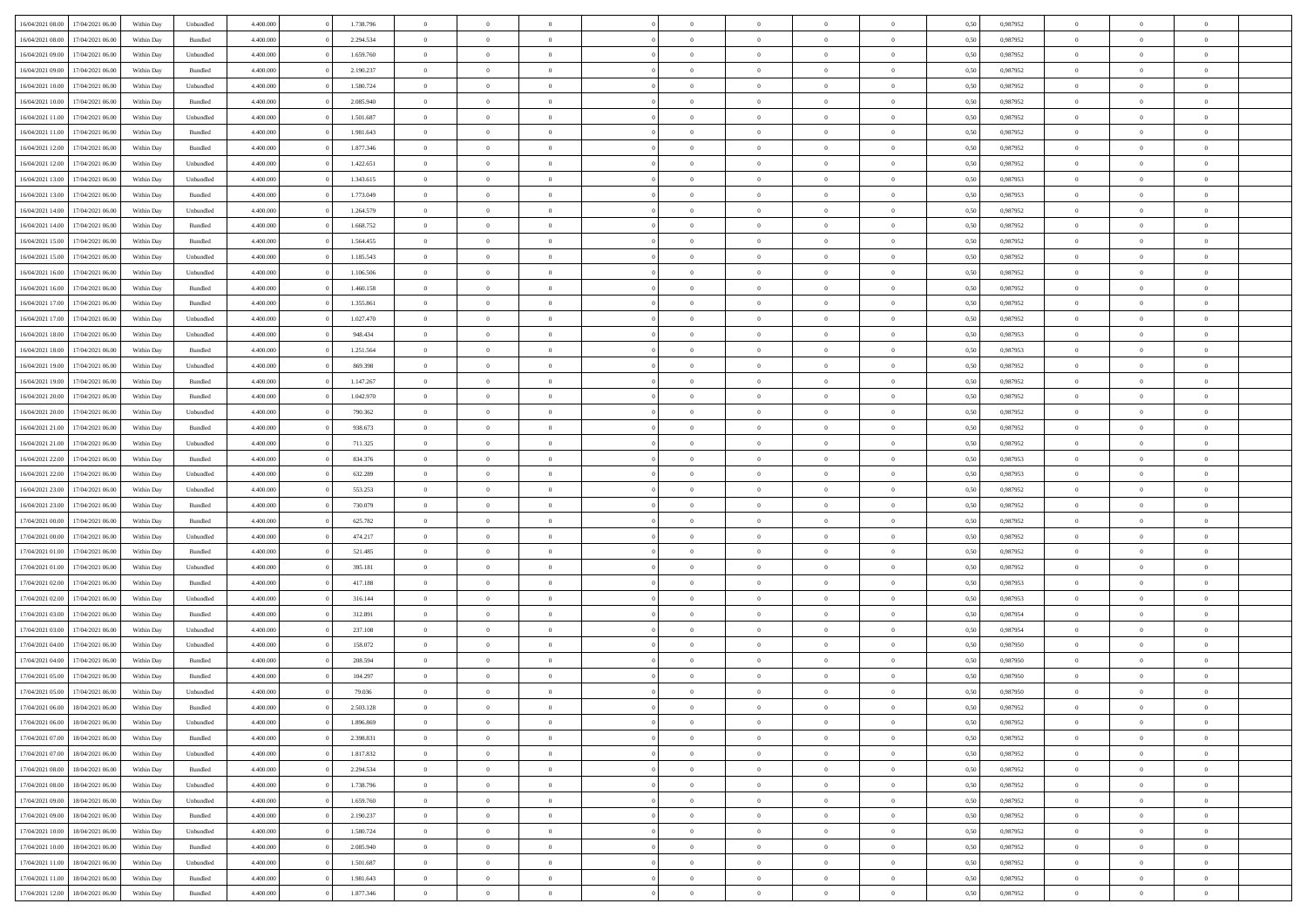| | | | | | | | | | | | | | | | | | | | | |
|---|---|---|---|---|---|---|---|---|---|---|---|---|---|---|---|---|---|---|---|---|
| 16/04/2021 08:00 | 17/04/2021 06:00 | Within Day | Unbundled | 4.400.000 | 0 | 1.738.796 | 0 | 0 | 0 | | 0 | 0 | 0 | 0 | 0,50 | 0,987952 | 0 | 0 | 0 | |
| 16/04/2021 08:00 | 17/04/2021 06:00 | Within Day | Bundled | 4.400.000 | 0 | 2.294.534 | 0 | 0 | 0 | | 0 | 0 | 0 | 0 | 0,50 | 0,987952 | 0 | 0 | 0 | |
| 16/04/2021 09:00 | 17/04/2021 06:00 | Within Day | Unbundled | 4.400.000 | 0 | 1.659.760 | 0 | 0 | 0 | | 0 | 0 | 0 | 0 | 0,50 | 0,987952 | 0 | 0 | 0 | |
| 16/04/2021 09:00 | 17/04/2021 06:00 | Within Day | Bundled | 4.400.000 | 0 | 2.190.237 | 0 | 0 | 0 | | 0 | 0 | 0 | 0 | 0,50 | 0,987952 | 0 | 0 | 0 | |
| 16/04/2021 10:00 | 17/04/2021 06:00 | Within Day | Unbundled | 4.400.000 | 0 | 1.580.724 | 0 | 0 | 0 | | 0 | 0 | 0 | 0 | 0,50 | 0,987952 | 0 | 0 | 0 | |
| 16/04/2021 10:00 | 17/04/2021 06:00 | Within Day | Bundled | 4.400.000 | 0 | 2.085.940 | 0 | 0 | 0 | | 0 | 0 | 0 | 0 | 0,50 | 0,987952 | 0 | 0 | 0 | |
| 16/04/2021 11:00 | 17/04/2021 06:00 | Within Day | Unbundled | 4.400.000 | 0 | 1.501.687 | 0 | 0 | 0 | | 0 | 0 | 0 | 0 | 0,50 | 0,987952 | 0 | 0 | 0 | |
| 16/04/2021 11:00 | 17/04/2021 06:00 | Within Day | Bundled | 4.400.000 | 0 | 1.981.643 | 0 | 0 | 0 | | 0 | 0 | 0 | 0 | 0,50 | 0,987952 | 0 | 0 | 0 | |
| 16/04/2021 12:00 | 17/04/2021 06:00 | Within Day | Bundled | 4.400.000 | 0 | 1.877.346 | 0 | 0 | 0 | | 0 | 0 | 0 | 0 | 0,50 | 0,987952 | 0 | 0 | 0 | |
| 16/04/2021 12:00 | 17/04/2021 06:00 | Within Day | Unbundled | 4.400.000 | 0 | 1.422.651 | 0 | 0 | 0 | | 0 | 0 | 0 | 0 | 0,50 | 0,987952 | 0 | 0 | 0 | |
| 16/04/2021 13:00 | 17/04/2021 06:00 | Within Day | Unbundled | 4.400.000 | 0 | 1.343.615 | 0 | 0 | 0 | | 0 | 0 | 0 | 0 | 0,50 | 0,987953 | 0 | 0 | 0 | |
| 16/04/2021 13:00 | 17/04/2021 06:00 | Within Day | Bundled | 4.400.000 | 0 | 1.773.049 | 0 | 0 | 0 | | 0 | 0 | 0 | 0 | 0,50 | 0,987953 | 0 | 0 | 0 | |
| 16/04/2021 14:00 | 17/04/2021 06:00 | Within Day | Unbundled | 4.400.000 | 0 | 1.264.579 | 0 | 0 | 0 | | 0 | 0 | 0 | 0 | 0,50 | 0,987952 | 0 | 0 | 0 | |
| 16/04/2021 14:00 | 17/04/2021 06:00 | Within Day | Bundled | 4.400.000 | 0 | 1.668.752 | 0 | 0 | 0 | | 0 | 0 | 0 | 0 | 0,50 | 0,987952 | 0 | 0 | 0 | |
| 16/04/2021 15:00 | 17/04/2021 06:00 | Within Day | Bundled | 4.400.000 | 0 | 1.564.455 | 0 | 0 | 0 | | 0 | 0 | 0 | 0 | 0,50 | 0,987952 | 0 | 0 | 0 | |
| 16/04/2021 15:00 | 17/04/2021 06:00 | Within Day | Unbundled | 4.400.000 | 0 | 1.185.543 | 0 | 0 | 0 | | 0 | 0 | 0 | 0 | 0,50 | 0,987952 | 0 | 0 | 0 | |
| 16/04/2021 16:00 | 17/04/2021 06:00 | Within Day | Unbundled | 4.400.000 | 0 | 1.106.506 | 0 | 0 | 0 | | 0 | 0 | 0 | 0 | 0,50 | 0,987952 | 0 | 0 | 0 | |
| 16/04/2021 16:00 | 17/04/2021 06:00 | Within Day | Bundled | 4.400.000 | 0 | 1.460.158 | 0 | 0 | 0 | | 0 | 0 | 0 | 0 | 0,50 | 0,987952 | 0 | 0 | 0 | |
| 16/04/2021 17:00 | 17/04/2021 06:00 | Within Day | Bundled | 4.400.000 | 0 | 1.355.861 | 0 | 0 | 0 | | 0 | 0 | 0 | 0 | 0,50 | 0,987952 | 0 | 0 | 0 | |
| 16/04/2021 17:00 | 17/04/2021 06:00 | Within Day | Unbundled | 4.400.000 | 0 | 1.027.470 | 0 | 0 | 0 | | 0 | 0 | 0 | 0 | 0,50 | 0,987952 | 0 | 0 | 0 | |
| 16/04/2021 18:00 | 17/04/2021 06:00 | Within Day | Unbundled | 4.400.000 | 0 | 948.434 | 0 | 0 | 0 | | 0 | 0 | 0 | 0 | 0,50 | 0,987953 | 0 | 0 | 0 | |
| 16/04/2021 18:00 | 17/04/2021 06:00 | Within Day | Bundled | 4.400.000 | 0 | 1.251.564 | 0 | 0 | 0 | | 0 | 0 | 0 | 0 | 0,50 | 0,987953 | 0 | 0 | 0 | |
| 16/04/2021 19:00 | 17/04/2021 06:00 | Within Day | Unbundled | 4.400.000 | 0 | 869.398 | 0 | 0 | 0 | | 0 | 0 | 0 | 0 | 0,50 | 0,987952 | 0 | 0 | 0 | |
| 16/04/2021 19:00 | 17/04/2021 06:00 | Within Day | Bundled | 4.400.000 | 0 | 1.147.267 | 0 | 0 | 0 | | 0 | 0 | 0 | 0 | 0,50 | 0,987952 | 0 | 0 | 0 | |
| 16/04/2021 20:00 | 17/04/2021 06:00 | Within Day | Bundled | 4.400.000 | 0 | 1.042.970 | 0 | 0 | 0 | | 0 | 0 | 0 | 0 | 0,50 | 0,987952 | 0 | 0 | 0 | |
| 16/04/2021 20:00 | 17/04/2021 06:00 | Within Day | Unbundled | 4.400.000 | 0 | 790.362 | 0 | 0 | 0 | | 0 | 0 | 0 | 0 | 0,50 | 0,987952 | 0 | 0 | 0 | |
| 16/04/2021 21:00 | 17/04/2021 06:00 | Within Day | Bundled | 4.400.000 | 0 | 938.673 | 0 | 0 | 0 | | 0 | 0 | 0 | 0 | 0,50 | 0,987952 | 0 | 0 | 0 | |
| 16/04/2021 21:00 | 17/04/2021 06:00 | Within Day | Unbundled | 4.400.000 | 0 | 711.325 | 0 | 0 | 0 | | 0 | 0 | 0 | 0 | 0,50 | 0,987952 | 0 | 0 | 0 | |
| 16/04/2021 22:00 | 17/04/2021 06:00 | Within Day | Bundled | 4.400.000 | 0 | 834.376 | 0 | 0 | 0 | | 0 | 0 | 0 | 0 | 0,50 | 0,987953 | 0 | 0 | 0 | |
| 16/04/2021 22:00 | 17/04/2021 06:00 | Within Day | Unbundled | 4.400.000 | 0 | 632.289 | 0 | 0 | 0 | | 0 | 0 | 0 | 0 | 0,50 | 0,987953 | 0 | 0 | 0 | |
| 16/04/2021 23:00 | 17/04/2021 06:00 | Within Day | Unbundled | 4.400.000 | 0 | 553.253 | 0 | 0 | 0 | | 0 | 0 | 0 | 0 | 0,50 | 0,987952 | 0 | 0 | 0 | |
| 16/04/2021 23:00 | 17/04/2021 06:00 | Within Day | Bundled | 4.400.000 | 0 | 730.079 | 0 | 0 | 0 | | 0 | 0 | 0 | 0 | 0,50 | 0,987952 | 0 | 0 | 0 | |
| 17/04/2021 00:00 | 17/04/2021 06:00 | Within Day | Bundled | 4.400.000 | 0 | 625.782 | 0 | 0 | 0 | | 0 | 0 | 0 | 0 | 0,50 | 0,987952 | 0 | 0 | 0 | |
| 17/04/2021 00:00 | 17/04/2021 06:00 | Within Day | Unbundled | 4.400.000 | 0 | 474.217 | 0 | 0 | 0 | | 0 | 0 | 0 | 0 | 0,50 | 0,987952 | 0 | 0 | 0 | |
| 17/04/2021 01:00 | 17/04/2021 06:00 | Within Day | Bundled | 4.400.000 | 0 | 521.485 | 0 | 0 | 0 | | 0 | 0 | 0 | 0 | 0,50 | 0,987952 | 0 | 0 | 0 | |
| 17/04/2021 01:00 | 17/04/2021 06:00 | Within Day | Unbundled | 4.400.000 | 0 | 395.181 | 0 | 0 | 0 | | 0 | 0 | 0 | 0 | 0,50 | 0,987952 | 0 | 0 | 0 | |
| 17/04/2021 02:00 | 17/04/2021 06:00 | Within Day | Bundled | 4.400.000 | 0 | 417.188 | 0 | 0 | 0 | | 0 | 0 | 0 | 0 | 0,50 | 0,987953 | 0 | 0 | 0 | |
| 17/04/2021 02:00 | 17/04/2021 06:00 | Within Day | Unbundled | 4.400.000 | 0 | 316.144 | 0 | 0 | 0 | | 0 | 0 | 0 | 0 | 0,50 | 0,987953 | 0 | 0 | 0 | |
| 17/04/2021 03:00 | 17/04/2021 06:00 | Within Day | Bundled | 4.400.000 | 0 | 312.891 | 0 | 0 | 0 | | 0 | 0 | 0 | 0 | 0,50 | 0,987954 | 0 | 0 | 0 | |
| 17/04/2021 03:00 | 17/04/2021 06:00 | Within Day | Unbundled | 4.400.000 | 0 | 237.108 | 0 | 0 | 0 | | 0 | 0 | 0 | 0 | 0,50 | 0,987954 | 0 | 0 | 0 | |
| 17/04/2021 04:00 | 17/04/2021 06:00 | Within Day | Unbundled | 4.400.000 | 0 | 158.072 | 0 | 0 | 0 | | 0 | 0 | 0 | 0 | 0,50 | 0,987950 | 0 | 0 | 0 | |
| 17/04/2021 04:00 | 17/04/2021 06:00 | Within Day | Bundled | 4.400.000 | 0 | 208.594 | 0 | 0 | 0 | | 0 | 0 | 0 | 0 | 0,50 | 0,987950 | 0 | 0 | 0 | |
| 17/04/2021 05:00 | 17/04/2021 06:00 | Within Day | Bundled | 4.400.000 | 0 | 104.297 | 0 | 0 | 0 | | 0 | 0 | 0 | 0 | 0,50 | 0,987950 | 0 | 0 | 0 | |
| 17/04/2021 05:00 | 17/04/2021 06:00 | Within Day | Unbundled | 4.400.000 | 0 | 79.036 | 0 | 0 | 0 | | 0 | 0 | 0 | 0 | 0,50 | 0,987950 | 0 | 0 | 0 | |
| 17/04/2021 06:00 | 18/04/2021 06:00 | Within Day | Bundled | 4.400.000 | 0 | 2.503.128 | 0 | 0 | 0 | | 0 | 0 | 0 | 0 | 0,50 | 0,987952 | 0 | 0 | 0 | |
| 17/04/2021 06:00 | 18/04/2021 06:00 | Within Day | Unbundled | 4.400.000 | 0 | 1.896.869 | 0 | 0 | 0 | | 0 | 0 | 0 | 0 | 0,50 | 0,987952 | 0 | 0 | 0 | |
| 17/04/2021 07:00 | 18/04/2021 06:00 | Within Day | Bundled | 4.400.000 | 0 | 2.398.831 | 0 | 0 | 0 | | 0 | 0 | 0 | 0 | 0,50 | 0,987952 | 0 | 0 | 0 | |
| 17/04/2021 07:00 | 18/04/2021 06:00 | Within Day | Unbundled | 4.400.000 | 0 | 1.817.832 | 0 | 0 | 0 | | 0 | 0 | 0 | 0 | 0,50 | 0,987952 | 0 | 0 | 0 | |
| 17/04/2021 08:00 | 18/04/2021 06:00 | Within Day | Bundled | 4.400.000 | 0 | 2.294.534 | 0 | 0 | 0 | | 0 | 0 | 0 | 0 | 0,50 | 0,987952 | 0 | 0 | 0 | |
| 17/04/2021 08:00 | 18/04/2021 06:00 | Within Day | Unbundled | 4.400.000 | 0 | 1.738.796 | 0 | 0 | 0 | | 0 | 0 | 0 | 0 | 0,50 | 0,987952 | 0 | 0 | 0 | |
| 17/04/2021 09:00 | 18/04/2021 06:00 | Within Day | Unbundled | 4.400.000 | 0 | 1.659.760 | 0 | 0 | 0 | | 0 | 0 | 0 | 0 | 0,50 | 0,987952 | 0 | 0 | 0 | |
| 17/04/2021 09:00 | 18/04/2021 06:00 | Within Day | Bundled | 4.400.000 | 0 | 2.190.237 | 0 | 0 | 0 | | 0 | 0 | 0 | 0 | 0,50 | 0,987952 | 0 | 0 | 0 | |
| 17/04/2021 10:00 | 18/04/2021 06:00 | Within Day | Unbundled | 4.400.000 | 0 | 1.580.724 | 0 | 0 | 0 | | 0 | 0 | 0 | 0 | 0,50 | 0,987952 | 0 | 0 | 0 | |
| 17/04/2021 10:00 | 18/04/2021 06:00 | Within Day | Bundled | 4.400.000 | 0 | 2.085.940 | 0 | 0 | 0 | | 0 | 0 | 0 | 0 | 0,50 | 0,987952 | 0 | 0 | 0 | |
| 17/04/2021 11:00 | 18/04/2021 06:00 | Within Day | Unbundled | 4.400.000 | 0 | 1.501.687 | 0 | 0 | 0 | | 0 | 0 | 0 | 0 | 0,50 | 0,987952 | 0 | 0 | 0 | |
| 17/04/2021 11:00 | 18/04/2021 06:00 | Within Day | Bundled | 4.400.000 | 0 | 1.981.643 | 0 | 0 | 0 | | 0 | 0 | 0 | 0 | 0,50 | 0,987952 | 0 | 0 | 0 | |
| 17/04/2021 12:00 | 18/04/2021 06:00 | Within Day | Bundled | 4.400.000 | 0 | 1.877.346 | 0 | 0 | 0 | | 0 | 0 | 0 | 0 | 0,50 | 0,987952 | 0 | 0 | 0 | |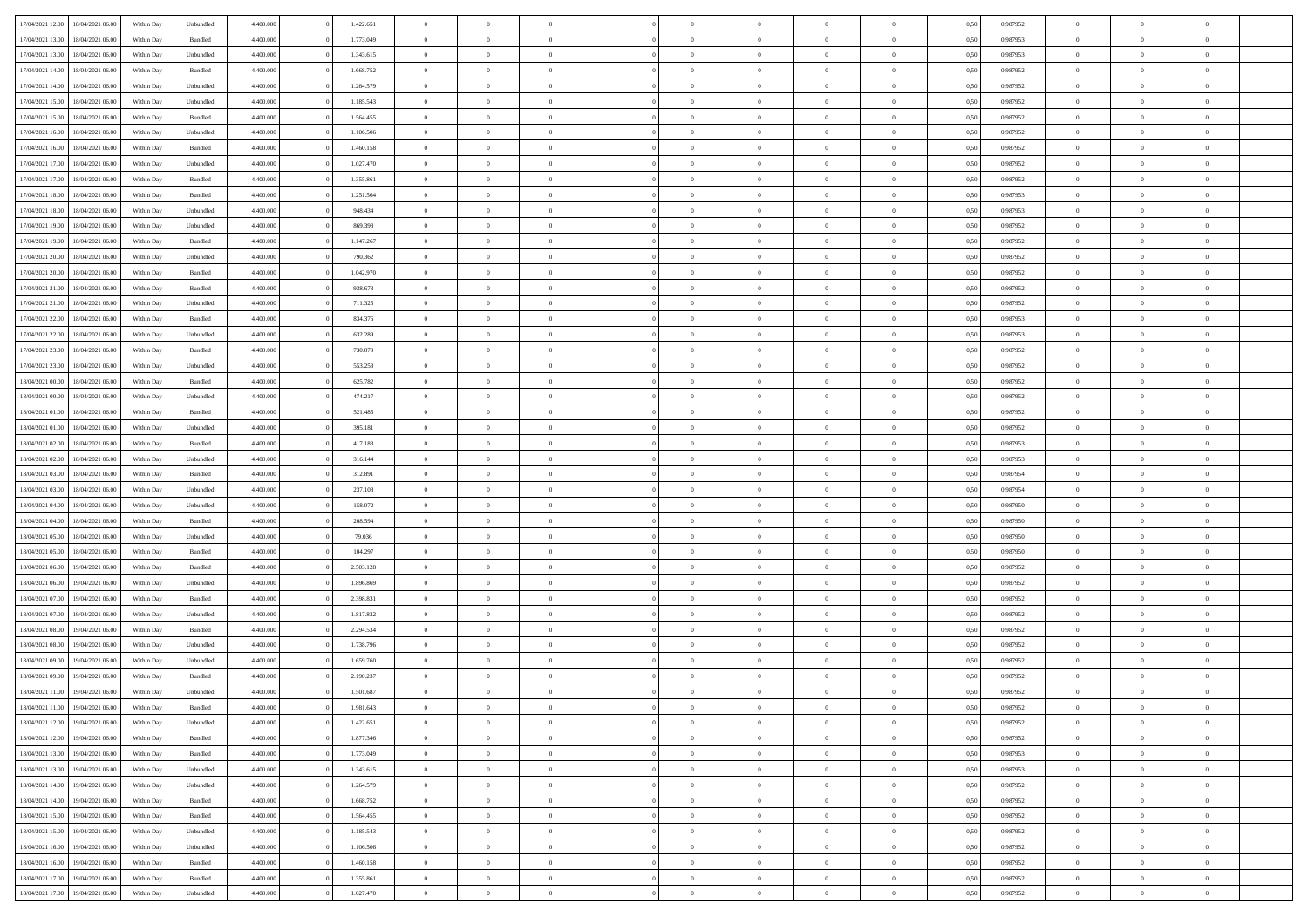| | | | | | | | | | | | | | | | | | | | | |
|---|---|---|---|---|---|---|---|---|---|---|---|---|---|---|---|---|---|---|---|---|
| 17/04/2021 12:00 | 18/04/2021 06:00 | Within Day | Unbundled | 4.400.000 | 0 | 1.422.651 | 0 | 0 | 0 | | 0 | 0 | 0 | 0 | 0,50 | 0,987952 | 0 | 0 | 0 | |
| 17/04/2021 13:00 | 18/04/2021 06:00 | Within Day | Bundled | 4.400.000 | 0 | 1.773.049 | 0 | 0 | 0 | | 0 | 0 | 0 | 0 | 0,50 | 0,987953 | 0 | 0 | 0 | |
| 17/04/2021 13:00 | 18/04/2021 06:00 | Within Day | Unbundled | 4.400.000 | 0 | 1.343.615 | 0 | 0 | 0 | | 0 | 0 | 0 | 0 | 0,50 | 0,987953 | 0 | 0 | 0 | |
| 17/04/2021 14:00 | 18/04/2021 06:00 | Within Day | Bundled | 4.400.000 | 0 | 1.668.752 | 0 | 0 | 0 | | 0 | 0 | 0 | 0 | 0,50 | 0,987952 | 0 | 0 | 0 | |
| 17/04/2021 14:00 | 18/04/2021 06:00 | Within Day | Unbundled | 4.400.000 | 0 | 1.264.579 | 0 | 0 | 0 | | 0 | 0 | 0 | 0 | 0,50 | 0,987952 | 0 | 0 | 0 | |
| 17/04/2021 15:00 | 18/04/2021 06:00 | Within Day | Unbundled | 4.400.000 | 0 | 1.185.543 | 0 | 0 | 0 | | 0 | 0 | 0 | 0 | 0,50 | 0,987952 | 0 | 0 | 0 | |
| 17/04/2021 15:00 | 18/04/2021 06:00 | Within Day | Bundled | 4.400.000 | 0 | 1.564.455 | 0 | 0 | 0 | | 0 | 0 | 0 | 0 | 0,50 | 0,987952 | 0 | 0 | 0 | |
| 17/04/2021 16:00 | 18/04/2021 06:00 | Within Day | Unbundled | 4.400.000 | 0 | 1.106.506 | 0 | 0 | 0 | | 0 | 0 | 0 | 0 | 0,50 | 0,987952 | 0 | 0 | 0 | |
| 17/04/2021 16:00 | 18/04/2021 06:00 | Within Day | Bundled | 4.400.000 | 0 | 1.460.158 | 0 | 0 | 0 | | 0 | 0 | 0 | 0 | 0,50 | 0,987952 | 0 | 0 | 0 | |
| 17/04/2021 17:00 | 18/04/2021 06:00 | Within Day | Unbundled | 4.400.000 | 0 | 1.027.470 | 0 | 0 | 0 | | 0 | 0 | 0 | 0 | 0,50 | 0,987952 | 0 | 0 | 0 | |
| 17/04/2021 17:00 | 18/04/2021 06:00 | Within Day | Bundled | 4.400.000 | 0 | 1.355.861 | 0 | 0 | 0 | | 0 | 0 | 0 | 0 | 0,50 | 0,987952 | 0 | 0 | 0 | |
| 17/04/2021 18:00 | 18/04/2021 06:00 | Within Day | Bundled | 4.400.000 | 0 | 1.251.564 | 0 | 0 | 0 | | 0 | 0 | 0 | 0 | 0,50 | 0,987953 | 0 | 0 | 0 | |
| 17/04/2021 18:00 | 18/04/2021 06:00 | Within Day | Unbundled | 4.400.000 | 0 | 948.434 | 0 | 0 | 0 | | 0 | 0 | 0 | 0 | 0,50 | 0,987953 | 0 | 0 | 0 | |
| 17/04/2021 19:00 | 18/04/2021 06:00 | Within Day | Unbundled | 4.400.000 | 0 | 869.398 | 0 | 0 | 0 | | 0 | 0 | 0 | 0 | 0,50 | 0,987952 | 0 | 0 | 0 | |
| 17/04/2021 19:00 | 18/04/2021 06:00 | Within Day | Bundled | 4.400.000 | 0 | 1.147.267 | 0 | 0 | 0 | | 0 | 0 | 0 | 0 | 0,50 | 0,987952 | 0 | 0 | 0 | |
| 17/04/2021 20:00 | 18/04/2021 06:00 | Within Day | Unbundled | 4.400.000 | 0 | 790.362 | 0 | 0 | 0 | | 0 | 0 | 0 | 0 | 0,50 | 0,987952 | 0 | 0 | 0 | |
| 17/04/2021 20:00 | 18/04/2021 06:00 | Within Day | Bundled | 4.400.000 | 0 | 1.042.970 | 0 | 0 | 0 | | 0 | 0 | 0 | 0 | 0,50 | 0,987952 | 0 | 0 | 0 | |
| 17/04/2021 21:00 | 18/04/2021 06:00 | Within Day | Bundled | 4.400.000 | 0 | 938.673 | 0 | 0 | 0 | | 0 | 0 | 0 | 0 | 0,50 | 0,987952 | 0 | 0 | 0 | |
| 17/04/2021 21:00 | 18/04/2021 06:00 | Within Day | Unbundled | 4.400.000 | 0 | 711.325 | 0 | 0 | 0 | | 0 | 0 | 0 | 0 | 0,50 | 0,987952 | 0 | 0 | 0 | |
| 17/04/2021 22:00 | 18/04/2021 06:00 | Within Day | Bundled | 4.400.000 | 0 | 834.376 | 0 | 0 | 0 | | 0 | 0 | 0 | 0 | 0,50 | 0,987953 | 0 | 0 | 0 | |
| 17/04/2021 22:00 | 18/04/2021 06:00 | Within Day | Unbundled | 4.400.000 | 0 | 632.289 | 0 | 0 | 0 | | 0 | 0 | 0 | 0 | 0,50 | 0,987953 | 0 | 0 | 0 | |
| 17/04/2021 23:00 | 18/04/2021 06:00 | Within Day | Bundled | 4.400.000 | 0 | 730.079 | 0 | 0 | 0 | | 0 | 0 | 0 | 0 | 0,50 | 0,987952 | 0 | 0 | 0 | |
| 17/04/2021 23:00 | 18/04/2021 06:00 | Within Day | Unbundled | 4.400.000 | 0 | 553.253 | 0 | 0 | 0 | | 0 | 0 | 0 | 0 | 0,50 | 0,987952 | 0 | 0 | 0 | |
| 18/04/2021 00:00 | 18/04/2021 06:00 | Within Day | Bundled | 4.400.000 | 0 | 625.782 | 0 | 0 | 0 | | 0 | 0 | 0 | 0 | 0,50 | 0,987952 | 0 | 0 | 0 | |
| 18/04/2021 00:00 | 18/04/2021 06:00 | Within Day | Unbundled | 4.400.000 | 0 | 474.217 | 0 | 0 | 0 | | 0 | 0 | 0 | 0 | 0,50 | 0,987952 | 0 | 0 | 0 | |
| 18/04/2021 01:00 | 18/04/2021 06:00 | Within Day | Bundled | 4.400.000 | 0 | 521.485 | 0 | 0 | 0 | | 0 | 0 | 0 | 0 | 0,50 | 0,987952 | 0 | 0 | 0 | |
| 18/04/2021 01:00 | 18/04/2021 06:00 | Within Day | Unbundled | 4.400.000 | 0 | 395.181 | 0 | 0 | 0 | | 0 | 0 | 0 | 0 | 0,50 | 0,987952 | 0 | 0 | 0 | |
| 18/04/2021 02:00 | 18/04/2021 06:00 | Within Day | Bundled | 4.400.000 | 0 | 417.188 | 0 | 0 | 0 | | 0 | 0 | 0 | 0 | 0,50 | 0,987953 | 0 | 0 | 0 | |
| 18/04/2021 02:00 | 18/04/2021 06:00 | Within Day | Unbundled | 4.400.000 | 0 | 316.144 | 0 | 0 | 0 | | 0 | 0 | 0 | 0 | 0,50 | 0,987953 | 0 | 0 | 0 | |
| 18/04/2021 03:00 | 18/04/2021 06:00 | Within Day | Bundled | 4.400.000 | 0 | 312.891 | 0 | 0 | 0 | | 0 | 0 | 0 | 0 | 0,50 | 0,987954 | 0 | 0 | 0 | |
| 18/04/2021 03:00 | 18/04/2021 06:00 | Within Day | Unbundled | 4.400.000 | 0 | 237.108 | 0 | 0 | 0 | | 0 | 0 | 0 | 0 | 0,50 | 0,987954 | 0 | 0 | 0 | |
| 18/04/2021 04:00 | 18/04/2021 06:00 | Within Day | Unbundled | 4.400.000 | 0 | 158.072 | 0 | 0 | 0 | | 0 | 0 | 0 | 0 | 0,50 | 0,987950 | 0 | 0 | 0 | |
| 18/04/2021 04:00 | 18/04/2021 06:00 | Within Day | Bundled | 4.400.000 | 0 | 208.594 | 0 | 0 | 0 | | 0 | 0 | 0 | 0 | 0,50 | 0,987950 | 0 | 0 | 0 | |
| 18/04/2021 05:00 | 18/04/2021 06:00 | Within Day | Unbundled | 4.400.000 | 0 | 79.036 | 0 | 0 | 0 | | 0 | 0 | 0 | 0 | 0,50 | 0,987950 | 0 | 0 | 0 | |
| 18/04/2021 05:00 | 18/04/2021 06:00 | Within Day | Bundled | 4.400.000 | 0 | 104.297 | 0 | 0 | 0 | | 0 | 0 | 0 | 0 | 0,50 | 0,987950 | 0 | 0 | 0 | |
| 18/04/2021 06:00 | 19/04/2021 06:00 | Within Day | Bundled | 4.400.000 | 0 | 2.503.128 | 0 | 0 | 0 | | 0 | 0 | 0 | 0 | 0,50 | 0,987952 | 0 | 0 | 0 | |
| 18/04/2021 06:00 | 19/04/2021 06:00 | Within Day | Unbundled | 4.400.000 | 0 | 1.896.869 | 0 | 0 | 0 | | 0 | 0 | 0 | 0 | 0,50 | 0,987952 | 0 | 0 | 0 | |
| 18/04/2021 07:00 | 19/04/2021 06:00 | Within Day | Bundled | 4.400.000 | 0 | 2.398.831 | 0 | 0 | 0 | | 0 | 0 | 0 | 0 | 0,50 | 0,987952 | 0 | 0 | 0 | |
| 18/04/2021 07:00 | 19/04/2021 06:00 | Within Day | Unbundled | 4.400.000 | 0 | 1.817.832 | 0 | 0 | 0 | | 0 | 0 | 0 | 0 | 0,50 | 0,987952 | 0 | 0 | 0 | |
| 18/04/2021 08:00 | 19/04/2021 06:00 | Within Day | Bundled | 4.400.000 | 0 | 2.294.534 | 0 | 0 | 0 | | 0 | 0 | 0 | 0 | 0,50 | 0,987952 | 0 | 0 | 0 | |
| 18/04/2021 08:00 | 19/04/2021 06:00 | Within Day | Unbundled | 4.400.000 | 0 | 1.738.796 | 0 | 0 | 0 | | 0 | 0 | 0 | 0 | 0,50 | 0,987952 | 0 | 0 | 0 | |
| 18/04/2021 09:00 | 19/04/2021 06:00 | Within Day | Unbundled | 4.400.000 | 0 | 1.659.760 | 0 | 0 | 0 | | 0 | 0 | 0 | 0 | 0,50 | 0,987952 | 0 | 0 | 0 | |
| 18/04/2021 09:00 | 19/04/2021 06:00 | Within Day | Bundled | 4.400.000 | 0 | 2.190.237 | 0 | 0 | 0 | | 0 | 0 | 0 | 0 | 0,50 | 0,987952 | 0 | 0 | 0 | |
| 18/04/2021 11:00 | 19/04/2021 06:00 | Within Day | Unbundled | 4.400.000 | 0 | 1.501.687 | 0 | 0 | 0 | | 0 | 0 | 0 | 0 | 0,50 | 0,987952 | 0 | 0 | 0 | |
| 18/04/2021 11:00 | 19/04/2021 06:00 | Within Day | Bundled | 4.400.000 | 0 | 1.981.643 | 0 | 0 | 0 | | 0 | 0 | 0 | 0 | 0,50 | 0,987952 | 0 | 0 | 0 | |
| 18/04/2021 12:00 | 19/04/2021 06:00 | Within Day | Unbundled | 4.400.000 | 0 | 1.422.651 | 0 | 0 | 0 | | 0 | 0 | 0 | 0 | 0,50 | 0,987952 | 0 | 0 | 0 | |
| 18/04/2021 12:00 | 19/04/2021 06:00 | Within Day | Bundled | 4.400.000 | 0 | 1.877.346 | 0 | 0 | 0 | | 0 | 0 | 0 | 0 | 0,50 | 0,987952 | 0 | 0 | 0 | |
| 18/04/2021 13:00 | 19/04/2021 06:00 | Within Day | Bundled | 4.400.000 | 0 | 1.773.049 | 0 | 0 | 0 | | 0 | 0 | 0 | 0 | 0,50 | 0,987953 | 0 | 0 | 0 | |
| 18/04/2021 13:00 | 19/04/2021 06:00 | Within Day | Unbundled | 4.400.000 | 0 | 1.343.615 | 0 | 0 | 0 | | 0 | 0 | 0 | 0 | 0,50 | 0,987953 | 0 | 0 | 0 | |
| 18/04/2021 14:00 | 19/04/2021 06:00 | Within Day | Unbundled | 4.400.000 | 0 | 1.264.579 | 0 | 0 | 0 | | 0 | 0 | 0 | 0 | 0,50 | 0,987952 | 0 | 0 | 0 | |
| 18/04/2021 14:00 | 19/04/2021 06:00 | Within Day | Bundled | 4.400.000 | 0 | 1.668.752 | 0 | 0 | 0 | | 0 | 0 | 0 | 0 | 0,50 | 0,987952 | 0 | 0 | 0 | |
| 18/04/2021 15:00 | 19/04/2021 06:00 | Within Day | Bundled | 4.400.000 | 0 | 1.564.455 | 0 | 0 | 0 | | 0 | 0 | 0 | 0 | 0,50 | 0,987952 | 0 | 0 | 0 | |
| 18/04/2021 15:00 | 19/04/2021 06:00 | Within Day | Unbundled | 4.400.000 | 0 | 1.185.543 | 0 | 0 | 0 | | 0 | 0 | 0 | 0 | 0,50 | 0,987952 | 0 | 0 | 0 | |
| 18/04/2021 16:00 | 19/04/2021 06:00 | Within Day | Unbundled | 4.400.000 | 0 | 1.106.506 | 0 | 0 | 0 | | 0 | 0 | 0 | 0 | 0,50 | 0,987952 | 0 | 0 | 0 | |
| 18/04/2021 16:00 | 19/04/2021 06:00 | Within Day | Bundled | 4.400.000 | 0 | 1.460.158 | 0 | 0 | 0 | | 0 | 0 | 0 | 0 | 0,50 | 0,987952 | 0 | 0 | 0 | |
| 18/04/2021 17:00 | 19/04/2021 06:00 | Within Day | Bundled | 4.400.000 | 0 | 1.355.861 | 0 | 0 | 0 | | 0 | 0 | 0 | 0 | 0,50 | 0,987952 | 0 | 0 | 0 | |
| 18/04/2021 17:00 | 19/04/2021 06:00 | Within Day | Unbundled | 4.400.000 | 0 | 1.027.470 | 0 | 0 | 0 | | 0 | 0 | 0 | 0 | 0,50 | 0,987952 | 0 | 0 | 0 | |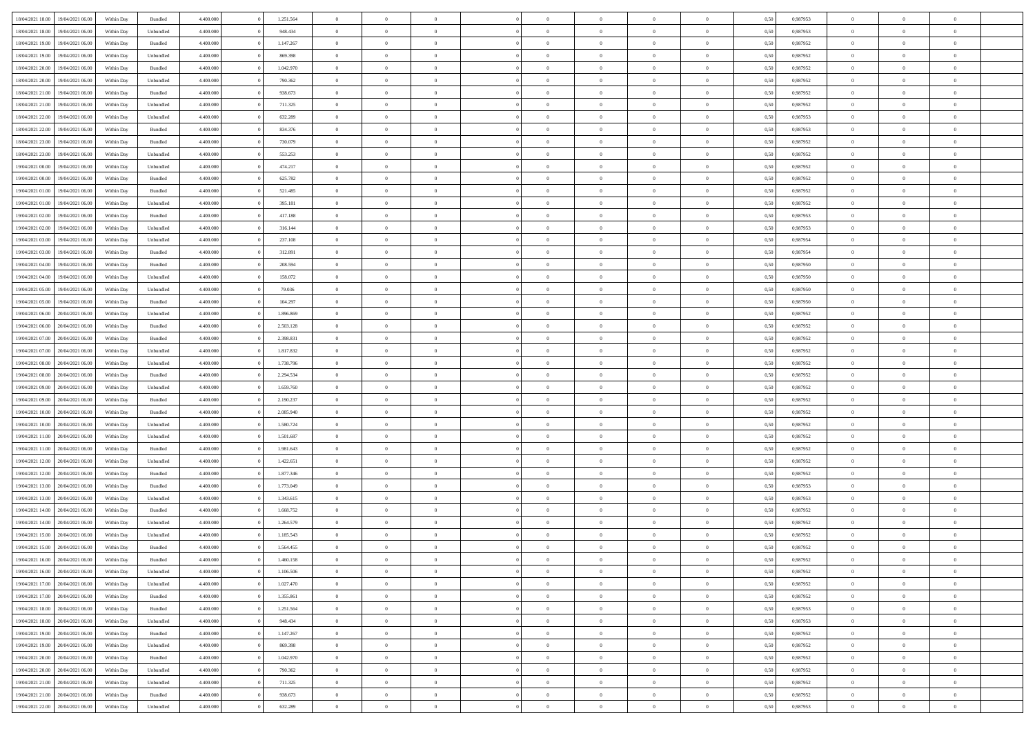| | | | | | | | | | | | | | | | | | | | | |
|---|---|---|---|---|---|---|---|---|---|---|---|---|---|---|---|---|---|---|---|---|
| 18/04/2021 18:00 | 19/04/2021 06:00 | Within Day | Bundled | 4.400.000 | 0 | 1.251.564 | 0 | 0 | 0 | | 0 | 0 | 0 | 0 | 0,50 | 0,987953 | 0 | 0 | 0 | |
| 18/04/2021 18:00 | 19/04/2021 06:00 | Within Day | Unbundled | 4.400.000 | 0 | 948.434 | 0 | 0 | 0 | | 0 | 0 | 0 | 0 | 0,50 | 0,987953 | 0 | 0 | 0 | |
| 18/04/2021 19:00 | 19/04/2021 06:00 | Within Day | Bundled | 4.400.000 | 0 | 1.147.267 | 0 | 0 | 0 | | 0 | 0 | 0 | 0 | 0,50 | 0,987952 | 0 | 0 | 0 | |
| 18/04/2021 19:00 | 19/04/2021 06:00 | Within Day | Unbundled | 4.400.000 | 0 | 869.398 | 0 | 0 | 0 | | 0 | 0 | 0 | 0 | 0,50 | 0,987952 | 0 | 0 | 0 | |
| 18/04/2021 20:00 | 19/04/2021 06:00 | Within Day | Bundled | 4.400.000 | 0 | 1.042.970 | 0 | 0 | 0 | | 0 | 0 | 0 | 0 | 0,50 | 0,987952 | 0 | 0 | 0 | |
| 18/04/2021 20:00 | 19/04/2021 06:00 | Within Day | Unbundled | 4.400.000 | 0 | 790.362 | 0 | 0 | 0 | | 0 | 0 | 0 | 0 | 0,50 | 0,987952 | 0 | 0 | 0 | |
| 18/04/2021 21:00 | 19/04/2021 06:00 | Within Day | Bundled | 4.400.000 | 0 | 938.673 | 0 | 0 | 0 | | 0 | 0 | 0 | 0 | 0,50 | 0,987952 | 0 | 0 | 0 | |
| 18/04/2021 21:00 | 19/04/2021 06:00 | Within Day | Unbundled | 4.400.000 | 0 | 711.325 | 0 | 0 | 0 | | 0 | 0 | 0 | 0 | 0,50 | 0,987952 | 0 | 0 | 0 | |
| 18/04/2021 22:00 | 19/04/2021 06:00 | Within Day | Unbundled | 4.400.000 | 0 | 632.289 | 0 | 0 | 0 | | 0 | 0 | 0 | 0 | 0,50 | 0,987953 | 0 | 0 | 0 | |
| 18/04/2021 22:00 | 19/04/2021 06:00 | Within Day | Bundled | 4.400.000 | 0 | 834.376 | 0 | 0 | 0 | | 0 | 0 | 0 | 0 | 0,50 | 0,987953 | 0 | 0 | 0 | |
| 18/04/2021 23:00 | 19/04/2021 06:00 | Within Day | Bundled | 4.400.000 | 0 | 730.079 | 0 | 0 | 0 | | 0 | 0 | 0 | 0 | 0,50 | 0,987952 | 0 | 0 | 0 | |
| 18/04/2021 23:00 | 19/04/2021 06:00 | Within Day | Unbundled | 4.400.000 | 0 | 553.253 | 0 | 0 | 0 | | 0 | 0 | 0 | 0 | 0,50 | 0,987952 | 0 | 0 | 0 | |
| 19/04/2021 00:00 | 19/04/2021 06:00 | Within Day | Unbundled | 4.400.000 | 0 | 474.217 | 0 | 0 | 0 | | 0 | 0 | 0 | 0 | 0,50 | 0,987952 | 0 | 0 | 0 | |
| 19/04/2021 00:00 | 19/04/2021 06:00 | Within Day | Bundled | 4.400.000 | 0 | 625.782 | 0 | 0 | 0 | | 0 | 0 | 0 | 0 | 0,50 | 0,987952 | 0 | 0 | 0 | |
| 19/04/2021 01:00 | 19/04/2021 06:00 | Within Day | Bundled | 4.400.000 | 0 | 521.485 | 0 | 0 | 0 | | 0 | 0 | 0 | 0 | 0,50 | 0,987952 | 0 | 0 | 0 | |
| 19/04/2021 01:00 | 19/04/2021 06:00 | Within Day | Unbundled | 4.400.000 | 0 | 395.181 | 0 | 0 | 0 | | 0 | 0 | 0 | 0 | 0,50 | 0,987952 | 0 | 0 | 0 | |
| 19/04/2021 02:00 | 19/04/2021 06:00 | Within Day | Bundled | 4.400.000 | 0 | 417.188 | 0 | 0 | 0 | | 0 | 0 | 0 | 0 | 0,50 | 0,987953 | 0 | 0 | 0 | |
| 19/04/2021 02:00 | 19/04/2021 06:00 | Within Day | Unbundled | 4.400.000 | 0 | 316.144 | 0 | 0 | 0 | | 0 | 0 | 0 | 0 | 0,50 | 0,987953 | 0 | 0 | 0 | |
| 19/04/2021 03:00 | 19/04/2021 06:00 | Within Day | Unbundled | 4.400.000 | 0 | 237.108 | 0 | 0 | 0 | | 0 | 0 | 0 | 0 | 0,50 | 0,987954 | 0 | 0 | 0 | |
| 19/04/2021 03:00 | 19/04/2021 06:00 | Within Day | Bundled | 4.400.000 | 0 | 312.891 | 0 | 0 | 0 | | 0 | 0 | 0 | 0 | 0,50 | 0,987954 | 0 | 0 | 0 | |
| 19/04/2021 04:00 | 19/04/2021 06:00 | Within Day | Bundled | 4.400.000 | 0 | 208.594 | 0 | 0 | 0 | | 0 | 0 | 0 | 0 | 0,50 | 0,987950 | 0 | 0 | 0 | |
| 19/04/2021 04:00 | 19/04/2021 06:00 | Within Day | Unbundled | 4.400.000 | 0 | 158.072 | 0 | 0 | 0 | | 0 | 0 | 0 | 0 | 0,50 | 0,987950 | 0 | 0 | 0 | |
| 19/04/2021 05:00 | 19/04/2021 06:00 | Within Day | Unbundled | 4.400.000 | 0 | 79.036 | 0 | 0 | 0 | | 0 | 0 | 0 | 0 | 0,50 | 0,987950 | 0 | 0 | 0 | |
| 19/04/2021 05:00 | 19/04/2021 06:00 | Within Day | Bundled | 4.400.000 | 0 | 104.297 | 0 | 0 | 0 | | 0 | 0 | 0 | 0 | 0,50 | 0,987950 | 0 | 0 | 0 | |
| 19/04/2021 06:00 | 20/04/2021 06:00 | Within Day | Unbundled | 4.400.000 | 0 | 1.896.869 | 0 | 0 | 0 | | 0 | 0 | 0 | 0 | 0,50 | 0,987952 | 0 | 0 | 0 | |
| 19/04/2021 06:00 | 20/04/2021 06:00 | Within Day | Bundled | 4.400.000 | 0 | 2.503.128 | 0 | 0 | 0 | | 0 | 0 | 0 | 0 | 0,50 | 0,987952 | 0 | 0 | 0 | |
| 19/04/2021 07:00 | 20/04/2021 06:00 | Within Day | Bundled | 4.400.000 | 0 | 2.398.831 | 0 | 0 | 0 | | 0 | 0 | 0 | 0 | 0,50 | 0,987952 | 0 | 0 | 0 | |
| 19/04/2021 07:00 | 20/04/2021 06:00 | Within Day | Unbundled | 4.400.000 | 0 | 1.817.832 | 0 | 0 | 0 | | 0 | 0 | 0 | 0 | 0,50 | 0,987952 | 0 | 0 | 0 | |
| 19/04/2021 08:00 | 20/04/2021 06:00 | Within Day | Unbundled | 4.400.000 | 0 | 1.738.796 | 0 | 0 | 0 | | 0 | 0 | 0 | 0 | 0,50 | 0,987952 | 0 | 0 | 0 | |
| 19/04/2021 08:00 | 20/04/2021 06:00 | Within Day | Bundled | 4.400.000 | 0 | 2.294.534 | 0 | 0 | 0 | | 0 | 0 | 0 | 0 | 0,50 | 0,987952 | 0 | 0 | 0 | |
| 19/04/2021 09:00 | 20/04/2021 06:00 | Within Day | Unbundled | 4.400.000 | 0 | 1.659.760 | 0 | 0 | 0 | | 0 | 0 | 0 | 0 | 0,50 | 0,987952 | 0 | 0 | 0 | |
| 19/04/2021 09:00 | 20/04/2021 06:00 | Within Day | Bundled | 4.400.000 | 0 | 2.190.237 | 0 | 0 | 0 | | 0 | 0 | 0 | 0 | 0,50 | 0,987952 | 0 | 0 | 0 | |
| 19/04/2021 10:00 | 20/04/2021 06:00 | Within Day | Bundled | 4.400.000 | 0 | 2.085.940 | 0 | 0 | 0 | | 0 | 0 | 0 | 0 | 0,50 | 0,987952 | 0 | 0 | 0 | |
| 19/04/2021 10:00 | 20/04/2021 06:00 | Within Day | Unbundled | 4.400.000 | 0 | 1.580.724 | 0 | 0 | 0 | | 0 | 0 | 0 | 0 | 0,50 | 0,987952 | 0 | 0 | 0 | |
| 19/04/2021 11:00 | 20/04/2021 06:00 | Within Day | Unbundled | 4.400.000 | 0 | 1.501.687 | 0 | 0 | 0 | | 0 | 0 | 0 | 0 | 0,50 | 0,987952 | 0 | 0 | 0 | |
| 19/04/2021 11:00 | 20/04/2021 06:00 | Within Day | Bundled | 4.400.000 | 0 | 1.981.643 | 0 | 0 | 0 | | 0 | 0 | 0 | 0 | 0,50 | 0,987952 | 0 | 0 | 0 | |
| 19/04/2021 12:00 | 20/04/2021 06:00 | Within Day | Unbundled | 4.400.000 | 0 | 1.422.651 | 0 | 0 | 0 | | 0 | 0 | 0 | 0 | 0,50 | 0,987952 | 0 | 0 | 0 | |
| 19/04/2021 12:00 | 20/04/2021 06:00 | Within Day | Bundled | 4.400.000 | 0 | 1.877.346 | 0 | 0 | 0 | | 0 | 0 | 0 | 0 | 0,50 | 0,987952 | 0 | 0 | 0 | |
| 19/04/2021 13:00 | 20/04/2021 06:00 | Within Day | Bundled | 4.400.000 | 0 | 1.773.049 | 0 | 0 | 0 | | 0 | 0 | 0 | 0 | 0,50 | 0,987953 | 0 | 0 | 0 | |
| 19/04/2021 13:00 | 20/04/2021 06:00 | Within Day | Unbundled | 4.400.000 | 0 | 1.343.615 | 0 | 0 | 0 | | 0 | 0 | 0 | 0 | 0,50 | 0,987953 | 0 | 0 | 0 | |
| 19/04/2021 14:00 | 20/04/2021 06:00 | Within Day | Bundled | 4.400.000 | 0 | 1.668.752 | 0 | 0 | 0 | | 0 | 0 | 0 | 0 | 0,50 | 0,987952 | 0 | 0 | 0 | |
| 19/04/2021 14:00 | 20/04/2021 06:00 | Within Day | Unbundled | 4.400.000 | 0 | 1.264.579 | 0 | 0 | 0 | | 0 | 0 | 0 | 0 | 0,50 | 0,987952 | 0 | 0 | 0 | |
| 19/04/2021 15:00 | 20/04/2021 06:00 | Within Day | Unbundled | 4.400.000 | 0 | 1.185.543 | 0 | 0 | 0 | | 0 | 0 | 0 | 0 | 0,50 | 0,987952 | 0 | 0 | 0 | |
| 19/04/2021 15:00 | 20/04/2021 06:00 | Within Day | Bundled | 4.400.000 | 0 | 1.564.455 | 0 | 0 | 0 | | 0 | 0 | 0 | 0 | 0,50 | 0,987952 | 0 | 0 | 0 | |
| 19/04/2021 16:00 | 20/04/2021 06:00 | Within Day | Bundled | 4.400.000 | 0 | 1.460.158 | 0 | 0 | 0 | | 0 | 0 | 0 | 0 | 0,50 | 0,987952 | 0 | 0 | 0 | |
| 19/04/2021 16:00 | 20/04/2021 06:00 | Within Day | Unbundled | 4.400.000 | 0 | 1.106.506 | 0 | 0 | 0 | | 0 | 0 | 0 | 0 | 0,50 | 0,987952 | 0 | 0 | 0 | |
| 19/04/2021 17:00 | 20/04/2021 06:00 | Within Day | Unbundled | 4.400.000 | 0 | 1.027.470 | 0 | 0 | 0 | | 0 | 0 | 0 | 0 | 0,50 | 0,987952 | 0 | 0 | 0 | |
| 19/04/2021 17:00 | 20/04/2021 06:00 | Within Day | Bundled | 4.400.000 | 0 | 1.355.861 | 0 | 0 | 0 | | 0 | 0 | 0 | 0 | 0,50 | 0,987952 | 0 | 0 | 0 | |
| 19/04/2021 18:00 | 20/04/2021 06:00 | Within Day | Bundled | 4.400.000 | 0 | 1.251.564 | 0 | 0 | 0 | | 0 | 0 | 0 | 0 | 0,50 | 0,987953 | 0 | 0 | 0 | |
| 19/04/2021 18:00 | 20/04/2021 06:00 | Within Day | Unbundled | 4.400.000 | 0 | 948.434 | 0 | 0 | 0 | | 0 | 0 | 0 | 0 | 0,50 | 0,987953 | 0 | 0 | 0 | |
| 19/04/2021 19:00 | 20/04/2021 06:00 | Within Day | Bundled | 4.400.000 | 0 | 1.147.267 | 0 | 0 | 0 | | 0 | 0 | 0 | 0 | 0,50 | 0,987952 | 0 | 0 | 0 | |
| 19/04/2021 19:00 | 20/04/2021 06:00 | Within Day | Unbundled | 4.400.000 | 0 | 869.398 | 0 | 0 | 0 | | 0 | 0 | 0 | 0 | 0,50 | 0,987952 | 0 | 0 | 0 | |
| 19/04/2021 20:00 | 20/04/2021 06:00 | Within Day | Bundled | 4.400.000 | 0 | 1.042.970 | 0 | 0 | 0 | | 0 | 0 | 0 | 0 | 0,50 | 0,987952 | 0 | 0 | 0 | |
| 19/04/2021 20:00 | 20/04/2021 06:00 | Within Day | Unbundled | 4.400.000 | 0 | 790.362 | 0 | 0 | 0 | | 0 | 0 | 0 | 0 | 0,50 | 0,987952 | 0 | 0 | 0 | |
| 19/04/2021 21:00 | 20/04/2021 06:00 | Within Day | Unbundled | 4.400.000 | 0 | 711.325 | 0 | 0 | 0 | | 0 | 0 | 0 | 0 | 0,50 | 0,987952 | 0 | 0 | 0 | |
| 19/04/2021 21:00 | 20/04/2021 06:00 | Within Day | Bundled | 4.400.000 | 0 | 938.673 | 0 | 0 | 0 | | 0 | 0 | 0 | 0 | 0,50 | 0,987952 | 0 | 0 | 0 | |
| 19/04/2021 22:00 | 20/04/2021 06:00 | Within Day | Unbundled | 4.400.000 | 0 | 632.289 | 0 | 0 | 0 | | 0 | 0 | 0 | 0 | 0,50 | 0,987953 | 0 | 0 | 0 | |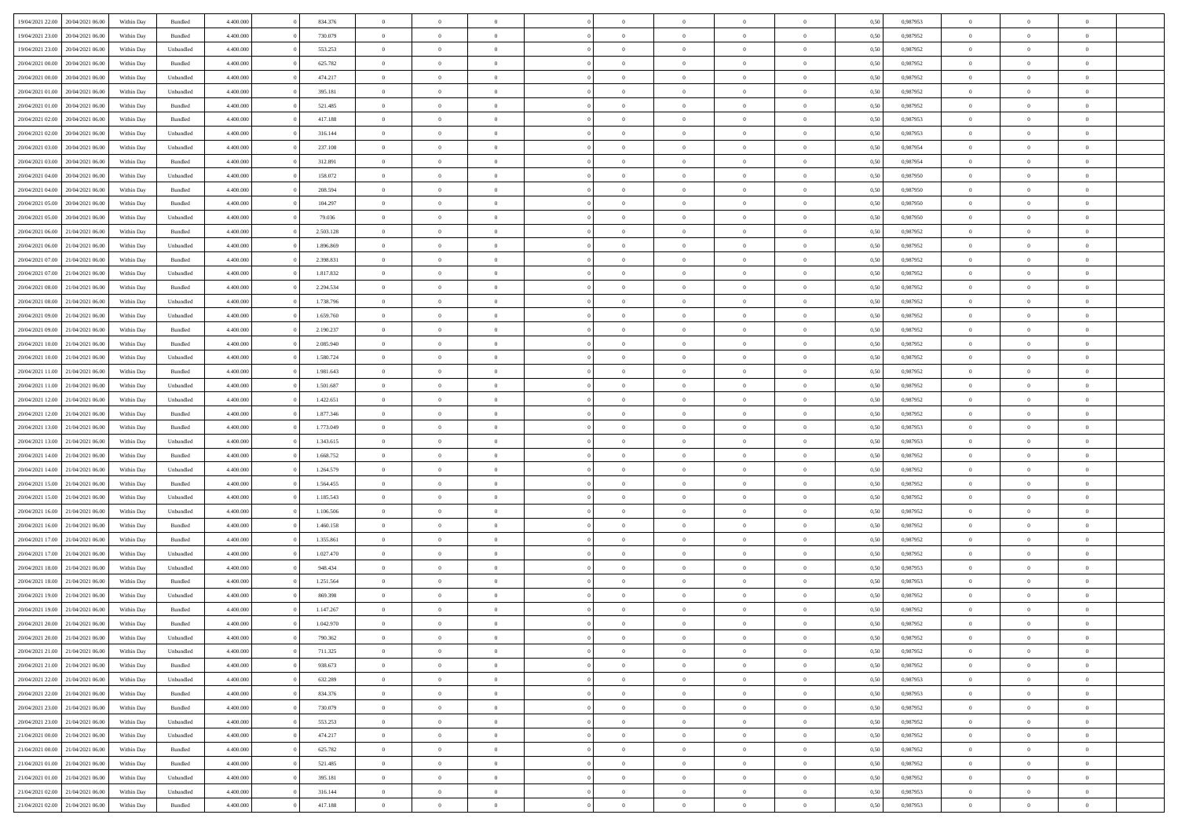| | | | | | | | | | | | | | | | | | | | | |
|---|---|---|---|---|---|---|---|---|---|---|---|---|---|---|---|---|---|---|---|---|
| 19/04/2021 22.00 | 20/04/2021 06.00 | Within Day | Bundled | 4.400.000 | 0 | 834.376 | 0 | 0 | 0 | | 0 | 0 | 0 | 0 | 0,50 | 0,987953 | 0 | 0 | 0 | |
| 19/04/2021 23.00 | 20/04/2021 06.00 | Within Day | Bundled | 4.400.000 | 0 | 730.079 | 0 | 0 | 0 | | 0 | 0 | 0 | 0 | 0,50 | 0,987952 | 0 | 0 | 0 | |
| 19/04/2021 23.00 | 20/04/2021 06.00 | Within Day | Unbundled | 4.400.000 | 0 | 553.253 | 0 | 0 | 0 | | 0 | 0 | 0 | 0 | 0,50 | 0,987952 | 0 | 0 | 0 | |
| 20/04/2021 00.00 | 20/04/2021 06.00 | Within Day | Bundled | 4.400.000 | 0 | 625.782 | 0 | 0 | 0 | | 0 | 0 | 0 | 0 | 0,50 | 0,987952 | 0 | 0 | 0 | |
| 20/04/2021 00.00 | 20/04/2021 06.00 | Within Day | Unbundled | 4.400.000 | 0 | 474.217 | 0 | 0 | 0 | | 0 | 0 | 0 | 0 | 0,50 | 0,987952 | 0 | 0 | 0 | |
| 20/04/2021 01.00 | 20/04/2021 06.00 | Within Day | Unbundled | 4.400.000 | 0 | 395.181 | 0 | 0 | 0 | | 0 | 0 | 0 | 0 | 0,50 | 0,987952 | 0 | 0 | 0 | |
| 20/04/2021 01.00 | 20/04/2021 06.00 | Within Day | Bundled | 4.400.000 | 0 | 521.485 | 0 | 0 | 0 | | 0 | 0 | 0 | 0 | 0,50 | 0,987952 | 0 | 0 | 0 | |
| 20/04/2021 02.00 | 20/04/2021 06.00 | Within Day | Bundled | 4.400.000 | 0 | 417.188 | 0 | 0 | 0 | | 0 | 0 | 0 | 0 | 0,50 | 0,987953 | 0 | 0 | 0 | |
| 20/04/2021 02.00 | 20/04/2021 06.00 | Within Day | Unbundled | 4.400.000 | 0 | 316.144 | 0 | 0 | 0 | | 0 | 0 | 0 | 0 | 0,50 | 0,987953 | 0 | 0 | 0 | |
| 20/04/2021 03.00 | 20/04/2021 06.00 | Within Day | Unbundled | 4.400.000 | 0 | 237.108 | 0 | 0 | 0 | | 0 | 0 | 0 | 0 | 0,50 | 0,987954 | 0 | 0 | 0 | |
| 20/04/2021 03.00 | 20/04/2021 06.00 | Within Day | Bundled | 4.400.000 | 0 | 312.891 | 0 | 0 | 0 | | 0 | 0 | 0 | 0 | 0,50 | 0,987954 | 0 | 0 | 0 | |
| 20/04/2021 04.00 | 20/04/2021 06.00 | Within Day | Unbundled | 4.400.000 | 0 | 158.072 | 0 | 0 | 0 | | 0 | 0 | 0 | 0 | 0,50 | 0,987950 | 0 | 0 | 0 | |
| 20/04/2021 04.00 | 20/04/2021 06.00 | Within Day | Bundled | 4.400.000 | 0 | 208.594 | 0 | 0 | 0 | | 0 | 0 | 0 | 0 | 0,50 | 0,987950 | 0 | 0 | 0 | |
| 20/04/2021 05.00 | 20/04/2021 06.00 | Within Day | Bundled | 4.400.000 | 0 | 104.297 | 0 | 0 | 0 | | 0 | 0 | 0 | 0 | 0,50 | 0,987950 | 0 | 0 | 0 | |
| 20/04/2021 05.00 | 20/04/2021 06.00 | Within Day | Unbundled | 4.400.000 | 0 | 79.036 | 0 | 0 | 0 | | 0 | 0 | 0 | 0 | 0,50 | 0,987950 | 0 | 0 | 0 | |
| 20/04/2021 06.00 | 21/04/2021 06.00 | Within Day | Bundled | 4.400.000 | 0 | 2.503.128 | 0 | 0 | 0 | | 0 | 0 | 0 | 0 | 0,50 | 0,987952 | 0 | 0 | 0 | |
| 20/04/2021 06.00 | 21/04/2021 06.00 | Within Day | Unbundled | 4.400.000 | 0 | 1.896.869 | 0 | 0 | 0 | | 0 | 0 | 0 | 0 | 0,50 | 0,987952 | 0 | 0 | 0 | |
| 20/04/2021 07.00 | 21/04/2021 06.00 | Within Day | Bundled | 4.400.000 | 0 | 2.398.831 | 0 | 0 | 0 | | 0 | 0 | 0 | 0 | 0,50 | 0,987952 | 0 | 0 | 0 | |
| 20/04/2021 07.00 | 21/04/2021 06.00 | Within Day | Unbundled | 4.400.000 | 0 | 1.817.832 | 0 | 0 | 0 | | 0 | 0 | 0 | 0 | 0,50 | 0,987952 | 0 | 0 | 0 | |
| 20/04/2021 08.00 | 21/04/2021 06.00 | Within Day | Bundled | 4.400.000 | 0 | 2.294.534 | 0 | 0 | 0 | | 0 | 0 | 0 | 0 | 0,50 | 0,987952 | 0 | 0 | 0 | |
| 20/04/2021 08.00 | 21/04/2021 06.00 | Within Day | Unbundled | 4.400.000 | 0 | 1.738.796 | 0 | 0 | 0 | | 0 | 0 | 0 | 0 | 0,50 | 0,987952 | 0 | 0 | 0 | |
| 20/04/2021 09.00 | 21/04/2021 06.00 | Within Day | Unbundled | 4.400.000 | 0 | 1.659.760 | 0 | 0 | 0 | | 0 | 0 | 0 | 0 | 0,50 | 0,987952 | 0 | 0 | 0 | |
| 20/04/2021 09.00 | 21/04/2021 06.00 | Within Day | Bundled | 4.400.000 | 0 | 2.190.237 | 0 | 0 | 0 | | 0 | 0 | 0 | 0 | 0,50 | 0,987952 | 0 | 0 | 0 | |
| 20/04/2021 10.00 | 21/04/2021 06.00 | Within Day | Bundled | 4.400.000 | 0 | 2.085.940 | 0 | 0 | 0 | | 0 | 0 | 0 | 0 | 0,50 | 0,987952 | 0 | 0 | 0 | |
| 20/04/2021 10.00 | 21/04/2021 06.00 | Within Day | Unbundled | 4.400.000 | 0 | 1.580.724 | 0 | 0 | 0 | | 0 | 0 | 0 | 0 | 0,50 | 0,987952 | 0 | 0 | 0 | |
| 20/04/2021 11.00 | 21/04/2021 06.00 | Within Day | Bundled | 4.400.000 | 0 | 1.981.643 | 0 | 0 | 0 | | 0 | 0 | 0 | 0 | 0,50 | 0,987952 | 0 | 0 | 0 | |
| 20/04/2021 11.00 | 21/04/2021 06.00 | Within Day | Unbundled | 4.400.000 | 0 | 1.501.687 | 0 | 0 | 0 | | 0 | 0 | 0 | 0 | 0,50 | 0,987952 | 0 | 0 | 0 | |
| 20/04/2021 12.00 | 21/04/2021 06.00 | Within Day | Unbundled | 4.400.000 | 0 | 1.422.651 | 0 | 0 | 0 | | 0 | 0 | 0 | 0 | 0,50 | 0,987952 | 0 | 0 | 0 | |
| 20/04/2021 12.00 | 21/04/2021 06.00 | Within Day | Bundled | 4.400.000 | 0 | 1.877.346 | 0 | 0 | 0 | | 0 | 0 | 0 | 0 | 0,50 | 0,987952 | 0 | 0 | 0 | |
| 20/04/2021 13.00 | 21/04/2021 06.00 | Within Day | Bundled | 4.400.000 | 0 | 1.773.049 | 0 | 0 | 0 | | 0 | 0 | 0 | 0 | 0,50 | 0,987953 | 0 | 0 | 0 | |
| 20/04/2021 13.00 | 21/04/2021 06.00 | Within Day | Unbundled | 4.400.000 | 0 | 1.343.615 | 0 | 0 | 0 | | 0 | 0 | 0 | 0 | 0,50 | 0,987953 | 0 | 0 | 0 | |
| 20/04/2021 14.00 | 21/04/2021 06.00 | Within Day | Bundled | 4.400.000 | 0 | 1.668.752 | 0 | 0 | 0 | | 0 | 0 | 0 | 0 | 0,50 | 0,987952 | 0 | 0 | 0 | |
| 20/04/2021 14.00 | 21/04/2021 06.00 | Within Day | Unbundled | 4.400.000 | 0 | 1.264.579 | 0 | 0 | 0 | | 0 | 0 | 0 | 0 | 0,50 | 0,987952 | 0 | 0 | 0 | |
| 20/04/2021 15.00 | 21/04/2021 06.00 | Within Day | Bundled | 4.400.000 | 0 | 1.564.455 | 0 | 0 | 0 | | 0 | 0 | 0 | 0 | 0,50 | 0,987952 | 0 | 0 | 0 | |
| 20/04/2021 15.00 | 21/04/2021 06.00 | Within Day | Unbundled | 4.400.000 | 0 | 1.185.543 | 0 | 0 | 0 | | 0 | 0 | 0 | 0 | 0,50 | 0,987952 | 0 | 0 | 0 | |
| 20/04/2021 16.00 | 21/04/2021 06.00 | Within Day | Unbundled | 4.400.000 | 0 | 1.106.506 | 0 | 0 | 0 | | 0 | 0 | 0 | 0 | 0,50 | 0,987952 | 0 | 0 | 0 | |
| 20/04/2021 16.00 | 21/04/2021 06.00 | Within Day | Bundled | 4.400.000 | 0 | 1.460.158 | 0 | 0 | 0 | | 0 | 0 | 0 | 0 | 0,50 | 0,987952 | 0 | 0 | 0 | |
| 20/04/2021 17.00 | 21/04/2021 06.00 | Within Day | Bundled | 4.400.000 | 0 | 1.355.861 | 0 | 0 | 0 | | 0 | 0 | 0 | 0 | 0,50 | 0,987952 | 0 | 0 | 0 | |
| 20/04/2021 17.00 | 21/04/2021 06.00 | Within Day | Unbundled | 4.400.000 | 0 | 1.027.470 | 0 | 0 | 0 | | 0 | 0 | 0 | 0 | 0,50 | 0,987952 | 0 | 0 | 0 | |
| 20/04/2021 18.00 | 21/04/2021 06.00 | Within Day | Unbundled | 4.400.000 | 0 | 948.434 | 0 | 0 | 0 | | 0 | 0 | 0 | 0 | 0,50 | 0,987953 | 0 | 0 | 0 | |
| 20/04/2021 18.00 | 21/04/2021 06.00 | Within Day | Bundled | 4.400.000 | 0 | 1.251.564 | 0 | 0 | 0 | | 0 | 0 | 0 | 0 | 0,50 | 0,987953 | 0 | 0 | 0 | |
| 20/04/2021 19.00 | 21/04/2021 06.00 | Within Day | Unbundled | 4.400.000 | 0 | 869.398 | 0 | 0 | 0 | | 0 | 0 | 0 | 0 | 0,50 | 0,987952 | 0 | 0 | 0 | |
| 20/04/2021 19.00 | 21/04/2021 06.00 | Within Day | Bundled | 4.400.000 | 0 | 1.147.267 | 0 | 0 | 0 | | 0 | 0 | 0 | 0 | 0,50 | 0,987952 | 0 | 0 | 0 | |
| 20/04/2021 20.00 | 21/04/2021 06.00 | Within Day | Bundled | 4.400.000 | 0 | 1.042.970 | 0 | 0 | 0 | | 0 | 0 | 0 | 0 | 0,50 | 0,987952 | 0 | 0 | 0 | |
| 20/04/2021 20.00 | 21/04/2021 06.00 | Within Day | Unbundled | 4.400.000 | 0 | 790.362 | 0 | 0 | 0 | | 0 | 0 | 0 | 0 | 0,50 | 0,987952 | 0 | 0 | 0 | |
| 20/04/2021 21.00 | 21/04/2021 06.00 | Within Day | Unbundled | 4.400.000 | 0 | 711.325 | 0 | 0 | 0 | | 0 | 0 | 0 | 0 | 0,50 | 0,987952 | 0 | 0 | 0 | |
| 20/04/2021 21.00 | 21/04/2021 06.00 | Within Day | Bundled | 4.400.000 | 0 | 938.673 | 0 | 0 | 0 | | 0 | 0 | 0 | 0 | 0,50 | 0,987952 | 0 | 0 | 0 | |
| 20/04/2021 22.00 | 21/04/2021 06.00 | Within Day | Unbundled | 4.400.000 | 0 | 632.289 | 0 | 0 | 0 | | 0 | 0 | 0 | 0 | 0,50 | 0,987953 | 0 | 0 | 0 | |
| 20/04/2021 22.00 | 21/04/2021 06.00 | Within Day | Bundled | 4.400.000 | 0 | 834.376 | 0 | 0 | 0 | | 0 | 0 | 0 | 0 | 0,50 | 0,987953 | 0 | 0 | 0 | |
| 20/04/2021 23.00 | 21/04/2021 06.00 | Within Day | Bundled | 4.400.000 | 0 | 730.079 | 0 | 0 | 0 | | 0 | 0 | 0 | 0 | 0,50 | 0,987952 | 0 | 0 | 0 | |
| 20/04/2021 23.00 | 21/04/2021 06.00 | Within Day | Unbundled | 4.400.000 | 0 | 553.253 | 0 | 0 | 0 | | 0 | 0 | 0 | 0 | 0,50 | 0,987952 | 0 | 0 | 0 | |
| 21/04/2021 00.00 | 21/04/2021 06.00 | Within Day | Unbundled | 4.400.000 | 0 | 474.217 | 0 | 0 | 0 | | 0 | 0 | 0 | 0 | 0,50 | 0,987952 | 0 | 0 | 0 | |
| 21/04/2021 00.00 | 21/04/2021 06.00 | Within Day | Bundled | 4.400.000 | 0 | 625.782 | 0 | 0 | 0 | | 0 | 0 | 0 | 0 | 0,50 | 0,987952 | 0 | 0 | 0 | |
| 21/04/2021 01.00 | 21/04/2021 06.00 | Within Day | Bundled | 4.400.000 | 0 | 521.485 | 0 | 0 | 0 | | 0 | 0 | 0 | 0 | 0,50 | 0,987952 | 0 | 0 | 0 | |
| 21/04/2021 01.00 | 21/04/2021 06.00 | Within Day | Unbundled | 4.400.000 | 0 | 395.181 | 0 | 0 | 0 | | 0 | 0 | 0 | 0 | 0,50 | 0,987952 | 0 | 0 | 0 | |
| 21/04/2021 02.00 | 21/04/2021 06.00 | Within Day | Unbundled | 4.400.000 | 0 | 316.144 | 0 | 0 | 0 | | 0 | 0 | 0 | 0 | 0,50 | 0,987953 | 0 | 0 | 0 | |
| 21/04/2021 02.00 | 21/04/2021 06.00 | Within Day | Bundled | 4.400.000 | 0 | 417.188 | 0 | 0 | 0 | | 0 | 0 | 0 | 0 | 0,50 | 0,987953 | 0 | 0 | 0 | |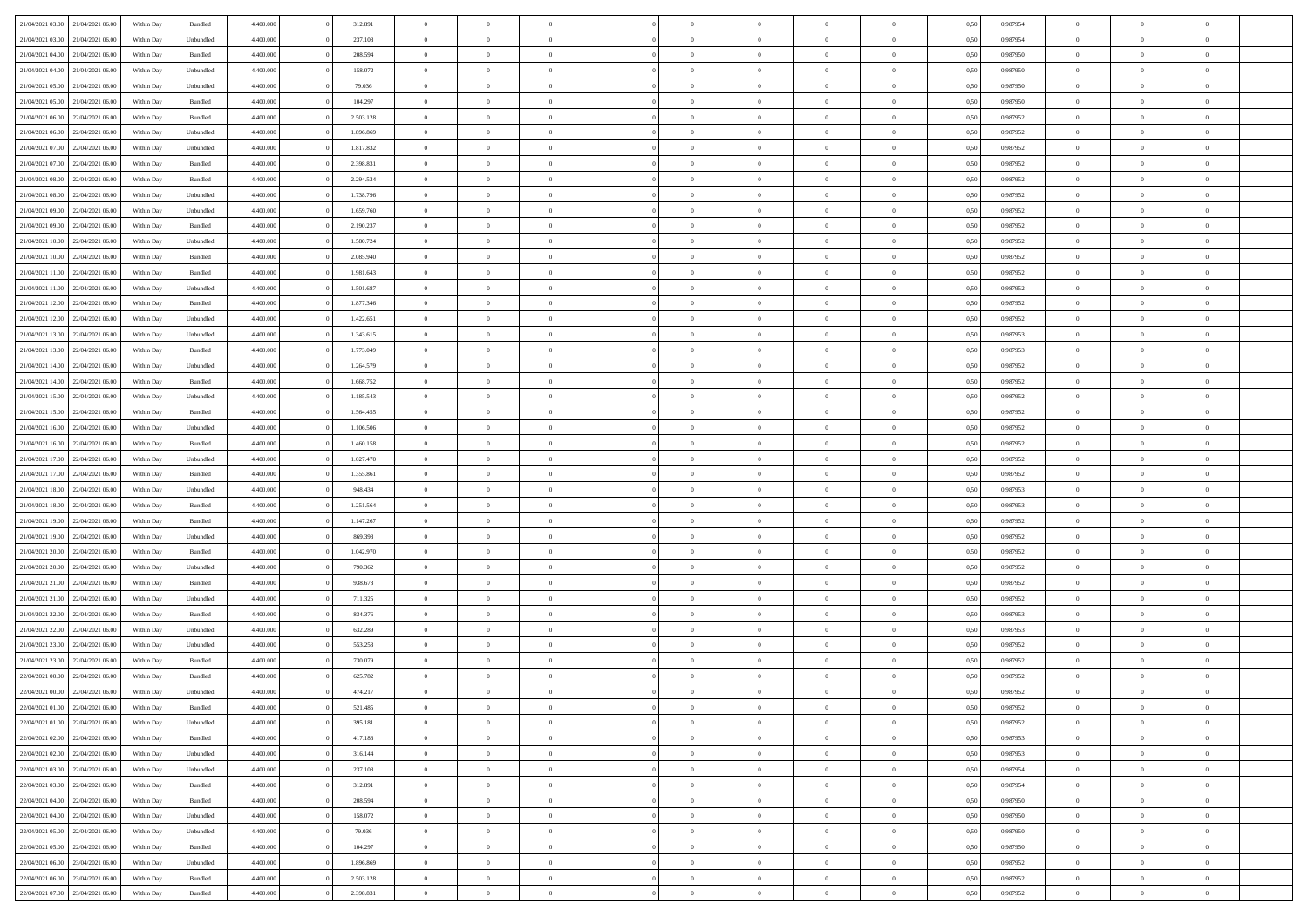| | | | | | | | | | | | | | | | | | | | | |
|---|---|---|---|---|---|---|---|---|---|---|---|---|---|---|---|---|---|---|---|---|
| 21/04/2021 03:00 | 21/04/2021 06:00 | Within Day | Bundled | 4.400.000 | 0 | 312.891 | 0 | 0 | 0 | | 0 | 0 | 0 | 0 | 0,50 | 0,987954 | 0 | 0 | 0 | |
| 21/04/2021 03:00 | 21/04/2021 06:00 | Within Day | Unbundled | 4.400.000 | 0 | 237.108 | 0 | 0 | 0 | | 0 | 0 | 0 | 0 | 0,50 | 0,987954 | 0 | 0 | 0 | |
| 21/04/2021 04:00 | 21/04/2021 06:00 | Within Day | Bundled | 4.400.000 | 0 | 208.594 | 0 | 0 | 0 | | 0 | 0 | 0 | 0 | 0,50 | 0,987950 | 0 | 0 | 0 | |
| 21/04/2021 04:00 | 21/04/2021 06:00 | Within Day | Unbundled | 4.400.000 | 0 | 158.072 | 0 | 0 | 0 | | 0 | 0 | 0 | 0 | 0,50 | 0,987950 | 0 | 0 | 0 | |
| 21/04/2021 05:00 | 21/04/2021 06:00 | Within Day | Unbundled | 4.400.000 | 0 | 79.036 | 0 | 0 | 0 | | 0 | 0 | 0 | 0 | 0,50 | 0,987950 | 0 | 0 | 0 | |
| 21/04/2021 05:00 | 21/04/2021 06:00 | Within Day | Bundled | 4.400.000 | 0 | 104.297 | 0 | 0 | 0 | | 0 | 0 | 0 | 0 | 0,50 | 0,987950 | 0 | 0 | 0 | |
| 21/04/2021 06:00 | 22/04/2021 06:00 | Within Day | Bundled | 4.400.000 | 0 | 2.503.128 | 0 | 0 | 0 | | 0 | 0 | 0 | 0 | 0,50 | 0,987952 | 0 | 0 | 0 | |
| 21/04/2021 06:00 | 22/04/2021 06:00 | Within Day | Unbundled | 4.400.000 | 0 | 1.896.869 | 0 | 0 | 0 | | 0 | 0 | 0 | 0 | 0,50 | 0,987952 | 0 | 0 | 0 | |
| 21/04/2021 07:00 | 22/04/2021 06:00 | Within Day | Unbundled | 4.400.000 | 0 | 1.817.832 | 0 | 0 | 0 | | 0 | 0 | 0 | 0 | 0,50 | 0,987952 | 0 | 0 | 0 | |
| 21/04/2021 07:00 | 22/04/2021 06:00 | Within Day | Bundled | 4.400.000 | 0 | 2.398.831 | 0 | 0 | 0 | | 0 | 0 | 0 | 0 | 0,50 | 0,987952 | 0 | 0 | 0 | |
| 21/04/2021 08:00 | 22/04/2021 06:00 | Within Day | Bundled | 4.400.000 | 0 | 2.294.534 | 0 | 0 | 0 | | 0 | 0 | 0 | 0 | 0,50 | 0,987952 | 0 | 0 | 0 | |
| 21/04/2021 08:00 | 22/04/2021 06:00 | Within Day | Unbundled | 4.400.000 | 0 | 1.738.796 | 0 | 0 | 0 | | 0 | 0 | 0 | 0 | 0,50 | 0,987952 | 0 | 0 | 0 | |
| 21/04/2021 09:00 | 22/04/2021 06:00 | Within Day | Unbundled | 4.400.000 | 0 | 1.659.760 | 0 | 0 | 0 | | 0 | 0 | 0 | 0 | 0,50 | 0,987952 | 0 | 0 | 0 | |
| 21/04/2021 09:00 | 22/04/2021 06:00 | Within Day | Bundled | 4.400.000 | 0 | 2.190.237 | 0 | 0 | 0 | | 0 | 0 | 0 | 0 | 0,50 | 0,987952 | 0 | 0 | 0 | |
| 21/04/2021 10:00 | 22/04/2021 06:00 | Within Day | Unbundled | 4.400.000 | 0 | 1.580.724 | 0 | 0 | 0 | | 0 | 0 | 0 | 0 | 0,50 | 0,987952 | 0 | 0 | 0 | |
| 21/04/2021 10:00 | 22/04/2021 06:00 | Within Day | Bundled | 4.400.000 | 0 | 2.085.940 | 0 | 0 | 0 | | 0 | 0 | 0 | 0 | 0,50 | 0,987952 | 0 | 0 | 0 | |
| 21/04/2021 11:00 | 22/04/2021 06:00 | Within Day | Bundled | 4.400.000 | 0 | 1.981.643 | 0 | 0 | 0 | | 0 | 0 | 0 | 0 | 0,50 | 0,987952 | 0 | 0 | 0 | |
| 21/04/2021 11:00 | 22/04/2021 06:00 | Within Day | Unbundled | 4.400.000 | 0 | 1.501.687 | 0 | 0 | 0 | | 0 | 0 | 0 | 0 | 0,50 | 0,987952 | 0 | 0 | 0 | |
| 21/04/2021 12:00 | 22/04/2021 06:00 | Within Day | Bundled | 4.400.000 | 0 | 1.877.346 | 0 | 0 | 0 | | 0 | 0 | 0 | 0 | 0,50 | 0,987952 | 0 | 0 | 0 | |
| 21/04/2021 12:00 | 22/04/2021 06:00 | Within Day | Unbundled | 4.400.000 | 0 | 1.422.651 | 0 | 0 | 0 | | 0 | 0 | 0 | 0 | 0,50 | 0,987952 | 0 | 0 | 0 | |
| 21/04/2021 13:00 | 22/04/2021 06:00 | Within Day | Unbundled | 4.400.000 | 0 | 1.343.615 | 0 | 0 | 0 | | 0 | 0 | 0 | 0 | 0,50 | 0,987953 | 0 | 0 | 0 | |
| 21/04/2021 13:00 | 22/04/2021 06:00 | Within Day | Bundled | 4.400.000 | 0 | 1.773.049 | 0 | 0 | 0 | | 0 | 0 | 0 | 0 | 0,50 | 0,987953 | 0 | 0 | 0 | |
| 21/04/2021 14:00 | 22/04/2021 06:00 | Within Day | Unbundled | 4.400.000 | 0 | 1.264.579 | 0 | 0 | 0 | | 0 | 0 | 0 | 0 | 0,50 | 0,987952 | 0 | 0 | 0 | |
| 21/04/2021 14:00 | 22/04/2021 06:00 | Within Day | Bundled | 4.400.000 | 0 | 1.668.752 | 0 | 0 | 0 | | 0 | 0 | 0 | 0 | 0,50 | 0,987952 | 0 | 0 | 0 | |
| 21/04/2021 15:00 | 22/04/2021 06:00 | Within Day | Unbundled | 4.400.000 | 0 | 1.185.543 | 0 | 0 | 0 | | 0 | 0 | 0 | 0 | 0,50 | 0,987952 | 0 | 0 | 0 | |
| 21/04/2021 15:00 | 22/04/2021 06:00 | Within Day | Bundled | 4.400.000 | 0 | 1.564.455 | 0 | 0 | 0 | | 0 | 0 | 0 | 0 | 0,50 | 0,987952 | 0 | 0 | 0 | |
| 21/04/2021 16:00 | 22/04/2021 06:00 | Within Day | Unbundled | 4.400.000 | 0 | 1.106.506 | 0 | 0 | 0 | | 0 | 0 | 0 | 0 | 0,50 | 0,987952 | 0 | 0 | 0 | |
| 21/04/2021 16:00 | 22/04/2021 06:00 | Within Day | Bundled | 4.400.000 | 0 | 1.460.158 | 0 | 0 | 0 | | 0 | 0 | 0 | 0 | 0,50 | 0,987952 | 0 | 0 | 0 | |
| 21/04/2021 17:00 | 22/04/2021 06:00 | Within Day | Unbundled | 4.400.000 | 0 | 1.027.470 | 0 | 0 | 0 | | 0 | 0 | 0 | 0 | 0,50 | 0,987952 | 0 | 0 | 0 | |
| 21/04/2021 17:00 | 22/04/2021 06:00 | Within Day | Bundled | 4.400.000 | 0 | 1.355.861 | 0 | 0 | 0 | | 0 | 0 | 0 | 0 | 0,50 | 0,987952 | 0 | 0 | 0 | |
| 21/04/2021 18:00 | 22/04/2021 06:00 | Within Day | Unbundled | 4.400.000 | 0 | 948.434 | 0 | 0 | 0 | | 0 | 0 | 0 | 0 | 0,50 | 0,987953 | 0 | 0 | 0 | |
| 21/04/2021 18:00 | 22/04/2021 06:00 | Within Day | Bundled | 4.400.000 | 0 | 1.251.564 | 0 | 0 | 0 | | 0 | 0 | 0 | 0 | 0,50 | 0,987953 | 0 | 0 | 0 | |
| 21/04/2021 19:00 | 22/04/2021 06:00 | Within Day | Bundled | 4.400.000 | 0 | 1.147.267 | 0 | 0 | 0 | | 0 | 0 | 0 | 0 | 0,50 | 0,987952 | 0 | 0 | 0 | |
| 21/04/2021 19:00 | 22/04/2021 06:00 | Within Day | Unbundled | 4.400.000 | 0 | 869.398 | 0 | 0 | 0 | | 0 | 0 | 0 | 0 | 0,50 | 0,987952 | 0 | 0 | 0 | |
| 21/04/2021 20:00 | 22/04/2021 06:00 | Within Day | Bundled | 4.400.000 | 0 | 1.042.970 | 0 | 0 | 0 | | 0 | 0 | 0 | 0 | 0,50 | 0,987952 | 0 | 0 | 0 | |
| 21/04/2021 20:00 | 22/04/2021 06:00 | Within Day | Unbundled | 4.400.000 | 0 | 790.362 | 0 | 0 | 0 | | 0 | 0 | 0 | 0 | 0,50 | 0,987952 | 0 | 0 | 0 | |
| 21/04/2021 21:00 | 22/04/2021 06:00 | Within Day | Bundled | 4.400.000 | 0 | 938.673 | 0 | 0 | 0 | | 0 | 0 | 0 | 0 | 0,50 | 0,987952 | 0 | 0 | 0 | |
| 21/04/2021 21:00 | 22/04/2021 06:00 | Within Day | Unbundled | 4.400.000 | 0 | 711.325 | 0 | 0 | 0 | | 0 | 0 | 0 | 0 | 0,50 | 0,987952 | 0 | 0 | 0 | |
| 21/04/2021 22:00 | 22/04/2021 06:00 | Within Day | Bundled | 4.400.000 | 0 | 834.376 | 0 | 0 | 0 | | 0 | 0 | 0 | 0 | 0,50 | 0,987953 | 0 | 0 | 0 | |
| 21/04/2021 22:00 | 22/04/2021 06:00 | Within Day | Unbundled | 4.400.000 | 0 | 632.289 | 0 | 0 | 0 | | 0 | 0 | 0 | 0 | 0,50 | 0,987953 | 0 | 0 | 0 | |
| 21/04/2021 23:00 | 22/04/2021 06:00 | Within Day | Unbundled | 4.400.000 | 0 | 553.253 | 0 | 0 | 0 | | 0 | 0 | 0 | 0 | 0,50 | 0,987952 | 0 | 0 | 0 | |
| 21/04/2021 23:00 | 22/04/2021 06:00 | Within Day | Bundled | 4.400.000 | 0 | 730.079 | 0 | 0 | 0 | | 0 | 0 | 0 | 0 | 0,50 | 0,987952 | 0 | 0 | 0 | |
| 22/04/2021 00:00 | 22/04/2021 06:00 | Within Day | Bundled | 4.400.000 | 0 | 625.782 | 0 | 0 | 0 | | 0 | 0 | 0 | 0 | 0,50 | 0,987952 | 0 | 0 | 0 | |
| 22/04/2021 00:00 | 22/04/2021 06:00 | Within Day | Unbundled | 4.400.000 | 0 | 474.217 | 0 | 0 | 0 | | 0 | 0 | 0 | 0 | 0,50 | 0,987952 | 0 | 0 | 0 | |
| 22/04/2021 01:00 | 22/04/2021 06:00 | Within Day | Bundled | 4.400.000 | 0 | 521.485 | 0 | 0 | 0 | | 0 | 0 | 0 | 0 | 0,50 | 0,987952 | 0 | 0 | 0 | |
| 22/04/2021 01:00 | 22/04/2021 06:00 | Within Day | Unbundled | 4.400.000 | 0 | 395.181 | 0 | 0 | 0 | | 0 | 0 | 0 | 0 | 0,50 | 0,987952 | 0 | 0 | 0 | |
| 22/04/2021 02:00 | 22/04/2021 06:00 | Within Day | Bundled | 4.400.000 | 0 | 417.188 | 0 | 0 | 0 | | 0 | 0 | 0 | 0 | 0,50 | 0,987953 | 0 | 0 | 0 | |
| 22/04/2021 02:00 | 22/04/2021 06:00 | Within Day | Unbundled | 4.400.000 | 0 | 316.144 | 0 | 0 | 0 | | 0 | 0 | 0 | 0 | 0,50 | 0,987953 | 0 | 0 | 0 | |
| 22/04/2021 03:00 | 22/04/2021 06:00 | Within Day | Unbundled | 4.400.000 | 0 | 237.108 | 0 | 0 | 0 | | 0 | 0 | 0 | 0 | 0,50 | 0,987954 | 0 | 0 | 0 | |
| 22/04/2021 03:00 | 22/04/2021 06:00 | Within Day | Bundled | 4.400.000 | 0 | 312.891 | 0 | 0 | 0 | | 0 | 0 | 0 | 0 | 0,50 | 0,987954 | 0 | 0 | 0 | |
| 22/04/2021 04:00 | 22/04/2021 06:00 | Within Day | Bundled | 4.400.000 | 0 | 208.594 | 0 | 0 | 0 | | 0 | 0 | 0 | 0 | 0,50 | 0,987950 | 0 | 0 | 0 | |
| 22/04/2021 04:00 | 22/04/2021 06:00 | Within Day | Unbundled | 4.400.000 | 0 | 158.072 | 0 | 0 | 0 | | 0 | 0 | 0 | 0 | 0,50 | 0,987950 | 0 | 0 | 0 | |
| 22/04/2021 05:00 | 22/04/2021 06:00 | Within Day | Unbundled | 4.400.000 | 0 | 79.036 | 0 | 0 | 0 | | 0 | 0 | 0 | 0 | 0,50 | 0,987950 | 0 | 0 | 0 | |
| 22/04/2021 05:00 | 22/04/2021 06:00 | Within Day | Bundled | 4.400.000 | 0 | 104.297 | 0 | 0 | 0 | | 0 | 0 | 0 | 0 | 0,50 | 0,987950 | 0 | 0 | 0 | |
| 22/04/2021 06:00 | 23/04/2021 06:00 | Within Day | Unbundled | 4.400.000 | 0 | 1.896.869 | 0 | 0 | 0 | | 0 | 0 | 0 | 0 | 0,50 | 0,987952 | 0 | 0 | 0 | |
| 22/04/2021 06:00 | 23/04/2021 06:00 | Within Day | Bundled | 4.400.000 | 0 | 2.503.128 | 0 | 0 | 0 | | 0 | 0 | 0 | 0 | 0,50 | 0,987952 | 0 | 0 | 0 | |
| 22/04/2021 07:00 | 23/04/2021 06:00 | Within Day | Bundled | 4.400.000 | 0 | 2.398.831 | 0 | 0 | 0 | | 0 | 0 | 0 | 0 | 0,50 | 0,987952 | 0 | 0 | 0 | |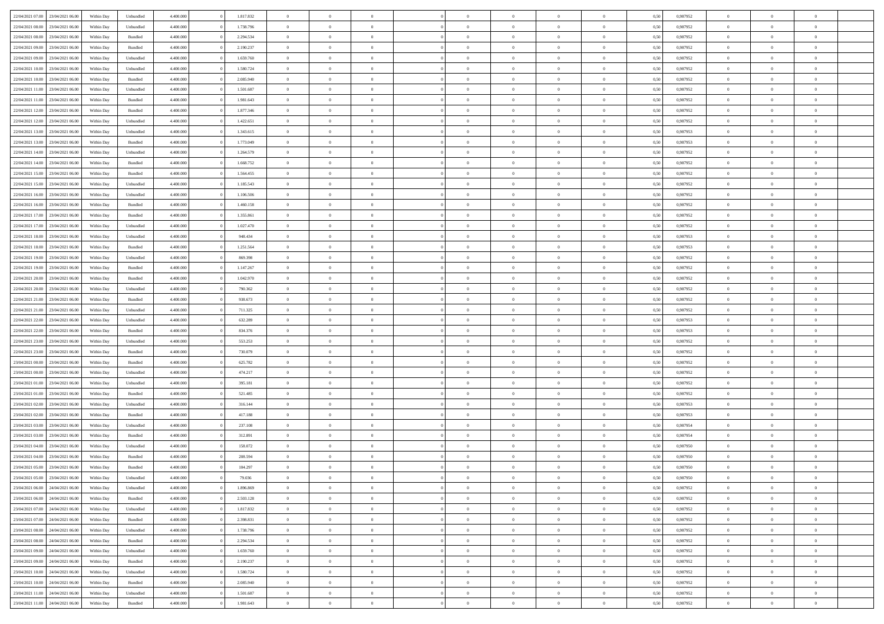| | | | | | | | | | | | | | | | | | | | | | |
|---|---|---|---|---|---|---|---|---|---|---|---|---|---|---|---|---|---|---|---|---|---|
| 22/04/2021 07:00 | 23/04/2021 06:00 | Within Day | Unbundled | 4.400.000 | 0 | 1.817.832 | 0 | 0 | 0 | | 0 | 0 | 0 | 0 | 0,50 | 0,987952 | 0 | 0 | 0 | |
| 22/04/2021 08:00 | 23/04/2021 06:00 | Within Day | Unbundled | 4.400.000 | 0 | 1.738.796 | 0 | 0 | 0 | | 0 | 0 | 0 | 0 | 0,50 | 0,987952 | 0 | 0 | 0 | |
| 22/04/2021 08:00 | 23/04/2021 06:00 | Within Day | Bundled | 4.400.000 | 0 | 2.294.534 | 0 | 0 | 0 | | 0 | 0 | 0 | 0 | 0,50 | 0,987952 | 0 | 0 | 0 | |
| 22/04/2021 09:00 | 23/04/2021 06:00 | Within Day | Bundled | 4.400.000 | 0 | 2.190.237 | 0 | 0 | 0 | | 0 | 0 | 0 | 0 | 0,50 | 0,987952 | 0 | 0 | 0 | |
| 22/04/2021 09:00 | 23/04/2021 06:00 | Within Day | Unbundled | 4.400.000 | 0 | 1.659.760 | 0 | 0 | 0 | | 0 | 0 | 0 | 0 | 0,50 | 0,987952 | 0 | 0 | 0 | |
| 22/04/2021 10:00 | 23/04/2021 06:00 | Within Day | Unbundled | 4.400.000 | 0 | 1.580.724 | 0 | 0 | 0 | | 0 | 0 | 0 | 0 | 0,50 | 0,987952 | 0 | 0 | 0 | |
| 22/04/2021 10:00 | 23/04/2021 06:00 | Within Day | Bundled | 4.400.000 | 0 | 2.085.940 | 0 | 0 | 0 | | 0 | 0 | 0 | 0 | 0,50 | 0,987952 | 0 | 0 | 0 | |
| 22/04/2021 11:00 | 23/04/2021 06:00 | Within Day | Unbundled | 4.400.000 | 0 | 1.501.687 | 0 | 0 | 0 | | 0 | 0 | 0 | 0 | 0,50 | 0,987952 | 0 | 0 | 0 | |
| 22/04/2021 11:00 | 23/04/2021 06:00 | Within Day | Bundled | 4.400.000 | 0 | 1.981.643 | 0 | 0 | 0 | | 0 | 0 | 0 | 0 | 0,50 | 0,987952 | 0 | 0 | 0 | |
| 22/04/2021 12:00 | 23/04/2021 06:00 | Within Day | Bundled | 4.400.000 | 0 | 1.877.346 | 0 | 0 | 0 | | 0 | 0 | 0 | 0 | 0,50 | 0,987952 | 0 | 0 | 0 | |
| 22/04/2021 12:00 | 23/04/2021 06:00 | Within Day | Unbundled | 4.400.000 | 0 | 1.422.651 | 0 | 0 | 0 | | 0 | 0 | 0 | 0 | 0,50 | 0,987952 | 0 | 0 | 0 | |
| 22/04/2021 13:00 | 23/04/2021 06:00 | Within Day | Unbundled | 4.400.000 | 0 | 1.343.615 | 0 | 0 | 0 | | 0 | 0 | 0 | 0 | 0,50 | 0,987953 | 0 | 0 | 0 | |
| 22/04/2021 13:00 | 23/04/2021 06:00 | Within Day | Bundled | 4.400.000 | 0 | 1.773.049 | 0 | 0 | 0 | | 0 | 0 | 0 | 0 | 0,50 | 0,987953 | 0 | 0 | 0 | |
| 22/04/2021 14:00 | 23/04/2021 06:00 | Within Day | Unbundled | 4.400.000 | 0 | 1.264.579 | 0 | 0 | 0 | | 0 | 0 | 0 | 0 | 0,50 | 0,987952 | 0 | 0 | 0 | |
| 22/04/2021 14:00 | 23/04/2021 06:00 | Within Day | Bundled | 4.400.000 | 0 | 1.668.752 | 0 | 0 | 0 | | 0 | 0 | 0 | 0 | 0,50 | 0,987952 | 0 | 0 | 0 | |
| 22/04/2021 15:00 | 23/04/2021 06:00 | Within Day | Bundled | 4.400.000 | 0 | 1.564.455 | 0 | 0 | 0 | | 0 | 0 | 0 | 0 | 0,50 | 0,987952 | 0 | 0 | 0 | |
| 22/04/2021 15:00 | 23/04/2021 06:00 | Within Day | Unbundled | 4.400.000 | 0 | 1.185.543 | 0 | 0 | 0 | | 0 | 0 | 0 | 0 | 0,50 | 0,987952 | 0 | 0 | 0 | |
| 22/04/2021 16:00 | 23/04/2021 06:00 | Within Day | Unbundled | 4.400.000 | 0 | 1.106.506 | 0 | 0 | 0 | | 0 | 0 | 0 | 0 | 0,50 | 0,987952 | 0 | 0 | 0 | |
| 22/04/2021 16:00 | 23/04/2021 06:00 | Within Day | Bundled | 4.400.000 | 0 | 1.460.158 | 0 | 0 | 0 | | 0 | 0 | 0 | 0 | 0,50 | 0,987952 | 0 | 0 | 0 | |
| 22/04/2021 17:00 | 23/04/2021 06:00 | Within Day | Bundled | 4.400.000 | 0 | 1.355.861 | 0 | 0 | 0 | | 0 | 0 | 0 | 0 | 0,50 | 0,987952 | 0 | 0 | 0 | |
| 22/04/2021 17:00 | 23/04/2021 06:00 | Within Day | Unbundled | 4.400.000 | 0 | 1.027.470 | 0 | 0 | 0 | | 0 | 0 | 0 | 0 | 0,50 | 0,987952 | 0 | 0 | 0 | |
| 22/04/2021 18:00 | 23/04/2021 06:00 | Within Day | Unbundled | 4.400.000 | 0 | 948.434 | 0 | 0 | 0 | | 0 | 0 | 0 | 0 | 0,50 | 0,987953 | 0 | 0 | 0 | |
| 22/04/2021 18:00 | 23/04/2021 06:00 | Within Day | Bundled | 4.400.000 | 0 | 1.251.564 | 0 | 0 | 0 | | 0 | 0 | 0 | 0 | 0,50 | 0,987953 | 0 | 0 | 0 | |
| 22/04/2021 19:00 | 23/04/2021 06:00 | Within Day | Unbundled | 4.400.000 | 0 | 869.398 | 0 | 0 | 0 | | 0 | 0 | 0 | 0 | 0,50 | 0,987952 | 0 | 0 | 0 | |
| 22/04/2021 19:00 | 23/04/2021 06:00 | Within Day | Bundled | 4.400.000 | 0 | 1.147.267 | 0 | 0 | 0 | | 0 | 0 | 0 | 0 | 0,50 | 0,987952 | 0 | 0 | 0 | |
| 22/04/2021 20:00 | 23/04/2021 06:00 | Within Day | Bundled | 4.400.000 | 0 | 1.042.970 | 0 | 0 | 0 | | 0 | 0 | 0 | 0 | 0,50 | 0,987952 | 0 | 0 | 0 | |
| 22/04/2021 20:00 | 23/04/2021 06:00 | Within Day | Unbundled | 4.400.000 | 0 | 790.362 | 0 | 0 | 0 | | 0 | 0 | 0 | 0 | 0,50 | 0,987952 | 0 | 0 | 0 | |
| 22/04/2021 21:00 | 23/04/2021 06:00 | Within Day | Bundled | 4.400.000 | 0 | 938.673 | 0 | 0 | 0 | | 0 | 0 | 0 | 0 | 0,50 | 0,987952 | 0 | 0 | 0 | |
| 22/04/2021 21:00 | 23/04/2021 06:00 | Within Day | Unbundled | 4.400.000 | 0 | 711.325 | 0 | 0 | 0 | | 0 | 0 | 0 | 0 | 0,50 | 0,987952 | 0 | 0 | 0 | |
| 22/04/2021 22:00 | 23/04/2021 06:00 | Within Day | Unbundled | 4.400.000 | 0 | 632.289 | 0 | 0 | 0 | | 0 | 0 | 0 | 0 | 0,50 | 0,987953 | 0 | 0 | 0 | |
| 22/04/2021 22:00 | 23/04/2021 06:00 | Within Day | Bundled | 4.400.000 | 0 | 834.376 | 0 | 0 | 0 | | 0 | 0 | 0 | 0 | 0,50 | 0,987953 | 0 | 0 | 0 | |
| 22/04/2021 23:00 | 23/04/2021 06:00 | Within Day | Unbundled | 4.400.000 | 0 | 553.253 | 0 | 0 | 0 | | 0 | 0 | 0 | 0 | 0,50 | 0,987952 | 0 | 0 | 0 | |
| 22/04/2021 23:00 | 23/04/2021 06:00 | Within Day | Bundled | 4.400.000 | 0 | 730.079 | 0 | 0 | 0 | | 0 | 0 | 0 | 0 | 0,50 | 0,987952 | 0 | 0 | 0 | |
| 23/04/2021 00:00 | 23/04/2021 06:00 | Within Day | Bundled | 4.400.000 | 0 | 625.782 | 0 | 0 | 0 | | 0 | 0 | 0 | 0 | 0,50 | 0,987952 | 0 | 0 | 0 | |
| 23/04/2021 00:00 | 23/04/2021 06:00 | Within Day | Unbundled | 4.400.000 | 0 | 474.217 | 0 | 0 | 0 | | 0 | 0 | 0 | 0 | 0,50 | 0,987952 | 0 | 0 | 0 | |
| 23/04/2021 01:00 | 23/04/2021 06:00 | Within Day | Unbundled | 4.400.000 | 0 | 395.181 | 0 | 0 | 0 | | 0 | 0 | 0 | 0 | 0,50 | 0,987952 | 0 | 0 | 0 | |
| 23/04/2021 01:00 | 23/04/2021 06:00 | Within Day | Bundled | 4.400.000 | 0 | 521.485 | 0 | 0 | 0 | | 0 | 0 | 0 | 0 | 0,50 | 0,987952 | 0 | 0 | 0 | |
| 23/04/2021 02:00 | 23/04/2021 06:00 | Within Day | Unbundled | 4.400.000 | 0 | 316.144 | 0 | 0 | 0 | | 0 | 0 | 0 | 0 | 0,50 | 0,987953 | 0 | 0 | 0 | |
| 23/04/2021 02:00 | 23/04/2021 06:00 | Within Day | Bundled | 4.400.000 | 0 | 417.188 | 0 | 0 | 0 | | 0 | 0 | 0 | 0 | 0,50 | 0,987953 | 0 | 0 | 0 | |
| 23/04/2021 03:00 | 23/04/2021 06:00 | Within Day | Unbundled | 4.400.000 | 0 | 237.108 | 0 | 0 | 0 | | 0 | 0 | 0 | 0 | 0,50 | 0,987954 | 0 | 0 | 0 | |
| 23/04/2021 03:00 | 23/04/2021 06:00 | Within Day | Bundled | 4.400.000 | 0 | 312.891 | 0 | 0 | 0 | | 0 | 0 | 0 | 0 | 0,50 | 0,987954 | 0 | 0 | 0 | |
| 23/04/2021 04:00 | 23/04/2021 06:00 | Within Day | Unbundled | 4.400.000 | 0 | 158.072 | 0 | 0 | 0 | | 0 | 0 | 0 | 0 | 0,50 | 0,987950 | 0 | 0 | 0 | |
| 23/04/2021 04:00 | 23/04/2021 06:00 | Within Day | Bundled | 4.400.000 | 0 | 208.594 | 0 | 0 | 0 | | 0 | 0 | 0 | 0 | 0,50 | 0,987950 | 0 | 0 | 0 | |
| 23/04/2021 05:00 | 23/04/2021 06:00 | Within Day | Bundled | 4.400.000 | 0 | 104.297 | 0 | 0 | 0 | | 0 | 0 | 0 | 0 | 0,50 | 0,987950 | 0 | 0 | 0 | |
| 23/04/2021 05:00 | 23/04/2021 06:00 | Within Day | Unbundled | 4.400.000 | 0 | 79.036 | 0 | 0 | 0 | | 0 | 0 | 0 | 0 | 0,50 | 0,987950 | 0 | 0 | 0 | |
| 23/04/2021 06:00 | 24/04/2021 06:00 | Within Day | Unbundled | 4.400.000 | 0 | 1.896.869 | 0 | 0 | 0 | | 0 | 0 | 0 | 0 | 0,50 | 0,987952 | 0 | 0 | 0 | |
| 23/04/2021 06:00 | 24/04/2021 06:00 | Within Day | Bundled | 4.400.000 | 0 | 2.503.128 | 0 | 0 | 0 | | 0 | 0 | 0 | 0 | 0,50 | 0,987952 | 0 | 0 | 0 | |
| 23/04/2021 07:00 | 24/04/2021 06:00 | Within Day | Unbundled | 4.400.000 | 0 | 1.817.832 | 0 | 0 | 0 | | 0 | 0 | 0 | 0 | 0,50 | 0,987952 | 0 | 0 | 0 | |
| 23/04/2021 07:00 | 24/04/2021 06:00 | Within Day | Bundled | 4.400.000 | 0 | 2.398.831 | 0 | 0 | 0 | | 0 | 0 | 0 | 0 | 0,50 | 0,987952 | 0 | 0 | 0 | |
| 23/04/2021 08:00 | 24/04/2021 06:00 | Within Day | Unbundled | 4.400.000 | 0 | 1.738.796 | 0 | 0 | 0 | | 0 | 0 | 0 | 0 | 0,50 | 0,987952 | 0 | 0 | 0 | |
| 23/04/2021 08:00 | 24/04/2021 06:00 | Within Day | Bundled | 4.400.000 | 0 | 2.294.534 | 0 | 0 | 0 | | 0 | 0 | 0 | 0 | 0,50 | 0,987952 | 0 | 0 | 0 | |
| 23/04/2021 09:00 | 24/04/2021 06:00 | Within Day | Unbundled | 4.400.000 | 0 | 1.659.760 | 0 | 0 | 0 | | 0 | 0 | 0 | 0 | 0,50 | 0,987952 | 0 | 0 | 0 | |
| 23/04/2021 09:00 | 24/04/2021 06:00 | Within Day | Bundled | 4.400.000 | 0 | 2.190.237 | 0 | 0 | 0 | | 0 | 0 | 0 | 0 | 0,50 | 0,987952 | 0 | 0 | 0 | |
| 23/04/2021 10:00 | 24/04/2021 06:00 | Within Day | Unbundled | 4.400.000 | 0 | 1.580.724 | 0 | 0 | 0 | | 0 | 0 | 0 | 0 | 0,50 | 0,987952 | 0 | 0 | 0 | |
| 23/04/2021 10:00 | 24/04/2021 06:00 | Within Day | Bundled | 4.400.000 | 0 | 2.085.940 | 0 | 0 | 0 | | 0 | 0 | 0 | 0 | 0,50 | 0,987952 | 0 | 0 | 0 | |
| 23/04/2021 11:00 | 24/04/2021 06:00 | Within Day | Unbundled | 4.400.000 | 0 | 1.501.687 | 0 | 0 | 0 | | 0 | 0 | 0 | 0 | 0,50 | 0,987952 | 0 | 0 | 0 | |
| 23/04/2021 11:00 | 24/04/2021 06:00 | Within Day | Bundled | 4.400.000 | 0 | 1.981.643 | 0 | 0 | 0 | | 0 | 0 | 0 | 0 | 0,50 | 0,987952 | 0 | 0 | 0 | |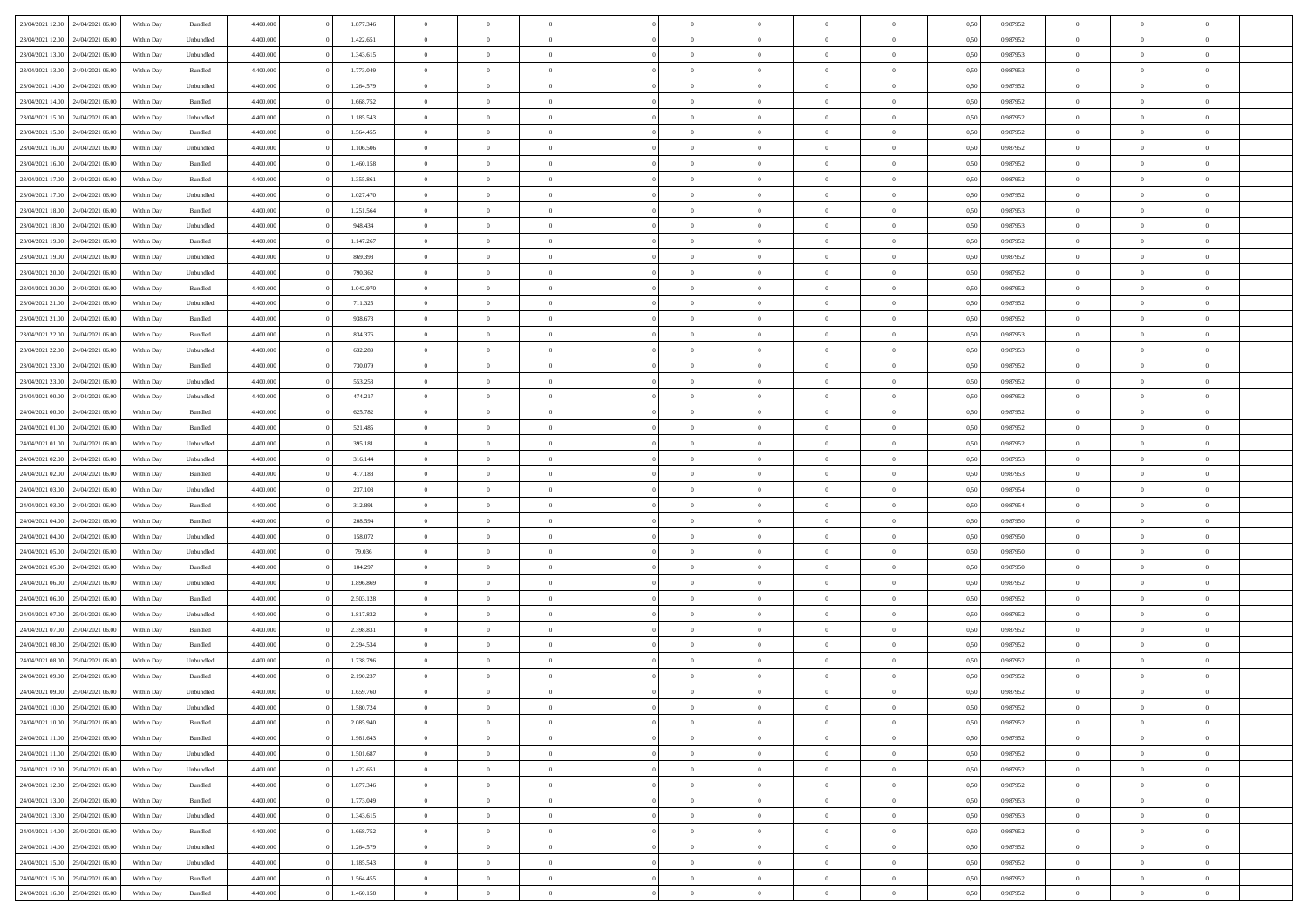| | | | | | | | | | | | | | | | | | | | | | |
|---|---|---|---|---|---|---|---|---|---|---|---|---|---|---|---|---|---|---|---|---|---|
| 23/04/2021 12:00 | 24/04/2021 06:00 | Within Day | Bundled | 4.400.000 | 0 | 1.877.346 | 0 | 0 | 0 | | 0 | 0 | 0 | 0 | 0,50 | 0,987952 | 0 | 0 | 0 | |
| 23/04/2021 12:00 | 24/04/2021 06:00 | Within Day | Unbundled | 4.400.000 | 0 | 1.422.651 | 0 | 0 | 0 | | 0 | 0 | 0 | 0 | 0,50 | 0,987952 | 0 | 0 | 0 | |
| 23/04/2021 13:00 | 24/04/2021 06:00 | Within Day | Unbundled | 4.400.000 | 0 | 1.343.615 | 0 | 0 | 0 | | 0 | 0 | 0 | 0 | 0,50 | 0,987953 | 0 | 0 | 0 | |
| 23/04/2021 13:00 | 24/04/2021 06:00 | Within Day | Bundled | 4.400.000 | 0 | 1.773.049 | 0 | 0 | 0 | | 0 | 0 | 0 | 0 | 0,50 | 0,987953 | 0 | 0 | 0 | |
| 23/04/2021 14:00 | 24/04/2021 06:00 | Within Day | Unbundled | 4.400.000 | 0 | 1.264.579 | 0 | 0 | 0 | | 0 | 0 | 0 | 0 | 0,50 | 0,987952 | 0 | 0 | 0 | |
| 23/04/2021 14:00 | 24/04/2021 06:00 | Within Day | Bundled | 4.400.000 | 0 | 1.668.752 | 0 | 0 | 0 | | 0 | 0 | 0 | 0 | 0,50 | 0,987952 | 0 | 0 | 0 | |
| 23/04/2021 15:00 | 24/04/2021 06:00 | Within Day | Unbundled | 4.400.000 | 0 | 1.185.543 | 0 | 0 | 0 | | 0 | 0 | 0 | 0 | 0,50 | 0,987952 | 0 | 0 | 0 | |
| 23/04/2021 15:00 | 24/04/2021 06:00 | Within Day | Bundled | 4.400.000 | 0 | 1.564.455 | 0 | 0 | 0 | | 0 | 0 | 0 | 0 | 0,50 | 0,987952 | 0 | 0 | 0 | |
| 23/04/2021 16:00 | 24/04/2021 06:00 | Within Day | Unbundled | 4.400.000 | 0 | 1.106.506 | 0 | 0 | 0 | | 0 | 0 | 0 | 0 | 0,50 | 0,987952 | 0 | 0 | 0 | |
| 23/04/2021 16:00 | 24/04/2021 06:00 | Within Day | Bundled | 4.400.000 | 0 | 1.460.158 | 0 | 0 | 0 | | 0 | 0 | 0 | 0 | 0,50 | 0,987952 | 0 | 0 | 0 | |
| 23/04/2021 17:00 | 24/04/2021 06:00 | Within Day | Bundled | 4.400.000 | 0 | 1.355.861 | 0 | 0 | 0 | | 0 | 0 | 0 | 0 | 0,50 | 0,987952 | 0 | 0 | 0 | |
| 23/04/2021 17:00 | 24/04/2021 06:00 | Within Day | Unbundled | 4.400.000 | 0 | 1.027.470 | 0 | 0 | 0 | | 0 | 0 | 0 | 0 | 0,50 | 0,987952 | 0 | 0 | 0 | |
| 23/04/2021 18:00 | 24/04/2021 06:00 | Within Day | Bundled | 4.400.000 | 0 | 1.251.564 | 0 | 0 | 0 | | 0 | 0 | 0 | 0 | 0,50 | 0,987953 | 0 | 0 | 0 | |
| 23/04/2021 18:00 | 24/04/2021 06:00 | Within Day | Unbundled | 4.400.000 | 0 | 948.434 | 0 | 0 | 0 | | 0 | 0 | 0 | 0 | 0,50 | 0,987953 | 0 | 0 | 0 | |
| 23/04/2021 19:00 | 24/04/2021 06:00 | Within Day | Bundled | 4.400.000 | 0 | 1.147.267 | 0 | 0 | 0 | | 0 | 0 | 0 | 0 | 0,50 | 0,987952 | 0 | 0 | 0 | |
| 23/04/2021 19:00 | 24/04/2021 06:00 | Within Day | Unbundled | 4.400.000 | 0 | 869.398 | 0 | 0 | 0 | | 0 | 0 | 0 | 0 | 0,50 | 0,987952 | 0 | 0 | 0 | |
| 23/04/2021 20:00 | 24/04/2021 06:00 | Within Day | Unbundled | 4.400.000 | 0 | 790.362 | 0 | 0 | 0 | | 0 | 0 | 0 | 0 | 0,50 | 0,987952 | 0 | 0 | 0 | |
| 23/04/2021 20:00 | 24/04/2021 06:00 | Within Day | Bundled | 4.400.000 | 0 | 1.042.970 | 0 | 0 | 0 | | 0 | 0 | 0 | 0 | 0,50 | 0,987952 | 0 | 0 | 0 | |
| 23/04/2021 21:00 | 24/04/2021 06:00 | Within Day | Unbundled | 4.400.000 | 0 | 711.325 | 0 | 0 | 0 | | 0 | 0 | 0 | 0 | 0,50 | 0,987952 | 0 | 0 | 0 | |
| 23/04/2021 21:00 | 24/04/2021 06:00 | Within Day | Bundled | 4.400.000 | 0 | 938.673 | 0 | 0 | 0 | | 0 | 0 | 0 | 0 | 0,50 | 0,987952 | 0 | 0 | 0 | |
| 23/04/2021 22:00 | 24/04/2021 06:00 | Within Day | Bundled | 4.400.000 | 0 | 834.376 | 0 | 0 | 0 | | 0 | 0 | 0 | 0 | 0,50 | 0,987953 | 0 | 0 | 0 | |
| 23/04/2021 22:00 | 24/04/2021 06:00 | Within Day | Unbundled | 4.400.000 | 0 | 632.289 | 0 | 0 | 0 | | 0 | 0 | 0 | 0 | 0,50 | 0,987953 | 0 | 0 | 0 | |
| 23/04/2021 23:00 | 24/04/2021 06:00 | Within Day | Bundled | 4.400.000 | 0 | 730.079 | 0 | 0 | 0 | | 0 | 0 | 0 | 0 | 0,50 | 0,987952 | 0 | 0 | 0 | |
| 23/04/2021 23:00 | 24/04/2021 06:00 | Within Day | Unbundled | 4.400.000 | 0 | 553.253 | 0 | 0 | 0 | | 0 | 0 | 0 | 0 | 0,50 | 0,987952 | 0 | 0 | 0 | |
| 24/04/2021 00:00 | 24/04/2021 06:00 | Within Day | Unbundled | 4.400.000 | 0 | 474.217 | 0 | 0 | 0 | | 0 | 0 | 0 | 0 | 0,50 | 0,987952 | 0 | 0 | 0 | |
| 24/04/2021 00:00 | 24/04/2021 06:00 | Within Day | Bundled | 4.400.000 | 0 | 625.782 | 0 | 0 | 0 | | 0 | 0 | 0 | 0 | 0,50 | 0,987952 | 0 | 0 | 0 | |
| 24/04/2021 01:00 | 24/04/2021 06:00 | Within Day | Bundled | 4.400.000 | 0 | 521.485 | 0 | 0 | 0 | | 0 | 0 | 0 | 0 | 0,50 | 0,987952 | 0 | 0 | 0 | |
| 24/04/2021 01:00 | 24/04/2021 06:00 | Within Day | Unbundled | 4.400.000 | 0 | 395.181 | 0 | 0 | 0 | | 0 | 0 | 0 | 0 | 0,50 | 0,987952 | 0 | 0 | 0 | |
| 24/04/2021 02:00 | 24/04/2021 06:00 | Within Day | Unbundled | 4.400.000 | 0 | 316.144 | 0 | 0 | 0 | | 0 | 0 | 0 | 0 | 0,50 | 0,987953 | 0 | 0 | 0 | |
| 24/04/2021 02:00 | 24/04/2021 06:00 | Within Day | Bundled | 4.400.000 | 0 | 417.188 | 0 | 0 | 0 | | 0 | 0 | 0 | 0 | 0,50 | 0,987953 | 0 | 0 | 0 | |
| 24/04/2021 03:00 | 24/04/2021 06:00 | Within Day | Unbundled | 4.400.000 | 0 | 237.108 | 0 | 0 | 0 | | 0 | 0 | 0 | 0 | 0,50 | 0,987954 | 0 | 0 | 0 | |
| 24/04/2021 03:00 | 24/04/2021 06:00 | Within Day | Bundled | 4.400.000 | 0 | 312.891 | 0 | 0 | 0 | | 0 | 0 | 0 | 0 | 0,50 | 0,987954 | 0 | 0 | 0 | |
| 24/04/2021 04:00 | 24/04/2021 06:00 | Within Day | Bundled | 4.400.000 | 0 | 208.594 | 0 | 0 | 0 | | 0 | 0 | 0 | 0 | 0,50 | 0,987950 | 0 | 0 | 0 | |
| 24/04/2021 04:00 | 24/04/2021 06:00 | Within Day | Unbundled | 4.400.000 | 0 | 158.072 | 0 | 0 | 0 | | 0 | 0 | 0 | 0 | 0,50 | 0,987950 | 0 | 0 | 0 | |
| 24/04/2021 05:00 | 24/04/2021 06:00 | Within Day | Unbundled | 4.400.000 | 0 | 79.036 | 0 | 0 | 0 | | 0 | 0 | 0 | 0 | 0,50 | 0,987950 | 0 | 0 | 0 | |
| 24/04/2021 05:00 | 24/04/2021 06:00 | Within Day | Bundled | 4.400.000 | 0 | 104.297 | 0 | 0 | 0 | | 0 | 0 | 0 | 0 | 0,50 | 0,987950 | 0 | 0 | 0 | |
| 24/04/2021 06:00 | 25/04/2021 06:00 | Within Day | Unbundled | 4.400.000 | 0 | 1.896.869 | 0 | 0 | 0 | | 0 | 0 | 0 | 0 | 0,50 | 0,987952 | 0 | 0 | 0 | |
| 24/04/2021 06:00 | 25/04/2021 06:00 | Within Day | Bundled | 4.400.000 | 0 | 2.503.128 | 0 | 0 | 0 | | 0 | 0 | 0 | 0 | 0,50 | 0,987952 | 0 | 0 | 0 | |
| 24/04/2021 07:00 | 25/04/2021 06:00 | Within Day | Unbundled | 4.400.000 | 0 | 1.817.832 | 0 | 0 | 0 | | 0 | 0 | 0 | 0 | 0,50 | 0,987952 | 0 | 0 | 0 | |
| 24/04/2021 07:00 | 25/04/2021 06:00 | Within Day | Bundled | 4.400.000 | 0 | 2.398.831 | 0 | 0 | 0 | | 0 | 0 | 0 | 0 | 0,50 | 0,987952 | 0 | 0 | 0 | |
| 24/04/2021 08:00 | 25/04/2021 06:00 | Within Day | Bundled | 4.400.000 | 0 | 2.294.534 | 0 | 0 | 0 | | 0 | 0 | 0 | 0 | 0,50 | 0,987952 | 0 | 0 | 0 | |
| 24/04/2021 08:00 | 25/04/2021 06:00 | Within Day | Unbundled | 4.400.000 | 0 | 1.738.796 | 0 | 0 | 0 | | 0 | 0 | 0 | 0 | 0,50 | 0,987952 | 0 | 0 | 0 | |
| 24/04/2021 09:00 | 25/04/2021 06:00 | Within Day | Bundled | 4.400.000 | 0 | 2.190.237 | 0 | 0 | 0 | | 0 | 0 | 0 | 0 | 0,50 | 0,987952 | 0 | 0 | 0 | |
| 24/04/2021 09:00 | 25/04/2021 06:00 | Within Day | Unbundled | 4.400.000 | 0 | 1.659.760 | 0 | 0 | 0 | | 0 | 0 | 0 | 0 | 0,50 | 0,987952 | 0 | 0 | 0 | |
| 24/04/2021 10:00 | 25/04/2021 06:00 | Within Day | Unbundled | 4.400.000 | 0 | 1.580.724 | 0 | 0 | 0 | | 0 | 0 | 0 | 0 | 0,50 | 0,987952 | 0 | 0 | 0 | |
| 24/04/2021 10:00 | 25/04/2021 06:00 | Within Day | Bundled | 4.400.000 | 0 | 2.085.940 | 0 | 0 | 0 | | 0 | 0 | 0 | 0 | 0,50 | 0,987952 | 0 | 0 | 0 | |
| 24/04/2021 11:00 | 25/04/2021 06:00 | Within Day | Bundled | 4.400.000 | 0 | 1.981.643 | 0 | 0 | 0 | | 0 | 0 | 0 | 0 | 0,50 | 0,987952 | 0 | 0 | 0 | |
| 24/04/2021 11:00 | 25/04/2021 06:00 | Within Day | Unbundled | 4.400.000 | 0 | 1.501.687 | 0 | 0 | 0 | | 0 | 0 | 0 | 0 | 0,50 | 0,987952 | 0 | 0 | 0 | |
| 24/04/2021 12:00 | 25/04/2021 06:00 | Within Day | Unbundled | 4.400.000 | 0 | 1.422.651 | 0 | 0 | 0 | | 0 | 0 | 0 | 0 | 0,50 | 0,987952 | 0 | 0 | 0 | |
| 24/04/2021 12:00 | 25/04/2021 06:00 | Within Day | Bundled | 4.400.000 | 0 | 1.877.346 | 0 | 0 | 0 | | 0 | 0 | 0 | 0 | 0,50 | 0,987952 | 0 | 0 | 0 | |
| 24/04/2021 13:00 | 25/04/2021 06:00 | Within Day | Bundled | 4.400.000 | 0 | 1.773.049 | 0 | 0 | 0 | | 0 | 0 | 0 | 0 | 0,50 | 0,987953 | 0 | 0 | 0 | |
| 24/04/2021 13:00 | 25/04/2021 06:00 | Within Day | Unbundled | 4.400.000 | 0 | 1.343.615 | 0 | 0 | 0 | | 0 | 0 | 0 | 0 | 0,50 | 0,987953 | 0 | 0 | 0 | |
| 24/04/2021 14:00 | 25/04/2021 06:00 | Within Day | Bundled | 4.400.000 | 0 | 1.668.752 | 0 | 0 | 0 | | 0 | 0 | 0 | 0 | 0,50 | 0,987952 | 0 | 0 | 0 | |
| 24/04/2021 14:00 | 25/04/2021 06:00 | Within Day | Unbundled | 4.400.000 | 0 | 1.264.579 | 0 | 0 | 0 | | 0 | 0 | 0 | 0 | 0,50 | 0,987952 | 0 | 0 | 0 | |
| 24/04/2021 15:00 | 25/04/2021 06:00 | Within Day | Unbundled | 4.400.000 | 0 | 1.185.543 | 0 | 0 | 0 | | 0 | 0 | 0 | 0 | 0,50 | 0,987952 | 0 | 0 | 0 | |
| 24/04/2021 15:00 | 25/04/2021 06:00 | Within Day | Bundled | 4.400.000 | 0 | 1.564.455 | 0 | 0 | 0 | | 0 | 0 | 0 | 0 | 0,50 | 0,987952 | 0 | 0 | 0 | |
| 24/04/2021 16:00 | 25/04/2021 06:00 | Within Day | Bundled | 4.400.000 | 0 | 1.460.158 | 0 | 0 | 0 | | 0 | 0 | 0 | 0 | 0,50 | 0,987952 | 0 | 0 | 0 | |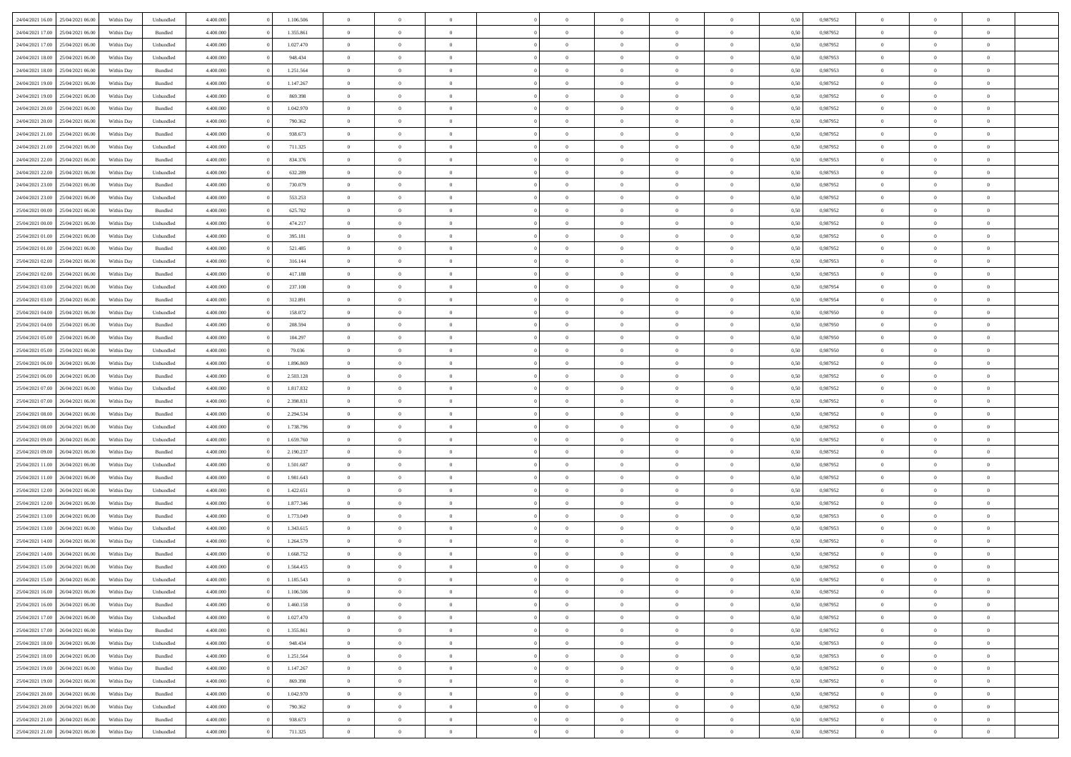| | | | | | | | | | | | | | | | | | | | | |
|---|---|---|---|---|---|---|---|---|---|---|---|---|---|---|---|---|---|---|---|---|
| 24/04/2021 16.00 | 25/04/2021 06.00 | Within Day | Unbundled | 4.400.000 | 0 | 1.106.506 | 0 | 0 | 0 | | 0 | 0 | 0 | 0 | 0,50 | 0,987952 | 0 | 0 | 0 | |
| 24/04/2021 17.00 | 25/04/2021 06.00 | Within Day | Bundled | 4.400.000 | 0 | 1.355.861 | 0 | 0 | 0 | | 0 | 0 | 0 | 0 | 0,50 | 0,987952 | 0 | 0 | 0 | |
| 24/04/2021 17.00 | 25/04/2021 06.00 | Within Day | Unbundled | 4.400.000 | 0 | 1.027.470 | 0 | 0 | 0 | | 0 | 0 | 0 | 0 | 0,50 | 0,987952 | 0 | 0 | 0 | |
| 24/04/2021 18.00 | 25/04/2021 06.00 | Within Day | Unbundled | 4.400.000 | 0 | 948.434 | 0 | 0 | 0 | | 0 | 0 | 0 | 0 | 0,50 | 0,987953 | 0 | 0 | 0 | |
| 24/04/2021 18.00 | 25/04/2021 06.00 | Within Day | Bundled | 4.400.000 | 0 | 1.251.564 | 0 | 0 | 0 | | 0 | 0 | 0 | 0 | 0,50 | 0,987953 | 0 | 0 | 0 | |
| 24/04/2021 19.00 | 25/04/2021 06.00 | Within Day | Bundled | 4.400.000 | 0 | 1.147.267 | 0 | 0 | 0 | | 0 | 0 | 0 | 0 | 0,50 | 0,987952 | 0 | 0 | 0 | |
| 24/04/2021 19.00 | 25/04/2021 06.00 | Within Day | Unbundled | 4.400.000 | 0 | 869.398 | 0 | 0 | 0 | | 0 | 0 | 0 | 0 | 0,50 | 0,987952 | 0 | 0 | 0 | |
| 24/04/2021 20.00 | 25/04/2021 06.00 | Within Day | Bundled | 4.400.000 | 0 | 1.042.970 | 0 | 0 | 0 | | 0 | 0 | 0 | 0 | 0,50 | 0,987952 | 0 | 0 | 0 | |
| 24/04/2021 20.00 | 25/04/2021 06.00 | Within Day | Unbundled | 4.400.000 | 0 | 790.362 | 0 | 0 | 0 | | 0 | 0 | 0 | 0 | 0,50 | 0,987952 | 0 | 0 | 0 | |
| 24/04/2021 21.00 | 25/04/2021 06.00 | Within Day | Bundled | 4.400.000 | 0 | 938.673 | 0 | 0 | 0 | | 0 | 0 | 0 | 0 | 0,50 | 0,987952 | 0 | 0 | 0 | |
| 24/04/2021 21.00 | 25/04/2021 06.00 | Within Day | Unbundled | 4.400.000 | 0 | 711.325 | 0 | 0 | 0 | | 0 | 0 | 0 | 0 | 0,50 | 0,987952 | 0 | 0 | 0 | |
| 24/04/2021 22.00 | 25/04/2021 06.00 | Within Day | Bundled | 4.400.000 | 0 | 834.376 | 0 | 0 | 0 | | 0 | 0 | 0 | 0 | 0,50 | 0,987953 | 0 | 0 | 0 | |
| 24/04/2021 22.00 | 25/04/2021 06.00 | Within Day | Unbundled | 4.400.000 | 0 | 632.289 | 0 | 0 | 0 | | 0 | 0 | 0 | 0 | 0,50 | 0,987953 | 0 | 0 | 0 | |
| 24/04/2021 23.00 | 25/04/2021 06.00 | Within Day | Bundled | 4.400.000 | 0 | 730.079 | 0 | 0 | 0 | | 0 | 0 | 0 | 0 | 0,50 | 0,987952 | 0 | 0 | 0 | |
| 24/04/2021 23.00 | 25/04/2021 06.00 | Within Day | Unbundled | 4.400.000 | 0 | 553.253 | 0 | 0 | 0 | | 0 | 0 | 0 | 0 | 0,50 | 0,987952 | 0 | 0 | 0 | |
| 25/04/2021 00.00 | 25/04/2021 06.00 | Within Day | Bundled | 4.400.000 | 0 | 625.782 | 0 | 0 | 0 | | 0 | 0 | 0 | 0 | 0,50 | 0,987952 | 0 | 0 | 0 | |
| 25/04/2021 00.00 | 25/04/2021 06.00 | Within Day | Unbundled | 4.400.000 | 0 | 474.217 | 0 | 0 | 0 | | 0 | 0 | 0 | 0 | 0,50 | 0,987952 | 0 | 0 | 0 | |
| 25/04/2021 01.00 | 25/04/2021 06.00 | Within Day | Unbundled | 4.400.000 | 0 | 395.181 | 0 | 0 | 0 | | 0 | 0 | 0 | 0 | 0,50 | 0,987952 | 0 | 0 | 0 | |
| 25/04/2021 01.00 | 25/04/2021 06.00 | Within Day | Bundled | 4.400.000 | 0 | 521.485 | 0 | 0 | 0 | | 0 | 0 | 0 | 0 | 0,50 | 0,987952 | 0 | 0 | 0 | |
| 25/04/2021 02.00 | 25/04/2021 06.00 | Within Day | Unbundled | 4.400.000 | 0 | 316.144 | 0 | 0 | 0 | | 0 | 0 | 0 | 0 | 0,50 | 0,987953 | 0 | 0 | 0 | |
| 25/04/2021 02.00 | 25/04/2021 06.00 | Within Day | Bundled | 4.400.000 | 0 | 417.188 | 0 | 0 | 0 | | 0 | 0 | 0 | 0 | 0,50 | 0,987953 | 0 | 0 | 0 | |
| 25/04/2021 03.00 | 25/04/2021 06.00 | Within Day | Unbundled | 4.400.000 | 0 | 237.108 | 0 | 0 | 0 | | 0 | 0 | 0 | 0 | 0,50 | 0,987954 | 0 | 0 | 0 | |
| 25/04/2021 03.00 | 25/04/2021 06.00 | Within Day | Bundled | 4.400.000 | 0 | 312.891 | 0 | 0 | 0 | | 0 | 0 | 0 | 0 | 0,50 | 0,987954 | 0 | 0 | 0 | |
| 25/04/2021 04.00 | 25/04/2021 06.00 | Within Day | Unbundled | 4.400.000 | 0 | 158.072 | 0 | 0 | 0 | | 0 | 0 | 0 | 0 | 0,50 | 0,987950 | 0 | 0 | 0 | |
| 25/04/2021 04.00 | 25/04/2021 06.00 | Within Day | Bundled | 4.400.000 | 0 | 208.594 | 0 | 0 | 0 | | 0 | 0 | 0 | 0 | 0,50 | 0,987950 | 0 | 0 | 0 | |
| 25/04/2021 05.00 | 25/04/2021 06.00 | Within Day | Bundled | 4.400.000 | 0 | 104.297 | 0 | 0 | 0 | | 0 | 0 | 0 | 0 | 0,50 | 0,987950 | 0 | 0 | 0 | |
| 25/04/2021 05.00 | 25/04/2021 06.00 | Within Day | Unbundled | 4.400.000 | 0 | 79.036 | 0 | 0 | 0 | | 0 | 0 | 0 | 0 | 0,50 | 0,987950 | 0 | 0 | 0 | |
| 25/04/2021 06.00 | 26/04/2021 06.00 | Within Day | Unbundled | 4.400.000 | 0 | 1.896.869 | 0 | 0 | 0 | | 0 | 0 | 0 | 0 | 0,50 | 0,987952 | 0 | 0 | 0 | |
| 25/04/2021 06.00 | 26/04/2021 06.00 | Within Day | Bundled | 4.400.000 | 0 | 2.503.128 | 0 | 0 | 0 | | 0 | 0 | 0 | 0 | 0,50 | 0,987952 | 0 | 0 | 0 | |
| 25/04/2021 07.00 | 26/04/2021 06.00 | Within Day | Unbundled | 4.400.000 | 0 | 1.817.832 | 0 | 0 | 0 | | 0 | 0 | 0 | 0 | 0,50 | 0,987952 | 0 | 0 | 0 | |
| 25/04/2021 07.00 | 26/04/2021 06.00 | Within Day | Bundled | 4.400.000 | 0 | 2.398.831 | 0 | 0 | 0 | | 0 | 0 | 0 | 0 | 0,50 | 0,987952 | 0 | 0 | 0 | |
| 25/04/2021 08.00 | 26/04/2021 06.00 | Within Day | Bundled | 4.400.000 | 0 | 2.294.534 | 0 | 0 | 0 | | 0 | 0 | 0 | 0 | 0,50 | 0,987952 | 0 | 0 | 0 | |
| 25/04/2021 08.00 | 26/04/2021 06.00 | Within Day | Unbundled | 4.400.000 | 0 | 1.738.796 | 0 | 0 | 0 | | 0 | 0 | 0 | 0 | 0,50 | 0,987952 | 0 | 0 | 0 | |
| 25/04/2021 09.00 | 26/04/2021 06.00 | Within Day | Unbundled | 4.400.000 | 0 | 1.659.760 | 0 | 0 | 0 | | 0 | 0 | 0 | 0 | 0,50 | 0,987952 | 0 | 0 | 0 | |
| 25/04/2021 09.00 | 26/04/2021 06.00 | Within Day | Bundled | 4.400.000 | 0 | 2.190.237 | 0 | 0 | 0 | | 0 | 0 | 0 | 0 | 0,50 | 0,987952 | 0 | 0 | 0 | |
| 25/04/2021 11.00 | 26/04/2021 06.00 | Within Day | Unbundled | 4.400.000 | 0 | 1.501.687 | 0 | 0 | 0 | | 0 | 0 | 0 | 0 | 0,50 | 0,987952 | 0 | 0 | 0 | |
| 25/04/2021 11.00 | 26/04/2021 06.00 | Within Day | Bundled | 4.400.000 | 0 | 1.981.643 | 0 | 0 | 0 | | 0 | 0 | 0 | 0 | 0,50 | 0,987952 | 0 | 0 | 0 | |
| 25/04/2021 12.00 | 26/04/2021 06.00 | Within Day | Unbundled | 4.400.000 | 0 | 1.422.651 | 0 | 0 | 0 | | 0 | 0 | 0 | 0 | 0,50 | 0,987952 | 0 | 0 | 0 | |
| 25/04/2021 12.00 | 26/04/2021 06.00 | Within Day | Bundled | 4.400.000 | 0 | 1.877.346 | 0 | 0 | 0 | | 0 | 0 | 0 | 0 | 0,50 | 0,987952 | 0 | 0 | 0 | |
| 25/04/2021 13.00 | 26/04/2021 06.00 | Within Day | Bundled | 4.400.000 | 0 | 1.773.049 | 0 | 0 | 0 | | 0 | 0 | 0 | 0 | 0,50 | 0,987953 | 0 | 0 | 0 | |
| 25/04/2021 13.00 | 26/04/2021 06.00 | Within Day | Unbundled | 4.400.000 | 0 | 1.343.615 | 0 | 0 | 0 | | 0 | 0 | 0 | 0 | 0,50 | 0,987953 | 0 | 0 | 0 | |
| 25/04/2021 14.00 | 26/04/2021 06.00 | Within Day | Unbundled | 4.400.000 | 0 | 1.264.579 | 0 | 0 | 0 | | 0 | 0 | 0 | 0 | 0,50 | 0,987952 | 0 | 0 | 0 | |
| 25/04/2021 14.00 | 26/04/2021 06.00 | Within Day | Bundled | 4.400.000 | 0 | 1.668.752 | 0 | 0 | 0 | | 0 | 0 | 0 | 0 | 0,50 | 0,987952 | 0 | 0 | 0 | |
| 25/04/2021 15.00 | 26/04/2021 06.00 | Within Day | Bundled | 4.400.000 | 0 | 1.564.455 | 0 | 0 | 0 | | 0 | 0 | 0 | 0 | 0,50 | 0,987952 | 0 | 0 | 0 | |
| 25/04/2021 15.00 | 26/04/2021 06.00 | Within Day | Unbundled | 4.400.000 | 0 | 1.185.543 | 0 | 0 | 0 | | 0 | 0 | 0 | 0 | 0,50 | 0,987952 | 0 | 0 | 0 | |
| 25/04/2021 16.00 | 26/04/2021 06.00 | Within Day | Unbundled | 4.400.000 | 0 | 1.106.506 | 0 | 0 | 0 | | 0 | 0 | 0 | 0 | 0,50 | 0,987952 | 0 | 0 | 0 | |
| 25/04/2021 16.00 | 26/04/2021 06.00 | Within Day | Bundled | 4.400.000 | 0 | 1.460.158 | 0 | 0 | 0 | | 0 | 0 | 0 | 0 | 0,50 | 0,987952 | 0 | 0 | 0 | |
| 25/04/2021 17.00 | 26/04/2021 06.00 | Within Day | Unbundled | 4.400.000 | 0 | 1.027.470 | 0 | 0 | 0 | | 0 | 0 | 0 | 0 | 0,50 | 0,987952 | 0 | 0 | 0 | |
| 25/04/2021 17.00 | 26/04/2021 06.00 | Within Day | Bundled | 4.400.000 | 0 | 1.355.861 | 0 | 0 | 0 | | 0 | 0 | 0 | 0 | 0,50 | 0,987952 | 0 | 0 | 0 | |
| 25/04/2021 18.00 | 26/04/2021 06.00 | Within Day | Unbundled | 4.400.000 | 0 | 948.434 | 0 | 0 | 0 | | 0 | 0 | 0 | 0 | 0,50 | 0,987953 | 0 | 0 | 0 | |
| 25/04/2021 18.00 | 26/04/2021 06.00 | Within Day | Bundled | 4.400.000 | 0 | 1.251.564 | 0 | 0 | 0 | | 0 | 0 | 0 | 0 | 0,50 | 0,987953 | 0 | 0 | 0 | |
| 25/04/2021 19.00 | 26/04/2021 06.00 | Within Day | Bundled | 4.400.000 | 0 | 1.147.267 | 0 | 0 | 0 | | 0 | 0 | 0 | 0 | 0,50 | 0,987952 | 0 | 0 | 0 | |
| 25/04/2021 19.00 | 26/04/2021 06.00 | Within Day | Unbundled | 4.400.000 | 0 | 869.398 | 0 | 0 | 0 | | 0 | 0 | 0 | 0 | 0,50 | 0,987952 | 0 | 0 | 0 | |
| 25/04/2021 20.00 | 26/04/2021 06.00 | Within Day | Bundled | 4.400.000 | 0 | 1.042.970 | 0 | 0 | 0 | | 0 | 0 | 0 | 0 | 0,50 | 0,987952 | 0 | 0 | 0 | |
| 25/04/2021 20.00 | 26/04/2021 06.00 | Within Day | Unbundled | 4.400.000 | 0 | 790.362 | 0 | 0 | 0 | | 0 | 0 | 0 | 0 | 0,50 | 0,987952 | 0 | 0 | 0 | |
| 25/04/2021 21.00 | 26/04/2021 06.00 | Within Day | Bundled | 4.400.000 | 0 | 938.673 | 0 | 0 | 0 | | 0 | 0 | 0 | 0 | 0,50 | 0,987952 | 0 | 0 | 0 | |
| 25/04/2021 21.00 | 26/04/2021 06.00 | Within Day | Unbundled | 4.400.000 | 0 | 711.325 | 0 | 0 | 0 | | 0 | 0 | 0 | 0 | 0,50 | 0,987952 | 0 | 0 | 0 | |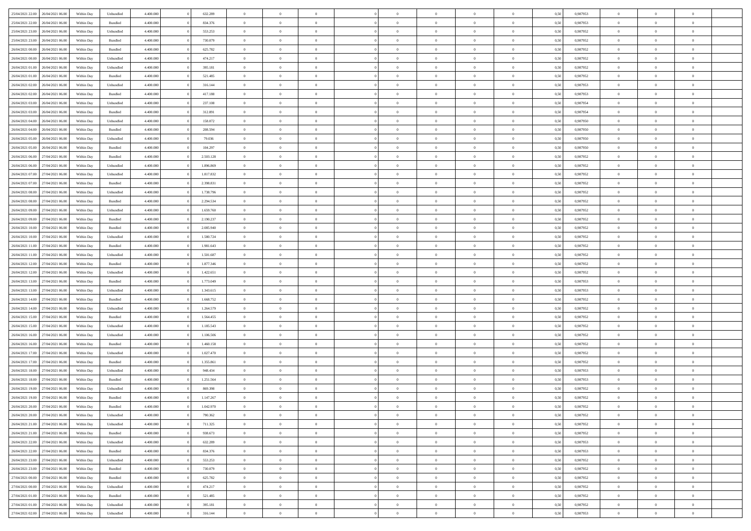| | | | | | | | | | | | | | | | | | | | | |
|---|---|---|---|---|---|---|---|---|---|---|---|---|---|---|---|---|---|---|---|---|
| 25/04/2021 22:00 | 26/04/2021 06:00 | Within Day | Unbundled | 4.400.000 | 0 | 632.289 | 0 | 0 | 0 | | 0 | 0 | 0 | 0 | 0,50 | 0,987953 | 0 | 0 | 0 | |
| 25/04/2021 22:00 | 26/04/2021 06:00 | Within Day | Bundled | 4.400.000 | 0 | 834.376 | 0 | 0 | 0 | | 0 | 0 | 0 | 0 | 0,50 | 0,987953 | 0 | 0 | 0 | |
| 25/04/2021 23:00 | 26/04/2021 06:00 | Within Day | Unbundled | 4.400.000 | 0 | 553.253 | 0 | 0 | 0 | | 0 | 0 | 0 | 0 | 0,50 | 0,987952 | 0 | 0 | 0 | |
| 25/04/2021 23:00 | 26/04/2021 06:00 | Within Day | Bundled | 4.400.000 | 0 | 730.079 | 0 | 0 | 0 | | 0 | 0 | 0 | 0 | 0,50 | 0,987952 | 0 | 0 | 0 | |
| 26/04/2021 00:00 | 26/04/2021 06:00 | Within Day | Bundled | 4.400.000 | 0 | 625.782 | 0 | 0 | 0 | | 0 | 0 | 0 | 0 | 0,50 | 0,987952 | 0 | 0 | 0 | |
| 26/04/2021 00:00 | 26/04/2021 06:00 | Within Day | Unbundled | 4.400.000 | 0 | 474.217 | 0 | 0 | 0 | | 0 | 0 | 0 | 0 | 0,50 | 0,987952 | 0 | 0 | 0 | |
| 26/04/2021 01:00 | 26/04/2021 06:00 | Within Day | Unbundled | 4.400.000 | 0 | 395.181 | 0 | 0 | 0 | | 0 | 0 | 0 | 0 | 0,50 | 0,987952 | 0 | 0 | 0 | |
| 26/04/2021 01:00 | 26/04/2021 06:00 | Within Day | Bundled | 4.400.000 | 0 | 521.485 | 0 | 0 | 0 | | 0 | 0 | 0 | 0 | 0,50 | 0,987952 | 0 | 0 | 0 | |
| 26/04/2021 02:00 | 26/04/2021 06:00 | Within Day | Unbundled | 4.400.000 | 0 | 316.144 | 0 | 0 | 0 | | 0 | 0 | 0 | 0 | 0,50 | 0,987953 | 0 | 0 | 0 | |
| 26/04/2021 02:00 | 26/04/2021 06:00 | Within Day | Bundled | 4.400.000 | 0 | 417.188 | 0 | 0 | 0 | | 0 | 0 | 0 | 0 | 0,50 | 0,987953 | 0 | 0 | 0 | |
| 26/04/2021 03:00 | 26/04/2021 06:00 | Within Day | Unbundled | 4.400.000 | 0 | 237.108 | 0 | 0 | 0 | | 0 | 0 | 0 | 0 | 0,50 | 0,987954 | 0 | 0 | 0 | |
| 26/04/2021 03:00 | 26/04/2021 06:00 | Within Day | Bundled | 4.400.000 | 0 | 312.891 | 0 | 0 | 0 | | 0 | 0 | 0 | 0 | 0,50 | 0,987954 | 0 | 0 | 0 | |
| 26/04/2021 04:00 | 26/04/2021 06:00 | Within Day | Unbundled | 4.400.000 | 0 | 158.072 | 0 | 0 | 0 | | 0 | 0 | 0 | 0 | 0,50 | 0,987950 | 0 | 0 | 0 | |
| 26/04/2021 04:00 | 26/04/2021 06:00 | Within Day | Bundled | 4.400.000 | 0 | 208.594 | 0 | 0 | 0 | | 0 | 0 | 0 | 0 | 0,50 | 0,987950 | 0 | 0 | 0 | |
| 26/04/2021 05:00 | 26/04/2021 06:00 | Within Day | Unbundled | 4.400.000 | 0 | 79.036 | 0 | 0 | 0 | | 0 | 0 | 0 | 0 | 0,50 | 0,987950 | 0 | 0 | 0 | |
| 26/04/2021 05:00 | 26/04/2021 06:00 | Within Day | Bundled | 4.400.000 | 0 | 104.297 | 0 | 0 | 0 | | 0 | 0 | 0 | 0 | 0,50 | 0,987950 | 0 | 0 | 0 | |
| 26/04/2021 06:00 | 27/04/2021 06:00 | Within Day | Bundled | 4.400.000 | 0 | 2.503.128 | 0 | 0 | 0 | | 0 | 0 | 0 | 0 | 0,50 | 0,987952 | 0 | 0 | 0 | |
| 26/04/2021 06:00 | 27/04/2021 06:00 | Within Day | Unbundled | 4.400.000 | 0 | 1.896.869 | 0 | 0 | 0 | | 0 | 0 | 0 | 0 | 0,50 | 0,987952 | 0 | 0 | 0 | |
| 26/04/2021 07:00 | 27/04/2021 06:00 | Within Day | Unbundled | 4.400.000 | 0 | 1.817.832 | 0 | 0 | 0 | | 0 | 0 | 0 | 0 | 0,50 | 0,987952 | 0 | 0 | 0 | |
| 26/04/2021 07:00 | 27/04/2021 06:00 | Within Day | Bundled | 4.400.000 | 0 | 2.398.831 | 0 | 0 | 0 | | 0 | 0 | 0 | 0 | 0,50 | 0,987952 | 0 | 0 | 0 | |
| 26/04/2021 08:00 | 27/04/2021 06:00 | Within Day | Unbundled | 4.400.000 | 0 | 1.738.796 | 0 | 0 | 0 | | 0 | 0 | 0 | 0 | 0,50 | 0,987952 | 0 | 0 | 0 | |
| 26/04/2021 08:00 | 27/04/2021 06:00 | Within Day | Bundled | 4.400.000 | 0 | 2.294.534 | 0 | 0 | 0 | | 0 | 0 | 0 | 0 | 0,50 | 0,987952 | 0 | 0 | 0 | |
| 26/04/2021 09:00 | 27/04/2021 06:00 | Within Day | Unbundled | 4.400.000 | 0 | 1.659.760 | 0 | 0 | 0 | | 0 | 0 | 0 | 0 | 0,50 | 0,987952 | 0 | 0 | 0 | |
| 26/04/2021 09:00 | 27/04/2021 06:00 | Within Day | Bundled | 4.400.000 | 0 | 2.190.237 | 0 | 0 | 0 | | 0 | 0 | 0 | 0 | 0,50 | 0,987952 | 0 | 0 | 0 | |
| 26/04/2021 10:00 | 27/04/2021 06:00 | Within Day | Bundled | 4.400.000 | 0 | 2.085.940 | 0 | 0 | 0 | | 0 | 0 | 0 | 0 | 0,50 | 0,987952 | 0 | 0 | 0 | |
| 26/04/2021 10:00 | 27/04/2021 06:00 | Within Day | Unbundled | 4.400.000 | 0 | 1.580.724 | 0 | 0 | 0 | | 0 | 0 | 0 | 0 | 0,50 | 0,987952 | 0 | 0 | 0 | |
| 26/04/2021 11:00 | 27/04/2021 06:00 | Within Day | Bundled | 4.400.000 | 0 | 1.981.643 | 0 | 0 | 0 | | 0 | 0 | 0 | 0 | 0,50 | 0,987952 | 0 | 0 | 0 | |
| 26/04/2021 11:00 | 27/04/2021 06:00 | Within Day | Unbundled | 4.400.000 | 0 | 1.501.687 | 0 | 0 | 0 | | 0 | 0 | 0 | 0 | 0,50 | 0,987952 | 0 | 0 | 0 | |
| 26/04/2021 12:00 | 27/04/2021 06:00 | Within Day | Bundled | 4.400.000 | 0 | 1.877.346 | 0 | 0 | 0 | | 0 | 0 | 0 | 0 | 0,50 | 0,987952 | 0 | 0 | 0 | |
| 26/04/2021 12:00 | 27/04/2021 06:00 | Within Day | Unbundled | 4.400.000 | 0 | 1.422.651 | 0 | 0 | 0 | | 0 | 0 | 0 | 0 | 0,50 | 0,987952 | 0 | 0 | 0 | |
| 26/04/2021 13:00 | 27/04/2021 06:00 | Within Day | Bundled | 4.400.000 | 0 | 1.773.049 | 0 | 0 | 0 | | 0 | 0 | 0 | 0 | 0,50 | 0,987953 | 0 | 0 | 0 | |
| 26/04/2021 13:00 | 27/04/2021 06:00 | Within Day | Unbundled | 4.400.000 | 0 | 1.343.615 | 0 | 0 | 0 | | 0 | 0 | 0 | 0 | 0,50 | 0,987953 | 0 | 0 | 0 | |
| 26/04/2021 14:00 | 27/04/2021 06:00 | Within Day | Bundled | 4.400.000 | 0 | 1.668.752 | 0 | 0 | 0 | | 0 | 0 | 0 | 0 | 0,50 | 0,987952 | 0 | 0 | 0 | |
| 26/04/2021 14:00 | 27/04/2021 06:00 | Within Day | Unbundled | 4.400.000 | 0 | 1.264.579 | 0 | 0 | 0 | | 0 | 0 | 0 | 0 | 0,50 | 0,987952 | 0 | 0 | 0 | |
| 26/04/2021 15:00 | 27/04/2021 06:00 | Within Day | Bundled | 4.400.000 | 0 | 1.564.455 | 0 | 0 | 0 | | 0 | 0 | 0 | 0 | 0,50 | 0,987952 | 0 | 0 | 0 | |
| 26/04/2021 15:00 | 27/04/2021 06:00 | Within Day | Unbundled | 4.400.000 | 0 | 1.185.543 | 0 | 0 | 0 | | 0 | 0 | 0 | 0 | 0,50 | 0,987952 | 0 | 0 | 0 | |
| 26/04/2021 16:00 | 27/04/2021 06:00 | Within Day | Unbundled | 4.400.000 | 0 | 1.106.506 | 0 | 0 | 0 | | 0 | 0 | 0 | 0 | 0,50 | 0,987952 | 0 | 0 | 0 | |
| 26/04/2021 16:00 | 27/04/2021 06:00 | Within Day | Bundled | 4.400.000 | 0 | 1.460.158 | 0 | 0 | 0 | | 0 | 0 | 0 | 0 | 0,50 | 0,987952 | 0 | 0 | 0 | |
| 26/04/2021 17:00 | 27/04/2021 06:00 | Within Day | Unbundled | 4.400.000 | 0 | 1.027.470 | 0 | 0 | 0 | | 0 | 0 | 0 | 0 | 0,50 | 0,987952 | 0 | 0 | 0 | |
| 26/04/2021 17:00 | 27/04/2021 06:00 | Within Day | Bundled | 4.400.000 | 0 | 1.355.861 | 0 | 0 | 0 | | 0 | 0 | 0 | 0 | 0,50 | 0,987952 | 0 | 0 | 0 | |
| 26/04/2021 18:00 | 27/04/2021 06:00 | Within Day | Unbundled | 4.400.000 | 0 | 948.434 | 0 | 0 | 0 | | 0 | 0 | 0 | 0 | 0,50 | 0,987953 | 0 | 0 | 0 | |
| 26/04/2021 18:00 | 27/04/2021 06:00 | Within Day | Bundled | 4.400.000 | 0 | 1.251.564 | 0 | 0 | 0 | | 0 | 0 | 0 | 0 | 0,50 | 0,987953 | 0 | 0 | 0 | |
| 26/04/2021 19:00 | 27/04/2021 06:00 | Within Day | Unbundled | 4.400.000 | 0 | 869.398 | 0 | 0 | 0 | | 0 | 0 | 0 | 0 | 0,50 | 0,987952 | 0 | 0 | 0 | |
| 26/04/2021 19:00 | 27/04/2021 06:00 | Within Day | Bundled | 4.400.000 | 0 | 1.147.267 | 0 | 0 | 0 | | 0 | 0 | 0 | 0 | 0,50 | 0,987952 | 0 | 0 | 0 | |
| 26/04/2021 20:00 | 27/04/2021 06:00 | Within Day | Bundled | 4.400.000 | 0 | 1.042.970 | 0 | 0 | 0 | | 0 | 0 | 0 | 0 | 0,50 | 0,987952 | 0 | 0 | 0 | |
| 26/04/2021 20:00 | 27/04/2021 06:00 | Within Day | Unbundled | 4.400.000 | 0 | 790.362 | 0 | 0 | 0 | | 0 | 0 | 0 | 0 | 0,50 | 0,987952 | 0 | 0 | 0 | |
| 26/04/2021 21:00 | 27/04/2021 06:00 | Within Day | Unbundled | 4.400.000 | 0 | 711.325 | 0 | 0 | 0 | | 0 | 0 | 0 | 0 | 0,50 | 0,987952 | 0 | 0 | 0 | |
| 26/04/2021 21:00 | 27/04/2021 06:00 | Within Day | Bundled | 4.400.000 | 0 | 938.673 | 0 | 0 | 0 | | 0 | 0 | 0 | 0 | 0,50 | 0,987952 | 0 | 0 | 0 | |
| 26/04/2021 22:00 | 27/04/2021 06:00 | Within Day | Unbundled | 4.400.000 | 0 | 632.289 | 0 | 0 | 0 | | 0 | 0 | 0 | 0 | 0,50 | 0,987953 | 0 | 0 | 0 | |
| 26/04/2021 22:00 | 27/04/2021 06:00 | Within Day | Bundled | 4.400.000 | 0 | 834.376 | 0 | 0 | 0 | | 0 | 0 | 0 | 0 | 0,50 | 0,987953 | 0 | 0 | 0 | |
| 26/04/2021 23:00 | 27/04/2021 06:00 | Within Day | Unbundled | 4.400.000 | 0 | 553.253 | 0 | 0 | 0 | | 0 | 0 | 0 | 0 | 0,50 | 0,987952 | 0 | 0 | 0 | |
| 26/04/2021 23:00 | 27/04/2021 06:00 | Within Day | Bundled | 4.400.000 | 0 | 730.079 | 0 | 0 | 0 | | 0 | 0 | 0 | 0 | 0,50 | 0,987952 | 0 | 0 | 0 | |
| 27/04/2021 00:00 | 27/04/2021 06:00 | Within Day | Bundled | 4.400.000 | 0 | 625.782 | 0 | 0 | 0 | | 0 | 0 | 0 | 0 | 0,50 | 0,987952 | 0 | 0 | 0 | |
| 27/04/2021 00:00 | 27/04/2021 06:00 | Within Day | Unbundled | 4.400.000 | 0 | 474.217 | 0 | 0 | 0 | | 0 | 0 | 0 | 0 | 0,50 | 0,987952 | 0 | 0 | 0 | |
| 27/04/2021 01:00 | 27/04/2021 06:00 | Within Day | Bundled | 4.400.000 | 0 | 521.485 | 0 | 0 | 0 | | 0 | 0 | 0 | 0 | 0,50 | 0,987952 | 0 | 0 | 0 | |
| 27/04/2021 01:00 | 27/04/2021 06:00 | Within Day | Unbundled | 4.400.000 | 0 | 395.181 | 0 | 0 | 0 | | 0 | 0 | 0 | 0 | 0,50 | 0,987952 | 0 | 0 | 0 | |
| 27/04/2021 02:00 | 27/04/2021 06:00 | Within Day | Unbundled | 4.400.000 | 0 | 316.144 | 0 | 0 | 0 | | 0 | 0 | 0 | 0 | 0,50 | 0,987953 | 0 | 0 | 0 | |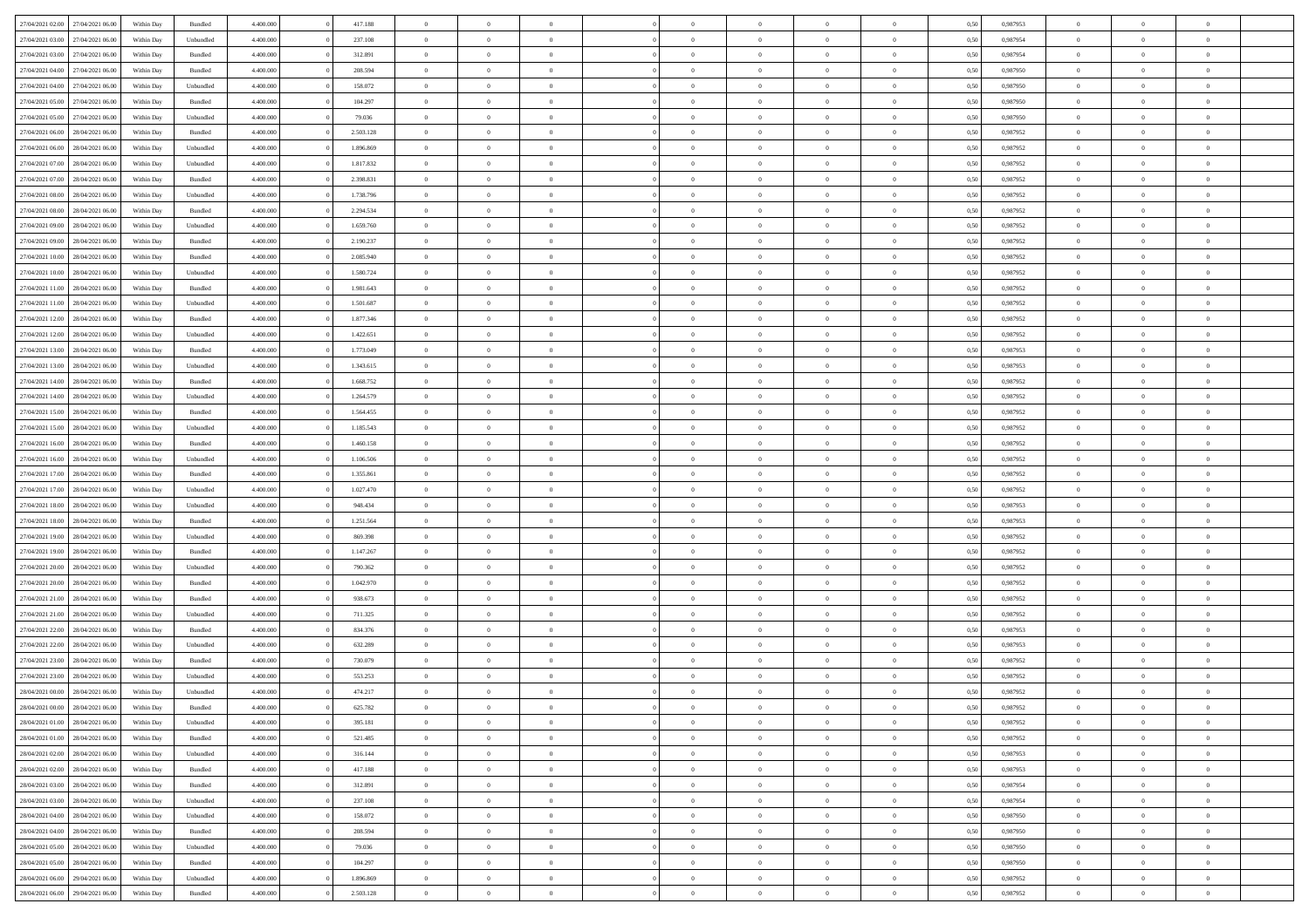| | | | | | | | | | | | | | | | | | | | | |
|---|---|---|---|---|---|---|---|---|---|---|---|---|---|---|---|---|---|---|---|---|
| 27/04/2021 02:00 | 27/04/2021 06:00 | Within Day | Bundled | 4.400.000 | 0 | 417.188 | 0 | 0 | 0 | 0 | 0 | 0 | 0 | 0 | 0,50 | 0,987953 | 0 | 0 | 0 | |
| 27/04/2021 03:00 | 27/04/2021 06:00 | Within Day | Unbundled | 4.400.000 | 0 | 237.108 | 0 | 0 | 0 | 0 | 0 | 0 | 0 | 0 | 0,50 | 0,987954 | 0 | 0 | 0 | |
| 27/04/2021 03:00 | 27/04/2021 06:00 | Within Day | Bundled | 4.400.000 | 0 | 312.891 | 0 | 0 | 0 | 0 | 0 | 0 | 0 | 0 | 0,50 | 0,987954 | 0 | 0 | 0 | |
| 27/04/2021 04:00 | 27/04/2021 06:00 | Within Day | Bundled | 4.400.000 | 0 | 208.594 | 0 | 0 | 0 | 0 | 0 | 0 | 0 | 0 | 0,50 | 0,987950 | 0 | 0 | 0 | |
| 27/04/2021 04:00 | 27/04/2021 06:00 | Within Day | Unbundled | 4.400.000 | 0 | 158.072 | 0 | 0 | 0 | 0 | 0 | 0 | 0 | 0 | 0,50 | 0,987950 | 0 | 0 | 0 | |
| 27/04/2021 05:00 | 27/04/2021 06:00 | Within Day | Bundled | 4.400.000 | 0 | 104.297 | 0 | 0 | 0 | 0 | 0 | 0 | 0 | 0 | 0,50 | 0,987950 | 0 | 0 | 0 | |
| 27/04/2021 05:00 | 27/04/2021 06:00 | Within Day | Unbundled | 4.400.000 | 0 | 79.036 | 0 | 0 | 0 | 0 | 0 | 0 | 0 | 0 | 0,50 | 0,987950 | 0 | 0 | 0 | |
| 27/04/2021 06:00 | 28/04/2021 06:00 | Within Day | Bundled | 4.400.000 | 0 | 2.503.128 | 0 | 0 | 0 | 0 | 0 | 0 | 0 | 0 | 0,50 | 0,987952 | 0 | 0 | 0 | |
| 27/04/2021 06:00 | 28/04/2021 06:00 | Within Day | Unbundled | 4.400.000 | 0 | 1.896.869 | 0 | 0 | 0 | 0 | 0 | 0 | 0 | 0 | 0,50 | 0,987952 | 0 | 0 | 0 | |
| 27/04/2021 07:00 | 28/04/2021 06:00 | Within Day | Unbundled | 4.400.000 | 0 | 1.817.832 | 0 | 0 | 0 | 0 | 0 | 0 | 0 | 0 | 0,50 | 0,987952 | 0 | 0 | 0 | |
| 27/04/2021 07:00 | 28/04/2021 06:00 | Within Day | Bundled | 4.400.000 | 0 | 2.398.831 | 0 | 0 | 0 | 0 | 0 | 0 | 0 | 0 | 0,50 | 0,987952 | 0 | 0 | 0 | |
| 27/04/2021 08:00 | 28/04/2021 06:00 | Within Day | Unbundled | 4.400.000 | 0 | 1.738.796 | 0 | 0 | 0 | 0 | 0 | 0 | 0 | 0 | 0,50 | 0,987952 | 0 | 0 | 0 | |
| 27/04/2021 08:00 | 28/04/2021 06:00 | Within Day | Bundled | 4.400.000 | 0 | 2.294.534 | 0 | 0 | 0 | 0 | 0 | 0 | 0 | 0 | 0,50 | 0,987952 | 0 | 0 | 0 | |
| 27/04/2021 09:00 | 28/04/2021 06:00 | Within Day | Unbundled | 4.400.000 | 0 | 1.659.760 | 0 | 0 | 0 | 0 | 0 | 0 | 0 | 0 | 0,50 | 0,987952 | 0 | 0 | 0 | |
| 27/04/2021 09:00 | 28/04/2021 06:00 | Within Day | Bundled | 4.400.000 | 0 | 2.190.237 | 0 | 0 | 0 | 0 | 0 | 0 | 0 | 0 | 0,50 | 0,987952 | 0 | 0 | 0 | |
| 27/04/2021 10:00 | 28/04/2021 06:00 | Within Day | Bundled | 4.400.000 | 0 | 2.085.940 | 0 | 0 | 0 | 0 | 0 | 0 | 0 | 0 | 0,50 | 0,987952 | 0 | 0 | 0 | |
| 27/04/2021 10:00 | 28/04/2021 06:00 | Within Day | Unbundled | 4.400.000 | 0 | 1.580.724 | 0 | 0 | 0 | 0 | 0 | 0 | 0 | 0 | 0,50 | 0,987952 | 0 | 0 | 0 | |
| 27/04/2021 11:00 | 28/04/2021 06:00 | Within Day | Bundled | 4.400.000 | 0 | 1.981.643 | 0 | 0 | 0 | 0 | 0 | 0 | 0 | 0 | 0,50 | 0,987952 | 0 | 0 | 0 | |
| 27/04/2021 11:00 | 28/04/2021 06:00 | Within Day | Unbundled | 4.400.000 | 0 | 1.501.687 | 0 | 0 | 0 | 0 | 0 | 0 | 0 | 0 | 0,50 | 0,987952 | 0 | 0 | 0 | |
| 27/04/2021 12:00 | 28/04/2021 06:00 | Within Day | Bundled | 4.400.000 | 0 | 1.877.346 | 0 | 0 | 0 | 0 | 0 | 0 | 0 | 0 | 0,50 | 0,987952 | 0 | 0 | 0 | |
| 27/04/2021 12:00 | 28/04/2021 06:00 | Within Day | Unbundled | 4.400.000 | 0 | 1.422.651 | 0 | 0 | 0 | 0 | 0 | 0 | 0 | 0 | 0,50 | 0,987952 | 0 | 0 | 0 | |
| 27/04/2021 13:00 | 28/04/2021 06:00 | Within Day | Bundled | 4.400.000 | 0 | 1.773.049 | 0 | 0 | 0 | 0 | 0 | 0 | 0 | 0 | 0,50 | 0,987953 | 0 | 0 | 0 | |
| 27/04/2021 13:00 | 28/04/2021 06:00 | Within Day | Unbundled | 4.400.000 | 0 | 1.343.615 | 0 | 0 | 0 | 0 | 0 | 0 | 0 | 0 | 0,50 | 0,987953 | 0 | 0 | 0 | |
| 27/04/2021 14:00 | 28/04/2021 06:00 | Within Day | Bundled | 4.400.000 | 0 | 1.668.752 | 0 | 0 | 0 | 0 | 0 | 0 | 0 | 0 | 0,50 | 0,987952 | 0 | 0 | 0 | |
| 27/04/2021 14:00 | 28/04/2021 06:00 | Within Day | Unbundled | 4.400.000 | 0 | 1.264.579 | 0 | 0 | 0 | 0 | 0 | 0 | 0 | 0 | 0,50 | 0,987952 | 0 | 0 | 0 | |
| 27/04/2021 15:00 | 28/04/2021 06:00 | Within Day | Bundled | 4.400.000 | 0 | 1.564.455 | 0 | 0 | 0 | 0 | 0 | 0 | 0 | 0 | 0,50 | 0,987952 | 0 | 0 | 0 | |
| 27/04/2021 15:00 | 28/04/2021 06:00 | Within Day | Unbundled | 4.400.000 | 0 | 1.185.543 | 0 | 0 | 0 | 0 | 0 | 0 | 0 | 0 | 0,50 | 0,987952 | 0 | 0 | 0 | |
| 27/04/2021 16:00 | 28/04/2021 06:00 | Within Day | Bundled | 4.400.000 | 0 | 1.460.158 | 0 | 0 | 0 | 0 | 0 | 0 | 0 | 0 | 0,50 | 0,987952 | 0 | 0 | 0 | |
| 27/04/2021 16:00 | 28/04/2021 06:00 | Within Day | Unbundled | 4.400.000 | 0 | 1.106.506 | 0 | 0 | 0 | 0 | 0 | 0 | 0 | 0 | 0,50 | 0,987952 | 0 | 0 | 0 | |
| 27/04/2021 17:00 | 28/04/2021 06:00 | Within Day | Bundled | 4.400.000 | 0 | 1.355.861 | 0 | 0 | 0 | 0 | 0 | 0 | 0 | 0 | 0,50 | 0,987952 | 0 | 0 | 0 | |
| 27/04/2021 17:00 | 28/04/2021 06:00 | Within Day | Unbundled | 4.400.000 | 0 | 1.027.470 | 0 | 0 | 0 | 0 | 0 | 0 | 0 | 0 | 0,50 | 0,987952 | 0 | 0 | 0 | |
| 27/04/2021 18:00 | 28/04/2021 06:00 | Within Day | Unbundled | 4.400.000 | 0 | 948.434 | 0 | 0 | 0 | 0 | 0 | 0 | 0 | 0 | 0,50 | 0,987953 | 0 | 0 | 0 | |
| 27/04/2021 18:00 | 28/04/2021 06:00 | Within Day | Bundled | 4.400.000 | 0 | 1.251.564 | 0 | 0 | 0 | 0 | 0 | 0 | 0 | 0 | 0,50 | 0,987953 | 0 | 0 | 0 | |
| 27/04/2021 19:00 | 28/04/2021 06:00 | Within Day | Unbundled | 4.400.000 | 0 | 869.398 | 0 | 0 | 0 | 0 | 0 | 0 | 0 | 0 | 0,50 | 0,987952 | 0 | 0 | 0 | |
| 27/04/2021 19:00 | 28/04/2021 06:00 | Within Day | Bundled | 4.400.000 | 0 | 1.147.267 | 0 | 0 | 0 | 0 | 0 | 0 | 0 | 0 | 0,50 | 0,987952 | 0 | 0 | 0 | |
| 27/04/2021 20:00 | 28/04/2021 06:00 | Within Day | Unbundled | 4.400.000 | 0 | 790.362 | 0 | 0 | 0 | 0 | 0 | 0 | 0 | 0 | 0,50 | 0,987952 | 0 | 0 | 0 | |
| 27/04/2021 20:00 | 28/04/2021 06:00 | Within Day | Bundled | 4.400.000 | 0 | 1.042.970 | 0 | 0 | 0 | 0 | 0 | 0 | 0 | 0 | 0,50 | 0,987952 | 0 | 0 | 0 | |
| 27/04/2021 21:00 | 28/04/2021 06:00 | Within Day | Bundled | 4.400.000 | 0 | 938.673 | 0 | 0 | 0 | 0 | 0 | 0 | 0 | 0 | 0,50 | 0,987952 | 0 | 0 | 0 | |
| 27/04/2021 21:00 | 28/04/2021 06:00 | Within Day | Unbundled | 4.400.000 | 0 | 711.325 | 0 | 0 | 0 | 0 | 0 | 0 | 0 | 0 | 0,50 | 0,987952 | 0 | 0 | 0 | |
| 27/04/2021 22:00 | 28/04/2021 06:00 | Within Day | Bundled | 4.400.000 | 0 | 834.376 | 0 | 0 | 0 | 0 | 0 | 0 | 0 | 0 | 0,50 | 0,987953 | 0 | 0 | 0 | |
| 27/04/2021 22:00 | 28/04/2021 06:00 | Within Day | Unbundled | 4.400.000 | 0 | 632.289 | 0 | 0 | 0 | 0 | 0 | 0 | 0 | 0 | 0,50 | 0,987953 | 0 | 0 | 0 | |
| 27/04/2021 23:00 | 28/04/2021 06:00 | Within Day | Bundled | 4.400.000 | 0 | 730.079 | 0 | 0 | 0 | 0 | 0 | 0 | 0 | 0 | 0,50 | 0,987952 | 0 | 0 | 0 | |
| 27/04/2021 23:00 | 28/04/2021 06:00 | Within Day | Unbundled | 4.400.000 | 0 | 553.253 | 0 | 0 | 0 | 0 | 0 | 0 | 0 | 0 | 0,50 | 0,987952 | 0 | 0 | 0 | |
| 28/04/2021 00:00 | 28/04/2021 06:00 | Within Day | Unbundled | 4.400.000 | 0 | 474.217 | 0 | 0 | 0 | 0 | 0 | 0 | 0 | 0 | 0,50 | 0,987952 | 0 | 0 | 0 | |
| 28/04/2021 00:00 | 28/04/2021 06:00 | Within Day | Bundled | 4.400.000 | 0 | 625.782 | 0 | 0 | 0 | 0 | 0 | 0 | 0 | 0 | 0,50 | 0,987952 | 0 | 0 | 0 | |
| 28/04/2021 01:00 | 28/04/2021 06:00 | Within Day | Unbundled | 4.400.000 | 0 | 395.181 | 0 | 0 | 0 | 0 | 0 | 0 | 0 | 0 | 0,50 | 0,987952 | 0 | 0 | 0 | |
| 28/04/2021 01:00 | 28/04/2021 06:00 | Within Day | Bundled | 4.400.000 | 0 | 521.485 | 0 | 0 | 0 | 0 | 0 | 0 | 0 | 0 | 0,50 | 0,987952 | 0 | 0 | 0 | |
| 28/04/2021 02:00 | 28/04/2021 06:00 | Within Day | Unbundled | 4.400.000 | 0 | 316.144 | 0 | 0 | 0 | 0 | 0 | 0 | 0 | 0 | 0,50 | 0,987953 | 0 | 0 | 0 | |
| 28/04/2021 02:00 | 28/04/2021 06:00 | Within Day | Bundled | 4.400.000 | 0 | 417.188 | 0 | 0 | 0 | 0 | 0 | 0 | 0 | 0 | 0,50 | 0,987953 | 0 | 0 | 0 | |
| 28/04/2021 03:00 | 28/04/2021 06:00 | Within Day | Bundled | 4.400.000 | 0 | 312.891 | 0 | 0 | 0 | 0 | 0 | 0 | 0 | 0 | 0,50 | 0,987954 | 0 | 0 | 0 | |
| 28/04/2021 03:00 | 28/04/2021 06:00 | Within Day | Unbundled | 4.400.000 | 0 | 237.108 | 0 | 0 | 0 | 0 | 0 | 0 | 0 | 0 | 0,50 | 0,987954 | 0 | 0 | 0 | |
| 28/04/2021 04:00 | 28/04/2021 06:00 | Within Day | Unbundled | 4.400.000 | 0 | 158.072 | 0 | 0 | 0 | 0 | 0 | 0 | 0 | 0 | 0,50 | 0,987950 | 0 | 0 | 0 | |
| 28/04/2021 04:00 | 28/04/2021 06:00 | Within Day | Bundled | 4.400.000 | 0 | 208.594 | 0 | 0 | 0 | 0 | 0 | 0 | 0 | 0 | 0,50 | 0,987950 | 0 | 0 | 0 | |
| 28/04/2021 05:00 | 28/04/2021 06:00 | Within Day | Unbundled | 4.400.000 | 0 | 79.036 | 0 | 0 | 0 | 0 | 0 | 0 | 0 | 0 | 0,50 | 0,987950 | 0 | 0 | 0 | |
| 28/04/2021 05:00 | 28/04/2021 06:00 | Within Day | Bundled | 4.400.000 | 0 | 104.297 | 0 | 0 | 0 | 0 | 0 | 0 | 0 | 0 | 0,50 | 0,987950 | 0 | 0 | 0 | |
| 28/04/2021 06:00 | 29/04/2021 06:00 | Within Day | Unbundled | 4.400.000 | 0 | 1.896.869 | 0 | 0 | 0 | 0 | 0 | 0 | 0 | 0 | 0,50 | 0,987952 | 0 | 0 | 0 | |
| 28/04/2021 06:00 | 29/04/2021 06:00 | Within Day | Bundled | 4.400.000 | 0 | 2.503.128 | 0 | 0 | 0 | 0 | 0 | 0 | 0 | 0 | 0,50 | 0,987952 | 0 | 0 | 0 | |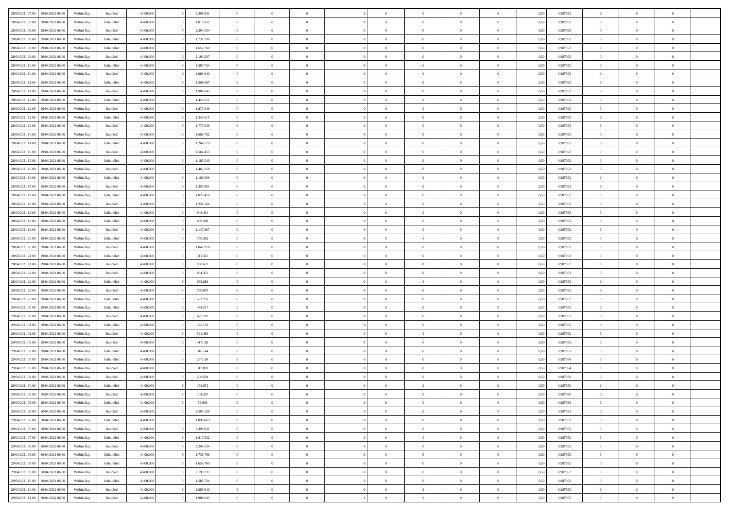| | | | | | | | | | | | | | | | | | | | | |
|---|---|---|---|---|---|---|---|---|---|---|---|---|---|---|---|---|---|---|---|---|
| 28/04/2021 07:00 | 29/04/2021 06:00 | Within Day | Bundled | 4.400.000 | 0 | 2.398.831 | 0 | 0 | 0 | | 0 | 0 | 0 | 0 | 0,50 | 0,987952 | 0 | 0 | 0 | |
| 28/04/2021 07:00 | 29/04/2021 06:00 | Within Day | Unbundled | 4.400.000 | 0 | 1.817.832 | 0 | 0 | 0 | | 0 | 0 | 0 | 0 | 0,50 | 0,987952 | 0 | 0 | 0 | |
| 28/04/2021 08:00 | 29/04/2021 06:00 | Within Day | Bundled | 4.400.000 | 0 | 2.294.534 | 0 | 0 | 0 | | 0 | 0 | 0 | 0 | 0,50 | 0,987952 | 0 | 0 | 0 | |
| 28/04/2021 08:00 | 29/04/2021 06:00 | Within Day | Unbundled | 4.400.000 | 0 | 1.738.796 | 0 | 0 | 0 | | 0 | 0 | 0 | 0 | 0,50 | 0,987952 | 0 | 0 | 0 | |
| 28/04/2021 09:00 | 29/04/2021 06:00 | Within Day | Unbundled | 4.400.000 | 0 | 1.659.760 | 0 | 0 | 0 | | 0 | 0 | 0 | 0 | 0,50 | 0,987952 | 0 | 0 | 0 | |
| 28/04/2021 09:00 | 29/04/2021 06:00 | Within Day | Bundled | 4.400.000 | 0 | 2.190.237 | 0 | 0 | 0 | | 0 | 0 | 0 | 0 | 0,50 | 0,987952 | 0 | 0 | 0 | |
| 28/04/2021 10:00 | 29/04/2021 06:00 | Within Day | Unbundled | 4.400.000 | 0 | 1.580.724 | 0 | 0 | 0 | | 0 | 0 | 0 | 0 | 0,50 | 0,987952 | 0 | 0 | 0 | |
| 28/04/2021 10:00 | 29/04/2021 06:00 | Within Day | Bundled | 4.400.000 | 0 | 2.085.940 | 0 | 0 | 0 | | 0 | 0 | 0 | 0 | 0,50 | 0,987952 | 0 | 0 | 0 | |
| 28/04/2021 11:00 | 29/04/2021 06:00 | Within Day | Unbundled | 4.400.000 | 0 | 1.501.687 | 0 | 0 | 0 | | 0 | 0 | 0 | 0 | 0,50 | 0,987952 | 0 | 0 | 0 | |
| 28/04/2021 11:00 | 29/04/2021 06:00 | Within Day | Bundled | 4.400.000 | 0 | 1.981.643 | 0 | 0 | 0 | | 0 | 0 | 0 | 0 | 0,50 | 0,987952 | 0 | 0 | 0 | |
| 28/04/2021 12:00 | 29/04/2021 06:00 | Within Day | Unbundled | 4.400.000 | 0 | 1.422.651 | 0 | 0 | 0 | | 0 | 0 | 0 | 0 | 0,50 | 0,987952 | 0 | 0 | 0 | |
| 28/04/2021 12:00 | 29/04/2021 06:00 | Within Day | Bundled | 4.400.000 | 0 | 1.877.346 | 0 | 0 | 0 | | 0 | 0 | 0 | 0 | 0,50 | 0,987952 | 0 | 0 | 0 | |
| 28/04/2021 13:00 | 29/04/2021 06:00 | Within Day | Unbundled | 4.400.000 | 0 | 1.343.615 | 0 | 0 | 0 | | 0 | 0 | 0 | 0 | 0,50 | 0,987953 | 0 | 0 | 0 | |
| 28/04/2021 13:00 | 29/04/2021 06:00 | Within Day | Bundled | 4.400.000 | 0 | 1.773.049 | 0 | 0 | 0 | | 0 | 0 | 0 | 0 | 0,50 | 0,987953 | 0 | 0 | 0 | |
| 28/04/2021 14:00 | 29/04/2021 06:00 | Within Day | Bundled | 4.400.000 | 0 | 1.668.752 | 0 | 0 | 0 | | 0 | 0 | 0 | 0 | 0,50 | 0,987952 | 0 | 0 | 0 | |
| 28/04/2021 14:00 | 29/04/2021 06:00 | Within Day | Unbundled | 4.400.000 | 0 | 1.264.579 | 0 | 0 | 0 | | 0 | 0 | 0 | 0 | 0,50 | 0,987952 | 0 | 0 | 0 | |
| 28/04/2021 15:00 | 29/04/2021 06:00 | Within Day | Bundled | 4.400.000 | 0 | 1.564.455 | 0 | 0 | 0 | | 0 | 0 | 0 | 0 | 0,50 | 0,987952 | 0 | 0 | 0 | |
| 28/04/2021 15:00 | 29/04/2021 06:00 | Within Day | Unbundled | 4.400.000 | 0 | 1.185.543 | 0 | 0 | 0 | | 0 | 0 | 0 | 0 | 0,50 | 0,987952 | 0 | 0 | 0 | |
| 28/04/2021 16:00 | 29/04/2021 06:00 | Within Day | Bundled | 4.400.000 | 0 | 1.460.158 | 0 | 0 | 0 | | 0 | 0 | 0 | 0 | 0,50 | 0,987952 | 0 | 0 | 0 | |
| 28/04/2021 16:00 | 29/04/2021 06:00 | Within Day | Unbundled | 4.400.000 | 0 | 1.106.506 | 0 | 0 | 0 | | 0 | 0 | 0 | 0 | 0,50 | 0,987952 | 0 | 0 | 0 | |
| 28/04/2021 17:00 | 29/04/2021 06:00 | Within Day | Bundled | 4.400.000 | 0 | 1.355.861 | 0 | 0 | 0 | | 0 | 0 | 0 | 0 | 0,50 | 0,987952 | 0 | 0 | 0 | |
| 28/04/2021 17:00 | 29/04/2021 06:00 | Within Day | Unbundled | 4.400.000 | 0 | 1.027.470 | 0 | 0 | 0 | | 0 | 0 | 0 | 0 | 0,50 | 0,987952 | 0 | 0 | 0 | |
| 28/04/2021 18:00 | 29/04/2021 06:00 | Within Day | Bundled | 4.400.000 | 0 | 1.251.564 | 0 | 0 | 0 | | 0 | 0 | 0 | 0 | 0,50 | 0,987953 | 0 | 0 | 0 | |
| 28/04/2021 18:00 | 29/04/2021 06:00 | Within Day | Unbundled | 4.400.000 | 0 | 948.434 | 0 | 0 | 0 | | 0 | 0 | 0 | 0 | 0,50 | 0,987953 | 0 | 0 | 0 | |
| 28/04/2021 19:00 | 29/04/2021 06:00 | Within Day | Unbundled | 4.400.000 | 0 | 869.398 | 0 | 0 | 0 | | 0 | 0 | 0 | 0 | 0,50 | 0,987952 | 0 | 0 | 0 | |
| 28/04/2021 19:00 | 29/04/2021 06:00 | Within Day | Bundled | 4.400.000 | 0 | 1.147.267 | 0 | 0 | 0 | | 0 | 0 | 0 | 0 | 0,50 | 0,987952 | 0 | 0 | 0 | |
| 28/04/2021 20:00 | 29/04/2021 06:00 | Within Day | Unbundled | 4.400.000 | 0 | 790.362 | 0 | 0 | 0 | | 0 | 0 | 0 | 0 | 0,50 | 0,987952 | 0 | 0 | 0 | |
| 28/04/2021 20:00 | 29/04/2021 06:00 | Within Day | Bundled | 4.400.000 | 0 | 1.042.970 | 0 | 0 | 0 | | 0 | 0 | 0 | 0 | 0,50 | 0,987952 | 0 | 0 | 0 | |
| 28/04/2021 21:00 | 29/04/2021 06:00 | Within Day | Unbundled | 4.400.000 | 0 | 711.325 | 0 | 0 | 0 | | 0 | 0 | 0 | 0 | 0,50 | 0,987952 | 0 | 0 | 0 | |
| 28/04/2021 21:00 | 29/04/2021 06:00 | Within Day | Bundled | 4.400.000 | 0 | 938.673 | 0 | 0 | 0 | | 0 | 0 | 0 | 0 | 0,50 | 0,987952 | 0 | 0 | 0 | |
| 28/04/2021 22:00 | 29/04/2021 06:00 | Within Day | Bundled | 4.400.000 | 0 | 834.376 | 0 | 0 | 0 | | 0 | 0 | 0 | 0 | 0,50 | 0,987953 | 0 | 0 | 0 | |
| 28/04/2021 22:00 | 29/04/2021 06:00 | Within Day | Unbundled | 4.400.000 | 0 | 632.289 | 0 | 0 | 0 | | 0 | 0 | 0 | 0 | 0,50 | 0,987953 | 0 | 0 | 0 | |
| 28/04/2021 23:00 | 29/04/2021 06:00 | Within Day | Bundled | 4.400.000 | 0 | 730.079 | 0 | 0 | 0 | | 0 | 0 | 0 | 0 | 0,50 | 0,987952 | 0 | 0 | 0 | |
| 28/04/2021 23:00 | 29/04/2021 06:00 | Within Day | Unbundled | 4.400.000 | 0 | 553.253 | 0 | 0 | 0 | | 0 | 0 | 0 | 0 | 0,50 | 0,987952 | 0 | 0 | 0 | |
| 29/04/2021 00:00 | 29/04/2021 06:00 | Within Day | Unbundled | 4.400.000 | 0 | 474.217 | 0 | 0 | 0 | | 0 | 0 | 0 | 0 | 0,50 | 0,987952 | 0 | 0 | 0 | |
| 29/04/2021 00:00 | 29/04/2021 06:00 | Within Day | Bundled | 4.400.000 | 0 | 625.782 | 0 | 0 | 0 | | 0 | 0 | 0 | 0 | 0,50 | 0,987952 | 0 | 0 | 0 | |
| 29/04/2021 01:00 | 29/04/2021 06:00 | Within Day | Unbundled | 4.400.000 | 0 | 395.181 | 0 | 0 | 0 | | 0 | 0 | 0 | 0 | 0,50 | 0,987952 | 0 | 0 | 0 | |
| 29/04/2021 01:00 | 29/04/2021 06:00 | Within Day | Bundled | 4.400.000 | 0 | 521.485 | 0 | 0 | 0 | | 0 | 0 | 0 | 0 | 0,50 | 0,987952 | 0 | 0 | 0 | |
| 29/04/2021 02:00 | 29/04/2021 06:00 | Within Day | Bundled | 4.400.000 | 0 | 417.188 | 0 | 0 | 0 | | 0 | 0 | 0 | 0 | 0,50 | 0,987953 | 0 | 0 | 0 | |
| 29/04/2021 02:00 | 29/04/2021 06:00 | Within Day | Unbundled | 4.400.000 | 0 | 316.144 | 0 | 0 | 0 | | 0 | 0 | 0 | 0 | 0,50 | 0,987953 | 0 | 0 | 0 | |
| 29/04/2021 03:00 | 29/04/2021 06:00 | Within Day | Unbundled | 4.400.000 | 0 | 237.108 | 0 | 0 | 0 | | 0 | 0 | 0 | 0 | 0,50 | 0,987954 | 0 | 0 | 0 | |
| 29/04/2021 03:00 | 29/04/2021 06:00 | Within Day | Bundled | 4.400.000 | 0 | 312.891 | 0 | 0 | 0 | | 0 | 0 | 0 | 0 | 0,50 | 0,987954 | 0 | 0 | 0 | |
| 29/04/2021 04:00 | 29/04/2021 06:00 | Within Day | Bundled | 4.400.000 | 0 | 208.594 | 0 | 0 | 0 | | 0 | 0 | 0 | 0 | 0,50 | 0,987950 | 0 | 0 | 0 | |
| 29/04/2021 04:00 | 29/04/2021 06:00 | Within Day | Unbundled | 4.400.000 | 0 | 158.072 | 0 | 0 | 0 | | 0 | 0 | 0 | 0 | 0,50 | 0,987950 | 0 | 0 | 0 | |
| 29/04/2021 05:00 | 29/04/2021 06:00 | Within Day | Bundled | 4.400.000 | 0 | 104.297 | 0 | 0 | 0 | | 0 | 0 | 0 | 0 | 0,50 | 0,987950 | 0 | 0 | 0 | |
| 29/04/2021 05:00 | 29/04/2021 06:00 | Within Day | Unbundled | 4.400.000 | 0 | 79.036 | 0 | 0 | 0 | | 0 | 0 | 0 | 0 | 0,50 | 0,987950 | 0 | 0 | 0 | |
| 29/04/2021 06:00 | 30/04/2021 06:00 | Within Day | Bundled | 4.400.000 | 0 | 2.503.128 | 0 | 0 | 0 | | 0 | 0 | 0 | 0 | 0,50 | 0,987952 | 0 | 0 | 0 | |
| 29/04/2021 06:00 | 30/04/2021 06:00 | Within Day | Unbundled | 4.400.000 | 0 | 1.896.869 | 0 | 0 | 0 | | 0 | 0 | 0 | 0 | 0,50 | 0,987952 | 0 | 0 | 0 | |
| 29/04/2021 07:00 | 30/04/2021 06:00 | Within Day | Bundled | 4.400.000 | 0 | 2.398.831 | 0 | 0 | 0 | | 0 | 0 | 0 | 0 | 0,50 | 0,987952 | 0 | 0 | 0 | |
| 29/04/2021 07:00 | 30/04/2021 06:00 | Within Day | Unbundled | 4.400.000 | 0 | 1.817.832 | 0 | 0 | 0 | | 0 | 0 | 0 | 0 | 0,50 | 0,987952 | 0 | 0 | 0 | |
| 29/04/2021 08:00 | 30/04/2021 06:00 | Within Day | Bundled | 4.400.000 | 0 | 2.294.534 | 0 | 0 | 0 | | 0 | 0 | 0 | 0 | 0,50 | 0,987952 | 0 | 0 | 0 | |
| 29/04/2021 08:00 | 30/04/2021 06:00 | Within Day | Unbundled | 4.400.000 | 0 | 1.738.796 | 0 | 0 | 0 | | 0 | 0 | 0 | 0 | 0,50 | 0,987952 | 0 | 0 | 0 | |
| 29/04/2021 09:00 | 30/04/2021 06:00 | Within Day | Unbundled | 4.400.000 | 0 | 1.659.760 | 0 | 0 | 0 | | 0 | 0 | 0 | 0 | 0,50 | 0,987952 | 0 | 0 | 0 | |
| 29/04/2021 09:00 | 30/04/2021 06:00 | Within Day | Bundled | 4.400.000 | 0 | 2.190.237 | 0 | 0 | 0 | | 0 | 0 | 0 | 0 | 0,50 | 0,987952 | 0 | 0 | 0 | |
| 29/04/2021 10:00 | 30/04/2021 06:00 | Within Day | Unbundled | 4.400.000 | 0 | 1.580.724 | 0 | 0 | 0 | | 0 | 0 | 0 | 0 | 0,50 | 0,987952 | 0 | 0 | 0 | |
| 29/04/2021 10:00 | 30/04/2021 06:00 | Within Day | Bundled | 4.400.000 | 0 | 2.085.940 | 0 | 0 | 0 | | 0 | 0 | 0 | 0 | 0,50 | 0,987952 | 0 | 0 | 0 | |
| 29/04/2021 11:00 | 30/04/2021 06:00 | Within Day | Bundled | 4.400.000 | 0 | 1.981.643 | 0 | 0 | 0 | | 0 | 0 | 0 | 0 | 0,50 | 0,987952 | 0 | 0 | 0 | |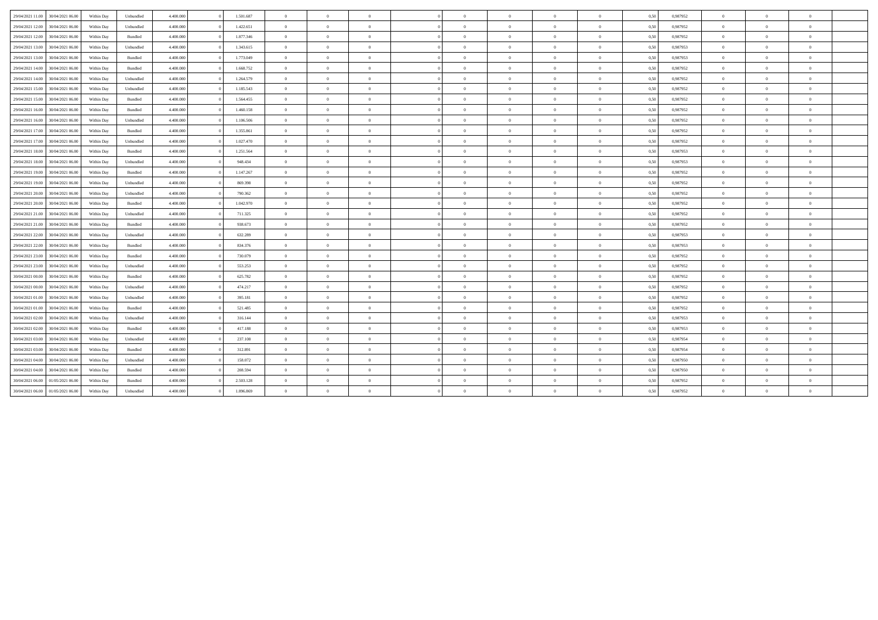| | | | | | | | | | | | | | | | | | | | | | |
|---|---|---|---|---|---|---|---|---|---|---|---|---|---|---|---|---|---|---|---|---|---|
| 29/04/2021 11.00 | 30/04/2021 06.00 | Within Day | Unbundled | 4.400.000 | 0 | 1.501.687 | 0 | 0 | 0 | 0 | 0 | 0 | 0 | 0 | 0,50 | 0,987952 | 0 | 0 | 0 | |
| 29/04/2021 12.00 | 30/04/2021 06.00 | Within Day | Unbundled | 4.400.000 | 0 | 1.422.651 | 0 | 0 | 0 | 0 | 0 | 0 | 0 | 0 | 0,50 | 0,987952 | 0 | 0 | 0 | |
| 29/04/2021 12.00 | 30/04/2021 06.00 | Within Day | Bundled | 4.400.000 | 0 | 1.877.346 | 0 | 0 | 0 | 0 | 0 | 0 | 0 | 0 | 0,50 | 0,987952 | 0 | 0 | 0 | |
| 29/04/2021 13.00 | 30/04/2021 06.00 | Within Day | Unbundled | 4.400.000 | 0 | 1.343.615 | 0 | 0 | 0 | 0 | 0 | 0 | 0 | 0 | 0,50 | 0,987953 | 0 | 0 | 0 | |
| 29/04/2021 13.00 | 30/04/2021 06.00 | Within Day | Bundled | 4.400.000 | 0 | 1.773.049 | 0 | 0 | 0 | 0 | 0 | 0 | 0 | 0 | 0,50 | 0,987953 | 0 | 0 | 0 | |
| 29/04/2021 14.00 | 30/04/2021 06.00 | Within Day | Bundled | 4.400.000 | 0 | 1.668.752 | 0 | 0 | 0 | 0 | 0 | 0 | 0 | 0 | 0,50 | 0,987952 | 0 | 0 | 0 | |
| 29/04/2021 14.00 | 30/04/2021 06.00 | Within Day | Unbundled | 4.400.000 | 0 | 1.264.579 | 0 | 0 | 0 | 0 | 0 | 0 | 0 | 0 | 0,50 | 0,987952 | 0 | 0 | 0 | |
| 29/04/2021 15.00 | 30/04/2021 06.00 | Within Day | Unbundled | 4.400.000 | 0 | 1.185.543 | 0 | 0 | 0 | 0 | 0 | 0 | 0 | 0 | 0,50 | 0,987952 | 0 | 0 | 0 | |
| 29/04/2021 15.00 | 30/04/2021 06.00 | Within Day | Bundled | 4.400.000 | 0 | 1.564.455 | 0 | 0 | 0 | 0 | 0 | 0 | 0 | 0 | 0,50 | 0,987952 | 0 | 0 | 0 | |
| 29/04/2021 16.00 | 30/04/2021 06.00 | Within Day | Bundled | 4.400.000 | 0 | 1.460.158 | 0 | 0 | 0 | 0 | 0 | 0 | 0 | 0 | 0,50 | 0,987952 | 0 | 0 | 0 | |
| 29/04/2021 16.00 | 30/04/2021 06.00 | Within Day | Unbundled | 4.400.000 | 0 | 1.106.506 | 0 | 0 | 0 | 0 | 0 | 0 | 0 | 0 | 0,50 | 0,987952 | 0 | 0 | 0 | |
| 29/04/2021 17.00 | 30/04/2021 06.00 | Within Day | Bundled | 4.400.000 | 0 | 1.355.861 | 0 | 0 | 0 | 0 | 0 | 0 | 0 | 0 | 0,50 | 0,987952 | 0 | 0 | 0 | |
| 29/04/2021 17.00 | 30/04/2021 06.00 | Within Day | Unbundled | 4.400.000 | 0 | 1.027.470 | 0 | 0 | 0 | 0 | 0 | 0 | 0 | 0 | 0,50 | 0,987952 | 0 | 0 | 0 | |
| 29/04/2021 18.00 | 30/04/2021 06.00 | Within Day | Bundled | 4.400.000 | 0 | 1.251.564 | 0 | 0 | 0 | 0 | 0 | 0 | 0 | 0 | 0,50 | 0,987953 | 0 | 0 | 0 | |
| 29/04/2021 18.00 | 30/04/2021 06.00 | Within Day | Unbundled | 4.400.000 | 0 | 948.434 | 0 | 0 | 0 | 0 | 0 | 0 | 0 | 0 | 0,50 | 0,987953 | 0 | 0 | 0 | |
| 29/04/2021 19.00 | 30/04/2021 06.00 | Within Day | Bundled | 4.400.000 | 0 | 1.147.267 | 0 | 0 | 0 | 0 | 0 | 0 | 0 | 0 | 0,50 | 0,987952 | 0 | 0 | 0 | |
| 29/04/2021 19.00 | 30/04/2021 06.00 | Within Day | Unbundled | 4.400.000 | 0 | 869.398 | 0 | 0 | 0 | 0 | 0 | 0 | 0 | 0 | 0,50 | 0,987952 | 0 | 0 | 0 | |
| 29/04/2021 20.00 | 30/04/2021 06.00 | Within Day | Unbundled | 4.400.000 | 0 | 790.362 | 0 | 0 | 0 | 0 | 0 | 0 | 0 | 0 | 0,50 | 0,987952 | 0 | 0 | 0 | |
| 29/04/2021 20.00 | 30/04/2021 06.00 | Within Day | Bundled | 4.400.000 | 0 | 1.042.970 | 0 | 0 | 0 | 0 | 0 | 0 | 0 | 0 | 0,50 | 0,987952 | 0 | 0 | 0 | |
| 29/04/2021 21.00 | 30/04/2021 06.00 | Within Day | Unbundled | 4.400.000 | 0 | 711.325 | 0 | 0 | 0 | 0 | 0 | 0 | 0 | 0 | 0,50 | 0,987952 | 0 | 0 | 0 | |
| 29/04/2021 21.00 | 30/04/2021 06.00 | Within Day | Bundled | 4.400.000 | 0 | 938.673 | 0 | 0 | 0 | 0 | 0 | 0 | 0 | 0 | 0,50 | 0,987952 | 0 | 0 | 0 | |
| 29/04/2021 22.00 | 30/04/2021 06.00 | Within Day | Unbundled | 4.400.000 | 0 | 632.289 | 0 | 0 | 0 | 0 | 0 | 0 | 0 | 0 | 0,50 | 0,987953 | 0 | 0 | 0 | |
| 29/04/2021 22.00 | 30/04/2021 06.00 | Within Day | Bundled | 4.400.000 | 0 | 834.376 | 0 | 0 | 0 | 0 | 0 | 0 | 0 | 0 | 0,50 | 0,987953 | 0 | 0 | 0 | |
| 29/04/2021 23.00 | 30/04/2021 06.00 | Within Day | Bundled | 4.400.000 | 0 | 730.079 | 0 | 0 | 0 | 0 | 0 | 0 | 0 | 0 | 0,50 | 0,987952 | 0 | 0 | 0 | |
| 29/04/2021 23.00 | 30/04/2021 06.00 | Within Day | Unbundled | 4.400.000 | 0 | 553.253 | 0 | 0 | 0 | 0 | 0 | 0 | 0 | 0 | 0,50 | 0,987952 | 0 | 0 | 0 | |
| 30/04/2021 00.00 | 30/04/2021 06.00 | Within Day | Bundled | 4.400.000 | 0 | 625.782 | 0 | 0 | 0 | 0 | 0 | 0 | 0 | 0 | 0,50 | 0,987952 | 0 | 0 | 0 | |
| 30/04/2021 00.00 | 30/04/2021 06.00 | Within Day | Unbundled | 4.400.000 | 0 | 474.217 | 0 | 0 | 0 | 0 | 0 | 0 | 0 | 0 | 0,50 | 0,987952 | 0 | 0 | 0 | |
| 30/04/2021 01.00 | 30/04/2021 06.00 | Within Day | Unbundled | 4.400.000 | 0 | 395.181 | 0 | 0 | 0 | 0 | 0 | 0 | 0 | 0 | 0,50 | 0,987952 | 0 | 0 | 0 | |
| 30/04/2021 01.00 | 30/04/2021 06.00 | Within Day | Bundled | 4.400.000 | 0 | 521.485 | 0 | 0 | 0 | 0 | 0 | 0 | 0 | 0 | 0,50 | 0,987952 | 0 | 0 | 0 | |
| 30/04/2021 02.00 | 30/04/2021 06.00 | Within Day | Unbundled | 4.400.000 | 0 | 316.144 | 0 | 0 | 0 | 0 | 0 | 0 | 0 | 0 | 0,50 | 0,987953 | 0 | 0 | 0 | |
| 30/04/2021 02.00 | 30/04/2021 06.00 | Within Day | Bundled | 4.400.000 | 0 | 417.188 | 0 | 0 | 0 | 0 | 0 | 0 | 0 | 0 | 0,50 | 0,987953 | 0 | 0 | 0 | |
| 30/04/2021 03.00 | 30/04/2021 06.00 | Within Day | Unbundled | 4.400.000 | 0 | 237.108 | 0 | 0 | 0 | 0 | 0 | 0 | 0 | 0 | 0,50 | 0,987954 | 0 | 0 | 0 | |
| 30/04/2021 03.00 | 30/04/2021 06.00 | Within Day | Bundled | 4.400.000 | 0 | 312.891 | 0 | 0 | 0 | 0 | 0 | 0 | 0 | 0 | 0,50 | 0,987954 | 0 | 0 | 0 | |
| 30/04/2021 04.00 | 30/04/2021 06.00 | Within Day | Unbundled | 4.400.000 | 0 | 158.072 | 0 | 0 | 0 | 0 | 0 | 0 | 0 | 0 | 0,50 | 0,987950 | 0 | 0 | 0 | |
| 30/04/2021 04.00 | 30/04/2021 06.00 | Within Day | Bundled | 4.400.000 | 0 | 208.594 | 0 | 0 | 0 | 0 | 0 | 0 | 0 | 0 | 0,50 | 0,987950 | 0 | 0 | 0 | |
| 30/04/2021 06.00 | 01/05/2021 06.00 | Within Day | Bundled | 4.400.000 | 0 | 2.503.128 | 0 | 0 | 0 | 0 | 0 | 0 | 0 | 0 | 0,50 | 0,987952 | 0 | 0 | 0 | |
| 30/04/2021 06.00 | 01/05/2021 06.00 | Within Day | Unbundled | 4.400.000 | 0 | 1.896.869 | 0 | 0 | 0 | 0 | 0 | 0 | 0 | 0 | 0,50 | 0,987952 | 0 | 0 | 0 | |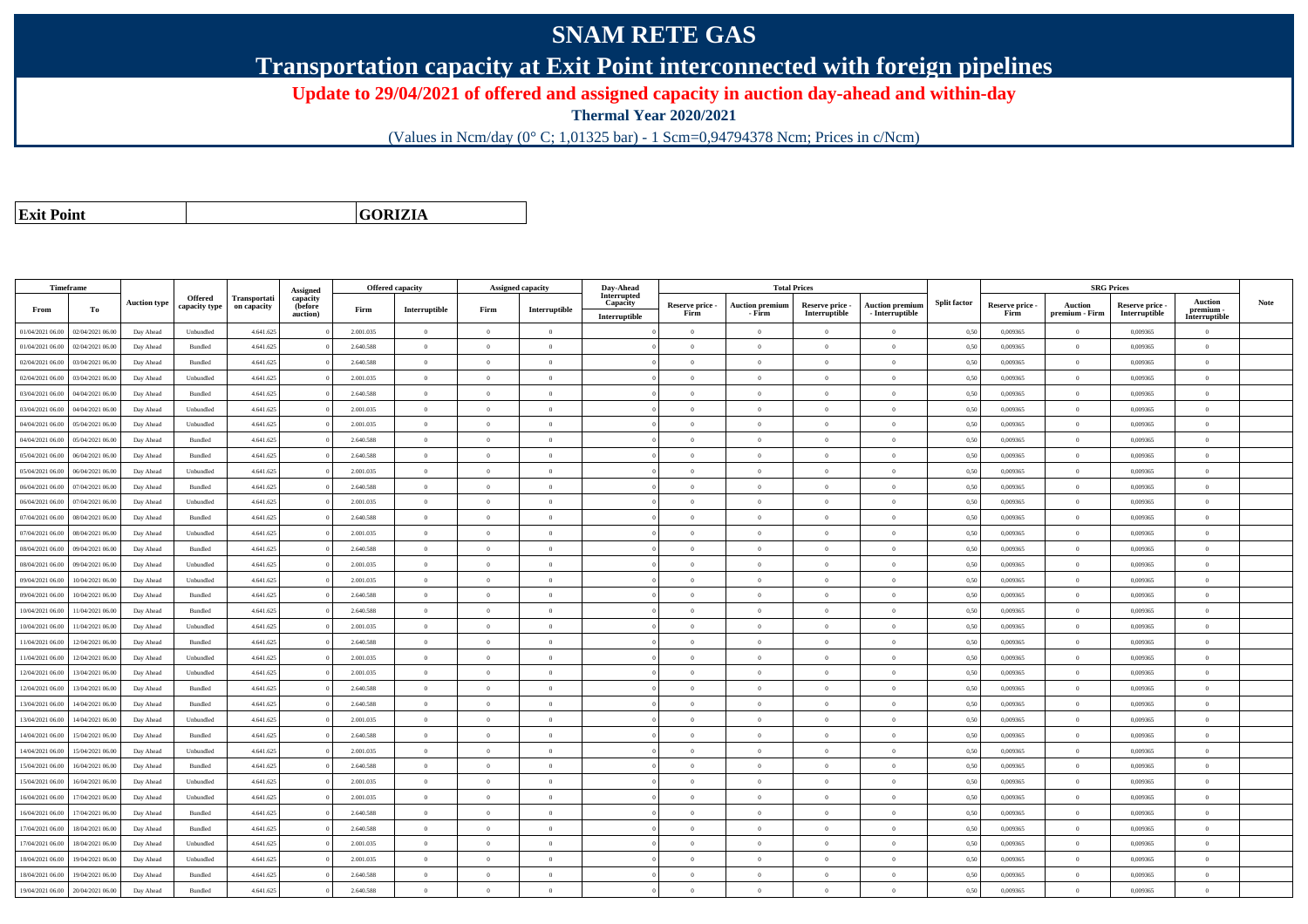# SNAM RETE GAS

## Transportation capacity at Exit Point interconnected with foreign pipelines

### Update to 29/04/2021 of offered and assigned capacity in auction day-ahead and within-day

**Thermal Year 2020/2021**

(Values in Ncm/day (0° C; 1,01325 bar) - 1 Scm=0,94794378 Ncm; Prices in c/Ncm)

| **Exit Point** | **GORIZIA** |
|---|---|

| Timeframe | | Auction type | Offered capacity type | Transportation capacity | Assigned capacity (before auction) | Offered capacity | | Assigned capacity | | Day-Ahead Interrupted Capacity | Total Prices | | | | Split factor | SRG Prices | | | | Note |
|---|---|---|---|---|---|---|---|---|---|---|---|---|---|---|---|---|---|---|---|---|
| From | To | | | | | Firm | Interruptible | Firm | Interruptible | Interruptible | Reserve price - Firm | Auction premium - Firm | Reserve price - Interruptible | Auction premium - Interruptible | | Reserve price - Firm | Auction premium - Firm | Reserve price - Interruptible | Auction premium - Interruptible | |
| 01/04/2021 06.00 | 02/04/2021 06.00 | Day Ahead | Unbundled | 4.641.625 | 0 | 2.001.035 | 0 | 0 | 0 | 0 | 0 | 0 | 0 | 0 | 0,50 | 0,009365 | 0 | 0,009365 | 0 | |
| 01/04/2021 06.00 | 02/04/2021 06.00 | Day Ahead | Bundled | 4.641.625 | 0 | 2.640.588 | 0 | 0 | 0 | 0 | 0 | 0 | 0 | 0 | 0,50 | 0,009365 | 0 | 0,009365 | 0 | |
| 02/04/2021 06.00 | 03/04/2021 06.00 | Day Ahead | Bundled | 4.641.625 | 0 | 2.640.588 | 0 | 0 | 0 | 0 | 0 | 0 | 0 | 0 | 0,50 | 0,009365 | 0 | 0,009365 | 0 | |
| 02/04/2021 06.00 | 03/04/2021 06.00 | Day Ahead | Unbundled | 4.641.625 | 0 | 2.001.035 | 0 | 0 | 0 | 0 | 0 | 0 | 0 | 0 | 0,50 | 0,009365 | 0 | 0,009365 | 0 | |
| 03/04/2021 06.00 | 04/04/2021 06.00 | Day Ahead | Bundled | 4.641.625 | 0 | 2.640.588 | 0 | 0 | 0 | 0 | 0 | 0 | 0 | 0 | 0,50 | 0,009365 | 0 | 0,009365 | 0 | |
| 03/04/2021 06.00 | 04/04/2021 06.00 | Day Ahead | Unbundled | 4.641.625 | 0 | 2.001.035 | 0 | 0 | 0 | 0 | 0 | 0 | 0 | 0 | 0,50 | 0,009365 | 0 | 0,009365 | 0 | |
| 04/04/2021 06.00 | 05/04/2021 06.00 | Day Ahead | Unbundled | 4.641.625 | 0 | 2.001.035 | 0 | 0 | 0 | 0 | 0 | 0 | 0 | 0 | 0,50 | 0,009365 | 0 | 0,009365 | 0 | |
| 04/04/2021 06.00 | 05/04/2021 06.00 | Day Ahead | Bundled | 4.641.625 | 0 | 2.640.588 | 0 | 0 | 0 | 0 | 0 | 0 | 0 | 0 | 0,50 | 0,009365 | 0 | 0,009365 | 0 | |
| 05/04/2021 06.00 | 06/04/2021 06.00 | Day Ahead | Bundled | 4.641.625 | 0 | 2.640.588 | 0 | 0 | 0 | 0 | 0 | 0 | 0 | 0 | 0,50 | 0,009365 | 0 | 0,009365 | 0 | |
| 05/04/2021 06.00 | 06/04/2021 06.00 | Day Ahead | Unbundled | 4.641.625 | 0 | 2.001.035 | 0 | 0 | 0 | 0 | 0 | 0 | 0 | 0 | 0,50 | 0,009365 | 0 | 0,009365 | 0 | |
| 06/04/2021 06.00 | 07/04/2021 06.00 | Day Ahead | Bundled | 4.641.625 | 0 | 2.640.588 | 0 | 0 | 0 | 0 | 0 | 0 | 0 | 0 | 0,50 | 0,009365 | 0 | 0,009365 | 0 | |
| 06/04/2021 06.00 | 07/04/2021 06.00 | Day Ahead | Unbundled | 4.641.625 | 0 | 2.001.035 | 0 | 0 | 0 | 0 | 0 | 0 | 0 | 0 | 0,50 | 0,009365 | 0 | 0,009365 | 0 | |
| 07/04/2021 06.00 | 08/04/2021 06.00 | Day Ahead | Bundled | 4.641.625 | 0 | 2.640.588 | 0 | 0 | 0 | 0 | 0 | 0 | 0 | 0 | 0,50 | 0,009365 | 0 | 0,009365 | 0 | |
| 07/04/2021 06.00 | 08/04/2021 06.00 | Day Ahead | Unbundled | 4.641.625 | 0 | 2.001.035 | 0 | 0 | 0 | 0 | 0 | 0 | 0 | 0 | 0,50 | 0,009365 | 0 | 0,009365 | 0 | |
| 08/04/2021 06.00 | 09/04/2021 06.00 | Day Ahead | Bundled | 4.641.625 | 0 | 2.640.588 | 0 | 0 | 0 | 0 | 0 | 0 | 0 | 0 | 0,50 | 0,009365 | 0 | 0,009365 | 0 | |
| 08/04/2021 06.00 | 09/04/2021 06.00 | Day Ahead | Unbundled | 4.641.625 | 0 | 2.001.035 | 0 | 0 | 0 | 0 | 0 | 0 | 0 | 0 | 0,50 | 0,009365 | 0 | 0,009365 | 0 | |
| 09/04/2021 06.00 | 10/04/2021 06.00 | Day Ahead | Unbundled | 4.641.625 | 0 | 2.001.035 | 0 | 0 | 0 | 0 | 0 | 0 | 0 | 0 | 0,50 | 0,009365 | 0 | 0,009365 | 0 | |
| 09/04/2021 06.00 | 10/04/2021 06.00 | Day Ahead | Bundled | 4.641.625 | 0 | 2.640.588 | 0 | 0 | 0 | 0 | 0 | 0 | 0 | 0 | 0,50 | 0,009365 | 0 | 0,009365 | 0 | |
| 10/04/2021 06.00 | 11/04/2021 06.00 | Day Ahead | Bundled | 4.641.625 | 0 | 2.640.588 | 0 | 0 | 0 | 0 | 0 | 0 | 0 | 0 | 0,50 | 0,009365 | 0 | 0,009365 | 0 | |
| 10/04/2021 06.00 | 11/04/2021 06.00 | Day Ahead | Unbundled | 4.641.625 | 0 | 2.001.035 | 0 | 0 | 0 | 0 | 0 | 0 | 0 | 0 | 0,50 | 0,009365 | 0 | 0,009365 | 0 | |
| 11/04/2021 06.00 | 12/04/2021 06.00 | Day Ahead | Bundled | 4.641.625 | 0 | 2.640.588 | 0 | 0 | 0 | 0 | 0 | 0 | 0 | 0 | 0,50 | 0,009365 | 0 | 0,009365 | 0 | |
| 11/04/2021 06.00 | 12/04/2021 06.00 | Day Ahead | Unbundled | 4.641.625 | 0 | 2.001.035 | 0 | 0 | 0 | 0 | 0 | 0 | 0 | 0 | 0,50 | 0,009365 | 0 | 0,009365 | 0 | |
| 12/04/2021 06.00 | 13/04/2021 06.00 | Day Ahead | Unbundled | 4.641.625 | 0 | 2.001.035 | 0 | 0 | 0 | 0 | 0 | 0 | 0 | 0 | 0,50 | 0,009365 | 0 | 0,009365 | 0 | |
| 12/04/2021 06.00 | 13/04/2021 06.00 | Day Ahead | Bundled | 4.641.625 | 0 | 2.640.588 | 0 | 0 | 0 | 0 | 0 | 0 | 0 | 0 | 0,50 | 0,009365 | 0 | 0,009365 | 0 | |
| 13/04/2021 06.00 | 14/04/2021 06.00 | Day Ahead | Bundled | 4.641.625 | 0 | 2.640.588 | 0 | 0 | 0 | 0 | 0 | 0 | 0 | 0 | 0,50 | 0,009365 | 0 | 0,009365 | 0 | |
| 13/04/2021 06.00 | 14/04/2021 06.00 | Day Ahead | Unbundled | 4.641.625 | 0 | 2.001.035 | 0 | 0 | 0 | 0 | 0 | 0 | 0 | 0 | 0,50 | 0,009365 | 0 | 0,009365 | 0 | |
| 14/04/2021 06.00 | 15/04/2021 06.00 | Day Ahead | Bundled | 4.641.625 | 0 | 2.640.588 | 0 | 0 | 0 | 0 | 0 | 0 | 0 | 0 | 0,50 | 0,009365 | 0 | 0,009365 | 0 | |
| 14/04/2021 06.00 | 15/04/2021 06.00 | Day Ahead | Unbundled | 4.641.625 | 0 | 2.001.035 | 0 | 0 | 0 | 0 | 0 | 0 | 0 | 0 | 0,50 | 0,009365 | 0 | 0,009365 | 0 | |
| 15/04/2021 06.00 | 16/04/2021 06.00 | Day Ahead | Bundled | 4.641.625 | 0 | 2.640.588 | 0 | 0 | 0 | 0 | 0 | 0 | 0 | 0 | 0,50 | 0,009365 | 0 | 0,009365 | 0 | |
| 15/04/2021 06.00 | 16/04/2021 06.00 | Day Ahead | Unbundled | 4.641.625 | 0 | 2.001.035 | 0 | 0 | 0 | 0 | 0 | 0 | 0 | 0 | 0,50 | 0,009365 | 0 | 0,009365 | 0 | |
| 16/04/2021 06.00 | 17/04/2021 06.00 | Day Ahead | Unbundled | 4.641.625 | 0 | 2.001.035 | 0 | 0 | 0 | 0 | 0 | 0 | 0 | 0 | 0,50 | 0,009365 | 0 | 0,009365 | 0 | |
| 16/04/2021 06.00 | 17/04/2021 06.00 | Day Ahead | Bundled | 4.641.625 | 0 | 2.640.588 | 0 | 0 | 0 | 0 | 0 | 0 | 0 | 0 | 0,50 | 0,009365 | 0 | 0,009365 | 0 | |
| 17/04/2021 06.00 | 18/04/2021 06.00 | Day Ahead | Bundled | 4.641.625 | 0 | 2.640.588 | 0 | 0 | 0 | 0 | 0 | 0 | 0 | 0 | 0,50 | 0,009365 | 0 | 0,009365 | 0 | |
| 17/04/2021 06.00 | 18/04/2021 06.00 | Day Ahead | Unbundled | 4.641.625 | 0 | 2.001.035 | 0 | 0 | 0 | 0 | 0 | 0 | 0 | 0 | 0,50 | 0,009365 | 0 | 0,009365 | 0 | |
| 18/04/2021 06.00 | 19/04/2021 06.00 | Day Ahead | Unbundled | 4.641.625 | 0 | 2.001.035 | 0 | 0 | 0 | 0 | 0 | 0 | 0 | 0 | 0,50 | 0,009365 | 0 | 0,009365 | 0 | |
| 18/04/2021 06.00 | 19/04/2021 06.00 | Day Ahead | Bundled | 4.641.625 | 0 | 2.640.588 | 0 | 0 | 0 | 0 | 0 | 0 | 0 | 0 | 0,50 | 0,009365 | 0 | 0,009365 | 0 | |
| 19/04/2021 06.00 | 20/04/2021 06.00 | Day Ahead | Bundled | 4.641.625 | 0 | 2.640.588 | 0 | 0 | 0 | 0 | 0 | 0 | 0 | 0 | 0,50 | 0,009365 | 0 | 0,009365 | 0 | |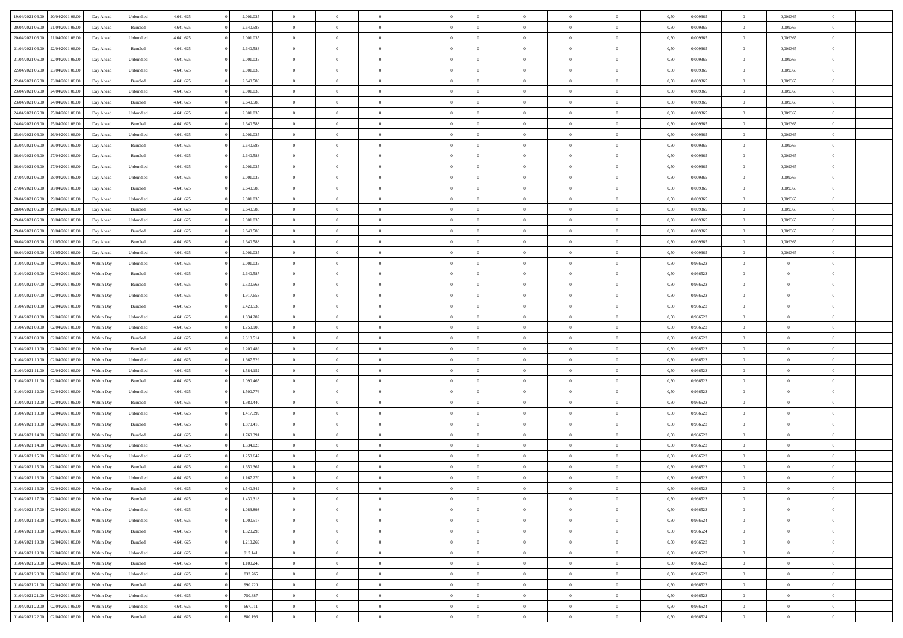| | | | | | | | | | | | | | | | | | | | | |
|---|---|---|---|---|---|---|---|---|---|---|---|---|---|---|---|---|---|---|---|---|
| 19/04/2021 06.00 | 20/04/2021 06.00 | Day Ahead | Unbundled | 4.641.625 | 0 | 2.001.035 | 0 | 0 | 0 | | 0 | 0 | 0 | 0 | 0,50 | 0,009365 | 0 | 0,009365 | 0 | |
| 20/04/2021 06.00 | 21/04/2021 06.00 | Day Ahead | Bundled | 4.641.625 | 0 | 2.640.588 | 0 | 0 | 0 | | 0 | 0 | 0 | 0 | 0,50 | 0,009365 | 0 | 0,009365 | 0 | |
| 20/04/2021 06.00 | 21/04/2021 06.00 | Day Ahead | Unbundled | 4.641.625 | 0 | 2.001.035 | 0 | 0 | 0 | | 0 | 0 | 0 | 0 | 0,50 | 0,009365 | 0 | 0,009365 | 0 | |
| 21/04/2021 06.00 | 22/04/2021 06.00 | Day Ahead | Bundled | 4.641.625 | 0 | 2.640.588 | 0 | 0 | 0 | | 0 | 0 | 0 | 0 | 0,50 | 0,009365 | 0 | 0,009365 | 0 | |
| 21/04/2021 06.00 | 22/04/2021 06.00 | Day Ahead | Unbundled | 4.641.625 | 0 | 2.001.035 | 0 | 0 | 0 | | 0 | 0 | 0 | 0 | 0,50 | 0,009365 | 0 | 0,009365 | 0 | |
| 22/04/2021 06.00 | 23/04/2021 06.00 | Day Ahead | Unbundled | 4.641.625 | 0 | 2.001.035 | 0 | 0 | 0 | | 0 | 0 | 0 | 0 | 0,50 | 0,009365 | 0 | 0,009365 | 0 | |
| 22/04/2021 06.00 | 23/04/2021 06.00 | Day Ahead | Bundled | 4.641.625 | 0 | 2.640.588 | 0 | 0 | 0 | | 0 | 0 | 0 | 0 | 0,50 | 0,009365 | 0 | 0,009365 | 0 | |
| 23/04/2021 06.00 | 24/04/2021 06.00 | Day Ahead | Unbundled | 4.641.625 | 0 | 2.001.035 | 0 | 0 | 0 | | 0 | 0 | 0 | 0 | 0,50 | 0,009365 | 0 | 0,009365 | 0 | |
| 23/04/2021 06.00 | 24/04/2021 06.00 | Day Ahead | Bundled | 4.641.625 | 0 | 2.640.588 | 0 | 0 | 0 | | 0 | 0 | 0 | 0 | 0,50 | 0,009365 | 0 | 0,009365 | 0 | |
| 24/04/2021 06.00 | 25/04/2021 06.00 | Day Ahead | Unbundled | 4.641.625 | 0 | 2.001.035 | 0 | 0 | 0 | | 0 | 0 | 0 | 0 | 0,50 | 0,009365 | 0 | 0,009365 | 0 | |
| 24/04/2021 06.00 | 25/04/2021 06.00 | Day Ahead | Bundled | 4.641.625 | 0 | 2.640.588 | 0 | 0 | 0 | | 0 | 0 | 0 | 0 | 0,50 | 0,009365 | 0 | 0,009365 | 0 | |
| 25/04/2021 06.00 | 26/04/2021 06.00 | Day Ahead | Unbundled | 4.641.625 | 0 | 2.001.035 | 0 | 0 | 0 | | 0 | 0 | 0 | 0 | 0,50 | 0,009365 | 0 | 0,009365 | 0 | |
| 25/04/2021 06.00 | 26/04/2021 06.00 | Day Ahead | Bundled | 4.641.625 | 0 | 2.640.588 | 0 | 0 | 0 | | 0 | 0 | 0 | 0 | 0,50 | 0,009365 | 0 | 0,009365 | 0 | |
| 26/04/2021 06.00 | 27/04/2021 06.00 | Day Ahead | Bundled | 4.641.625 | 0 | 2.640.588 | 0 | 0 | 0 | | 0 | 0 | 0 | 0 | 0,50 | 0,009365 | 0 | 0,009365 | 0 | |
| 26/04/2021 06.00 | 27/04/2021 06.00 | Day Ahead | Unbundled | 4.641.625 | 0 | 2.001.035 | 0 | 0 | 0 | | 0 | 0 | 0 | 0 | 0,50 | 0,009365 | 0 | 0,009365 | 0 | |
| 27/04/2021 06.00 | 28/04/2021 06.00 | Day Ahead | Unbundled | 4.641.625 | 0 | 2.001.035 | 0 | 0 | 0 | | 0 | 0 | 0 | 0 | 0,50 | 0,009365 | 0 | 0,009365 | 0 | |
| 27/04/2021 06.00 | 28/04/2021 06.00 | Day Ahead | Bundled | 4.641.625 | 0 | 2.640.588 | 0 | 0 | 0 | | 0 | 0 | 0 | 0 | 0,50 | 0,009365 | 0 | 0,009365 | 0 | |
| 28/04/2021 06.00 | 29/04/2021 06.00 | Day Ahead | Unbundled | 4.641.625 | 0 | 2.001.035 | 0 | 0 | 0 | | 0 | 0 | 0 | 0 | 0,50 | 0,009365 | 0 | 0,009365 | 0 | |
| 28/04/2021 06.00 | 29/04/2021 06.00 | Day Ahead | Bundled | 4.641.625 | 0 | 2.640.588 | 0 | 0 | 0 | | 0 | 0 | 0 | 0 | 0,50 | 0,009365 | 0 | 0,009365 | 0 | |
| 29/04/2021 06.00 | 30/04/2021 06.00 | Day Ahead | Unbundled | 4.641.625 | 0 | 2.001.035 | 0 | 0 | 0 | | 0 | 0 | 0 | 0 | 0,50 | 0,009365 | 0 | 0,009365 | 0 | |
| 29/04/2021 06.00 | 30/04/2021 06.00 | Day Ahead | Bundled | 4.641.625 | 0 | 2.640.588 | 0 | 0 | 0 | | 0 | 0 | 0 | 0 | 0,50 | 0,009365 | 0 | 0,009365 | 0 | |
| 30/04/2021 06.00 | 01/05/2021 06.00 | Day Ahead | Bundled | 4.641.625 | 0 | 2.640.588 | 0 | 0 | 0 | | 0 | 0 | 0 | 0 | 0,50 | 0,009365 | 0 | 0,009365 | 0 | |
| 30/04/2021 06.00 | 01/05/2021 06.00 | Day Ahead | Unbundled | 4.641.625 | 0 | 2.001.035 | 0 | 0 | 0 | | 0 | 0 | 0 | 0 | 0,50 | 0,009365 | 0 | 0,009365 | 0 | |
| 01/04/2021 06.00 | 02/04/2021 06.00 | Within Day | Unbundled | 4.641.625 | 0 | 2.001.035 | 0 | 0 | 0 | | 0 | 0 | 0 | 0 | 0,50 | 0,936523 | 0 | 0 | 0 | |
| 01/04/2021 06.00 | 02/04/2021 06.00 | Within Day | Bundled | 4.641.625 | 0 | 2.640.587 | 0 | 0 | 0 | | 0 | 0 | 0 | 0 | 0,50 | 0,936523 | 0 | 0 | 0 | |
| 01/04/2021 07.00 | 02/04/2021 06.00 | Within Day | Bundled | 4.641.625 | 0 | 2.530.563 | 0 | 0 | 0 | | 0 | 0 | 0 | 0 | 0,50 | 0,936523 | 0 | 0 | 0 | |
| 01/04/2021 07.00 | 02/04/2021 06.00 | Within Day | Unbundled | 4.641.625 | 0 | 1.917.658 | 0 | 0 | 0 | | 0 | 0 | 0 | 0 | 0,50 | 0,936523 | 0 | 0 | 0 | |
| 01/04/2021 08.00 | 02/04/2021 06.00 | Within Day | Bundled | 4.641.625 | 0 | 2.420.538 | 0 | 0 | 0 | | 0 | 0 | 0 | 0 | 0,50 | 0,936523 | 0 | 0 | 0 | |
| 01/04/2021 08.00 | 02/04/2021 06.00 | Within Day | Unbundled | 4.641.625 | 0 | 1.834.282 | 0 | 0 | 0 | | 0 | 0 | 0 | 0 | 0,50 | 0,936523 | 0 | 0 | 0 | |
| 01/04/2021 09.00 | 02/04/2021 06.00 | Within Day | Unbundled | 4.641.625 | 0 | 1.750.906 | 0 | 0 | 0 | | 0 | 0 | 0 | 0 | 0,50 | 0,936523 | 0 | 0 | 0 | |
| 01/04/2021 09.00 | 02/04/2021 06.00 | Within Day | Bundled | 4.641.625 | 0 | 2.310.514 | 0 | 0 | 0 | | 0 | 0 | 0 | 0 | 0,50 | 0,936523 | 0 | 0 | 0 | |
| 01/04/2021 10.00 | 02/04/2021 06.00 | Within Day | Bundled | 4.641.625 | 0 | 2.200.489 | 0 | 0 | 0 | | 0 | 0 | 0 | 0 | 0,50 | 0,936523 | 0 | 0 | 0 | |
| 01/04/2021 10.00 | 02/04/2021 06.00 | Within Day | Unbundled | 4.641.625 | 0 | 1.667.529 | 0 | 0 | 0 | | 0 | 0 | 0 | 0 | 0,50 | 0,936523 | 0 | 0 | 0 | |
| 01/04/2021 11.00 | 02/04/2021 06.00 | Within Day | Unbundled | 4.641.625 | 0 | 1.584.152 | 0 | 0 | 0 | | 0 | 0 | 0 | 0 | 0,50 | 0,936523 | 0 | 0 | 0 | |
| 01/04/2021 11.00 | 02/04/2021 06.00 | Within Day | Bundled | 4.641.625 | 0 | 2.090.465 | 0 | 0 | 0 | | 0 | 0 | 0 | 0 | 0,50 | 0,936523 | 0 | 0 | 0 | |
| 01/04/2021 12.00 | 02/04/2021 06.00 | Within Day | Unbundled | 4.641.625 | 0 | 1.500.776 | 0 | 0 | 0 | | 0 | 0 | 0 | 0 | 0,50 | 0,936523 | 0 | 0 | 0 | |
| 01/04/2021 12.00 | 02/04/2021 06.00 | Within Day | Bundled | 4.641.625 | 0 | 1.980.440 | 0 | 0 | 0 | | 0 | 0 | 0 | 0 | 0,50 | 0,936523 | 0 | 0 | 0 | |
| 01/04/2021 13.00 | 02/04/2021 06.00 | Within Day | Unbundled | 4.641.625 | 0 | 1.417.399 | 0 | 0 | 0 | | 0 | 0 | 0 | 0 | 0,50 | 0,936523 | 0 | 0 | 0 | |
| 01/04/2021 13.00 | 02/04/2021 06.00 | Within Day | Bundled | 4.641.625 | 0 | 1.870.416 | 0 | 0 | 0 | | 0 | 0 | 0 | 0 | 0,50 | 0,936523 | 0 | 0 | 0 | |
| 01/04/2021 14.00 | 02/04/2021 06.00 | Within Day | Bundled | 4.641.625 | 0 | 1.760.391 | 0 | 0 | 0 | | 0 | 0 | 0 | 0 | 0,50 | 0,936523 | 0 | 0 | 0 | |
| 01/04/2021 14.00 | 02/04/2021 06.00 | Within Day | Unbundled | 4.641.625 | 0 | 1.334.023 | 0 | 0 | 0 | | 0 | 0 | 0 | 0 | 0,50 | 0,936523 | 0 | 0 | 0 | |
| 01/04/2021 15.00 | 02/04/2021 06.00 | Within Day | Unbundled | 4.641.625 | 0 | 1.250.647 | 0 | 0 | 0 | | 0 | 0 | 0 | 0 | 0,50 | 0,936523 | 0 | 0 | 0 | |
| 01/04/2021 15.00 | 02/04/2021 06.00 | Within Day | Bundled | 4.641.625 | 0 | 1.650.367 | 0 | 0 | 0 | | 0 | 0 | 0 | 0 | 0,50 | 0,936523 | 0 | 0 | 0 | |
| 01/04/2021 16.00 | 02/04/2021 06.00 | Within Day | Unbundled | 4.641.625 | 0 | 1.167.270 | 0 | 0 | 0 | | 0 | 0 | 0 | 0 | 0,50 | 0,936523 | 0 | 0 | 0 | |
| 01/04/2021 16.00 | 02/04/2021 06.00 | Within Day | Bundled | 4.641.625 | 0 | 1.540.342 | 0 | 0 | 0 | | 0 | 0 | 0 | 0 | 0,50 | 0,936523 | 0 | 0 | 0 | |
| 01/04/2021 17.00 | 02/04/2021 06.00 | Within Day | Bundled | 4.641.625 | 0 | 1.430.318 | 0 | 0 | 0 | | 0 | 0 | 0 | 0 | 0,50 | 0,936523 | 0 | 0 | 0 | |
| 01/04/2021 17.00 | 02/04/2021 06.00 | Within Day | Unbundled | 4.641.625 | 0 | 1.083.893 | 0 | 0 | 0 | | 0 | 0 | 0 | 0 | 0,50 | 0,936523 | 0 | 0 | 0 | |
| 01/04/2021 18.00 | 02/04/2021 06.00 | Within Day | Unbundled | 4.641.625 | 0 | 1.000.517 | 0 | 0 | 0 | | 0 | 0 | 0 | 0 | 0,50 | 0,936524 | 0 | 0 | 0 | |
| 01/04/2021 18.00 | 02/04/2021 06.00 | Within Day | Bundled | 4.641.625 | 0 | 1.320.293 | 0 | 0 | 0 | | 0 | 0 | 0 | 0 | 0,50 | 0,936524 | 0 | 0 | 0 | |
| 01/04/2021 19.00 | 02/04/2021 06.00 | Within Day | Bundled | 4.641.625 | 0 | 1.210.269 | 0 | 0 | 0 | | 0 | 0 | 0 | 0 | 0,50 | 0,936523 | 0 | 0 | 0 | |
| 01/04/2021 19.00 | 02/04/2021 06.00 | Within Day | Unbundled | 4.641.625 | 0 | 917.141 | 0 | 0 | 0 | | 0 | 0 | 0 | 0 | 0,50 | 0,936523 | 0 | 0 | 0 | |
| 01/04/2021 20.00 | 02/04/2021 06.00 | Within Day | Bundled | 4.641.625 | 0 | 1.100.245 | 0 | 0 | 0 | | 0 | 0 | 0 | 0 | 0,50 | 0,936523 | 0 | 0 | 0 | |
| 01/04/2021 20.00 | 02/04/2021 06.00 | Within Day | Unbundled | 4.641.625 | 0 | 833.765 | 0 | 0 | 0 | | 0 | 0 | 0 | 0 | 0,50 | 0,936523 | 0 | 0 | 0 | |
| 01/04/2021 21.00 | 02/04/2021 06.00 | Within Day | Bundled | 4.641.625 | 0 | 990.220 | 0 | 0 | 0 | | 0 | 0 | 0 | 0 | 0,50 | 0,936523 | 0 | 0 | 0 | |
| 01/04/2021 21.00 | 02/04/2021 06.00 | Within Day | Unbundled | 4.641.625 | 0 | 750.387 | 0 | 0 | 0 | | 0 | 0 | 0 | 0 | 0,50 | 0,936523 | 0 | 0 | 0 | |
| 01/04/2021 22.00 | 02/04/2021 06.00 | Within Day | Unbundled | 4.641.625 | 0 | 667.011 | 0 | 0 | 0 | | 0 | 0 | 0 | 0 | 0,50 | 0,936524 | 0 | 0 | 0 | |
| 01/04/2021 22.00 | 02/04/2021 06.00 | Within Day | Bundled | 4.641.625 | 0 | 880.196 | 0 | 0 | 0 | | 0 | 0 | 0 | 0 | 0,50 | 0,936524 | 0 | 0 | 0 | |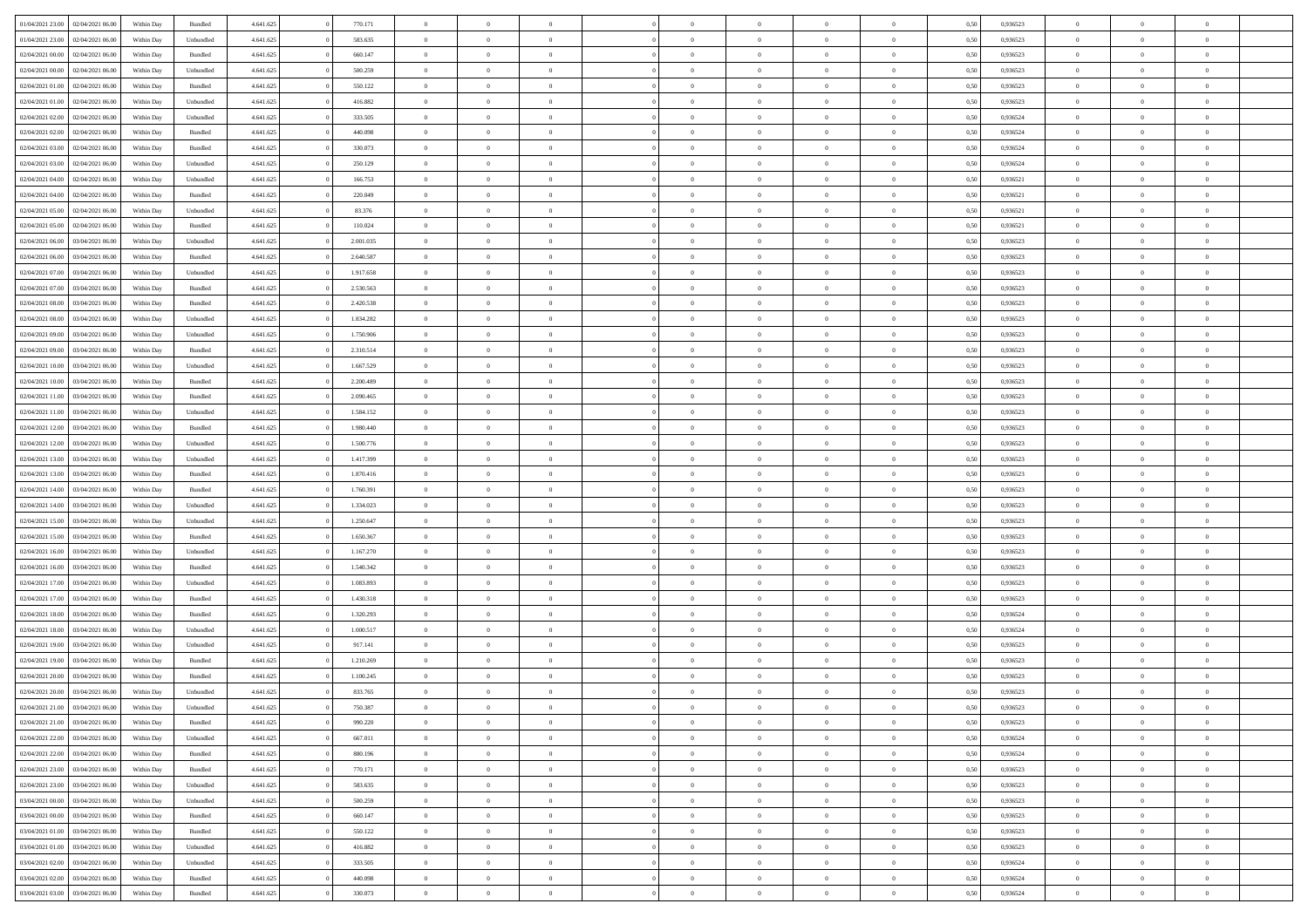| | | | | | | | | | | | | | | | | | | | | |
|---|---|---|---|---|---|---|---|---|---|---|---|---|---|---|---|---|---|---|---|---|
| 01/04/2021 23:00 | 02/04/2021 06:00 | Within Day | Bundled | 4.641.625 | 0 | 770.171 | 0 | 0 | 0 | 0 | 0 | 0 | 0 | 0 | 0,50 | 0,936523 | 0 | 0 | 0 | |
| 01/04/2021 23:00 | 02/04/2021 06:00 | Within Day | Unbundled | 4.641.625 | 0 | 583.635 | 0 | 0 | 0 | 0 | 0 | 0 | 0 | 0 | 0,50 | 0,936523 | 0 | 0 | 0 | |
| 02/04/2021 00:00 | 02/04/2021 06:00 | Within Day | Bundled | 4.641.625 | 0 | 660.147 | 0 | 0 | 0 | 0 | 0 | 0 | 0 | 0 | 0,50 | 0,936523 | 0 | 0 | 0 | |
| 02/04/2021 00:00 | 02/04/2021 06:00 | Within Day | Unbundled | 4.641.625 | 0 | 500.259 | 0 | 0 | 0 | 0 | 0 | 0 | 0 | 0 | 0,50 | 0,936523 | 0 | 0 | 0 | |
| 02/04/2021 01:00 | 02/04/2021 06:00 | Within Day | Bundled | 4.641.625 | 0 | 550.122 | 0 | 0 | 0 | 0 | 0 | 0 | 0 | 0 | 0,50 | 0,936523 | 0 | 0 | 0 | |
| 02/04/2021 01:00 | 02/04/2021 06:00 | Within Day | Unbundled | 4.641.625 | 0 | 416.882 | 0 | 0 | 0 | 0 | 0 | 0 | 0 | 0 | 0,50 | 0,936523 | 0 | 0 | 0 | |
| 02/04/2021 02:00 | 02/04/2021 06:00 | Within Day | Unbundled | 4.641.625 | 0 | 333.505 | 0 | 0 | 0 | 0 | 0 | 0 | 0 | 0 | 0,50 | 0,936524 | 0 | 0 | 0 | |
| 02/04/2021 02:00 | 02/04/2021 06:00 | Within Day | Bundled | 4.641.625 | 0 | 440.098 | 0 | 0 | 0 | 0 | 0 | 0 | 0 | 0 | 0,50 | 0,936524 | 0 | 0 | 0 | |
| 02/04/2021 03:00 | 02/04/2021 06:00 | Within Day | Bundled | 4.641.625 | 0 | 330.073 | 0 | 0 | 0 | 0 | 0 | 0 | 0 | 0 | 0,50 | 0,936524 | 0 | 0 | 0 | |
| 02/04/2021 03:00 | 02/04/2021 06:00 | Within Day | Unbundled | 4.641.625 | 0 | 250.129 | 0 | 0 | 0 | 0 | 0 | 0 | 0 | 0 | 0,50 | 0,936524 | 0 | 0 | 0 | |
| 02/04/2021 04:00 | 02/04/2021 06:00 | Within Day | Unbundled | 4.641.625 | 0 | 166.753 | 0 | 0 | 0 | 0 | 0 | 0 | 0 | 0 | 0,50 | 0,936521 | 0 | 0 | 0 | |
| 02/04/2021 04:00 | 02/04/2021 06:00 | Within Day | Bundled | 4.641.625 | 0 | 220.049 | 0 | 0 | 0 | 0 | 0 | 0 | 0 | 0 | 0,50 | 0,936521 | 0 | 0 | 0 | |
| 02/04/2021 05:00 | 02/04/2021 06:00 | Within Day | Unbundled | 4.641.625 | 0 | 83.376 | 0 | 0 | 0 | 0 | 0 | 0 | 0 | 0 | 0,50 | 0,936521 | 0 | 0 | 0 | |
| 02/04/2021 05:00 | 02/04/2021 06:00 | Within Day | Bundled | 4.641.625 | 0 | 110.024 | 0 | 0 | 0 | 0 | 0 | 0 | 0 | 0 | 0,50 | 0,936521 | 0 | 0 | 0 | |
| 02/04/2021 06:00 | 03/04/2021 06:00 | Within Day | Unbundled | 4.641.625 | 0 | 2.001.035 | 0 | 0 | 0 | 0 | 0 | 0 | 0 | 0 | 0,50 | 0,936523 | 0 | 0 | 0 | |
| 02/04/2021 06:00 | 03/04/2021 06:00 | Within Day | Bundled | 4.641.625 | 0 | 2.640.587 | 0 | 0 | 0 | 0 | 0 | 0 | 0 | 0 | 0,50 | 0,936523 | 0 | 0 | 0 | |
| 02/04/2021 07:00 | 03/04/2021 06:00 | Within Day | Unbundled | 4.641.625 | 0 | 1.917.658 | 0 | 0 | 0 | 0 | 0 | 0 | 0 | 0 | 0,50 | 0,936523 | 0 | 0 | 0 | |
| 02/04/2021 07:00 | 03/04/2021 06:00 | Within Day | Bundled | 4.641.625 | 0 | 2.530.563 | 0 | 0 | 0 | 0 | 0 | 0 | 0 | 0 | 0,50 | 0,936523 | 0 | 0 | 0 | |
| 02/04/2021 08:00 | 03/04/2021 06:00 | Within Day | Bundled | 4.641.625 | 0 | 2.420.538 | 0 | 0 | 0 | 0 | 0 | 0 | 0 | 0 | 0,50 | 0,936523 | 0 | 0 | 0 | |
| 02/04/2021 08:00 | 03/04/2021 06:00 | Within Day | Unbundled | 4.641.625 | 0 | 1.834.282 | 0 | 0 | 0 | 0 | 0 | 0 | 0 | 0 | 0,50 | 0,936523 | 0 | 0 | 0 | |
| 02/04/2021 09:00 | 03/04/2021 06:00 | Within Day | Unbundled | 4.641.625 | 0 | 1.750.906 | 0 | 0 | 0 | 0 | 0 | 0 | 0 | 0 | 0,50 | 0,936523 | 0 | 0 | 0 | |
| 02/04/2021 09:00 | 03/04/2021 06:00 | Within Day | Bundled | 4.641.625 | 0 | 2.310.514 | 0 | 0 | 0 | 0 | 0 | 0 | 0 | 0 | 0,50 | 0,936523 | 0 | 0 | 0 | |
| 02/04/2021 10:00 | 03/04/2021 06:00 | Within Day | Unbundled | 4.641.625 | 0 | 1.667.529 | 0 | 0 | 0 | 0 | 0 | 0 | 0 | 0 | 0,50 | 0,936523 | 0 | 0 | 0 | |
| 02/04/2021 10:00 | 03/04/2021 06:00 | Within Day | Bundled | 4.641.625 | 0 | 2.200.489 | 0 | 0 | 0 | 0 | 0 | 0 | 0 | 0 | 0,50 | 0,936523 | 0 | 0 | 0 | |
| 02/04/2021 11:00 | 03/04/2021 06:00 | Within Day | Bundled | 4.641.625 | 0 | 2.090.465 | 0 | 0 | 0 | 0 | 0 | 0 | 0 | 0 | 0,50 | 0,936523 | 0 | 0 | 0 | |
| 02/04/2021 11:00 | 03/04/2021 06:00 | Within Day | Unbundled | 4.641.625 | 0 | 1.584.152 | 0 | 0 | 0 | 0 | 0 | 0 | 0 | 0 | 0,50 | 0,936523 | 0 | 0 | 0 | |
| 02/04/2021 12:00 | 03/04/2021 06:00 | Within Day | Bundled | 4.641.625 | 0 | 1.980.440 | 0 | 0 | 0 | 0 | 0 | 0 | 0 | 0 | 0,50 | 0,936523 | 0 | 0 | 0 | |
| 02/04/2021 12:00 | 03/04/2021 06:00 | Within Day | Unbundled | 4.641.625 | 0 | 1.500.776 | 0 | 0 | 0 | 0 | 0 | 0 | 0 | 0 | 0,50 | 0,936523 | 0 | 0 | 0 | |
| 02/04/2021 13:00 | 03/04/2021 06:00 | Within Day | Unbundled | 4.641.625 | 0 | 1.417.399 | 0 | 0 | 0 | 0 | 0 | 0 | 0 | 0 | 0,50 | 0,936523 | 0 | 0 | 0 | |
| 02/04/2021 13:00 | 03/04/2021 06:00 | Within Day | Bundled | 4.641.625 | 0 | 1.870.416 | 0 | 0 | 0 | 0 | 0 | 0 | 0 | 0 | 0,50 | 0,936523 | 0 | 0 | 0 | |
| 02/04/2021 14:00 | 03/04/2021 06:00 | Within Day | Bundled | 4.641.625 | 0 | 1.760.391 | 0 | 0 | 0 | 0 | 0 | 0 | 0 | 0 | 0,50 | 0,936523 | 0 | 0 | 0 | |
| 02/04/2021 14:00 | 03/04/2021 06:00 | Within Day | Unbundled | 4.641.625 | 0 | 1.334.023 | 0 | 0 | 0 | 0 | 0 | 0 | 0 | 0 | 0,50 | 0,936523 | 0 | 0 | 0 | |
| 02/04/2021 15:00 | 03/04/2021 06:00 | Within Day | Unbundled | 4.641.625 | 0 | 1.250.647 | 0 | 0 | 0 | 0 | 0 | 0 | 0 | 0 | 0,50 | 0,936523 | 0 | 0 | 0 | |
| 02/04/2021 15:00 | 03/04/2021 06:00 | Within Day | Bundled | 4.641.625 | 0 | 1.650.367 | 0 | 0 | 0 | 0 | 0 | 0 | 0 | 0 | 0,50 | 0,936523 | 0 | 0 | 0 | |
| 02/04/2021 16:00 | 03/04/2021 06:00 | Within Day | Unbundled | 4.641.625 | 0 | 1.167.270 | 0 | 0 | 0 | 0 | 0 | 0 | 0 | 0 | 0,50 | 0,936523 | 0 | 0 | 0 | |
| 02/04/2021 16:00 | 03/04/2021 06:00 | Within Day | Bundled | 4.641.625 | 0 | 1.540.342 | 0 | 0 | 0 | 0 | 0 | 0 | 0 | 0 | 0,50 | 0,936523 | 0 | 0 | 0 | |
| 02/04/2021 17:00 | 03/04/2021 06:00 | Within Day | Unbundled | 4.641.625 | 0 | 1.083.893 | 0 | 0 | 0 | 0 | 0 | 0 | 0 | 0 | 0,50 | 0,936523 | 0 | 0 | 0 | |
| 02/04/2021 17:00 | 03/04/2021 06:00 | Within Day | Bundled | 4.641.625 | 0 | 1.430.318 | 0 | 0 | 0 | 0 | 0 | 0 | 0 | 0 | 0,50 | 0,936523 | 0 | 0 | 0 | |
| 02/04/2021 18:00 | 03/04/2021 06:00 | Within Day | Bundled | 4.641.625 | 0 | 1.320.293 | 0 | 0 | 0 | 0 | 0 | 0 | 0 | 0 | 0,50 | 0,936524 | 0 | 0 | 0 | |
| 02/04/2021 18:00 | 03/04/2021 06:00 | Within Day | Unbundled | 4.641.625 | 0 | 1.000.517 | 0 | 0 | 0 | 0 | 0 | 0 | 0 | 0 | 0,50 | 0,936524 | 0 | 0 | 0 | |
| 02/04/2021 19:00 | 03/04/2021 06:00 | Within Day | Unbundled | 4.641.625 | 0 | 917.141 | 0 | 0 | 0 | 0 | 0 | 0 | 0 | 0 | 0,50 | 0,936523 | 0 | 0 | 0 | |
| 02/04/2021 19:00 | 03/04/2021 06:00 | Within Day | Bundled | 4.641.625 | 0 | 1.210.269 | 0 | 0 | 0 | 0 | 0 | 0 | 0 | 0 | 0,50 | 0,936523 | 0 | 0 | 0 | |
| 02/04/2021 20:00 | 03/04/2021 06:00 | Within Day | Bundled | 4.641.625 | 0 | 1.100.245 | 0 | 0 | 0 | 0 | 0 | 0 | 0 | 0 | 0,50 | 0,936523 | 0 | 0 | 0 | |
| 02/04/2021 20:00 | 03/04/2021 06:00 | Within Day | Unbundled | 4.641.625 | 0 | 833.765 | 0 | 0 | 0 | 0 | 0 | 0 | 0 | 0 | 0,50 | 0,936523 | 0 | 0 | 0 | |
| 02/04/2021 21:00 | 03/04/2021 06:00 | Within Day | Unbundled | 4.641.625 | 0 | 750.387 | 0 | 0 | 0 | 0 | 0 | 0 | 0 | 0 | 0,50 | 0,936523 | 0 | 0 | 0 | |
| 02/04/2021 21:00 | 03/04/2021 06:00 | Within Day | Bundled | 4.641.625 | 0 | 990.220 | 0 | 0 | 0 | 0 | 0 | 0 | 0 | 0 | 0,50 | 0,936523 | 0 | 0 | 0 | |
| 02/04/2021 22:00 | 03/04/2021 06:00 | Within Day | Unbundled | 4.641.625 | 0 | 667.011 | 0 | 0 | 0 | 0 | 0 | 0 | 0 | 0 | 0,50 | 0,936524 | 0 | 0 | 0 | |
| 02/04/2021 22:00 | 03/04/2021 06:00 | Within Day | Bundled | 4.641.625 | 0 | 880.196 | 0 | 0 | 0 | 0 | 0 | 0 | 0 | 0 | 0,50 | 0,936524 | 0 | 0 | 0 | |
| 02/04/2021 23:00 | 03/04/2021 06:00 | Within Day | Bundled | 4.641.625 | 0 | 770.171 | 0 | 0 | 0 | 0 | 0 | 0 | 0 | 0 | 0,50 | 0,936523 | 0 | 0 | 0 | |
| 02/04/2021 23:00 | 03/04/2021 06:00 | Within Day | Unbundled | 4.641.625 | 0 | 583.635 | 0 | 0 | 0 | 0 | 0 | 0 | 0 | 0 | 0,50 | 0,936523 | 0 | 0 | 0 | |
| 03/04/2021 00:00 | 03/04/2021 06:00 | Within Day | Unbundled | 4.641.625 | 0 | 500.259 | 0 | 0 | 0 | 0 | 0 | 0 | 0 | 0 | 0,50 | 0,936523 | 0 | 0 | 0 | |
| 03/04/2021 00:00 | 03/04/2021 06:00 | Within Day | Bundled | 4.641.625 | 0 | 660.147 | 0 | 0 | 0 | 0 | 0 | 0 | 0 | 0 | 0,50 | 0,936523 | 0 | 0 | 0 | |
| 03/04/2021 01:00 | 03/04/2021 06:00 | Within Day | Bundled | 4.641.625 | 0 | 550.122 | 0 | 0 | 0 | 0 | 0 | 0 | 0 | 0 | 0,50 | 0,936523 | 0 | 0 | 0 | |
| 03/04/2021 01:00 | 03/04/2021 06:00 | Within Day | Unbundled | 4.641.625 | 0 | 416.882 | 0 | 0 | 0 | 0 | 0 | 0 | 0 | 0 | 0,50 | 0,936523 | 0 | 0 | 0 | |
| 03/04/2021 02:00 | 03/04/2021 06:00 | Within Day | Unbundled | 4.641.625 | 0 | 333.505 | 0 | 0 | 0 | 0 | 0 | 0 | 0 | 0 | 0,50 | 0,936524 | 0 | 0 | 0 | |
| 03/04/2021 02:00 | 03/04/2021 06:00 | Within Day | Bundled | 4.641.625 | 0 | 440.098 | 0 | 0 | 0 | 0 | 0 | 0 | 0 | 0 | 0,50 | 0,936524 | 0 | 0 | 0 | |
| 03/04/2021 03:00 | 03/04/2021 06:00 | Within Day | Bundled | 4.641.625 | 0 | 330.073 | 0 | 0 | 0 | 0 | 0 | 0 | 0 | 0 | 0,50 | 0,936524 | 0 | 0 | 0 | |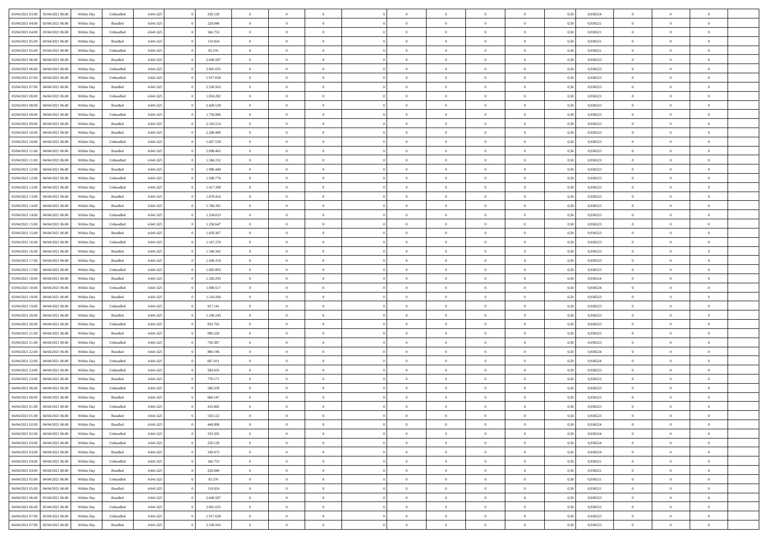| | | | | | | | | | | | | | | | | | | | | | |
|---|---|---|---|---|---|---|---|---|---|---|---|---|---|---|---|---|---|---|---|---|---|
| 03/04/2021 03:00 | 03/04/2021 06:00 | Within Day | Unbundled | 4.641.625 | 0 | 250.129 | 0 | 0 | 0 | | 0 | 0 | 0 | 0 | 0 | 0,50 | 0,936524 | 0 | 0 | 0 | |
| 03/04/2021 04:00 | 03/04/2021 06:00 | Within Day | Bundled | 4.641.625 | 0 | 220.049 | 0 | 0 | 0 | | 0 | 0 | 0 | 0 | 0 | 0,50 | 0,936521 | 0 | 0 | 0 | |
| 03/04/2021 04:00 | 03/04/2021 06:00 | Within Day | Unbundled | 4.641.625 | 0 | 166.753 | 0 | 0 | 0 | | 0 | 0 | 0 | 0 | 0 | 0,50 | 0,936521 | 0 | 0 | 0 | |
| 03/04/2021 05:00 | 03/04/2021 06:00 | Within Day | Bundled | 4.641.625 | 0 | 110.024 | 0 | 0 | 0 | | 0 | 0 | 0 | 0 | 0 | 0,50 | 0,936521 | 0 | 0 | 0 | |
| 03/04/2021 05:00 | 03/04/2021 06:00 | Within Day | Unbundled | 4.641.625 | 0 | 83.376 | 0 | 0 | 0 | | 0 | 0 | 0 | 0 | 0 | 0,50 | 0,936521 | 0 | 0 | 0 | |
| 03/04/2021 06:00 | 04/04/2021 06:00 | Within Day | Bundled | 4.641.625 | 0 | 2.640.587 | 0 | 0 | 0 | | 0 | 0 | 0 | 0 | 0 | 0,50 | 0,936523 | 0 | 0 | 0 | |
| 03/04/2021 06:00 | 04/04/2021 06:00 | Within Day | Unbundled | 4.641.625 | 0 | 2.001.035 | 0 | 0 | 0 | | 0 | 0 | 0 | 0 | 0 | 0,50 | 0,936523 | 0 | 0 | 0 | |
| 03/04/2021 07:00 | 04/04/2021 06:00 | Within Day | Unbundled | 4.641.625 | 0 | 1.917.658 | 0 | 0 | 0 | | 0 | 0 | 0 | 0 | 0 | 0,50 | 0,936523 | 0 | 0 | 0 | |
| 03/04/2021 07:00 | 04/04/2021 06:00 | Within Day | Bundled | 4.641.625 | 0 | 2.530.563 | 0 | 0 | 0 | | 0 | 0 | 0 | 0 | 0 | 0,50 | 0,936523 | 0 | 0 | 0 | |
| 03/04/2021 08:00 | 04/04/2021 06:00 | Within Day | Unbundled | 4.641.625 | 0 | 1.834.282 | 0 | 0 | 0 | | 0 | 0 | 0 | 0 | 0 | 0,50 | 0,936523 | 0 | 0 | 0 | |
| 03/04/2021 08:00 | 04/04/2021 06:00 | Within Day | Bundled | 4.641.625 | 0 | 2.420.538 | 0 | 0 | 0 | | 0 | 0 | 0 | 0 | 0 | 0,50 | 0,936523 | 0 | 0 | 0 | |
| 03/04/2021 09:00 | 04/04/2021 06:00 | Within Day | Unbundled | 4.641.625 | 0 | 1.750.906 | 0 | 0 | 0 | | 0 | 0 | 0 | 0 | 0 | 0,50 | 0,936523 | 0 | 0 | 0 | |
| 03/04/2021 09:00 | 04/04/2021 06:00 | Within Day | Bundled | 4.641.625 | 0 | 2.310.514 | 0 | 0 | 0 | | 0 | 0 | 0 | 0 | 0 | 0,50 | 0,936523 | 0 | 0 | 0 | |
| 03/04/2021 10:00 | 04/04/2021 06:00 | Within Day | Bundled | 4.641.625 | 0 | 2.200.489 | 0 | 0 | 0 | | 0 | 0 | 0 | 0 | 0 | 0,50 | 0,936523 | 0 | 0 | 0 | |
| 03/04/2021 10:00 | 04/04/2021 06:00 | Within Day | Unbundled | 4.641.625 | 0 | 1.667.529 | 0 | 0 | 0 | | 0 | 0 | 0 | 0 | 0 | 0,50 | 0,936523 | 0 | 0 | 0 | |
| 03/04/2021 11:00 | 04/04/2021 06:00 | Within Day | Bundled | 4.641.625 | 0 | 2.090.465 | 0 | 0 | 0 | | 0 | 0 | 0 | 0 | 0 | 0,50 | 0,936523 | 0 | 0 | 0 | |
| 03/04/2021 11:00 | 04/04/2021 06:00 | Within Day | Unbundled | 4.641.625 | 0 | 1.584.152 | 0 | 0 | 0 | | 0 | 0 | 0 | 0 | 0 | 0,50 | 0,936523 | 0 | 0 | 0 | |
| 03/04/2021 12:00 | 04/04/2021 06:00 | Within Day | Bundled | 4.641.625 | 0 | 1.980.440 | 0 | 0 | 0 | | 0 | 0 | 0 | 0 | 0 | 0,50 | 0,936523 | 0 | 0 | 0 | |
| 03/04/2021 12:00 | 04/04/2021 06:00 | Within Day | Unbundled | 4.641.625 | 0 | 1.500.776 | 0 | 0 | 0 | | 0 | 0 | 0 | 0 | 0 | 0,50 | 0,936523 | 0 | 0 | 0 | |
| 03/04/2021 13:00 | 04/04/2021 06:00 | Within Day | Unbundled | 4.641.625 | 0 | 1.417.399 | 0 | 0 | 0 | | 0 | 0 | 0 | 0 | 0 | 0,50 | 0,936523 | 0 | 0 | 0 | |
| 03/04/2021 13:00 | 04/04/2021 06:00 | Within Day | Bundled | 4.641.625 | 0 | 1.870.416 | 0 | 0 | 0 | | 0 | 0 | 0 | 0 | 0 | 0,50 | 0,936523 | 0 | 0 | 0 | |
| 03/04/2021 14:00 | 04/04/2021 06:00 | Within Day | Bundled | 4.641.625 | 0 | 1.760.391 | 0 | 0 | 0 | | 0 | 0 | 0 | 0 | 0 | 0,50 | 0,936523 | 0 | 0 | 0 | |
| 03/04/2021 14:00 | 04/04/2021 06:00 | Within Day | Unbundled | 4.641.625 | 0 | 1.334.023 | 0 | 0 | 0 | | 0 | 0 | 0 | 0 | 0 | 0,50 | 0,936523 | 0 | 0 | 0 | |
| 03/04/2021 15:00 | 04/04/2021 06:00 | Within Day | Unbundled | 4.641.625 | 0 | 1.250.647 | 0 | 0 | 0 | | 0 | 0 | 0 | 0 | 0 | 0,50 | 0,936523 | 0 | 0 | 0 | |
| 03/04/2021 15:00 | 04/04/2021 06:00 | Within Day | Bundled | 4.641.625 | 0 | 1.650.367 | 0 | 0 | 0 | | 0 | 0 | 0 | 0 | 0 | 0,50 | 0,936523 | 0 | 0 | 0 | |
| 03/04/2021 16:00 | 04/04/2021 06:00 | Within Day | Unbundled | 4.641.625 | 0 | 1.167.270 | 0 | 0 | 0 | | 0 | 0 | 0 | 0 | 0 | 0,50 | 0,936523 | 0 | 0 | 0 | |
| 03/04/2021 16:00 | 04/04/2021 06:00 | Within Day | Bundled | 4.641.625 | 0 | 1.540.342 | 0 | 0 | 0 | | 0 | 0 | 0 | 0 | 0 | 0,50 | 0,936523 | 0 | 0 | 0 | |
| 03/04/2021 17:00 | 04/04/2021 06:00 | Within Day | Bundled | 4.641.625 | 0 | 1.430.318 | 0 | 0 | 0 | | 0 | 0 | 0 | 0 | 0 | 0,50 | 0,936523 | 0 | 0 | 0 | |
| 03/04/2021 17:00 | 04/04/2021 06:00 | Within Day | Unbundled | 4.641.625 | 0 | 1.083.893 | 0 | 0 | 0 | | 0 | 0 | 0 | 0 | 0 | 0,50 | 0,936523 | 0 | 0 | 0 | |
| 03/04/2021 18:00 | 04/04/2021 06:00 | Within Day | Bundled | 4.641.625 | 0 | 1.320.293 | 0 | 0 | 0 | | 0 | 0 | 0 | 0 | 0 | 0,50 | 0,936524 | 0 | 0 | 0 | |
| 03/04/2021 18:00 | 04/04/2021 06:00 | Within Day | Unbundled | 4.641.625 | 0 | 1.000.517 | 0 | 0 | 0 | | 0 | 0 | 0 | 0 | 0 | 0,50 | 0,936524 | 0 | 0 | 0 | |
| 03/04/2021 19:00 | 04/04/2021 06:00 | Within Day | Bundled | 4.641.625 | 0 | 1.210.269 | 0 | 0 | 0 | | 0 | 0 | 0 | 0 | 0 | 0,50 | 0,936523 | 0 | 0 | 0 | |
| 03/04/2021 19:00 | 04/04/2021 06:00 | Within Day | Unbundled | 4.641.625 | 0 | 917.141 | 0 | 0 | 0 | | 0 | 0 | 0 | 0 | 0 | 0,50 | 0,936523 | 0 | 0 | 0 | |
| 03/04/2021 20:00 | 04/04/2021 06:00 | Within Day | Bundled | 4.641.625 | 0 | 1.100.245 | 0 | 0 | 0 | | 0 | 0 | 0 | 0 | 0 | 0,50 | 0,936523 | 0 | 0 | 0 | |
| 03/04/2021 20:00 | 04/04/2021 06:00 | Within Day | Unbundled | 4.641.625 | 0 | 833.765 | 0 | 0 | 0 | | 0 | 0 | 0 | 0 | 0 | 0,50 | 0,936523 | 0 | 0 | 0 | |
| 03/04/2021 21:00 | 04/04/2021 06:00 | Within Day | Bundled | 4.641.625 | 0 | 990.220 | 0 | 0 | 0 | | 0 | 0 | 0 | 0 | 0 | 0,50 | 0,936523 | 0 | 0 | 0 | |
| 03/04/2021 21:00 | 04/04/2021 06:00 | Within Day | Unbundled | 4.641.625 | 0 | 750.387 | 0 | 0 | 0 | | 0 | 0 | 0 | 0 | 0 | 0,50 | 0,936523 | 0 | 0 | 0 | |
| 03/04/2021 22:00 | 04/04/2021 06:00 | Within Day | Bundled | 4.641.625 | 0 | 880.196 | 0 | 0 | 0 | | 0 | 0 | 0 | 0 | 0 | 0,50 | 0,936524 | 0 | 0 | 0 | |
| 03/04/2021 22:00 | 04/04/2021 06:00 | Within Day | Unbundled | 4.641.625 | 0 | 667.011 | 0 | 0 | 0 | | 0 | 0 | 0 | 0 | 0 | 0,50 | 0,936524 | 0 | 0 | 0 | |
| 03/04/2021 23:00 | 04/04/2021 06:00 | Within Day | Unbundled | 4.641.625 | 0 | 583.635 | 0 | 0 | 0 | | 0 | 0 | 0 | 0 | 0 | 0,50 | 0,936523 | 0 | 0 | 0 | |
| 03/04/2021 23:00 | 04/04/2021 06:00 | Within Day | Bundled | 4.641.625 | 0 | 770.171 | 0 | 0 | 0 | | 0 | 0 | 0 | 0 | 0 | 0,50 | 0,936523 | 0 | 0 | 0 | |
| 04/04/2021 00:00 | 04/04/2021 06:00 | Within Day | Unbundled | 4.641.625 | 0 | 500.259 | 0 | 0 | 0 | | 0 | 0 | 0 | 0 | 0 | 0,50 | 0,936523 | 0 | 0 | 0 | |
| 04/04/2021 00:00 | 04/04/2021 06:00 | Within Day | Bundled | 4.641.625 | 0 | 660.147 | 0 | 0 | 0 | | 0 | 0 | 0 | 0 | 0 | 0,50 | 0,936523 | 0 | 0 | 0 | |
| 04/04/2021 01:00 | 04/04/2021 06:00 | Within Day | Unbundled | 4.641.625 | 0 | 416.882 | 0 | 0 | 0 | | 0 | 0 | 0 | 0 | 0 | 0,50 | 0,936523 | 0 | 0 | 0 | |
| 04/04/2021 01:00 | 04/04/2021 06:00 | Within Day | Bundled | 4.641.625 | 0 | 550.122 | 0 | 0 | 0 | | 0 | 0 | 0 | 0 | 0 | 0,50 | 0,936523 | 0 | 0 | 0 | |
| 04/04/2021 02:00 | 04/04/2021 06:00 | Within Day | Bundled | 4.641.625 | 0 | 440.098 | 0 | 0 | 0 | | 0 | 0 | 0 | 0 | 0 | 0,50 | 0,936524 | 0 | 0 | 0 | |
| 04/04/2021 02:00 | 04/04/2021 06:00 | Within Day | Unbundled | 4.641.625 | 0 | 333.505 | 0 | 0 | 0 | | 0 | 0 | 0 | 0 | 0 | 0,50 | 0,936524 | 0 | 0 | 0 | |
| 04/04/2021 03:00 | 04/04/2021 06:00 | Within Day | Unbundled | 4.641.625 | 0 | 250.129 | 0 | 0 | 0 | | 0 | 0 | 0 | 0 | 0 | 0,50 | 0,936524 | 0 | 0 | 0 | |
| 04/04/2021 03:00 | 04/04/2021 06:00 | Within Day | Bundled | 4.641.625 | 0 | 330.073 | 0 | 0 | 0 | | 0 | 0 | 0 | 0 | 0 | 0,50 | 0,936524 | 0 | 0 | 0 | |
| 04/04/2021 04:00 | 04/04/2021 06:00 | Within Day | Unbundled | 4.641.625 | 0 | 166.753 | 0 | 0 | 0 | | 0 | 0 | 0 | 0 | 0 | 0,50 | 0,936521 | 0 | 0 | 0 | |
| 04/04/2021 04:00 | 04/04/2021 06:00 | Within Day | Bundled | 4.641.625 | 0 | 220.049 | 0 | 0 | 0 | | 0 | 0 | 0 | 0 | 0 | 0,50 | 0,936521 | 0 | 0 | 0 | |
| 04/04/2021 05:00 | 04/04/2021 06:00 | Within Day | Unbundled | 4.641.625 | 0 | 83.376 | 0 | 0 | 0 | | 0 | 0 | 0 | 0 | 0 | 0,50 | 0,936521 | 0 | 0 | 0 | |
| 04/04/2021 05:00 | 04/04/2021 06:00 | Within Day | Bundled | 4.641.625 | 0 | 110.024 | 0 | 0 | 0 | | 0 | 0 | 0 | 0 | 0 | 0,50 | 0,936521 | 0 | 0 | 0 | |
| 04/04/2021 06:00 | 05/04/2021 06:00 | Within Day | Bundled | 4.641.625 | 0 | 2.640.587 | 0 | 0 | 0 | | 0 | 0 | 0 | 0 | 0 | 0,50 | 0,936523 | 0 | 0 | 0 | |
| 04/04/2021 06:00 | 05/04/2021 06:00 | Within Day | Unbundled | 4.641.625 | 0 | 2.001.035 | 0 | 0 | 0 | | 0 | 0 | 0 | 0 | 0 | 0,50 | 0,936523 | 0 | 0 | 0 | |
| 04/04/2021 07:00 | 05/04/2021 06:00 | Within Day | Unbundled | 4.641.625 | 0 | 1.917.658 | 0 | 0 | 0 | | 0 | 0 | 0 | 0 | 0 | 0,50 | 0,936523 | 0 | 0 | 0 | |
| 04/04/2021 07:00 | 05/04/2021 06:00 | Within Day | Bundled | 4.641.625 | 0 | 2.530.563 | 0 | 0 | 0 | | 0 | 0 | 0 | 0 | 0 | 0,50 | 0,936523 | 0 | 0 | 0 | |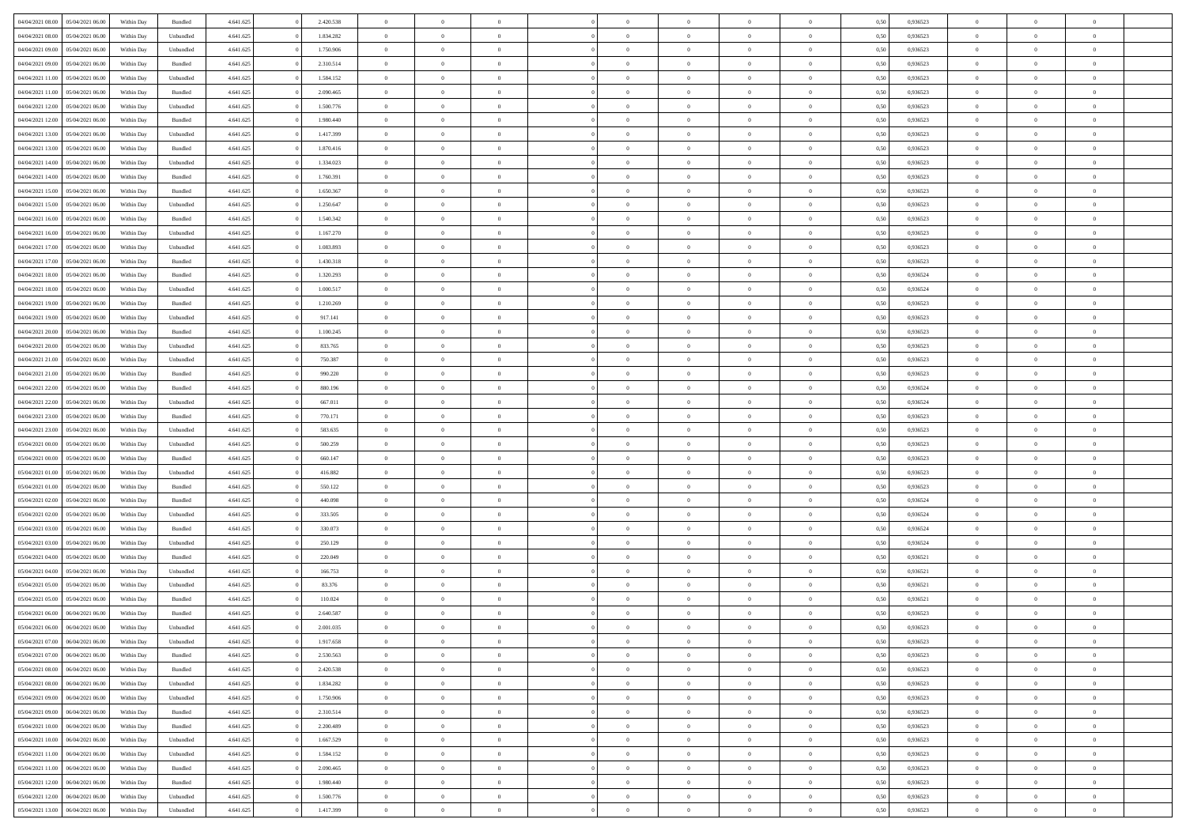| | | | | | | | | | | | | | | | | | | | | |
|---|---|---|---|---|---|---|---|---|---|---|---|---|---|---|---|---|---|---|---|---|
| 04/04/2021 08:00 | 05/04/2021 06:00 | Within Day | Bundled | 4.641.625 | 0 | 2.420.538 | 0 | 0 | 0 | | 0 | 0 | 0 | 0 | 0,50 | 0,936523 | 0 | 0 | 0 | |
| 04/04/2021 08:00 | 05/04/2021 06:00 | Within Day | Unbundled | 4.641.625 | 0 | 1.834.282 | 0 | 0 | 0 | | 0 | 0 | 0 | 0 | 0,50 | 0,936523 | 0 | 0 | 0 | |
| 04/04/2021 09:00 | 05/04/2021 06:00 | Within Day | Unbundled | 4.641.625 | 0 | 1.750.906 | 0 | 0 | 0 | | 0 | 0 | 0 | 0 | 0,50 | 0,936523 | 0 | 0 | 0 | |
| 04/04/2021 09:00 | 05/04/2021 06:00 | Within Day | Bundled | 4.641.625 | 0 | 2.310.514 | 0 | 0 | 0 | | 0 | 0 | 0 | 0 | 0,50 | 0,936523 | 0 | 0 | 0 | |
| 04/04/2021 11:00 | 05/04/2021 06:00 | Within Day | Unbundled | 4.641.625 | 0 | 1.584.152 | 0 | 0 | 0 | | 0 | 0 | 0 | 0 | 0,50 | 0,936523 | 0 | 0 | 0 | |
| 04/04/2021 11:00 | 05/04/2021 06:00 | Within Day | Bundled | 4.641.625 | 0 | 2.090.465 | 0 | 0 | 0 | | 0 | 0 | 0 | 0 | 0,50 | 0,936523 | 0 | 0 | 0 | |
| 04/04/2021 12:00 | 05/04/2021 06:00 | Within Day | Unbundled | 4.641.625 | 0 | 1.500.776 | 0 | 0 | 0 | | 0 | 0 | 0 | 0 | 0,50 | 0,936523 | 0 | 0 | 0 | |
| 04/04/2021 12:00 | 05/04/2021 06:00 | Within Day | Bundled | 4.641.625 | 0 | 1.980.440 | 0 | 0 | 0 | | 0 | 0 | 0 | 0 | 0,50 | 0,936523 | 0 | 0 | 0 | |
| 04/04/2021 13:00 | 05/04/2021 06:00 | Within Day | Unbundled | 4.641.625 | 0 | 1.417.399 | 0 | 0 | 0 | | 0 | 0 | 0 | 0 | 0,50 | 0,936523 | 0 | 0 | 0 | |
| 04/04/2021 13:00 | 05/04/2021 06:00 | Within Day | Bundled | 4.641.625 | 0 | 1.870.416 | 0 | 0 | 0 | | 0 | 0 | 0 | 0 | 0,50 | 0,936523 | 0 | 0 | 0 | |
| 04/04/2021 14:00 | 05/04/2021 06:00 | Within Day | Unbundled | 4.641.625 | 0 | 1.334.023 | 0 | 0 | 0 | | 0 | 0 | 0 | 0 | 0,50 | 0,936523 | 0 | 0 | 0 | |
| 04/04/2021 14:00 | 05/04/2021 06:00 | Within Day | Bundled | 4.641.625 | 0 | 1.760.391 | 0 | 0 | 0 | | 0 | 0 | 0 | 0 | 0,50 | 0,936523 | 0 | 0 | 0 | |
| 04/04/2021 15:00 | 05/04/2021 06:00 | Within Day | Bundled | 4.641.625 | 0 | 1.650.367 | 0 | 0 | 0 | | 0 | 0 | 0 | 0 | 0,50 | 0,936523 | 0 | 0 | 0 | |
| 04/04/2021 15:00 | 05/04/2021 06:00 | Within Day | Unbundled | 4.641.625 | 0 | 1.250.647 | 0 | 0 | 0 | | 0 | 0 | 0 | 0 | 0,50 | 0,936523 | 0 | 0 | 0 | |
| 04/04/2021 16:00 | 05/04/2021 06:00 | Within Day | Bundled | 4.641.625 | 0 | 1.540.342 | 0 | 0 | 0 | | 0 | 0 | 0 | 0 | 0,50 | 0,936523 | 0 | 0 | 0 | |
| 04/04/2021 16:00 | 05/04/2021 06:00 | Within Day | Unbundled | 4.641.625 | 0 | 1.167.270 | 0 | 0 | 0 | | 0 | 0 | 0 | 0 | 0,50 | 0,936523 | 0 | 0 | 0 | |
| 04/04/2021 17:00 | 05/04/2021 06:00 | Within Day | Unbundled | 4.641.625 | 0 | 1.083.893 | 0 | 0 | 0 | | 0 | 0 | 0 | 0 | 0,50 | 0,936523 | 0 | 0 | 0 | |
| 04/04/2021 17:00 | 05/04/2021 06:00 | Within Day | Bundled | 4.641.625 | 0 | 1.430.318 | 0 | 0 | 0 | | 0 | 0 | 0 | 0 | 0,50 | 0,936523 | 0 | 0 | 0 | |
| 04/04/2021 18:00 | 05/04/2021 06:00 | Within Day | Bundled | 4.641.625 | 0 | 1.320.293 | 0 | 0 | 0 | | 0 | 0 | 0 | 0 | 0,50 | 0,936524 | 0 | 0 | 0 | |
| 04/04/2021 18:00 | 05/04/2021 06:00 | Within Day | Unbundled | 4.641.625 | 0 | 1.000.517 | 0 | 0 | 0 | | 0 | 0 | 0 | 0 | 0,50 | 0,936524 | 0 | 0 | 0 | |
| 04/04/2021 19:00 | 05/04/2021 06:00 | Within Day | Bundled | 4.641.625 | 0 | 1.210.269 | 0 | 0 | 0 | | 0 | 0 | 0 | 0 | 0,50 | 0,936523 | 0 | 0 | 0 | |
| 04/04/2021 19:00 | 05/04/2021 06:00 | Within Day | Unbundled | 4.641.625 | 0 | 917.141 | 0 | 0 | 0 | | 0 | 0 | 0 | 0 | 0,50 | 0,936523 | 0 | 0 | 0 | |
| 04/04/2021 20:00 | 05/04/2021 06:00 | Within Day | Bundled | 4.641.625 | 0 | 1.100.245 | 0 | 0 | 0 | | 0 | 0 | 0 | 0 | 0,50 | 0,936523 | 0 | 0 | 0 | |
| 04/04/2021 20:00 | 05/04/2021 06:00 | Within Day | Unbundled | 4.641.625 | 0 | 833.765 | 0 | 0 | 0 | | 0 | 0 | 0 | 0 | 0,50 | 0,936523 | 0 | 0 | 0 | |
| 04/04/2021 21:00 | 05/04/2021 06:00 | Within Day | Unbundled | 4.641.625 | 0 | 750.387 | 0 | 0 | 0 | | 0 | 0 | 0 | 0 | 0,50 | 0,936523 | 0 | 0 | 0 | |
| 04/04/2021 21:00 | 05/04/2021 06:00 | Within Day | Bundled | 4.641.625 | 0 | 990.220 | 0 | 0 | 0 | | 0 | 0 | 0 | 0 | 0,50 | 0,936523 | 0 | 0 | 0 | |
| 04/04/2021 22:00 | 05/04/2021 06:00 | Within Day | Bundled | 4.641.625 | 0 | 880.196 | 0 | 0 | 0 | | 0 | 0 | 0 | 0 | 0,50 | 0,936524 | 0 | 0 | 0 | |
| 04/04/2021 22:00 | 05/04/2021 06:00 | Within Day | Unbundled | 4.641.625 | 0 | 667.011 | 0 | 0 | 0 | | 0 | 0 | 0 | 0 | 0,50 | 0,936524 | 0 | 0 | 0 | |
| 04/04/2021 23:00 | 05/04/2021 06:00 | Within Day | Bundled | 4.641.625 | 0 | 770.171 | 0 | 0 | 0 | | 0 | 0 | 0 | 0 | 0,50 | 0,936523 | 0 | 0 | 0 | |
| 04/04/2021 23:00 | 05/04/2021 06:00 | Within Day | Unbundled | 4.641.625 | 0 | 583.635 | 0 | 0 | 0 | | 0 | 0 | 0 | 0 | 0,50 | 0,936523 | 0 | 0 | 0 | |
| 05/04/2021 00:00 | 05/04/2021 06:00 | Within Day | Unbundled | 4.641.625 | 0 | 500.259 | 0 | 0 | 0 | | 0 | 0 | 0 | 0 | 0,50 | 0,936523 | 0 | 0 | 0 | |
| 05/04/2021 00:00 | 05/04/2021 06:00 | Within Day | Bundled | 4.641.625 | 0 | 660.147 | 0 | 0 | 0 | | 0 | 0 | 0 | 0 | 0,50 | 0,936523 | 0 | 0 | 0 | |
| 05/04/2021 01:00 | 05/04/2021 06:00 | Within Day | Unbundled | 4.641.625 | 0 | 416.882 | 0 | 0 | 0 | | 0 | 0 | 0 | 0 | 0,50 | 0,936523 | 0 | 0 | 0 | |
| 05/04/2021 01:00 | 05/04/2021 06:00 | Within Day | Bundled | 4.641.625 | 0 | 550.122 | 0 | 0 | 0 | | 0 | 0 | 0 | 0 | 0,50 | 0,936523 | 0 | 0 | 0 | |
| 05/04/2021 02:00 | 05/04/2021 06:00 | Within Day | Bundled | 4.641.625 | 0 | 440.098 | 0 | 0 | 0 | | 0 | 0 | 0 | 0 | 0,50 | 0,936524 | 0 | 0 | 0 | |
| 05/04/2021 02:00 | 05/04/2021 06:00 | Within Day | Unbundled | 4.641.625 | 0 | 333.505 | 0 | 0 | 0 | | 0 | 0 | 0 | 0 | 0,50 | 0,936524 | 0 | 0 | 0 | |
| 05/04/2021 03:00 | 05/04/2021 06:00 | Within Day | Bundled | 4.641.625 | 0 | 330.073 | 0 | 0 | 0 | | 0 | 0 | 0 | 0 | 0,50 | 0,936524 | 0 | 0 | 0 | |
| 05/04/2021 03:00 | 05/04/2021 06:00 | Within Day | Unbundled | 4.641.625 | 0 | 250.129 | 0 | 0 | 0 | | 0 | 0 | 0 | 0 | 0,50 | 0,936524 | 0 | 0 | 0 | |
| 05/04/2021 04:00 | 05/04/2021 06:00 | Within Day | Bundled | 4.641.625 | 0 | 220.049 | 0 | 0 | 0 | | 0 | 0 | 0 | 0 | 0,50 | 0,936521 | 0 | 0 | 0 | |
| 05/04/2021 04:00 | 05/04/2021 06:00 | Within Day | Unbundled | 4.641.625 | 0 | 166.753 | 0 | 0 | 0 | | 0 | 0 | 0 | 0 | 0,50 | 0,936521 | 0 | 0 | 0 | |
| 05/04/2021 05:00 | 05/04/2021 06:00 | Within Day | Unbundled | 4.641.625 | 0 | 83.376 | 0 | 0 | 0 | | 0 | 0 | 0 | 0 | 0,50 | 0,936521 | 0 | 0 | 0 | |
| 05/04/2021 05:00 | 05/04/2021 06:00 | Within Day | Bundled | 4.641.625 | 0 | 110.024 | 0 | 0 | 0 | | 0 | 0 | 0 | 0 | 0,50 | 0,936521 | 0 | 0 | 0 | |
| 05/04/2021 06:00 | 06/04/2021 06:00 | Within Day | Bundled | 4.641.625 | 0 | 2.640.587 | 0 | 0 | 0 | | 0 | 0 | 0 | 0 | 0,50 | 0,936523 | 0 | 0 | 0 | |
| 05/04/2021 06:00 | 06/04/2021 06:00 | Within Day | Unbundled | 4.641.625 | 0 | 2.001.035 | 0 | 0 | 0 | | 0 | 0 | 0 | 0 | 0,50 | 0,936523 | 0 | 0 | 0 | |
| 05/04/2021 07:00 | 06/04/2021 06:00 | Within Day | Unbundled | 4.641.625 | 0 | 1.917.658 | 0 | 0 | 0 | | 0 | 0 | 0 | 0 | 0,50 | 0,936523 | 0 | 0 | 0 | |
| 05/04/2021 07:00 | 06/04/2021 06:00 | Within Day | Bundled | 4.641.625 | 0 | 2.530.563 | 0 | 0 | 0 | | 0 | 0 | 0 | 0 | 0,50 | 0,936523 | 0 | 0 | 0 | |
| 05/04/2021 08:00 | 06/04/2021 06:00 | Within Day | Bundled | 4.641.625 | 0 | 2.420.538 | 0 | 0 | 0 | | 0 | 0 | 0 | 0 | 0,50 | 0,936523 | 0 | 0 | 0 | |
| 05/04/2021 08:00 | 06/04/2021 06:00 | Within Day | Unbundled | 4.641.625 | 0 | 1.834.282 | 0 | 0 | 0 | | 0 | 0 | 0 | 0 | 0,50 | 0,936523 | 0 | 0 | 0 | |
| 05/04/2021 09:00 | 06/04/2021 06:00 | Within Day | Unbundled | 4.641.625 | 0 | 1.750.906 | 0 | 0 | 0 | | 0 | 0 | 0 | 0 | 0,50 | 0,936523 | 0 | 0 | 0 | |
| 05/04/2021 09:00 | 06/04/2021 06:00 | Within Day | Bundled | 4.641.625 | 0 | 2.310.514 | 0 | 0 | 0 | | 0 | 0 | 0 | 0 | 0,50 | 0,936523 | 0 | 0 | 0 | |
| 05/04/2021 10:00 | 06/04/2021 06:00 | Within Day | Bundled | 4.641.625 | 0 | 2.200.489 | 0 | 0 | 0 | | 0 | 0 | 0 | 0 | 0,50 | 0,936523 | 0 | 0 | 0 | |
| 05/04/2021 10:00 | 06/04/2021 06:00 | Within Day | Unbundled | 4.641.625 | 0 | 1.667.529 | 0 | 0 | 0 | | 0 | 0 | 0 | 0 | 0,50 | 0,936523 | 0 | 0 | 0 | |
| 05/04/2021 11:00 | 06/04/2021 06:00 | Within Day | Unbundled | 4.641.625 | 0 | 1.584.152 | 0 | 0 | 0 | | 0 | 0 | 0 | 0 | 0,50 | 0,936523 | 0 | 0 | 0 | |
| 05/04/2021 11:00 | 06/04/2021 06:00 | Within Day | Bundled | 4.641.625 | 0 | 2.090.465 | 0 | 0 | 0 | | 0 | 0 | 0 | 0 | 0,50 | 0,936523 | 0 | 0 | 0 | |
| 05/04/2021 12:00 | 06/04/2021 06:00 | Within Day | Bundled | 4.641.625 | 0 | 1.980.440 | 0 | 0 | 0 | | 0 | 0 | 0 | 0 | 0,50 | 0,936523 | 0 | 0 | 0 | |
| 05/04/2021 12:00 | 06/04/2021 06:00 | Within Day | Unbundled | 4.641.625 | 0 | 1.500.776 | 0 | 0 | 0 | | 0 | 0 | 0 | 0 | 0,50 | 0,936523 | 0 | 0 | 0 | |
| 05/04/2021 13:00 | 06/04/2021 06:00 | Within Day | Unbundled | 4.641.625 | 0 | 1.417.399 | 0 | 0 | 0 | | 0 | 0 | 0 | 0 | 0,50 | 0,936523 | 0 | 0 | 0 | |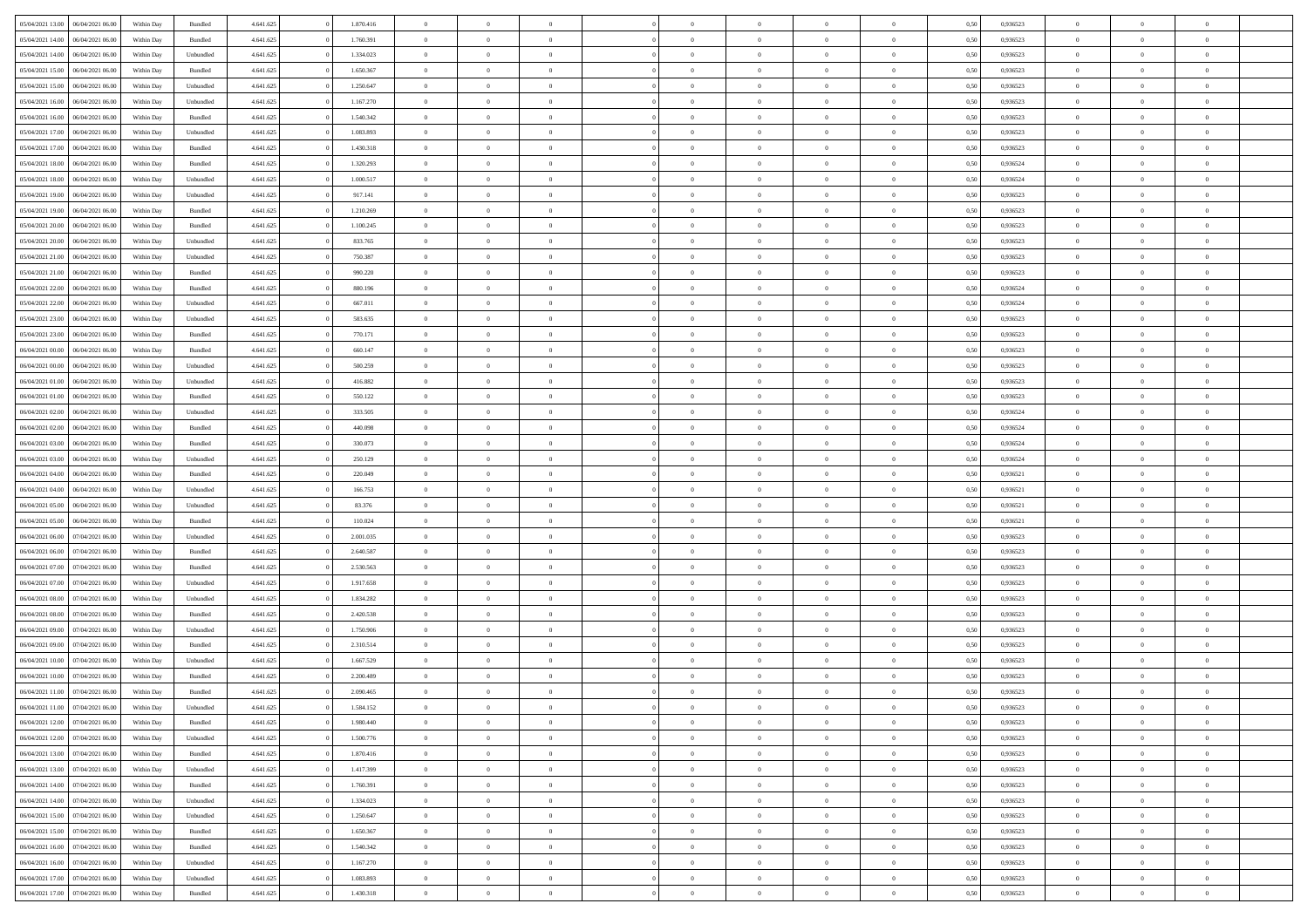| | | | | | | | | | | | | | | | | | | | | | |
|---|---|---|---|---|---|---|---|---|---|---|---|---|---|---|---|---|---|---|---|---|---|
| 05/04/2021 13.00 | 06/04/2021 06.00 | Within Day | Bundled | 4.641.625 | 0 | 1.870.416 | 0 | 0 | 0 | | 0 | 0 | 0 | 0 | 0 | 0,50 | 0,936523 | 0 | 0 | 0 | |
| 05/04/2021 14.00 | 06/04/2021 06.00 | Within Day | Bundled | 4.641.625 | 0 | 1.760.391 | 0 | 0 | 0 | | 0 | 0 | 0 | 0 | 0 | 0,50 | 0,936523 | 0 | 0 | 0 | |
| 05/04/2021 14.00 | 06/04/2021 06.00 | Within Day | Unbundled | 4.641.625 | 0 | 1.334.023 | 0 | 0 | 0 | | 0 | 0 | 0 | 0 | 0 | 0,50 | 0,936523 | 0 | 0 | 0 | |
| 05/04/2021 15.00 | 06/04/2021 06.00 | Within Day | Bundled | 4.641.625 | 0 | 1.650.367 | 0 | 0 | 0 | | 0 | 0 | 0 | 0 | 0 | 0,50 | 0,936523 | 0 | 0 | 0 | |
| 05/04/2021 15.00 | 06/04/2021 06.00 | Within Day | Unbundled | 4.641.625 | 0 | 1.250.647 | 0 | 0 | 0 | | 0 | 0 | 0 | 0 | 0 | 0,50 | 0,936523 | 0 | 0 | 0 | |
| 05/04/2021 16.00 | 06/04/2021 06.00 | Within Day | Unbundled | 4.641.625 | 0 | 1.167.270 | 0 | 0 | 0 | | 0 | 0 | 0 | 0 | 0 | 0,50 | 0,936523 | 0 | 0 | 0 | |
| 05/04/2021 16.00 | 06/04/2021 06.00 | Within Day | Bundled | 4.641.625 | 0 | 1.540.342 | 0 | 0 | 0 | | 0 | 0 | 0 | 0 | 0 | 0,50 | 0,936523 | 0 | 0 | 0 | |
| 05/04/2021 17.00 | 06/04/2021 06.00 | Within Day | Unbundled | 4.641.625 | 0 | 1.083.893 | 0 | 0 | 0 | | 0 | 0 | 0 | 0 | 0 | 0,50 | 0,936523 | 0 | 0 | 0 | |
| 05/04/2021 17.00 | 06/04/2021 06.00 | Within Day | Bundled | 4.641.625 | 0 | 1.430.318 | 0 | 0 | 0 | | 0 | 0 | 0 | 0 | 0 | 0,50 | 0,936523 | 0 | 0 | 0 | |
| 05/04/2021 18.00 | 06/04/2021 06.00 | Within Day | Bundled | 4.641.625 | 0 | 1.320.293 | 0 | 0 | 0 | | 0 | 0 | 0 | 0 | 0 | 0,50 | 0,936524 | 0 | 0 | 0 | |
| 05/04/2021 18.00 | 06/04/2021 06.00 | Within Day | Unbundled | 4.641.625 | 0 | 1.000.517 | 0 | 0 | 0 | | 0 | 0 | 0 | 0 | 0 | 0,50 | 0,936524 | 0 | 0 | 0 | |
| 05/04/2021 19.00 | 06/04/2021 06.00 | Within Day | Unbundled | 4.641.625 | 0 | 917.141 | 0 | 0 | 0 | | 0 | 0 | 0 | 0 | 0 | 0,50 | 0,936523 | 0 | 0 | 0 | |
| 05/04/2021 19.00 | 06/04/2021 06.00 | Within Day | Bundled | 4.641.625 | 0 | 1.210.269 | 0 | 0 | 0 | | 0 | 0 | 0 | 0 | 0 | 0,50 | 0,936523 | 0 | 0 | 0 | |
| 05/04/2021 20.00 | 06/04/2021 06.00 | Within Day | Bundled | 4.641.625 | 0 | 1.100.245 | 0 | 0 | 0 | | 0 | 0 | 0 | 0 | 0 | 0,50 | 0,936523 | 0 | 0 | 0 | |
| 05/04/2021 20.00 | 06/04/2021 06.00 | Within Day | Unbundled | 4.641.625 | 0 | 833.765 | 0 | 0 | 0 | | 0 | 0 | 0 | 0 | 0 | 0,50 | 0,936523 | 0 | 0 | 0 | |
| 05/04/2021 21.00 | 06/04/2021 06.00 | Within Day | Unbundled | 4.641.625 | 0 | 750.387 | 0 | 0 | 0 | | 0 | 0 | 0 | 0 | 0 | 0,50 | 0,936523 | 0 | 0 | 0 | |
| 05/04/2021 21.00 | 06/04/2021 06.00 | Within Day | Bundled | 4.641.625 | 0 | 990.220 | 0 | 0 | 0 | | 0 | 0 | 0 | 0 | 0 | 0,50 | 0,936523 | 0 | 0 | 0 | |
| 05/04/2021 22.00 | 06/04/2021 06.00 | Within Day | Bundled | 4.641.625 | 0 | 880.196 | 0 | 0 | 0 | | 0 | 0 | 0 | 0 | 0 | 0,50 | 0,936524 | 0 | 0 | 0 | |
| 05/04/2021 22.00 | 06/04/2021 06.00 | Within Day | Unbundled | 4.641.625 | 0 | 667.011 | 0 | 0 | 0 | | 0 | 0 | 0 | 0 | 0 | 0,50 | 0,936524 | 0 | 0 | 0 | |
| 05/04/2021 23.00 | 06/04/2021 06.00 | Within Day | Unbundled | 4.641.625 | 0 | 583.635 | 0 | 0 | 0 | | 0 | 0 | 0 | 0 | 0 | 0,50 | 0,936523 | 0 | 0 | 0 | |
| 05/04/2021 23.00 | 06/04/2021 06.00 | Within Day | Bundled | 4.641.625 | 0 | 770.171 | 0 | 0 | 0 | | 0 | 0 | 0 | 0 | 0 | 0,50 | 0,936523 | 0 | 0 | 0 | |
| 06/04/2021 00.00 | 06/04/2021 06.00 | Within Day | Bundled | 4.641.625 | 0 | 660.147 | 0 | 0 | 0 | | 0 | 0 | 0 | 0 | 0 | 0,50 | 0,936523 | 0 | 0 | 0 | |
| 06/04/2021 00.00 | 06/04/2021 06.00 | Within Day | Unbundled | 4.641.625 | 0 | 500.259 | 0 | 0 | 0 | | 0 | 0 | 0 | 0 | 0 | 0,50 | 0,936523 | 0 | 0 | 0 | |
| 06/04/2021 01.00 | 06/04/2021 06.00 | Within Day | Unbundled | 4.641.625 | 0 | 416.882 | 0 | 0 | 0 | | 0 | 0 | 0 | 0 | 0 | 0,50 | 0,936523 | 0 | 0 | 0 | |
| 06/04/2021 01.00 | 06/04/2021 06.00 | Within Day | Bundled | 4.641.625 | 0 | 550.122 | 0 | 0 | 0 | | 0 | 0 | 0 | 0 | 0 | 0,50 | 0,936523 | 0 | 0 | 0 | |
| 06/04/2021 02.00 | 06/04/2021 06.00 | Within Day | Unbundled | 4.641.625 | 0 | 333.505 | 0 | 0 | 0 | | 0 | 0 | 0 | 0 | 0 | 0,50 | 0,936524 | 0 | 0 | 0 | |
| 06/04/2021 02.00 | 06/04/2021 06.00 | Within Day | Bundled | 4.641.625 | 0 | 440.098 | 0 | 0 | 0 | | 0 | 0 | 0 | 0 | 0 | 0,50 | 0,936524 | 0 | 0 | 0 | |
| 06/04/2021 03.00 | 06/04/2021 06.00 | Within Day | Bundled | 4.641.625 | 0 | 330.073 | 0 | 0 | 0 | | 0 | 0 | 0 | 0 | 0 | 0,50 | 0,936524 | 0 | 0 | 0 | |
| 06/04/2021 03.00 | 06/04/2021 06.00 | Within Day | Unbundled | 4.641.625 | 0 | 250.129 | 0 | 0 | 0 | | 0 | 0 | 0 | 0 | 0 | 0,50 | 0,936524 | 0 | 0 | 0 | |
| 06/04/2021 04.00 | 06/04/2021 06.00 | Within Day | Bundled | 4.641.625 | 0 | 220.049 | 0 | 0 | 0 | | 0 | 0 | 0 | 0 | 0 | 0,50 | 0,936521 | 0 | 0 | 0 | |
| 06/04/2021 04.00 | 06/04/2021 06.00 | Within Day | Unbundled | 4.641.625 | 0 | 166.753 | 0 | 0 | 0 | | 0 | 0 | 0 | 0 | 0 | 0,50 | 0,936521 | 0 | 0 | 0 | |
| 06/04/2021 05.00 | 06/04/2021 06.00 | Within Day | Unbundled | 4.641.625 | 0 | 83.376 | 0 | 0 | 0 | | 0 | 0 | 0 | 0 | 0 | 0,50 | 0,936521 | 0 | 0 | 0 | |
| 06/04/2021 05.00 | 06/04/2021 06.00 | Within Day | Bundled | 4.641.625 | 0 | 110.024 | 0 | 0 | 0 | | 0 | 0 | 0 | 0 | 0 | 0,50 | 0,936521 | 0 | 0 | 0 | |
| 06/04/2021 06.00 | 07/04/2021 06.00 | Within Day | Unbundled | 4.641.625 | 0 | 2.001.035 | 0 | 0 | 0 | | 0 | 0 | 0 | 0 | 0 | 0,50 | 0,936523 | 0 | 0 | 0 | |
| 06/04/2021 06.00 | 07/04/2021 06.00 | Within Day | Bundled | 4.641.625 | 0 | 2.640.587 | 0 | 0 | 0 | | 0 | 0 | 0 | 0 | 0 | 0,50 | 0,936523 | 0 | 0 | 0 | |
| 06/04/2021 07.00 | 07/04/2021 06.00 | Within Day | Bundled | 4.641.625 | 0 | 2.530.563 | 0 | 0 | 0 | | 0 | 0 | 0 | 0 | 0 | 0,50 | 0,936523 | 0 | 0 | 0 | |
| 06/04/2021 07.00 | 07/04/2021 06.00 | Within Day | Unbundled | 4.641.625 | 0 | 1.917.658 | 0 | 0 | 0 | | 0 | 0 | 0 | 0 | 0 | 0,50 | 0,936523 | 0 | 0 | 0 | |
| 06/04/2021 08.00 | 07/04/2021 06.00 | Within Day | Unbundled | 4.641.625 | 0 | 1.834.282 | 0 | 0 | 0 | | 0 | 0 | 0 | 0 | 0 | 0,50 | 0,936523 | 0 | 0 | 0 | |
| 06/04/2021 08.00 | 07/04/2021 06.00 | Within Day | Bundled | 4.641.625 | 0 | 2.420.538 | 0 | 0 | 0 | | 0 | 0 | 0 | 0 | 0 | 0,50 | 0,936523 | 0 | 0 | 0 | |
| 06/04/2021 09.00 | 07/04/2021 06.00 | Within Day | Unbundled | 4.641.625 | 0 | 1.750.906 | 0 | 0 | 0 | | 0 | 0 | 0 | 0 | 0 | 0,50 | 0,936523 | 0 | 0 | 0 | |
| 06/04/2021 09.00 | 07/04/2021 06.00 | Within Day | Bundled | 4.641.625 | 0 | 2.310.514 | 0 | 0 | 0 | | 0 | 0 | 0 | 0 | 0 | 0,50 | 0,936523 | 0 | 0 | 0 | |
| 06/04/2021 10.00 | 07/04/2021 06.00 | Within Day | Unbundled | 4.641.625 | 0 | 1.667.529 | 0 | 0 | 0 | | 0 | 0 | 0 | 0 | 0 | 0,50 | 0,936523 | 0 | 0 | 0 | |
| 06/04/2021 10.00 | 07/04/2021 06.00 | Within Day | Bundled | 4.641.625 | 0 | 2.200.489 | 0 | 0 | 0 | | 0 | 0 | 0 | 0 | 0 | 0,50 | 0,936523 | 0 | 0 | 0 | |
| 06/04/2021 11.00 | 07/04/2021 06.00 | Within Day | Bundled | 4.641.625 | 0 | 2.090.465 | 0 | 0 | 0 | | 0 | 0 | 0 | 0 | 0 | 0,50 | 0,936523 | 0 | 0 | 0 | |
| 06/04/2021 11.00 | 07/04/2021 06.00 | Within Day | Unbundled | 4.641.625 | 0 | 1.584.152 | 0 | 0 | 0 | | 0 | 0 | 0 | 0 | 0 | 0,50 | 0,936523 | 0 | 0 | 0 | |
| 06/04/2021 12.00 | 07/04/2021 06.00 | Within Day | Bundled | 4.641.625 | 0 | 1.980.440 | 0 | 0 | 0 | | 0 | 0 | 0 | 0 | 0 | 0,50 | 0,936523 | 0 | 0 | 0 | |
| 06/04/2021 12.00 | 07/04/2021 06.00 | Within Day | Unbundled | 4.641.625 | 0 | 1.500.776 | 0 | 0 | 0 | | 0 | 0 | 0 | 0 | 0 | 0,50 | 0,936523 | 0 | 0 | 0 | |
| 06/04/2021 13.00 | 07/04/2021 06.00 | Within Day | Bundled | 4.641.625 | 0 | 1.870.416 | 0 | 0 | 0 | | 0 | 0 | 0 | 0 | 0 | 0,50 | 0,936523 | 0 | 0 | 0 | |
| 06/04/2021 13.00 | 07/04/2021 06.00 | Within Day | Unbundled | 4.641.625 | 0 | 1.417.399 | 0 | 0 | 0 | | 0 | 0 | 0 | 0 | 0 | 0,50 | 0,936523 | 0 | 0 | 0 | |
| 06/04/2021 14.00 | 07/04/2021 06.00 | Within Day | Bundled | 4.641.625 | 0 | 1.760.391 | 0 | 0 | 0 | | 0 | 0 | 0 | 0 | 0 | 0,50 | 0,936523 | 0 | 0 | 0 | |
| 06/04/2021 14.00 | 07/04/2021 06.00 | Within Day | Unbundled | 4.641.625 | 0 | 1.334.023 | 0 | 0 | 0 | | 0 | 0 | 0 | 0 | 0 | 0,50 | 0,936523 | 0 | 0 | 0 | |
| 06/04/2021 15.00 | 07/04/2021 06.00 | Within Day | Unbundled | 4.641.625 | 0 | 1.250.647 | 0 | 0 | 0 | | 0 | 0 | 0 | 0 | 0 | 0,50 | 0,936523 | 0 | 0 | 0 | |
| 06/04/2021 15.00 | 07/04/2021 06.00 | Within Day | Bundled | 4.641.625 | 0 | 1.650.367 | 0 | 0 | 0 | | 0 | 0 | 0 | 0 | 0 | 0,50 | 0,936523 | 0 | 0 | 0 | |
| 06/04/2021 16.00 | 07/04/2021 06.00 | Within Day | Bundled | 4.641.625 | 0 | 1.540.342 | 0 | 0 | 0 | | 0 | 0 | 0 | 0 | 0 | 0,50 | 0,936523 | 0 | 0 | 0 | |
| 06/04/2021 16.00 | 07/04/2021 06.00 | Within Day | Unbundled | 4.641.625 | 0 | 1.167.270 | 0 | 0 | 0 | | 0 | 0 | 0 | 0 | 0 | 0,50 | 0,936523 | 0 | 0 | 0 | |
| 06/04/2021 17.00 | 07/04/2021 06.00 | Within Day | Unbundled | 4.641.625 | 0 | 1.083.893 | 0 | 0 | 0 | | 0 | 0 | 0 | 0 | 0 | 0,50 | 0,936523 | 0 | 0 | 0 | |
| 06/04/2021 17.00 | 07/04/2021 06.00 | Within Day | Bundled | 4.641.625 | 0 | 1.430.318 | 0 | 0 | 0 | | 0 | 0 | 0 | 0 | 0 | 0,50 | 0,936523 | 0 | 0 | 0 | |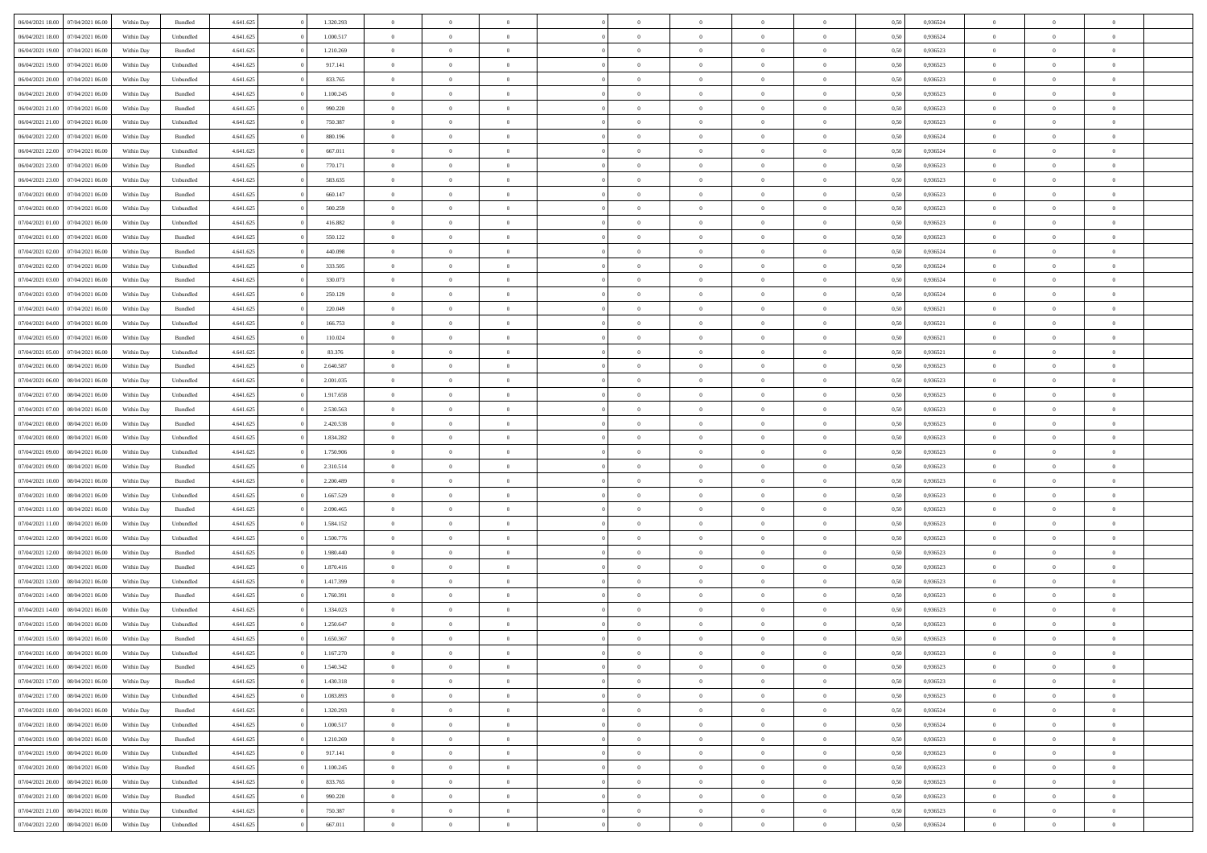| | | | | | | | | | | | | | | | | | | | | |
|---|---|---|---|---|---|---|---|---|---|---|---|---|---|---|---|---|---|---|---|---|
| 06/04/2021 18:00 | 07/04/2021 06:00 | Within Day | Bundled | 4.641.625 | 0 | 1.320.293 | 0 | 0 | 0 | | 0 | 0 | 0 | 0 | 0,50 | 0,936524 | 0 | 0 | 0 | |
| 06/04/2021 18:00 | 07/04/2021 06:00 | Within Day | Unbundled | 4.641.625 | 0 | 1.000.517 | 0 | 0 | 0 | | 0 | 0 | 0 | 0 | 0,50 | 0,936524 | 0 | 0 | 0 | |
| 06/04/2021 19:00 | 07/04/2021 06:00 | Within Day | Bundled | 4.641.625 | 0 | 1.210.269 | 0 | 0 | 0 | | 0 | 0 | 0 | 0 | 0,50 | 0,936523 | 0 | 0 | 0 | |
| 06/04/2021 19:00 | 07/04/2021 06:00 | Within Day | Unbundled | 4.641.625 | 0 | 917.141 | 0 | 0 | 0 | | 0 | 0 | 0 | 0 | 0,50 | 0,936523 | 0 | 0 | 0 | |
| 06/04/2021 20:00 | 07/04/2021 06:00 | Within Day | Unbundled | 4.641.625 | 0 | 833.765 | 0 | 0 | 0 | | 0 | 0 | 0 | 0 | 0,50 | 0,936523 | 0 | 0 | 0 | |
| 06/04/2021 20:00 | 07/04/2021 06:00 | Within Day | Bundled | 4.641.625 | 0 | 1.100.245 | 0 | 0 | 0 | | 0 | 0 | 0 | 0 | 0,50 | 0,936523 | 0 | 0 | 0 | |
| 06/04/2021 21:00 | 07/04/2021 06:00 | Within Day | Bundled | 4.641.625 | 0 | 990.220 | 0 | 0 | 0 | | 0 | 0 | 0 | 0 | 0,50 | 0,936523 | 0 | 0 | 0 | |
| 06/04/2021 21:00 | 07/04/2021 06:00 | Within Day | Unbundled | 4.641.625 | 0 | 750.387 | 0 | 0 | 0 | | 0 | 0 | 0 | 0 | 0,50 | 0,936523 | 0 | 0 | 0 | |
| 06/04/2021 22:00 | 07/04/2021 06:00 | Within Day | Bundled | 4.641.625 | 0 | 880.196 | 0 | 0 | 0 | | 0 | 0 | 0 | 0 | 0,50 | 0,936524 | 0 | 0 | 0 | |
| 06/04/2021 22:00 | 07/04/2021 06:00 | Within Day | Unbundled | 4.641.625 | 0 | 667.011 | 0 | 0 | 0 | | 0 | 0 | 0 | 0 | 0,50 | 0,936524 | 0 | 0 | 0 | |
| 06/04/2021 23:00 | 07/04/2021 06:00 | Within Day | Bundled | 4.641.625 | 0 | 770.171 | 0 | 0 | 0 | | 0 | 0 | 0 | 0 | 0,50 | 0,936523 | 0 | 0 | 0 | |
| 06/04/2021 23:00 | 07/04/2021 06:00 | Within Day | Unbundled | 4.641.625 | 0 | 583.635 | 0 | 0 | 0 | | 0 | 0 | 0 | 0 | 0,50 | 0,936523 | 0 | 0 | 0 | |
| 07/04/2021 00:00 | 07/04/2021 06:00 | Within Day | Bundled | 4.641.625 | 0 | 660.147 | 0 | 0 | 0 | | 0 | 0 | 0 | 0 | 0,50 | 0,936523 | 0 | 0 | 0 | |
| 07/04/2021 00:00 | 07/04/2021 06:00 | Within Day | Unbundled | 4.641.625 | 0 | 500.259 | 0 | 0 | 0 | | 0 | 0 | 0 | 0 | 0,50 | 0,936523 | 0 | 0 | 0 | |
| 07/04/2021 01:00 | 07/04/2021 06:00 | Within Day | Unbundled | 4.641.625 | 0 | 416.882 | 0 | 0 | 0 | | 0 | 0 | 0 | 0 | 0,50 | 0,936523 | 0 | 0 | 0 | |
| 07/04/2021 01:00 | 07/04/2021 06:00 | Within Day | Bundled | 4.641.625 | 0 | 550.122 | 0 | 0 | 0 | | 0 | 0 | 0 | 0 | 0,50 | 0,936523 | 0 | 0 | 0 | |
| 07/04/2021 02:00 | 07/04/2021 06:00 | Within Day | Bundled | 4.641.625 | 0 | 440.098 | 0 | 0 | 0 | | 0 | 0 | 0 | 0 | 0,50 | 0,936524 | 0 | 0 | 0 | |
| 07/04/2021 02:00 | 07/04/2021 06:00 | Within Day | Unbundled | 4.641.625 | 0 | 333.505 | 0 | 0 | 0 | | 0 | 0 | 0 | 0 | 0,50 | 0,936524 | 0 | 0 | 0 | |
| 07/04/2021 03:00 | 07/04/2021 06:00 | Within Day | Bundled | 4.641.625 | 0 | 330.073 | 0 | 0 | 0 | | 0 | 0 | 0 | 0 | 0,50 | 0,936524 | 0 | 0 | 0 | |
| 07/04/2021 03:00 | 07/04/2021 06:00 | Within Day | Unbundled | 4.641.625 | 0 | 250.129 | 0 | 0 | 0 | | 0 | 0 | 0 | 0 | 0,50 | 0,936524 | 0 | 0 | 0 | |
| 07/04/2021 04:00 | 07/04/2021 06:00 | Within Day | Bundled | 4.641.625 | 0 | 220.049 | 0 | 0 | 0 | | 0 | 0 | 0 | 0 | 0,50 | 0,936521 | 0 | 0 | 0 | |
| 07/04/2021 04:00 | 07/04/2021 06:00 | Within Day | Unbundled | 4.641.625 | 0 | 166.753 | 0 | 0 | 0 | | 0 | 0 | 0 | 0 | 0,50 | 0,936521 | 0 | 0 | 0 | |
| 07/04/2021 05:00 | 07/04/2021 06:00 | Within Day | Bundled | 4.641.625 | 0 | 110.024 | 0 | 0 | 0 | | 0 | 0 | 0 | 0 | 0,50 | 0,936521 | 0 | 0 | 0 | |
| 07/04/2021 05:00 | 07/04/2021 06:00 | Within Day | Unbundled | 4.641.625 | 0 | 83.376 | 0 | 0 | 0 | | 0 | 0 | 0 | 0 | 0,50 | 0,936521 | 0 | 0 | 0 | |
| 07/04/2021 06:00 | 08/04/2021 06:00 | Within Day | Bundled | 4.641.625 | 0 | 2.640.587 | 0 | 0 | 0 | | 0 | 0 | 0 | 0 | 0,50 | 0,936523 | 0 | 0 | 0 | |
| 07/04/2021 06:00 | 08/04/2021 06:00 | Within Day | Unbundled | 4.641.625 | 0 | 2.001.035 | 0 | 0 | 0 | | 0 | 0 | 0 | 0 | 0,50 | 0,936523 | 0 | 0 | 0 | |
| 07/04/2021 07:00 | 08/04/2021 06:00 | Within Day | Unbundled | 4.641.625 | 0 | 1.917.658 | 0 | 0 | 0 | | 0 | 0 | 0 | 0 | 0,50 | 0,936523 | 0 | 0 | 0 | |
| 07/04/2021 07:00 | 08/04/2021 06:00 | Within Day | Bundled | 4.641.625 | 0 | 2.530.563 | 0 | 0 | 0 | | 0 | 0 | 0 | 0 | 0,50 | 0,936523 | 0 | 0 | 0 | |
| 07/04/2021 08:00 | 08/04/2021 06:00 | Within Day | Bundled | 4.641.625 | 0 | 2.420.538 | 0 | 0 | 0 | | 0 | 0 | 0 | 0 | 0,50 | 0,936523 | 0 | 0 | 0 | |
| 07/04/2021 08:00 | 08/04/2021 06:00 | Within Day | Unbundled | 4.641.625 | 0 | 1.834.282 | 0 | 0 | 0 | | 0 | 0 | 0 | 0 | 0,50 | 0,936523 | 0 | 0 | 0 | |
| 07/04/2021 09:00 | 08/04/2021 06:00 | Within Day | Unbundled | 4.641.625 | 0 | 1.750.906 | 0 | 0 | 0 | | 0 | 0 | 0 | 0 | 0,50 | 0,936523 | 0 | 0 | 0 | |
| 07/04/2021 09:00 | 08/04/2021 06:00 | Within Day | Bundled | 4.641.625 | 0 | 2.310.514 | 0 | 0 | 0 | | 0 | 0 | 0 | 0 | 0,50 | 0,936523 | 0 | 0 | 0 | |
| 07/04/2021 10:00 | 08/04/2021 06:00 | Within Day | Bundled | 4.641.625 | 0 | 2.200.489 | 0 | 0 | 0 | | 0 | 0 | 0 | 0 | 0,50 | 0,936523 | 0 | 0 | 0 | |
| 07/04/2021 10:00 | 08/04/2021 06:00 | Within Day | Unbundled | 4.641.625 | 0 | 1.667.529 | 0 | 0 | 0 | | 0 | 0 | 0 | 0 | 0,50 | 0,936523 | 0 | 0 | 0 | |
| 07/04/2021 11:00 | 08/04/2021 06:00 | Within Day | Bundled | 4.641.625 | 0 | 2.090.465 | 0 | 0 | 0 | | 0 | 0 | 0 | 0 | 0,50 | 0,936523 | 0 | 0 | 0 | |
| 07/04/2021 11:00 | 08/04/2021 06:00 | Within Day | Unbundled | 4.641.625 | 0 | 1.584.152 | 0 | 0 | 0 | | 0 | 0 | 0 | 0 | 0,50 | 0,936523 | 0 | 0 | 0 | |
| 07/04/2021 12:00 | 08/04/2021 06:00 | Within Day | Unbundled | 4.641.625 | 0 | 1.500.776 | 0 | 0 | 0 | | 0 | 0 | 0 | 0 | 0,50 | 0,936523 | 0 | 0 | 0 | |
| 07/04/2021 12:00 | 08/04/2021 06:00 | Within Day | Bundled | 4.641.625 | 0 | 1.980.440 | 0 | 0 | 0 | | 0 | 0 | 0 | 0 | 0,50 | 0,936523 | 0 | 0 | 0 | |
| 07/04/2021 13:00 | 08/04/2021 06:00 | Within Day | Bundled | 4.641.625 | 0 | 1.870.416 | 0 | 0 | 0 | | 0 | 0 | 0 | 0 | 0,50 | 0,936523 | 0 | 0 | 0 | |
| 07/04/2021 13:00 | 08/04/2021 06:00 | Within Day | Unbundled | 4.641.625 | 0 | 1.417.399 | 0 | 0 | 0 | | 0 | 0 | 0 | 0 | 0,50 | 0,936523 | 0 | 0 | 0 | |
| 07/04/2021 14:00 | 08/04/2021 06:00 | Within Day | Bundled | 4.641.625 | 0 | 1.760.391 | 0 | 0 | 0 | | 0 | 0 | 0 | 0 | 0,50 | 0,936523 | 0 | 0 | 0 | |
| 07/04/2021 14:00 | 08/04/2021 06:00 | Within Day | Unbundled | 4.641.625 | 0 | 1.334.023 | 0 | 0 | 0 | | 0 | 0 | 0 | 0 | 0,50 | 0,936523 | 0 | 0 | 0 | |
| 07/04/2021 15:00 | 08/04/2021 06:00 | Within Day | Unbundled | 4.641.625 | 0 | 1.250.647 | 0 | 0 | 0 | | 0 | 0 | 0 | 0 | 0,50 | 0,936523 | 0 | 0 | 0 | |
| 07/04/2021 15:00 | 08/04/2021 06:00 | Within Day | Bundled | 4.641.625 | 0 | 1.650.367 | 0 | 0 | 0 | | 0 | 0 | 0 | 0 | 0,50 | 0,936523 | 0 | 0 | 0 | |
| 07/04/2021 16:00 | 08/04/2021 06:00 | Within Day | Unbundled | 4.641.625 | 0 | 1.167.270 | 0 | 0 | 0 | | 0 | 0 | 0 | 0 | 0,50 | 0,936523 | 0 | 0 | 0 | |
| 07/04/2021 16:00 | 08/04/2021 06:00 | Within Day | Bundled | 4.641.625 | 0 | 1.540.342 | 0 | 0 | 0 | | 0 | 0 | 0 | 0 | 0,50 | 0,936523 | 0 | 0 | 0 | |
| 07/04/2021 17:00 | 08/04/2021 06:00 | Within Day | Bundled | 4.641.625 | 0 | 1.430.318 | 0 | 0 | 0 | | 0 | 0 | 0 | 0 | 0,50 | 0,936523 | 0 | 0 | 0 | |
| 07/04/2021 17:00 | 08/04/2021 06:00 | Within Day | Unbundled | 4.641.625 | 0 | 1.083.893 | 0 | 0 | 0 | | 0 | 0 | 0 | 0 | 0,50 | 0,936523 | 0 | 0 | 0 | |
| 07/04/2021 18:00 | 08/04/2021 06:00 | Within Day | Bundled | 4.641.625 | 0 | 1.320.293 | 0 | 0 | 0 | | 0 | 0 | 0 | 0 | 0,50 | 0,936524 | 0 | 0 | 0 | |
| 07/04/2021 18:00 | 08/04/2021 06:00 | Within Day | Unbundled | 4.641.625 | 0 | 1.000.517 | 0 | 0 | 0 | | 0 | 0 | 0 | 0 | 0,50 | 0,936524 | 0 | 0 | 0 | |
| 07/04/2021 19:00 | 08/04/2021 06:00 | Within Day | Bundled | 4.641.625 | 0 | 1.210.269 | 0 | 0 | 0 | | 0 | 0 | 0 | 0 | 0,50 | 0,936523 | 0 | 0 | 0 | |
| 07/04/2021 19:00 | 08/04/2021 06:00 | Within Day | Unbundled | 4.641.625 | 0 | 917.141 | 0 | 0 | 0 | | 0 | 0 | 0 | 0 | 0,50 | 0,936523 | 0 | 0 | 0 | |
| 07/04/2021 20:00 | 08/04/2021 06:00 | Within Day | Bundled | 4.641.625 | 0 | 1.100.245 | 0 | 0 | 0 | | 0 | 0 | 0 | 0 | 0,50 | 0,936523 | 0 | 0 | 0 | |
| 07/04/2021 20:00 | 08/04/2021 06:00 | Within Day | Unbundled | 4.641.625 | 0 | 833.765 | 0 | 0 | 0 | | 0 | 0 | 0 | 0 | 0,50 | 0,936523 | 0 | 0 | 0 | |
| 07/04/2021 21:00 | 08/04/2021 06:00 | Within Day | Bundled | 4.641.625 | 0 | 990.220 | 0 | 0 | 0 | | 0 | 0 | 0 | 0 | 0,50 | 0,936523 | 0 | 0 | 0 | |
| 07/04/2021 21:00 | 08/04/2021 06:00 | Within Day | Unbundled | 4.641.625 | 0 | 750.387 | 0 | 0 | 0 | | 0 | 0 | 0 | 0 | 0,50 | 0,936523 | 0 | 0 | 0 | |
| 07/04/2021 22:00 | 08/04/2021 06:00 | Within Day | Unbundled | 4.641.625 | 0 | 667.011 | 0 | 0 | 0 | | 0 | 0 | 0 | 0 | 0,50 | 0,936524 | 0 | 0 | 0 | |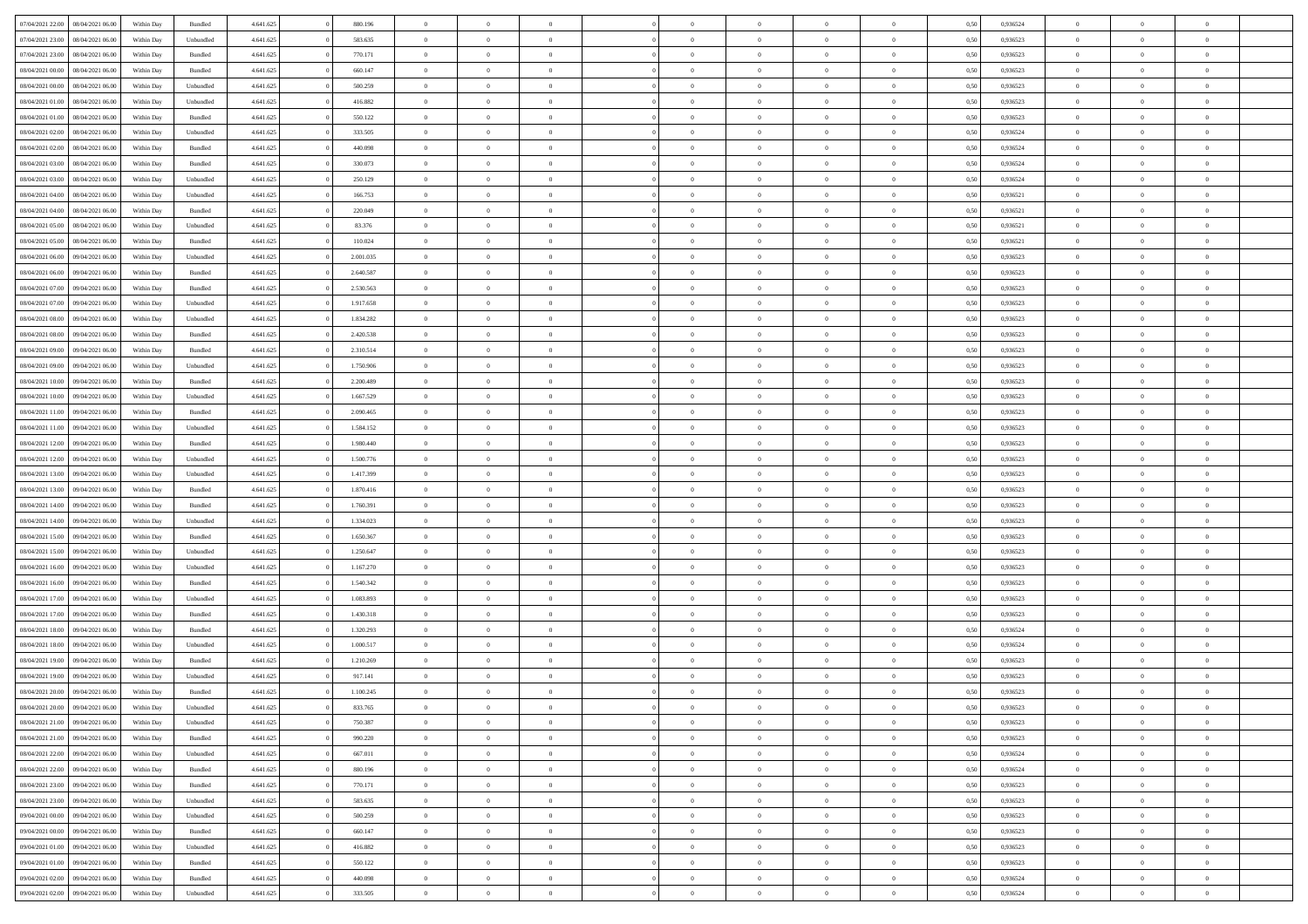| 07/04/2021 22:00 | 08/04/2021 06:00 | Within Day | Bundled | 4.641.625 | 0 | 880.196 | 0 | 0 | 0 | | 0 | 0 | 0 | 0 | 0,50 | 0,936524 | 0 | 0 | 0 | |
|---|---|---|---|---|---|---|---|---|---|---|---|---|---|---|---|---|---|---|---|---|
| 07/04/2021 23:00 | 08/04/2021 06:00 | Within Day | Unbundled | 4.641.625 | 0 | 583.635 | 0 | 0 | 0 | | 0 | 0 | 0 | 0 | 0,50 | 0,936523 | 0 | 0 | 0 | |
| 07/04/2021 23:00 | 08/04/2021 06:00 | Within Day | Bundled | 4.641.625 | 0 | 770.171 | 0 | 0 | 0 | | 0 | 0 | 0 | 0 | 0,50 | 0,936523 | 0 | 0 | 0 | |
| 08/04/2021 00:00 | 08/04/2021 06:00 | Within Day | Bundled | 4.641.625 | 0 | 660.147 | 0 | 0 | 0 | | 0 | 0 | 0 | 0 | 0,50 | 0,936523 | 0 | 0 | 0 | |
| 08/04/2021 00:00 | 08/04/2021 06:00 | Within Day | Unbundled | 4.641.625 | 0 | 500.259 | 0 | 0 | 0 | | 0 | 0 | 0 | 0 | 0,50 | 0,936523 | 0 | 0 | 0 | |
| 08/04/2021 01:00 | 08/04/2021 06:00 | Within Day | Unbundled | 4.641.625 | 0 | 416.882 | 0 | 0 | 0 | | 0 | 0 | 0 | 0 | 0,50 | 0,936523 | 0 | 0 | 0 | |
| 08/04/2021 01:00 | 08/04/2021 06:00 | Within Day | Bundled | 4.641.625 | 0 | 550.122 | 0 | 0 | 0 | | 0 | 0 | 0 | 0 | 0,50 | 0,936523 | 0 | 0 | 0 | |
| 08/04/2021 02:00 | 08/04/2021 06:00 | Within Day | Unbundled | 4.641.625 | 0 | 333.505 | 0 | 0 | 0 | | 0 | 0 | 0 | 0 | 0,50 | 0,936524 | 0 | 0 | 0 | |
| 08/04/2021 02:00 | 08/04/2021 06:00 | Within Day | Bundled | 4.641.625 | 0 | 440.098 | 0 | 0 | 0 | | 0 | 0 | 0 | 0 | 0,50 | 0,936524 | 0 | 0 | 0 | |
| 08/04/2021 03:00 | 08/04/2021 06:00 | Within Day | Bundled | 4.641.625 | 0 | 330.073 | 0 | 0 | 0 | | 0 | 0 | 0 | 0 | 0,50 | 0,936524 | 0 | 0 | 0 | |
| 08/04/2021 03:00 | 08/04/2021 06:00 | Within Day | Unbundled | 4.641.625 | 0 | 250.129 | 0 | 0 | 0 | | 0 | 0 | 0 | 0 | 0,50 | 0,936524 | 0 | 0 | 0 | |
| 08/04/2021 04:00 | 08/04/2021 06:00 | Within Day | Unbundled | 4.641.625 | 0 | 166.753 | 0 | 0 | 0 | | 0 | 0 | 0 | 0 | 0,50 | 0,936521 | 0 | 0 | 0 | |
| 08/04/2021 04:00 | 08/04/2021 06:00 | Within Day | Bundled | 4.641.625 | 0 | 220.049 | 0 | 0 | 0 | | 0 | 0 | 0 | 0 | 0,50 | 0,936521 | 0 | 0 | 0 | |
| 08/04/2021 05:00 | 08/04/2021 06:00 | Within Day | Unbundled | 4.641.625 | 0 | 83.376 | 0 | 0 | 0 | | 0 | 0 | 0 | 0 | 0,50 | 0,936521 | 0 | 0 | 0 | |
| 08/04/2021 05:00 | 08/04/2021 06:00 | Within Day | Bundled | 4.641.625 | 0 | 110.024 | 0 | 0 | 0 | | 0 | 0 | 0 | 0 | 0,50 | 0,936521 | 0 | 0 | 0 | |
| 08/04/2021 06:00 | 09/04/2021 06:00 | Within Day | Unbundled | 4.641.625 | 0 | 2.001.035 | 0 | 0 | 0 | | 0 | 0 | 0 | 0 | 0,50 | 0,936523 | 0 | 0 | 0 | |
| 08/04/2021 06:00 | 09/04/2021 06:00 | Within Day | Bundled | 4.641.625 | 0 | 2.640.587 | 0 | 0 | 0 | | 0 | 0 | 0 | 0 | 0,50 | 0,936523 | 0 | 0 | 0 | |
| 08/04/2021 07:00 | 09/04/2021 06:00 | Within Day | Bundled | 4.641.625 | 0 | 2.530.563 | 0 | 0 | 0 | | 0 | 0 | 0 | 0 | 0,50 | 0,936523 | 0 | 0 | 0 | |
| 08/04/2021 07:00 | 09/04/2021 06:00 | Within Day | Unbundled | 4.641.625 | 0 | 1.917.658 | 0 | 0 | 0 | | 0 | 0 | 0 | 0 | 0,50 | 0,936523 | 0 | 0 | 0 | |
| 08/04/2021 08:00 | 09/04/2021 06:00 | Within Day | Unbundled | 4.641.625 | 0 | 1.834.282 | 0 | 0 | 0 | | 0 | 0 | 0 | 0 | 0,50 | 0,936523 | 0 | 0 | 0 | |
| 08/04/2021 08:00 | 09/04/2021 06:00 | Within Day | Bundled | 4.641.625 | 0 | 2.420.538 | 0 | 0 | 0 | | 0 | 0 | 0 | 0 | 0,50 | 0,936523 | 0 | 0 | 0 | |
| 08/04/2021 09:00 | 09/04/2021 06:00 | Within Day | Bundled | 4.641.625 | 0 | 2.310.514 | 0 | 0 | 0 | | 0 | 0 | 0 | 0 | 0,50 | 0,936523 | 0 | 0 | 0 | |
| 08/04/2021 09:00 | 09/04/2021 06:00 | Within Day | Unbundled | 4.641.625 | 0 | 1.750.906 | 0 | 0 | 0 | | 0 | 0 | 0 | 0 | 0,50 | 0,936523 | 0 | 0 | 0 | |
| 08/04/2021 10:00 | 09/04/2021 06:00 | Within Day | Bundled | 4.641.625 | 0 | 2.200.489 | 0 | 0 | 0 | | 0 | 0 | 0 | 0 | 0,50 | 0,936523 | 0 | 0 | 0 | |
| 08/04/2021 10:00 | 09/04/2021 06:00 | Within Day | Unbundled | 4.641.625 | 0 | 1.667.529 | 0 | 0 | 0 | | 0 | 0 | 0 | 0 | 0,50 | 0,936523 | 0 | 0 | 0 | |
| 08/04/2021 11:00 | 09/04/2021 06:00 | Within Day | Bundled | 4.641.625 | 0 | 2.090.465 | 0 | 0 | 0 | | 0 | 0 | 0 | 0 | 0,50 | 0,936523 | 0 | 0 | 0 | |
| 08/04/2021 11:00 | 09/04/2021 06:00 | Within Day | Unbundled | 4.641.625 | 0 | 1.584.152 | 0 | 0 | 0 | | 0 | 0 | 0 | 0 | 0,50 | 0,936523 | 0 | 0 | 0 | |
| 08/04/2021 12:00 | 09/04/2021 06:00 | Within Day | Bundled | 4.641.625 | 0 | 1.980.440 | 0 | 0 | 0 | | 0 | 0 | 0 | 0 | 0,50 | 0,936523 | 0 | 0 | 0 | |
| 08/04/2021 12:00 | 09/04/2021 06:00 | Within Day | Unbundled | 4.641.625 | 0 | 1.500.776 | 0 | 0 | 0 | | 0 | 0 | 0 | 0 | 0,50 | 0,936523 | 0 | 0 | 0 | |
| 08/04/2021 13:00 | 09/04/2021 06:00 | Within Day | Unbundled | 4.641.625 | 0 | 1.417.399 | 0 | 0 | 0 | | 0 | 0 | 0 | 0 | 0,50 | 0,936523 | 0 | 0 | 0 | |
| 08/04/2021 13:00 | 09/04/2021 06:00 | Within Day | Bundled | 4.641.625 | 0 | 1.870.416 | 0 | 0 | 0 | | 0 | 0 | 0 | 0 | 0,50 | 0,936523 | 0 | 0 | 0 | |
| 08/04/2021 14:00 | 09/04/2021 06:00 | Within Day | Bundled | 4.641.625 | 0 | 1.760.391 | 0 | 0 | 0 | | 0 | 0 | 0 | 0 | 0,50 | 0,936523 | 0 | 0 | 0 | |
| 08/04/2021 14:00 | 09/04/2021 06:00 | Within Day | Unbundled | 4.641.625 | 0 | 1.334.023 | 0 | 0 | 0 | | 0 | 0 | 0 | 0 | 0,50 | 0,936523 | 0 | 0 | 0 | |
| 08/04/2021 15:00 | 09/04/2021 06:00 | Within Day | Bundled | 4.641.625 | 0 | 1.650.367 | 0 | 0 | 0 | | 0 | 0 | 0 | 0 | 0,50 | 0,936523 | 0 | 0 | 0 | |
| 08/04/2021 15:00 | 09/04/2021 06:00 | Within Day | Unbundled | 4.641.625 | 0 | 1.250.647 | 0 | 0 | 0 | | 0 | 0 | 0 | 0 | 0,50 | 0,936523 | 0 | 0 | 0 | |
| 08/04/2021 16:00 | 09/04/2021 06:00 | Within Day | Unbundled | 4.641.625 | 0 | 1.167.270 | 0 | 0 | 0 | | 0 | 0 | 0 | 0 | 0,50 | 0,936523 | 0 | 0 | 0 | |
| 08/04/2021 16:00 | 09/04/2021 06:00 | Within Day | Bundled | 4.641.625 | 0 | 1.540.342 | 0 | 0 | 0 | | 0 | 0 | 0 | 0 | 0,50 | 0,936523 | 0 | 0 | 0 | |
| 08/04/2021 17:00 | 09/04/2021 06:00 | Within Day | Unbundled | 4.641.625 | 0 | 1.083.893 | 0 | 0 | 0 | | 0 | 0 | 0 | 0 | 0,50 | 0,936523 | 0 | 0 | 0 | |
| 08/04/2021 17:00 | 09/04/2021 06:00 | Within Day | Bundled | 4.641.625 | 0 | 1.430.318 | 0 | 0 | 0 | | 0 | 0 | 0 | 0 | 0,50 | 0,936523 | 0 | 0 | 0 | |
| 08/04/2021 18:00 | 09/04/2021 06:00 | Within Day | Bundled | 4.641.625 | 0 | 1.320.293 | 0 | 0 | 0 | | 0 | 0 | 0 | 0 | 0,50 | 0,936524 | 0 | 0 | 0 | |
| 08/04/2021 18:00 | 09/04/2021 06:00 | Within Day | Unbundled | 4.641.625 | 0 | 1.000.517 | 0 | 0 | 0 | | 0 | 0 | 0 | 0 | 0,50 | 0,936524 | 0 | 0 | 0 | |
| 08/04/2021 19:00 | 09/04/2021 06:00 | Within Day | Bundled | 4.641.625 | 0 | 1.210.269 | 0 | 0 | 0 | | 0 | 0 | 0 | 0 | 0,50 | 0,936523 | 0 | 0 | 0 | |
| 08/04/2021 19:00 | 09/04/2021 06:00 | Within Day | Unbundled | 4.641.625 | 0 | 917.141 | 0 | 0 | 0 | | 0 | 0 | 0 | 0 | 0,50 | 0,936523 | 0 | 0 | 0 | |
| 08/04/2021 20:00 | 09/04/2021 06:00 | Within Day | Bundled | 4.641.625 | 0 | 1.100.245 | 0 | 0 | 0 | | 0 | 0 | 0 | 0 | 0,50 | 0,936523 | 0 | 0 | 0 | |
| 08/04/2021 20:00 | 09/04/2021 06:00 | Within Day | Unbundled | 4.641.625 | 0 | 833.765 | 0 | 0 | 0 | | 0 | 0 | 0 | 0 | 0,50 | 0,936523 | 0 | 0 | 0 | |
| 08/04/2021 21:00 | 09/04/2021 06:00 | Within Day | Unbundled | 4.641.625 | 0 | 750.387 | 0 | 0 | 0 | | 0 | 0 | 0 | 0 | 0,50 | 0,936523 | 0 | 0 | 0 | |
| 08/04/2021 21:00 | 09/04/2021 06:00 | Within Day | Bundled | 4.641.625 | 0 | 990.220 | 0 | 0 | 0 | | 0 | 0 | 0 | 0 | 0,50 | 0,936523 | 0 | 0 | 0 | |
| 08/04/2021 22:00 | 09/04/2021 06:00 | Within Day | Unbundled | 4.641.625 | 0 | 667.011 | 0 | 0 | 0 | | 0 | 0 | 0 | 0 | 0,50 | 0,936524 | 0 | 0 | 0 | |
| 08/04/2021 22:00 | 09/04/2021 06:00 | Within Day | Bundled | 4.641.625 | 0 | 880.196 | 0 | 0 | 0 | | 0 | 0 | 0 | 0 | 0,50 | 0,936524 | 0 | 0 | 0 | |
| 08/04/2021 23:00 | 09/04/2021 06:00 | Within Day | Bundled | 4.641.625 | 0 | 770.171 | 0 | 0 | 0 | | 0 | 0 | 0 | 0 | 0,50 | 0,936523 | 0 | 0 | 0 | |
| 08/04/2021 23:00 | 09/04/2021 06:00 | Within Day | Unbundled | 4.641.625 | 0 | 583.635 | 0 | 0 | 0 | | 0 | 0 | 0 | 0 | 0,50 | 0,936523 | 0 | 0 | 0 | |
| 09/04/2021 00:00 | 09/04/2021 06:00 | Within Day | Unbundled | 4.641.625 | 0 | 500.259 | 0 | 0 | 0 | | 0 | 0 | 0 | 0 | 0,50 | 0,936523 | 0 | 0 | 0 | |
| 09/04/2021 00:00 | 09/04/2021 06:00 | Within Day | Bundled | 4.641.625 | 0 | 660.147 | 0 | 0 | 0 | | 0 | 0 | 0 | 0 | 0,50 | 0,936523 | 0 | 0 | 0 | |
| 09/04/2021 01:00 | 09/04/2021 06:00 | Within Day | Unbundled | 4.641.625 | 0 | 416.882 | 0 | 0 | 0 | | 0 | 0 | 0 | 0 | 0,50 | 0,936523 | 0 | 0 | 0 | |
| 09/04/2021 01:00 | 09/04/2021 06:00 | Within Day | Bundled | 4.641.625 | 0 | 550.122 | 0 | 0 | 0 | | 0 | 0 | 0 | 0 | 0,50 | 0,936523 | 0 | 0 | 0 | |
| 09/04/2021 02:00 | 09/04/2021 06:00 | Within Day | Bundled | 4.641.625 | 0 | 440.098 | 0 | 0 | 0 | | 0 | 0 | 0 | 0 | 0,50 | 0,936524 | 0 | 0 | 0 | |
| 09/04/2021 02:00 | 09/04/2021 06:00 | Within Day | Unbundled | 4.641.625 | 0 | 333.505 | 0 | 0 | 0 | | 0 | 0 | 0 | 0 | 0,50 | 0,936524 | 0 | 0 | 0 | |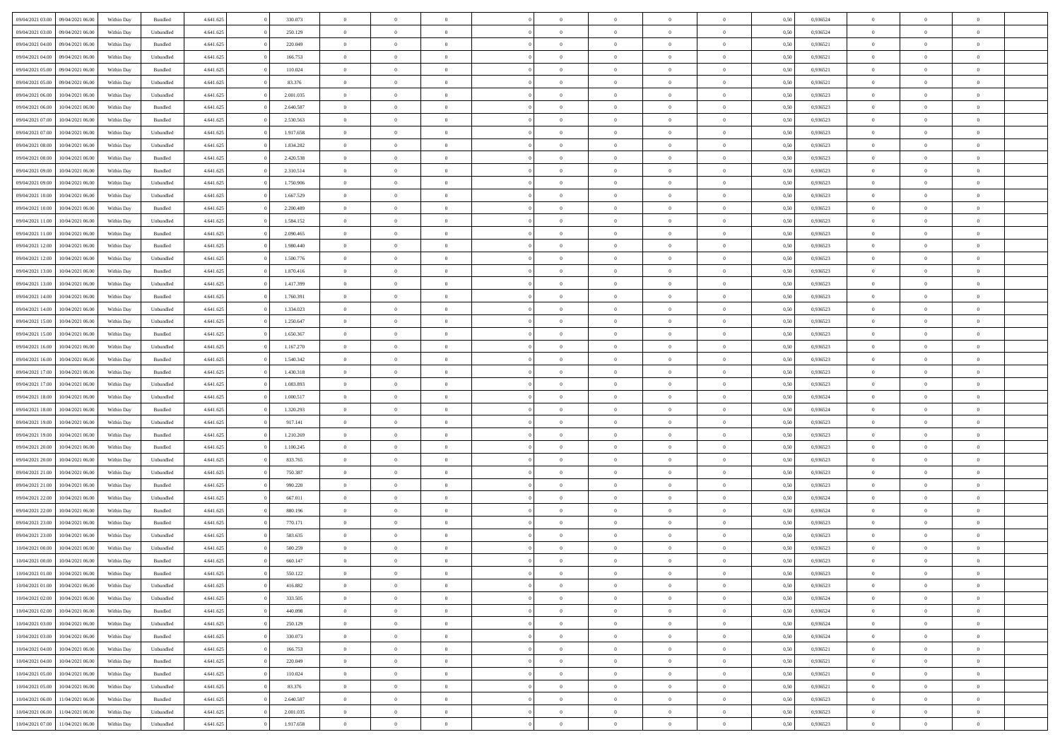| | | | | | | | | | | | | | | | | | | | | | |
|---|---|---|---|---|---|---|---|---|---|---|---|---|---|---|---|---|---|---|---|---|---|
| 09/04/2021 03.00 | 09/04/2021 06.00 | Within Day | Bundled | 4.641.625 | 0 | 330.073 | 0 | 0 | 0 | | 0 | 0 | 0 | 0 | 0 | 0,50 | 0,936524 | 0 | 0 | 0 | |
| 09/04/2021 03.00 | 09/04/2021 06.00 | Within Day | Unbundled | 4.641.625 | 0 | 250.129 | 0 | 0 | 0 | | 0 | 0 | 0 | 0 | 0 | 0,50 | 0,936524 | 0 | 0 | 0 | |
| 09/04/2021 04.00 | 09/04/2021 06.00 | Within Day | Bundled | 4.641.625 | 0 | 220.049 | 0 | 0 | 0 | | 0 | 0 | 0 | 0 | 0 | 0,50 | 0,936521 | 0 | 0 | 0 | |
| 09/04/2021 04.00 | 09/04/2021 06.00 | Within Day | Unbundled | 4.641.625 | 0 | 166.753 | 0 | 0 | 0 | | 0 | 0 | 0 | 0 | 0 | 0,50 | 0,936521 | 0 | 0 | 0 | |
| 09/04/2021 05.00 | 09/04/2021 06.00 | Within Day | Bundled | 4.641.625 | 0 | 110.024 | 0 | 0 | 0 | | 0 | 0 | 0 | 0 | 0 | 0,50 | 0,936521 | 0 | 0 | 0 | |
| 09/04/2021 05.00 | 09/04/2021 06.00 | Within Day | Unbundled | 4.641.625 | 0 | 83.376 | 0 | 0 | 0 | | 0 | 0 | 0 | 0 | 0 | 0,50 | 0,936521 | 0 | 0 | 0 | |
| 09/04/2021 06.00 | 10/04/2021 06.00 | Within Day | Unbundled | 4.641.625 | 0 | 2.001.035 | 0 | 0 | 0 | | 0 | 0 | 0 | 0 | 0 | 0,50 | 0,936523 | 0 | 0 | 0 | |
| 09/04/2021 06.00 | 10/04/2021 06.00 | Within Day | Bundled | 4.641.625 | 0 | 2.640.587 | 0 | 0 | 0 | | 0 | 0 | 0 | 0 | 0 | 0,50 | 0,936523 | 0 | 0 | 0 | |
| 09/04/2021 07.00 | 10/04/2021 06.00 | Within Day | Bundled | 4.641.625 | 0 | 2.530.563 | 0 | 0 | 0 | | 0 | 0 | 0 | 0 | 0 | 0,50 | 0,936523 | 0 | 0 | 0 | |
| 09/04/2021 07.00 | 10/04/2021 06.00 | Within Day | Unbundled | 4.641.625 | 0 | 1.917.658 | 0 | 0 | 0 | | 0 | 0 | 0 | 0 | 0 | 0,50 | 0,936523 | 0 | 0 | 0 | |
| 09/04/2021 08.00 | 10/04/2021 06.00 | Within Day | Unbundled | 4.641.625 | 0 | 1.834.282 | 0 | 0 | 0 | | 0 | 0 | 0 | 0 | 0 | 0,50 | 0,936523 | 0 | 0 | 0 | |
| 09/04/2021 08.00 | 10/04/2021 06.00 | Within Day | Bundled | 4.641.625 | 0 | 2.420.538 | 0 | 0 | 0 | | 0 | 0 | 0 | 0 | 0 | 0,50 | 0,936523 | 0 | 0 | 0 | |
| 09/04/2021 09.00 | 10/04/2021 06.00 | Within Day | Bundled | 4.641.625 | 0 | 2.310.514 | 0 | 0 | 0 | | 0 | 0 | 0 | 0 | 0 | 0,50 | 0,936523 | 0 | 0 | 0 | |
| 09/04/2021 09.00 | 10/04/2021 06.00 | Within Day | Unbundled | 4.641.625 | 0 | 1.750.906 | 0 | 0 | 0 | | 0 | 0 | 0 | 0 | 0 | 0,50 | 0,936523 | 0 | 0 | 0 | |
| 09/04/2021 10.00 | 10/04/2021 06.00 | Within Day | Unbundled | 4.641.625 | 0 | 1.667.529 | 0 | 0 | 0 | | 0 | 0 | 0 | 0 | 0 | 0,50 | 0,936523 | 0 | 0 | 0 | |
| 09/04/2021 10.00 | 10/04/2021 06.00 | Within Day | Bundled | 4.641.625 | 0 | 2.200.489 | 0 | 0 | 0 | | 0 | 0 | 0 | 0 | 0 | 0,50 | 0,936523 | 0 | 0 | 0 | |
| 09/04/2021 11.00 | 10/04/2021 06.00 | Within Day | Unbundled | 4.641.625 | 0 | 1.584.152 | 0 | 0 | 0 | | 0 | 0 | 0 | 0 | 0 | 0,50 | 0,936523 | 0 | 0 | 0 | |
| 09/04/2021 11.00 | 10/04/2021 06.00 | Within Day | Bundled | 4.641.625 | 0 | 2.090.465 | 0 | 0 | 0 | | 0 | 0 | 0 | 0 | 0 | 0,50 | 0,936523 | 0 | 0 | 0 | |
| 09/04/2021 12.00 | 10/04/2021 06.00 | Within Day | Bundled | 4.641.625 | 0 | 1.980.440 | 0 | 0 | 0 | | 0 | 0 | 0 | 0 | 0 | 0,50 | 0,936523 | 0 | 0 | 0 | |
| 09/04/2021 12.00 | 10/04/2021 06.00 | Within Day | Unbundled | 4.641.625 | 0 | 1.500.776 | 0 | 0 | 0 | | 0 | 0 | 0 | 0 | 0 | 0,50 | 0,936523 | 0 | 0 | 0 | |
| 09/04/2021 13.00 | 10/04/2021 06.00 | Within Day | Bundled | 4.641.625 | 0 | 1.870.416 | 0 | 0 | 0 | | 0 | 0 | 0 | 0 | 0 | 0,50 | 0,936523 | 0 | 0 | 0 | |
| 09/04/2021 13.00 | 10/04/2021 06.00 | Within Day | Unbundled | 4.641.625 | 0 | 1.417.399 | 0 | 0 | 0 | | 0 | 0 | 0 | 0 | 0 | 0,50 | 0,936523 | 0 | 0 | 0 | |
| 09/04/2021 14.00 | 10/04/2021 06.00 | Within Day | Bundled | 4.641.625 | 0 | 1.760.391 | 0 | 0 | 0 | | 0 | 0 | 0 | 0 | 0 | 0,50 | 0,936523 | 0 | 0 | 0 | |
| 09/04/2021 14.00 | 10/04/2021 06.00 | Within Day | Unbundled | 4.641.625 | 0 | 1.334.023 | 0 | 0 | 0 | | 0 | 0 | 0 | 0 | 0 | 0,50 | 0,936523 | 0 | 0 | 0 | |
| 09/04/2021 15.00 | 10/04/2021 06.00 | Within Day | Unbundled | 4.641.625 | 0 | 1.250.647 | 0 | 0 | 0 | | 0 | 0 | 0 | 0 | 0 | 0,50 | 0,936523 | 0 | 0 | 0 | |
| 09/04/2021 15.00 | 10/04/2021 06.00 | Within Day | Bundled | 4.641.625 | 0 | 1.650.367 | 0 | 0 | 0 | | 0 | 0 | 0 | 0 | 0 | 0,50 | 0,936523 | 0 | 0 | 0 | |
| 09/04/2021 16.00 | 10/04/2021 06.00 | Within Day | Unbundled | 4.641.625 | 0 | 1.167.270 | 0 | 0 | 0 | | 0 | 0 | 0 | 0 | 0 | 0,50 | 0,936523 | 0 | 0 | 0 | |
| 09/04/2021 16.00 | 10/04/2021 06.00 | Within Day | Bundled | 4.641.625 | 0 | 1.540.342 | 0 | 0 | 0 | | 0 | 0 | 0 | 0 | 0 | 0,50 | 0,936523 | 0 | 0 | 0 | |
| 09/04/2021 17.00 | 10/04/2021 06.00 | Within Day | Bundled | 4.641.625 | 0 | 1.430.318 | 0 | 0 | 0 | | 0 | 0 | 0 | 0 | 0 | 0,50 | 0,936523 | 0 | 0 | 0 | |
| 09/04/2021 17.00 | 10/04/2021 06.00 | Within Day | Unbundled | 4.641.625 | 0 | 1.083.893 | 0 | 0 | 0 | | 0 | 0 | 0 | 0 | 0 | 0,50 | 0,936523 | 0 | 0 | 0 | |
| 09/04/2021 18.00 | 10/04/2021 06.00 | Within Day | Unbundled | 4.641.625 | 0 | 1.000.517 | 0 | 0 | 0 | | 0 | 0 | 0 | 0 | 0 | 0,50 | 0,936524 | 0 | 0 | 0 | |
| 09/04/2021 18.00 | 10/04/2021 06.00 | Within Day | Bundled | 4.641.625 | 0 | 1.320.293 | 0 | 0 | 0 | | 0 | 0 | 0 | 0 | 0 | 0,50 | 0,936524 | 0 | 0 | 0 | |
| 09/04/2021 19.00 | 10/04/2021 06.00 | Within Day | Unbundled | 4.641.625 | 0 | 917.141 | 0 | 0 | 0 | | 0 | 0 | 0 | 0 | 0 | 0,50 | 0,936523 | 0 | 0 | 0 | |
| 09/04/2021 19.00 | 10/04/2021 06.00 | Within Day | Bundled | 4.641.625 | 0 | 1.210.269 | 0 | 0 | 0 | | 0 | 0 | 0 | 0 | 0 | 0,50 | 0,936523 | 0 | 0 | 0 | |
| 09/04/2021 20.00 | 10/04/2021 06.00 | Within Day | Bundled | 4.641.625 | 0 | 1.100.245 | 0 | 0 | 0 | | 0 | 0 | 0 | 0 | 0 | 0,50 | 0,936523 | 0 | 0 | 0 | |
| 09/04/2021 20.00 | 10/04/2021 06.00 | Within Day | Unbundled | 4.641.625 | 0 | 833.765 | 0 | 0 | 0 | | 0 | 0 | 0 | 0 | 0 | 0,50 | 0,936523 | 0 | 0 | 0 | |
| 09/04/2021 21.00 | 10/04/2021 06.00 | Within Day | Unbundled | 4.641.625 | 0 | 750.387 | 0 | 0 | 0 | | 0 | 0 | 0 | 0 | 0 | 0,50 | 0,936523 | 0 | 0 | 0 | |
| 09/04/2021 21.00 | 10/04/2021 06.00 | Within Day | Bundled | 4.641.625 | 0 | 990.220 | 0 | 0 | 0 | | 0 | 0 | 0 | 0 | 0 | 0,50 | 0,936523 | 0 | 0 | 0 | |
| 09/04/2021 22.00 | 10/04/2021 06.00 | Within Day | Unbundled | 4.641.625 | 0 | 667.011 | 0 | 0 | 0 | | 0 | 0 | 0 | 0 | 0 | 0,50 | 0,936524 | 0 | 0 | 0 | |
| 09/04/2021 22.00 | 10/04/2021 06.00 | Within Day | Bundled | 4.641.625 | 0 | 880.196 | 0 | 0 | 0 | | 0 | 0 | 0 | 0 | 0 | 0,50 | 0,936524 | 0 | 0 | 0 | |
| 09/04/2021 23.00 | 10/04/2021 06.00 | Within Day | Bundled | 4.641.625 | 0 | 770.171 | 0 | 0 | 0 | | 0 | 0 | 0 | 0 | 0 | 0,50 | 0,936523 | 0 | 0 | 0 | |
| 09/04/2021 23.00 | 10/04/2021 06.00 | Within Day | Unbundled | 4.641.625 | 0 | 583.635 | 0 | 0 | 0 | | 0 | 0 | 0 | 0 | 0 | 0,50 | 0,936523 | 0 | 0 | 0 | |
| 10/04/2021 00.00 | 10/04/2021 06.00 | Within Day | Unbundled | 4.641.625 | 0 | 500.259 | 0 | 0 | 0 | | 0 | 0 | 0 | 0 | 0 | 0,50 | 0,936523 | 0 | 0 | 0 | |
| 10/04/2021 00.00 | 10/04/2021 06.00 | Within Day | Bundled | 4.641.625 | 0 | 660.147 | 0 | 0 | 0 | | 0 | 0 | 0 | 0 | 0 | 0,50 | 0,936523 | 0 | 0 | 0 | |
| 10/04/2021 01.00 | 10/04/2021 06.00 | Within Day | Bundled | 4.641.625 | 0 | 550.122 | 0 | 0 | 0 | | 0 | 0 | 0 | 0 | 0 | 0,50 | 0,936523 | 0 | 0 | 0 | |
| 10/04/2021 01.00 | 10/04/2021 06.00 | Within Day | Unbundled | 4.641.625 | 0 | 416.882 | 0 | 0 | 0 | | 0 | 0 | 0 | 0 | 0 | 0,50 | 0,936523 | 0 | 0 | 0 | |
| 10/04/2021 02.00 | 10/04/2021 06.00 | Within Day | Unbundled | 4.641.625 | 0 | 333.505 | 0 | 0 | 0 | | 0 | 0 | 0 | 0 | 0 | 0,50 | 0,936524 | 0 | 0 | 0 | |
| 10/04/2021 02.00 | 10/04/2021 06.00 | Within Day | Bundled | 4.641.625 | 0 | 440.098 | 0 | 0 | 0 | | 0 | 0 | 0 | 0 | 0 | 0,50 | 0,936524 | 0 | 0 | 0 | |
| 10/04/2021 03.00 | 10/04/2021 06.00 | Within Day | Unbundled | 4.641.625 | 0 | 250.129 | 0 | 0 | 0 | | 0 | 0 | 0 | 0 | 0 | 0,50 | 0,936524 | 0 | 0 | 0 | |
| 10/04/2021 03.00 | 10/04/2021 06.00 | Within Day | Bundled | 4.641.625 | 0 | 330.073 | 0 | 0 | 0 | | 0 | 0 | 0 | 0 | 0 | 0,50 | 0,936524 | 0 | 0 | 0 | |
| 10/04/2021 04.00 | 10/04/2021 06.00 | Within Day | Unbundled | 4.641.625 | 0 | 166.753 | 0 | 0 | 0 | | 0 | 0 | 0 | 0 | 0 | 0,50 | 0,936521 | 0 | 0 | 0 | |
| 10/04/2021 04.00 | 10/04/2021 06.00 | Within Day | Bundled | 4.641.625 | 0 | 220.049 | 0 | 0 | 0 | | 0 | 0 | 0 | 0 | 0 | 0,50 | 0,936521 | 0 | 0 | 0 | |
| 10/04/2021 05.00 | 10/04/2021 06.00 | Within Day | Bundled | 4.641.625 | 0 | 110.024 | 0 | 0 | 0 | | 0 | 0 | 0 | 0 | 0 | 0,50 | 0,936521 | 0 | 0 | 0 | |
| 10/04/2021 05.00 | 10/04/2021 06.00 | Within Day | Unbundled | 4.641.625 | 0 | 83.376 | 0 | 0 | 0 | | 0 | 0 | 0 | 0 | 0 | 0,50 | 0,936521 | 0 | 0 | 0 | |
| 10/04/2021 06.00 | 11/04/2021 06.00 | Within Day | Bundled | 4.641.625 | 0 | 2.640.587 | 0 | 0 | 0 | | 0 | 0 | 0 | 0 | 0 | 0,50 | 0,936523 | 0 | 0 | 0 | |
| 10/04/2021 06.00 | 11/04/2021 06.00 | Within Day | Unbundled | 4.641.625 | 0 | 2.001.035 | 0 | 0 | 0 | | 0 | 0 | 0 | 0 | 0 | 0,50 | 0,936523 | 0 | 0 | 0 | |
| 10/04/2021 07.00 | 11/04/2021 06.00 | Within Day | Unbundled | 4.641.625 | 0 | 1.917.658 | 0 | 0 | 0 | | 0 | 0 | 0 | 0 | 0 | 0,50 | 0,936523 | 0 | 0 | 0 | |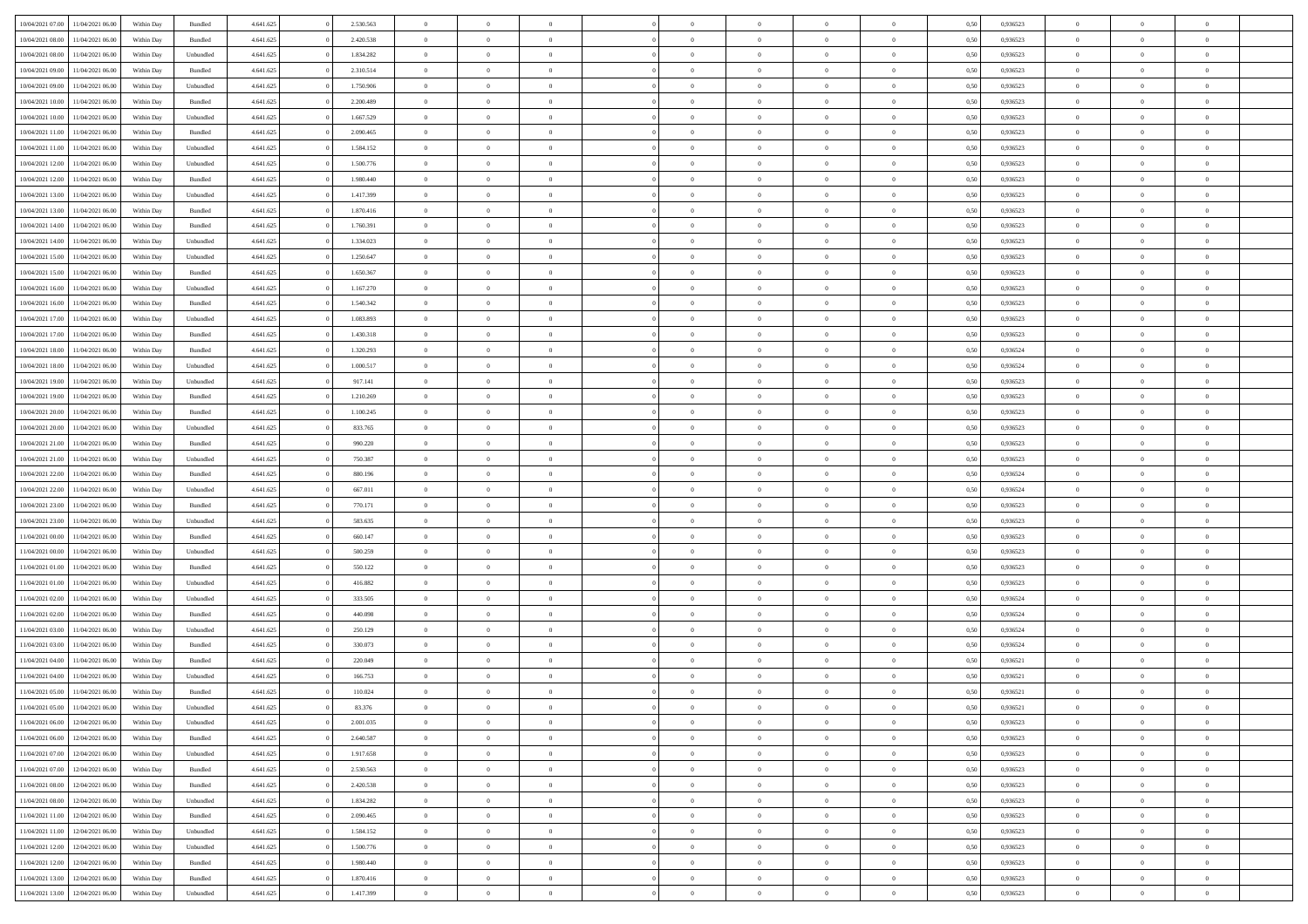| | | | | | | | | | | | | | | | | | | | | |
|---|---|---|---|---|---|---|---|---|---|---|---|---|---|---|---|---|---|---|---|---|
| 10/04/2021 07:00 | 11/04/2021 06:00 | Within Day | Bundled | 4.641.625 | 0 | 2.530.563 | 0 | 0 | 0 | | 0 | 0 | 0 | 0 | 0,50 | 0,936523 | 0 | 0 | 0 | |
| 10/04/2021 08:00 | 11/04/2021 06:00 | Within Day | Bundled | 4.641.625 | 0 | 2.420.538 | 0 | 0 | 0 | | 0 | 0 | 0 | 0 | 0,50 | 0,936523 | 0 | 0 | 0 | |
| 10/04/2021 08:00 | 11/04/2021 06:00 | Within Day | Unbundled | 4.641.625 | 0 | 1.834.282 | 0 | 0 | 0 | | 0 | 0 | 0 | 0 | 0,50 | 0,936523 | 0 | 0 | 0 | |
| 10/04/2021 09:00 | 11/04/2021 06:00 | Within Day | Bundled | 4.641.625 | 0 | 2.310.514 | 0 | 0 | 0 | | 0 | 0 | 0 | 0 | 0,50 | 0,936523 | 0 | 0 | 0 | |
| 10/04/2021 09:00 | 11/04/2021 06:00 | Within Day | Unbundled | 4.641.625 | 0 | 1.750.906 | 0 | 0 | 0 | | 0 | 0 | 0 | 0 | 0,50 | 0,936523 | 0 | 0 | 0 | |
| 10/04/2021 10:00 | 11/04/2021 06:00 | Within Day | Bundled | 4.641.625 | 0 | 2.200.489 | 0 | 0 | 0 | | 0 | 0 | 0 | 0 | 0,50 | 0,936523 | 0 | 0 | 0 | |
| 10/04/2021 10:00 | 11/04/2021 06:00 | Within Day | Unbundled | 4.641.625 | 0 | 1.667.529 | 0 | 0 | 0 | | 0 | 0 | 0 | 0 | 0,50 | 0,936523 | 0 | 0 | 0 | |
| 10/04/2021 11:00 | 11/04/2021 06:00 | Within Day | Bundled | 4.641.625 | 0 | 2.090.465 | 0 | 0 | 0 | | 0 | 0 | 0 | 0 | 0,50 | 0,936523 | 0 | 0 | 0 | |
| 10/04/2021 11:00 | 11/04/2021 06:00 | Within Day | Unbundled | 4.641.625 | 0 | 1.584.152 | 0 | 0 | 0 | | 0 | 0 | 0 | 0 | 0,50 | 0,936523 | 0 | 0 | 0 | |
| 10/04/2021 12:00 | 11/04/2021 06:00 | Within Day | Unbundled | 4.641.625 | 0 | 1.500.776 | 0 | 0 | 0 | | 0 | 0 | 0 | 0 | 0,50 | 0,936523 | 0 | 0 | 0 | |
| 10/04/2021 12:00 | 11/04/2021 06:00 | Within Day | Bundled | 4.641.625 | 0 | 1.980.440 | 0 | 0 | 0 | | 0 | 0 | 0 | 0 | 0,50 | 0,936523 | 0 | 0 | 0 | |
| 10/04/2021 13:00 | 11/04/2021 06:00 | Within Day | Unbundled | 4.641.625 | 0 | 1.417.399 | 0 | 0 | 0 | | 0 | 0 | 0 | 0 | 0,50 | 0,936523 | 0 | 0 | 0 | |
| 10/04/2021 13:00 | 11/04/2021 06:00 | Within Day | Bundled | 4.641.625 | 0 | 1.870.416 | 0 | 0 | 0 | | 0 | 0 | 0 | 0 | 0,50 | 0,936523 | 0 | 0 | 0 | |
| 10/04/2021 14:00 | 11/04/2021 06:00 | Within Day | Bundled | 4.641.625 | 0 | 1.760.391 | 0 | 0 | 0 | | 0 | 0 | 0 | 0 | 0,50 | 0,936523 | 0 | 0 | 0 | |
| 10/04/2021 14:00 | 11/04/2021 06:00 | Within Day | Unbundled | 4.641.625 | 0 | 1.334.023 | 0 | 0 | 0 | | 0 | 0 | 0 | 0 | 0,50 | 0,936523 | 0 | 0 | 0 | |
| 10/04/2021 15:00 | 11/04/2021 06:00 | Within Day | Unbundled | 4.641.625 | 0 | 1.250.647 | 0 | 0 | 0 | | 0 | 0 | 0 | 0 | 0,50 | 0,936523 | 0 | 0 | 0 | |
| 10/04/2021 15:00 | 11/04/2021 06:00 | Within Day | Bundled | 4.641.625 | 0 | 1.650.367 | 0 | 0 | 0 | | 0 | 0 | 0 | 0 | 0,50 | 0,936523 | 0 | 0 | 0 | |
| 10/04/2021 16:00 | 11/04/2021 06:00 | Within Day | Unbundled | 4.641.625 | 0 | 1.167.270 | 0 | 0 | 0 | | 0 | 0 | 0 | 0 | 0,50 | 0,936523 | 0 | 0 | 0 | |
| 10/04/2021 16:00 | 11/04/2021 06:00 | Within Day | Bundled | 4.641.625 | 0 | 1.540.342 | 0 | 0 | 0 | | 0 | 0 | 0 | 0 | 0,50 | 0,936523 | 0 | 0 | 0 | |
| 10/04/2021 17:00 | 11/04/2021 06:00 | Within Day | Unbundled | 4.641.625 | 0 | 1.083.893 | 0 | 0 | 0 | | 0 | 0 | 0 | 0 | 0,50 | 0,936523 | 0 | 0 | 0 | |
| 10/04/2021 17:00 | 11/04/2021 06:00 | Within Day | Bundled | 4.641.625 | 0 | 1.430.318 | 0 | 0 | 0 | | 0 | 0 | 0 | 0 | 0,50 | 0,936523 | 0 | 0 | 0 | |
| 10/04/2021 18:00 | 11/04/2021 06:00 | Within Day | Bundled | 4.641.625 | 0 | 1.320.293 | 0 | 0 | 0 | | 0 | 0 | 0 | 0 | 0,50 | 0,936524 | 0 | 0 | 0 | |
| 10/04/2021 18:00 | 11/04/2021 06:00 | Within Day | Unbundled | 4.641.625 | 0 | 1.000.517 | 0 | 0 | 0 | | 0 | 0 | 0 | 0 | 0,50 | 0,936524 | 0 | 0 | 0 | |
| 10/04/2021 19:00 | 11/04/2021 06:00 | Within Day | Unbundled | 4.641.625 | 0 | 917.141 | 0 | 0 | 0 | | 0 | 0 | 0 | 0 | 0,50 | 0,936523 | 0 | 0 | 0 | |
| 10/04/2021 19:00 | 11/04/2021 06:00 | Within Day | Bundled | 4.641.625 | 0 | 1.210.269 | 0 | 0 | 0 | | 0 | 0 | 0 | 0 | 0,50 | 0,936523 | 0 | 0 | 0 | |
| 10/04/2021 20:00 | 11/04/2021 06:00 | Within Day | Bundled | 4.641.625 | 0 | 1.100.245 | 0 | 0 | 0 | | 0 | 0 | 0 | 0 | 0,50 | 0,936523 | 0 | 0 | 0 | |
| 10/04/2021 20:00 | 11/04/2021 06:00 | Within Day | Unbundled | 4.641.625 | 0 | 833.765 | 0 | 0 | 0 | | 0 | 0 | 0 | 0 | 0,50 | 0,936523 | 0 | 0 | 0 | |
| 10/04/2021 21:00 | 11/04/2021 06:00 | Within Day | Bundled | 4.641.625 | 0 | 990.220 | 0 | 0 | 0 | | 0 | 0 | 0 | 0 | 0,50 | 0,936523 | 0 | 0 | 0 | |
| 10/04/2021 21:00 | 11/04/2021 06:00 | Within Day | Unbundled | 4.641.625 | 0 | 750.387 | 0 | 0 | 0 | | 0 | 0 | 0 | 0 | 0,50 | 0,936523 | 0 | 0 | 0 | |
| 10/04/2021 22:00 | 11/04/2021 06:00 | Within Day | Bundled | 4.641.625 | 0 | 880.196 | 0 | 0 | 0 | | 0 | 0 | 0 | 0 | 0,50 | 0,936524 | 0 | 0 | 0 | |
| 10/04/2021 22:00 | 11/04/2021 06:00 | Within Day | Unbundled | 4.641.625 | 0 | 667.011 | 0 | 0 | 0 | | 0 | 0 | 0 | 0 | 0,50 | 0,936524 | 0 | 0 | 0 | |
| 10/04/2021 23:00 | 11/04/2021 06:00 | Within Day | Bundled | 4.641.625 | 0 | 770.171 | 0 | 0 | 0 | | 0 | 0 | 0 | 0 | 0,50 | 0,936523 | 0 | 0 | 0 | |
| 10/04/2021 23:00 | 11/04/2021 06:00 | Within Day | Unbundled | 4.641.625 | 0 | 583.635 | 0 | 0 | 0 | | 0 | 0 | 0 | 0 | 0,50 | 0,936523 | 0 | 0 | 0 | |
| 11/04/2021 00:00 | 11/04/2021 06:00 | Within Day | Bundled | 4.641.625 | 0 | 660.147 | 0 | 0 | 0 | | 0 | 0 | 0 | 0 | 0,50 | 0,936523 | 0 | 0 | 0 | |
| 11/04/2021 00:00 | 11/04/2021 06:00 | Within Day | Unbundled | 4.641.625 | 0 | 500.259 | 0 | 0 | 0 | | 0 | 0 | 0 | 0 | 0,50 | 0,936523 | 0 | 0 | 0 | |
| 11/04/2021 01:00 | 11/04/2021 06:00 | Within Day | Bundled | 4.641.625 | 0 | 550.122 | 0 | 0 | 0 | | 0 | 0 | 0 | 0 | 0,50 | 0,936523 | 0 | 0 | 0 | |
| 11/04/2021 01:00 | 11/04/2021 06:00 | Within Day | Unbundled | 4.641.625 | 0 | 416.882 | 0 | 0 | 0 | | 0 | 0 | 0 | 0 | 0,50 | 0,936523 | 0 | 0 | 0 | |
| 11/04/2021 02:00 | 11/04/2021 06:00 | Within Day | Unbundled | 4.641.625 | 0 | 333.505 | 0 | 0 | 0 | | 0 | 0 | 0 | 0 | 0,50 | 0,936524 | 0 | 0 | 0 | |
| 11/04/2021 02:00 | 11/04/2021 06:00 | Within Day | Bundled | 4.641.625 | 0 | 440.098 | 0 | 0 | 0 | | 0 | 0 | 0 | 0 | 0,50 | 0,936524 | 0 | 0 | 0 | |
| 11/04/2021 03:00 | 11/04/2021 06:00 | Within Day | Unbundled | 4.641.625 | 0 | 250.129 | 0 | 0 | 0 | | 0 | 0 | 0 | 0 | 0,50 | 0,936524 | 0 | 0 | 0 | |
| 11/04/2021 03:00 | 11/04/2021 06:00 | Within Day | Bundled | 4.641.625 | 0 | 330.073 | 0 | 0 | 0 | | 0 | 0 | 0 | 0 | 0,50 | 0,936524 | 0 | 0 | 0 | |
| 11/04/2021 04:00 | 11/04/2021 06:00 | Within Day | Bundled | 4.641.625 | 0 | 220.049 | 0 | 0 | 0 | | 0 | 0 | 0 | 0 | 0,50 | 0,936521 | 0 | 0 | 0 | |
| 11/04/2021 04:00 | 11/04/2021 06:00 | Within Day | Unbundled | 4.641.625 | 0 | 166.753 | 0 | 0 | 0 | | 0 | 0 | 0 | 0 | 0,50 | 0,936521 | 0 | 0 | 0 | |
| 11/04/2021 05:00 | 11/04/2021 06:00 | Within Day | Bundled | 4.641.625 | 0 | 110.024 | 0 | 0 | 0 | | 0 | 0 | 0 | 0 | 0,50 | 0,936521 | 0 | 0 | 0 | |
| 11/04/2021 05:00 | 11/04/2021 06:00 | Within Day | Unbundled | 4.641.625 | 0 | 83.376 | 0 | 0 | 0 | | 0 | 0 | 0 | 0 | 0,50 | 0,936521 | 0 | 0 | 0 | |
| 11/04/2021 06:00 | 12/04/2021 06:00 | Within Day | Unbundled | 4.641.625 | 0 | 2.001.035 | 0 | 0 | 0 | | 0 | 0 | 0 | 0 | 0,50 | 0,936523 | 0 | 0 | 0 | |
| 11/04/2021 06:00 | 12/04/2021 06:00 | Within Day | Bundled | 4.641.625 | 0 | 2.640.587 | 0 | 0 | 0 | | 0 | 0 | 0 | 0 | 0,50 | 0,936523 | 0 | 0 | 0 | |
| 11/04/2021 07:00 | 12/04/2021 06:00 | Within Day | Unbundled | 4.641.625 | 0 | 1.917.658 | 0 | 0 | 0 | | 0 | 0 | 0 | 0 | 0,50 | 0,936523 | 0 | 0 | 0 | |
| 11/04/2021 07:00 | 12/04/2021 06:00 | Within Day | Bundled | 4.641.625 | 0 | 2.530.563 | 0 | 0 | 0 | | 0 | 0 | 0 | 0 | 0,50 | 0,936523 | 0 | 0 | 0 | |
| 11/04/2021 08:00 | 12/04/2021 06:00 | Within Day | Bundled | 4.641.625 | 0 | 2.420.538 | 0 | 0 | 0 | | 0 | 0 | 0 | 0 | 0,50 | 0,936523 | 0 | 0 | 0 | |
| 11/04/2021 08:00 | 12/04/2021 06:00 | Within Day | Unbundled | 4.641.625 | 0 | 1.834.282 | 0 | 0 | 0 | | 0 | 0 | 0 | 0 | 0,50 | 0,936523 | 0 | 0 | 0 | |
| 11/04/2021 11:00 | 12/04/2021 06:00 | Within Day | Bundled | 4.641.625 | 0 | 2.090.465 | 0 | 0 | 0 | | 0 | 0 | 0 | 0 | 0,50 | 0,936523 | 0 | 0 | 0 | |
| 11/04/2021 11:00 | 12/04/2021 06:00 | Within Day | Unbundled | 4.641.625 | 0 | 1.584.152 | 0 | 0 | 0 | | 0 | 0 | 0 | 0 | 0,50 | 0,936523 | 0 | 0 | 0 | |
| 11/04/2021 12:00 | 12/04/2021 06:00 | Within Day | Unbundled | 4.641.625 | 0 | 1.500.776 | 0 | 0 | 0 | | 0 | 0 | 0 | 0 | 0,50 | 0,936523 | 0 | 0 | 0 | |
| 11/04/2021 12:00 | 12/04/2021 06:00 | Within Day | Bundled | 4.641.625 | 0 | 1.980.440 | 0 | 0 | 0 | | 0 | 0 | 0 | 0 | 0,50 | 0,936523 | 0 | 0 | 0 | |
| 11/04/2021 13:00 | 12/04/2021 06:00 | Within Day | Bundled | 4.641.625 | 0 | 1.870.416 | 0 | 0 | 0 | | 0 | 0 | 0 | 0 | 0,50 | 0,936523 | 0 | 0 | 0 | |
| 11/04/2021 13:00 | 12/04/2021 06:00 | Within Day | Unbundled | 4.641.625 | 0 | 1.417.399 | 0 | 0 | 0 | | 0 | 0 | 0 | 0 | 0,50 | 0,936523 | 0 | 0 | 0 | |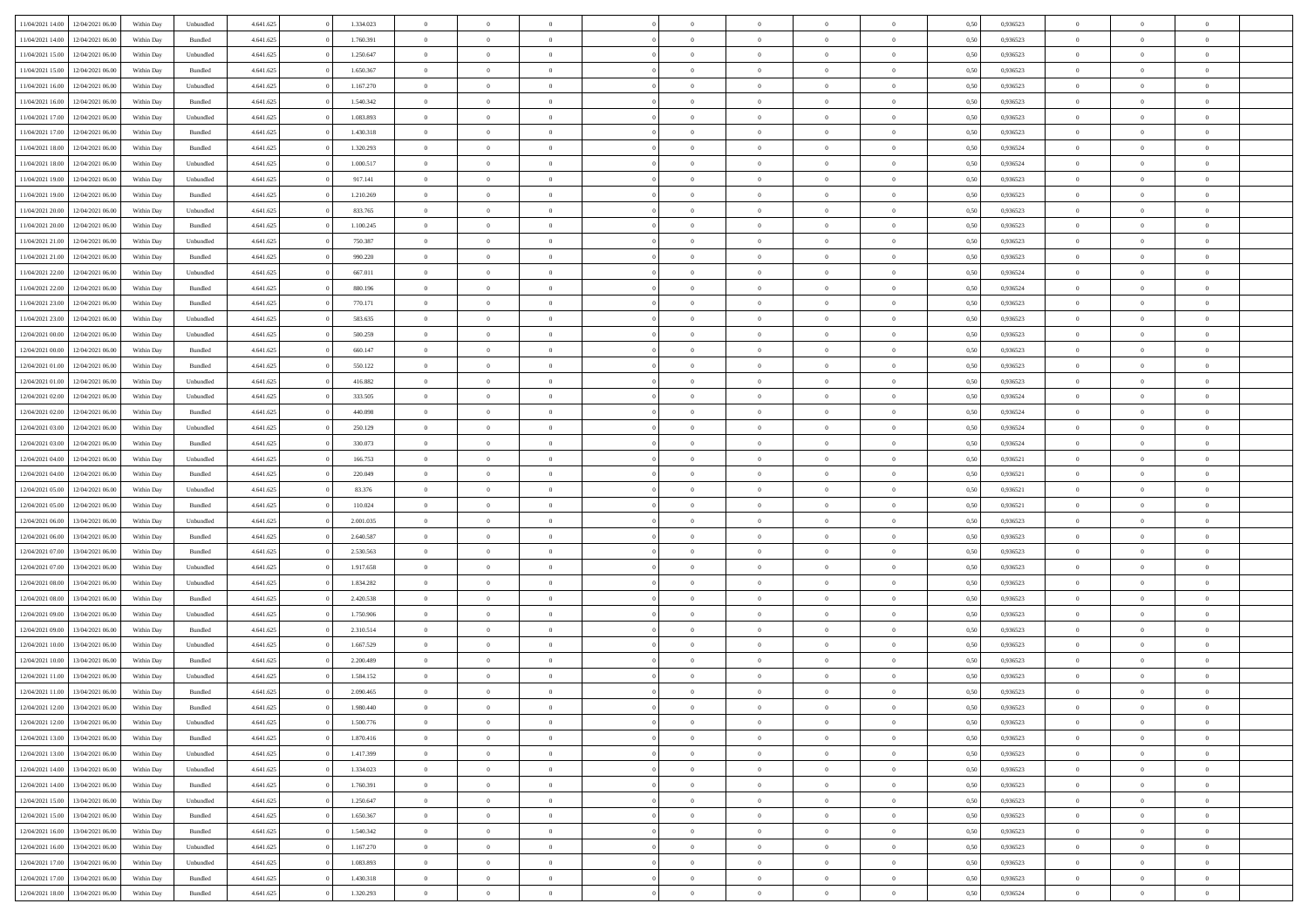| | | | | | | | | | | | | | | | | | | | | |
|---|---|---|---|---|---|---|---|---|---|---|---|---|---|---|---|---|---|---|---|---|
| 11/04/2021 14:00 | 12/04/2021 06:00 | Within Day | Unbundled | 4.641.625 | 0 | 1.334.023 | 0 | 0 | 0 | | 0 | 0 | 0 | 0 | 0,50 | 0,936523 | 0 | 0 | 0 | |
| 11/04/2021 14:00 | 12/04/2021 06:00 | Within Day | Bundled | 4.641.625 | 0 | 1.760.391 | 0 | 0 | 0 | | 0 | 0 | 0 | 0 | 0,50 | 0,936523 | 0 | 0 | 0 | |
| 11/04/2021 15:00 | 12/04/2021 06:00 | Within Day | Unbundled | 4.641.625 | 0 | 1.250.647 | 0 | 0 | 0 | | 0 | 0 | 0 | 0 | 0,50 | 0,936523 | 0 | 0 | 0 | |
| 11/04/2021 15:00 | 12/04/2021 06:00 | Within Day | Bundled | 4.641.625 | 0 | 1.650.367 | 0 | 0 | 0 | | 0 | 0 | 0 | 0 | 0,50 | 0,936523 | 0 | 0 | 0 | |
| 11/04/2021 16:00 | 12/04/2021 06:00 | Within Day | Unbundled | 4.641.625 | 0 | 1.167.270 | 0 | 0 | 0 | | 0 | 0 | 0 | 0 | 0,50 | 0,936523 | 0 | 0 | 0 | |
| 11/04/2021 16:00 | 12/04/2021 06:00 | Within Day | Bundled | 4.641.625 | 0 | 1.540.342 | 0 | 0 | 0 | | 0 | 0 | 0 | 0 | 0,50 | 0,936523 | 0 | 0 | 0 | |
| 11/04/2021 17:00 | 12/04/2021 06:00 | Within Day | Unbundled | 4.641.625 | 0 | 1.083.893 | 0 | 0 | 0 | | 0 | 0 | 0 | 0 | 0,50 | 0,936523 | 0 | 0 | 0 | |
| 11/04/2021 17:00 | 12/04/2021 06:00 | Within Day | Bundled | 4.641.625 | 0 | 1.430.318 | 0 | 0 | 0 | | 0 | 0 | 0 | 0 | 0,50 | 0,936523 | 0 | 0 | 0 | |
| 11/04/2021 18:00 | 12/04/2021 06:00 | Within Day | Bundled | 4.641.625 | 0 | 1.320.293 | 0 | 0 | 0 | | 0 | 0 | 0 | 0 | 0,50 | 0,936524 | 0 | 0 | 0 | |
| 11/04/2021 18:00 | 12/04/2021 06:00 | Within Day | Unbundled | 4.641.625 | 0 | 1.000.517 | 0 | 0 | 0 | | 0 | 0 | 0 | 0 | 0,50 | 0,936524 | 0 | 0 | 0 | |
| 11/04/2021 19:00 | 12/04/2021 06:00 | Within Day | Unbundled | 4.641.625 | 0 | 917.141 | 0 | 0 | 0 | | 0 | 0 | 0 | 0 | 0,50 | 0,936523 | 0 | 0 | 0 | |
| 11/04/2021 19:00 | 12/04/2021 06:00 | Within Day | Bundled | 4.641.625 | 0 | 1.210.269 | 0 | 0 | 0 | | 0 | 0 | 0 | 0 | 0,50 | 0,936523 | 0 | 0 | 0 | |
| 11/04/2021 20:00 | 12/04/2021 06:00 | Within Day | Unbundled | 4.641.625 | 0 | 833.765 | 0 | 0 | 0 | | 0 | 0 | 0 | 0 | 0,50 | 0,936523 | 0 | 0 | 0 | |
| 11/04/2021 20:00 | 12/04/2021 06:00 | Within Day | Bundled | 4.641.625 | 0 | 1.100.245 | 0 | 0 | 0 | | 0 | 0 | 0 | 0 | 0,50 | 0,936523 | 0 | 0 | 0 | |
| 11/04/2021 21:00 | 12/04/2021 06:00 | Within Day | Unbundled | 4.641.625 | 0 | 750.387 | 0 | 0 | 0 | | 0 | 0 | 0 | 0 | 0,50 | 0,936523 | 0 | 0 | 0 | |
| 11/04/2021 21:00 | 12/04/2021 06:00 | Within Day | Bundled | 4.641.625 | 0 | 990.220 | 0 | 0 | 0 | | 0 | 0 | 0 | 0 | 0,50 | 0,936523 | 0 | 0 | 0 | |
| 11/04/2021 22:00 | 12/04/2021 06:00 | Within Day | Unbundled | 4.641.625 | 0 | 667.011 | 0 | 0 | 0 | | 0 | 0 | 0 | 0 | 0,50 | 0,936524 | 0 | 0 | 0 | |
| 11/04/2021 22:00 | 12/04/2021 06:00 | Within Day | Bundled | 4.641.625 | 0 | 880.196 | 0 | 0 | 0 | | 0 | 0 | 0 | 0 | 0,50 | 0,936524 | 0 | 0 | 0 | |
| 11/04/2021 23:00 | 12/04/2021 06:00 | Within Day | Bundled | 4.641.625 | 0 | 770.171 | 0 | 0 | 0 | | 0 | 0 | 0 | 0 | 0,50 | 0,936523 | 0 | 0 | 0 | |
| 11/04/2021 23:00 | 12/04/2021 06:00 | Within Day | Unbundled | 4.641.625 | 0 | 583.635 | 0 | 0 | 0 | | 0 | 0 | 0 | 0 | 0,50 | 0,936523 | 0 | 0 | 0 | |
| 12/04/2021 00:00 | 12/04/2021 06:00 | Within Day | Unbundled | 4.641.625 | 0 | 500.259 | 0 | 0 | 0 | | 0 | 0 | 0 | 0 | 0,50 | 0,936523 | 0 | 0 | 0 | |
| 12/04/2021 00:00 | 12/04/2021 06:00 | Within Day | Bundled | 4.641.625 | 0 | 660.147 | 0 | 0 | 0 | | 0 | 0 | 0 | 0 | 0,50 | 0,936523 | 0 | 0 | 0 | |
| 12/04/2021 01:00 | 12/04/2021 06:00 | Within Day | Bundled | 4.641.625 | 0 | 550.122 | 0 | 0 | 0 | | 0 | 0 | 0 | 0 | 0,50 | 0,936523 | 0 | 0 | 0 | |
| 12/04/2021 01:00 | 12/04/2021 06:00 | Within Day | Unbundled | 4.641.625 | 0 | 416.882 | 0 | 0 | 0 | | 0 | 0 | 0 | 0 | 0,50 | 0,936523 | 0 | 0 | 0 | |
| 12/04/2021 02:00 | 12/04/2021 06:00 | Within Day | Unbundled | 4.641.625 | 0 | 333.505 | 0 | 0 | 0 | | 0 | 0 | 0 | 0 | 0,50 | 0,936524 | 0 | 0 | 0 | |
| 12/04/2021 02:00 | 12/04/2021 06:00 | Within Day | Bundled | 4.641.625 | 0 | 440.098 | 0 | 0 | 0 | | 0 | 0 | 0 | 0 | 0,50 | 0,936524 | 0 | 0 | 0 | |
| 12/04/2021 03:00 | 12/04/2021 06:00 | Within Day | Unbundled | 4.641.625 | 0 | 250.129 | 0 | 0 | 0 | | 0 | 0 | 0 | 0 | 0,50 | 0,936524 | 0 | 0 | 0 | |
| 12/04/2021 03:00 | 12/04/2021 06:00 | Within Day | Bundled | 4.641.625 | 0 | 330.073 | 0 | 0 | 0 | | 0 | 0 | 0 | 0 | 0,50 | 0,936524 | 0 | 0 | 0 | |
| 12/04/2021 04:00 | 12/04/2021 06:00 | Within Day | Unbundled | 4.641.625 | 0 | 166.753 | 0 | 0 | 0 | | 0 | 0 | 0 | 0 | 0,50 | 0,936521 | 0 | 0 | 0 | |
| 12/04/2021 04:00 | 12/04/2021 06:00 | Within Day | Bundled | 4.641.625 | 0 | 220.049 | 0 | 0 | 0 | | 0 | 0 | 0 | 0 | 0,50 | 0,936521 | 0 | 0 | 0 | |
| 12/04/2021 05:00 | 12/04/2021 06:00 | Within Day | Unbundled | 4.641.625 | 0 | 83.376 | 0 | 0 | 0 | | 0 | 0 | 0 | 0 | 0,50 | 0,936521 | 0 | 0 | 0 | |
| 12/04/2021 05:00 | 12/04/2021 06:00 | Within Day | Bundled | 4.641.625 | 0 | 110.024 | 0 | 0 | 0 | | 0 | 0 | 0 | 0 | 0,50 | 0,936521 | 0 | 0 | 0 | |
| 12/04/2021 06:00 | 13/04/2021 06:00 | Within Day | Unbundled | 4.641.625 | 0 | 2.001.035 | 0 | 0 | 0 | | 0 | 0 | 0 | 0 | 0,50 | 0,936523 | 0 | 0 | 0 | |
| 12/04/2021 06:00 | 13/04/2021 06:00 | Within Day | Bundled | 4.641.625 | 0 | 2.640.587 | 0 | 0 | 0 | | 0 | 0 | 0 | 0 | 0,50 | 0,936523 | 0 | 0 | 0 | |
| 12/04/2021 07:00 | 13/04/2021 06:00 | Within Day | Bundled | 4.641.625 | 0 | 2.530.563 | 0 | 0 | 0 | | 0 | 0 | 0 | 0 | 0,50 | 0,936523 | 0 | 0 | 0 | |
| 12/04/2021 07:00 | 13/04/2021 06:00 | Within Day | Unbundled | 4.641.625 | 0 | 1.917.658 | 0 | 0 | 0 | | 0 | 0 | 0 | 0 | 0,50 | 0,936523 | 0 | 0 | 0 | |
| 12/04/2021 08:00 | 13/04/2021 06:00 | Within Day | Unbundled | 4.641.625 | 0 | 1.834.282 | 0 | 0 | 0 | | 0 | 0 | 0 | 0 | 0,50 | 0,936523 | 0 | 0 | 0 | |
| 12/04/2021 08:00 | 13/04/2021 06:00 | Within Day | Bundled | 4.641.625 | 0 | 2.420.538 | 0 | 0 | 0 | | 0 | 0 | 0 | 0 | 0,50 | 0,936523 | 0 | 0 | 0 | |
| 12/04/2021 09:00 | 13/04/2021 06:00 | Within Day | Unbundled | 4.641.625 | 0 | 1.750.906 | 0 | 0 | 0 | | 0 | 0 | 0 | 0 | 0,50 | 0,936523 | 0 | 0 | 0 | |
| 12/04/2021 09:00 | 13/04/2021 06:00 | Within Day | Bundled | 4.641.625 | 0 | 2.310.514 | 0 | 0 | 0 | | 0 | 0 | 0 | 0 | 0,50 | 0,936523 | 0 | 0 | 0 | |
| 12/04/2021 10:00 | 13/04/2021 06:00 | Within Day | Unbundled | 4.641.625 | 0 | 1.667.529 | 0 | 0 | 0 | | 0 | 0 | 0 | 0 | 0,50 | 0,936523 | 0 | 0 | 0 | |
| 12/04/2021 10:00 | 13/04/2021 06:00 | Within Day | Bundled | 4.641.625 | 0 | 2.200.489 | 0 | 0 | 0 | | 0 | 0 | 0 | 0 | 0,50 | 0,936523 | 0 | 0 | 0 | |
| 12/04/2021 11:00 | 13/04/2021 06:00 | Within Day | Unbundled | 4.641.625 | 0 | 1.584.152 | 0 | 0 | 0 | | 0 | 0 | 0 | 0 | 0,50 | 0,936523 | 0 | 0 | 0 | |
| 12/04/2021 11:00 | 13/04/2021 06:00 | Within Day | Bundled | 4.641.625 | 0 | 2.090.465 | 0 | 0 | 0 | | 0 | 0 | 0 | 0 | 0,50 | 0,936523 | 0 | 0 | 0 | |
| 12/04/2021 12:00 | 13/04/2021 06:00 | Within Day | Bundled | 4.641.625 | 0 | 1.980.440 | 0 | 0 | 0 | | 0 | 0 | 0 | 0 | 0,50 | 0,936523 | 0 | 0 | 0 | |
| 12/04/2021 12:00 | 13/04/2021 06:00 | Within Day | Unbundled | 4.641.625 | 0 | 1.500.776 | 0 | 0 | 0 | | 0 | 0 | 0 | 0 | 0,50 | 0,936523 | 0 | 0 | 0 | |
| 12/04/2021 13:00 | 13/04/2021 06:00 | Within Day | Bundled | 4.641.625 | 0 | 1.870.416 | 0 | 0 | 0 | | 0 | 0 | 0 | 0 | 0,50 | 0,936523 | 0 | 0 | 0 | |
| 12/04/2021 13:00 | 13/04/2021 06:00 | Within Day | Unbundled | 4.641.625 | 0 | 1.417.399 | 0 | 0 | 0 | | 0 | 0 | 0 | 0 | 0,50 | 0,936523 | 0 | 0 | 0 | |
| 12/04/2021 14:00 | 13/04/2021 06:00 | Within Day | Unbundled | 4.641.625 | 0 | 1.334.023 | 0 | 0 | 0 | | 0 | 0 | 0 | 0 | 0,50 | 0,936523 | 0 | 0 | 0 | |
| 12/04/2021 14:00 | 13/04/2021 06:00 | Within Day | Bundled | 4.641.625 | 0 | 1.760.391 | 0 | 0 | 0 | | 0 | 0 | 0 | 0 | 0,50 | 0,936523 | 0 | 0 | 0 | |
| 12/04/2021 15:00 | 13/04/2021 06:00 | Within Day | Unbundled | 4.641.625 | 0 | 1.250.647 | 0 | 0 | 0 | | 0 | 0 | 0 | 0 | 0,50 | 0,936523 | 0 | 0 | 0 | |
| 12/04/2021 15:00 | 13/04/2021 06:00 | Within Day | Bundled | 4.641.625 | 0 | 1.650.367 | 0 | 0 | 0 | | 0 | 0 | 0 | 0 | 0,50 | 0,936523 | 0 | 0 | 0 | |
| 12/04/2021 16:00 | 13/04/2021 06:00 | Within Day | Bundled | 4.641.625 | 0 | 1.540.342 | 0 | 0 | 0 | | 0 | 0 | 0 | 0 | 0,50 | 0,936523 | 0 | 0 | 0 | |
| 12/04/2021 16:00 | 13/04/2021 06:00 | Within Day | Unbundled | 4.641.625 | 0 | 1.167.270 | 0 | 0 | 0 | | 0 | 0 | 0 | 0 | 0,50 | 0,936523 | 0 | 0 | 0 | |
| 12/04/2021 17:00 | 13/04/2021 06:00 | Within Day | Unbundled | 4.641.625 | 0 | 1.083.893 | 0 | 0 | 0 | | 0 | 0 | 0 | 0 | 0,50 | 0,936523 | 0 | 0 | 0 | |
| 12/04/2021 17:00 | 13/04/2021 06:00 | Within Day | Bundled | 4.641.625 | 0 | 1.430.318 | 0 | 0 | 0 | | 0 | 0 | 0 | 0 | 0,50 | 0,936523 | 0 | 0 | 0 | |
| 12/04/2021 18:00 | 13/04/2021 06:00 | Within Day | Bundled | 4.641.625 | 0 | 1.320.293 | 0 | 0 | 0 | | 0 | 0 | 0 | 0 | 0,50 | 0,936524 | 0 | 0 | 0 | |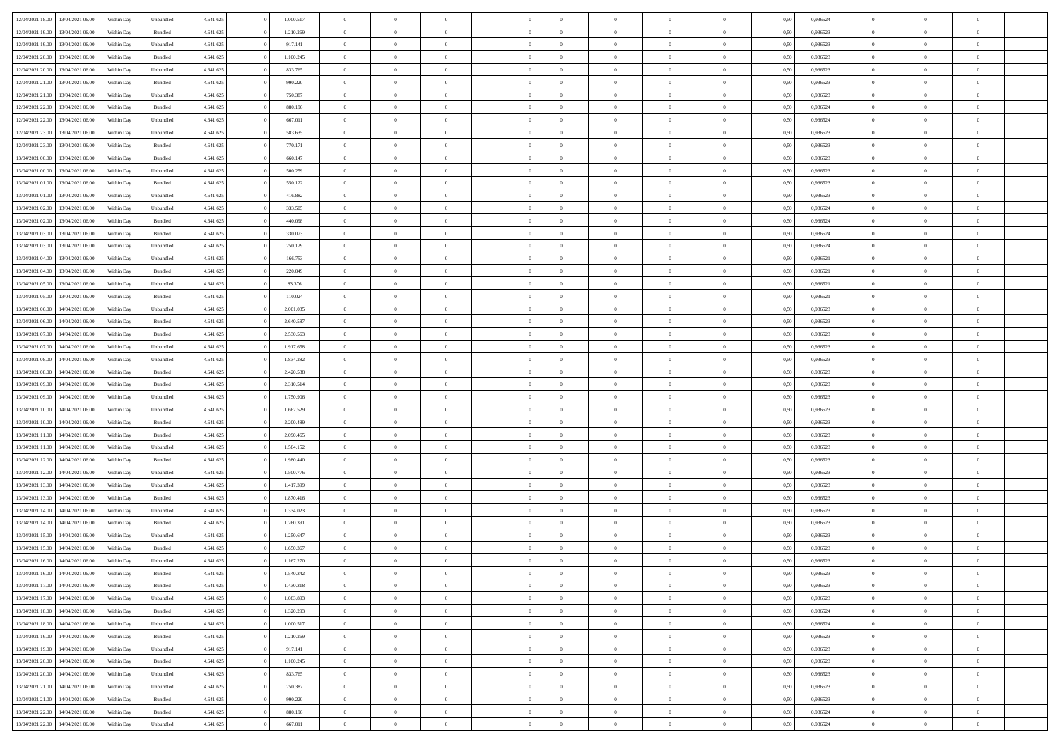| | | | | | | | | | | | | | | | | | | | | | |
|---|---|---|---|---|---|---|---|---|---|---|---|---|---|---|---|---|---|---|---|---|---|
| 12/04/2021 18:00 | 13/04/2021 06:00 | Within Day | Unbundled | 4.641.625 | 0 | 1.000.517 | 0 | 0 | 0 | | 0 | 0 | 0 | 0 | 0 | 0,50 | 0,936524 | 0 | 0 | 0 | |
| 12/04/2021 19:00 | 13/04/2021 06:00 | Within Day | Bundled | 4.641.625 | 0 | 1.210.269 | 0 | 0 | 0 | | 0 | 0 | 0 | 0 | 0 | 0,50 | 0,936523 | 0 | 0 | 0 | |
| 12/04/2021 19:00 | 13/04/2021 06:00 | Within Day | Unbundled | 4.641.625 | 0 | 917.141 | 0 | 0 | 0 | | 0 | 0 | 0 | 0 | 0 | 0,50 | 0,936523 | 0 | 0 | 0 | |
| 12/04/2021 20:00 | 13/04/2021 06:00 | Within Day | Bundled | 4.641.625 | 0 | 1.100.245 | 0 | 0 | 0 | | 0 | 0 | 0 | 0 | 0 | 0,50 | 0,936523 | 0 | 0 | 0 | |
| 12/04/2021 20:00 | 13/04/2021 06:00 | Within Day | Unbundled | 4.641.625 | 0 | 833.765 | 0 | 0 | 0 | | 0 | 0 | 0 | 0 | 0 | 0,50 | 0,936523 | 0 | 0 | 0 | |
| 12/04/2021 21:00 | 13/04/2021 06:00 | Within Day | Bundled | 4.641.625 | 0 | 990.220 | 0 | 0 | 0 | | 0 | 0 | 0 | 0 | 0 | 0,50 | 0,936523 | 0 | 0 | 0 | |
| 12/04/2021 21:00 | 13/04/2021 06:00 | Within Day | Unbundled | 4.641.625 | 0 | 750.387 | 0 | 0 | 0 | | 0 | 0 | 0 | 0 | 0 | 0,50 | 0,936523 | 0 | 0 | 0 | |
| 12/04/2021 22:00 | 13/04/2021 06:00 | Within Day | Bundled | 4.641.625 | 0 | 880.196 | 0 | 0 | 0 | | 0 | 0 | 0 | 0 | 0 | 0,50 | 0,936524 | 0 | 0 | 0 | |
| 12/04/2021 22:00 | 13/04/2021 06:00 | Within Day | Unbundled | 4.641.625 | 0 | 667.011 | 0 | 0 | 0 | | 0 | 0 | 0 | 0 | 0 | 0,50 | 0,936524 | 0 | 0 | 0 | |
| 12/04/2021 23:00 | 13/04/2021 06:00 | Within Day | Unbundled | 4.641.625 | 0 | 583.635 | 0 | 0 | 0 | | 0 | 0 | 0 | 0 | 0 | 0,50 | 0,936523 | 0 | 0 | 0 | |
| 12/04/2021 23:00 | 13/04/2021 06:00 | Within Day | Bundled | 4.641.625 | 0 | 770.171 | 0 | 0 | 0 | | 0 | 0 | 0 | 0 | 0 | 0,50 | 0,936523 | 0 | 0 | 0 | |
| 13/04/2021 00:00 | 13/04/2021 06:00 | Within Day | Bundled | 4.641.625 | 0 | 660.147 | 0 | 0 | 0 | | 0 | 0 | 0 | 0 | 0 | 0,50 | 0,936523 | 0 | 0 | 0 | |
| 13/04/2021 00:00 | 13/04/2021 06:00 | Within Day | Unbundled | 4.641.625 | 0 | 500.259 | 0 | 0 | 0 | | 0 | 0 | 0 | 0 | 0 | 0,50 | 0,936523 | 0 | 0 | 0 | |
| 13/04/2021 01:00 | 13/04/2021 06:00 | Within Day | Bundled | 4.641.625 | 0 | 550.122 | 0 | 0 | 0 | | 0 | 0 | 0 | 0 | 0 | 0,50 | 0,936523 | 0 | 0 | 0 | |
| 13/04/2021 01:00 | 13/04/2021 06:00 | Within Day | Unbundled | 4.641.625 | 0 | 416.882 | 0 | 0 | 0 | | 0 | 0 | 0 | 0 | 0 | 0,50 | 0,936523 | 0 | 0 | 0 | |
| 13/04/2021 02:00 | 13/04/2021 06:00 | Within Day | Unbundled | 4.641.625 | 0 | 333.505 | 0 | 0 | 0 | | 0 | 0 | 0 | 0 | 0 | 0,50 | 0,936524 | 0 | 0 | 0 | |
| 13/04/2021 02:00 | 13/04/2021 06:00 | Within Day | Bundled | 4.641.625 | 0 | 440.098 | 0 | 0 | 0 | | 0 | 0 | 0 | 0 | 0 | 0,50 | 0,936524 | 0 | 0 | 0 | |
| 13/04/2021 03:00 | 13/04/2021 06:00 | Within Day | Bundled | 4.641.625 | 0 | 330.073 | 0 | 0 | 0 | | 0 | 0 | 0 | 0 | 0 | 0,50 | 0,936524 | 0 | 0 | 0 | |
| 13/04/2021 03:00 | 13/04/2021 06:00 | Within Day | Unbundled | 4.641.625 | 0 | 250.129 | 0 | 0 | 0 | | 0 | 0 | 0 | 0 | 0 | 0,50 | 0,936524 | 0 | 0 | 0 | |
| 13/04/2021 04:00 | 13/04/2021 06:00 | Within Day | Unbundled | 4.641.625 | 0 | 166.753 | 0 | 0 | 0 | | 0 | 0 | 0 | 0 | 0 | 0,50 | 0,936521 | 0 | 0 | 0 | |
| 13/04/2021 04:00 | 13/04/2021 06:00 | Within Day | Bundled | 4.641.625 | 0 | 220.049 | 0 | 0 | 0 | | 0 | 0 | 0 | 0 | 0 | 0,50 | 0,936521 | 0 | 0 | 0 | |
| 13/04/2021 05:00 | 13/04/2021 06:00 | Within Day | Unbundled | 4.641.625 | 0 | 83.376 | 0 | 0 | 0 | | 0 | 0 | 0 | 0 | 0 | 0,50 | 0,936521 | 0 | 0 | 0 | |
| 13/04/2021 05:00 | 13/04/2021 06:00 | Within Day | Bundled | 4.641.625 | 0 | 110.024 | 0 | 0 | 0 | | 0 | 0 | 0 | 0 | 0 | 0,50 | 0,936521 | 0 | 0 | 0 | |
| 13/04/2021 06:00 | 14/04/2021 06:00 | Within Day | Unbundled | 4.641.625 | 0 | 2.001.035 | 0 | 0 | 0 | | 0 | 0 | 0 | 0 | 0 | 0,50 | 0,936523 | 0 | 0 | 0 | |
| 13/04/2021 06:00 | 14/04/2021 06:00 | Within Day | Bundled | 4.641.625 | 0 | 2.640.587 | 0 | 0 | 0 | | 0 | 0 | 0 | 0 | 0 | 0,50 | 0,936523 | 0 | 0 | 0 | |
| 13/04/2021 07:00 | 14/04/2021 06:00 | Within Day | Bundled | 4.641.625 | 0 | 2.530.563 | 0 | 0 | 0 | | 0 | 0 | 0 | 0 | 0 | 0,50 | 0,936523 | 0 | 0 | 0 | |
| 13/04/2021 07:00 | 14/04/2021 06:00 | Within Day | Unbundled | 4.641.625 | 0 | 1.917.658 | 0 | 0 | 0 | | 0 | 0 | 0 | 0 | 0 | 0,50 | 0,936523 | 0 | 0 | 0 | |
| 13/04/2021 08:00 | 14/04/2021 06:00 | Within Day | Unbundled | 4.641.625 | 0 | 1.834.282 | 0 | 0 | 0 | | 0 | 0 | 0 | 0 | 0 | 0,50 | 0,936523 | 0 | 0 | 0 | |
| 13/04/2021 08:00 | 14/04/2021 06:00 | Within Day | Bundled | 4.641.625 | 0 | 2.420.538 | 0 | 0 | 0 | | 0 | 0 | 0 | 0 | 0 | 0,50 | 0,936523 | 0 | 0 | 0 | |
| 13/04/2021 09:00 | 14/04/2021 06:00 | Within Day | Bundled | 4.641.625 | 0 | 2.310.514 | 0 | 0 | 0 | | 0 | 0 | 0 | 0 | 0 | 0,50 | 0,936523 | 0 | 0 | 0 | |
| 13/04/2021 09:00 | 14/04/2021 06:00 | Within Day | Unbundled | 4.641.625 | 0 | 1.750.906 | 0 | 0 | 0 | | 0 | 0 | 0 | 0 | 0 | 0,50 | 0,936523 | 0 | 0 | 0 | |
| 13/04/2021 10:00 | 14/04/2021 06:00 | Within Day | Unbundled | 4.641.625 | 0 | 1.667.529 | 0 | 0 | 0 | | 0 | 0 | 0 | 0 | 0 | 0,50 | 0,936523 | 0 | 0 | 0 | |
| 13/04/2021 10:00 | 14/04/2021 06:00 | Within Day | Bundled | 4.641.625 | 0 | 2.200.489 | 0 | 0 | 0 | | 0 | 0 | 0 | 0 | 0 | 0,50 | 0,936523 | 0 | 0 | 0 | |
| 13/04/2021 11:00 | 14/04/2021 06:00 | Within Day | Bundled | 4.641.625 | 0 | 2.090.465 | 0 | 0 | 0 | | 0 | 0 | 0 | 0 | 0 | 0,50 | 0,936523 | 0 | 0 | 0 | |
| 13/04/2021 11:00 | 14/04/2021 06:00 | Within Day | Unbundled | 4.641.625 | 0 | 1.584.152 | 0 | 0 | 0 | | 0 | 0 | 0 | 0 | 0 | 0,50 | 0,936523 | 0 | 0 | 0 | |
| 13/04/2021 12:00 | 14/04/2021 06:00 | Within Day | Bundled | 4.641.625 | 0 | 1.980.440 | 0 | 0 | 0 | | 0 | 0 | 0 | 0 | 0 | 0,50 | 0,936523 | 0 | 0 | 0 | |
| 13/04/2021 12:00 | 14/04/2021 06:00 | Within Day | Unbundled | 4.641.625 | 0 | 1.500.776 | 0 | 0 | 0 | | 0 | 0 | 0 | 0 | 0 | 0,50 | 0,936523 | 0 | 0 | 0 | |
| 13/04/2021 13:00 | 14/04/2021 06:00 | Within Day | Unbundled | 4.641.625 | 0 | 1.417.399 | 0 | 0 | 0 | | 0 | 0 | 0 | 0 | 0 | 0,50 | 0,936523 | 0 | 0 | 0 | |
| 13/04/2021 13:00 | 14/04/2021 06:00 | Within Day | Bundled | 4.641.625 | 0 | 1.870.416 | 0 | 0 | 0 | | 0 | 0 | 0 | 0 | 0 | 0,50 | 0,936523 | 0 | 0 | 0 | |
| 13/04/2021 14:00 | 14/04/2021 06:00 | Within Day | Unbundled | 4.641.625 | 0 | 1.334.023 | 0 | 0 | 0 | | 0 | 0 | 0 | 0 | 0 | 0,50 | 0,936523 | 0 | 0 | 0 | |
| 13/04/2021 14:00 | 14/04/2021 06:00 | Within Day | Bundled | 4.641.625 | 0 | 1.760.391 | 0 | 0 | 0 | | 0 | 0 | 0 | 0 | 0 | 0,50 | 0,936523 | 0 | 0 | 0 | |
| 13/04/2021 15:00 | 14/04/2021 06:00 | Within Day | Unbundled | 4.641.625 | 0 | 1.250.647 | 0 | 0 | 0 | | 0 | 0 | 0 | 0 | 0 | 0,50 | 0,936523 | 0 | 0 | 0 | |
| 13/04/2021 15:00 | 14/04/2021 06:00 | Within Day | Bundled | 4.641.625 | 0 | 1.650.367 | 0 | 0 | 0 | | 0 | 0 | 0 | 0 | 0 | 0,50 | 0,936523 | 0 | 0 | 0 | |
| 13/04/2021 16:00 | 14/04/2021 06:00 | Within Day | Unbundled | 4.641.625 | 0 | 1.167.270 | 0 | 0 | 0 | | 0 | 0 | 0 | 0 | 0 | 0,50 | 0,936523 | 0 | 0 | 0 | |
| 13/04/2021 16:00 | 14/04/2021 06:00 | Within Day | Bundled | 4.641.625 | 0 | 1.540.342 | 0 | 0 | 0 | | 0 | 0 | 0 | 0 | 0 | 0,50 | 0,936523 | 0 | 0 | 0 | |
| 13/04/2021 17:00 | 14/04/2021 06:00 | Within Day | Bundled | 4.641.625 | 0 | 1.430.318 | 0 | 0 | 0 | | 0 | 0 | 0 | 0 | 0 | 0,50 | 0,936523 | 0 | 0 | 0 | |
| 13/04/2021 17:00 | 14/04/2021 06:00 | Within Day | Unbundled | 4.641.625 | 0 | 1.083.893 | 0 | 0 | 0 | | 0 | 0 | 0 | 0 | 0 | 0,50 | 0,936523 | 0 | 0 | 0 | |
| 13/04/2021 18:00 | 14/04/2021 06:00 | Within Day | Bundled | 4.641.625 | 0 | 1.320.293 | 0 | 0 | 0 | | 0 | 0 | 0 | 0 | 0 | 0,50 | 0,936524 | 0 | 0 | 0 | |
| 13/04/2021 18:00 | 14/04/2021 06:00 | Within Day | Unbundled | 4.641.625 | 0 | 1.000.517 | 0 | 0 | 0 | | 0 | 0 | 0 | 0 | 0 | 0,50 | 0,936524 | 0 | 0 | 0 | |
| 13/04/2021 19:00 | 14/04/2021 06:00 | Within Day | Bundled | 4.641.625 | 0 | 1.210.269 | 0 | 0 | 0 | | 0 | 0 | 0 | 0 | 0 | 0,50 | 0,936523 | 0 | 0 | 0 | |
| 13/04/2021 19:00 | 14/04/2021 06:00 | Within Day | Unbundled | 4.641.625 | 0 | 917.141 | 0 | 0 | 0 | | 0 | 0 | 0 | 0 | 0 | 0,50 | 0,936523 | 0 | 0 | 0 | |
| 13/04/2021 20:00 | 14/04/2021 06:00 | Within Day | Bundled | 4.641.625 | 0 | 1.100.245 | 0 | 0 | 0 | | 0 | 0 | 0 | 0 | 0 | 0,50 | 0,936523 | 0 | 0 | 0 | |
| 13/04/2021 20:00 | 14/04/2021 06:00 | Within Day | Unbundled | 4.641.625 | 0 | 833.765 | 0 | 0 | 0 | | 0 | 0 | 0 | 0 | 0 | 0,50 | 0,936523 | 0 | 0 | 0 | |
| 13/04/2021 21:00 | 14/04/2021 06:00 | Within Day | Unbundled | 4.641.625 | 0 | 750.387 | 0 | 0 | 0 | | 0 | 0 | 0 | 0 | 0 | 0,50 | 0,936523 | 0 | 0 | 0 | |
| 13/04/2021 21:00 | 14/04/2021 06:00 | Within Day | Bundled | 4.641.625 | 0 | 990.220 | 0 | 0 | 0 | | 0 | 0 | 0 | 0 | 0 | 0,50 | 0,936523 | 0 | 0 | 0 | |
| 13/04/2021 22:00 | 14/04/2021 06:00 | Within Day | Bundled | 4.641.625 | 0 | 880.196 | 0 | 0 | 0 | | 0 | 0 | 0 | 0 | 0 | 0,50 | 0,936524 | 0 | 0 | 0 | |
| 13/04/2021 22:00 | 14/04/2021 06:00 | Within Day | Unbundled | 4.641.625 | 0 | 667.011 | 0 | 0 | 0 | | 0 | 0 | 0 | 0 | 0 | 0,50 | 0,936524 | 0 | 0 | 0 | |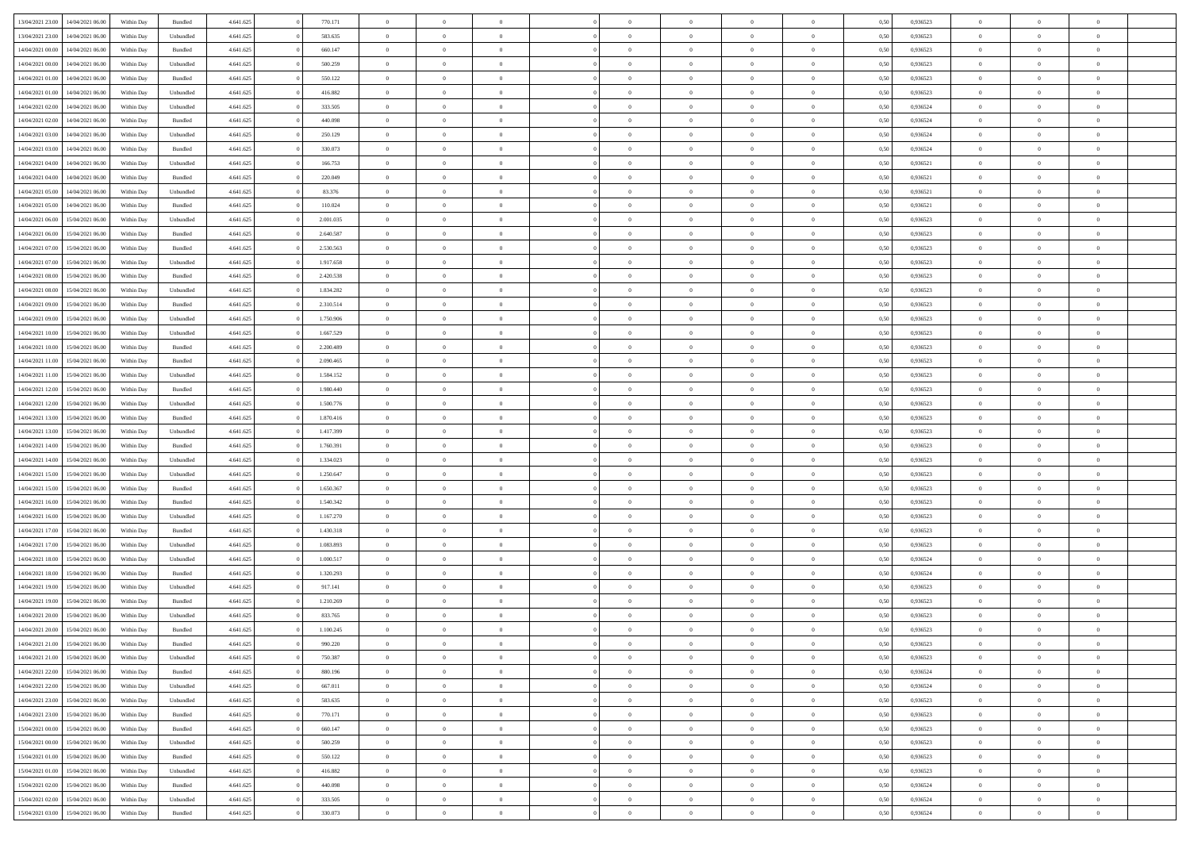| | | | | | | | | | | | | | | | | | | | | | |
|---|---|---|---|---|---|---|---|---|---|---|---|---|---|---|---|---|---|---|---|---|---|
| 13/04/2021 23:00 | 14/04/2021 06:00 | Within Day | Bundled | 4.641.625 | 0 | 770.171 | 0 | 0 | 0 | | 0 | 0 | 0 | 0 | 0,50 | 0,936523 | 0 | 0 | 0 | |
| 13/04/2021 23:00 | 14/04/2021 06:00 | Within Day | Unbundled | 4.641.625 | 0 | 583.635 | 0 | 0 | 0 | | 0 | 0 | 0 | 0 | 0,50 | 0,936523 | 0 | 0 | 0 | |
| 14/04/2021 00:00 | 14/04/2021 06:00 | Within Day | Bundled | 4.641.625 | 0 | 660.147 | 0 | 0 | 0 | | 0 | 0 | 0 | 0 | 0,50 | 0,936523 | 0 | 0 | 0 | |
| 14/04/2021 00:00 | 14/04/2021 06:00 | Within Day | Unbundled | 4.641.625 | 0 | 500.259 | 0 | 0 | 0 | | 0 | 0 | 0 | 0 | 0,50 | 0,936523 | 0 | 0 | 0 | |
| 14/04/2021 01:00 | 14/04/2021 06:00 | Within Day | Bundled | 4.641.625 | 0 | 550.122 | 0 | 0 | 0 | | 0 | 0 | 0 | 0 | 0,50 | 0,936523 | 0 | 0 | 0 | |
| 14/04/2021 01:00 | 14/04/2021 06:00 | Within Day | Unbundled | 4.641.625 | 0 | 416.882 | 0 | 0 | 0 | | 0 | 0 | 0 | 0 | 0,50 | 0,936523 | 0 | 0 | 0 | |
| 14/04/2021 02:00 | 14/04/2021 06:00 | Within Day | Unbundled | 4.641.625 | 0 | 333.505 | 0 | 0 | 0 | | 0 | 0 | 0 | 0 | 0,50 | 0,936524 | 0 | 0 | 0 | |
| 14/04/2021 02:00 | 14/04/2021 06:00 | Within Day | Bundled | 4.641.625 | 0 | 440.098 | 0 | 0 | 0 | | 0 | 0 | 0 | 0 | 0,50 | 0,936524 | 0 | 0 | 0 | |
| 14/04/2021 03:00 | 14/04/2021 06:00 | Within Day | Unbundled | 4.641.625 | 0 | 250.129 | 0 | 0 | 0 | | 0 | 0 | 0 | 0 | 0,50 | 0,936524 | 0 | 0 | 0 | |
| 14/04/2021 03:00 | 14/04/2021 06:00 | Within Day | Bundled | 4.641.625 | 0 | 330.073 | 0 | 0 | 0 | | 0 | 0 | 0 | 0 | 0,50 | 0,936524 | 0 | 0 | 0 | |
| 14/04/2021 04:00 | 14/04/2021 06:00 | Within Day | Unbundled | 4.641.625 | 0 | 166.753 | 0 | 0 | 0 | | 0 | 0 | 0 | 0 | 0,50 | 0,936521 | 0 | 0 | 0 | |
| 14/04/2021 04:00 | 14/04/2021 06:00 | Within Day | Bundled | 4.641.625 | 0 | 220.049 | 0 | 0 | 0 | | 0 | 0 | 0 | 0 | 0,50 | 0,936521 | 0 | 0 | 0 | |
| 14/04/2021 05:00 | 14/04/2021 06:00 | Within Day | Unbundled | 4.641.625 | 0 | 83.376 | 0 | 0 | 0 | | 0 | 0 | 0 | 0 | 0,50 | 0,936521 | 0 | 0 | 0 | |
| 14/04/2021 05:00 | 14/04/2021 06:00 | Within Day | Bundled | 4.641.625 | 0 | 110.024 | 0 | 0 | 0 | | 0 | 0 | 0 | 0 | 0,50 | 0,936521 | 0 | 0 | 0 | |
| 14/04/2021 06:00 | 15/04/2021 06:00 | Within Day | Unbundled | 4.641.625 | 0 | 2.001.035 | 0 | 0 | 0 | | 0 | 0 | 0 | 0 | 0,50 | 0,936523 | 0 | 0 | 0 | |
| 14/04/2021 06:00 | 15/04/2021 06:00 | Within Day | Bundled | 4.641.625 | 0 | 2.640.587 | 0 | 0 | 0 | | 0 | 0 | 0 | 0 | 0,50 | 0,936523 | 0 | 0 | 0 | |
| 14/04/2021 07:00 | 15/04/2021 06:00 | Within Day | Bundled | 4.641.625 | 0 | 2.530.563 | 0 | 0 | 0 | | 0 | 0 | 0 | 0 | 0,50 | 0,936523 | 0 | 0 | 0 | |
| 14/04/2021 07:00 | 15/04/2021 06:00 | Within Day | Unbundled | 4.641.625 | 0 | 1.917.658 | 0 | 0 | 0 | | 0 | 0 | 0 | 0 | 0,50 | 0,936523 | 0 | 0 | 0 | |
| 14/04/2021 08:00 | 15/04/2021 06:00 | Within Day | Bundled | 4.641.625 | 0 | 2.420.538 | 0 | 0 | 0 | | 0 | 0 | 0 | 0 | 0,50 | 0,936523 | 0 | 0 | 0 | |
| 14/04/2021 08:00 | 15/04/2021 06:00 | Within Day | Unbundled | 4.641.625 | 0 | 1.834.282 | 0 | 0 | 0 | | 0 | 0 | 0 | 0 | 0,50 | 0,936523 | 0 | 0 | 0 | |
| 14/04/2021 09:00 | 15/04/2021 06:00 | Within Day | Bundled | 4.641.625 | 0 | 2.310.514 | 0 | 0 | 0 | | 0 | 0 | 0 | 0 | 0,50 | 0,936523 | 0 | 0 | 0 | |
| 14/04/2021 09:00 | 15/04/2021 06:00 | Within Day | Unbundled | 4.641.625 | 0 | 1.750.906 | 0 | 0 | 0 | | 0 | 0 | 0 | 0 | 0,50 | 0,936523 | 0 | 0 | 0 | |
| 14/04/2021 10:00 | 15/04/2021 06:00 | Within Day | Unbundled | 4.641.625 | 0 | 1.667.529 | 0 | 0 | 0 | | 0 | 0 | 0 | 0 | 0,50 | 0,936523 | 0 | 0 | 0 | |
| 14/04/2021 10:00 | 15/04/2021 06:00 | Within Day | Bundled | 4.641.625 | 0 | 2.200.489 | 0 | 0 | 0 | | 0 | 0 | 0 | 0 | 0,50 | 0,936523 | 0 | 0 | 0 | |
| 14/04/2021 11:00 | 15/04/2021 06:00 | Within Day | Bundled | 4.641.625 | 0 | 2.090.465 | 0 | 0 | 0 | | 0 | 0 | 0 | 0 | 0,50 | 0,936523 | 0 | 0 | 0 | |
| 14/04/2021 11:00 | 15/04/2021 06:00 | Within Day | Unbundled | 4.641.625 | 0 | 1.584.152 | 0 | 0 | 0 | | 0 | 0 | 0 | 0 | 0,50 | 0,936523 | 0 | 0 | 0 | |
| 14/04/2021 12:00 | 15/04/2021 06:00 | Within Day | Bundled | 4.641.625 | 0 | 1.980.440 | 0 | 0 | 0 | | 0 | 0 | 0 | 0 | 0,50 | 0,936523 | 0 | 0 | 0 | |
| 14/04/2021 12:00 | 15/04/2021 06:00 | Within Day | Unbundled | 4.641.625 | 0 | 1.500.776 | 0 | 0 | 0 | | 0 | 0 | 0 | 0 | 0,50 | 0,936523 | 0 | 0 | 0 | |
| 14/04/2021 13:00 | 15/04/2021 06:00 | Within Day | Bundled | 4.641.625 | 0 | 1.870.416 | 0 | 0 | 0 | | 0 | 0 | 0 | 0 | 0,50 | 0,936523 | 0 | 0 | 0 | |
| 14/04/2021 13:00 | 15/04/2021 06:00 | Within Day | Unbundled | 4.641.625 | 0 | 1.417.399 | 0 | 0 | 0 | | 0 | 0 | 0 | 0 | 0,50 | 0,936523 | 0 | 0 | 0 | |
| 14/04/2021 14:00 | 15/04/2021 06:00 | Within Day | Bundled | 4.641.625 | 0 | 1.760.391 | 0 | 0 | 0 | | 0 | 0 | 0 | 0 | 0,50 | 0,936523 | 0 | 0 | 0 | |
| 14/04/2021 14:00 | 15/04/2021 06:00 | Within Day | Unbundled | 4.641.625 | 0 | 1.334.023 | 0 | 0 | 0 | | 0 | 0 | 0 | 0 | 0,50 | 0,936523 | 0 | 0 | 0 | |
| 14/04/2021 15:00 | 15/04/2021 06:00 | Within Day | Unbundled | 4.641.625 | 0 | 1.250.647 | 0 | 0 | 0 | | 0 | 0 | 0 | 0 | 0,50 | 0,936523 | 0 | 0 | 0 | |
| 14/04/2021 15:00 | 15/04/2021 06:00 | Within Day | Bundled | 4.641.625 | 0 | 1.650.367 | 0 | 0 | 0 | | 0 | 0 | 0 | 0 | 0,50 | 0,936523 | 0 | 0 | 0 | |
| 14/04/2021 16:00 | 15/04/2021 06:00 | Within Day | Bundled | 4.641.625 | 0 | 1.540.342 | 0 | 0 | 0 | | 0 | 0 | 0 | 0 | 0,50 | 0,936523 | 0 | 0 | 0 | |
| 14/04/2021 16:00 | 15/04/2021 06:00 | Within Day | Unbundled | 4.641.625 | 0 | 1.167.270 | 0 | 0 | 0 | | 0 | 0 | 0 | 0 | 0,50 | 0,936523 | 0 | 0 | 0 | |
| 14/04/2021 17:00 | 15/04/2021 06:00 | Within Day | Bundled | 4.641.625 | 0 | 1.430.318 | 0 | 0 | 0 | | 0 | 0 | 0 | 0 | 0,50 | 0,936523 | 0 | 0 | 0 | |
| 14/04/2021 17:00 | 15/04/2021 06:00 | Within Day | Unbundled | 4.641.625 | 0 | 1.083.893 | 0 | 0 | 0 | | 0 | 0 | 0 | 0 | 0,50 | 0,936523 | 0 | 0 | 0 | |
| 14/04/2021 18:00 | 15/04/2021 06:00 | Within Day | Unbundled | 4.641.625 | 0 | 1.000.517 | 0 | 0 | 0 | | 0 | 0 | 0 | 0 | 0,50 | 0,936524 | 0 | 0 | 0 | |
| 14/04/2021 18:00 | 15/04/2021 06:00 | Within Day | Bundled | 4.641.625 | 0 | 1.320.293 | 0 | 0 | 0 | | 0 | 0 | 0 | 0 | 0,50 | 0,936524 | 0 | 0 | 0 | |
| 14/04/2021 19:00 | 15/04/2021 06:00 | Within Day | Unbundled | 4.641.625 | 0 | 917.141 | 0 | 0 | 0 | | 0 | 0 | 0 | 0 | 0,50 | 0,936523 | 0 | 0 | 0 | |
| 14/04/2021 19:00 | 15/04/2021 06:00 | Within Day | Bundled | 4.641.625 | 0 | 1.210.269 | 0 | 0 | 0 | | 0 | 0 | 0 | 0 | 0,50 | 0,936523 | 0 | 0 | 0 | |
| 14/04/2021 20:00 | 15/04/2021 06:00 | Within Day | Unbundled | 4.641.625 | 0 | 833.765 | 0 | 0 | 0 | | 0 | 0 | 0 | 0 | 0,50 | 0,936523 | 0 | 0 | 0 | |
| 14/04/2021 20:00 | 15/04/2021 06:00 | Within Day | Bundled | 4.641.625 | 0 | 1.100.245 | 0 | 0 | 0 | | 0 | 0 | 0 | 0 | 0,50 | 0,936523 | 0 | 0 | 0 | |
| 14/04/2021 21:00 | 15/04/2021 06:00 | Within Day | Bundled | 4.641.625 | 0 | 990.220 | 0 | 0 | 0 | | 0 | 0 | 0 | 0 | 0,50 | 0,936523 | 0 | 0 | 0 | |
| 14/04/2021 21:00 | 15/04/2021 06:00 | Within Day | Unbundled | 4.641.625 | 0 | 750.387 | 0 | 0 | 0 | | 0 | 0 | 0 | 0 | 0,50 | 0,936523 | 0 | 0 | 0 | |
| 14/04/2021 22:00 | 15/04/2021 06:00 | Within Day | Bundled | 4.641.625 | 0 | 880.196 | 0 | 0 | 0 | | 0 | 0 | 0 | 0 | 0,50 | 0,936524 | 0 | 0 | 0 | |
| 14/04/2021 22:00 | 15/04/2021 06:00 | Within Day | Unbundled | 4.641.625 | 0 | 667.011 | 0 | 0 | 0 | | 0 | 0 | 0 | 0 | 0,50 | 0,936524 | 0 | 0 | 0 | |
| 14/04/2021 23:00 | 15/04/2021 06:00 | Within Day | Unbundled | 4.641.625 | 0 | 583.635 | 0 | 0 | 0 | | 0 | 0 | 0 | 0 | 0,50 | 0,936523 | 0 | 0 | 0 | |
| 14/04/2021 23:00 | 15/04/2021 06:00 | Within Day | Bundled | 4.641.625 | 0 | 770.171 | 0 | 0 | 0 | | 0 | 0 | 0 | 0 | 0,50 | 0,936523 | 0 | 0 | 0 | |
| 15/04/2021 00:00 | 15/04/2021 06:00 | Within Day | Bundled | 4.641.625 | 0 | 660.147 | 0 | 0 | 0 | | 0 | 0 | 0 | 0 | 0,50 | 0,936523 | 0 | 0 | 0 | |
| 15/04/2021 00:00 | 15/04/2021 06:00 | Within Day | Unbundled | 4.641.625 | 0 | 500.259 | 0 | 0 | 0 | | 0 | 0 | 0 | 0 | 0,50 | 0,936523 | 0 | 0 | 0 | |
| 15/04/2021 01:00 | 15/04/2021 06:00 | Within Day | Bundled | 4.641.625 | 0 | 550.122 | 0 | 0 | 0 | | 0 | 0 | 0 | 0 | 0,50 | 0,936523 | 0 | 0 | 0 | |
| 15/04/2021 01:00 | 15/04/2021 06:00 | Within Day | Unbundled | 4.641.625 | 0 | 416.882 | 0 | 0 | 0 | | 0 | 0 | 0 | 0 | 0,50 | 0,936523 | 0 | 0 | 0 | |
| 15/04/2021 02:00 | 15/04/2021 06:00 | Within Day | Bundled | 4.641.625 | 0 | 440.098 | 0 | 0 | 0 | | 0 | 0 | 0 | 0 | 0,50 | 0,936524 | 0 | 0 | 0 | |
| 15/04/2021 02:00 | 15/04/2021 06:00 | Within Day | Unbundled | 4.641.625 | 0 | 333.505 | 0 | 0 | 0 | | 0 | 0 | 0 | 0 | 0,50 | 0,936524 | 0 | 0 | 0 | |
| 15/04/2021 03:00 | 15/04/2021 06:00 | Within Day | Bundled | 4.641.625 | 0 | 330.073 | 0 | 0 | 0 | | 0 | 0 | 0 | 0 | 0,50 | 0,936524 | 0 | 0 | 0 | |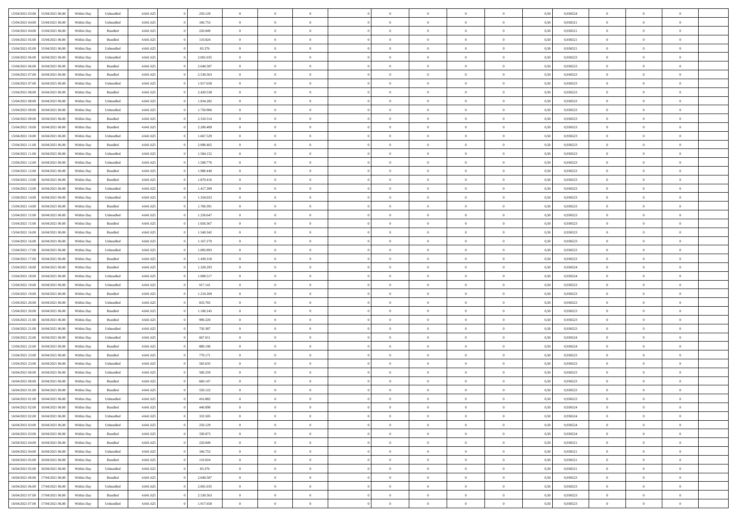| | | | | | | | | | | | | | | | | | | | | |
|---|---|---|---|---|---|---|---|---|---|---|---|---|---|---|---|---|---|---|---|---|
| 15/04/2021 03:00 | 15/04/2021 06:00 | Within Day | Unbundled | 4.641.625 | 0 | 250.129 | 0 | 0 | 0 | | 0 | 0 | 0 | 0 | 0,50 | 0,936524 | 0 | 0 | 0 | |
| 15/04/2021 04:00 | 15/04/2021 06:00 | Within Day | Unbundled | 4.641.625 | 0 | 166.753 | 0 | 0 | 0 | | 0 | 0 | 0 | 0 | 0,50 | 0,936521 | 0 | 0 | 0 | |
| 15/04/2021 04:00 | 15/04/2021 06:00 | Within Day | Bundled | 4.641.625 | 0 | 220.049 | 0 | 0 | 0 | | 0 | 0 | 0 | 0 | 0,50 | 0,936521 | 0 | 0 | 0 | |
| 15/04/2021 05:00 | 15/04/2021 06:00 | Within Day | Bundled | 4.641.625 | 0 | 110.024 | 0 | 0 | 0 | | 0 | 0 | 0 | 0 | 0,50 | 0,936521 | 0 | 0 | 0 | |
| 15/04/2021 05:00 | 15/04/2021 06:00 | Within Day | Unbundled | 4.641.625 | 0 | 83.376 | 0 | 0 | 0 | | 0 | 0 | 0 | 0 | 0,50 | 0,936521 | 0 | 0 | 0 | |
| 15/04/2021 06:00 | 16/04/2021 06:00 | Within Day | Unbundled | 4.641.625 | 0 | 2.001.035 | 0 | 0 | 0 | | 0 | 0 | 0 | 0 | 0,50 | 0,936523 | 0 | 0 | 0 | |
| 15/04/2021 06:00 | 16/04/2021 06:00 | Within Day | Bundled | 4.641.625 | 0 | 2.640.587 | 0 | 0 | 0 | | 0 | 0 | 0 | 0 | 0,50 | 0,936523 | 0 | 0 | 0 | |
| 15/04/2021 07:00 | 16/04/2021 06:00 | Within Day | Bundled | 4.641.625 | 0 | 2.530.563 | 0 | 0 | 0 | | 0 | 0 | 0 | 0 | 0,50 | 0,936523 | 0 | 0 | 0 | |
| 15/04/2021 07:00 | 16/04/2021 06:00 | Within Day | Unbundled | 4.641.625 | 0 | 1.917.658 | 0 | 0 | 0 | | 0 | 0 | 0 | 0 | 0,50 | 0,936523 | 0 | 0 | 0 | |
| 15/04/2021 08:00 | 16/04/2021 06:00 | Within Day | Bundled | 4.641.625 | 0 | 2.420.538 | 0 | 0 | 0 | | 0 | 0 | 0 | 0 | 0,50 | 0,936523 | 0 | 0 | 0 | |
| 15/04/2021 08:00 | 16/04/2021 06:00 | Within Day | Unbundled | 4.641.625 | 0 | 1.834.282 | 0 | 0 | 0 | | 0 | 0 | 0 | 0 | 0,50 | 0,936523 | 0 | 0 | 0 | |
| 15/04/2021 09:00 | 16/04/2021 06:00 | Within Day | Unbundled | 4.641.625 | 0 | 1.750.906 | 0 | 0 | 0 | | 0 | 0 | 0 | 0 | 0,50 | 0,936523 | 0 | 0 | 0 | |
| 15/04/2021 09:00 | 16/04/2021 06:00 | Within Day | Bundled | 4.641.625 | 0 | 2.310.514 | 0 | 0 | 0 | | 0 | 0 | 0 | 0 | 0,50 | 0,936523 | 0 | 0 | 0 | |
| 15/04/2021 10:00 | 16/04/2021 06:00 | Within Day | Bundled | 4.641.625 | 0 | 2.200.489 | 0 | 0 | 0 | | 0 | 0 | 0 | 0 | 0,50 | 0,936523 | 0 | 0 | 0 | |
| 15/04/2021 10:00 | 16/04/2021 06:00 | Within Day | Unbundled | 4.641.625 | 0 | 1.667.529 | 0 | 0 | 0 | | 0 | 0 | 0 | 0 | 0,50 | 0,936523 | 0 | 0 | 0 | |
| 15/04/2021 11:00 | 16/04/2021 06:00 | Within Day | Bundled | 4.641.625 | 0 | 2.090.465 | 0 | 0 | 0 | | 0 | 0 | 0 | 0 | 0,50 | 0,936523 | 0 | 0 | 0 | |
| 15/04/2021 11:00 | 16/04/2021 06:00 | Within Day | Unbundled | 4.641.625 | 0 | 1.584.152 | 0 | 0 | 0 | | 0 | 0 | 0 | 0 | 0,50 | 0,936523 | 0 | 0 | 0 | |
| 15/04/2021 12:00 | 16/04/2021 06:00 | Within Day | Unbundled | 4.641.625 | 0 | 1.500.776 | 0 | 0 | 0 | | 0 | 0 | 0 | 0 | 0,50 | 0,936523 | 0 | 0 | 0 | |
| 15/04/2021 12:00 | 16/04/2021 06:00 | Within Day | Bundled | 4.641.625 | 0 | 1.980.440 | 0 | 0 | 0 | | 0 | 0 | 0 | 0 | 0,50 | 0,936523 | 0 | 0 | 0 | |
| 15/04/2021 13:00 | 16/04/2021 06:00 | Within Day | Bundled | 4.641.625 | 0 | 1.870.416 | 0 | 0 | 0 | | 0 | 0 | 0 | 0 | 0,50 | 0,936523 | 0 | 0 | 0 | |
| 15/04/2021 13:00 | 16/04/2021 06:00 | Within Day | Unbundled | 4.641.625 | 0 | 1.417.399 | 0 | 0 | 0 | | 0 | 0 | 0 | 0 | 0,50 | 0,936523 | 0 | 0 | 0 | |
| 15/04/2021 14:00 | 16/04/2021 06:00 | Within Day | Unbundled | 4.641.625 | 0 | 1.334.023 | 0 | 0 | 0 | | 0 | 0 | 0 | 0 | 0,50 | 0,936523 | 0 | 0 | 0 | |
| 15/04/2021 14:00 | 16/04/2021 06:00 | Within Day | Bundled | 4.641.625 | 0 | 1.760.391 | 0 | 0 | 0 | | 0 | 0 | 0 | 0 | 0,50 | 0,936523 | 0 | 0 | 0 | |
| 15/04/2021 15:00 | 16/04/2021 06:00 | Within Day | Unbundled | 4.641.625 | 0 | 1.250.647 | 0 | 0 | 0 | | 0 | 0 | 0 | 0 | 0,50 | 0,936523 | 0 | 0 | 0 | |
| 15/04/2021 15:00 | 16/04/2021 06:00 | Within Day | Bundled | 4.641.625 | 0 | 1.650.367 | 0 | 0 | 0 | | 0 | 0 | 0 | 0 | 0,50 | 0,936523 | 0 | 0 | 0 | |
| 15/04/2021 16:00 | 16/04/2021 06:00 | Within Day | Bundled | 4.641.625 | 0 | 1.540.342 | 0 | 0 | 0 | | 0 | 0 | 0 | 0 | 0,50 | 0,936523 | 0 | 0 | 0 | |
| 15/04/2021 16:00 | 16/04/2021 06:00 | Within Day | Unbundled | 4.641.625 | 0 | 1.167.270 | 0 | 0 | 0 | | 0 | 0 | 0 | 0 | 0,50 | 0,936523 | 0 | 0 | 0 | |
| 15/04/2021 17:00 | 16/04/2021 06:00 | Within Day | Unbundled | 4.641.625 | 0 | 1.083.893 | 0 | 0 | 0 | | 0 | 0 | 0 | 0 | 0,50 | 0,936523 | 0 | 0 | 0 | |
| 15/04/2021 17:00 | 16/04/2021 06:00 | Within Day | Bundled | 4.641.625 | 0 | 1.430.318 | 0 | 0 | 0 | | 0 | 0 | 0 | 0 | 0,50 | 0,936523 | 0 | 0 | 0 | |
| 15/04/2021 18:00 | 16/04/2021 06:00 | Within Day | Bundled | 4.641.625 | 0 | 1.320.293 | 0 | 0 | 0 | | 0 | 0 | 0 | 0 | 0,50 | 0,936524 | 0 | 0 | 0 | |
| 15/04/2021 18:00 | 16/04/2021 06:00 | Within Day | Unbundled | 4.641.625 | 0 | 1.000.517 | 0 | 0 | 0 | | 0 | 0 | 0 | 0 | 0,50 | 0,936524 | 0 | 0 | 0 | |
| 15/04/2021 19:00 | 16/04/2021 06:00 | Within Day | Unbundled | 4.641.625 | 0 | 917.141 | 0 | 0 | 0 | | 0 | 0 | 0 | 0 | 0,50 | 0,936523 | 0 | 0 | 0 | |
| 15/04/2021 19:00 | 16/04/2021 06:00 | Within Day | Bundled | 4.641.625 | 0 | 1.210.269 | 0 | 0 | 0 | | 0 | 0 | 0 | 0 | 0,50 | 0,936523 | 0 | 0 | 0 | |
| 15/04/2021 20:00 | 16/04/2021 06:00 | Within Day | Unbundled | 4.641.625 | 0 | 833.765 | 0 | 0 | 0 | | 0 | 0 | 0 | 0 | 0,50 | 0,936523 | 0 | 0 | 0 | |
| 15/04/2021 20:00 | 16/04/2021 06:00 | Within Day | Bundled | 4.641.625 | 0 | 1.100.245 | 0 | 0 | 0 | | 0 | 0 | 0 | 0 | 0,50 | 0,936523 | 0 | 0 | 0 | |
| 15/04/2021 21:00 | 16/04/2021 06:00 | Within Day | Bundled | 4.641.625 | 0 | 990.220 | 0 | 0 | 0 | | 0 | 0 | 0 | 0 | 0,50 | 0,936523 | 0 | 0 | 0 | |
| 15/04/2021 21:00 | 16/04/2021 06:00 | Within Day | Unbundled | 4.641.625 | 0 | 750.387 | 0 | 0 | 0 | | 0 | 0 | 0 | 0 | 0,50 | 0,936523 | 0 | 0 | 0 | |
| 15/04/2021 22:00 | 16/04/2021 06:00 | Within Day | Unbundled | 4.641.625 | 0 | 667.011 | 0 | 0 | 0 | | 0 | 0 | 0 | 0 | 0,50 | 0,936524 | 0 | 0 | 0 | |
| 15/04/2021 22:00 | 16/04/2021 06:00 | Within Day | Bundled | 4.641.625 | 0 | 880.196 | 0 | 0 | 0 | | 0 | 0 | 0 | 0 | 0,50 | 0,936524 | 0 | 0 | 0 | |
| 15/04/2021 23:00 | 16/04/2021 06:00 | Within Day | Bundled | 4.641.625 | 0 | 770.171 | 0 | 0 | 0 | | 0 | 0 | 0 | 0 | 0,50 | 0,936523 | 0 | 0 | 0 | |
| 15/04/2021 23:00 | 16/04/2021 06:00 | Within Day | Unbundled | 4.641.625 | 0 | 583.635 | 0 | 0 | 0 | | 0 | 0 | 0 | 0 | 0,50 | 0,936523 | 0 | 0 | 0 | |
| 16/04/2021 00:00 | 16/04/2021 06:00 | Within Day | Unbundled | 4.641.625 | 0 | 500.259 | 0 | 0 | 0 | | 0 | 0 | 0 | 0 | 0,50 | 0,936523 | 0 | 0 | 0 | |
| 16/04/2021 00:00 | 16/04/2021 06:00 | Within Day | Bundled | 4.641.625 | 0 | 660.147 | 0 | 0 | 0 | | 0 | 0 | 0 | 0 | 0,50 | 0,936523 | 0 | 0 | 0 | |
| 16/04/2021 01:00 | 16/04/2021 06:00 | Within Day | Bundled | 4.641.625 | 0 | 550.122 | 0 | 0 | 0 | | 0 | 0 | 0 | 0 | 0,50 | 0,936523 | 0 | 0 | 0 | |
| 16/04/2021 01:00 | 16/04/2021 06:00 | Within Day | Unbundled | 4.641.625 | 0 | 416.882 | 0 | 0 | 0 | | 0 | 0 | 0 | 0 | 0,50 | 0,936523 | 0 | 0 | 0 | |
| 16/04/2021 02:00 | 16/04/2021 06:00 | Within Day | Bundled | 4.641.625 | 0 | 440.098 | 0 | 0 | 0 | | 0 | 0 | 0 | 0 | 0,50 | 0,936524 | 0 | 0 | 0 | |
| 16/04/2021 02:00 | 16/04/2021 06:00 | Within Day | Unbundled | 4.641.625 | 0 | 333.505 | 0 | 0 | 0 | | 0 | 0 | 0 | 0 | 0,50 | 0,936524 | 0 | 0 | 0 | |
| 16/04/2021 03:00 | 16/04/2021 06:00 | Within Day | Unbundled | 4.641.625 | 0 | 250.129 | 0 | 0 | 0 | | 0 | 0 | 0 | 0 | 0,50 | 0,936524 | 0 | 0 | 0 | |
| 16/04/2021 03:00 | 16/04/2021 06:00 | Within Day | Bundled | 4.641.625 | 0 | 330.073 | 0 | 0 | 0 | | 0 | 0 | 0 | 0 | 0,50 | 0,936524 | 0 | 0 | 0 | |
| 16/04/2021 04:00 | 16/04/2021 06:00 | Within Day | Bundled | 4.641.625 | 0 | 220.049 | 0 | 0 | 0 | | 0 | 0 | 0 | 0 | 0,50 | 0,936521 | 0 | 0 | 0 | |
| 16/04/2021 04:00 | 16/04/2021 06:00 | Within Day | Unbundled | 4.641.625 | 0 | 166.753 | 0 | 0 | 0 | | 0 | 0 | 0 | 0 | 0,50 | 0,936521 | 0 | 0 | 0 | |
| 16/04/2021 05:00 | 16/04/2021 06:00 | Within Day | Bundled | 4.641.625 | 0 | 110.024 | 0 | 0 | 0 | | 0 | 0 | 0 | 0 | 0,50 | 0,936521 | 0 | 0 | 0 | |
| 16/04/2021 05:00 | 16/04/2021 06:00 | Within Day | Unbundled | 4.641.625 | 0 | 83.376 | 0 | 0 | 0 | | 0 | 0 | 0 | 0 | 0,50 | 0,936521 | 0 | 0 | 0 | |
| 16/04/2021 06:00 | 17/04/2021 06:00 | Within Day | Bundled | 4.641.625 | 0 | 2.640.587 | 0 | 0 | 0 | | 0 | 0 | 0 | 0 | 0,50 | 0,936523 | 0 | 0 | 0 | |
| 16/04/2021 06:00 | 17/04/2021 06:00 | Within Day | Unbundled | 4.641.625 | 0 | 2.001.035 | 0 | 0 | 0 | | 0 | 0 | 0 | 0 | 0,50 | 0,936523 | 0 | 0 | 0 | |
| 16/04/2021 07:00 | 17/04/2021 06:00 | Within Day | Bundled | 4.641.625 | 0 | 2.530.563 | 0 | 0 | 0 | | 0 | 0 | 0 | 0 | 0,50 | 0,936523 | 0 | 0 | 0 | |
| 16/04/2021 07:00 | 17/04/2021 06:00 | Within Day | Unbundled | 4.641.625 | 0 | 1.917.658 | 0 | 0 | 0 | | 0 | 0 | 0 | 0 | 0,50 | 0,936523 | 0 | 0 | 0 | |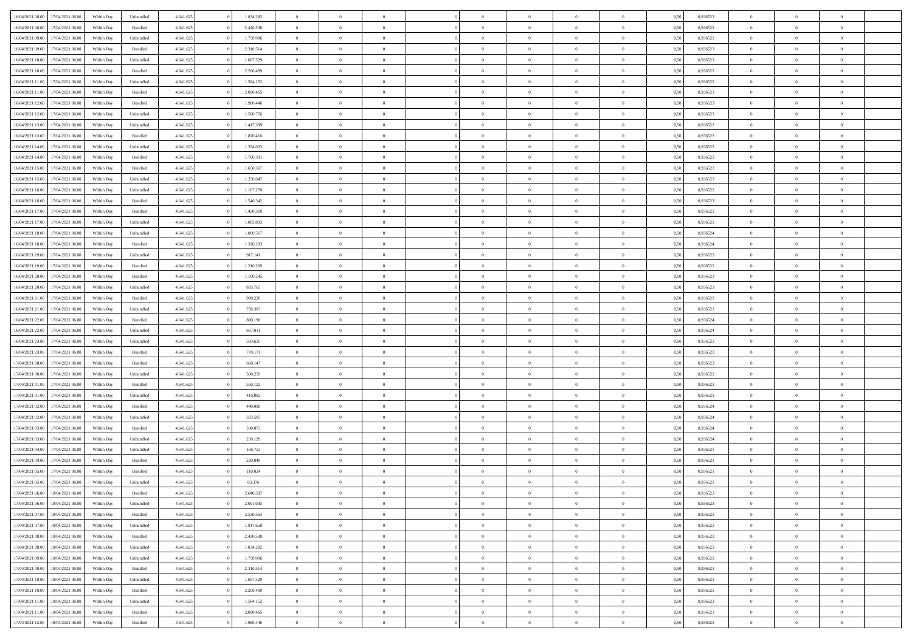| | | | | | | | | | | | | | | | | | | | | |
|---|---|---|---|---|---|---|---|---|---|---|---|---|---|---|---|---|---|---|---|---|
| 16/04/2021 08:00 | 17/04/2021 06:00 | Within Day | Unbundled | 4.641.625 | 0 | 1.834.282 | 0 | 0 | 0 | | 0 | 0 | 0 | 0 | 0,50 | 0,936523 | 0 | 0 | 0 | |
| 16/04/2021 08:00 | 17/04/2021 06:00 | Within Day | Bundled | 4.641.625 | 0 | 2.420.538 | 0 | 0 | 0 | | 0 | 0 | 0 | 0 | 0,50 | 0,936523 | 0 | 0 | 0 | |
| 16/04/2021 09:00 | 17/04/2021 06:00 | Within Day | Unbundled | 4.641.625 | 0 | 1.750.906 | 0 | 0 | 0 | | 0 | 0 | 0 | 0 | 0,50 | 0,936523 | 0 | 0 | 0 | |
| 16/04/2021 09:00 | 17/04/2021 06:00 | Within Day | Bundled | 4.641.625 | 0 | 2.310.514 | 0 | 0 | 0 | | 0 | 0 | 0 | 0 | 0,50 | 0,936523 | 0 | 0 | 0 | |
| 16/04/2021 10:00 | 17/04/2021 06:00 | Within Day | Unbundled | 4.641.625 | 0 | 1.667.529 | 0 | 0 | 0 | | 0 | 0 | 0 | 0 | 0,50 | 0,936523 | 0 | 0 | 0 | |
| 16/04/2021 10:00 | 17/04/2021 06:00 | Within Day | Bundled | 4.641.625 | 0 | 2.200.489 | 0 | 0 | 0 | | 0 | 0 | 0 | 0 | 0,50 | 0,936523 | 0 | 0 | 0 | |
| 16/04/2021 11:00 | 17/04/2021 06:00 | Within Day | Unbundled | 4.641.625 | 0 | 1.584.152 | 0 | 0 | 0 | | 0 | 0 | 0 | 0 | 0,50 | 0,936523 | 0 | 0 | 0 | |
| 16/04/2021 11:00 | 17/04/2021 06:00 | Within Day | Bundled | 4.641.625 | 0 | 2.090.465 | 0 | 0 | 0 | | 0 | 0 | 0 | 0 | 0,50 | 0,936523 | 0 | 0 | 0 | |
| 16/04/2021 12:00 | 17/04/2021 06:00 | Within Day | Bundled | 4.641.625 | 0 | 1.980.440 | 0 | 0 | 0 | | 0 | 0 | 0 | 0 | 0,50 | 0,936523 | 0 | 0 | 0 | |
| 16/04/2021 12:00 | 17/04/2021 06:00 | Within Day | Unbundled | 4.641.625 | 0 | 1.500.776 | 0 | 0 | 0 | | 0 | 0 | 0 | 0 | 0,50 | 0,936523 | 0 | 0 | 0 | |
| 16/04/2021 13:00 | 17/04/2021 06:00 | Within Day | Unbundled | 4.641.625 | 0 | 1.417.399 | 0 | 0 | 0 | | 0 | 0 | 0 | 0 | 0,50 | 0,936523 | 0 | 0 | 0 | |
| 16/04/2021 13:00 | 17/04/2021 06:00 | Within Day | Bundled | 4.641.625 | 0 | 1.870.416 | 0 | 0 | 0 | | 0 | 0 | 0 | 0 | 0,50 | 0,936523 | 0 | 0 | 0 | |
| 16/04/2021 14:00 | 17/04/2021 06:00 | Within Day | Unbundled | 4.641.625 | 0 | 1.334.023 | 0 | 0 | 0 | | 0 | 0 | 0 | 0 | 0,50 | 0,936523 | 0 | 0 | 0 | |
| 16/04/2021 14:00 | 17/04/2021 06:00 | Within Day | Bundled | 4.641.625 | 0 | 1.760.391 | 0 | 0 | 0 | | 0 | 0 | 0 | 0 | 0,50 | 0,936523 | 0 | 0 | 0 | |
| 16/04/2021 15:00 | 17/04/2021 06:00 | Within Day | Bundled | 4.641.625 | 0 | 1.650.367 | 0 | 0 | 0 | | 0 | 0 | 0 | 0 | 0,50 | 0,936523 | 0 | 0 | 0 | |
| 16/04/2021 15:00 | 17/04/2021 06:00 | Within Day | Unbundled | 4.641.625 | 0 | 1.250.647 | 0 | 0 | 0 | | 0 | 0 | 0 | 0 | 0,50 | 0,936523 | 0 | 0 | 0 | |
| 16/04/2021 16:00 | 17/04/2021 06:00 | Within Day | Unbundled | 4.641.625 | 0 | 1.167.270 | 0 | 0 | 0 | | 0 | 0 | 0 | 0 | 0,50 | 0,936523 | 0 | 0 | 0 | |
| 16/04/2021 16:00 | 17/04/2021 06:00 | Within Day | Bundled | 4.641.625 | 0 | 1.540.342 | 0 | 0 | 0 | | 0 | 0 | 0 | 0 | 0,50 | 0,936523 | 0 | 0 | 0 | |
| 16/04/2021 17:00 | 17/04/2021 06:00 | Within Day | Bundled | 4.641.625 | 0 | 1.430.318 | 0 | 0 | 0 | | 0 | 0 | 0 | 0 | 0,50 | 0,936523 | 0 | 0 | 0 | |
| 16/04/2021 17:00 | 17/04/2021 06:00 | Within Day | Unbundled | 4.641.625 | 0 | 1.083.893 | 0 | 0 | 0 | | 0 | 0 | 0 | 0 | 0,50 | 0,936523 | 0 | 0 | 0 | |
| 16/04/2021 18:00 | 17/04/2021 06:00 | Within Day | Unbundled | 4.641.625 | 0 | 1.000.517 | 0 | 0 | 0 | | 0 | 0 | 0 | 0 | 0,50 | 0,936524 | 0 | 0 | 0 | |
| 16/04/2021 18:00 | 17/04/2021 06:00 | Within Day | Bundled | 4.641.625 | 0 | 1.320.293 | 0 | 0 | 0 | | 0 | 0 | 0 | 0 | 0,50 | 0,936524 | 0 | 0 | 0 | |
| 16/04/2021 19:00 | 17/04/2021 06:00 | Within Day | Unbundled | 4.641.625 | 0 | 917.141 | 0 | 0 | 0 | | 0 | 0 | 0 | 0 | 0,50 | 0,936523 | 0 | 0 | 0 | |
| 16/04/2021 19:00 | 17/04/2021 06:00 | Within Day | Bundled | 4.641.625 | 0 | 1.210.269 | 0 | 0 | 0 | | 0 | 0 | 0 | 0 | 0,50 | 0,936523 | 0 | 0 | 0 | |
| 16/04/2021 20:00 | 17/04/2021 06:00 | Within Day | Bundled | 4.641.625 | 0 | 1.100.245 | 0 | 0 | 0 | | 0 | 0 | 0 | 0 | 0,50 | 0,936523 | 0 | 0 | 0 | |
| 16/04/2021 20:00 | 17/04/2021 06:00 | Within Day | Unbundled | 4.641.625 | 0 | 833.765 | 0 | 0 | 0 | | 0 | 0 | 0 | 0 | 0,50 | 0,936523 | 0 | 0 | 0 | |
| 16/04/2021 21:00 | 17/04/2021 06:00 | Within Day | Bundled | 4.641.625 | 0 | 990.220 | 0 | 0 | 0 | | 0 | 0 | 0 | 0 | 0,50 | 0,936523 | 0 | 0 | 0 | |
| 16/04/2021 21:00 | 17/04/2021 06:00 | Within Day | Unbundled | 4.641.625 | 0 | 750.387 | 0 | 0 | 0 | | 0 | 0 | 0 | 0 | 0,50 | 0,936523 | 0 | 0 | 0 | |
| 16/04/2021 22:00 | 17/04/2021 06:00 | Within Day | Bundled | 4.641.625 | 0 | 880.196 | 0 | 0 | 0 | | 0 | 0 | 0 | 0 | 0,50 | 0,936524 | 0 | 0 | 0 | |
| 16/04/2021 22:00 | 17/04/2021 06:00 | Within Day | Unbundled | 4.641.625 | 0 | 667.011 | 0 | 0 | 0 | | 0 | 0 | 0 | 0 | 0,50 | 0,936524 | 0 | 0 | 0 | |
| 16/04/2021 23:00 | 17/04/2021 06:00 | Within Day | Unbundled | 4.641.625 | 0 | 583.635 | 0 | 0 | 0 | | 0 | 0 | 0 | 0 | 0,50 | 0,936523 | 0 | 0 | 0 | |
| 16/04/2021 23:00 | 17/04/2021 06:00 | Within Day | Bundled | 4.641.625 | 0 | 770.171 | 0 | 0 | 0 | | 0 | 0 | 0 | 0 | 0,50 | 0,936523 | 0 | 0 | 0 | |
| 17/04/2021 00:00 | 17/04/2021 06:00 | Within Day | Bundled | 4.641.625 | 0 | 660.147 | 0 | 0 | 0 | | 0 | 0 | 0 | 0 | 0,50 | 0,936523 | 0 | 0 | 0 | |
| 17/04/2021 00:00 | 17/04/2021 06:00 | Within Day | Unbundled | 4.641.625 | 0 | 500.259 | 0 | 0 | 0 | | 0 | 0 | 0 | 0 | 0,50 | 0,936523 | 0 | 0 | 0 | |
| 17/04/2021 01:00 | 17/04/2021 06:00 | Within Day | Bundled | 4.641.625 | 0 | 550.122 | 0 | 0 | 0 | | 0 | 0 | 0 | 0 | 0,50 | 0,936523 | 0 | 0 | 0 | |
| 17/04/2021 01:00 | 17/04/2021 06:00 | Within Day | Unbundled | 4.641.625 | 0 | 416.882 | 0 | 0 | 0 | | 0 | 0 | 0 | 0 | 0,50 | 0,936523 | 0 | 0 | 0 | |
| 17/04/2021 02:00 | 17/04/2021 06:00 | Within Day | Bundled | 4.641.625 | 0 | 440.098 | 0 | 0 | 0 | | 0 | 0 | 0 | 0 | 0,50 | 0,936524 | 0 | 0 | 0 | |
| 17/04/2021 02:00 | 17/04/2021 06:00 | Within Day | Unbundled | 4.641.625 | 0 | 333.505 | 0 | 0 | 0 | | 0 | 0 | 0 | 0 | 0,50 | 0,936524 | 0 | 0 | 0 | |
| 17/04/2021 03:00 | 17/04/2021 06:00 | Within Day | Bundled | 4.641.625 | 0 | 330.073 | 0 | 0 | 0 | | 0 | 0 | 0 | 0 | 0,50 | 0,936524 | 0 | 0 | 0 | |
| 17/04/2021 03:00 | 17/04/2021 06:00 | Within Day | Unbundled | 4.641.625 | 0 | 250.129 | 0 | 0 | 0 | | 0 | 0 | 0 | 0 | 0,50 | 0,936524 | 0 | 0 | 0 | |
| 17/04/2021 04:00 | 17/04/2021 06:00 | Within Day | Unbundled | 4.641.625 | 0 | 166.753 | 0 | 0 | 0 | | 0 | 0 | 0 | 0 | 0,50 | 0,936521 | 0 | 0 | 0 | |
| 17/04/2021 04:00 | 17/04/2021 06:00 | Within Day | Bundled | 4.641.625 | 0 | 220.049 | 0 | 0 | 0 | | 0 | 0 | 0 | 0 | 0,50 | 0,936521 | 0 | 0 | 0 | |
| 17/04/2021 05:00 | 17/04/2021 06:00 | Within Day | Bundled | 4.641.625 | 0 | 110.024 | 0 | 0 | 0 | | 0 | 0 | 0 | 0 | 0,50 | 0,936521 | 0 | 0 | 0 | |
| 17/04/2021 05:00 | 17/04/2021 06:00 | Within Day | Unbundled | 4.641.625 | 0 | 83.376 | 0 | 0 | 0 | | 0 | 0 | 0 | 0 | 0,50 | 0,936521 | 0 | 0 | 0 | |
| 17/04/2021 06:00 | 18/04/2021 06:00 | Within Day | Bundled | 4.641.625 | 0 | 2.640.587 | 0 | 0 | 0 | | 0 | 0 | 0 | 0 | 0,50 | 0,936523 | 0 | 0 | 0 | |
| 17/04/2021 06:00 | 18/04/2021 06:00 | Within Day | Unbundled | 4.641.625 | 0 | 2.001.035 | 0 | 0 | 0 | | 0 | 0 | 0 | 0 | 0,50 | 0,936523 | 0 | 0 | 0 | |
| 17/04/2021 07:00 | 18/04/2021 06:00 | Within Day | Bundled | 4.641.625 | 0 | 2.530.563 | 0 | 0 | 0 | | 0 | 0 | 0 | 0 | 0,50 | 0,936523 | 0 | 0 | 0 | |
| 17/04/2021 07:00 | 18/04/2021 06:00 | Within Day | Unbundled | 4.641.625 | 0 | 1.917.658 | 0 | 0 | 0 | | 0 | 0 | 0 | 0 | 0,50 | 0,936523 | 0 | 0 | 0 | |
| 17/04/2021 08:00 | 18/04/2021 06:00 | Within Day | Bundled | 4.641.625 | 0 | 2.420.538 | 0 | 0 | 0 | | 0 | 0 | 0 | 0 | 0,50 | 0,936523 | 0 | 0 | 0 | |
| 17/04/2021 08:00 | 18/04/2021 06:00 | Within Day | Unbundled | 4.641.625 | 0 | 1.834.282 | 0 | 0 | 0 | | 0 | 0 | 0 | 0 | 0,50 | 0,936523 | 0 | 0 | 0 | |
| 17/04/2021 09:00 | 18/04/2021 06:00 | Within Day | Unbundled | 4.641.625 | 0 | 1.750.906 | 0 | 0 | 0 | | 0 | 0 | 0 | 0 | 0,50 | 0,936523 | 0 | 0 | 0 | |
| 17/04/2021 09:00 | 18/04/2021 06:00 | Within Day | Bundled | 4.641.625 | 0 | 2.310.514 | 0 | 0 | 0 | | 0 | 0 | 0 | 0 | 0,50 | 0,936523 | 0 | 0 | 0 | |
| 17/04/2021 10:00 | 18/04/2021 06:00 | Within Day | Unbundled | 4.641.625 | 0 | 1.667.529 | 0 | 0 | 0 | | 0 | 0 | 0 | 0 | 0,50 | 0,936523 | 0 | 0 | 0 | |
| 17/04/2021 10:00 | 18/04/2021 06:00 | Within Day | Bundled | 4.641.625 | 0 | 2.200.489 | 0 | 0 | 0 | | 0 | 0 | 0 | 0 | 0,50 | 0,936523 | 0 | 0 | 0 | |
| 17/04/2021 11:00 | 18/04/2021 06:00 | Within Day | Unbundled | 4.641.625 | 0 | 1.584.152 | 0 | 0 | 0 | | 0 | 0 | 0 | 0 | 0,50 | 0,936523 | 0 | 0 | 0 | |
| 17/04/2021 11:00 | 18/04/2021 06:00 | Within Day | Bundled | 4.641.625 | 0 | 2.090.465 | 0 | 0 | 0 | | 0 | 0 | 0 | 0 | 0,50 | 0,936523 | 0 | 0 | 0 | |
| 17/04/2021 12:00 | 18/04/2021 06:00 | Within Day | Bundled | 4.641.625 | 0 | 1.980.440 | 0 | 0 | 0 | | 0 | 0 | 0 | 0 | 0,50 | 0,936523 | 0 | 0 | 0 | |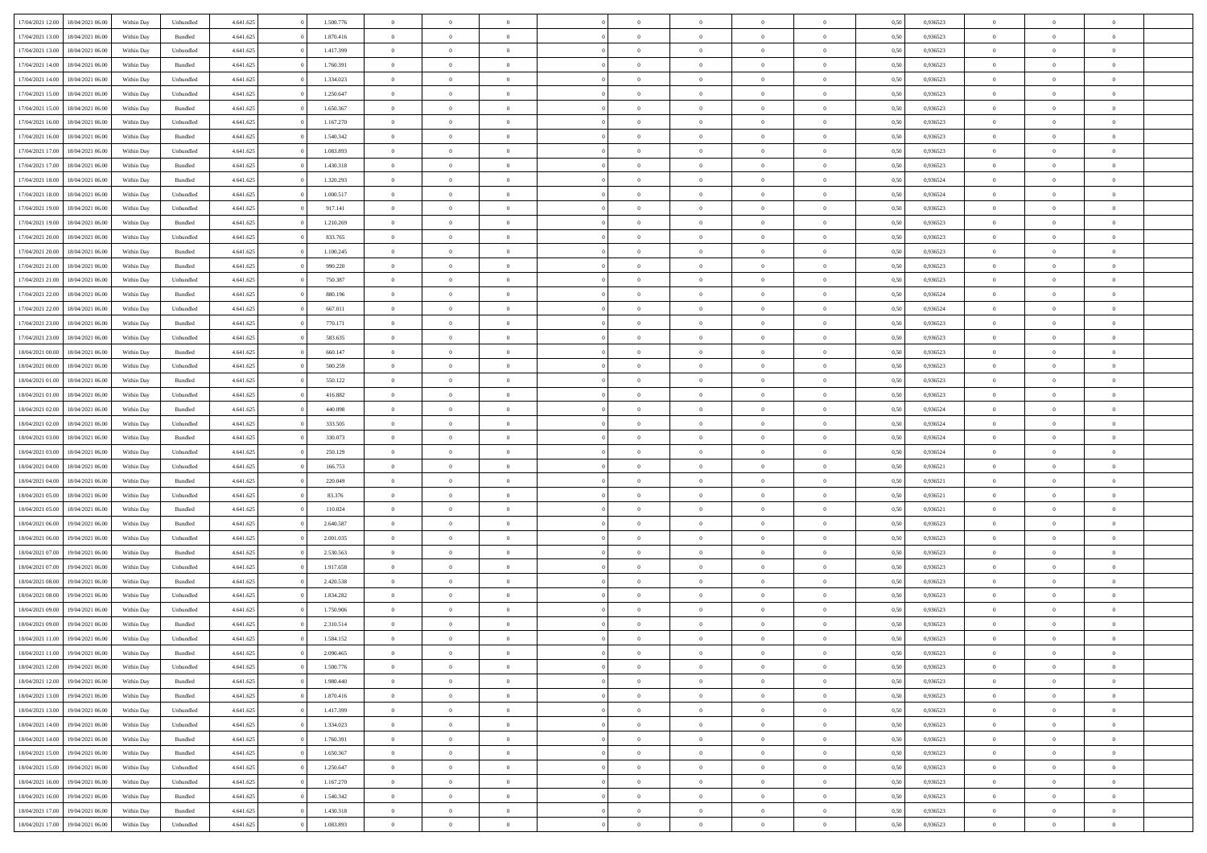| | | | | | | | | | | | | | | | | | | | | |
|---|---|---|---|---|---|---|---|---|---|---|---|---|---|---|---|---|---|---|---|---|
| 17/04/2021 12:00 | 18/04/2021 06:00 | Within Day | Unbundled | 4.641.625 | 0 | 1.500.776 | 0 | 0 | 0 | | 0 | 0 | 0 | 0 | 0,50 | 0,936523 | 0 | 0 | 0 | |
| 17/04/2021 13:00 | 18/04/2021 06:00 | Within Day | Bundled | 4.641.625 | 0 | 1.870.416 | 0 | 0 | 0 | | 0 | 0 | 0 | 0 | 0,50 | 0,936523 | 0 | 0 | 0 | |
| 17/04/2021 13:00 | 18/04/2021 06:00 | Within Day | Unbundled | 4.641.625 | 0 | 1.417.399 | 0 | 0 | 0 | | 0 | 0 | 0 | 0 | 0,50 | 0,936523 | 0 | 0 | 0 | |
| 17/04/2021 14:00 | 18/04/2021 06:00 | Within Day | Bundled | 4.641.625 | 0 | 1.760.391 | 0 | 0 | 0 | | 0 | 0 | 0 | 0 | 0,50 | 0,936523 | 0 | 0 | 0 | |
| 17/04/2021 14:00 | 18/04/2021 06:00 | Within Day | Unbundled | 4.641.625 | 0 | 1.334.023 | 0 | 0 | 0 | | 0 | 0 | 0 | 0 | 0,50 | 0,936523 | 0 | 0 | 0 | |
| 17/04/2021 15:00 | 18/04/2021 06:00 | Within Day | Unbundled | 4.641.625 | 0 | 1.250.647 | 0 | 0 | 0 | | 0 | 0 | 0 | 0 | 0,50 | 0,936523 | 0 | 0 | 0 | |
| 17/04/2021 15:00 | 18/04/2021 06:00 | Within Day | Bundled | 4.641.625 | 0 | 1.650.367 | 0 | 0 | 0 | | 0 | 0 | 0 | 0 | 0,50 | 0,936523 | 0 | 0 | 0 | |
| 17/04/2021 16:00 | 18/04/2021 06:00 | Within Day | Unbundled | 4.641.625 | 0 | 1.167.270 | 0 | 0 | 0 | | 0 | 0 | 0 | 0 | 0,50 | 0,936523 | 0 | 0 | 0 | |
| 17/04/2021 16:00 | 18/04/2021 06:00 | Within Day | Bundled | 4.641.625 | 0 | 1.540.342 | 0 | 0 | 0 | | 0 | 0 | 0 | 0 | 0,50 | 0,936523 | 0 | 0 | 0 | |
| 17/04/2021 17:00 | 18/04/2021 06:00 | Within Day | Unbundled | 4.641.625 | 0 | 1.083.893 | 0 | 0 | 0 | | 0 | 0 | 0 | 0 | 0,50 | 0,936523 | 0 | 0 | 0 | |
| 17/04/2021 17:00 | 18/04/2021 06:00 | Within Day | Bundled | 4.641.625 | 0 | 1.430.318 | 0 | 0 | 0 | | 0 | 0 | 0 | 0 | 0,50 | 0,936523 | 0 | 0 | 0 | |
| 17/04/2021 18:00 | 18/04/2021 06:00 | Within Day | Bundled | 4.641.625 | 0 | 1.320.293 | 0 | 0 | 0 | | 0 | 0 | 0 | 0 | 0,50 | 0,936524 | 0 | 0 | 0 | |
| 17/04/2021 18:00 | 18/04/2021 06:00 | Within Day | Unbundled | 4.641.625 | 0 | 1.000.517 | 0 | 0 | 0 | | 0 | 0 | 0 | 0 | 0,50 | 0,936524 | 0 | 0 | 0 | |
| 17/04/2021 19:00 | 18/04/2021 06:00 | Within Day | Unbundled | 4.641.625 | 0 | 917.141 | 0 | 0 | 0 | | 0 | 0 | 0 | 0 | 0,50 | 0,936523 | 0 | 0 | 0 | |
| 17/04/2021 19:00 | 18/04/2021 06:00 | Within Day | Bundled | 4.641.625 | 0 | 1.210.269 | 0 | 0 | 0 | | 0 | 0 | 0 | 0 | 0,50 | 0,936523 | 0 | 0 | 0 | |
| 17/04/2021 20:00 | 18/04/2021 06:00 | Within Day | Unbundled | 4.641.625 | 0 | 833.765 | 0 | 0 | 0 | | 0 | 0 | 0 | 0 | 0,50 | 0,936523 | 0 | 0 | 0 | |
| 17/04/2021 20:00 | 18/04/2021 06:00 | Within Day | Bundled | 4.641.625 | 0 | 1.100.245 | 0 | 0 | 0 | | 0 | 0 | 0 | 0 | 0,50 | 0,936523 | 0 | 0 | 0 | |
| 17/04/2021 21:00 | 18/04/2021 06:00 | Within Day | Bundled | 4.641.625 | 0 | 990.220 | 0 | 0 | 0 | | 0 | 0 | 0 | 0 | 0,50 | 0,936523 | 0 | 0 | 0 | |
| 17/04/2021 21:00 | 18/04/2021 06:00 | Within Day | Unbundled | 4.641.625 | 0 | 750.387 | 0 | 0 | 0 | | 0 | 0 | 0 | 0 | 0,50 | 0,936523 | 0 | 0 | 0 | |
| 17/04/2021 22:00 | 18/04/2021 06:00 | Within Day | Bundled | 4.641.625 | 0 | 880.196 | 0 | 0 | 0 | | 0 | 0 | 0 | 0 | 0,50 | 0,936524 | 0 | 0 | 0 | |
| 17/04/2021 22:00 | 18/04/2021 06:00 | Within Day | Unbundled | 4.641.625 | 0 | 667.011 | 0 | 0 | 0 | | 0 | 0 | 0 | 0 | 0,50 | 0,936524 | 0 | 0 | 0 | |
| 17/04/2021 23:00 | 18/04/2021 06:00 | Within Day | Bundled | 4.641.625 | 0 | 770.171 | 0 | 0 | 0 | | 0 | 0 | 0 | 0 | 0,50 | 0,936523 | 0 | 0 | 0 | |
| 17/04/2021 23:00 | 18/04/2021 06:00 | Within Day | Unbundled | 4.641.625 | 0 | 583.635 | 0 | 0 | 0 | | 0 | 0 | 0 | 0 | 0,50 | 0,936523 | 0 | 0 | 0 | |
| 18/04/2021 00:00 | 18/04/2021 06:00 | Within Day | Bundled | 4.641.625 | 0 | 660.147 | 0 | 0 | 0 | | 0 | 0 | 0 | 0 | 0,50 | 0,936523 | 0 | 0 | 0 | |
| 18/04/2021 00:00 | 18/04/2021 06:00 | Within Day | Unbundled | 4.641.625 | 0 | 500.259 | 0 | 0 | 0 | | 0 | 0 | 0 | 0 | 0,50 | 0,936523 | 0 | 0 | 0 | |
| 18/04/2021 01:00 | 18/04/2021 06:00 | Within Day | Bundled | 4.641.625 | 0 | 550.122 | 0 | 0 | 0 | | 0 | 0 | 0 | 0 | 0,50 | 0,936523 | 0 | 0 | 0 | |
| 18/04/2021 01:00 | 18/04/2021 06:00 | Within Day | Unbundled | 4.641.625 | 0 | 416.882 | 0 | 0 | 0 | | 0 | 0 | 0 | 0 | 0,50 | 0,936523 | 0 | 0 | 0 | |
| 18/04/2021 02:00 | 18/04/2021 06:00 | Within Day | Bundled | 4.641.625 | 0 | 440.098 | 0 | 0 | 0 | | 0 | 0 | 0 | 0 | 0,50 | 0,936524 | 0 | 0 | 0 | |
| 18/04/2021 02:00 | 18/04/2021 06:00 | Within Day | Unbundled | 4.641.625 | 0 | 333.505 | 0 | 0 | 0 | | 0 | 0 | 0 | 0 | 0,50 | 0,936524 | 0 | 0 | 0 | |
| 18/04/2021 03:00 | 18/04/2021 06:00 | Within Day | Bundled | 4.641.625 | 0 | 330.073 | 0 | 0 | 0 | | 0 | 0 | 0 | 0 | 0,50 | 0,936524 | 0 | 0 | 0 | |
| 18/04/2021 03:00 | 18/04/2021 06:00 | Within Day | Unbundled | 4.641.625 | 0 | 250.129 | 0 | 0 | 0 | | 0 | 0 | 0 | 0 | 0,50 | 0,936524 | 0 | 0 | 0 | |
| 18/04/2021 04:00 | 18/04/2021 06:00 | Within Day | Unbundled | 4.641.625 | 0 | 166.753 | 0 | 0 | 0 | | 0 | 0 | 0 | 0 | 0,50 | 0,936521 | 0 | 0 | 0 | |
| 18/04/2021 04:00 | 18/04/2021 06:00 | Within Day | Bundled | 4.641.625 | 0 | 220.049 | 0 | 0 | 0 | | 0 | 0 | 0 | 0 | 0,50 | 0,936521 | 0 | 0 | 0 | |
| 18/04/2021 05:00 | 18/04/2021 06:00 | Within Day | Unbundled | 4.641.625 | 0 | 83.376 | 0 | 0 | 0 | | 0 | 0 | 0 | 0 | 0,50 | 0,936521 | 0 | 0 | 0 | |
| 18/04/2021 05:00 | 18/04/2021 06:00 | Within Day | Bundled | 4.641.625 | 0 | 110.024 | 0 | 0 | 0 | | 0 | 0 | 0 | 0 | 0,50 | 0,936521 | 0 | 0 | 0 | |
| 18/04/2021 06:00 | 19/04/2021 06:00 | Within Day | Bundled | 4.641.625 | 0 | 2.640.587 | 0 | 0 | 0 | | 0 | 0 | 0 | 0 | 0,50 | 0,936523 | 0 | 0 | 0 | |
| 18/04/2021 06:00 | 19/04/2021 06:00 | Within Day | Unbundled | 4.641.625 | 0 | 2.001.035 | 0 | 0 | 0 | | 0 | 0 | 0 | 0 | 0,50 | 0,936523 | 0 | 0 | 0 | |
| 18/04/2021 07:00 | 19/04/2021 06:00 | Within Day | Bundled | 4.641.625 | 0 | 2.530.563 | 0 | 0 | 0 | | 0 | 0 | 0 | 0 | 0,50 | 0,936523 | 0 | 0 | 0 | |
| 18/04/2021 07:00 | 19/04/2021 06:00 | Within Day | Unbundled | 4.641.625 | 0 | 1.917.658 | 0 | 0 | 0 | | 0 | 0 | 0 | 0 | 0,50 | 0,936523 | 0 | 0 | 0 | |
| 18/04/2021 08:00 | 19/04/2021 06:00 | Within Day | Bundled | 4.641.625 | 0 | 2.420.538 | 0 | 0 | 0 | | 0 | 0 | 0 | 0 | 0,50 | 0,936523 | 0 | 0 | 0 | |
| 18/04/2021 08:00 | 19/04/2021 06:00 | Within Day | Unbundled | 4.641.625 | 0 | 1.834.282 | 0 | 0 | 0 | | 0 | 0 | 0 | 0 | 0,50 | 0,936523 | 0 | 0 | 0 | |
| 18/04/2021 09:00 | 19/04/2021 06:00 | Within Day | Unbundled | 4.641.625 | 0 | 1.750.906 | 0 | 0 | 0 | | 0 | 0 | 0 | 0 | 0,50 | 0,936523 | 0 | 0 | 0 | |
| 18/04/2021 09:00 | 19/04/2021 06:00 | Within Day | Bundled | 4.641.625 | 0 | 2.310.514 | 0 | 0 | 0 | | 0 | 0 | 0 | 0 | 0,50 | 0,936523 | 0 | 0 | 0 | |
| 18/04/2021 11:00 | 19/04/2021 06:00 | Within Day | Unbundled | 4.641.625 | 0 | 1.584.152 | 0 | 0 | 0 | | 0 | 0 | 0 | 0 | 0,50 | 0,936523 | 0 | 0 | 0 | |
| 18/04/2021 11:00 | 19/04/2021 06:00 | Within Day | Bundled | 4.641.625 | 0 | 2.090.465 | 0 | 0 | 0 | | 0 | 0 | 0 | 0 | 0,50 | 0,936523 | 0 | 0 | 0 | |
| 18/04/2021 12:00 | 19/04/2021 06:00 | Within Day | Unbundled | 4.641.625 | 0 | 1.500.776 | 0 | 0 | 0 | | 0 | 0 | 0 | 0 | 0,50 | 0,936523 | 0 | 0 | 0 | |
| 18/04/2021 12:00 | 19/04/2021 06:00 | Within Day | Bundled | 4.641.625 | 0 | 1.980.440 | 0 | 0 | 0 | | 0 | 0 | 0 | 0 | 0,50 | 0,936523 | 0 | 0 | 0 | |
| 18/04/2021 13:00 | 19/04/2021 06:00 | Within Day | Bundled | 4.641.625 | 0 | 1.870.416 | 0 | 0 | 0 | | 0 | 0 | 0 | 0 | 0,50 | 0,936523 | 0 | 0 | 0 | |
| 18/04/2021 13:00 | 19/04/2021 06:00 | Within Day | Unbundled | 4.641.625 | 0 | 1.417.399 | 0 | 0 | 0 | | 0 | 0 | 0 | 0 | 0,50 | 0,936523 | 0 | 0 | 0 | |
| 18/04/2021 14:00 | 19/04/2021 06:00 | Within Day | Unbundled | 4.641.625 | 0 | 1.334.023 | 0 | 0 | 0 | | 0 | 0 | 0 | 0 | 0,50 | 0,936523 | 0 | 0 | 0 | |
| 18/04/2021 14:00 | 19/04/2021 06:00 | Within Day | Bundled | 4.641.625 | 0 | 1.760.391 | 0 | 0 | 0 | | 0 | 0 | 0 | 0 | 0,50 | 0,936523 | 0 | 0 | 0 | |
| 18/04/2021 15:00 | 19/04/2021 06:00 | Within Day | Bundled | 4.641.625 | 0 | 1.650.367 | 0 | 0 | 0 | | 0 | 0 | 0 | 0 | 0,50 | 0,936523 | 0 | 0 | 0 | |
| 18/04/2021 15:00 | 19/04/2021 06:00 | Within Day | Unbundled | 4.641.625 | 0 | 1.250.647 | 0 | 0 | 0 | | 0 | 0 | 0 | 0 | 0,50 | 0,936523 | 0 | 0 | 0 | |
| 18/04/2021 16:00 | 19/04/2021 06:00 | Within Day | Unbundled | 4.641.625 | 0 | 1.167.270 | 0 | 0 | 0 | | 0 | 0 | 0 | 0 | 0,50 | 0,936523 | 0 | 0 | 0 | |
| 18/04/2021 16:00 | 19/04/2021 06:00 | Within Day | Bundled | 4.641.625 | 0 | 1.540.342 | 0 | 0 | 0 | | 0 | 0 | 0 | 0 | 0,50 | 0,936523 | 0 | 0 | 0 | |
| 18/04/2021 17:00 | 19/04/2021 06:00 | Within Day | Bundled | 4.641.625 | 0 | 1.430.318 | 0 | 0 | 0 | | 0 | 0 | 0 | 0 | 0,50 | 0,936523 | 0 | 0 | 0 | |
| 18/04/2021 17:00 | 19/04/2021 06:00 | Within Day | Unbundled | 4.641.625 | 0 | 1.083.893 | 0 | 0 | 0 | | 0 | 0 | 0 | 0 | 0,50 | 0,936523 | 0 | 0 | 0 | |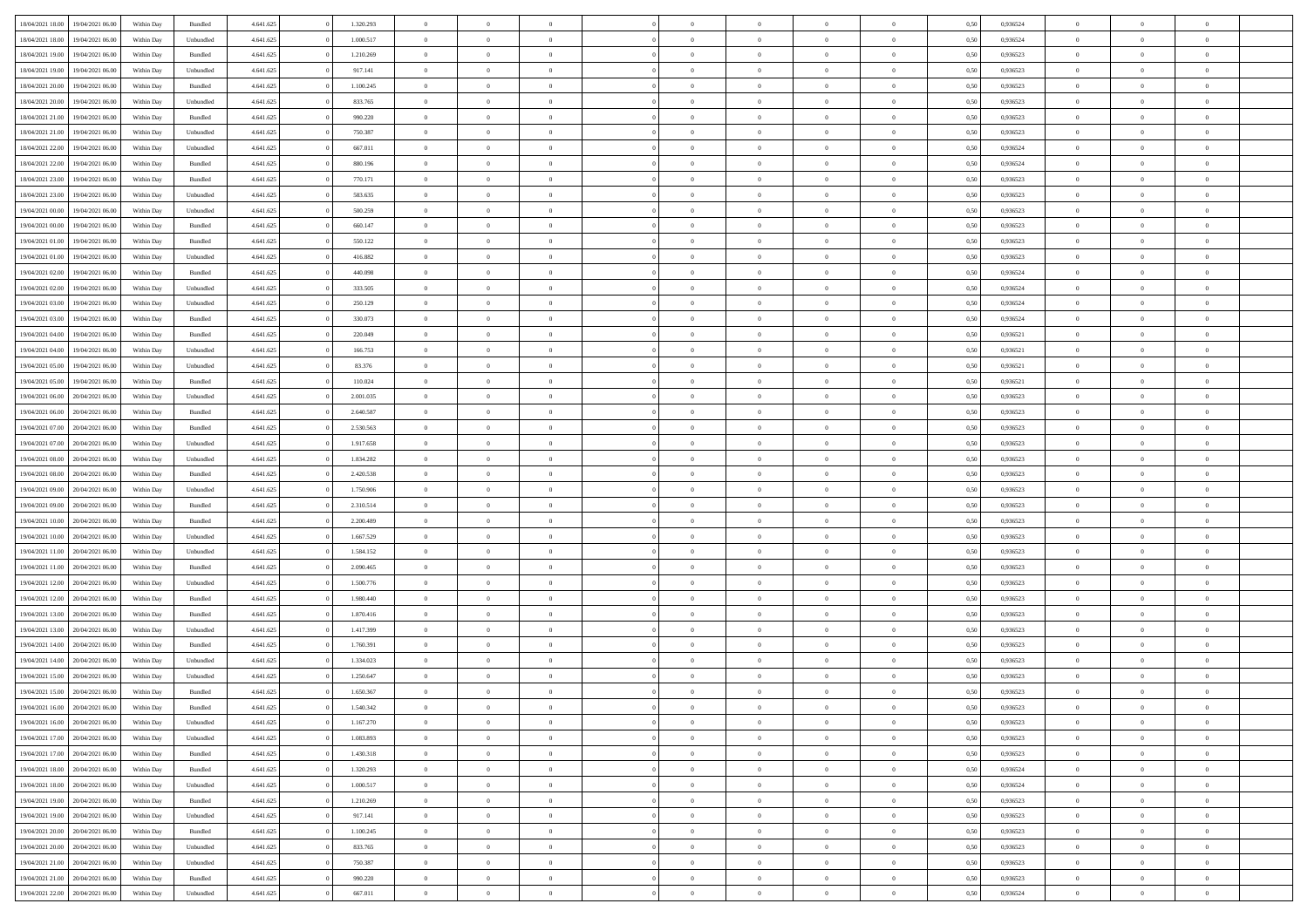| | | | | | | | | | | | | | | | | | | | | |
|---|---|---|---|---|---|---|---|---|---|---|---|---|---|---|---|---|---|---|---|---|
| 18/04/2021 18.00 | 19/04/2021 06.00 | Within Day | Bundled | 4.641.625 | 0 | 1.320.293 | 0 | 0 | 0 | | 0 | 0 | 0 | 0 | 0,50 | 0,936524 | 0 | 0 | 0 | |
| 18/04/2021 18.00 | 19/04/2021 06.00 | Within Day | Unbundled | 4.641.625 | 0 | 1.000.517 | 0 | 0 | 0 | | 0 | 0 | 0 | 0 | 0,50 | 0,936524 | 0 | 0 | 0 | |
| 18/04/2021 19.00 | 19/04/2021 06.00 | Within Day | Bundled | 4.641.625 | 0 | 1.210.269 | 0 | 0 | 0 | | 0 | 0 | 0 | 0 | 0,50 | 0,936523 | 0 | 0 | 0 | |
| 18/04/2021 19.00 | 19/04/2021 06.00 | Within Day | Unbundled | 4.641.625 | 0 | 917.141 | 0 | 0 | 0 | | 0 | 0 | 0 | 0 | 0,50 | 0,936523 | 0 | 0 | 0 | |
| 18/04/2021 20.00 | 19/04/2021 06.00 | Within Day | Bundled | 4.641.625 | 0 | 1.100.245 | 0 | 0 | 0 | | 0 | 0 | 0 | 0 | 0,50 | 0,936523 | 0 | 0 | 0 | |
| 18/04/2021 20.00 | 19/04/2021 06.00 | Within Day | Unbundled | 4.641.625 | 0 | 833.765 | 0 | 0 | 0 | | 0 | 0 | 0 | 0 | 0,50 | 0,936523 | 0 | 0 | 0 | |
| 18/04/2021 21.00 | 19/04/2021 06.00 | Within Day | Bundled | 4.641.625 | 0 | 990.220 | 0 | 0 | 0 | | 0 | 0 | 0 | 0 | 0,50 | 0,936523 | 0 | 0 | 0 | |
| 18/04/2021 21.00 | 19/04/2021 06.00 | Within Day | Unbundled | 4.641.625 | 0 | 750.387 | 0 | 0 | 0 | | 0 | 0 | 0 | 0 | 0,50 | 0,936523 | 0 | 0 | 0 | |
| 18/04/2021 22.00 | 19/04/2021 06.00 | Within Day | Unbundled | 4.641.625 | 0 | 667.011 | 0 | 0 | 0 | | 0 | 0 | 0 | 0 | 0,50 | 0,936524 | 0 | 0 | 0 | |
| 18/04/2021 22.00 | 19/04/2021 06.00 | Within Day | Bundled | 4.641.625 | 0 | 880.196 | 0 | 0 | 0 | | 0 | 0 | 0 | 0 | 0,50 | 0,936524 | 0 | 0 | 0 | |
| 18/04/2021 23.00 | 19/04/2021 06.00 | Within Day | Bundled | 4.641.625 | 0 | 770.171 | 0 | 0 | 0 | | 0 | 0 | 0 | 0 | 0,50 | 0,936523 | 0 | 0 | 0 | |
| 18/04/2021 23.00 | 19/04/2021 06.00 | Within Day | Unbundled | 4.641.625 | 0 | 583.635 | 0 | 0 | 0 | | 0 | 0 | 0 | 0 | 0,50 | 0,936523 | 0 | 0 | 0 | |
| 19/04/2021 00.00 | 19/04/2021 06.00 | Within Day | Unbundled | 4.641.625 | 0 | 500.259 | 0 | 0 | 0 | | 0 | 0 | 0 | 0 | 0,50 | 0,936523 | 0 | 0 | 0 | |
| 19/04/2021 00.00 | 19/04/2021 06.00 | Within Day | Bundled | 4.641.625 | 0 | 660.147 | 0 | 0 | 0 | | 0 | 0 | 0 | 0 | 0,50 | 0,936523 | 0 | 0 | 0 | |
| 19/04/2021 01.00 | 19/04/2021 06.00 | Within Day | Bundled | 4.641.625 | 0 | 550.122 | 0 | 0 | 0 | | 0 | 0 | 0 | 0 | 0,50 | 0,936523 | 0 | 0 | 0 | |
| 19/04/2021 01.00 | 19/04/2021 06.00 | Within Day | Unbundled | 4.641.625 | 0 | 416.882 | 0 | 0 | 0 | | 0 | 0 | 0 | 0 | 0,50 | 0,936523 | 0 | 0 | 0 | |
| 19/04/2021 02.00 | 19/04/2021 06.00 | Within Day | Bundled | 4.641.625 | 0 | 440.098 | 0 | 0 | 0 | | 0 | 0 | 0 | 0 | 0,50 | 0,936524 | 0 | 0 | 0 | |
| 19/04/2021 02.00 | 19/04/2021 06.00 | Within Day | Unbundled | 4.641.625 | 0 | 333.505 | 0 | 0 | 0 | | 0 | 0 | 0 | 0 | 0,50 | 0,936524 | 0 | 0 | 0 | |
| 19/04/2021 03.00 | 19/04/2021 06.00 | Within Day | Unbundled | 4.641.625 | 0 | 250.129 | 0 | 0 | 0 | | 0 | 0 | 0 | 0 | 0,50 | 0,936524 | 0 | 0 | 0 | |
| 19/04/2021 03.00 | 19/04/2021 06.00 | Within Day | Bundled | 4.641.625 | 0 | 330.073 | 0 | 0 | 0 | | 0 | 0 | 0 | 0 | 0,50 | 0,936524 | 0 | 0 | 0 | |
| 19/04/2021 04.00 | 19/04/2021 06.00 | Within Day | Bundled | 4.641.625 | 0 | 220.049 | 0 | 0 | 0 | | 0 | 0 | 0 | 0 | 0,50 | 0,936521 | 0 | 0 | 0 | |
| 19/04/2021 04.00 | 19/04/2021 06.00 | Within Day | Unbundled | 4.641.625 | 0 | 166.753 | 0 | 0 | 0 | | 0 | 0 | 0 | 0 | 0,50 | 0,936521 | 0 | 0 | 0 | |
| 19/04/2021 05.00 | 19/04/2021 06.00 | Within Day | Unbundled | 4.641.625 | 0 | 83.376 | 0 | 0 | 0 | | 0 | 0 | 0 | 0 | 0,50 | 0,936521 | 0 | 0 | 0 | |
| 19/04/2021 05.00 | 19/04/2021 06.00 | Within Day | Bundled | 4.641.625 | 0 | 110.024 | 0 | 0 | 0 | | 0 | 0 | 0 | 0 | 0,50 | 0,936521 | 0 | 0 | 0 | |
| 19/04/2021 06.00 | 20/04/2021 06.00 | Within Day | Unbundled | 4.641.625 | 0 | 2.001.035 | 0 | 0 | 0 | | 0 | 0 | 0 | 0 | 0,50 | 0,936523 | 0 | 0 | 0 | |
| 19/04/2021 06.00 | 20/04/2021 06.00 | Within Day | Bundled | 4.641.625 | 0 | 2.640.587 | 0 | 0 | 0 | | 0 | 0 | 0 | 0 | 0,50 | 0,936523 | 0 | 0 | 0 | |
| 19/04/2021 07.00 | 20/04/2021 06.00 | Within Day | Bundled | 4.641.625 | 0 | 2.530.563 | 0 | 0 | 0 | | 0 | 0 | 0 | 0 | 0,50 | 0,936523 | 0 | 0 | 0 | |
| 19/04/2021 07.00 | 20/04/2021 06.00 | Within Day | Unbundled | 4.641.625 | 0 | 1.917.658 | 0 | 0 | 0 | | 0 | 0 | 0 | 0 | 0,50 | 0,936523 | 0 | 0 | 0 | |
| 19/04/2021 08.00 | 20/04/2021 06.00 | Within Day | Unbundled | 4.641.625 | 0 | 1.834.282 | 0 | 0 | 0 | | 0 | 0 | 0 | 0 | 0,50 | 0,936523 | 0 | 0 | 0 | |
| 19/04/2021 08.00 | 20/04/2021 06.00 | Within Day | Bundled | 4.641.625 | 0 | 2.420.538 | 0 | 0 | 0 | | 0 | 0 | 0 | 0 | 0,50 | 0,936523 | 0 | 0 | 0 | |
| 19/04/2021 09.00 | 20/04/2021 06.00 | Within Day | Unbundled | 4.641.625 | 0 | 1.750.906 | 0 | 0 | 0 | | 0 | 0 | 0 | 0 | 0,50 | 0,936523 | 0 | 0 | 0 | |
| 19/04/2021 09.00 | 20/04/2021 06.00 | Within Day | Bundled | 4.641.625 | 0 | 2.310.514 | 0 | 0 | 0 | | 0 | 0 | 0 | 0 | 0,50 | 0,936523 | 0 | 0 | 0 | |
| 19/04/2021 10.00 | 20/04/2021 06.00 | Within Day | Bundled | 4.641.625 | 0 | 2.200.489 | 0 | 0 | 0 | | 0 | 0 | 0 | 0 | 0,50 | 0,936523 | 0 | 0 | 0 | |
| 19/04/2021 10.00 | 20/04/2021 06.00 | Within Day | Unbundled | 4.641.625 | 0 | 1.667.529 | 0 | 0 | 0 | | 0 | 0 | 0 | 0 | 0,50 | 0,936523 | 0 | 0 | 0 | |
| 19/04/2021 11.00 | 20/04/2021 06.00 | Within Day | Unbundled | 4.641.625 | 0 | 1.584.152 | 0 | 0 | 0 | | 0 | 0 | 0 | 0 | 0,50 | 0,936523 | 0 | 0 | 0 | |
| 19/04/2021 11.00 | 20/04/2021 06.00 | Within Day | Bundled | 4.641.625 | 0 | 2.090.465 | 0 | 0 | 0 | | 0 | 0 | 0 | 0 | 0,50 | 0,936523 | 0 | 0 | 0 | |
| 19/04/2021 12.00 | 20/04/2021 06.00 | Within Day | Unbundled | 4.641.625 | 0 | 1.500.776 | 0 | 0 | 0 | | 0 | 0 | 0 | 0 | 0,50 | 0,936523 | 0 | 0 | 0 | |
| 19/04/2021 12.00 | 20/04/2021 06.00 | Within Day | Bundled | 4.641.625 | 0 | 1.980.440 | 0 | 0 | 0 | | 0 | 0 | 0 | 0 | 0,50 | 0,936523 | 0 | 0 | 0 | |
| 19/04/2021 13.00 | 20/04/2021 06.00 | Within Day | Bundled | 4.641.625 | 0 | 1.870.416 | 0 | 0 | 0 | | 0 | 0 | 0 | 0 | 0,50 | 0,936523 | 0 | 0 | 0 | |
| 19/04/2021 13.00 | 20/04/2021 06.00 | Within Day | Unbundled | 4.641.625 | 0 | 1.417.399 | 0 | 0 | 0 | | 0 | 0 | 0 | 0 | 0,50 | 0,936523 | 0 | 0 | 0 | |
| 19/04/2021 14.00 | 20/04/2021 06.00 | Within Day | Bundled | 4.641.625 | 0 | 1.760.391 | 0 | 0 | 0 | | 0 | 0 | 0 | 0 | 0,50 | 0,936523 | 0 | 0 | 0 | |
| 19/04/2021 14.00 | 20/04/2021 06.00 | Within Day | Unbundled | 4.641.625 | 0 | 1.334.023 | 0 | 0 | 0 | | 0 | 0 | 0 | 0 | 0,50 | 0,936523 | 0 | 0 | 0 | |
| 19/04/2021 15.00 | 20/04/2021 06.00 | Within Day | Unbundled | 4.641.625 | 0 | 1.250.647 | 0 | 0 | 0 | | 0 | 0 | 0 | 0 | 0,50 | 0,936523 | 0 | 0 | 0 | |
| 19/04/2021 15.00 | 20/04/2021 06.00 | Within Day | Bundled | 4.641.625 | 0 | 1.650.367 | 0 | 0 | 0 | | 0 | 0 | 0 | 0 | 0,50 | 0,936523 | 0 | 0 | 0 | |
| 19/04/2021 16.00 | 20/04/2021 06.00 | Within Day | Bundled | 4.641.625 | 0 | 1.540.342 | 0 | 0 | 0 | | 0 | 0 | 0 | 0 | 0,50 | 0,936523 | 0 | 0 | 0 | |
| 19/04/2021 16.00 | 20/04/2021 06.00 | Within Day | Unbundled | 4.641.625 | 0 | 1.167.270 | 0 | 0 | 0 | | 0 | 0 | 0 | 0 | 0,50 | 0,936523 | 0 | 0 | 0 | |
| 19/04/2021 17.00 | 20/04/2021 06.00 | Within Day | Unbundled | 4.641.625 | 0 | 1.083.893 | 0 | 0 | 0 | | 0 | 0 | 0 | 0 | 0,50 | 0,936523 | 0 | 0 | 0 | |
| 19/04/2021 17.00 | 20/04/2021 06.00 | Within Day | Bundled | 4.641.625 | 0 | 1.430.318 | 0 | 0 | 0 | | 0 | 0 | 0 | 0 | 0,50 | 0,936523 | 0 | 0 | 0 | |
| 19/04/2021 18.00 | 20/04/2021 06.00 | Within Day | Bundled | 4.641.625 | 0 | 1.320.293 | 0 | 0 | 0 | | 0 | 0 | 0 | 0 | 0,50 | 0,936524 | 0 | 0 | 0 | |
| 19/04/2021 18.00 | 20/04/2021 06.00 | Within Day | Unbundled | 4.641.625 | 0 | 1.000.517 | 0 | 0 | 0 | | 0 | 0 | 0 | 0 | 0,50 | 0,936524 | 0 | 0 | 0 | |
| 19/04/2021 19.00 | 20/04/2021 06.00 | Within Day | Bundled | 4.641.625 | 0 | 1.210.269 | 0 | 0 | 0 | | 0 | 0 | 0 | 0 | 0,50 | 0,936523 | 0 | 0 | 0 | |
| 19/04/2021 19.00 | 20/04/2021 06.00 | Within Day | Unbundled | 4.641.625 | 0 | 917.141 | 0 | 0 | 0 | | 0 | 0 | 0 | 0 | 0,50 | 0,936523 | 0 | 0 | 0 | |
| 19/04/2021 20.00 | 20/04/2021 06.00 | Within Day | Bundled | 4.641.625 | 0 | 1.100.245 | 0 | 0 | 0 | | 0 | 0 | 0 | 0 | 0,50 | 0,936523 | 0 | 0 | 0 | |
| 19/04/2021 20.00 | 20/04/2021 06.00 | Within Day | Unbundled | 4.641.625 | 0 | 833.765 | 0 | 0 | 0 | | 0 | 0 | 0 | 0 | 0,50 | 0,936523 | 0 | 0 | 0 | |
| 19/04/2021 21.00 | 20/04/2021 06.00 | Within Day | Unbundled | 4.641.625 | 0 | 750.387 | 0 | 0 | 0 | | 0 | 0 | 0 | 0 | 0,50 | 0,936523 | 0 | 0 | 0 | |
| 19/04/2021 21.00 | 20/04/2021 06.00 | Within Day | Bundled | 4.641.625 | 0 | 990.220 | 0 | 0 | 0 | | 0 | 0 | 0 | 0 | 0,50 | 0,936523 | 0 | 0 | 0 | |
| 19/04/2021 22.00 | 20/04/2021 06.00 | Within Day | Unbundled | 4.641.625 | 0 | 667.011 | 0 | 0 | 0 | | 0 | 0 | 0 | 0 | 0,50 | 0,936524 | 0 | 0 | 0 | |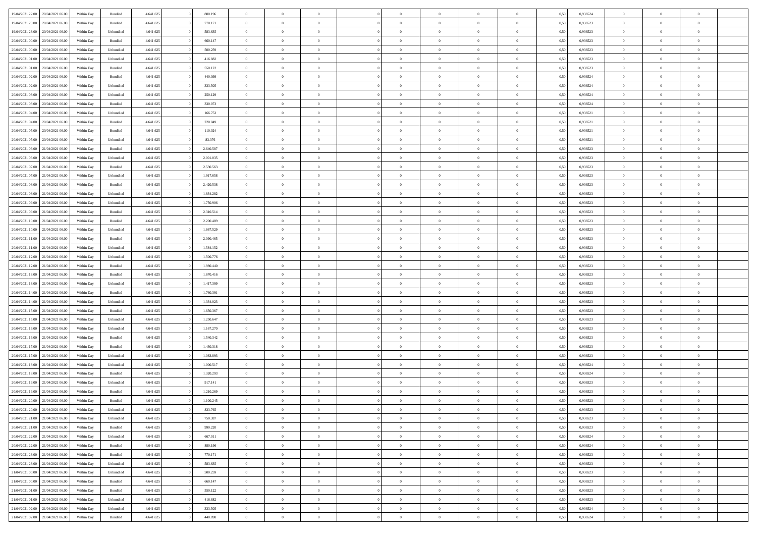| | | | | | | | | | | | | | | | | | | | | |
|---|---|---|---|---|---|---|---|---|---|---|---|---|---|---|---|---|---|---|---|---|
| 19/04/2021 22:00 | 20/04/2021 06:00 | Within Day | Bundled | 4.641.625 | 0 | 880.196 | 0 | 0 | 0 | 0 | 0 | 0 | 0 | 0 | 0,50 | 0,936524 | 0 | 0 | 0 | |
| 19/04/2021 23:00 | 20/04/2021 06:00 | Within Day | Bundled | 4.641.625 | 0 | 770.171 | 0 | 0 | 0 | 0 | 0 | 0 | 0 | 0 | 0,50 | 0,936523 | 0 | 0 | 0 | |
| 19/04/2021 23:00 | 20/04/2021 06:00 | Within Day | Unbundled | 4.641.625 | 0 | 583.635 | 0 | 0 | 0 | 0 | 0 | 0 | 0 | 0 | 0,50 | 0,936523 | 0 | 0 | 0 | |
| 20/04/2021 00:00 | 20/04/2021 06:00 | Within Day | Bundled | 4.641.625 | 0 | 660.147 | 0 | 0 | 0 | 0 | 0 | 0 | 0 | 0 | 0,50 | 0,936523 | 0 | 0 | 0 | |
| 20/04/2021 00:00 | 20/04/2021 06:00 | Within Day | Unbundled | 4.641.625 | 0 | 500.259 | 0 | 0 | 0 | 0 | 0 | 0 | 0 | 0 | 0,50 | 0,936523 | 0 | 0 | 0 | |
| 20/04/2021 01:00 | 20/04/2021 06:00 | Within Day | Unbundled | 4.641.625 | 0 | 416.882 | 0 | 0 | 0 | 0 | 0 | 0 | 0 | 0 | 0,50 | 0,936523 | 0 | 0 | 0 | |
| 20/04/2021 01:00 | 20/04/2021 06:00 | Within Day | Bundled | 4.641.625 | 0 | 550.122 | 0 | 0 | 0 | 0 | 0 | 0 | 0 | 0 | 0,50 | 0,936523 | 0 | 0 | 0 | |
| 20/04/2021 02:00 | 20/04/2021 06:00 | Within Day | Bundled | 4.641.625 | 0 | 440.098 | 0 | 0 | 0 | 0 | 0 | 0 | 0 | 0 | 0,50 | 0,936524 | 0 | 0 | 0 | |
| 20/04/2021 02:00 | 20/04/2021 06:00 | Within Day | Unbundled | 4.641.625 | 0 | 333.505 | 0 | 0 | 0 | 0 | 0 | 0 | 0 | 0 | 0,50 | 0,936524 | 0 | 0 | 0 | |
| 20/04/2021 03:00 | 20/04/2021 06:00 | Within Day | Unbundled | 4.641.625 | 0 | 250.129 | 0 | 0 | 0 | 0 | 0 | 0 | 0 | 0 | 0,50 | 0,936524 | 0 | 0 | 0 | |
| 20/04/2021 03:00 | 20/04/2021 06:00 | Within Day | Bundled | 4.641.625 | 0 | 330.073 | 0 | 0 | 0 | 0 | 0 | 0 | 0 | 0 | 0,50 | 0,936524 | 0 | 0 | 0 | |
| 20/04/2021 04:00 | 20/04/2021 06:00 | Within Day | Unbundled | 4.641.625 | 0 | 166.753 | 0 | 0 | 0 | 0 | 0 | 0 | 0 | 0 | 0,50 | 0,936521 | 0 | 0 | 0 | |
| 20/04/2021 04:00 | 20/04/2021 06:00 | Within Day | Bundled | 4.641.625 | 0 | 220.049 | 0 | 0 | 0 | 0 | 0 | 0 | 0 | 0 | 0,50 | 0,936521 | 0 | 0 | 0 | |
| 20/04/2021 05:00 | 20/04/2021 06:00 | Within Day | Bundled | 4.641.625 | 0 | 110.024 | 0 | 0 | 0 | 0 | 0 | 0 | 0 | 0 | 0,50 | 0,936521 | 0 | 0 | 0 | |
| 20/04/2021 05:00 | 20/04/2021 06:00 | Within Day | Unbundled | 4.641.625 | 0 | 83.376 | 0 | 0 | 0 | 0 | 0 | 0 | 0 | 0 | 0,50 | 0,936521 | 0 | 0 | 0 | |
| 20/04/2021 06:00 | 21/04/2021 06:00 | Within Day | Bundled | 4.641.625 | 0 | 2.640.587 | 0 | 0 | 0 | 0 | 0 | 0 | 0 | 0 | 0,50 | 0,936523 | 0 | 0 | 0 | |
| 20/04/2021 06:00 | 21/04/2021 06:00 | Within Day | Unbundled | 4.641.625 | 0 | 2.001.035 | 0 | 0 | 0 | 0 | 0 | 0 | 0 | 0 | 0,50 | 0,936523 | 0 | 0 | 0 | |
| 20/04/2021 07:00 | 21/04/2021 06:00 | Within Day | Bundled | 4.641.625 | 0 | 2.530.563 | 0 | 0 | 0 | 0 | 0 | 0 | 0 | 0 | 0,50 | 0,936523 | 0 | 0 | 0 | |
| 20/04/2021 07:00 | 21/04/2021 06:00 | Within Day | Unbundled | 4.641.625 | 0 | 1.917.658 | 0 | 0 | 0 | 0 | 0 | 0 | 0 | 0 | 0,50 | 0,936523 | 0 | 0 | 0 | |
| 20/04/2021 08:00 | 21/04/2021 06:00 | Within Day | Bundled | 4.641.625 | 0 | 2.420.538 | 0 | 0 | 0 | 0 | 0 | 0 | 0 | 0 | 0,50 | 0,936523 | 0 | 0 | 0 | |
| 20/04/2021 08:00 | 21/04/2021 06:00 | Within Day | Unbundled | 4.641.625 | 0 | 1.834.282 | 0 | 0 | 0 | 0 | 0 | 0 | 0 | 0 | 0,50 | 0,936523 | 0 | 0 | 0 | |
| 20/04/2021 09:00 | 21/04/2021 06:00 | Within Day | Unbundled | 4.641.625 | 0 | 1.750.906 | 0 | 0 | 0 | 0 | 0 | 0 | 0 | 0 | 0,50 | 0,936523 | 0 | 0 | 0 | |
| 20/04/2021 09:00 | 21/04/2021 06:00 | Within Day | Bundled | 4.641.625 | 0 | 2.310.514 | 0 | 0 | 0 | 0 | 0 | 0 | 0 | 0 | 0,50 | 0,936523 | 0 | 0 | 0 | |
| 20/04/2021 10:00 | 21/04/2021 06:00 | Within Day | Bundled | 4.641.625 | 0 | 2.200.489 | 0 | 0 | 0 | 0 | 0 | 0 | 0 | 0 | 0,50 | 0,936523 | 0 | 0 | 0 | |
| 20/04/2021 10:00 | 21/04/2021 06:00 | Within Day | Unbundled | 4.641.625 | 0 | 1.667.529 | 0 | 0 | 0 | 0 | 0 | 0 | 0 | 0 | 0,50 | 0,936523 | 0 | 0 | 0 | |
| 20/04/2021 11:00 | 21/04/2021 06:00 | Within Day | Bundled | 4.641.625 | 0 | 2.090.465 | 0 | 0 | 0 | 0 | 0 | 0 | 0 | 0 | 0,50 | 0,936523 | 0 | 0 | 0 | |
| 20/04/2021 11:00 | 21/04/2021 06:00 | Within Day | Unbundled | 4.641.625 | 0 | 1.584.152 | 0 | 0 | 0 | 0 | 0 | 0 | 0 | 0 | 0,50 | 0,936523 | 0 | 0 | 0 | |
| 20/04/2021 12:00 | 21/04/2021 06:00 | Within Day | Unbundled | 4.641.625 | 0 | 1.500.776 | 0 | 0 | 0 | 0 | 0 | 0 | 0 | 0 | 0,50 | 0,936523 | 0 | 0 | 0 | |
| 20/04/2021 12:00 | 21/04/2021 06:00 | Within Day | Bundled | 4.641.625 | 0 | 1.980.440 | 0 | 0 | 0 | 0 | 0 | 0 | 0 | 0 | 0,50 | 0,936523 | 0 | 0 | 0 | |
| 20/04/2021 13:00 | 21/04/2021 06:00 | Within Day | Bundled | 4.641.625 | 0 | 1.870.416 | 0 | 0 | 0 | 0 | 0 | 0 | 0 | 0 | 0,50 | 0,936523 | 0 | 0 | 0 | |
| 20/04/2021 13:00 | 21/04/2021 06:00 | Within Day | Unbundled | 4.641.625 | 0 | 1.417.399 | 0 | 0 | 0 | 0 | 0 | 0 | 0 | 0 | 0,50 | 0,936523 | 0 | 0 | 0 | |
| 20/04/2021 14:00 | 21/04/2021 06:00 | Within Day | Bundled | 4.641.625 | 0 | 1.760.391 | 0 | 0 | 0 | 0 | 0 | 0 | 0 | 0 | 0,50 | 0,936523 | 0 | 0 | 0 | |
| 20/04/2021 14:00 | 21/04/2021 06:00 | Within Day | Unbundled | 4.641.625 | 0 | 1.334.023 | 0 | 0 | 0 | 0 | 0 | 0 | 0 | 0 | 0,50 | 0,936523 | 0 | 0 | 0 | |
| 20/04/2021 15:00 | 21/04/2021 06:00 | Within Day | Bundled | 4.641.625 | 0 | 1.650.367 | 0 | 0 | 0 | 0 | 0 | 0 | 0 | 0 | 0,50 | 0,936523 | 0 | 0 | 0 | |
| 20/04/2021 15:00 | 21/04/2021 06:00 | Within Day | Unbundled | 4.641.625 | 0 | 1.250.647 | 0 | 0 | 0 | 0 | 0 | 0 | 0 | 0 | 0,50 | 0,936523 | 0 | 0 | 0 | |
| 20/04/2021 16:00 | 21/04/2021 06:00 | Within Day | Unbundled | 4.641.625 | 0 | 1.167.270 | 0 | 0 | 0 | 0 | 0 | 0 | 0 | 0 | 0,50 | 0,936523 | 0 | 0 | 0 | |
| 20/04/2021 16:00 | 21/04/2021 06:00 | Within Day | Bundled | 4.641.625 | 0 | 1.540.342 | 0 | 0 | 0 | 0 | 0 | 0 | 0 | 0 | 0,50 | 0,936523 | 0 | 0 | 0 | |
| 20/04/2021 17:00 | 21/04/2021 06:00 | Within Day | Bundled | 4.641.625 | 0 | 1.430.318 | 0 | 0 | 0 | 0 | 0 | 0 | 0 | 0 | 0,50 | 0,936523 | 0 | 0 | 0 | |
| 20/04/2021 17:00 | 21/04/2021 06:00 | Within Day | Unbundled | 4.641.625 | 0 | 1.083.893 | 0 | 0 | 0 | 0 | 0 | 0 | 0 | 0 | 0,50 | 0,936523 | 0 | 0 | 0 | |
| 20/04/2021 18:00 | 21/04/2021 06:00 | Within Day | Unbundled | 4.641.625 | 0 | 1.000.517 | 0 | 0 | 0 | 0 | 0 | 0 | 0 | 0 | 0,50 | 0,936524 | 0 | 0 | 0 | |
| 20/04/2021 18:00 | 21/04/2021 06:00 | Within Day | Bundled | 4.641.625 | 0 | 1.320.293 | 0 | 0 | 0 | 0 | 0 | 0 | 0 | 0 | 0,50 | 0,936524 | 0 | 0 | 0 | |
| 20/04/2021 19:00 | 21/04/2021 06:00 | Within Day | Unbundled | 4.641.625 | 0 | 917.141 | 0 | 0 | 0 | 0 | 0 | 0 | 0 | 0 | 0,50 | 0,936523 | 0 | 0 | 0 | |
| 20/04/2021 19:00 | 21/04/2021 06:00 | Within Day | Bundled | 4.641.625 | 0 | 1.210.269 | 0 | 0 | 0 | 0 | 0 | 0 | 0 | 0 | 0,50 | 0,936523 | 0 | 0 | 0 | |
| 20/04/2021 20:00 | 21/04/2021 06:00 | Within Day | Bundled | 4.641.625 | 0 | 1.100.245 | 0 | 0 | 0 | 0 | 0 | 0 | 0 | 0 | 0,50 | 0,936523 | 0 | 0 | 0 | |
| 20/04/2021 20:00 | 21/04/2021 06:00 | Within Day | Unbundled | 4.641.625 | 0 | 833.765 | 0 | 0 | 0 | 0 | 0 | 0 | 0 | 0 | 0,50 | 0,936523 | 0 | 0 | 0 | |
| 20/04/2021 21:00 | 21/04/2021 06:00 | Within Day | Unbundled | 4.641.625 | 0 | 750.387 | 0 | 0 | 0 | 0 | 0 | 0 | 0 | 0 | 0,50 | 0,936523 | 0 | 0 | 0 | |
| 20/04/2021 21:00 | 21/04/2021 06:00 | Within Day | Bundled | 4.641.625 | 0 | 990.220 | 0 | 0 | 0 | 0 | 0 | 0 | 0 | 0 | 0,50 | 0,936523 | 0 | 0 | 0 | |
| 20/04/2021 22:00 | 21/04/2021 06:00 | Within Day | Unbundled | 4.641.625 | 0 | 667.011 | 0 | 0 | 0 | 0 | 0 | 0 | 0 | 0 | 0,50 | 0,936524 | 0 | 0 | 0 | |
| 20/04/2021 22:00 | 21/04/2021 06:00 | Within Day | Bundled | 4.641.625 | 0 | 880.196 | 0 | 0 | 0 | 0 | 0 | 0 | 0 | 0 | 0,50 | 0,936524 | 0 | 0 | 0 | |
| 20/04/2021 23:00 | 21/04/2021 06:00 | Within Day | Bundled | 4.641.625 | 0 | 770.171 | 0 | 0 | 0 | 0 | 0 | 0 | 0 | 0 | 0,50 | 0,936523 | 0 | 0 | 0 | |
| 20/04/2021 23:00 | 21/04/2021 06:00 | Within Day | Unbundled | 4.641.625 | 0 | 583.635 | 0 | 0 | 0 | 0 | 0 | 0 | 0 | 0 | 0,50 | 0,936523 | 0 | 0 | 0 | |
| 21/04/2021 00:00 | 21/04/2021 06:00 | Within Day | Unbundled | 4.641.625 | 0 | 500.259 | 0 | 0 | 0 | 0 | 0 | 0 | 0 | 0 | 0,50 | 0,936523 | 0 | 0 | 0 | |
| 21/04/2021 00:00 | 21/04/2021 06:00 | Within Day | Bundled | 4.641.625 | 0 | 660.147 | 0 | 0 | 0 | 0 | 0 | 0 | 0 | 0 | 0,50 | 0,936523 | 0 | 0 | 0 | |
| 21/04/2021 01:00 | 21/04/2021 06:00 | Within Day | Bundled | 4.641.625 | 0 | 550.122 | 0 | 0 | 0 | 0 | 0 | 0 | 0 | 0 | 0,50 | 0,936523 | 0 | 0 | 0 | |
| 21/04/2021 01:00 | 21/04/2021 06:00 | Within Day | Unbundled | 4.641.625 | 0 | 416.882 | 0 | 0 | 0 | 0 | 0 | 0 | 0 | 0 | 0,50 | 0,936523 | 0 | 0 | 0 | |
| 21/04/2021 02:00 | 21/04/2021 06:00 | Within Day | Unbundled | 4.641.625 | 0 | 333.505 | 0 | 0 | 0 | 0 | 0 | 0 | 0 | 0 | 0,50 | 0,936524 | 0 | 0 | 0 | |
| 21/04/2021 02:00 | 21/04/2021 06:00 | Within Day | Bundled | 4.641.625 | 0 | 440.098 | 0 | 0 | 0 | 0 | 0 | 0 | 0 | 0 | 0,50 | 0,936524 | 0 | 0 | 0 | |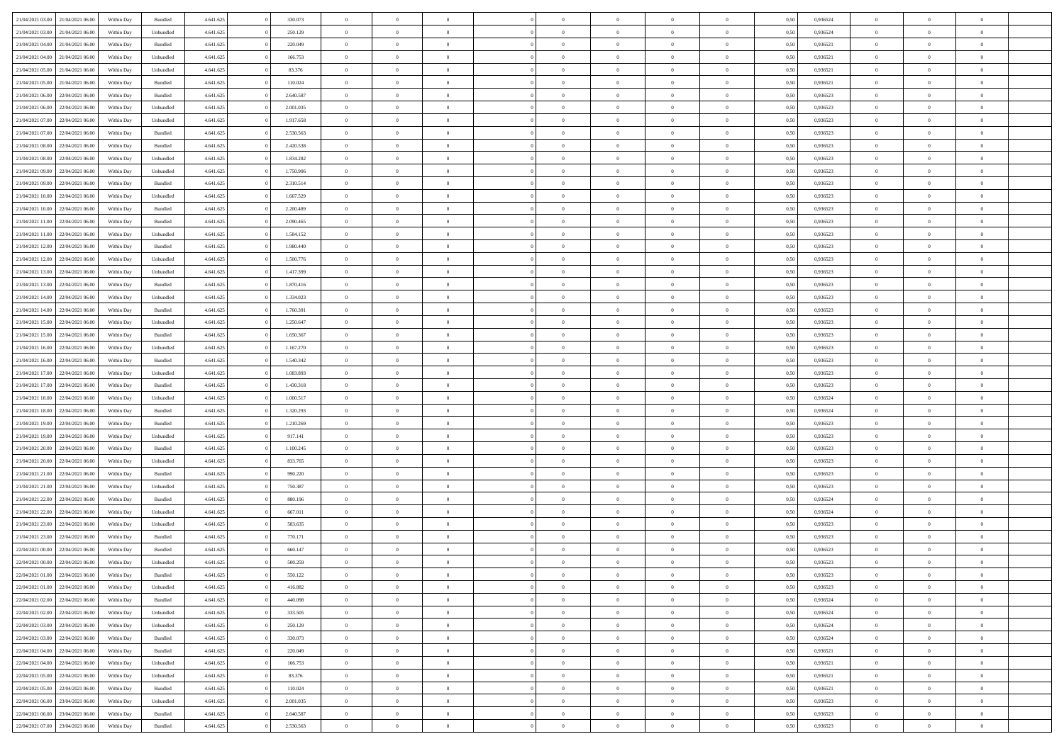| | | | | | | | | | | | | | | | | | | | | | |
|---|---|---|---|---|---|---|---|---|---|---|---|---|---|---|---|---|---|---|---|---|---|
| 21/04/2021 03:00 | 21/04/2021 06:00 | Within Day | Bundled | 4.641.625 | 0 | 330.073 | 0 | 0 | 0 | | 0 | 0 | 0 | 0 | 0,50 | 0,936524 | 0 | 0 | 0 | |
| 21/04/2021 03:00 | 21/04/2021 06:00 | Within Day | Unbundled | 4.641.625 | 0 | 250.129 | 0 | 0 | 0 | | 0 | 0 | 0 | 0 | 0,50 | 0,936524 | 0 | 0 | 0 | |
| 21/04/2021 04:00 | 21/04/2021 06:00 | Within Day | Bundled | 4.641.625 | 0 | 220.049 | 0 | 0 | 0 | | 0 | 0 | 0 | 0 | 0,50 | 0,936521 | 0 | 0 | 0 | |
| 21/04/2021 04:00 | 21/04/2021 06:00 | Within Day | Unbundled | 4.641.625 | 0 | 166.753 | 0 | 0 | 0 | | 0 | 0 | 0 | 0 | 0,50 | 0,936521 | 0 | 0 | 0 | |
| 21/04/2021 05:00 | 21/04/2021 06:00 | Within Day | Unbundled | 4.641.625 | 0 | 83.376 | 0 | 0 | 0 | | 0 | 0 | 0 | 0 | 0,50 | 0,936521 | 0 | 0 | 0 | |
| 21/04/2021 05:00 | 21/04/2021 06:00 | Within Day | Bundled | 4.641.625 | 0 | 110.024 | 0 | 0 | 0 | | 0 | 0 | 0 | 0 | 0,50 | 0,936521 | 0 | 0 | 0 | |
| 21/04/2021 06:00 | 22/04/2021 06:00 | Within Day | Bundled | 4.641.625 | 0 | 2.640.587 | 0 | 0 | 0 | | 0 | 0 | 0 | 0 | 0,50 | 0,936523 | 0 | 0 | 0 | |
| 21/04/2021 06:00 | 22/04/2021 06:00 | Within Day | Unbundled | 4.641.625 | 0 | 2.001.035 | 0 | 0 | 0 | | 0 | 0 | 0 | 0 | 0,50 | 0,936523 | 0 | 0 | 0 | |
| 21/04/2021 07:00 | 22/04/2021 06:00 | Within Day | Unbundled | 4.641.625 | 0 | 1.917.658 | 0 | 0 | 0 | | 0 | 0 | 0 | 0 | 0,50 | 0,936523 | 0 | 0 | 0 | |
| 21/04/2021 07:00 | 22/04/2021 06:00 | Within Day | Bundled | 4.641.625 | 0 | 2.530.563 | 0 | 0 | 0 | | 0 | 0 | 0 | 0 | 0,50 | 0,936523 | 0 | 0 | 0 | |
| 21/04/2021 08:00 | 22/04/2021 06:00 | Within Day | Bundled | 4.641.625 | 0 | 2.420.538 | 0 | 0 | 0 | | 0 | 0 | 0 | 0 | 0,50 | 0,936523 | 0 | 0 | 0 | |
| 21/04/2021 08:00 | 22/04/2021 06:00 | Within Day | Unbundled | 4.641.625 | 0 | 1.834.282 | 0 | 0 | 0 | | 0 | 0 | 0 | 0 | 0,50 | 0,936523 | 0 | 0 | 0 | |
| 21/04/2021 09:00 | 22/04/2021 06:00 | Within Day | Unbundled | 4.641.625 | 0 | 1.750.906 | 0 | 0 | 0 | | 0 | 0 | 0 | 0 | 0,50 | 0,936523 | 0 | 0 | 0 | |
| 21/04/2021 09:00 | 22/04/2021 06:00 | Within Day | Bundled | 4.641.625 | 0 | 2.310.514 | 0 | 0 | 0 | | 0 | 0 | 0 | 0 | 0,50 | 0,936523 | 0 | 0 | 0 | |
| 21/04/2021 10:00 | 22/04/2021 06:00 | Within Day | Unbundled | 4.641.625 | 0 | 1.667.529 | 0 | 0 | 0 | | 0 | 0 | 0 | 0 | 0,50 | 0,936523 | 0 | 0 | 0 | |
| 21/04/2021 10:00 | 22/04/2021 06:00 | Within Day | Bundled | 4.641.625 | 0 | 2.200.489 | 0 | 0 | 0 | | 0 | 0 | 0 | 0 | 0,50 | 0,936523 | 0 | 0 | 0 | |
| 21/04/2021 11:00 | 22/04/2021 06:00 | Within Day | Bundled | 4.641.625 | 0 | 2.090.465 | 0 | 0 | 0 | | 0 | 0 | 0 | 0 | 0,50 | 0,936523 | 0 | 0 | 0 | |
| 21/04/2021 11:00 | 22/04/2021 06:00 | Within Day | Unbundled | 4.641.625 | 0 | 1.584.152 | 0 | 0 | 0 | | 0 | 0 | 0 | 0 | 0,50 | 0,936523 | 0 | 0 | 0 | |
| 21/04/2021 12:00 | 22/04/2021 06:00 | Within Day | Bundled | 4.641.625 | 0 | 1.980.440 | 0 | 0 | 0 | | 0 | 0 | 0 | 0 | 0,50 | 0,936523 | 0 | 0 | 0 | |
| 21/04/2021 12:00 | 22/04/2021 06:00 | Within Day | Unbundled | 4.641.625 | 0 | 1.500.776 | 0 | 0 | 0 | | 0 | 0 | 0 | 0 | 0,50 | 0,936523 | 0 | 0 | 0 | |
| 21/04/2021 13:00 | 22/04/2021 06:00 | Within Day | Unbundled | 4.641.625 | 0 | 1.417.399 | 0 | 0 | 0 | | 0 | 0 | 0 | 0 | 0,50 | 0,936523 | 0 | 0 | 0 | |
| 21/04/2021 13:00 | 22/04/2021 06:00 | Within Day | Bundled | 4.641.625 | 0 | 1.870.416 | 0 | 0 | 0 | | 0 | 0 | 0 | 0 | 0,50 | 0,936523 | 0 | 0 | 0 | |
| 21/04/2021 14:00 | 22/04/2021 06:00 | Within Day | Unbundled | 4.641.625 | 0 | 1.334.023 | 0 | 0 | 0 | | 0 | 0 | 0 | 0 | 0,50 | 0,936523 | 0 | 0 | 0 | |
| 21/04/2021 14:00 | 22/04/2021 06:00 | Within Day | Bundled | 4.641.625 | 0 | 1.760.391 | 0 | 0 | 0 | | 0 | 0 | 0 | 0 | 0,50 | 0,936523 | 0 | 0 | 0 | |
| 21/04/2021 15:00 | 22/04/2021 06:00 | Within Day | Unbundled | 4.641.625 | 0 | 1.250.647 | 0 | 0 | 0 | | 0 | 0 | 0 | 0 | 0,50 | 0,936523 | 0 | 0 | 0 | |
| 21/04/2021 15:00 | 22/04/2021 06:00 | Within Day | Bundled | 4.641.625 | 0 | 1.650.367 | 0 | 0 | 0 | | 0 | 0 | 0 | 0 | 0,50 | 0,936523 | 0 | 0 | 0 | |
| 21/04/2021 16:00 | 22/04/2021 06:00 | Within Day | Unbundled | 4.641.625 | 0 | 1.167.270 | 0 | 0 | 0 | | 0 | 0 | 0 | 0 | 0,50 | 0,936523 | 0 | 0 | 0 | |
| 21/04/2021 16:00 | 22/04/2021 06:00 | Within Day | Bundled | 4.641.625 | 0 | 1.540.342 | 0 | 0 | 0 | | 0 | 0 | 0 | 0 | 0,50 | 0,936523 | 0 | 0 | 0 | |
| 21/04/2021 17:00 | 22/04/2021 06:00 | Within Day | Unbundled | 4.641.625 | 0 | 1.083.893 | 0 | 0 | 0 | | 0 | 0 | 0 | 0 | 0,50 | 0,936523 | 0 | 0 | 0 | |
| 21/04/2021 17:00 | 22/04/2021 06:00 | Within Day | Bundled | 4.641.625 | 0 | 1.430.318 | 0 | 0 | 0 | | 0 | 0 | 0 | 0 | 0,50 | 0,936523 | 0 | 0 | 0 | |
| 21/04/2021 18:00 | 22/04/2021 06:00 | Within Day | Unbundled | 4.641.625 | 0 | 1.000.517 | 0 | 0 | 0 | | 0 | 0 | 0 | 0 | 0,50 | 0,936524 | 0 | 0 | 0 | |
| 21/04/2021 18:00 | 22/04/2021 06:00 | Within Day | Bundled | 4.641.625 | 0 | 1.320.293 | 0 | 0 | 0 | | 0 | 0 | 0 | 0 | 0,50 | 0,936524 | 0 | 0 | 0 | |
| 21/04/2021 19:00 | 22/04/2021 06:00 | Within Day | Bundled | 4.641.625 | 0 | 1.210.269 | 0 | 0 | 0 | | 0 | 0 | 0 | 0 | 0,50 | 0,936523 | 0 | 0 | 0 | |
| 21/04/2021 19:00 | 22/04/2021 06:00 | Within Day | Unbundled | 4.641.625 | 0 | 917.141 | 0 | 0 | 0 | | 0 | 0 | 0 | 0 | 0,50 | 0,936523 | 0 | 0 | 0 | |
| 21/04/2021 20:00 | 22/04/2021 06:00 | Within Day | Bundled | 4.641.625 | 0 | 1.100.245 | 0 | 0 | 0 | | 0 | 0 | 0 | 0 | 0,50 | 0,936523 | 0 | 0 | 0 | |
| 21/04/2021 20:00 | 22/04/2021 06:00 | Within Day | Unbundled | 4.641.625 | 0 | 833.765 | 0 | 0 | 0 | | 0 | 0 | 0 | 0 | 0,50 | 0,936523 | 0 | 0 | 0 | |
| 21/04/2021 21:00 | 22/04/2021 06:00 | Within Day | Bundled | 4.641.625 | 0 | 990.220 | 0 | 0 | 0 | | 0 | 0 | 0 | 0 | 0,50 | 0,936523 | 0 | 0 | 0 | |
| 21/04/2021 21:00 | 22/04/2021 06:00 | Within Day | Unbundled | 4.641.625 | 0 | 750.387 | 0 | 0 | 0 | | 0 | 0 | 0 | 0 | 0,50 | 0,936523 | 0 | 0 | 0 | |
| 21/04/2021 22:00 | 22/04/2021 06:00 | Within Day | Bundled | 4.641.625 | 0 | 880.196 | 0 | 0 | 0 | | 0 | 0 | 0 | 0 | 0,50 | 0,936524 | 0 | 0 | 0 | |
| 21/04/2021 22:00 | 22/04/2021 06:00 | Within Day | Unbundled | 4.641.625 | 0 | 667.011 | 0 | 0 | 0 | | 0 | 0 | 0 | 0 | 0,50 | 0,936524 | 0 | 0 | 0 | |
| 21/04/2021 23:00 | 22/04/2021 06:00 | Within Day | Unbundled | 4.641.625 | 0 | 583.635 | 0 | 0 | 0 | | 0 | 0 | 0 | 0 | 0,50 | 0,936523 | 0 | 0 | 0 | |
| 21/04/2021 23:00 | 22/04/2021 06:00 | Within Day | Bundled | 4.641.625 | 0 | 770.171 | 0 | 0 | 0 | | 0 | 0 | 0 | 0 | 0,50 | 0,936523 | 0 | 0 | 0 | |
| 22/04/2021 00:00 | 22/04/2021 06:00 | Within Day | Bundled | 4.641.625 | 0 | 660.147 | 0 | 0 | 0 | | 0 | 0 | 0 | 0 | 0,50 | 0,936523 | 0 | 0 | 0 | |
| 22/04/2021 00:00 | 22/04/2021 06:00 | Within Day | Unbundled | 4.641.625 | 0 | 500.259 | 0 | 0 | 0 | | 0 | 0 | 0 | 0 | 0,50 | 0,936523 | 0 | 0 | 0 | |
| 22/04/2021 01:00 | 22/04/2021 06:00 | Within Day | Bundled | 4.641.625 | 0 | 550.122 | 0 | 0 | 0 | | 0 | 0 | 0 | 0 | 0,50 | 0,936523 | 0 | 0 | 0 | |
| 22/04/2021 01:00 | 22/04/2021 06:00 | Within Day | Unbundled | 4.641.625 | 0 | 416.882 | 0 | 0 | 0 | | 0 | 0 | 0 | 0 | 0,50 | 0,936523 | 0 | 0 | 0 | |
| 22/04/2021 02:00 | 22/04/2021 06:00 | Within Day | Bundled | 4.641.625 | 0 | 440.098 | 0 | 0 | 0 | | 0 | 0 | 0 | 0 | 0,50 | 0,936524 | 0 | 0 | 0 | |
| 22/04/2021 02:00 | 22/04/2021 06:00 | Within Day | Unbundled | 4.641.625 | 0 | 333.505 | 0 | 0 | 0 | | 0 | 0 | 0 | 0 | 0,50 | 0,936524 | 0 | 0 | 0 | |
| 22/04/2021 03:00 | 22/04/2021 06:00 | Within Day | Unbundled | 4.641.625 | 0 | 250.129 | 0 | 0 | 0 | | 0 | 0 | 0 | 0 | 0,50 | 0,936524 | 0 | 0 | 0 | |
| 22/04/2021 03:00 | 22/04/2021 06:00 | Within Day | Bundled | 4.641.625 | 0 | 330.073 | 0 | 0 | 0 | | 0 | 0 | 0 | 0 | 0,50 | 0,936524 | 0 | 0 | 0 | |
| 22/04/2021 04:00 | 22/04/2021 06:00 | Within Day | Bundled | 4.641.625 | 0 | 220.049 | 0 | 0 | 0 | | 0 | 0 | 0 | 0 | 0,50 | 0,936521 | 0 | 0 | 0 | |
| 22/04/2021 04:00 | 22/04/2021 06:00 | Within Day | Unbundled | 4.641.625 | 0 | 166.753 | 0 | 0 | 0 | | 0 | 0 | 0 | 0 | 0,50 | 0,936521 | 0 | 0 | 0 | |
| 22/04/2021 05:00 | 22/04/2021 06:00 | Within Day | Unbundled | 4.641.625 | 0 | 83.376 | 0 | 0 | 0 | | 0 | 0 | 0 | 0 | 0,50 | 0,936521 | 0 | 0 | 0 | |
| 22/04/2021 05:00 | 22/04/2021 06:00 | Within Day | Bundled | 4.641.625 | 0 | 110.024 | 0 | 0 | 0 | | 0 | 0 | 0 | 0 | 0,50 | 0,936521 | 0 | 0 | 0 | |
| 22/04/2021 06:00 | 23/04/2021 06:00 | Within Day | Unbundled | 4.641.625 | 0 | 2.001.035 | 0 | 0 | 0 | | 0 | 0 | 0 | 0 | 0,50 | 0,936523 | 0 | 0 | 0 | |
| 22/04/2021 06:00 | 23/04/2021 06:00 | Within Day | Bundled | 4.641.625 | 0 | 2.640.587 | 0 | 0 | 0 | | 0 | 0 | 0 | 0 | 0,50 | 0,936523 | 0 | 0 | 0 | |
| 22/04/2021 07:00 | 23/04/2021 06:00 | Within Day | Bundled | 4.641.625 | 0 | 2.530.563 | 0 | 0 | 0 | | 0 | 0 | 0 | 0 | 0,50 | 0,936523 | 0 | 0 | 0 | |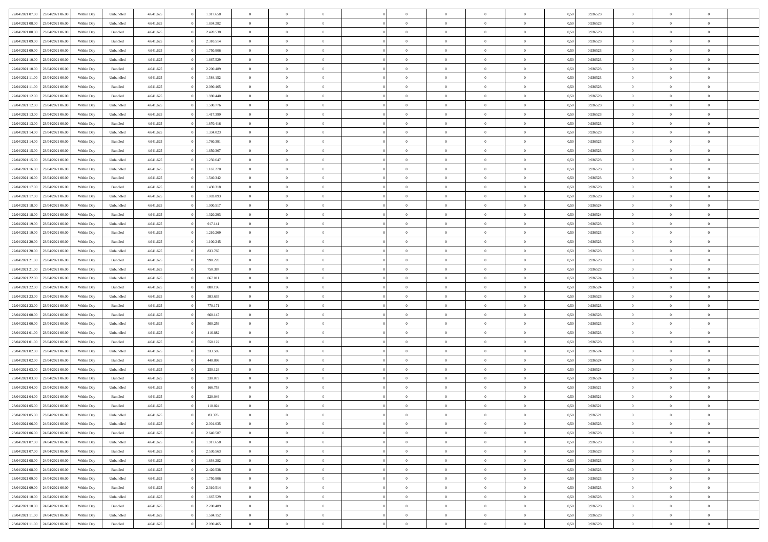| | | | | | | | | | | | | | | | | | | | | | |
|---|---|---|---|---|---|---|---|---|---|---|---|---|---|---|---|---|---|---|---|---|---|
| 22/04/2021 07:00 | 23/04/2021 06:00 | Within Day | Unbundled | 4.641.625 | 0 | 1.917.658 | 0 | 0 | 0 | | 0 | 0 | 0 | 0 | 0 | 0,50 | 0,936523 | 0 | 0 | 0 | |
| 22/04/2021 08:00 | 23/04/2021 06:00 | Within Day | Unbundled | 4.641.625 | 0 | 1.834.282 | 0 | 0 | 0 | | 0 | 0 | 0 | 0 | 0 | 0,50 | 0,936523 | 0 | 0 | 0 | |
| 22/04/2021 08:00 | 23/04/2021 06:00 | Within Day | Bundled | 4.641.625 | 0 | 2.420.538 | 0 | 0 | 0 | | 0 | 0 | 0 | 0 | 0 | 0,50 | 0,936523 | 0 | 0 | 0 | |
| 22/04/2021 09:00 | 23/04/2021 06:00 | Within Day | Bundled | 4.641.625 | 0 | 2.310.514 | 0 | 0 | 0 | | 0 | 0 | 0 | 0 | 0 | 0,50 | 0,936523 | 0 | 0 | 0 | |
| 22/04/2021 09:00 | 23/04/2021 06:00 | Within Day | Unbundled | 4.641.625 | 0 | 1.750.906 | 0 | 0 | 0 | | 0 | 0 | 0 | 0 | 0 | 0,50 | 0,936523 | 0 | 0 | 0 | |
| 22/04/2021 10:00 | 23/04/2021 06:00 | Within Day | Unbundled | 4.641.625 | 0 | 1.667.529 | 0 | 0 | 0 | | 0 | 0 | 0 | 0 | 0 | 0,50 | 0,936523 | 0 | 0 | 0 | |
| 22/04/2021 10:00 | 23/04/2021 06:00 | Within Day | Bundled | 4.641.625 | 0 | 2.200.489 | 0 | 0 | 0 | | 0 | 0 | 0 | 0 | 0 | 0,50 | 0,936523 | 0 | 0 | 0 | |
| 22/04/2021 11:00 | 23/04/2021 06:00 | Within Day | Unbundled | 4.641.625 | 0 | 1.584.152 | 0 | 0 | 0 | | 0 | 0 | 0 | 0 | 0 | 0,50 | 0,936523 | 0 | 0 | 0 | |
| 22/04/2021 11:00 | 23/04/2021 06:00 | Within Day | Bundled | 4.641.625 | 0 | 2.090.465 | 0 | 0 | 0 | | 0 | 0 | 0 | 0 | 0 | 0,50 | 0,936523 | 0 | 0 | 0 | |
| 22/04/2021 12:00 | 23/04/2021 06:00 | Within Day | Bundled | 4.641.625 | 0 | 1.980.440 | 0 | 0 | 0 | | 0 | 0 | 0 | 0 | 0 | 0,50 | 0,936523 | 0 | 0 | 0 | |
| 22/04/2021 12:00 | 23/04/2021 06:00 | Within Day | Unbundled | 4.641.625 | 0 | 1.500.776 | 0 | 0 | 0 | | 0 | 0 | 0 | 0 | 0 | 0,50 | 0,936523 | 0 | 0 | 0 | |
| 22/04/2021 13:00 | 23/04/2021 06:00 | Within Day | Unbundled | 4.641.625 | 0 | 1.417.399 | 0 | 0 | 0 | | 0 | 0 | 0 | 0 | 0 | 0,50 | 0,936523 | 0 | 0 | 0 | |
| 22/04/2021 13:00 | 23/04/2021 06:00 | Within Day | Bundled | 4.641.625 | 0 | 1.870.416 | 0 | 0 | 0 | | 0 | 0 | 0 | 0 | 0 | 0,50 | 0,936523 | 0 | 0 | 0 | |
| 22/04/2021 14:00 | 23/04/2021 06:00 | Within Day | Unbundled | 4.641.625 | 0 | 1.334.023 | 0 | 0 | 0 | | 0 | 0 | 0 | 0 | 0 | 0,50 | 0,936523 | 0 | 0 | 0 | |
| 22/04/2021 14:00 | 23/04/2021 06:00 | Within Day | Bundled | 4.641.625 | 0 | 1.760.391 | 0 | 0 | 0 | | 0 | 0 | 0 | 0 | 0 | 0,50 | 0,936523 | 0 | 0 | 0 | |
| 22/04/2021 15:00 | 23/04/2021 06:00 | Within Day | Bundled | 4.641.625 | 0 | 1.650.367 | 0 | 0 | 0 | | 0 | 0 | 0 | 0 | 0 | 0,50 | 0,936523 | 0 | 0 | 0 | |
| 22/04/2021 15:00 | 23/04/2021 06:00 | Within Day | Unbundled | 4.641.625 | 0 | 1.250.647 | 0 | 0 | 0 | | 0 | 0 | 0 | 0 | 0 | 0,50 | 0,936523 | 0 | 0 | 0 | |
| 22/04/2021 16:00 | 23/04/2021 06:00 | Within Day | Unbundled | 4.641.625 | 0 | 1.167.270 | 0 | 0 | 0 | | 0 | 0 | 0 | 0 | 0 | 0,50 | 0,936523 | 0 | 0 | 0 | |
| 22/04/2021 16:00 | 23/04/2021 06:00 | Within Day | Bundled | 4.641.625 | 0 | 1.540.342 | 0 | 0 | 0 | | 0 | 0 | 0 | 0 | 0 | 0,50 | 0,936523 | 0 | 0 | 0 | |
| 22/04/2021 17:00 | 23/04/2021 06:00 | Within Day | Bundled | 4.641.625 | 0 | 1.430.318 | 0 | 0 | 0 | | 0 | 0 | 0 | 0 | 0 | 0,50 | 0,936523 | 0 | 0 | 0 | |
| 22/04/2021 17:00 | 23/04/2021 06:00 | Within Day | Unbundled | 4.641.625 | 0 | 1.083.893 | 0 | 0 | 0 | | 0 | 0 | 0 | 0 | 0 | 0,50 | 0,936523 | 0 | 0 | 0 | |
| 22/04/2021 18:00 | 23/04/2021 06:00 | Within Day | Unbundled | 4.641.625 | 0 | 1.000.517 | 0 | 0 | 0 | | 0 | 0 | 0 | 0 | 0 | 0,50 | 0,936524 | 0 | 0 | 0 | |
| 22/04/2021 18:00 | 23/04/2021 06:00 | Within Day | Bundled | 4.641.625 | 0 | 1.320.293 | 0 | 0 | 0 | | 0 | 0 | 0 | 0 | 0 | 0,50 | 0,936524 | 0 | 0 | 0 | |
| 22/04/2021 19:00 | 23/04/2021 06:00 | Within Day | Unbundled | 4.641.625 | 0 | 917.141 | 0 | 0 | 0 | | 0 | 0 | 0 | 0 | 0 | 0,50 | 0,936523 | 0 | 0 | 0 | |
| 22/04/2021 19:00 | 23/04/2021 06:00 | Within Day | Bundled | 4.641.625 | 0 | 1.210.269 | 0 | 0 | 0 | | 0 | 0 | 0 | 0 | 0 | 0,50 | 0,936523 | 0 | 0 | 0 | |
| 22/04/2021 20:00 | 23/04/2021 06:00 | Within Day | Bundled | 4.641.625 | 0 | 1.100.245 | 0 | 0 | 0 | | 0 | 0 | 0 | 0 | 0 | 0,50 | 0,936523 | 0 | 0 | 0 | |
| 22/04/2021 20:00 | 23/04/2021 06:00 | Within Day | Unbundled | 4.641.625 | 0 | 833.765 | 0 | 0 | 0 | | 0 | 0 | 0 | 0 | 0 | 0,50 | 0,936523 | 0 | 0 | 0 | |
| 22/04/2021 21:00 | 23/04/2021 06:00 | Within Day | Bundled | 4.641.625 | 0 | 990.220 | 0 | 0 | 0 | | 0 | 0 | 0 | 0 | 0 | 0,50 | 0,936523 | 0 | 0 | 0 | |
| 22/04/2021 21:00 | 23/04/2021 06:00 | Within Day | Unbundled | 4.641.625 | 0 | 750.387 | 0 | 0 | 0 | | 0 | 0 | 0 | 0 | 0 | 0,50 | 0,936523 | 0 | 0 | 0 | |
| 22/04/2021 22:00 | 23/04/2021 06:00 | Within Day | Unbundled | 4.641.625 | 0 | 667.011 | 0 | 0 | 0 | | 0 | 0 | 0 | 0 | 0 | 0,50 | 0,936524 | 0 | 0 | 0 | |
| 22/04/2021 22:00 | 23/04/2021 06:00 | Within Day | Bundled | 4.641.625 | 0 | 880.196 | 0 | 0 | 0 | | 0 | 0 | 0 | 0 | 0 | 0,50 | 0,936524 | 0 | 0 | 0 | |
| 22/04/2021 23:00 | 23/04/2021 06:00 | Within Day | Unbundled | 4.641.625 | 0 | 583.635 | 0 | 0 | 0 | | 0 | 0 | 0 | 0 | 0 | 0,50 | 0,936523 | 0 | 0 | 0 | |
| 22/04/2021 23:00 | 23/04/2021 06:00 | Within Day | Bundled | 4.641.625 | 0 | 770.171 | 0 | 0 | 0 | | 0 | 0 | 0 | 0 | 0 | 0,50 | 0,936523 | 0 | 0 | 0 | |
| 23/04/2021 00:00 | 23/04/2021 06:00 | Within Day | Bundled | 4.641.625 | 0 | 660.147 | 0 | 0 | 0 | | 0 | 0 | 0 | 0 | 0 | 0,50 | 0,936523 | 0 | 0 | 0 | |
| 23/04/2021 00:00 | 23/04/2021 06:00 | Within Day | Unbundled | 4.641.625 | 0 | 500.259 | 0 | 0 | 0 | | 0 | 0 | 0 | 0 | 0 | 0,50 | 0,936523 | 0 | 0 | 0 | |
| 23/04/2021 01:00 | 23/04/2021 06:00 | Within Day | Unbundled | 4.641.625 | 0 | 416.882 | 0 | 0 | 0 | | 0 | 0 | 0 | 0 | 0 | 0,50 | 0,936523 | 0 | 0 | 0 | |
| 23/04/2021 01:00 | 23/04/2021 06:00 | Within Day | Bundled | 4.641.625 | 0 | 550.122 | 0 | 0 | 0 | | 0 | 0 | 0 | 0 | 0 | 0,50 | 0,936523 | 0 | 0 | 0 | |
| 23/04/2021 02:00 | 23/04/2021 06:00 | Within Day | Unbundled | 4.641.625 | 0 | 333.505 | 0 | 0 | 0 | | 0 | 0 | 0 | 0 | 0 | 0,50 | 0,936524 | 0 | 0 | 0 | |
| 23/04/2021 02:00 | 23/04/2021 06:00 | Within Day | Bundled | 4.641.625 | 0 | 440.098 | 0 | 0 | 0 | | 0 | 0 | 0 | 0 | 0 | 0,50 | 0,936524 | 0 | 0 | 0 | |
| 23/04/2021 03:00 | 23/04/2021 06:00 | Within Day | Unbundled | 4.641.625 | 0 | 250.129 | 0 | 0 | 0 | | 0 | 0 | 0 | 0 | 0 | 0,50 | 0,936524 | 0 | 0 | 0 | |
| 23/04/2021 03:00 | 23/04/2021 06:00 | Within Day | Bundled | 4.641.625 | 0 | 330.073 | 0 | 0 | 0 | | 0 | 0 | 0 | 0 | 0 | 0,50 | 0,936524 | 0 | 0 | 0 | |
| 23/04/2021 04:00 | 23/04/2021 06:00 | Within Day | Unbundled | 4.641.625 | 0 | 166.753 | 0 | 0 | 0 | | 0 | 0 | 0 | 0 | 0 | 0,50 | 0,936521 | 0 | 0 | 0 | |
| 23/04/2021 04:00 | 23/04/2021 06:00 | Within Day | Bundled | 4.641.625 | 0 | 220.049 | 0 | 0 | 0 | | 0 | 0 | 0 | 0 | 0 | 0,50 | 0,936521 | 0 | 0 | 0 | |
| 23/04/2021 05:00 | 23/04/2021 06:00 | Within Day | Bundled | 4.641.625 | 0 | 110.024 | 0 | 0 | 0 | | 0 | 0 | 0 | 0 | 0 | 0,50 | 0,936521 | 0 | 0 | 0 | |
| 23/04/2021 05:00 | 23/04/2021 06:00 | Within Day | Unbundled | 4.641.625 | 0 | 83.376 | 0 | 0 | 0 | | 0 | 0 | 0 | 0 | 0 | 0,50 | 0,936521 | 0 | 0 | 0 | |
| 23/04/2021 06:00 | 24/04/2021 06:00 | Within Day | Unbundled | 4.641.625 | 0 | 2.001.035 | 0 | 0 | 0 | | 0 | 0 | 0 | 0 | 0 | 0,50 | 0,936523 | 0 | 0 | 0 | |
| 23/04/2021 06:00 | 24/04/2021 06:00 | Within Day | Bundled | 4.641.625 | 0 | 2.640.587 | 0 | 0 | 0 | | 0 | 0 | 0 | 0 | 0 | 0,50 | 0,936523 | 0 | 0 | 0 | |
| 23/04/2021 07:00 | 24/04/2021 06:00 | Within Day | Unbundled | 4.641.625 | 0 | 1.917.658 | 0 | 0 | 0 | | 0 | 0 | 0 | 0 | 0 | 0,50 | 0,936523 | 0 | 0 | 0 | |
| 23/04/2021 07:00 | 24/04/2021 06:00 | Within Day | Bundled | 4.641.625 | 0 | 2.530.563 | 0 | 0 | 0 | | 0 | 0 | 0 | 0 | 0 | 0,50 | 0,936523 | 0 | 0 | 0 | |
| 23/04/2021 08:00 | 24/04/2021 06:00 | Within Day | Unbundled | 4.641.625 | 0 | 1.834.282 | 0 | 0 | 0 | | 0 | 0 | 0 | 0 | 0 | 0,50 | 0,936523 | 0 | 0 | 0 | |
| 23/04/2021 08:00 | 24/04/2021 06:00 | Within Day | Bundled | 4.641.625 | 0 | 2.420.538 | 0 | 0 | 0 | | 0 | 0 | 0 | 0 | 0 | 0,50 | 0,936523 | 0 | 0 | 0 | |
| 23/04/2021 09:00 | 24/04/2021 06:00 | Within Day | Unbundled | 4.641.625 | 0 | 1.750.906 | 0 | 0 | 0 | | 0 | 0 | 0 | 0 | 0 | 0,50 | 0,936523 | 0 | 0 | 0 | |
| 23/04/2021 09:00 | 24/04/2021 06:00 | Within Day | Bundled | 4.641.625 | 0 | 2.310.514 | 0 | 0 | 0 | | 0 | 0 | 0 | 0 | 0 | 0,50 | 0,936523 | 0 | 0 | 0 | |
| 23/04/2021 10:00 | 24/04/2021 06:00 | Within Day | Unbundled | 4.641.625 | 0 | 1.667.529 | 0 | 0 | 0 | | 0 | 0 | 0 | 0 | 0 | 0,50 | 0,936523 | 0 | 0 | 0 | |
| 23/04/2021 10:00 | 24/04/2021 06:00 | Within Day | Bundled | 4.641.625 | 0 | 2.200.489 | 0 | 0 | 0 | | 0 | 0 | 0 | 0 | 0 | 0,50 | 0,936523 | 0 | 0 | 0 | |
| 23/04/2021 11:00 | 24/04/2021 06:00 | Within Day | Unbundled | 4.641.625 | 0 | 1.584.152 | 0 | 0 | 0 | | 0 | 0 | 0 | 0 | 0 | 0,50 | 0,936523 | 0 | 0 | 0 | |
| 23/04/2021 11:00 | 24/04/2021 06:00 | Within Day | Bundled | 4.641.625 | 0 | 2.090.465 | 0 | 0 | 0 | | 0 | 0 | 0 | 0 | 0 | 0,50 | 0,936523 | 0 | 0 | 0 | |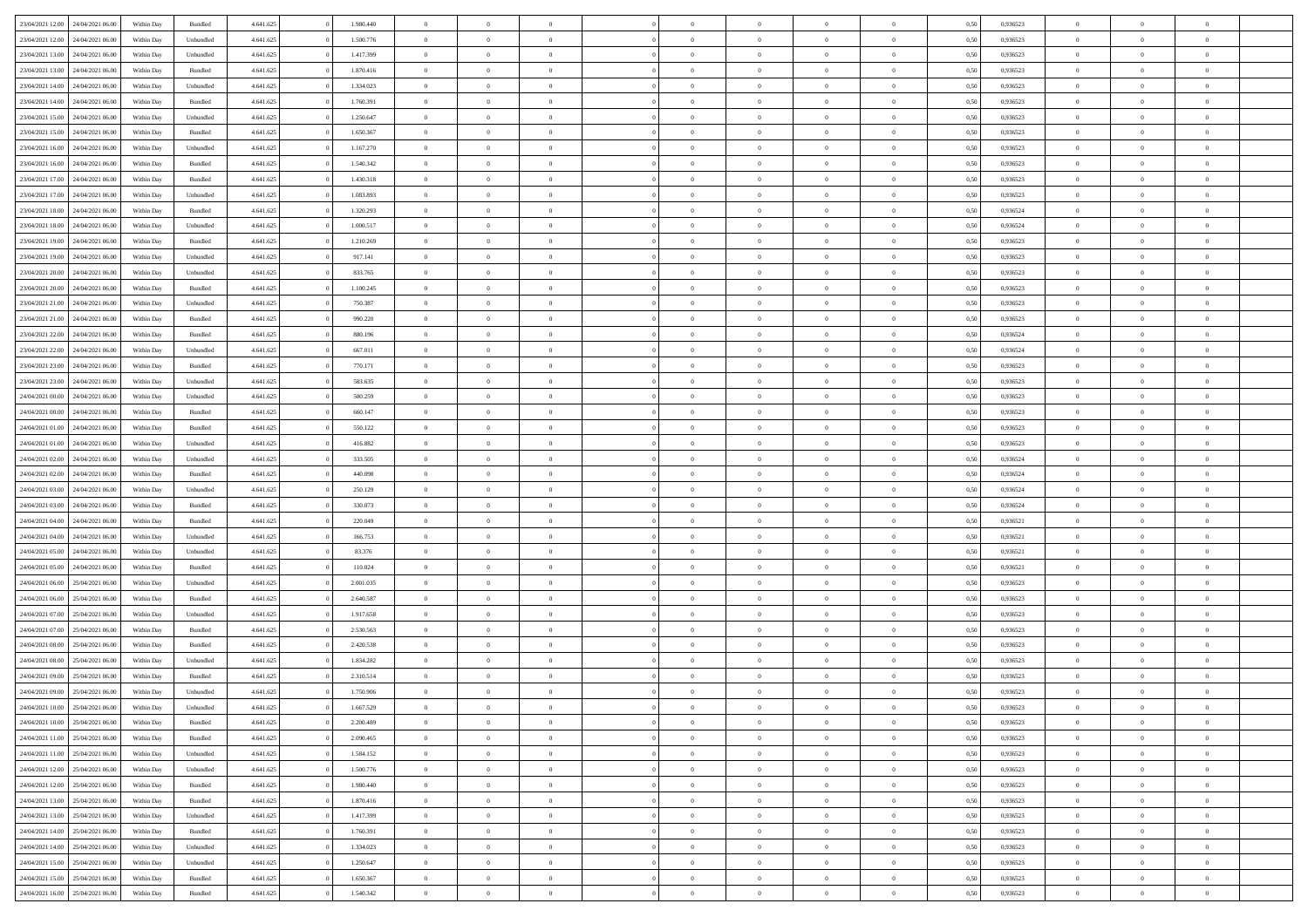| | | | | | | | | | | | | | | | | | | | | | |
|---|---|---|---|---|---|---|---|---|---|---|---|---|---|---|---|---|---|---|---|---|---|
| 23/04/2021 12.00 | 24/04/2021 06.00 | Within Day | Bundled | 4.641.625 | 0 | 1.980.440 | 0 | 0 | 0 | | 0 | 0 | 0 | 0 | 0,50 | 0,936523 | 0 | 0 | 0 | |
| 23/04/2021 12.00 | 24/04/2021 06.00 | Within Day | Unbundled | 4.641.625 | 0 | 1.500.776 | 0 | 0 | 0 | | 0 | 0 | 0 | 0 | 0,50 | 0,936523 | 0 | 0 | 0 | |
| 23/04/2021 13.00 | 24/04/2021 06.00 | Within Day | Unbundled | 4.641.625 | 0 | 1.417.399 | 0 | 0 | 0 | | 0 | 0 | 0 | 0 | 0,50 | 0,936523 | 0 | 0 | 0 | |
| 23/04/2021 13.00 | 24/04/2021 06.00 | Within Day | Bundled | 4.641.625 | 0 | 1.870.416 | 0 | 0 | 0 | | 0 | 0 | 0 | 0 | 0,50 | 0,936523 | 0 | 0 | 0 | |
| 23/04/2021 14.00 | 24/04/2021 06.00 | Within Day | Unbundled | 4.641.625 | 0 | 1.334.023 | 0 | 0 | 0 | | 0 | 0 | 0 | 0 | 0,50 | 0,936523 | 0 | 0 | 0 | |
| 23/04/2021 14.00 | 24/04/2021 06.00 | Within Day | Bundled | 4.641.625 | 0 | 1.760.391 | 0 | 0 | 0 | | 0 | 0 | 0 | 0 | 0,50 | 0,936523 | 0 | 0 | 0 | |
| 23/04/2021 15.00 | 24/04/2021 06.00 | Within Day | Unbundled | 4.641.625 | 0 | 1.250.647 | 0 | 0 | 0 | | 0 | 0 | 0 | 0 | 0,50 | 0,936523 | 0 | 0 | 0 | |
| 23/04/2021 15.00 | 24/04/2021 06.00 | Within Day | Bundled | 4.641.625 | 0 | 1.650.367 | 0 | 0 | 0 | | 0 | 0 | 0 | 0 | 0,50 | 0,936523 | 0 | 0 | 0 | |
| 23/04/2021 16.00 | 24/04/2021 06.00 | Within Day | Unbundled | 4.641.625 | 0 | 1.167.270 | 0 | 0 | 0 | | 0 | 0 | 0 | 0 | 0,50 | 0,936523 | 0 | 0 | 0 | |
| 23/04/2021 16.00 | 24/04/2021 06.00 | Within Day | Bundled | 4.641.625 | 0 | 1.540.342 | 0 | 0 | 0 | | 0 | 0 | 0 | 0 | 0,50 | 0,936523 | 0 | 0 | 0 | |
| 23/04/2021 17.00 | 24/04/2021 06.00 | Within Day | Bundled | 4.641.625 | 0 | 1.430.318 | 0 | 0 | 0 | | 0 | 0 | 0 | 0 | 0,50 | 0,936523 | 0 | 0 | 0 | |
| 23/04/2021 17.00 | 24/04/2021 06.00 | Within Day | Unbundled | 4.641.625 | 0 | 1.083.893 | 0 | 0 | 0 | | 0 | 0 | 0 | 0 | 0,50 | 0,936523 | 0 | 0 | 0 | |
| 23/04/2021 18.00 | 24/04/2021 06.00 | Within Day | Bundled | 4.641.625 | 0 | 1.320.293 | 0 | 0 | 0 | | 0 | 0 | 0 | 0 | 0,50 | 0,936524 | 0 | 0 | 0 | |
| 23/04/2021 18.00 | 24/04/2021 06.00 | Within Day | Unbundled | 4.641.625 | 0 | 1.000.517 | 0 | 0 | 0 | | 0 | 0 | 0 | 0 | 0,50 | 0,936524 | 0 | 0 | 0 | |
| 23/04/2021 19.00 | 24/04/2021 06.00 | Within Day | Bundled | 4.641.625 | 0 | 1.210.269 | 0 | 0 | 0 | | 0 | 0 | 0 | 0 | 0,50 | 0,936523 | 0 | 0 | 0 | |
| 23/04/2021 19.00 | 24/04/2021 06.00 | Within Day | Unbundled | 4.641.625 | 0 | 917.141 | 0 | 0 | 0 | | 0 | 0 | 0 | 0 | 0,50 | 0,936523 | 0 | 0 | 0 | |
| 23/04/2021 20.00 | 24/04/2021 06.00 | Within Day | Unbundled | 4.641.625 | 0 | 833.765 | 0 | 0 | 0 | | 0 | 0 | 0 | 0 | 0,50 | 0,936523 | 0 | 0 | 0 | |
| 23/04/2021 20.00 | 24/04/2021 06.00 | Within Day | Bundled | 4.641.625 | 0 | 1.100.245 | 0 | 0 | 0 | | 0 | 0 | 0 | 0 | 0,50 | 0,936523 | 0 | 0 | 0 | |
| 23/04/2021 21.00 | 24/04/2021 06.00 | Within Day | Unbundled | 4.641.625 | 0 | 750.387 | 0 | 0 | 0 | | 0 | 0 | 0 | 0 | 0,50 | 0,936523 | 0 | 0 | 0 | |
| 23/04/2021 21.00 | 24/04/2021 06.00 | Within Day | Bundled | 4.641.625 | 0 | 990.220 | 0 | 0 | 0 | | 0 | 0 | 0 | 0 | 0,50 | 0,936523 | 0 | 0 | 0 | |
| 23/04/2021 22.00 | 24/04/2021 06.00 | Within Day | Bundled | 4.641.625 | 0 | 880.196 | 0 | 0 | 0 | | 0 | 0 | 0 | 0 | 0,50 | 0,936524 | 0 | 0 | 0 | |
| 23/04/2021 22.00 | 24/04/2021 06.00 | Within Day | Unbundled | 4.641.625 | 0 | 667.011 | 0 | 0 | 0 | | 0 | 0 | 0 | 0 | 0,50 | 0,936524 | 0 | 0 | 0 | |
| 23/04/2021 23.00 | 24/04/2021 06.00 | Within Day | Bundled | 4.641.625 | 0 | 770.171 | 0 | 0 | 0 | | 0 | 0 | 0 | 0 | 0,50 | 0,936523 | 0 | 0 | 0 | |
| 23/04/2021 23.00 | 24/04/2021 06.00 | Within Day | Unbundled | 4.641.625 | 0 | 583.635 | 0 | 0 | 0 | | 0 | 0 | 0 | 0 | 0,50 | 0,936523 | 0 | 0 | 0 | |
| 24/04/2021 00.00 | 24/04/2021 06.00 | Within Day | Unbundled | 4.641.625 | 0 | 500.259 | 0 | 0 | 0 | | 0 | 0 | 0 | 0 | 0,50 | 0,936523 | 0 | 0 | 0 | |
| 24/04/2021 00.00 | 24/04/2021 06.00 | Within Day | Bundled | 4.641.625 | 0 | 660.147 | 0 | 0 | 0 | | 0 | 0 | 0 | 0 | 0,50 | 0,936523 | 0 | 0 | 0 | |
| 24/04/2021 01.00 | 24/04/2021 06.00 | Within Day | Bundled | 4.641.625 | 0 | 550.122 | 0 | 0 | 0 | | 0 | 0 | 0 | 0 | 0,50 | 0,936523 | 0 | 0 | 0 | |
| 24/04/2021 01.00 | 24/04/2021 06.00 | Within Day | Unbundled | 4.641.625 | 0 | 416.882 | 0 | 0 | 0 | | 0 | 0 | 0 | 0 | 0,50 | 0,936523 | 0 | 0 | 0 | |
| 24/04/2021 02.00 | 24/04/2021 06.00 | Within Day | Unbundled | 4.641.625 | 0 | 333.505 | 0 | 0 | 0 | | 0 | 0 | 0 | 0 | 0,50 | 0,936524 | 0 | 0 | 0 | |
| 24/04/2021 02.00 | 24/04/2021 06.00 | Within Day | Bundled | 4.641.625 | 0 | 440.098 | 0 | 0 | 0 | | 0 | 0 | 0 | 0 | 0,50 | 0,936524 | 0 | 0 | 0 | |
| 24/04/2021 03.00 | 24/04/2021 06.00 | Within Day | Unbundled | 4.641.625 | 0 | 250.129 | 0 | 0 | 0 | | 0 | 0 | 0 | 0 | 0,50 | 0,936524 | 0 | 0 | 0 | |
| 24/04/2021 03.00 | 24/04/2021 06.00 | Within Day | Bundled | 4.641.625 | 0 | 330.073 | 0 | 0 | 0 | | 0 | 0 | 0 | 0 | 0,50 | 0,936524 | 0 | 0 | 0 | |
| 24/04/2021 04.00 | 24/04/2021 06.00 | Within Day | Bundled | 4.641.625 | 0 | 220.049 | 0 | 0 | 0 | | 0 | 0 | 0 | 0 | 0,50 | 0,936521 | 0 | 0 | 0 | |
| 24/04/2021 04.00 | 24/04/2021 06.00 | Within Day | Unbundled | 4.641.625 | 0 | 166.753 | 0 | 0 | 0 | | 0 | 0 | 0 | 0 | 0,50 | 0,936521 | 0 | 0 | 0 | |
| 24/04/2021 05.00 | 24/04/2021 06.00 | Within Day | Unbundled | 4.641.625 | 0 | 83.376 | 0 | 0 | 0 | | 0 | 0 | 0 | 0 | 0,50 | 0,936521 | 0 | 0 | 0 | |
| 24/04/2021 05.00 | 24/04/2021 06.00 | Within Day | Bundled | 4.641.625 | 0 | 110.024 | 0 | 0 | 0 | | 0 | 0 | 0 | 0 | 0,50 | 0,936521 | 0 | 0 | 0 | |
| 24/04/2021 06.00 | 25/04/2021 06.00 | Within Day | Unbundled | 4.641.625 | 0 | 2.001.035 | 0 | 0 | 0 | | 0 | 0 | 0 | 0 | 0,50 | 0,936523 | 0 | 0 | 0 | |
| 24/04/2021 06.00 | 25/04/2021 06.00 | Within Day | Bundled | 4.641.625 | 0 | 2.640.587 | 0 | 0 | 0 | | 0 | 0 | 0 | 0 | 0,50 | 0,936523 | 0 | 0 | 0 | |
| 24/04/2021 07.00 | 25/04/2021 06.00 | Within Day | Unbundled | 4.641.625 | 0 | 1.917.658 | 0 | 0 | 0 | | 0 | 0 | 0 | 0 | 0,50 | 0,936523 | 0 | 0 | 0 | |
| 24/04/2021 07.00 | 25/04/2021 06.00 | Within Day | Bundled | 4.641.625 | 0 | 2.530.563 | 0 | 0 | 0 | | 0 | 0 | 0 | 0 | 0,50 | 0,936523 | 0 | 0 | 0 | |
| 24/04/2021 08.00 | 25/04/2021 06.00 | Within Day | Bundled | 4.641.625 | 0 | 2.420.538 | 0 | 0 | 0 | | 0 | 0 | 0 | 0 | 0,50 | 0,936523 | 0 | 0 | 0 | |
| 24/04/2021 08.00 | 25/04/2021 06.00 | Within Day | Unbundled | 4.641.625 | 0 | 1.834.282 | 0 | 0 | 0 | | 0 | 0 | 0 | 0 | 0,50 | 0,936523 | 0 | 0 | 0 | |
| 24/04/2021 09.00 | 25/04/2021 06.00 | Within Day | Bundled | 4.641.625 | 0 | 2.310.514 | 0 | 0 | 0 | | 0 | 0 | 0 | 0 | 0,50 | 0,936523 | 0 | 0 | 0 | |
| 24/04/2021 09.00 | 25/04/2021 06.00 | Within Day | Unbundled | 4.641.625 | 0 | 1.750.906 | 0 | 0 | 0 | | 0 | 0 | 0 | 0 | 0,50 | 0,936523 | 0 | 0 | 0 | |
| 24/04/2021 10.00 | 25/04/2021 06.00 | Within Day | Unbundled | 4.641.625 | 0 | 1.667.529 | 0 | 0 | 0 | | 0 | 0 | 0 | 0 | 0,50 | 0,936523 | 0 | 0 | 0 | |
| 24/04/2021 10.00 | 25/04/2021 06.00 | Within Day | Bundled | 4.641.625 | 0 | 2.200.489 | 0 | 0 | 0 | | 0 | 0 | 0 | 0 | 0,50 | 0,936523 | 0 | 0 | 0 | |
| 24/04/2021 11.00 | 25/04/2021 06.00 | Within Day | Bundled | 4.641.625 | 0 | 2.090.465 | 0 | 0 | 0 | | 0 | 0 | 0 | 0 | 0,50 | 0,936523 | 0 | 0 | 0 | |
| 24/04/2021 11.00 | 25/04/2021 06.00 | Within Day | Unbundled | 4.641.625 | 0 | 1.584.152 | 0 | 0 | 0 | | 0 | 0 | 0 | 0 | 0,50 | 0,936523 | 0 | 0 | 0 | |
| 24/04/2021 12.00 | 25/04/2021 06.00 | Within Day | Unbundled | 4.641.625 | 0 | 1.500.776 | 0 | 0 | 0 | | 0 | 0 | 0 | 0 | 0,50 | 0,936523 | 0 | 0 | 0 | |
| 24/04/2021 12.00 | 25/04/2021 06.00 | Within Day | Bundled | 4.641.625 | 0 | 1.980.440 | 0 | 0 | 0 | | 0 | 0 | 0 | 0 | 0,50 | 0,936523 | 0 | 0 | 0 | |
| 24/04/2021 13.00 | 25/04/2021 06.00 | Within Day | Bundled | 4.641.625 | 0 | 1.870.416 | 0 | 0 | 0 | | 0 | 0 | 0 | 0 | 0,50 | 0,936523 | 0 | 0 | 0 | |
| 24/04/2021 13.00 | 25/04/2021 06.00 | Within Day | Unbundled | 4.641.625 | 0 | 1.417.399 | 0 | 0 | 0 | | 0 | 0 | 0 | 0 | 0,50 | 0,936523 | 0 | 0 | 0 | |
| 24/04/2021 14.00 | 25/04/2021 06.00 | Within Day | Bundled | 4.641.625 | 0 | 1.760.391 | 0 | 0 | 0 | | 0 | 0 | 0 | 0 | 0,50 | 0,936523 | 0 | 0 | 0 | |
| 24/04/2021 14.00 | 25/04/2021 06.00 | Within Day | Unbundled | 4.641.625 | 0 | 1.334.023 | 0 | 0 | 0 | | 0 | 0 | 0 | 0 | 0,50 | 0,936523 | 0 | 0 | 0 | |
| 24/04/2021 15.00 | 25/04/2021 06.00 | Within Day | Unbundled | 4.641.625 | 0 | 1.250.647 | 0 | 0 | 0 | | 0 | 0 | 0 | 0 | 0,50 | 0,936523 | 0 | 0 | 0 | |
| 24/04/2021 15.00 | 25/04/2021 06.00 | Within Day | Bundled | 4.641.625 | 0 | 1.650.367 | 0 | 0 | 0 | | 0 | 0 | 0 | 0 | 0,50 | 0,936523 | 0 | 0 | 0 | |
| 24/04/2021 16.00 | 25/04/2021 06.00 | Within Day | Bundled | 4.641.625 | 0 | 1.540.342 | 0 | 0 | 0 | | 0 | 0 | 0 | 0 | 0,50 | 0,936523 | 0 | 0 | 0 | |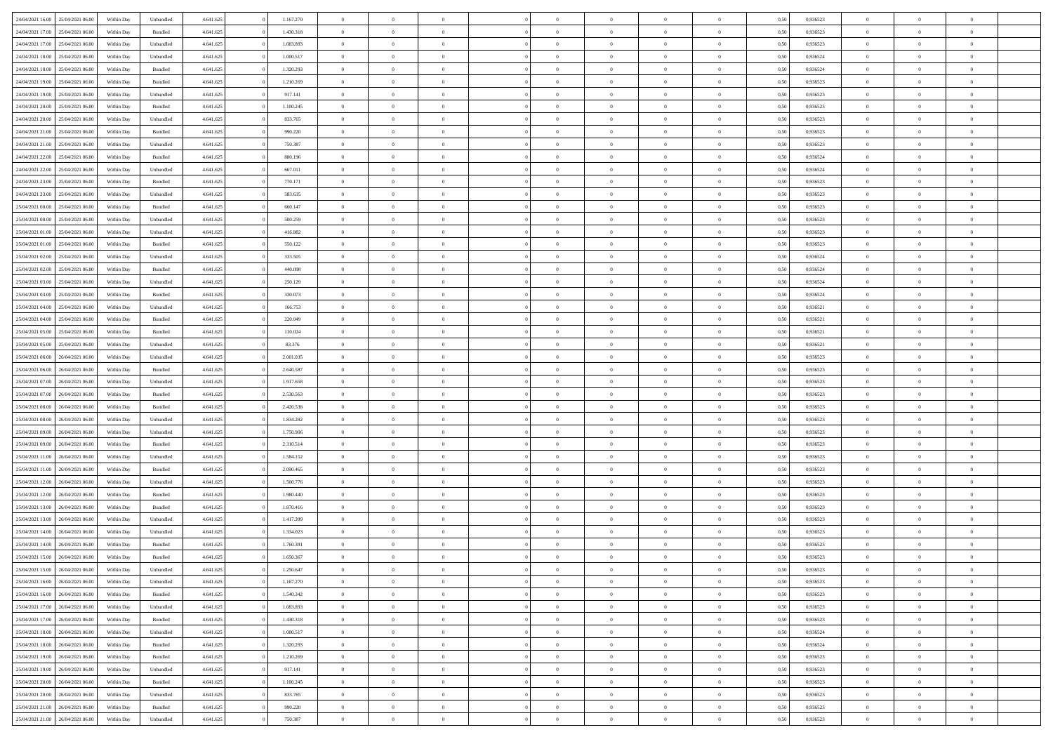| | | | | | | | | | | | | | | | | | | | | |
|---|---|---|---|---|---|---|---|---|---|---|---|---|---|---|---|---|---|---|---|---|
| 24/04/2021 16.00 | 25/04/2021 06.00 | Within Day | Unbundled | 4.641.625 | 0 | 1.167.270 | 0 | 0 | 0 | | 0 | 0 | 0 | 0 | 0,50 | 0,936523 | 0 | 0 | 0 | |
| 24/04/2021 17.00 | 25/04/2021 06.00 | Within Day | Bundled | 4.641.625 | 0 | 1.430.318 | 0 | 0 | 0 | | 0 | 0 | 0 | 0 | 0,50 | 0,936523 | 0 | 0 | 0 | |
| 24/04/2021 17.00 | 25/04/2021 06.00 | Within Day | Unbundled | 4.641.625 | 0 | 1.083.893 | 0 | 0 | 0 | | 0 | 0 | 0 | 0 | 0,50 | 0,936523 | 0 | 0 | 0 | |
| 24/04/2021 18.00 | 25/04/2021 06.00 | Within Day | Unbundled | 4.641.625 | 0 | 1.000.517 | 0 | 0 | 0 | | 0 | 0 | 0 | 0 | 0,50 | 0,936524 | 0 | 0 | 0 | |
| 24/04/2021 18.00 | 25/04/2021 06.00 | Within Day | Bundled | 4.641.625 | 0 | 1.320.293 | 0 | 0 | 0 | | 0 | 0 | 0 | 0 | 0,50 | 0,936524 | 0 | 0 | 0 | |
| 24/04/2021 19.00 | 25/04/2021 06.00 | Within Day | Bundled | 4.641.625 | 0 | 1.210.269 | 0 | 0 | 0 | | 0 | 0 | 0 | 0 | 0,50 | 0,936523 | 0 | 0 | 0 | |
| 24/04/2021 19.00 | 25/04/2021 06.00 | Within Day | Unbundled | 4.641.625 | 0 | 917.141 | 0 | 0 | 0 | | 0 | 0 | 0 | 0 | 0,50 | 0,936523 | 0 | 0 | 0 | |
| 24/04/2021 20.00 | 25/04/2021 06.00 | Within Day | Bundled | 4.641.625 | 0 | 1.100.245 | 0 | 0 | 0 | | 0 | 0 | 0 | 0 | 0,50 | 0,936523 | 0 | 0 | 0 | |
| 24/04/2021 20.00 | 25/04/2021 06.00 | Within Day | Unbundled | 4.641.625 | 0 | 833.765 | 0 | 0 | 0 | | 0 | 0 | 0 | 0 | 0,50 | 0,936523 | 0 | 0 | 0 | |
| 24/04/2021 21.00 | 25/04/2021 06.00 | Within Day | Bundled | 4.641.625 | 0 | 990.220 | 0 | 0 | 0 | | 0 | 0 | 0 | 0 | 0,50 | 0,936523 | 0 | 0 | 0 | |
| 24/04/2021 21.00 | 25/04/2021 06.00 | Within Day | Unbundled | 4.641.625 | 0 | 750.387 | 0 | 0 | 0 | | 0 | 0 | 0 | 0 | 0,50 | 0,936523 | 0 | 0 | 0 | |
| 24/04/2021 22.00 | 25/04/2021 06.00 | Within Day | Bundled | 4.641.625 | 0 | 880.196 | 0 | 0 | 0 | | 0 | 0 | 0 | 0 | 0,50 | 0,936524 | 0 | 0 | 0 | |
| 24/04/2021 22.00 | 25/04/2021 06.00 | Within Day | Unbundled | 4.641.625 | 0 | 667.011 | 0 | 0 | 0 | | 0 | 0 | 0 | 0 | 0,50 | 0,936524 | 0 | 0 | 0 | |
| 24/04/2021 23.00 | 25/04/2021 06.00 | Within Day | Bundled | 4.641.625 | 0 | 770.171 | 0 | 0 | 0 | | 0 | 0 | 0 | 0 | 0,50 | 0,936523 | 0 | 0 | 0 | |
| 24/04/2021 23.00 | 25/04/2021 06.00 | Within Day | Unbundled | 4.641.625 | 0 | 583.635 | 0 | 0 | 0 | | 0 | 0 | 0 | 0 | 0,50 | 0,936523 | 0 | 0 | 0 | |
| 25/04/2021 00.00 | 25/04/2021 06.00 | Within Day | Bundled | 4.641.625 | 0 | 660.147 | 0 | 0 | 0 | | 0 | 0 | 0 | 0 | 0,50 | 0,936523 | 0 | 0 | 0 | |
| 25/04/2021 00.00 | 25/04/2021 06.00 | Within Day | Unbundled | 4.641.625 | 0 | 500.259 | 0 | 0 | 0 | | 0 | 0 | 0 | 0 | 0,50 | 0,936523 | 0 | 0 | 0 | |
| 25/04/2021 01.00 | 25/04/2021 06.00 | Within Day | Unbundled | 4.641.625 | 0 | 416.882 | 0 | 0 | 0 | | 0 | 0 | 0 | 0 | 0,50 | 0,936523 | 0 | 0 | 0 | |
| 25/04/2021 01.00 | 25/04/2021 06.00 | Within Day | Bundled | 4.641.625 | 0 | 550.122 | 0 | 0 | 0 | | 0 | 0 | 0 | 0 | 0,50 | 0,936523 | 0 | 0 | 0 | |
| 25/04/2021 02.00 | 25/04/2021 06.00 | Within Day | Unbundled | 4.641.625 | 0 | 333.505 | 0 | 0 | 0 | | 0 | 0 | 0 | 0 | 0,50 | 0,936524 | 0 | 0 | 0 | |
| 25/04/2021 02.00 | 25/04/2021 06.00 | Within Day | Bundled | 4.641.625 | 0 | 440.098 | 0 | 0 | 0 | | 0 | 0 | 0 | 0 | 0,50 | 0,936524 | 0 | 0 | 0 | |
| 25/04/2021 03.00 | 25/04/2021 06.00 | Within Day | Unbundled | 4.641.625 | 0 | 250.129 | 0 | 0 | 0 | | 0 | 0 | 0 | 0 | 0,50 | 0,936524 | 0 | 0 | 0 | |
| 25/04/2021 03.00 | 25/04/2021 06.00 | Within Day | Bundled | 4.641.625 | 0 | 330.073 | 0 | 0 | 0 | | 0 | 0 | 0 | 0 | 0,50 | 0,936524 | 0 | 0 | 0 | |
| 25/04/2021 04.00 | 25/04/2021 06.00 | Within Day | Unbundled | 4.641.625 | 0 | 166.753 | 0 | 0 | 0 | | 0 | 0 | 0 | 0 | 0,50 | 0,936521 | 0 | 0 | 0 | |
| 25/04/2021 04.00 | 25/04/2021 06.00 | Within Day | Bundled | 4.641.625 | 0 | 220.049 | 0 | 0 | 0 | | 0 | 0 | 0 | 0 | 0,50 | 0,936521 | 0 | 0 | 0 | |
| 25/04/2021 05.00 | 25/04/2021 06.00 | Within Day | Bundled | 4.641.625 | 0 | 110.024 | 0 | 0 | 0 | | 0 | 0 | 0 | 0 | 0,50 | 0,936521 | 0 | 0 | 0 | |
| 25/04/2021 05.00 | 25/04/2021 06.00 | Within Day | Unbundled | 4.641.625 | 0 | 83.376 | 0 | 0 | 0 | | 0 | 0 | 0 | 0 | 0,50 | 0,936521 | 0 | 0 | 0 | |
| 25/04/2021 06.00 | 26/04/2021 06.00 | Within Day | Unbundled | 4.641.625 | 0 | 2.001.035 | 0 | 0 | 0 | | 0 | 0 | 0 | 0 | 0,50 | 0,936523 | 0 | 0 | 0 | |
| 25/04/2021 06.00 | 26/04/2021 06.00 | Within Day | Bundled | 4.641.625 | 0 | 2.640.587 | 0 | 0 | 0 | | 0 | 0 | 0 | 0 | 0,50 | 0,936523 | 0 | 0 | 0 | |
| 25/04/2021 07.00 | 26/04/2021 06.00 | Within Day | Unbundled | 4.641.625 | 0 | 1.917.658 | 0 | 0 | 0 | | 0 | 0 | 0 | 0 | 0,50 | 0,936523 | 0 | 0 | 0 | |
| 25/04/2021 07.00 | 26/04/2021 06.00 | Within Day | Bundled | 4.641.625 | 0 | 2.530.563 | 0 | 0 | 0 | | 0 | 0 | 0 | 0 | 0,50 | 0,936523 | 0 | 0 | 0 | |
| 25/04/2021 08.00 | 26/04/2021 06.00 | Within Day | Bundled | 4.641.625 | 0 | 2.420.538 | 0 | 0 | 0 | | 0 | 0 | 0 | 0 | 0,50 | 0,936523 | 0 | 0 | 0 | |
| 25/04/2021 08.00 | 26/04/2021 06.00 | Within Day | Unbundled | 4.641.625 | 0 | 1.834.282 | 0 | 0 | 0 | | 0 | 0 | 0 | 0 | 0,50 | 0,936523 | 0 | 0 | 0 | |
| 25/04/2021 09.00 | 26/04/2021 06.00 | Within Day | Unbundled | 4.641.625 | 0 | 1.750.906 | 0 | 0 | 0 | | 0 | 0 | 0 | 0 | 0,50 | 0,936523 | 0 | 0 | 0 | |
| 25/04/2021 09.00 | 26/04/2021 06.00 | Within Day | Bundled | 4.641.625 | 0 | 2.310.514 | 0 | 0 | 0 | | 0 | 0 | 0 | 0 | 0,50 | 0,936523 | 0 | 0 | 0 | |
| 25/04/2021 11.00 | 26/04/2021 06.00 | Within Day | Unbundled | 4.641.625 | 0 | 1.584.152 | 0 | 0 | 0 | | 0 | 0 | 0 | 0 | 0,50 | 0,936523 | 0 | 0 | 0 | |
| 25/04/2021 11.00 | 26/04/2021 06.00 | Within Day | Bundled | 4.641.625 | 0 | 2.090.465 | 0 | 0 | 0 | | 0 | 0 | 0 | 0 | 0,50 | 0,936523 | 0 | 0 | 0 | |
| 25/04/2021 12.00 | 26/04/2021 06.00 | Within Day | Unbundled | 4.641.625 | 0 | 1.500.776 | 0 | 0 | 0 | | 0 | 0 | 0 | 0 | 0,50 | 0,936523 | 0 | 0 | 0 | |
| 25/04/2021 12.00 | 26/04/2021 06.00 | Within Day | Bundled | 4.641.625 | 0 | 1.980.440 | 0 | 0 | 0 | | 0 | 0 | 0 | 0 | 0,50 | 0,936523 | 0 | 0 | 0 | |
| 25/04/2021 13.00 | 26/04/2021 06.00 | Within Day | Bundled | 4.641.625 | 0 | 1.870.416 | 0 | 0 | 0 | | 0 | 0 | 0 | 0 | 0,50 | 0,936523 | 0 | 0 | 0 | |
| 25/04/2021 13.00 | 26/04/2021 06.00 | Within Day | Unbundled | 4.641.625 | 0 | 1.417.399 | 0 | 0 | 0 | | 0 | 0 | 0 | 0 | 0,50 | 0,936523 | 0 | 0 | 0 | |
| 25/04/2021 14.00 | 26/04/2021 06.00 | Within Day | Unbundled | 4.641.625 | 0 | 1.334.023 | 0 | 0 | 0 | | 0 | 0 | 0 | 0 | 0,50 | 0,936523 | 0 | 0 | 0 | |
| 25/04/2021 14.00 | 26/04/2021 06.00 | Within Day | Bundled | 4.641.625 | 0 | 1.760.391 | 0 | 0 | 0 | | 0 | 0 | 0 | 0 | 0,50 | 0,936523 | 0 | 0 | 0 | |
| 25/04/2021 15.00 | 26/04/2021 06.00 | Within Day | Bundled | 4.641.625 | 0 | 1.650.367 | 0 | 0 | 0 | | 0 | 0 | 0 | 0 | 0,50 | 0,936523 | 0 | 0 | 0 | |
| 25/04/2021 15.00 | 26/04/2021 06.00 | Within Day | Unbundled | 4.641.625 | 0 | 1.250.647 | 0 | 0 | 0 | | 0 | 0 | 0 | 0 | 0,50 | 0,936523 | 0 | 0 | 0 | |
| 25/04/2021 16.00 | 26/04/2021 06.00 | Within Day | Unbundled | 4.641.625 | 0 | 1.167.270 | 0 | 0 | 0 | | 0 | 0 | 0 | 0 | 0,50 | 0,936523 | 0 | 0 | 0 | |
| 25/04/2021 16.00 | 26/04/2021 06.00 | Within Day | Bundled | 4.641.625 | 0 | 1.540.342 | 0 | 0 | 0 | | 0 | 0 | 0 | 0 | 0,50 | 0,936523 | 0 | 0 | 0 | |
| 25/04/2021 17.00 | 26/04/2021 06.00 | Within Day | Unbundled | 4.641.625 | 0 | 1.083.893 | 0 | 0 | 0 | | 0 | 0 | 0 | 0 | 0,50 | 0,936523 | 0 | 0 | 0 | |
| 25/04/2021 17.00 | 26/04/2021 06.00 | Within Day | Bundled | 4.641.625 | 0 | 1.430.318 | 0 | 0 | 0 | | 0 | 0 | 0 | 0 | 0,50 | 0,936523 | 0 | 0 | 0 | |
| 25/04/2021 18.00 | 26/04/2021 06.00 | Within Day | Unbundled | 4.641.625 | 0 | 1.000.517 | 0 | 0 | 0 | | 0 | 0 | 0 | 0 | 0,50 | 0,936524 | 0 | 0 | 0 | |
| 25/04/2021 18.00 | 26/04/2021 06.00 | Within Day | Bundled | 4.641.625 | 0 | 1.320.293 | 0 | 0 | 0 | | 0 | 0 | 0 | 0 | 0,50 | 0,936524 | 0 | 0 | 0 | |
| 25/04/2021 19.00 | 26/04/2021 06.00 | Within Day | Bundled | 4.641.625 | 0 | 1.210.269 | 0 | 0 | 0 | | 0 | 0 | 0 | 0 | 0,50 | 0,936523 | 0 | 0 | 0 | |
| 25/04/2021 19.00 | 26/04/2021 06.00 | Within Day | Unbundled | 4.641.625 | 0 | 917.141 | 0 | 0 | 0 | | 0 | 0 | 0 | 0 | 0,50 | 0,936523 | 0 | 0 | 0 | |
| 25/04/2021 20.00 | 26/04/2021 06.00 | Within Day | Bundled | 4.641.625 | 0 | 1.100.245 | 0 | 0 | 0 | | 0 | 0 | 0 | 0 | 0,50 | 0,936523 | 0 | 0 | 0 | |
| 25/04/2021 20.00 | 26/04/2021 06.00 | Within Day | Unbundled | 4.641.625 | 0 | 833.765 | 0 | 0 | 0 | | 0 | 0 | 0 | 0 | 0,50 | 0,936523 | 0 | 0 | 0 | |
| 25/04/2021 21.00 | 26/04/2021 06.00 | Within Day | Bundled | 4.641.625 | 0 | 990.220 | 0 | 0 | 0 | | 0 | 0 | 0 | 0 | 0,50 | 0,936523 | 0 | 0 | 0 | |
| 25/04/2021 21.00 | 26/04/2021 06.00 | Within Day | Unbundled | 4.641.625 | 0 | 750.387 | 0 | 0 | 0 | | 0 | 0 | 0 | 0 | 0,50 | 0,936523 | 0 | 0 | 0 | |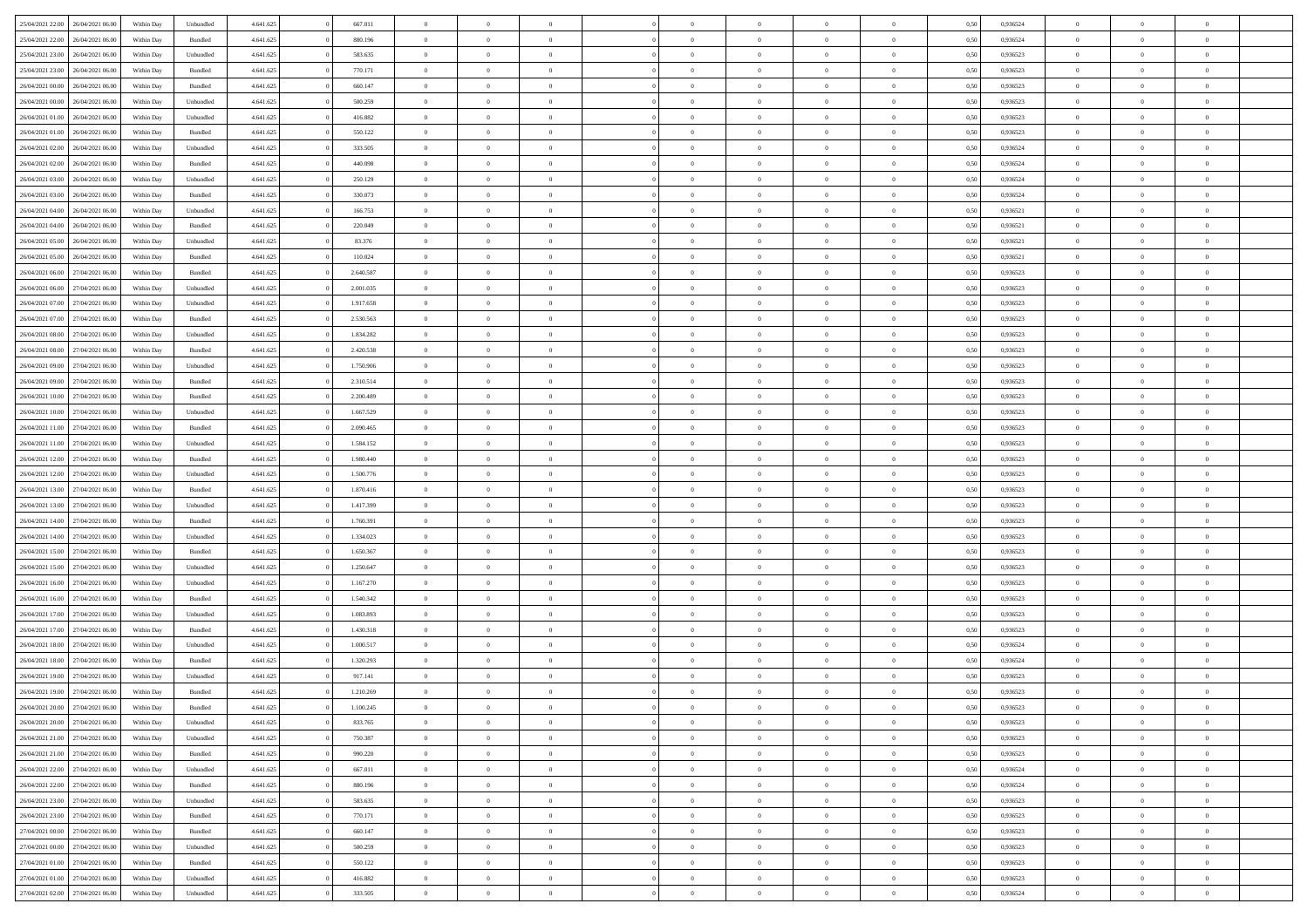| 25/04/2021 22:00 | 26/04/2021 06:00 | Within Day | Unbundled | 4.641.625 | 0 | 667.011 | 0 | 0 | 0 | | 0 | 0 | 0 | 0 | 0,50 | 0,936524 | 0 | 0 | 0 | |
|---|---|---|---|---|---|---|---|---|---|---|---|---|---|---|---|---|---|---|---|---|
| 25/04/2021 22:00 | 26/04/2021 06:00 | Within Day | Bundled | 4.641.625 | 0 | 880.196 | 0 | 0 | 0 | | 0 | 0 | 0 | 0 | 0,50 | 0,936524 | 0 | 0 | 0 | |
| 25/04/2021 23:00 | 26/04/2021 06:00 | Within Day | Unbundled | 4.641.625 | 0 | 583.635 | 0 | 0 | 0 | | 0 | 0 | 0 | 0 | 0,50 | 0,936523 | 0 | 0 | 0 | |
| 25/04/2021 23:00 | 26/04/2021 06:00 | Within Day | Bundled | 4.641.625 | 0 | 770.171 | 0 | 0 | 0 | | 0 | 0 | 0 | 0 | 0,50 | 0,936523 | 0 | 0 | 0 | |
| 26/04/2021 00:00 | 26/04/2021 06:00 | Within Day | Bundled | 4.641.625 | 0 | 660.147 | 0 | 0 | 0 | | 0 | 0 | 0 | 0 | 0,50 | 0,936523 | 0 | 0 | 0 | |
| 26/04/2021 00:00 | 26/04/2021 06:00 | Within Day | Unbundled | 4.641.625 | 0 | 500.259 | 0 | 0 | 0 | | 0 | 0 | 0 | 0 | 0,50 | 0,936523 | 0 | 0 | 0 | |
| 26/04/2021 01:00 | 26/04/2021 06:00 | Within Day | Unbundled | 4.641.625 | 0 | 416.882 | 0 | 0 | 0 | | 0 | 0 | 0 | 0 | 0,50 | 0,936523 | 0 | 0 | 0 | |
| 26/04/2021 01:00 | 26/04/2021 06:00 | Within Day | Bundled | 4.641.625 | 0 | 550.122 | 0 | 0 | 0 | | 0 | 0 | 0 | 0 | 0,50 | 0,936523 | 0 | 0 | 0 | |
| 26/04/2021 02:00 | 26/04/2021 06:00 | Within Day | Unbundled | 4.641.625 | 0 | 333.505 | 0 | 0 | 0 | | 0 | 0 | 0 | 0 | 0,50 | 0,936524 | 0 | 0 | 0 | |
| 26/04/2021 02:00 | 26/04/2021 06:00 | Within Day | Bundled | 4.641.625 | 0 | 440.098 | 0 | 0 | 0 | | 0 | 0 | 0 | 0 | 0,50 | 0,936524 | 0 | 0 | 0 | |
| 26/04/2021 03:00 | 26/04/2021 06:00 | Within Day | Unbundled | 4.641.625 | 0 | 250.129 | 0 | 0 | 0 | | 0 | 0 | 0 | 0 | 0,50 | 0,936524 | 0 | 0 | 0 | |
| 26/04/2021 03:00 | 26/04/2021 06:00 | Within Day | Bundled | 4.641.625 | 0 | 330.073 | 0 | 0 | 0 | | 0 | 0 | 0 | 0 | 0,50 | 0,936524 | 0 | 0 | 0 | |
| 26/04/2021 04:00 | 26/04/2021 06:00 | Within Day | Unbundled | 4.641.625 | 0 | 166.753 | 0 | 0 | 0 | | 0 | 0 | 0 | 0 | 0,50 | 0,936521 | 0 | 0 | 0 | |
| 26/04/2021 04:00 | 26/04/2021 06:00 | Within Day | Bundled | 4.641.625 | 0 | 220.049 | 0 | 0 | 0 | | 0 | 0 | 0 | 0 | 0,50 | 0,936521 | 0 | 0 | 0 | |
| 26/04/2021 05:00 | 26/04/2021 06:00 | Within Day | Unbundled | 4.641.625 | 0 | 83.376 | 0 | 0 | 0 | | 0 | 0 | 0 | 0 | 0,50 | 0,936521 | 0 | 0 | 0 | |
| 26/04/2021 05:00 | 26/04/2021 06:00 | Within Day | Bundled | 4.641.625 | 0 | 110.024 | 0 | 0 | 0 | | 0 | 0 | 0 | 0 | 0,50 | 0,936521 | 0 | 0 | 0 | |
| 26/04/2021 06:00 | 27/04/2021 06:00 | Within Day | Bundled | 4.641.625 | 0 | 2.640.587 | 0 | 0 | 0 | | 0 | 0 | 0 | 0 | 0,50 | 0,936523 | 0 | 0 | 0 | |
| 26/04/2021 06:00 | 27/04/2021 06:00 | Within Day | Unbundled | 4.641.625 | 0 | 2.001.035 | 0 | 0 | 0 | | 0 | 0 | 0 | 0 | 0,50 | 0,936523 | 0 | 0 | 0 | |
| 26/04/2021 07:00 | 27/04/2021 06:00 | Within Day | Unbundled | 4.641.625 | 0 | 1.917.658 | 0 | 0 | 0 | | 0 | 0 | 0 | 0 | 0,50 | 0,936523 | 0 | 0 | 0 | |
| 26/04/2021 07:00 | 27/04/2021 06:00 | Within Day | Bundled | 4.641.625 | 0 | 2.530.563 | 0 | 0 | 0 | | 0 | 0 | 0 | 0 | 0,50 | 0,936523 | 0 | 0 | 0 | |
| 26/04/2021 08:00 | 27/04/2021 06:00 | Within Day | Unbundled | 4.641.625 | 0 | 1.834.282 | 0 | 0 | 0 | | 0 | 0 | 0 | 0 | 0,50 | 0,936523 | 0 | 0 | 0 | |
| 26/04/2021 08:00 | 27/04/2021 06:00 | Within Day | Bundled | 4.641.625 | 0 | 2.420.538 | 0 | 0 | 0 | | 0 | 0 | 0 | 0 | 0,50 | 0,936523 | 0 | 0 | 0 | |
| 26/04/2021 09:00 | 27/04/2021 06:00 | Within Day | Unbundled | 4.641.625 | 0 | 1.750.906 | 0 | 0 | 0 | | 0 | 0 | 0 | 0 | 0,50 | 0,936523 | 0 | 0 | 0 | |
| 26/04/2021 09:00 | 27/04/2021 06:00 | Within Day | Bundled | 4.641.625 | 0 | 2.310.514 | 0 | 0 | 0 | | 0 | 0 | 0 | 0 | 0,50 | 0,936523 | 0 | 0 | 0 | |
| 26/04/2021 10:00 | 27/04/2021 06:00 | Within Day | Bundled | 4.641.625 | 0 | 2.200.489 | 0 | 0 | 0 | | 0 | 0 | 0 | 0 | 0,50 | 0,936523 | 0 | 0 | 0 | |
| 26/04/2021 10:00 | 27/04/2021 06:00 | Within Day | Unbundled | 4.641.625 | 0 | 1.667.529 | 0 | 0 | 0 | | 0 | 0 | 0 | 0 | 0,50 | 0,936523 | 0 | 0 | 0 | |
| 26/04/2021 11:00 | 27/04/2021 06:00 | Within Day | Bundled | 4.641.625 | 0 | 2.090.465 | 0 | 0 | 0 | | 0 | 0 | 0 | 0 | 0,50 | 0,936523 | 0 | 0 | 0 | |
| 26/04/2021 11:00 | 27/04/2021 06:00 | Within Day | Unbundled | 4.641.625 | 0 | 1.584.152 | 0 | 0 | 0 | | 0 | 0 | 0 | 0 | 0,50 | 0,936523 | 0 | 0 | 0 | |
| 26/04/2021 12:00 | 27/04/2021 06:00 | Within Day | Bundled | 4.641.625 | 0 | 1.980.440 | 0 | 0 | 0 | | 0 | 0 | 0 | 0 | 0,50 | 0,936523 | 0 | 0 | 0 | |
| 26/04/2021 12:00 | 27/04/2021 06:00 | Within Day | Unbundled | 4.641.625 | 0 | 1.500.776 | 0 | 0 | 0 | | 0 | 0 | 0 | 0 | 0,50 | 0,936523 | 0 | 0 | 0 | |
| 26/04/2021 13:00 | 27/04/2021 06:00 | Within Day | Bundled | 4.641.625 | 0 | 1.870.416 | 0 | 0 | 0 | | 0 | 0 | 0 | 0 | 0,50 | 0,936523 | 0 | 0 | 0 | |
| 26/04/2021 13:00 | 27/04/2021 06:00 | Within Day | Unbundled | 4.641.625 | 0 | 1.417.399 | 0 | 0 | 0 | | 0 | 0 | 0 | 0 | 0,50 | 0,936523 | 0 | 0 | 0 | |
| 26/04/2021 14:00 | 27/04/2021 06:00 | Within Day | Bundled | 4.641.625 | 0 | 1.760.391 | 0 | 0 | 0 | | 0 | 0 | 0 | 0 | 0,50 | 0,936523 | 0 | 0 | 0 | |
| 26/04/2021 14:00 | 27/04/2021 06:00 | Within Day | Unbundled | 4.641.625 | 0 | 1.334.023 | 0 | 0 | 0 | | 0 | 0 | 0 | 0 | 0,50 | 0,936523 | 0 | 0 | 0 | |
| 26/04/2021 15:00 | 27/04/2021 06:00 | Within Day | Bundled | 4.641.625 | 0 | 1.650.367 | 0 | 0 | 0 | | 0 | 0 | 0 | 0 | 0,50 | 0,936523 | 0 | 0 | 0 | |
| 26/04/2021 15:00 | 27/04/2021 06:00 | Within Day | Unbundled | 4.641.625 | 0 | 1.250.647 | 0 | 0 | 0 | | 0 | 0 | 0 | 0 | 0,50 | 0,936523 | 0 | 0 | 0 | |
| 26/04/2021 16:00 | 27/04/2021 06:00 | Within Day | Unbundled | 4.641.625 | 0 | 1.167.270 | 0 | 0 | 0 | | 0 | 0 | 0 | 0 | 0,50 | 0,936523 | 0 | 0 | 0 | |
| 26/04/2021 16:00 | 27/04/2021 06:00 | Within Day | Bundled | 4.641.625 | 0 | 1.540.342 | 0 | 0 | 0 | | 0 | 0 | 0 | 0 | 0,50 | 0,936523 | 0 | 0 | 0 | |
| 26/04/2021 17:00 | 27/04/2021 06:00 | Within Day | Unbundled | 4.641.625 | 0 | 1.083.893 | 0 | 0 | 0 | | 0 | 0 | 0 | 0 | 0,50 | 0,936523 | 0 | 0 | 0 | |
| 26/04/2021 17:00 | 27/04/2021 06:00 | Within Day | Bundled | 4.641.625 | 0 | 1.430.318 | 0 | 0 | 0 | | 0 | 0 | 0 | 0 | 0,50 | 0,936523 | 0 | 0 | 0 | |
| 26/04/2021 18:00 | 27/04/2021 06:00 | Within Day | Unbundled | 4.641.625 | 0 | 1.000.517 | 0 | 0 | 0 | | 0 | 0 | 0 | 0 | 0,50 | 0,936524 | 0 | 0 | 0 | |
| 26/04/2021 18:00 | 27/04/2021 06:00 | Within Day | Bundled | 4.641.625 | 0 | 1.320.293 | 0 | 0 | 0 | | 0 | 0 | 0 | 0 | 0,50 | 0,936524 | 0 | 0 | 0 | |
| 26/04/2021 19:00 | 27/04/2021 06:00 | Within Day | Unbundled | 4.641.625 | 0 | 917.141 | 0 | 0 | 0 | | 0 | 0 | 0 | 0 | 0,50 | 0,936523 | 0 | 0 | 0 | |
| 26/04/2021 19:00 | 27/04/2021 06:00 | Within Day | Bundled | 4.641.625 | 0 | 1.210.269 | 0 | 0 | 0 | | 0 | 0 | 0 | 0 | 0,50 | 0,936523 | 0 | 0 | 0 | |
| 26/04/2021 20:00 | 27/04/2021 06:00 | Within Day | Bundled | 4.641.625 | 0 | 1.100.245 | 0 | 0 | 0 | | 0 | 0 | 0 | 0 | 0,50 | 0,936523 | 0 | 0 | 0 | |
| 26/04/2021 20:00 | 27/04/2021 06:00 | Within Day | Unbundled | 4.641.625 | 0 | 833.765 | 0 | 0 | 0 | | 0 | 0 | 0 | 0 | 0,50 | 0,936523 | 0 | 0 | 0 | |
| 26/04/2021 21:00 | 27/04/2021 06:00 | Within Day | Unbundled | 4.641.625 | 0 | 750.387 | 0 | 0 | 0 | | 0 | 0 | 0 | 0 | 0,50 | 0,936523 | 0 | 0 | 0 | |
| 26/04/2021 21:00 | 27/04/2021 06:00 | Within Day | Bundled | 4.641.625 | 0 | 990.220 | 0 | 0 | 0 | | 0 | 0 | 0 | 0 | 0,50 | 0,936523 | 0 | 0 | 0 | |
| 26/04/2021 22:00 | 27/04/2021 06:00 | Within Day | Unbundled | 4.641.625 | 0 | 667.011 | 0 | 0 | 0 | | 0 | 0 | 0 | 0 | 0,50 | 0,936524 | 0 | 0 | 0 | |
| 26/04/2021 22:00 | 27/04/2021 06:00 | Within Day | Bundled | 4.641.625 | 0 | 880.196 | 0 | 0 | 0 | | 0 | 0 | 0 | 0 | 0,50 | 0,936524 | 0 | 0 | 0 | |
| 26/04/2021 23:00 | 27/04/2021 06:00 | Within Day | Unbundled | 4.641.625 | 0 | 583.635 | 0 | 0 | 0 | | 0 | 0 | 0 | 0 | 0,50 | 0,936523 | 0 | 0 | 0 | |
| 26/04/2021 23:00 | 27/04/2021 06:00 | Within Day | Bundled | 4.641.625 | 0 | 770.171 | 0 | 0 | 0 | | 0 | 0 | 0 | 0 | 0,50 | 0,936523 | 0 | 0 | 0 | |
| 27/04/2021 00:00 | 27/04/2021 06:00 | Within Day | Bundled | 4.641.625 | 0 | 660.147 | 0 | 0 | 0 | | 0 | 0 | 0 | 0 | 0,50 | 0,936523 | 0 | 0 | 0 | |
| 27/04/2021 00:00 | 27/04/2021 06:00 | Within Day | Unbundled | 4.641.625 | 0 | 500.259 | 0 | 0 | 0 | | 0 | 0 | 0 | 0 | 0,50 | 0,936523 | 0 | 0 | 0 | |
| 27/04/2021 01:00 | 27/04/2021 06:00 | Within Day | Bundled | 4.641.625 | 0 | 550.122 | 0 | 0 | 0 | | 0 | 0 | 0 | 0 | 0,50 | 0,936523 | 0 | 0 | 0 | |
| 27/04/2021 01:00 | 27/04/2021 06:00 | Within Day | Unbundled | 4.641.625 | 0 | 416.882 | 0 | 0 | 0 | | 0 | 0 | 0 | 0 | 0,50 | 0,936523 | 0 | 0 | 0 | |
| 27/04/2021 02:00 | 27/04/2021 06:00 | Within Day | Unbundled | 4.641.625 | 0 | 333.505 | 0 | 0 | 0 | | 0 | 0 | 0 | 0 | 0,50 | 0,936524 | 0 | 0 | 0 | |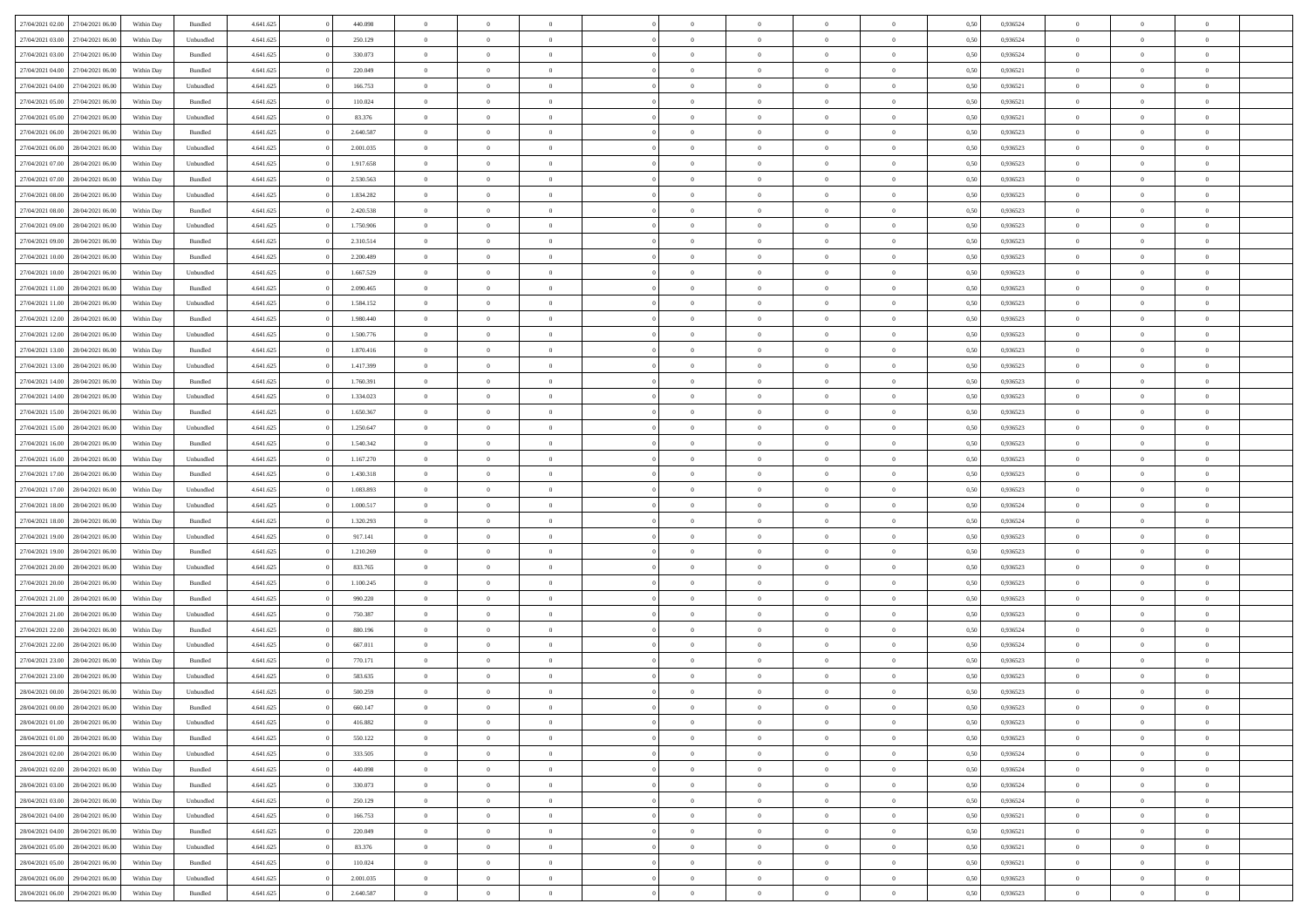| | | | | | | | | | | | | | | | | | | | | | |
|---|---|---|---|---|---|---|---|---|---|---|---|---|---|---|---|---|---|---|---|---|---|
| 27/04/2021 02.00 | 27/04/2021 06.00 | Within Day | Bundled | 4.641.625 | 0 | 440.098 | 0 | 0 | 0 | | 0 | 0 | 0 | 0 | 0,50 | 0,936524 | 0 | 0 | 0 | |
| 27/04/2021 03.00 | 27/04/2021 06.00 | Within Day | Unbundled | 4.641.625 | 0 | 250.129 | 0 | 0 | 0 | | 0 | 0 | 0 | 0 | 0,50 | 0,936524 | 0 | 0 | 0 | |
| 27/04/2021 03.00 | 27/04/2021 06.00 | Within Day | Bundled | 4.641.625 | 0 | 330.073 | 0 | 0 | 0 | | 0 | 0 | 0 | 0 | 0,50 | 0,936524 | 0 | 0 | 0 | |
| 27/04/2021 04.00 | 27/04/2021 06.00 | Within Day | Bundled | 4.641.625 | 0 | 220.049 | 0 | 0 | 0 | | 0 | 0 | 0 | 0 | 0,50 | 0,936521 | 0 | 0 | 0 | |
| 27/04/2021 04.00 | 27/04/2021 06.00 | Within Day | Unbundled | 4.641.625 | 0 | 166.753 | 0 | 0 | 0 | | 0 | 0 | 0 | 0 | 0,50 | 0,936521 | 0 | 0 | 0 | |
| 27/04/2021 05.00 | 27/04/2021 06.00 | Within Day | Bundled | 4.641.625 | 0 | 110.024 | 0 | 0 | 0 | | 0 | 0 | 0 | 0 | 0,50 | 0,936521 | 0 | 0 | 0 | |
| 27/04/2021 05.00 | 27/04/2021 06.00 | Within Day | Unbundled | 4.641.625 | 0 | 83.376 | 0 | 0 | 0 | | 0 | 0 | 0 | 0 | 0,50 | 0,936521 | 0 | 0 | 0 | |
| 27/04/2021 06.00 | 28/04/2021 06.00 | Within Day | Bundled | 4.641.625 | 0 | 2.640.587 | 0 | 0 | 0 | | 0 | 0 | 0 | 0 | 0,50 | 0,936523 | 0 | 0 | 0 | |
| 27/04/2021 06.00 | 28/04/2021 06.00 | Within Day | Unbundled | 4.641.625 | 0 | 2.001.035 | 0 | 0 | 0 | | 0 | 0 | 0 | 0 | 0,50 | 0,936523 | 0 | 0 | 0 | |
| 27/04/2021 07.00 | 28/04/2021 06.00 | Within Day | Unbundled | 4.641.625 | 0 | 1.917.658 | 0 | 0 | 0 | | 0 | 0 | 0 | 0 | 0,50 | 0,936523 | 0 | 0 | 0 | |
| 27/04/2021 07.00 | 28/04/2021 06.00 | Within Day | Bundled | 4.641.625 | 0 | 2.530.563 | 0 | 0 | 0 | | 0 | 0 | 0 | 0 | 0,50 | 0,936523 | 0 | 0 | 0 | |
| 27/04/2021 08.00 | 28/04/2021 06.00 | Within Day | Unbundled | 4.641.625 | 0 | 1.834.282 | 0 | 0 | 0 | | 0 | 0 | 0 | 0 | 0,50 | 0,936523 | 0 | 0 | 0 | |
| 27/04/2021 08.00 | 28/04/2021 06.00 | Within Day | Bundled | 4.641.625 | 0 | 2.420.538 | 0 | 0 | 0 | | 0 | 0 | 0 | 0 | 0,50 | 0,936523 | 0 | 0 | 0 | |
| 27/04/2021 09.00 | 28/04/2021 06.00 | Within Day | Unbundled | 4.641.625 | 0 | 1.750.906 | 0 | 0 | 0 | | 0 | 0 | 0 | 0 | 0,50 | 0,936523 | 0 | 0 | 0 | |
| 27/04/2021 09.00 | 28/04/2021 06.00 | Within Day | Bundled | 4.641.625 | 0 | 2.310.514 | 0 | 0 | 0 | | 0 | 0 | 0 | 0 | 0,50 | 0,936523 | 0 | 0 | 0 | |
| 27/04/2021 10.00 | 28/04/2021 06.00 | Within Day | Bundled | 4.641.625 | 0 | 2.200.489 | 0 | 0 | 0 | | 0 | 0 | 0 | 0 | 0,50 | 0,936523 | 0 | 0 | 0 | |
| 27/04/2021 10.00 | 28/04/2021 06.00 | Within Day | Unbundled | 4.641.625 | 0 | 1.667.529 | 0 | 0 | 0 | | 0 | 0 | 0 | 0 | 0,50 | 0,936523 | 0 | 0 | 0 | |
| 27/04/2021 11.00 | 28/04/2021 06.00 | Within Day | Bundled | 4.641.625 | 0 | 2.090.465 | 0 | 0 | 0 | | 0 | 0 | 0 | 0 | 0,50 | 0,936523 | 0 | 0 | 0 | |
| 27/04/2021 11.00 | 28/04/2021 06.00 | Within Day | Unbundled | 4.641.625 | 0 | 1.584.152 | 0 | 0 | 0 | | 0 | 0 | 0 | 0 | 0,50 | 0,936523 | 0 | 0 | 0 | |
| 27/04/2021 12.00 | 28/04/2021 06.00 | Within Day | Bundled | 4.641.625 | 0 | 1.980.440 | 0 | 0 | 0 | | 0 | 0 | 0 | 0 | 0,50 | 0,936523 | 0 | 0 | 0 | |
| 27/04/2021 12.00 | 28/04/2021 06.00 | Within Day | Unbundled | 4.641.625 | 0 | 1.500.776 | 0 | 0 | 0 | | 0 | 0 | 0 | 0 | 0,50 | 0,936523 | 0 | 0 | 0 | |
| 27/04/2021 13.00 | 28/04/2021 06.00 | Within Day | Bundled | 4.641.625 | 0 | 1.870.416 | 0 | 0 | 0 | | 0 | 0 | 0 | 0 | 0,50 | 0,936523 | 0 | 0 | 0 | |
| 27/04/2021 13.00 | 28/04/2021 06.00 | Within Day | Unbundled | 4.641.625 | 0 | 1.417.399 | 0 | 0 | 0 | | 0 | 0 | 0 | 0 | 0,50 | 0,936523 | 0 | 0 | 0 | |
| 27/04/2021 14.00 | 28/04/2021 06.00 | Within Day | Bundled | 4.641.625 | 0 | 1.760.391 | 0 | 0 | 0 | | 0 | 0 | 0 | 0 | 0,50 | 0,936523 | 0 | 0 | 0 | |
| 27/04/2021 14.00 | 28/04/2021 06.00 | Within Day | Unbundled | 4.641.625 | 0 | 1.334.023 | 0 | 0 | 0 | | 0 | 0 | 0 | 0 | 0,50 | 0,936523 | 0 | 0 | 0 | |
| 27/04/2021 15.00 | 28/04/2021 06.00 | Within Day | Bundled | 4.641.625 | 0 | 1.650.367 | 0 | 0 | 0 | | 0 | 0 | 0 | 0 | 0,50 | 0,936523 | 0 | 0 | 0 | |
| 27/04/2021 15.00 | 28/04/2021 06.00 | Within Day | Unbundled | 4.641.625 | 0 | 1.250.647 | 0 | 0 | 0 | | 0 | 0 | 0 | 0 | 0,50 | 0,936523 | 0 | 0 | 0 | |
| 27/04/2021 16.00 | 28/04/2021 06.00 | Within Day | Bundled | 4.641.625 | 0 | 1.540.342 | 0 | 0 | 0 | | 0 | 0 | 0 | 0 | 0,50 | 0,936523 | 0 | 0 | 0 | |
| 27/04/2021 16.00 | 28/04/2021 06.00 | Within Day | Unbundled | 4.641.625 | 0 | 1.167.270 | 0 | 0 | 0 | | 0 | 0 | 0 | 0 | 0,50 | 0,936523 | 0 | 0 | 0 | |
| 27/04/2021 17.00 | 28/04/2021 06.00 | Within Day | Bundled | 4.641.625 | 0 | 1.430.318 | 0 | 0 | 0 | | 0 | 0 | 0 | 0 | 0,50 | 0,936523 | 0 | 0 | 0 | |
| 27/04/2021 17.00 | 28/04/2021 06.00 | Within Day | Unbundled | 4.641.625 | 0 | 1.083.893 | 0 | 0 | 0 | | 0 | 0 | 0 | 0 | 0,50 | 0,936523 | 0 | 0 | 0 | |
| 27/04/2021 18.00 | 28/04/2021 06.00 | Within Day | Unbundled | 4.641.625 | 0 | 1.000.517 | 0 | 0 | 0 | | 0 | 0 | 0 | 0 | 0,50 | 0,936524 | 0 | 0 | 0 | |
| 27/04/2021 18.00 | 28/04/2021 06.00 | Within Day | Bundled | 4.641.625 | 0 | 1.320.293 | 0 | 0 | 0 | | 0 | 0 | 0 | 0 | 0,50 | 0,936524 | 0 | 0 | 0 | |
| 27/04/2021 19.00 | 28/04/2021 06.00 | Within Day | Unbundled | 4.641.625 | 0 | 917.141 | 0 | 0 | 0 | | 0 | 0 | 0 | 0 | 0,50 | 0,936523 | 0 | 0 | 0 | |
| 27/04/2021 19.00 | 28/04/2021 06.00 | Within Day | Bundled | 4.641.625 | 0 | 1.210.269 | 0 | 0 | 0 | | 0 | 0 | 0 | 0 | 0,50 | 0,936523 | 0 | 0 | 0 | |
| 27/04/2021 20.00 | 28/04/2021 06.00 | Within Day | Unbundled | 4.641.625 | 0 | 833.765 | 0 | 0 | 0 | | 0 | 0 | 0 | 0 | 0,50 | 0,936523 | 0 | 0 | 0 | |
| 27/04/2021 20.00 | 28/04/2021 06.00 | Within Day | Bundled | 4.641.625 | 0 | 1.100.245 | 0 | 0 | 0 | | 0 | 0 | 0 | 0 | 0,50 | 0,936523 | 0 | 0 | 0 | |
| 27/04/2021 21.00 | 28/04/2021 06.00 | Within Day | Bundled | 4.641.625 | 0 | 990.220 | 0 | 0 | 0 | | 0 | 0 | 0 | 0 | 0,50 | 0,936523 | 0 | 0 | 0 | |
| 27/04/2021 21.00 | 28/04/2021 06.00 | Within Day | Unbundled | 4.641.625 | 0 | 750.387 | 0 | 0 | 0 | | 0 | 0 | 0 | 0 | 0,50 | 0,936523 | 0 | 0 | 0 | |
| 27/04/2021 22.00 | 28/04/2021 06.00 | Within Day | Bundled | 4.641.625 | 0 | 880.196 | 0 | 0 | 0 | | 0 | 0 | 0 | 0 | 0,50 | 0,936524 | 0 | 0 | 0 | |
| 27/04/2021 22.00 | 28/04/2021 06.00 | Within Day | Unbundled | 4.641.625 | 0 | 667.011 | 0 | 0 | 0 | | 0 | 0 | 0 | 0 | 0,50 | 0,936524 | 0 | 0 | 0 | |
| 27/04/2021 23.00 | 28/04/2021 06.00 | Within Day | Bundled | 4.641.625 | 0 | 770.171 | 0 | 0 | 0 | | 0 | 0 | 0 | 0 | 0,50 | 0,936523 | 0 | 0 | 0 | |
| 27/04/2021 23.00 | 28/04/2021 06.00 | Within Day | Unbundled | 4.641.625 | 0 | 583.635 | 0 | 0 | 0 | | 0 | 0 | 0 | 0 | 0,50 | 0,936523 | 0 | 0 | 0 | |
| 28/04/2021 00.00 | 28/04/2021 06.00 | Within Day | Unbundled | 4.641.625 | 0 | 500.259 | 0 | 0 | 0 | | 0 | 0 | 0 | 0 | 0,50 | 0,936523 | 0 | 0 | 0 | |
| 28/04/2021 00.00 | 28/04/2021 06.00 | Within Day | Bundled | 4.641.625 | 0 | 660.147 | 0 | 0 | 0 | | 0 | 0 | 0 | 0 | 0,50 | 0,936523 | 0 | 0 | 0 | |
| 28/04/2021 01.00 | 28/04/2021 06.00 | Within Day | Unbundled | 4.641.625 | 0 | 416.882 | 0 | 0 | 0 | | 0 | 0 | 0 | 0 | 0,50 | 0,936523 | 0 | 0 | 0 | |
| 28/04/2021 01.00 | 28/04/2021 06.00 | Within Day | Bundled | 4.641.625 | 0 | 550.122 | 0 | 0 | 0 | | 0 | 0 | 0 | 0 | 0,50 | 0,936523 | 0 | 0 | 0 | |
| 28/04/2021 02.00 | 28/04/2021 06.00 | Within Day | Unbundled | 4.641.625 | 0 | 333.505 | 0 | 0 | 0 | | 0 | 0 | 0 | 0 | 0,50 | 0,936524 | 0 | 0 | 0 | |
| 28/04/2021 02.00 | 28/04/2021 06.00 | Within Day | Bundled | 4.641.625 | 0 | 440.098 | 0 | 0 | 0 | | 0 | 0 | 0 | 0 | 0,50 | 0,936524 | 0 | 0 | 0 | |
| 28/04/2021 03.00 | 28/04/2021 06.00 | Within Day | Bundled | 4.641.625 | 0 | 330.073 | 0 | 0 | 0 | | 0 | 0 | 0 | 0 | 0,50 | 0,936524 | 0 | 0 | 0 | |
| 28/04/2021 03.00 | 28/04/2021 06.00 | Within Day | Unbundled | 4.641.625 | 0 | 250.129 | 0 | 0 | 0 | | 0 | 0 | 0 | 0 | 0,50 | 0,936524 | 0 | 0 | 0 | |
| 28/04/2021 04.00 | 28/04/2021 06.00 | Within Day | Unbundled | 4.641.625 | 0 | 166.753 | 0 | 0 | 0 | | 0 | 0 | 0 | 0 | 0,50 | 0,936521 | 0 | 0 | 0 | |
| 28/04/2021 04.00 | 28/04/2021 06.00 | Within Day | Bundled | 4.641.625 | 0 | 220.049 | 0 | 0 | 0 | | 0 | 0 | 0 | 0 | 0,50 | 0,936521 | 0 | 0 | 0 | |
| 28/04/2021 05.00 | 28/04/2021 06.00 | Within Day | Unbundled | 4.641.625 | 0 | 83.376 | 0 | 0 | 0 | | 0 | 0 | 0 | 0 | 0,50 | 0,936521 | 0 | 0 | 0 | |
| 28/04/2021 05.00 | 28/04/2021 06.00 | Within Day | Bundled | 4.641.625 | 0 | 110.024 | 0 | 0 | 0 | | 0 | 0 | 0 | 0 | 0,50 | 0,936521 | 0 | 0 | 0 | |
| 28/04/2021 06.00 | 29/04/2021 06.00 | Within Day | Unbundled | 4.641.625 | 0 | 2.001.035 | 0 | 0 | 0 | | 0 | 0 | 0 | 0 | 0,50 | 0,936523 | 0 | 0 | 0 | |
| 28/04/2021 06.00 | 29/04/2021 06.00 | Within Day | Bundled | 4.641.625 | 0 | 2.640.587 | 0 | 0 | 0 | | 0 | 0 | 0 | 0 | 0,50 | 0,936523 | 0 | 0 | 0 | |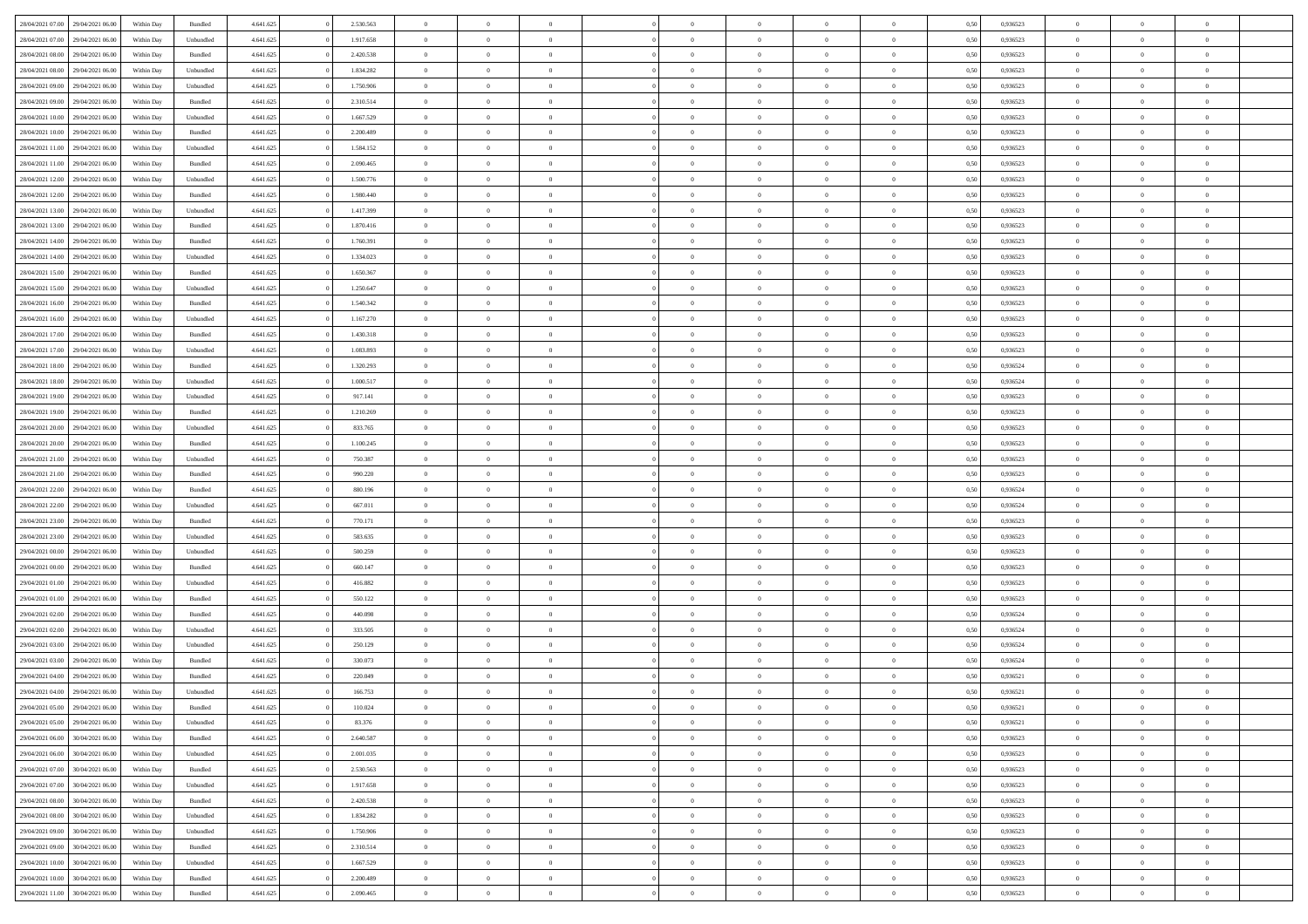| | | | | | | | | | | | | | | | | | | | | |
|---|---|---|---|---|---|---|---|---|---|---|---|---|---|---|---|---|---|---|---|---|
| 28/04/2021 07:00 | 29/04/2021 06:00 | Within Day | Bundled | 4.641.625 | 0 | 2.530.563 | 0 | 0 | 0 | | 0 | 0 | 0 | 0 | 0,50 | 0,936523 | 0 | 0 | 0 | |
| 28/04/2021 07:00 | 29/04/2021 06:00 | Within Day | Unbundled | 4.641.625 | 0 | 1.917.658 | 0 | 0 | 0 | | 0 | 0 | 0 | 0 | 0,50 | 0,936523 | 0 | 0 | 0 | |
| 28/04/2021 08:00 | 29/04/2021 06:00 | Within Day | Bundled | 4.641.625 | 0 | 2.420.538 | 0 | 0 | 0 | | 0 | 0 | 0 | 0 | 0,50 | 0,936523 | 0 | 0 | 0 | |
| 28/04/2021 08:00 | 29/04/2021 06:00 | Within Day | Unbundled | 4.641.625 | 0 | 1.834.282 | 0 | 0 | 0 | | 0 | 0 | 0 | 0 | 0,50 | 0,936523 | 0 | 0 | 0 | |
| 28/04/2021 09:00 | 29/04/2021 06:00 | Within Day | Unbundled | 4.641.625 | 0 | 1.750.906 | 0 | 0 | 0 | | 0 | 0 | 0 | 0 | 0,50 | 0,936523 | 0 | 0 | 0 | |
| 28/04/2021 09:00 | 29/04/2021 06:00 | Within Day | Bundled | 4.641.625 | 0 | 2.310.514 | 0 | 0 | 0 | | 0 | 0 | 0 | 0 | 0,50 | 0,936523 | 0 | 0 | 0 | |
| 28/04/2021 10:00 | 29/04/2021 06:00 | Within Day | Unbundled | 4.641.625 | 0 | 1.667.529 | 0 | 0 | 0 | | 0 | 0 | 0 | 0 | 0,50 | 0,936523 | 0 | 0 | 0 | |
| 28/04/2021 10:00 | 29/04/2021 06:00 | Within Day | Bundled | 4.641.625 | 0 | 2.200.489 | 0 | 0 | 0 | | 0 | 0 | 0 | 0 | 0,50 | 0,936523 | 0 | 0 | 0 | |
| 28/04/2021 11:00 | 29/04/2021 06:00 | Within Day | Unbundled | 4.641.625 | 0 | 1.584.152 | 0 | 0 | 0 | | 0 | 0 | 0 | 0 | 0,50 | 0,936523 | 0 | 0 | 0 | |
| 28/04/2021 11:00 | 29/04/2021 06:00 | Within Day | Bundled | 4.641.625 | 0 | 2.090.465 | 0 | 0 | 0 | | 0 | 0 | 0 | 0 | 0,50 | 0,936523 | 0 | 0 | 0 | |
| 28/04/2021 12:00 | 29/04/2021 06:00 | Within Day | Unbundled | 4.641.625 | 0 | 1.500.776 | 0 | 0 | 0 | | 0 | 0 | 0 | 0 | 0,50 | 0,936523 | 0 | 0 | 0 | |
| 28/04/2021 12:00 | 29/04/2021 06:00 | Within Day | Bundled | 4.641.625 | 0 | 1.980.440 | 0 | 0 | 0 | | 0 | 0 | 0 | 0 | 0,50 | 0,936523 | 0 | 0 | 0 | |
| 28/04/2021 13:00 | 29/04/2021 06:00 | Within Day | Unbundled | 4.641.625 | 0 | 1.417.399 | 0 | 0 | 0 | | 0 | 0 | 0 | 0 | 0,50 | 0,936523 | 0 | 0 | 0 | |
| 28/04/2021 13:00 | 29/04/2021 06:00 | Within Day | Bundled | 4.641.625 | 0 | 1.870.416 | 0 | 0 | 0 | | 0 | 0 | 0 | 0 | 0,50 | 0,936523 | 0 | 0 | 0 | |
| 28/04/2021 14:00 | 29/04/2021 06:00 | Within Day | Bundled | 4.641.625 | 0 | 1.760.391 | 0 | 0 | 0 | | 0 | 0 | 0 | 0 | 0,50 | 0,936523 | 0 | 0 | 0 | |
| 28/04/2021 14:00 | 29/04/2021 06:00 | Within Day | Unbundled | 4.641.625 | 0 | 1.334.023 | 0 | 0 | 0 | | 0 | 0 | 0 | 0 | 0,50 | 0,936523 | 0 | 0 | 0 | |
| 28/04/2021 15:00 | 29/04/2021 06:00 | Within Day | Bundled | 4.641.625 | 0 | 1.650.367 | 0 | 0 | 0 | | 0 | 0 | 0 | 0 | 0,50 | 0,936523 | 0 | 0 | 0 | |
| 28/04/2021 15:00 | 29/04/2021 06:00 | Within Day | Unbundled | 4.641.625 | 0 | 1.250.647 | 0 | 0 | 0 | | 0 | 0 | 0 | 0 | 0,50 | 0,936523 | 0 | 0 | 0 | |
| 28/04/2021 16:00 | 29/04/2021 06:00 | Within Day | Bundled | 4.641.625 | 0 | 1.540.342 | 0 | 0 | 0 | | 0 | 0 | 0 | 0 | 0,50 | 0,936523 | 0 | 0 | 0 | |
| 28/04/2021 16:00 | 29/04/2021 06:00 | Within Day | Unbundled | 4.641.625 | 0 | 1.167.270 | 0 | 0 | 0 | | 0 | 0 | 0 | 0 | 0,50 | 0,936523 | 0 | 0 | 0 | |
| 28/04/2021 17:00 | 29/04/2021 06:00 | Within Day | Bundled | 4.641.625 | 0 | 1.430.318 | 0 | 0 | 0 | | 0 | 0 | 0 | 0 | 0,50 | 0,936523 | 0 | 0 | 0 | |
| 28/04/2021 17:00 | 29/04/2021 06:00 | Within Day | Unbundled | 4.641.625 | 0 | 1.083.893 | 0 | 0 | 0 | | 0 | 0 | 0 | 0 | 0,50 | 0,936523 | 0 | 0 | 0 | |
| 28/04/2021 18:00 | 29/04/2021 06:00 | Within Day | Bundled | 4.641.625 | 0 | 1.320.293 | 0 | 0 | 0 | | 0 | 0 | 0 | 0 | 0,50 | 0,936524 | 0 | 0 | 0 | |
| 28/04/2021 18:00 | 29/04/2021 06:00 | Within Day | Unbundled | 4.641.625 | 0 | 1.000.517 | 0 | 0 | 0 | | 0 | 0 | 0 | 0 | 0,50 | 0,936524 | 0 | 0 | 0 | |
| 28/04/2021 19:00 | 29/04/2021 06:00 | Within Day | Unbundled | 4.641.625 | 0 | 917.141 | 0 | 0 | 0 | | 0 | 0 | 0 | 0 | 0,50 | 0,936523 | 0 | 0 | 0 | |
| 28/04/2021 19:00 | 29/04/2021 06:00 | Within Day | Bundled | 4.641.625 | 0 | 1.210.269 | 0 | 0 | 0 | | 0 | 0 | 0 | 0 | 0,50 | 0,936523 | 0 | 0 | 0 | |
| 28/04/2021 20:00 | 29/04/2021 06:00 | Within Day | Unbundled | 4.641.625 | 0 | 833.765 | 0 | 0 | 0 | | 0 | 0 | 0 | 0 | 0,50 | 0,936523 | 0 | 0 | 0 | |
| 28/04/2021 20:00 | 29/04/2021 06:00 | Within Day | Bundled | 4.641.625 | 0 | 1.100.245 | 0 | 0 | 0 | | 0 | 0 | 0 | 0 | 0,50 | 0,936523 | 0 | 0 | 0 | |
| 28/04/2021 21:00 | 29/04/2021 06:00 | Within Day | Unbundled | 4.641.625 | 0 | 750.387 | 0 | 0 | 0 | | 0 | 0 | 0 | 0 | 0,50 | 0,936523 | 0 | 0 | 0 | |
| 28/04/2021 21:00 | 29/04/2021 06:00 | Within Day | Bundled | 4.641.625 | 0 | 990.220 | 0 | 0 | 0 | | 0 | 0 | 0 | 0 | 0,50 | 0,936523 | 0 | 0 | 0 | |
| 28/04/2021 22:00 | 29/04/2021 06:00 | Within Day | Bundled | 4.641.625 | 0 | 880.196 | 0 | 0 | 0 | | 0 | 0 | 0 | 0 | 0,50 | 0,936524 | 0 | 0 | 0 | |
| 28/04/2021 22:00 | 29/04/2021 06:00 | Within Day | Unbundled | 4.641.625 | 0 | 667.011 | 0 | 0 | 0 | | 0 | 0 | 0 | 0 | 0,50 | 0,936524 | 0 | 0 | 0 | |
| 28/04/2021 23:00 | 29/04/2021 06:00 | Within Day | Bundled | 4.641.625 | 0 | 770.171 | 0 | 0 | 0 | | 0 | 0 | 0 | 0 | 0,50 | 0,936523 | 0 | 0 | 0 | |
| 28/04/2021 23:00 | 29/04/2021 06:00 | Within Day | Unbundled | 4.641.625 | 0 | 583.635 | 0 | 0 | 0 | | 0 | 0 | 0 | 0 | 0,50 | 0,936523 | 0 | 0 | 0 | |
| 29/04/2021 00:00 | 29/04/2021 06:00 | Within Day | Unbundled | 4.641.625 | 0 | 500.259 | 0 | 0 | 0 | | 0 | 0 | 0 | 0 | 0,50 | 0,936523 | 0 | 0 | 0 | |
| 29/04/2021 00:00 | 29/04/2021 06:00 | Within Day | Bundled | 4.641.625 | 0 | 660.147 | 0 | 0 | 0 | | 0 | 0 | 0 | 0 | 0,50 | 0,936523 | 0 | 0 | 0 | |
| 29/04/2021 01:00 | 29/04/2021 06:00 | Within Day | Unbundled | 4.641.625 | 0 | 416.882 | 0 | 0 | 0 | | 0 | 0 | 0 | 0 | 0,50 | 0,936523 | 0 | 0 | 0 | |
| 29/04/2021 01:00 | 29/04/2021 06:00 | Within Day | Bundled | 4.641.625 | 0 | 550.122 | 0 | 0 | 0 | | 0 | 0 | 0 | 0 | 0,50 | 0,936523 | 0 | 0 | 0 | |
| 29/04/2021 02:00 | 29/04/2021 06:00 | Within Day | Bundled | 4.641.625 | 0 | 440.098 | 0 | 0 | 0 | | 0 | 0 | 0 | 0 | 0,50 | 0,936524 | 0 | 0 | 0 | |
| 29/04/2021 02:00 | 29/04/2021 06:00 | Within Day | Unbundled | 4.641.625 | 0 | 333.505 | 0 | 0 | 0 | | 0 | 0 | 0 | 0 | 0,50 | 0,936524 | 0 | 0 | 0 | |
| 29/04/2021 03:00 | 29/04/2021 06:00 | Within Day | Unbundled | 4.641.625 | 0 | 250.129 | 0 | 0 | 0 | | 0 | 0 | 0 | 0 | 0,50 | 0,936524 | 0 | 0 | 0 | |
| 29/04/2021 03:00 | 29/04/2021 06:00 | Within Day | Bundled | 4.641.625 | 0 | 330.073 | 0 | 0 | 0 | | 0 | 0 | 0 | 0 | 0,50 | 0,936524 | 0 | 0 | 0 | |
| 29/04/2021 04:00 | 29/04/2021 06:00 | Within Day | Bundled | 4.641.625 | 0 | 220.049 | 0 | 0 | 0 | | 0 | 0 | 0 | 0 | 0,50 | 0,936521 | 0 | 0 | 0 | |
| 29/04/2021 04:00 | 29/04/2021 06:00 | Within Day | Unbundled | 4.641.625 | 0 | 166.753 | 0 | 0 | 0 | | 0 | 0 | 0 | 0 | 0,50 | 0,936521 | 0 | 0 | 0 | |
| 29/04/2021 05:00 | 29/04/2021 06:00 | Within Day | Bundled | 4.641.625 | 0 | 110.024 | 0 | 0 | 0 | | 0 | 0 | 0 | 0 | 0,50 | 0,936521 | 0 | 0 | 0 | |
| 29/04/2021 05:00 | 29/04/2021 06:00 | Within Day | Unbundled | 4.641.625 | 0 | 83.376 | 0 | 0 | 0 | | 0 | 0 | 0 | 0 | 0,50 | 0,936521 | 0 | 0 | 0 | |
| 29/04/2021 06:00 | 30/04/2021 06:00 | Within Day | Bundled | 4.641.625 | 0 | 2.640.587 | 0 | 0 | 0 | | 0 | 0 | 0 | 0 | 0,50 | 0,936523 | 0 | 0 | 0 | |
| 29/04/2021 06:00 | 30/04/2021 06:00 | Within Day | Unbundled | 4.641.625 | 0 | 2.001.035 | 0 | 0 | 0 | | 0 | 0 | 0 | 0 | 0,50 | 0,936523 | 0 | 0 | 0 | |
| 29/04/2021 07:00 | 30/04/2021 06:00 | Within Day | Bundled | 4.641.625 | 0 | 2.530.563 | 0 | 0 | 0 | | 0 | 0 | 0 | 0 | 0,50 | 0,936523 | 0 | 0 | 0 | |
| 29/04/2021 07:00 | 30/04/2021 06:00 | Within Day | Unbundled | 4.641.625 | 0 | 1.917.658 | 0 | 0 | 0 | | 0 | 0 | 0 | 0 | 0,50 | 0,936523 | 0 | 0 | 0 | |
| 29/04/2021 08:00 | 30/04/2021 06:00 | Within Day | Bundled | 4.641.625 | 0 | 2.420.538 | 0 | 0 | 0 | | 0 | 0 | 0 | 0 | 0,50 | 0,936523 | 0 | 0 | 0 | |
| 29/04/2021 08:00 | 30/04/2021 06:00 | Within Day | Unbundled | 4.641.625 | 0 | 1.834.282 | 0 | 0 | 0 | | 0 | 0 | 0 | 0 | 0,50 | 0,936523 | 0 | 0 | 0 | |
| 29/04/2021 09:00 | 30/04/2021 06:00 | Within Day | Unbundled | 4.641.625 | 0 | 1.750.906 | 0 | 0 | 0 | | 0 | 0 | 0 | 0 | 0,50 | 0,936523 | 0 | 0 | 0 | |
| 29/04/2021 09:00 | 30/04/2021 06:00 | Within Day | Bundled | 4.641.625 | 0 | 2.310.514 | 0 | 0 | 0 | | 0 | 0 | 0 | 0 | 0,50 | 0,936523 | 0 | 0 | 0 | |
| 29/04/2021 10:00 | 30/04/2021 06:00 | Within Day | Unbundled | 4.641.625 | 0 | 1.667.529 | 0 | 0 | 0 | | 0 | 0 | 0 | 0 | 0,50 | 0,936523 | 0 | 0 | 0 | |
| 29/04/2021 10:00 | 30/04/2021 06:00 | Within Day | Bundled | 4.641.625 | 0 | 2.200.489 | 0 | 0 | 0 | | 0 | 0 | 0 | 0 | 0,50 | 0,936523 | 0 | 0 | 0 | |
| 29/04/2021 11:00 | 30/04/2021 06:00 | Within Day | Bundled | 4.641.625 | 0 | 2.090.465 | 0 | 0 | 0 | | 0 | 0 | 0 | 0 | 0,50 | 0,936523 | 0 | 0 | 0 | |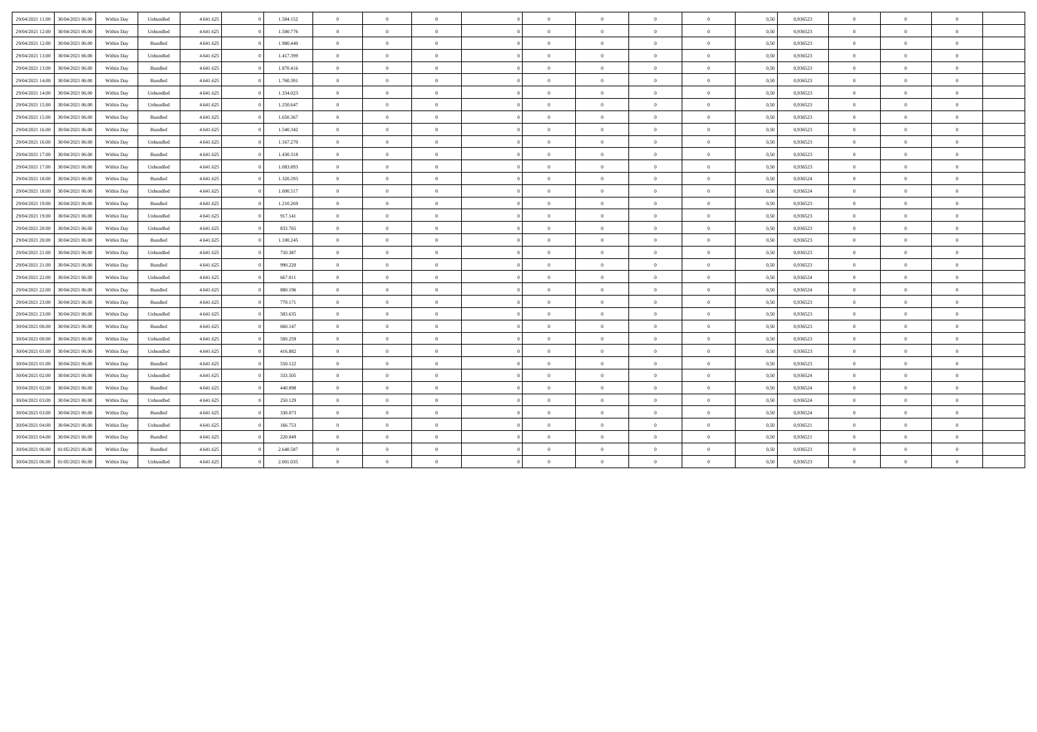| | | | | | | | | | | | | | | | | | | | | | |
|---|---|---|---|---|---|---|---|---|---|---|---|---|---|---|---|---|---|---|---|---|---|
| 29/04/2021 11:00 | 30/04/2021 06:00 | Within Day | Unbundled | 4.641.625 | 0 | 1.584.152 | 0 | 0 | 0 | | 0 | 0 | 0 | 0 | 0 | 0,50 | 0,936523 | 0 | 0 | 0 | |
| 29/04/2021 12:00 | 30/04/2021 06:00 | Within Day | Unbundled | 4.641.625 | 0 | 1.500.776 | 0 | 0 | 0 | | 0 | 0 | 0 | 0 | 0 | 0,50 | 0,936523 | 0 | 0 | 0 | |
| 29/04/2021 12:00 | 30/04/2021 06:00 | Within Day | Bundled | 4.641.625 | 0 | 1.980.440 | 0 | 0 | 0 | | 0 | 0 | 0 | 0 | 0 | 0,50 | 0,936523 | 0 | 0 | 0 | |
| 29/04/2021 13:00 | 30/04/2021 06:00 | Within Day | Unbundled | 4.641.625 | 0 | 1.417.399 | 0 | 0 | 0 | | 0 | 0 | 0 | 0 | 0 | 0,50 | 0,936523 | 0 | 0 | 0 | |
| 29/04/2021 13:00 | 30/04/2021 06:00 | Within Day | Bundled | 4.641.625 | 0 | 1.870.416 | 0 | 0 | 0 | | 0 | 0 | 0 | 0 | 0 | 0,50 | 0,936523 | 0 | 0 | 0 | |
| 29/04/2021 14:00 | 30/04/2021 06:00 | Within Day | Bundled | 4.641.625 | 0 | 1.760.391 | 0 | 0 | 0 | | 0 | 0 | 0 | 0 | 0 | 0,50 | 0,936523 | 0 | 0 | 0 | |
| 29/04/2021 14:00 | 30/04/2021 06:00 | Within Day | Unbundled | 4.641.625 | 0 | 1.334.023 | 0 | 0 | 0 | | 0 | 0 | 0 | 0 | 0 | 0,50 | 0,936523 | 0 | 0 | 0 | |
| 29/04/2021 15:00 | 30/04/2021 06:00 | Within Day | Unbundled | 4.641.625 | 0 | 1.250.647 | 0 | 0 | 0 | | 0 | 0 | 0 | 0 | 0 | 0,50 | 0,936523 | 0 | 0 | 0 | |
| 29/04/2021 15:00 | 30/04/2021 06:00 | Within Day | Bundled | 4.641.625 | 0 | 1.650.367 | 0 | 0 | 0 | | 0 | 0 | 0 | 0 | 0 | 0,50 | 0,936523 | 0 | 0 | 0 | |
| 29/04/2021 16:00 | 30/04/2021 06:00 | Within Day | Bundled | 4.641.625 | 0 | 1.540.342 | 0 | 0 | 0 | | 0 | 0 | 0 | 0 | 0 | 0,50 | 0,936523 | 0 | 0 | 0 | |
| 29/04/2021 16:00 | 30/04/2021 06:00 | Within Day | Unbundled | 4.641.625 | 0 | 1.167.270 | 0 | 0 | 0 | | 0 | 0 | 0 | 0 | 0 | 0,50 | 0,936523 | 0 | 0 | 0 | |
| 29/04/2021 17:00 | 30/04/2021 06:00 | Within Day | Bundled | 4.641.625 | 0 | 1.430.318 | 0 | 0 | 0 | | 0 | 0 | 0 | 0 | 0 | 0,50 | 0,936523 | 0 | 0 | 0 | |
| 29/04/2021 17:00 | 30/04/2021 06:00 | Within Day | Unbundled | 4.641.625 | 0 | 1.083.893 | 0 | 0 | 0 | | 0 | 0 | 0 | 0 | 0 | 0,50 | 0,936523 | 0 | 0 | 0 | |
| 29/04/2021 18:00 | 30/04/2021 06:00 | Within Day | Bundled | 4.641.625 | 0 | 1.320.293 | 0 | 0 | 0 | | 0 | 0 | 0 | 0 | 0 | 0,50 | 0,936524 | 0 | 0 | 0 | |
| 29/04/2021 18:00 | 30/04/2021 06:00 | Within Day | Unbundled | 4.641.625 | 0 | 1.000.517 | 0 | 0 | 0 | | 0 | 0 | 0 | 0 | 0 | 0,50 | 0,936524 | 0 | 0 | 0 | |
| 29/04/2021 19:00 | 30/04/2021 06:00 | Within Day | Bundled | 4.641.625 | 0 | 1.210.269 | 0 | 0 | 0 | | 0 | 0 | 0 | 0 | 0 | 0,50 | 0,936523 | 0 | 0 | 0 | |
| 29/04/2021 19:00 | 30/04/2021 06:00 | Within Day | Unbundled | 4.641.625 | 0 | 917.141 | 0 | 0 | 0 | | 0 | 0 | 0 | 0 | 0 | 0,50 | 0,936523 | 0 | 0 | 0 | |
| 29/04/2021 20:00 | 30/04/2021 06:00 | Within Day | Unbundled | 4.641.625 | 0 | 833.765 | 0 | 0 | 0 | | 0 | 0 | 0 | 0 | 0 | 0,50 | 0,936523 | 0 | 0 | 0 | |
| 29/04/2021 20:00 | 30/04/2021 06:00 | Within Day | Bundled | 4.641.625 | 0 | 1.100.245 | 0 | 0 | 0 | | 0 | 0 | 0 | 0 | 0 | 0,50 | 0,936523 | 0 | 0 | 0 | |
| 29/04/2021 21:00 | 30/04/2021 06:00 | Within Day | Unbundled | 4.641.625 | 0 | 750.387 | 0 | 0 | 0 | | 0 | 0 | 0 | 0 | 0 | 0,50 | 0,936523 | 0 | 0 | 0 | |
| 29/04/2021 21:00 | 30/04/2021 06:00 | Within Day | Bundled | 4.641.625 | 0 | 990.220 | 0 | 0 | 0 | | 0 | 0 | 0 | 0 | 0 | 0,50 | 0,936523 | 0 | 0 | 0 | |
| 29/04/2021 22:00 | 30/04/2021 06:00 | Within Day | Unbundled | 4.641.625 | 0 | 667.011 | 0 | 0 | 0 | | 0 | 0 | 0 | 0 | 0 | 0,50 | 0,936524 | 0 | 0 | 0 | |
| 29/04/2021 22:00 | 30/04/2021 06:00 | Within Day | Bundled | 4.641.625 | 0 | 880.196 | 0 | 0 | 0 | | 0 | 0 | 0 | 0 | 0 | 0,50 | 0,936524 | 0 | 0 | 0 | |
| 29/04/2021 23:00 | 30/04/2021 06:00 | Within Day | Bundled | 4.641.625 | 0 | 770.171 | 0 | 0 | 0 | | 0 | 0 | 0 | 0 | 0 | 0,50 | 0,936523 | 0 | 0 | 0 | |
| 29/04/2021 23:00 | 30/04/2021 06:00 | Within Day | Unbundled | 4.641.625 | 0 | 583.635 | 0 | 0 | 0 | | 0 | 0 | 0 | 0 | 0 | 0,50 | 0,936523 | 0 | 0 | 0 | |
| 30/04/2021 00:00 | 30/04/2021 06:00 | Within Day | Bundled | 4.641.625 | 0 | 660.147 | 0 | 0 | 0 | | 0 | 0 | 0 | 0 | 0 | 0,50 | 0,936523 | 0 | 0 | 0 | |
| 30/04/2021 00:00 | 30/04/2021 06:00 | Within Day | Unbundled | 4.641.625 | 0 | 500.259 | 0 | 0 | 0 | | 0 | 0 | 0 | 0 | 0 | 0,50 | 0,936523 | 0 | 0 | 0 | |
| 30/04/2021 01:00 | 30/04/2021 06:00 | Within Day | Unbundled | 4.641.625 | 0 | 416.882 | 0 | 0 | 0 | | 0 | 0 | 0 | 0 | 0 | 0,50 | 0,936523 | 0 | 0 | 0 | |
| 30/04/2021 01:00 | 30/04/2021 06:00 | Within Day | Bundled | 4.641.625 | 0 | 550.122 | 0 | 0 | 0 | | 0 | 0 | 0 | 0 | 0 | 0,50 | 0,936523 | 0 | 0 | 0 | |
| 30/04/2021 02:00 | 30/04/2021 06:00 | Within Day | Unbundled | 4.641.625 | 0 | 333.505 | 0 | 0 | 0 | | 0 | 0 | 0 | 0 | 0 | 0,50 | 0,936524 | 0 | 0 | 0 | |
| 30/04/2021 02:00 | 30/04/2021 06:00 | Within Day | Bundled | 4.641.625 | 0 | 440.098 | 0 | 0 | 0 | | 0 | 0 | 0 | 0 | 0 | 0,50 | 0,936524 | 0 | 0 | 0 | |
| 30/04/2021 03:00 | 30/04/2021 06:00 | Within Day | Unbundled | 4.641.625 | 0 | 250.129 | 0 | 0 | 0 | | 0 | 0 | 0 | 0 | 0 | 0,50 | 0,936524 | 0 | 0 | 0 | |
| 30/04/2021 03:00 | 30/04/2021 06:00 | Within Day | Bundled | 4.641.625 | 0 | 330.073 | 0 | 0 | 0 | | 0 | 0 | 0 | 0 | 0 | 0,50 | 0,936524 | 0 | 0 | 0 | |
| 30/04/2021 04:00 | 30/04/2021 06:00 | Within Day | Unbundled | 4.641.625 | 0 | 166.753 | 0 | 0 | 0 | | 0 | 0 | 0 | 0 | 0 | 0,50 | 0,936521 | 0 | 0 | 0 | |
| 30/04/2021 04:00 | 30/04/2021 06:00 | Within Day | Bundled | 4.641.625 | 0 | 220.049 | 0 | 0 | 0 | | 0 | 0 | 0 | 0 | 0 | 0,50 | 0,936521 | 0 | 0 | 0 | |
| 30/04/2021 06:00 | 01/05/2021 06:00 | Within Day | Bundled | 4.641.625 | 0 | 2.640.587 | 0 | 0 | 0 | | 0 | 0 | 0 | 0 | 0 | 0,50 | 0,936523 | 0 | 0 | 0 | |
| 30/04/2021 06:00 | 01/05/2021 06:00 | Within Day | Unbundled | 4.641.625 | 0 | 2.001.035 | 0 | 0 | 0 | | 0 | 0 | 0 | 0 | 0 | 0,50 | 0,936523 | 0 | 0 | 0 | |